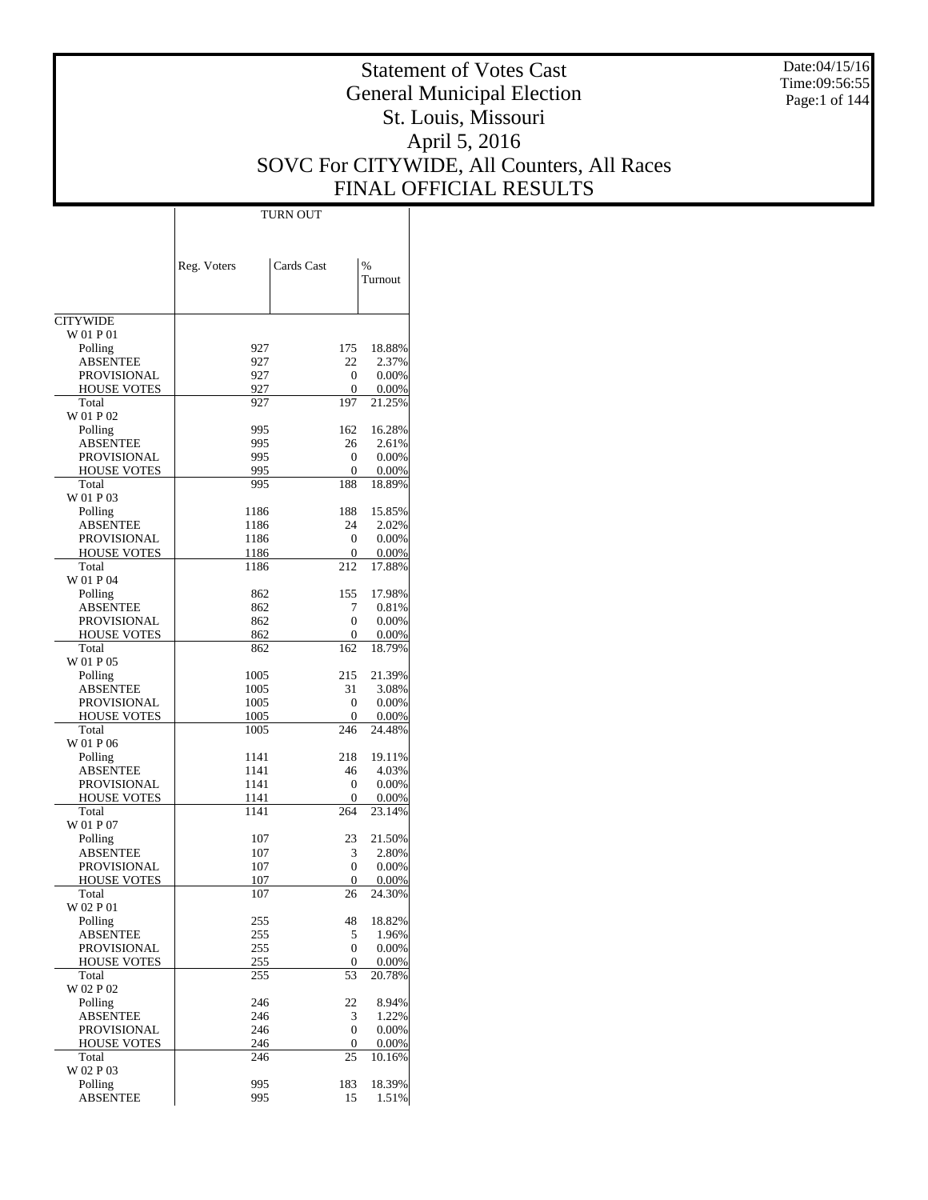# Statement of Votes Cast
# General Municipal Election
# St. Louis, Missouri
# April 5, 2016
# SOVC For CITYWIDE, All Counters, All Races
# FINAL OFFICIAL RESULTS

Date:04/15/16
Time:09:56:55

| | TURN OUT | | |
|---|---|---|---|
| | Reg. Voters | Cards Cast | % Turnout |
| CITYWIDE | | | |
| W 01 P 01 | | | |
| Polling | 927 | 175 | 18.88% |
| ABSENTEE | 927 | 22 | 2.37% |
| PROVISIONAL | 927 | 0 | 0.00% |
| HOUSE VOTES | 927 | 0 | 0.00% |
| Total | 927 | 197 | 21.25% |
| W 01 P 02 | | | |
| Polling | 995 | 162 | 16.28% |
| ABSENTEE | 995 | 26 | 2.61% |
| PROVISIONAL | 995 | 0 | 0.00% |
| HOUSE VOTES | 995 | 0 | 0.00% |
| Total | 995 | 188 | 18.89% |
| W 01 P 03 | | | |
| Polling | 1186 | 188 | 15.85% |
| ABSENTEE | 1186 | 24 | 2.02% |
| PROVISIONAL | 1186 | 0 | 0.00% |
| HOUSE VOTES | 1186 | 0 | 0.00% |
| Total | 1186 | 212 | 17.88% |
| W 01 P 04 | | | |
| Polling | 862 | 155 | 17.98% |
| ABSENTEE | 862 | 7 | 0.81% |
| PROVISIONAL | 862 | 0 | 0.00% |
| HOUSE VOTES | 862 | 0 | 0.00% |
| Total | 862 | 162 | 18.79% |
| W 01 P 05 | | | |
| Polling | 1005 | 215 | 21.39% |
| ABSENTEE | 1005 | 31 | 3.08% |
| PROVISIONAL | 1005 | 0 | 0.00% |
| HOUSE VOTES | 1005 | 0 | 0.00% |
| Total | 1005 | 246 | 24.48% |
| W 01 P 06 | | | |
| Polling | 1141 | 218 | 19.11% |
| ABSENTEE | 1141 | 46 | 4.03% |
| PROVISIONAL | 1141 | 0 | 0.00% |
| HOUSE VOTES | 1141 | 0 | 0.00% |
| Total | 1141 | 264 | 23.14% |
| W 01 P 07 | | | |
| Polling | 107 | 23 | 21.50% |
| ABSENTEE | 107 | 3 | 2.80% |
| PROVISIONAL | 107 | 0 | 0.00% |
| HOUSE VOTES | 107 | 0 | 0.00% |
| Total | 107 | 26 | 24.30% |
| W 02 P 01 | | | |
| Polling | 255 | 48 | 18.82% |
| ABSENTEE | 255 | 5 | 1.96% |
| PROVISIONAL | 255 | 0 | 0.00% |
| HOUSE VOTES | 255 | 0 | 0.00% |
| Total | 255 | 53 | 20.78% |
| W 02 P 02 | | | |
| Polling | 246 | 22 | 8.94% |
| ABSENTEE | 246 | 3 | 1.22% |
| PROVISIONAL | 246 | 0 | 0.00% |
| HOUSE VOTES | 246 | 0 | 0.00% |
| Total | 246 | 25 | 10.16% |
| W 02 P 03 | | | |
| Polling | 995 | 183 | 18.39% |
| ABSENTEE | 995 | 15 | 1.51% |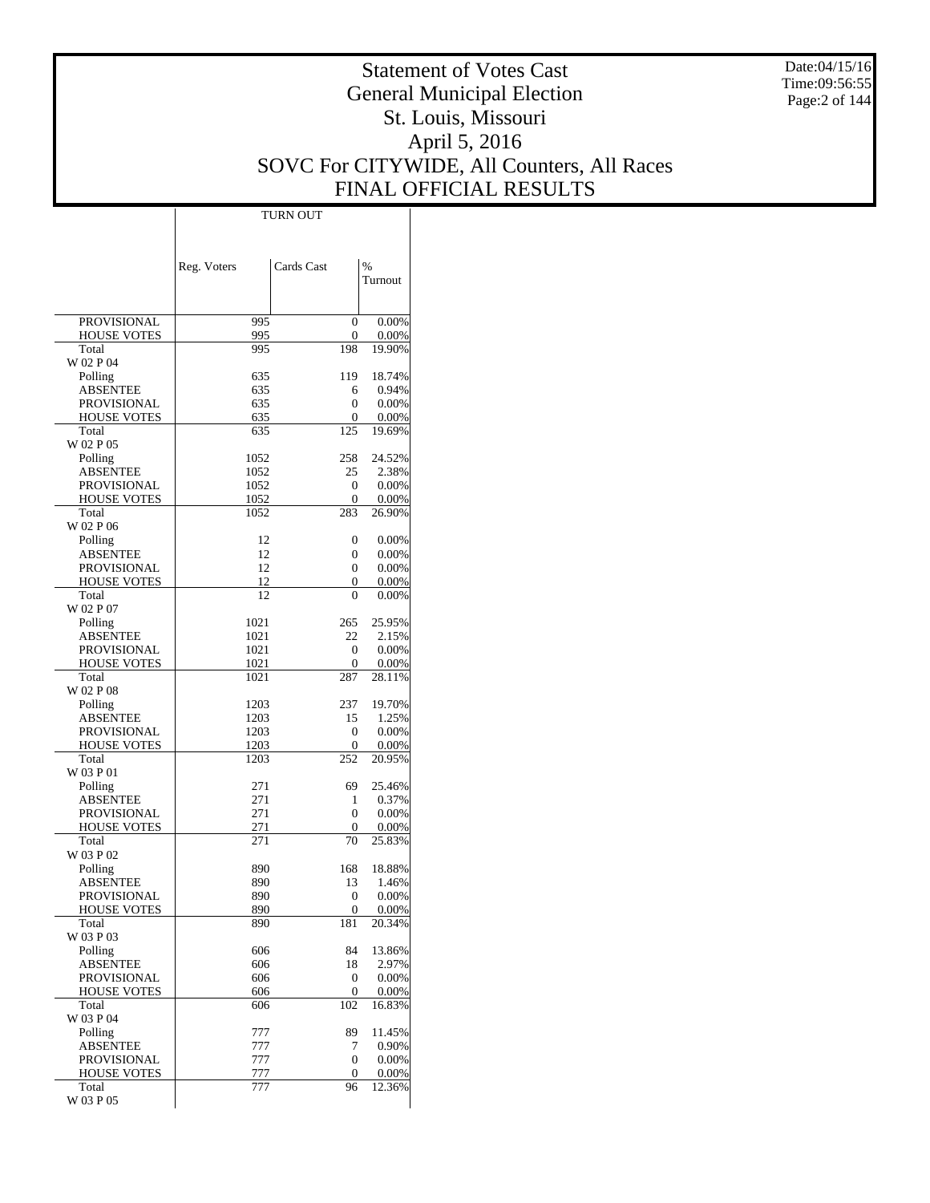# Statement of Votes Cast
## General Municipal Election
## St. Louis, Missouri
## April 5, 2016
## SOVC For CITYWIDE, All Counters, All Races
## FINAL OFFICIAL RESULTS

Date:04/15/16
Time:09:56:55

| | TURN OUT | | |
|---|---|---|---|
| | Reg. Voters | Cards Cast | % Turnout |
| PROVISIONAL | 995 | 0 | 0.00% |
| HOUSE VOTES | 995 | 0 | 0.00% |
| Total | 995 | 198 | 19.90% |
| W 02 P 04 | | | |
| Polling | 635 | 119 | 18.74% |
| ABSENTEE | 635 | 6 | 0.94% |
| PROVISIONAL | 635 | 0 | 0.00% |
| HOUSE VOTES | 635 | 0 | 0.00% |
| Total | 635 | 125 | 19.69% |
| W 02 P 05 | | | |
| Polling | 1052 | 258 | 24.52% |
| ABSENTEE | 1052 | 25 | 2.38% |
| PROVISIONAL | 1052 | 0 | 0.00% |
| HOUSE VOTES | 1052 | 0 | 0.00% |
| Total | 1052 | 283 | 26.90% |
| W 02 P 06 | | | |
| Polling | 12 | 0 | 0.00% |
| ABSENTEE | 12 | 0 | 0.00% |
| PROVISIONAL | 12 | 0 | 0.00% |
| HOUSE VOTES | 12 | 0 | 0.00% |
| Total | 12 | 0 | 0.00% |
| W 02 P 07 | | | |
| Polling | 1021 | 265 | 25.95% |
| ABSENTEE | 1021 | 22 | 2.15% |
| PROVISIONAL | 1021 | 0 | 0.00% |
| HOUSE VOTES | 1021 | 0 | 0.00% |
| Total | 1021 | 287 | 28.11% |
| W 02 P 08 | | | |
| Polling | 1203 | 237 | 19.70% |
| ABSENTEE | 1203 | 15 | 1.25% |
| PROVISIONAL | 1203 | 0 | 0.00% |
| HOUSE VOTES | 1203 | 0 | 0.00% |
| Total | 1203 | 252 | 20.95% |
| W 03 P 01 | | | |
| Polling | 271 | 69 | 25.46% |
| ABSENTEE | 271 | 1 | 0.37% |
| PROVISIONAL | 271 | 0 | 0.00% |
| HOUSE VOTES | 271 | 0 | 0.00% |
| Total | 271 | 70 | 25.83% |
| W 03 P 02 | | | |
| Polling | 890 | 168 | 18.88% |
| ABSENTEE | 890 | 13 | 1.46% |
| PROVISIONAL | 890 | 0 | 0.00% |
| HOUSE VOTES | 890 | 0 | 0.00% |
| Total | 890 | 181 | 20.34% |
| W 03 P 03 | | | |
| Polling | 606 | 84 | 13.86% |
| ABSENTEE | 606 | 18 | 2.97% |
| PROVISIONAL | 606 | 0 | 0.00% |
| HOUSE VOTES | 606 | 0 | 0.00% |
| Total | 606 | 102 | 16.83% |
| W 03 P 04 | | | |
| Polling | 777 | 89 | 11.45% |
| ABSENTEE | 777 | 7 | 0.90% |
| PROVISIONAL | 777 | 0 | 0.00% |
| HOUSE VOTES | 777 | 0 | 0.00% |
| Total | 777 | 96 | 12.36% |
| W 03 P 05 | | | |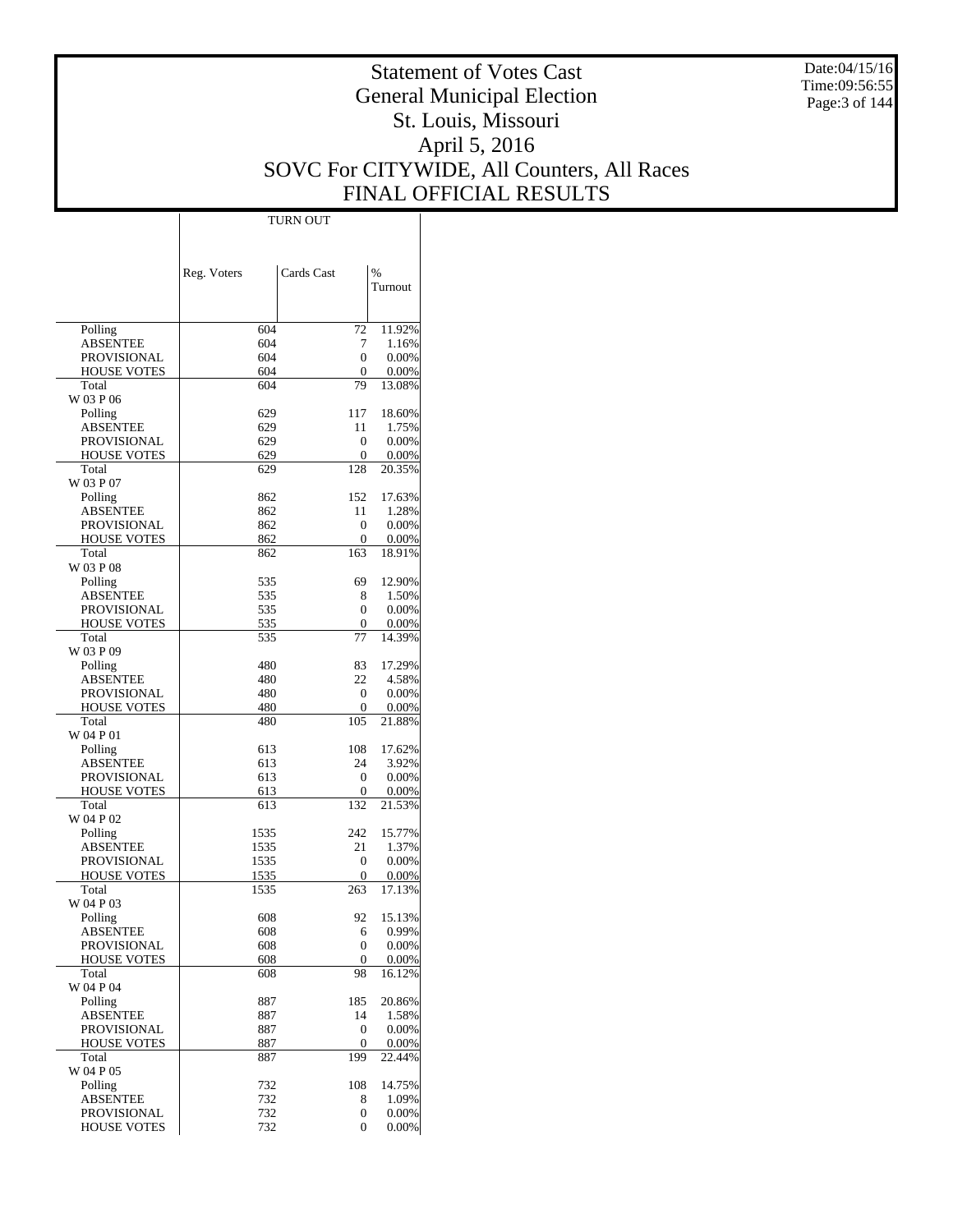# Statement of Votes Cast
# General Municipal Election
# St. Louis, Missouri
# April 5, 2016
# SOVC For CITYWIDE, All Counters, All Races
# FINAL OFFICIAL RESULTS

Date:04/15/16
Time:09:56:55

| | TURN OUT | | |
|---|---|---|---|
| | Reg. Voters | Cards Cast | % Turnout |
| Polling | 604 | 72 | 11.92% |
| ABSENTEE | 604 | 7 | 1.16% |
| PROVISIONAL | 604 | 0 | 0.00% |
| HOUSE VOTES | 604 | 0 | 0.00% |
| Total | 604 | 79 | 13.08% |
| W 03 P 06 | | | |
| Polling | 629 | 117 | 18.60% |
| ABSENTEE | 629 | 11 | 1.75% |
| PROVISIONAL | 629 | 0 | 0.00% |
| HOUSE VOTES | 629 | 0 | 0.00% |
| Total | 629 | 128 | 20.35% |
| W 03 P 07 | | | |
| Polling | 862 | 152 | 17.63% |
| ABSENTEE | 862 | 11 | 1.28% |
| PROVISIONAL | 862 | 0 | 0.00% |
| HOUSE VOTES | 862 | 0 | 0.00% |
| Total | 862 | 163 | 18.91% |
| W 03 P 08 | | | |
| Polling | 535 | 69 | 12.90% |
| ABSENTEE | 535 | 8 | 1.50% |
| PROVISIONAL | 535 | 0 | 0.00% |
| HOUSE VOTES | 535 | 0 | 0.00% |
| Total | 535 | 77 | 14.39% |
| W 03 P 09 | | | |
| Polling | 480 | 83 | 17.29% |
| ABSENTEE | 480 | 22 | 4.58% |
| PROVISIONAL | 480 | 0 | 0.00% |
| HOUSE VOTES | 480 | 0 | 0.00% |
| Total | 480 | 105 | 21.88% |
| W 04 P 01 | | | |
| Polling | 613 | 108 | 17.62% |
| ABSENTEE | 613 | 24 | 3.92% |
| PROVISIONAL | 613 | 0 | 0.00% |
| HOUSE VOTES | 613 | 0 | 0.00% |
| Total | 613 | 132 | 21.53% |
| W 04 P 02 | | | |
| Polling | 1535 | 242 | 15.77% |
| ABSENTEE | 1535 | 21 | 1.37% |
| PROVISIONAL | 1535 | 0 | 0.00% |
| HOUSE VOTES | 1535 | 0 | 0.00% |
| Total | 1535 | 263 | 17.13% |
| W 04 P 03 | | | |
| Polling | 608 | 92 | 15.13% |
| ABSENTEE | 608 | 6 | 0.99% |
| PROVISIONAL | 608 | 0 | 0.00% |
| HOUSE VOTES | 608 | 0 | 0.00% |
| Total | 608 | 98 | 16.12% |
| W 04 P 04 | | | |
| Polling | 887 | 185 | 20.86% |
| ABSENTEE | 887 | 14 | 1.58% |
| PROVISIONAL | 887 | 0 | 0.00% |
| HOUSE VOTES | 887 | 0 | 0.00% |
| Total | 887 | 199 | 22.44% |
| W 04 P 05 | | | |
| Polling | 732 | 108 | 14.75% |
| ABSENTEE | 732 | 8 | 1.09% |
| PROVISIONAL | 732 | 0 | 0.00% |
| HOUSE VOTES | 732 | 0 | 0.00% |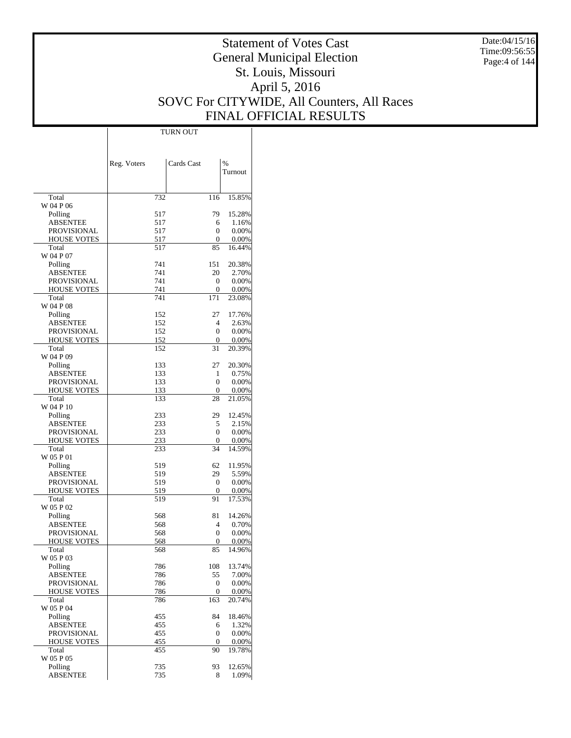# Statement of Votes Cast
## General Municipal Election
## St. Louis, Missouri
## April 5, 2016
## SOVC For CITYWIDE, All Counters, All Races
## FINAL OFFICIAL RESULTS

Date:04/15/16
Time:09:56:55

| | TURN OUT | | |
|---|---|---|---|
| | Reg. Voters | Cards Cast | % Turnout |
| Total | 732 | 116 | 15.85% |
| W 04 P 06 | | | |
| Polling | 517 | 79 | 15.28% |
| ABSENTEE | 517 | 6 | 1.16% |
| PROVISIONAL | 517 | 0 | 0.00% |
| HOUSE VOTES | 517 | 0 | 0.00% |
| Total | 517 | 85 | 16.44% |
| W 04 P 07 | | | |
| Polling | 741 | 151 | 20.38% |
| ABSENTEE | 741 | 20 | 2.70% |
| PROVISIONAL | 741 | 0 | 0.00% |
| HOUSE VOTES | 741 | 0 | 0.00% |
| Total | 741 | 171 | 23.08% |
| W 04 P 08 | | | |
| Polling | 152 | 27 | 17.76% |
| ABSENTEE | 152 | 4 | 2.63% |
| PROVISIONAL | 152 | 0 | 0.00% |
| HOUSE VOTES | 152 | 0 | 0.00% |
| Total | 152 | 31 | 20.39% |
| W 04 P 09 | | | |
| Polling | 133 | 27 | 20.30% |
| ABSENTEE | 133 | 1 | 0.75% |
| PROVISIONAL | 133 | 0 | 0.00% |
| HOUSE VOTES | 133 | 0 | 0.00% |
| Total | 133 | 28 | 21.05% |
| W 04 P 10 | | | |
| Polling | 233 | 29 | 12.45% |
| ABSENTEE | 233 | 5 | 2.15% |
| PROVISIONAL | 233 | 0 | 0.00% |
| HOUSE VOTES | 233 | 0 | 0.00% |
| Total | 233 | 34 | 14.59% |
| W 05 P 01 | | | |
| Polling | 519 | 62 | 11.95% |
| ABSENTEE | 519 | 29 | 5.59% |
| PROVISIONAL | 519 | 0 | 0.00% |
| HOUSE VOTES | 519 | 0 | 0.00% |
| Total | 519 | 91 | 17.53% |
| W 05 P 02 | | | |
| Polling | 568 | 81 | 14.26% |
| ABSENTEE | 568 | 4 | 0.70% |
| PROVISIONAL | 568 | 0 | 0.00% |
| HOUSE VOTES | 568 | 0 | 0.00% |
| Total | 568 | 85 | 14.96% |
| W 05 P 03 | | | |
| Polling | 786 | 108 | 13.74% |
| ABSENTEE | 786 | 55 | 7.00% |
| PROVISIONAL | 786 | 0 | 0.00% |
| HOUSE VOTES | 786 | 0 | 0.00% |
| Total | 786 | 163 | 20.74% |
| W 05 P 04 | | | |
| Polling | 455 | 84 | 18.46% |
| ABSENTEE | 455 | 6 | 1.32% |
| PROVISIONAL | 455 | 0 | 0.00% |
| HOUSE VOTES | 455 | 0 | 0.00% |
| Total | 455 | 90 | 19.78% |
| W 05 P 05 | | | |
| Polling | 735 | 93 | 12.65% |
| ABSENTEE | 735 | 8 | 1.09% |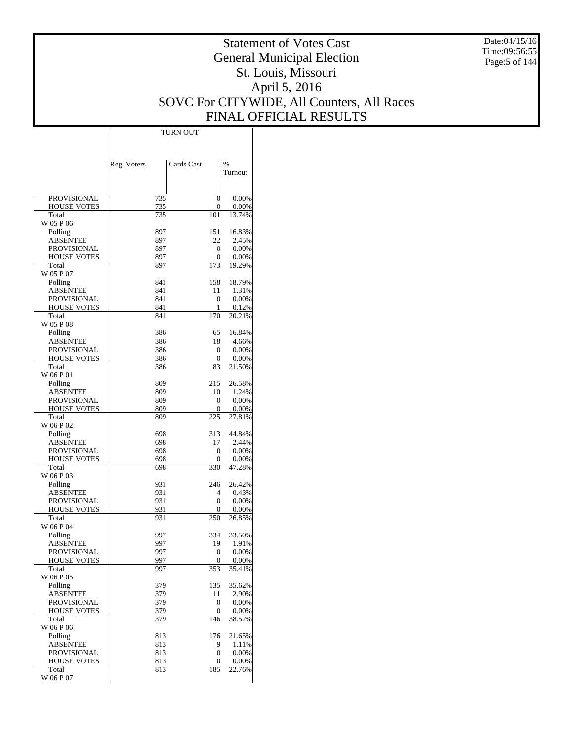# Statement of Votes Cast
## General Municipal Election
## St. Louis, Missouri
## April 5, 2016
## SOVC For CITYWIDE, All Counters, All Races
## FINAL OFFICIAL RESULTS

Date:04/15/16
Time:09:56:55

| | TURN OUT | | |
|---|---|---|---|
| | Reg. Voters | Cards Cast | % Turnout |
| PROVISIONAL | 735 | 0 | 0.00% |
| HOUSE VOTES | 735 | 0 | 0.00% |
| Total | 735 | 101 | 13.74% |
| W 05 P 06 | | | |
| Polling | 897 | 151 | 16.83% |
| ABSENTEE | 897 | 22 | 2.45% |
| PROVISIONAL | 897 | 0 | 0.00% |
| HOUSE VOTES | 897 | 0 | 0.00% |
| Total | 897 | 173 | 19.29% |
| W 05 P 07 | | | |
| Polling | 841 | 158 | 18.79% |
| ABSENTEE | 841 | 11 | 1.31% |
| PROVISIONAL | 841 | 0 | 0.00% |
| HOUSE VOTES | 841 | 1 | 0.12% |
| Total | 841 | 170 | 20.21% |
| W 05 P 08 | | | |
| Polling | 386 | 65 | 16.84% |
| ABSENTEE | 386 | 18 | 4.66% |
| PROVISIONAL | 386 | 0 | 0.00% |
| HOUSE VOTES | 386 | 0 | 0.00% |
| Total | 386 | 83 | 21.50% |
| W 06 P 01 | | | |
| Polling | 809 | 215 | 26.58% |
| ABSENTEE | 809 | 10 | 1.24% |
| PROVISIONAL | 809 | 0 | 0.00% |
| HOUSE VOTES | 809 | 0 | 0.00% |
| Total | 809 | 225 | 27.81% |
| W 06 P 02 | | | |
| Polling | 698 | 313 | 44.84% |
| ABSENTEE | 698 | 17 | 2.44% |
| PROVISIONAL | 698 | 0 | 0.00% |
| HOUSE VOTES | 698 | 0 | 0.00% |
| Total | 698 | 330 | 47.28% |
| W 06 P 03 | | | |
| Polling | 931 | 246 | 26.42% |
| ABSENTEE | 931 | 4 | 0.43% |
| PROVISIONAL | 931 | 0 | 0.00% |
| HOUSE VOTES | 931 | 0 | 0.00% |
| Total | 931 | 250 | 26.85% |
| W 06 P 04 | | | |
| Polling | 997 | 334 | 33.50% |
| ABSENTEE | 997 | 19 | 1.91% |
| PROVISIONAL | 997 | 0 | 0.00% |
| HOUSE VOTES | 997 | 0 | 0.00% |
| Total | 997 | 353 | 35.41% |
| W 06 P 05 | | | |
| Polling | 379 | 135 | 35.62% |
| ABSENTEE | 379 | 11 | 2.90% |
| PROVISIONAL | 379 | 0 | 0.00% |
| HOUSE VOTES | 379 | 0 | 0.00% |
| Total | 379 | 146 | 38.52% |
| W 06 P 06 | | | |
| Polling | 813 | 176 | 21.65% |
| ABSENTEE | 813 | 9 | 1.11% |
| PROVISIONAL | 813 | 0 | 0.00% |
| HOUSE VOTES | 813 | 0 | 0.00% |
| Total | 813 | 185 | 22.76% |
| W 06 P 07 | | | |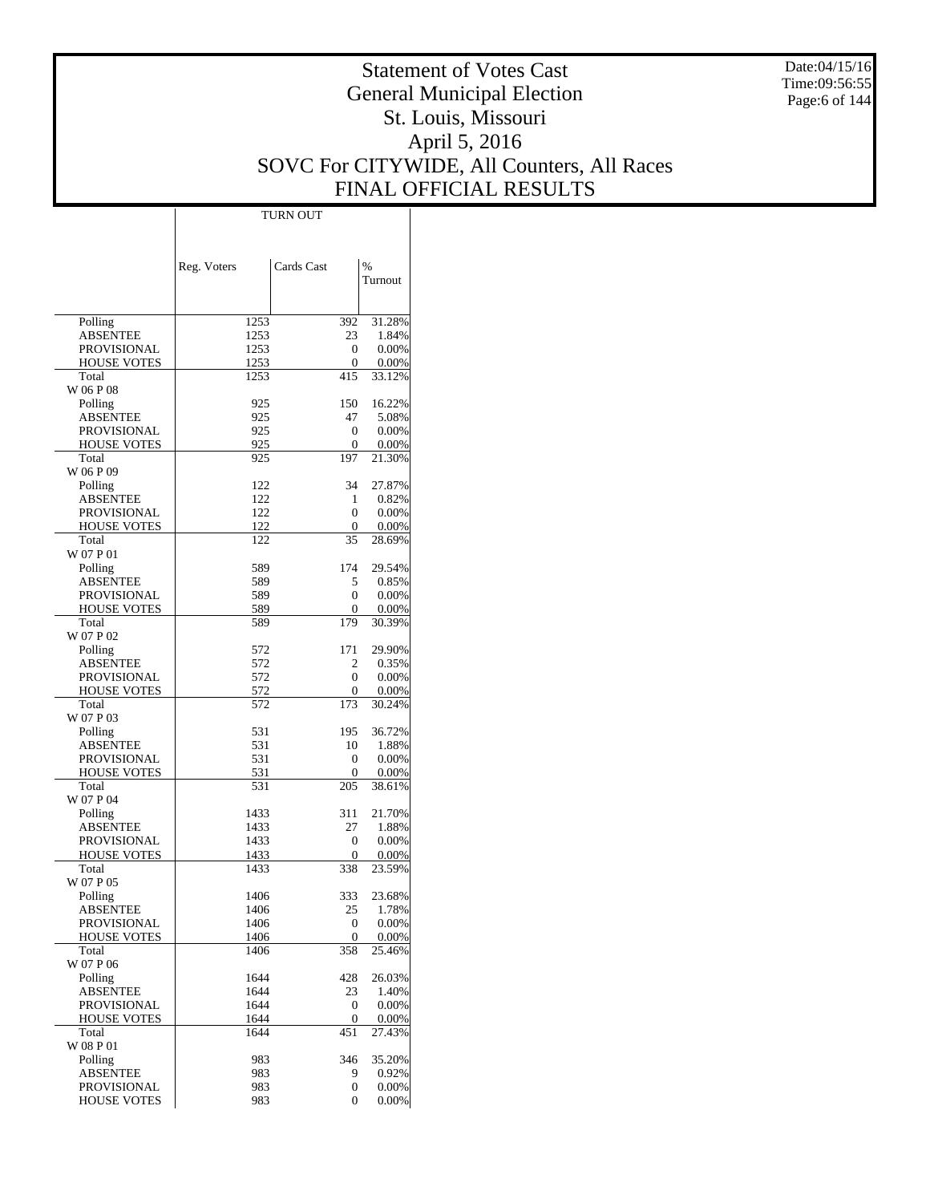# Statement of Votes Cast
# General Municipal Election
# St. Louis, Missouri
# April 5, 2016
# SOVC For CITYWIDE, All Counters, All Races
# FINAL OFFICIAL RESULTS

Date:04/15/16
Time:09:56:55

| | TURN OUT | | |
|---|---|---|---|
| | Reg. Voters | Cards Cast | % Turnout |
| Polling | 1253 | 392 | 31.28% |
| ABSENTEE | 1253 | 23 | 1.84% |
| PROVISIONAL | 1253 | 0 | 0.00% |
| HOUSE VOTES | 1253 | 0 | 0.00% |
| Total | 1253 | 415 | 33.12% |
| W 06 P 08 | | | |
| Polling | 925 | 150 | 16.22% |
| ABSENTEE | 925 | 47 | 5.08% |
| PROVISIONAL | 925 | 0 | 0.00% |
| HOUSE VOTES | 925 | 0 | 0.00% |
| Total | 925 | 197 | 21.30% |
| W 06 P 09 | | | |
| Polling | 122 | 34 | 27.87% |
| ABSENTEE | 122 | 1 | 0.82% |
| PROVISIONAL | 122 | 0 | 0.00% |
| HOUSE VOTES | 122 | 0 | 0.00% |
| Total | 122 | 35 | 28.69% |
| W 07 P 01 | | | |
| Polling | 589 | 174 | 29.54% |
| ABSENTEE | 589 | 5 | 0.85% |
| PROVISIONAL | 589 | 0 | 0.00% |
| HOUSE VOTES | 589 | 0 | 0.00% |
| Total | 589 | 179 | 30.39% |
| W 07 P 02 | | | |
| Polling | 572 | 171 | 29.90% |
| ABSENTEE | 572 | 2 | 0.35% |
| PROVISIONAL | 572 | 0 | 0.00% |
| HOUSE VOTES | 572 | 0 | 0.00% |
| Total | 572 | 173 | 30.24% |
| W 07 P 03 | | | |
| Polling | 531 | 195 | 36.72% |
| ABSENTEE | 531 | 10 | 1.88% |
| PROVISIONAL | 531 | 0 | 0.00% |
| HOUSE VOTES | 531 | 0 | 0.00% |
| Total | 531 | 205 | 38.61% |
| W 07 P 04 | | | |
| Polling | 1433 | 311 | 21.70% |
| ABSENTEE | 1433 | 27 | 1.88% |
| PROVISIONAL | 1433 | 0 | 0.00% |
| HOUSE VOTES | 1433 | 0 | 0.00% |
| Total | 1433 | 338 | 23.59% |
| W 07 P 05 | | | |
| Polling | 1406 | 333 | 23.68% |
| ABSENTEE | 1406 | 25 | 1.78% |
| PROVISIONAL | 1406 | 0 | 0.00% |
| HOUSE VOTES | 1406 | 0 | 0.00% |
| Total | 1406 | 358 | 25.46% |
| W 07 P 06 | | | |
| Polling | 1644 | 428 | 26.03% |
| ABSENTEE | 1644 | 23 | 1.40% |
| PROVISIONAL | 1644 | 0 | 0.00% |
| HOUSE VOTES | 1644 | 0 | 0.00% |
| Total | 1644 | 451 | 27.43% |
| W 08 P 01 | | | |
| Polling | 983 | 346 | 35.20% |
| ABSENTEE | 983 | 9 | 0.92% |
| PROVISIONAL | 983 | 0 | 0.00% |
| HOUSE VOTES | 983 | 0 | 0.00% |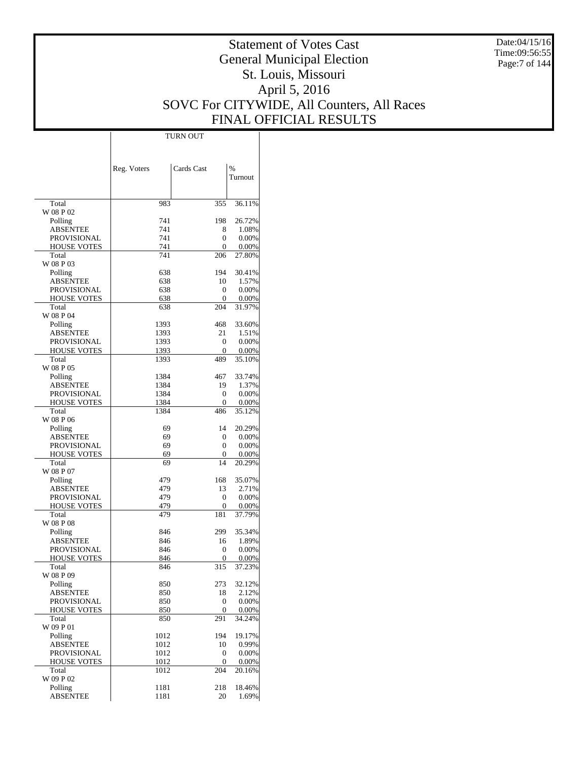# Statement of Votes Cast
## General Municipal Election
## St. Louis, Missouri
## April 5, 2016
## SOVC For CITYWIDE, All Counters, All Races
## FINAL OFFICIAL RESULTS

Date:04/15/16
Time:09:56:55

| | TURN OUT | | |
|---|---|---|---|
| | Reg. Voters | Cards Cast | % Turnout |
| Total | 983 | 355 | 36.11% |
| W 08 P 02 | | | |
| Polling | 741 | 198 | 26.72% |
| ABSENTEE | 741 | 8 | 1.08% |
| PROVISIONAL | 741 | 0 | 0.00% |
| HOUSE VOTES | 741 | 0 | 0.00% |
| Total | 741 | 206 | 27.80% |
| W 08 P 03 | | | |
| Polling | 638 | 194 | 30.41% |
| ABSENTEE | 638 | 10 | 1.57% |
| PROVISIONAL | 638 | 0 | 0.00% |
| HOUSE VOTES | 638 | 0 | 0.00% |
| Total | 638 | 204 | 31.97% |
| W 08 P 04 | | | |
| Polling | 1393 | 468 | 33.60% |
| ABSENTEE | 1393 | 21 | 1.51% |
| PROVISIONAL | 1393 | 0 | 0.00% |
| HOUSE VOTES | 1393 | 0 | 0.00% |
| Total | 1393 | 489 | 35.10% |
| W 08 P 05 | | | |
| Polling | 1384 | 467 | 33.74% |
| ABSENTEE | 1384 | 19 | 1.37% |
| PROVISIONAL | 1384 | 0 | 0.00% |
| HOUSE VOTES | 1384 | 0 | 0.00% |
| Total | 1384 | 486 | 35.12% |
| W 08 P 06 | | | |
| Polling | 69 | 14 | 20.29% |
| ABSENTEE | 69 | 0 | 0.00% |
| PROVISIONAL | 69 | 0 | 0.00% |
| HOUSE VOTES | 69 | 0 | 0.00% |
| Total | 69 | 14 | 20.29% |
| W 08 P 07 | | | |
| Polling | 479 | 168 | 35.07% |
| ABSENTEE | 479 | 13 | 2.71% |
| PROVISIONAL | 479 | 0 | 0.00% |
| HOUSE VOTES | 479 | 0 | 0.00% |
| Total | 479 | 181 | 37.79% |
| W 08 P 08 | | | |
| Polling | 846 | 299 | 35.34% |
| ABSENTEE | 846 | 16 | 1.89% |
| PROVISIONAL | 846 | 0 | 0.00% |
| HOUSE VOTES | 846 | 0 | 0.00% |
| Total | 846 | 315 | 37.23% |
| W 08 P 09 | | | |
| Polling | 850 | 273 | 32.12% |
| ABSENTEE | 850 | 18 | 2.12% |
| PROVISIONAL | 850 | 0 | 0.00% |
| HOUSE VOTES | 850 | 0 | 0.00% |
| Total | 850 | 291 | 34.24% |
| W 09 P 01 | | | |
| Polling | 1012 | 194 | 19.17% |
| ABSENTEE | 1012 | 10 | 0.99% |
| PROVISIONAL | 1012 | 0 | 0.00% |
| HOUSE VOTES | 1012 | 0 | 0.00% |
| Total | 1012 | 204 | 20.16% |
| W 09 P 02 | | | |
| Polling | 1181 | 218 | 18.46% |
| ABSENTEE | 1181 | 20 | 1.69% |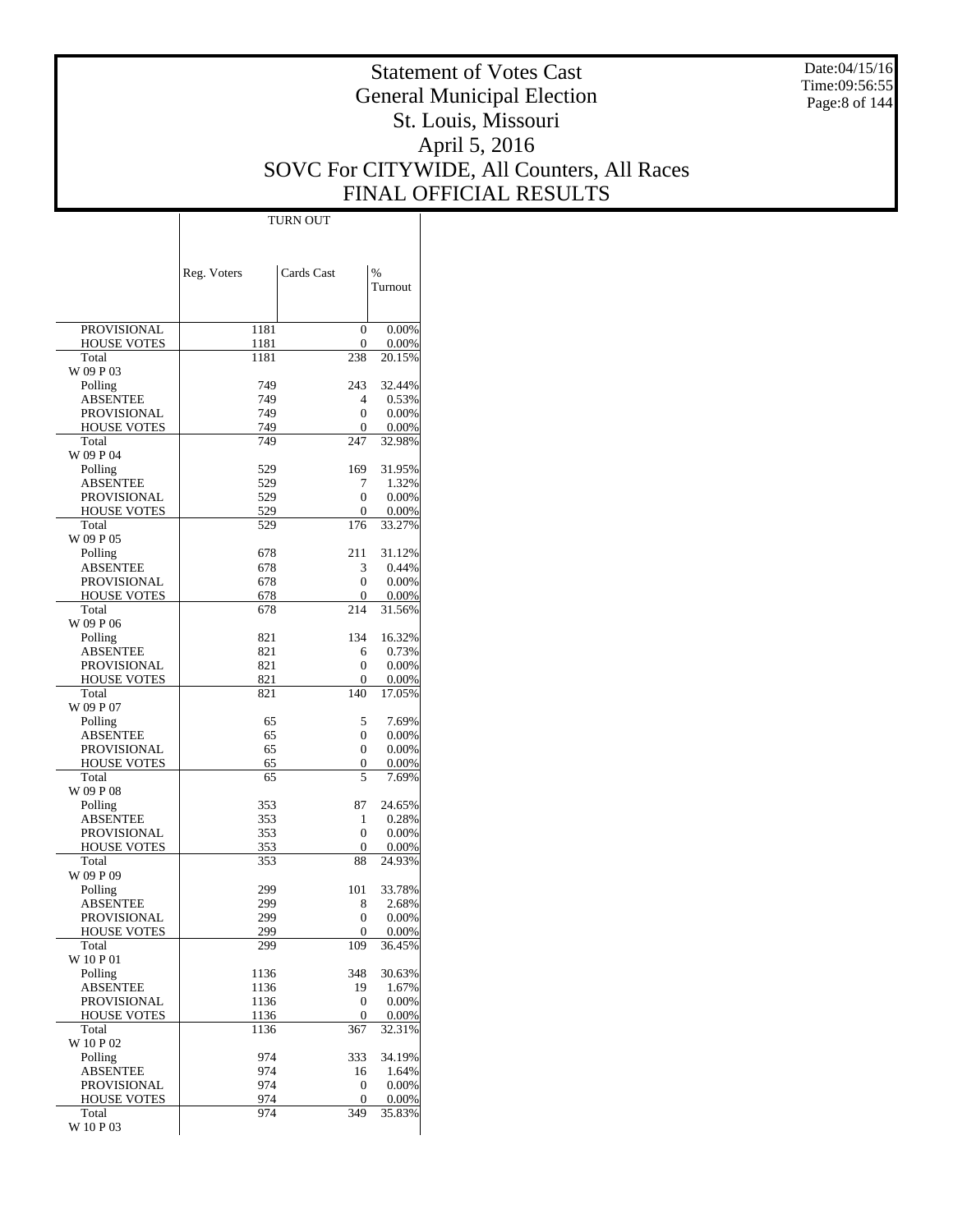# Statement of Votes Cast
## General Municipal Election
## St. Louis, Missouri
## April 5, 2016
## SOVC For CITYWIDE, All Counters, All Races
## FINAL OFFICIAL RESULTS

Date:04/15/16
Time:09:56:55

| | TURN OUT | | |
|---|---|---|---|
| | Reg. Voters | Cards Cast | % Turnout |
| PROVISIONAL | 1181 | 0 | 0.00% |
| HOUSE VOTES | 1181 | 0 | 0.00% |
| Total | 1181 | 238 | 20.15% |
| W 09 P 03 | | | |
| Polling | 749 | 243 | 32.44% |
| ABSENTEE | 749 | 4 | 0.53% |
| PROVISIONAL | 749 | 0 | 0.00% |
| HOUSE VOTES | 749 | 0 | 0.00% |
| Total | 749 | 247 | 32.98% |
| W 09 P 04 | | | |
| Polling | 529 | 169 | 31.95% |
| ABSENTEE | 529 | 7 | 1.32% |
| PROVISIONAL | 529 | 0 | 0.00% |
| HOUSE VOTES | 529 | 0 | 0.00% |
| Total | 529 | 176 | 33.27% |
| W 09 P 05 | | | |
| Polling | 678 | 211 | 31.12% |
| ABSENTEE | 678 | 3 | 0.44% |
| PROVISIONAL | 678 | 0 | 0.00% |
| HOUSE VOTES | 678 | 0 | 0.00% |
| Total | 678 | 214 | 31.56% |
| W 09 P 06 | | | |
| Polling | 821 | 134 | 16.32% |
| ABSENTEE | 821 | 6 | 0.73% |
| PROVISIONAL | 821 | 0 | 0.00% |
| HOUSE VOTES | 821 | 0 | 0.00% |
| Total | 821 | 140 | 17.05% |
| W 09 P 07 | | | |
| Polling | 65 | 5 | 7.69% |
| ABSENTEE | 65 | 0 | 0.00% |
| PROVISIONAL | 65 | 0 | 0.00% |
| HOUSE VOTES | 65 | 0 | 0.00% |
| Total | 65 | 5 | 7.69% |
| W 09 P 08 | | | |
| Polling | 353 | 87 | 24.65% |
| ABSENTEE | 353 | 1 | 0.28% |
| PROVISIONAL | 353 | 0 | 0.00% |
| HOUSE VOTES | 353 | 0 | 0.00% |
| Total | 353 | 88 | 24.93% |
| W 09 P 09 | | | |
| Polling | 299 | 101 | 33.78% |
| ABSENTEE | 299 | 8 | 2.68% |
| PROVISIONAL | 299 | 0 | 0.00% |
| HOUSE VOTES | 299 | 0 | 0.00% |
| Total | 299 | 109 | 36.45% |
| W 10 P 01 | | | |
| Polling | 1136 | 348 | 30.63% |
| ABSENTEE | 1136 | 19 | 1.67% |
| PROVISIONAL | 1136 | 0 | 0.00% |
| HOUSE VOTES | 1136 | 0 | 0.00% |
| Total | 1136 | 367 | 32.31% |
| W 10 P 02 | | | |
| Polling | 974 | 333 | 34.19% |
| ABSENTEE | 974 | 16 | 1.64% |
| PROVISIONAL | 974 | 0 | 0.00% |
| HOUSE VOTES | 974 | 0 | 0.00% |
| Total | 974 | 349 | 35.83% |
| W 10 P 03 | | | |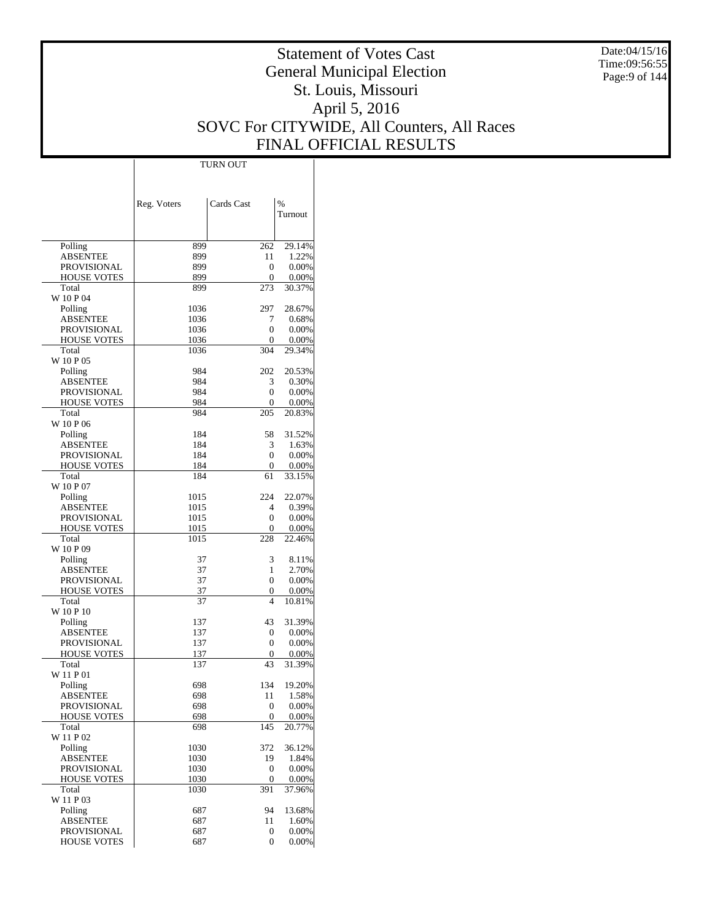# Statement of Votes Cast
## General Municipal Election
## St. Louis, Missouri
## April 5, 2016
## SOVC For CITYWIDE, All Counters, All Races
## FINAL OFFICIAL RESULTS

Date:04/15/16
Time:09:56:55

| | TURN OUT | | |
|---|---|---|---|
| | Reg. Voters | Cards Cast | % Turnout |
| Polling | 899 | 262 | 29.14% |
| ABSENTEE | 899 | 11 | 1.22% |
| PROVISIONAL | 899 | 0 | 0.00% |
| HOUSE VOTES | 899 | 0 | 0.00% |
| Total | 899 | 273 | 30.37% |
| W 10 P 04 | | | |
| Polling | 1036 | 297 | 28.67% |
| ABSENTEE | 1036 | 7 | 0.68% |
| PROVISIONAL | 1036 | 0 | 0.00% |
| HOUSE VOTES | 1036 | 0 | 0.00% |
| Total | 1036 | 304 | 29.34% |
| W 10 P 05 | | | |
| Polling | 984 | 202 | 20.53% |
| ABSENTEE | 984 | 3 | 0.30% |
| PROVISIONAL | 984 | 0 | 0.00% |
| HOUSE VOTES | 984 | 0 | 0.00% |
| Total | 984 | 205 | 20.83% |
| W 10 P 06 | | | |
| Polling | 184 | 58 | 31.52% |
| ABSENTEE | 184 | 3 | 1.63% |
| PROVISIONAL | 184 | 0 | 0.00% |
| HOUSE VOTES | 184 | 0 | 0.00% |
| Total | 184 | 61 | 33.15% |
| W 10 P 07 | | | |
| Polling | 1015 | 224 | 22.07% |
| ABSENTEE | 1015 | 4 | 0.39% |
| PROVISIONAL | 1015 | 0 | 0.00% |
| HOUSE VOTES | 1015 | 0 | 0.00% |
| Total | 1015 | 228 | 22.46% |
| W 10 P 09 | | | |
| Polling | 37 | 3 | 8.11% |
| ABSENTEE | 37 | 1 | 2.70% |
| PROVISIONAL | 37 | 0 | 0.00% |
| HOUSE VOTES | 37 | 0 | 0.00% |
| Total | 37 | 4 | 10.81% |
| W 10 P 10 | | | |
| Polling | 137 | 43 | 31.39% |
| ABSENTEE | 137 | 0 | 0.00% |
| PROVISIONAL | 137 | 0 | 0.00% |
| HOUSE VOTES | 137 | 0 | 0.00% |
| Total | 137 | 43 | 31.39% |
| W 11 P 01 | | | |
| Polling | 698 | 134 | 19.20% |
| ABSENTEE | 698 | 11 | 1.58% |
| PROVISIONAL | 698 | 0 | 0.00% |
| HOUSE VOTES | 698 | 0 | 0.00% |
| Total | 698 | 145 | 20.77% |
| W 11 P 02 | | | |
| Polling | 1030 | 372 | 36.12% |
| ABSENTEE | 1030 | 19 | 1.84% |
| PROVISIONAL | 1030 | 0 | 0.00% |
| HOUSE VOTES | 1030 | 0 | 0.00% |
| Total | 1030 | 391 | 37.96% |
| W 11 P 03 | | | |
| Polling | 687 | 94 | 13.68% |
| ABSENTEE | 687 | 11 | 1.60% |
| PROVISIONAL | 687 | 0 | 0.00% |
| HOUSE VOTES | 687 | 0 | 0.00% |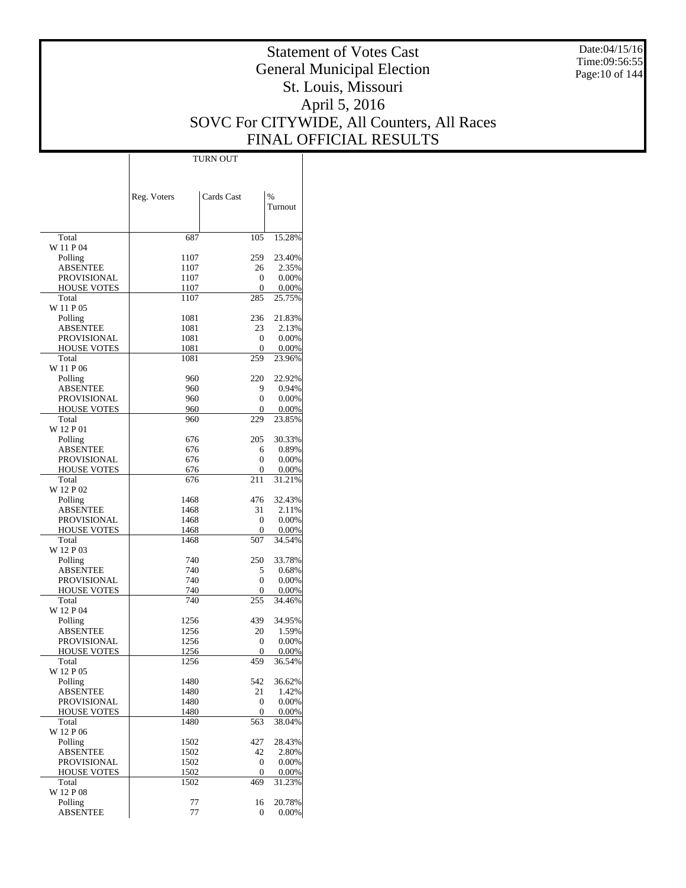# Statement of Votes Cast
## General Municipal Election
## St. Louis, Missouri
## April 5, 2016
## SOVC For CITYWIDE, All Counters, All Races
## FINAL OFFICIAL RESULTS

Date:04/15/16
Time:09:56:55

| | TURN OUT | | |
|---|---|---|---|
| | Reg. Voters | Cards Cast | % Turnout |
| Total | 687 | 105 | 15.28% |
| W 11 P 04 | | | |
| Polling | 1107 | 259 | 23.40% |
| ABSENTEE | 1107 | 26 | 2.35% |
| PROVISIONAL | 1107 | 0 | 0.00% |
| HOUSE VOTES | 1107 | 0 | 0.00% |
| Total | 1107 | 285 | 25.75% |
| W 11 P 05 | | | |
| Polling | 1081 | 236 | 21.83% |
| ABSENTEE | 1081 | 23 | 2.13% |
| PROVISIONAL | 1081 | 0 | 0.00% |
| HOUSE VOTES | 1081 | 0 | 0.00% |
| Total | 1081 | 259 | 23.96% |
| W 11 P 06 | | | |
| Polling | 960 | 220 | 22.92% |
| ABSENTEE | 960 | 9 | 0.94% |
| PROVISIONAL | 960 | 0 | 0.00% |
| HOUSE VOTES | 960 | 0 | 0.00% |
| Total | 960 | 229 | 23.85% |
| W 12 P 01 | | | |
| Polling | 676 | 205 | 30.33% |
| ABSENTEE | 676 | 6 | 0.89% |
| PROVISIONAL | 676 | 0 | 0.00% |
| HOUSE VOTES | 676 | 0 | 0.00% |
| Total | 676 | 211 | 31.21% |
| W 12 P 02 | | | |
| Polling | 1468 | 476 | 32.43% |
| ABSENTEE | 1468 | 31 | 2.11% |
| PROVISIONAL | 1468 | 0 | 0.00% |
| HOUSE VOTES | 1468 | 0 | 0.00% |
| Total | 1468 | 507 | 34.54% |
| W 12 P 03 | | | |
| Polling | 740 | 250 | 33.78% |
| ABSENTEE | 740 | 5 | 0.68% |
| PROVISIONAL | 740 | 0 | 0.00% |
| HOUSE VOTES | 740 | 0 | 0.00% |
| Total | 740 | 255 | 34.46% |
| W 12 P 04 | | | |
| Polling | 1256 | 439 | 34.95% |
| ABSENTEE | 1256 | 20 | 1.59% |
| PROVISIONAL | 1256 | 0 | 0.00% |
| HOUSE VOTES | 1256 | 0 | 0.00% |
| Total | 1256 | 459 | 36.54% |
| W 12 P 05 | | | |
| Polling | 1480 | 542 | 36.62% |
| ABSENTEE | 1480 | 21 | 1.42% |
| PROVISIONAL | 1480 | 0 | 0.00% |
| HOUSE VOTES | 1480 | 0 | 0.00% |
| Total | 1480 | 563 | 38.04% |
| W 12 P 06 | | | |
| Polling | 1502 | 427 | 28.43% |
| ABSENTEE | 1502 | 42 | 2.80% |
| PROVISIONAL | 1502 | 0 | 0.00% |
| HOUSE VOTES | 1502 | 0 | 0.00% |
| Total | 1502 | 469 | 31.23% |
| W 12 P 08 | | | |
| Polling | 77 | 16 | 20.78% |
| ABSENTEE | 77 | 0 | 0.00% |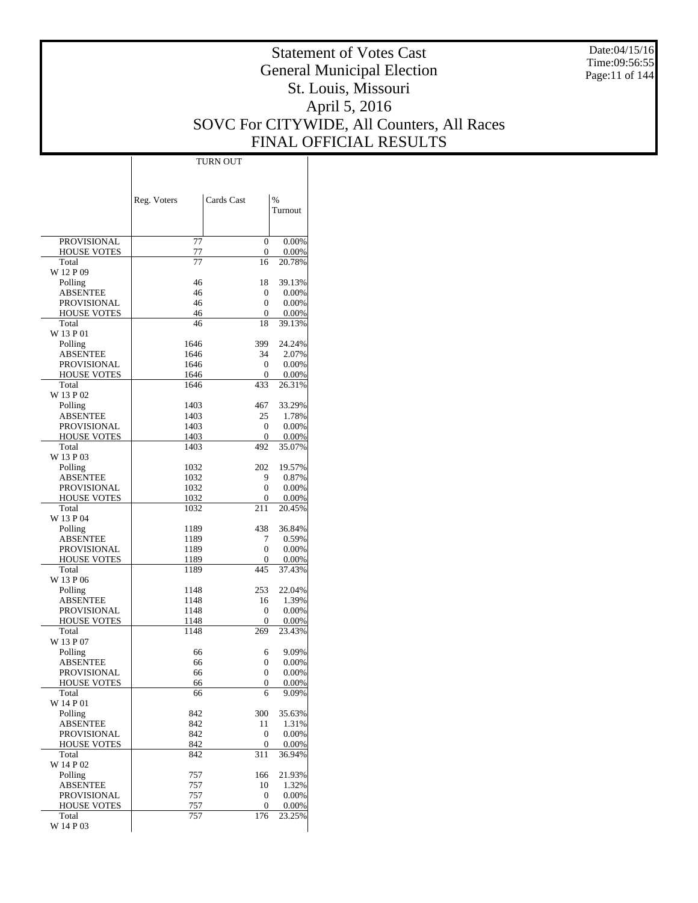# Statement of Votes Cast
## General Municipal Election
## St. Louis, Missouri
## April 5, 2016
## SOVC For CITYWIDE, All Counters, All Races
## FINAL OFFICIAL RESULTS

Date:04/15/16
Time:09:56:55

| | TURN OUT | | |
|---|---|---|---|
| | Reg. Voters | Cards Cast | % Turnout |
| PROVISIONAL | 77 | 0 | 0.00% |
| HOUSE VOTES | 77 | 0 | 0.00% |
| Total | 77 | 16 | 20.78% |
| W 12 P 09 | | | |
| Polling | 46 | 18 | 39.13% |
| ABSENTEE | 46 | 0 | 0.00% |
| PROVISIONAL | 46 | 0 | 0.00% |
| HOUSE VOTES | 46 | 0 | 0.00% |
| Total | 46 | 18 | 39.13% |
| W 13 P 01 | | | |
| Polling | 1646 | 399 | 24.24% |
| ABSENTEE | 1646 | 34 | 2.07% |
| PROVISIONAL | 1646 | 0 | 0.00% |
| HOUSE VOTES | 1646 | 0 | 0.00% |
| Total | 1646 | 433 | 26.31% |
| W 13 P 02 | | | |
| Polling | 1403 | 467 | 33.29% |
| ABSENTEE | 1403 | 25 | 1.78% |
| PROVISIONAL | 1403 | 0 | 0.00% |
| HOUSE VOTES | 1403 | 0 | 0.00% |
| Total | 1403 | 492 | 35.07% |
| W 13 P 03 | | | |
| Polling | 1032 | 202 | 19.57% |
| ABSENTEE | 1032 | 9 | 0.87% |
| PROVISIONAL | 1032 | 0 | 0.00% |
| HOUSE VOTES | 1032 | 0 | 0.00% |
| Total | 1032 | 211 | 20.45% |
| W 13 P 04 | | | |
| Polling | 1189 | 438 | 36.84% |
| ABSENTEE | 1189 | 7 | 0.59% |
| PROVISIONAL | 1189 | 0 | 0.00% |
| HOUSE VOTES | 1189 | 0 | 0.00% |
| Total | 1189 | 445 | 37.43% |
| W 13 P 06 | | | |
| Polling | 1148 | 253 | 22.04% |
| ABSENTEE | 1148 | 16 | 1.39% |
| PROVISIONAL | 1148 | 0 | 0.00% |
| HOUSE VOTES | 1148 | 0 | 0.00% |
| Total | 1148 | 269 | 23.43% |
| W 13 P 07 | | | |
| Polling | 66 | 6 | 9.09% |
| ABSENTEE | 66 | 0 | 0.00% |
| PROVISIONAL | 66 | 0 | 0.00% |
| HOUSE VOTES | 66 | 0 | 0.00% |
| Total | 66 | 6 | 9.09% |
| W 14 P 01 | | | |
| Polling | 842 | 300 | 35.63% |
| ABSENTEE | 842 | 11 | 1.31% |
| PROVISIONAL | 842 | 0 | 0.00% |
| HOUSE VOTES | 842 | 0 | 0.00% |
| Total | 842 | 311 | 36.94% |
| W 14 P 02 | | | |
| Polling | 757 | 166 | 21.93% |
| ABSENTEE | 757 | 10 | 1.32% |
| PROVISIONAL | 757 | 0 | 0.00% |
| HOUSE VOTES | 757 | 0 | 0.00% |
| Total | 757 | 176 | 23.25% |
| W 14 P 03 | | | |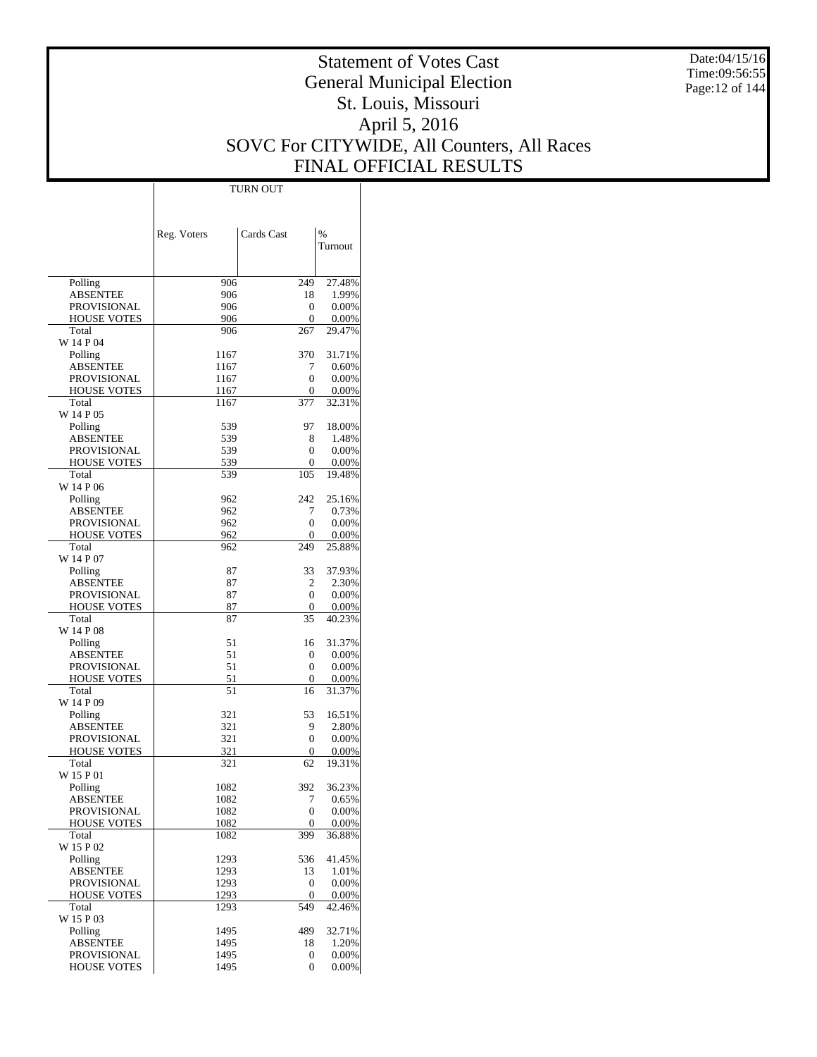# Statement of Votes Cast
## General Municipal Election
## St. Louis, Missouri
## April 5, 2016
## SOVC For CITYWIDE, All Counters, All Races
## FINAL OFFICIAL RESULTS

Date:04/15/16
Time:09:56:55

| | TURN OUT | | |
|---|---|---|---|
| | Reg. Voters | Cards Cast | % Turnout |
| Polling | 906 | 249 | 27.48% |
| ABSENTEE | 906 | 18 | 1.99% |
| PROVISIONAL | 906 | 0 | 0.00% |
| HOUSE VOTES | 906 | 0 | 0.00% |
| Total | 906 | 267 | 29.47% |
| W 14 P 04 | | | |
| Polling | 1167 | 370 | 31.71% |
| ABSENTEE | 1167 | 7 | 0.60% |
| PROVISIONAL | 1167 | 0 | 0.00% |
| HOUSE VOTES | 1167 | 0 | 0.00% |
| Total | 1167 | 377 | 32.31% |
| W 14 P 05 | | | |
| Polling | 539 | 97 | 18.00% |
| ABSENTEE | 539 | 8 | 1.48% |
| PROVISIONAL | 539 | 0 | 0.00% |
| HOUSE VOTES | 539 | 0 | 0.00% |
| Total | 539 | 105 | 19.48% |
| W 14 P 06 | | | |
| Polling | 962 | 242 | 25.16% |
| ABSENTEE | 962 | 7 | 0.73% |
| PROVISIONAL | 962 | 0 | 0.00% |
| HOUSE VOTES | 962 | 0 | 0.00% |
| Total | 962 | 249 | 25.88% |
| W 14 P 07 | | | |
| Polling | 87 | 33 | 37.93% |
| ABSENTEE | 87 | 2 | 2.30% |
| PROVISIONAL | 87 | 0 | 0.00% |
| HOUSE VOTES | 87 | 0 | 0.00% |
| Total | 87 | 35 | 40.23% |
| W 14 P 08 | | | |
| Polling | 51 | 16 | 31.37% |
| ABSENTEE | 51 | 0 | 0.00% |
| PROVISIONAL | 51 | 0 | 0.00% |
| HOUSE VOTES | 51 | 0 | 0.00% |
| Total | 51 | 16 | 31.37% |
| W 14 P 09 | | | |
| Polling | 321 | 53 | 16.51% |
| ABSENTEE | 321 | 9 | 2.80% |
| PROVISIONAL | 321 | 0 | 0.00% |
| HOUSE VOTES | 321 | 0 | 0.00% |
| Total | 321 | 62 | 19.31% |
| W 15 P 01 | | | |
| Polling | 1082 | 392 | 36.23% |
| ABSENTEE | 1082 | 7 | 0.65% |
| PROVISIONAL | 1082 | 0 | 0.00% |
| HOUSE VOTES | 1082 | 0 | 0.00% |
| Total | 1082 | 399 | 36.88% |
| W 15 P 02 | | | |
| Polling | 1293 | 536 | 41.45% |
| ABSENTEE | 1293 | 13 | 1.01% |
| PROVISIONAL | 1293 | 0 | 0.00% |
| HOUSE VOTES | 1293 | 0 | 0.00% |
| Total | 1293 | 549 | 42.46% |
| W 15 P 03 | | | |
| Polling | 1495 | 489 | 32.71% |
| ABSENTEE | 1495 | 18 | 1.20% |
| PROVISIONAL | 1495 | 0 | 0.00% |
| HOUSE VOTES | 1495 | 0 | 0.00% |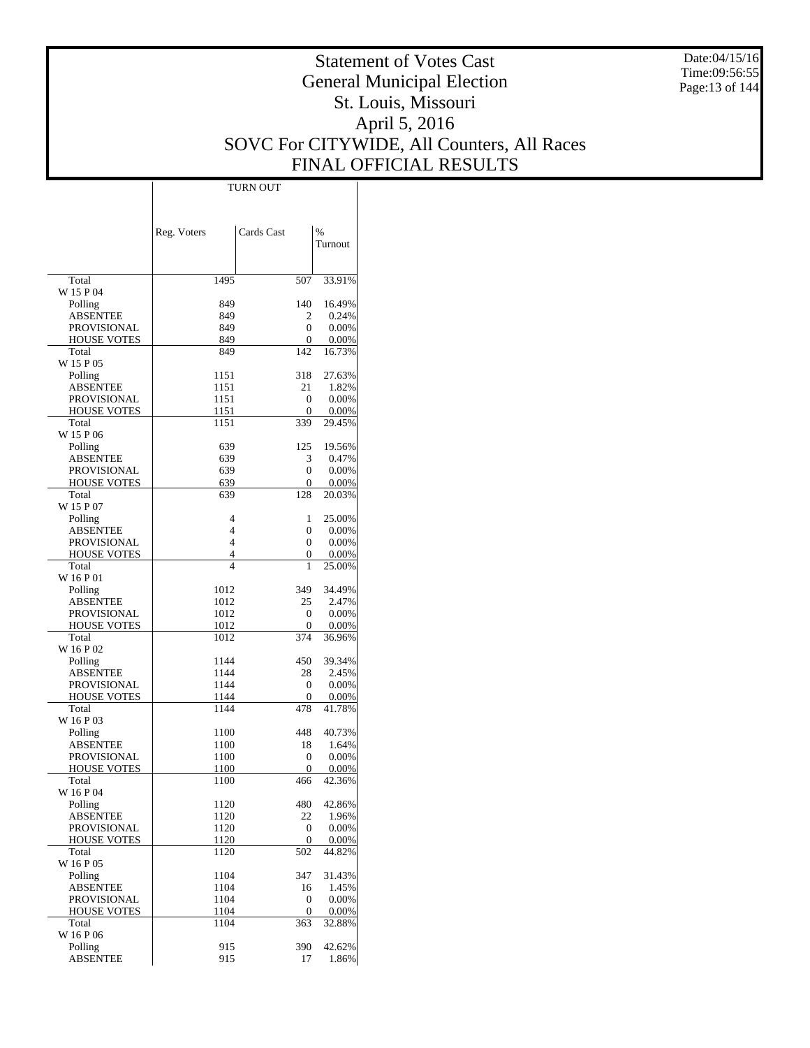# Statement of Votes Cast
# General Municipal Election
# St. Louis, Missouri
# April 5, 2016
# SOVC For CITYWIDE, All Counters, All Races
# FINAL OFFICIAL RESULTS

Date:04/15/16
Time:09:56:55

| | TURN OUT | | |
|---|---|---|---|
| | Reg. Voters | Cards Cast | % Turnout |
| Total | 1495 | 507 | 33.91% |
| W 15 P 04 | | | |
| Polling | 849 | 140 | 16.49% |
| ABSENTEE | 849 | 2 | 0.24% |
| PROVISIONAL | 849 | 0 | 0.00% |
| HOUSE VOTES | 849 | 0 | 0.00% |
| Total | 849 | 142 | 16.73% |
| W 15 P 05 | | | |
| Polling | 1151 | 318 | 27.63% |
| ABSENTEE | 1151 | 21 | 1.82% |
| PROVISIONAL | 1151 | 0 | 0.00% |
| HOUSE VOTES | 1151 | 0 | 0.00% |
| Total | 1151 | 339 | 29.45% |
| W 15 P 06 | | | |
| Polling | 639 | 125 | 19.56% |
| ABSENTEE | 639 | 3 | 0.47% |
| PROVISIONAL | 639 | 0 | 0.00% |
| HOUSE VOTES | 639 | 0 | 0.00% |
| Total | 639 | 128 | 20.03% |
| W 15 P 07 | | | |
| Polling | 4 | 1 | 25.00% |
| ABSENTEE | 4 | 0 | 0.00% |
| PROVISIONAL | 4 | 0 | 0.00% |
| HOUSE VOTES | 4 | 0 | 0.00% |
| Total | 4 | 1 | 25.00% |
| W 16 P 01 | | | |
| Polling | 1012 | 349 | 34.49% |
| ABSENTEE | 1012 | 25 | 2.47% |
| PROVISIONAL | 1012 | 0 | 0.00% |
| HOUSE VOTES | 1012 | 0 | 0.00% |
| Total | 1012 | 374 | 36.96% |
| W 16 P 02 | | | |
| Polling | 1144 | 450 | 39.34% |
| ABSENTEE | 1144 | 28 | 2.45% |
| PROVISIONAL | 1144 | 0 | 0.00% |
| HOUSE VOTES | 1144 | 0 | 0.00% |
| Total | 1144 | 478 | 41.78% |
| W 16 P 03 | | | |
| Polling | 1100 | 448 | 40.73% |
| ABSENTEE | 1100 | 18 | 1.64% |
| PROVISIONAL | 1100 | 0 | 0.00% |
| HOUSE VOTES | 1100 | 0 | 0.00% |
| Total | 1100 | 466 | 42.36% |
| W 16 P 04 | | | |
| Polling | 1120 | 480 | 42.86% |
| ABSENTEE | 1120 | 22 | 1.96% |
| PROVISIONAL | 1120 | 0 | 0.00% |
| HOUSE VOTES | 1120 | 0 | 0.00% |
| Total | 1120 | 502 | 44.82% |
| W 16 P 05 | | | |
| Polling | 1104 | 347 | 31.43% |
| ABSENTEE | 1104 | 16 | 1.45% |
| PROVISIONAL | 1104 | 0 | 0.00% |
| HOUSE VOTES | 1104 | 0 | 0.00% |
| Total | 1104 | 363 | 32.88% |
| W 16 P 06 | | | |
| Polling | 915 | 390 | 42.62% |
| ABSENTEE | 915 | 17 | 1.86% |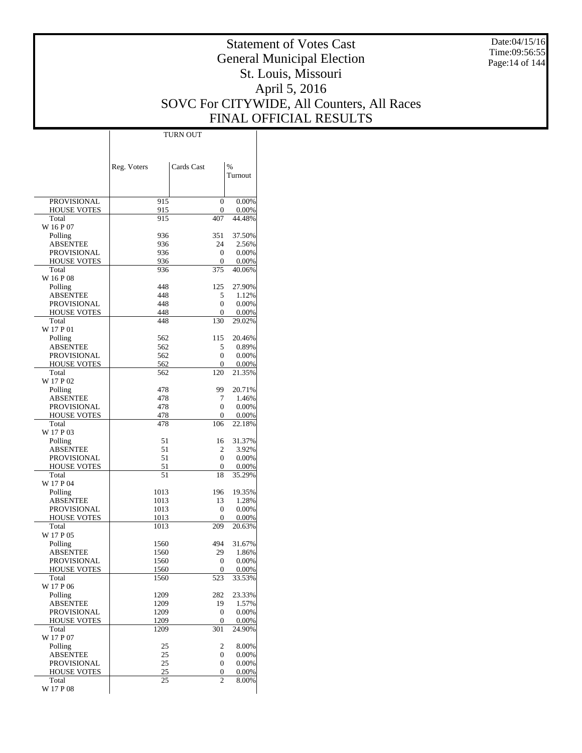# Statement of Votes Cast
# General Municipal Election
# St. Louis, Missouri
# April 5, 2016
# SOVC For CITYWIDE, All Counters, All Races
# FINAL OFFICIAL RESULTS

Date:04/15/16
Time:09:56:55

| | TURN OUT | | |
|---|---|---|---|
| | Reg. Voters | Cards Cast | % Turnout |
| PROVISIONAL | 915 | 0 | 0.00% |
| HOUSE VOTES | 915 | 0 | 0.00% |
| Total | 915 | 407 | 44.48% |
| W 16 P 07 | | | |
| Polling | 936 | 351 | 37.50% |
| ABSENTEE | 936 | 24 | 2.56% |
| PROVISIONAL | 936 | 0 | 0.00% |
| HOUSE VOTES | 936 | 0 | 0.00% |
| Total | 936 | 375 | 40.06% |
| W 16 P 08 | | | |
| Polling | 448 | 125 | 27.90% |
| ABSENTEE | 448 | 5 | 1.12% |
| PROVISIONAL | 448 | 0 | 0.00% |
| HOUSE VOTES | 448 | 0 | 0.00% |
| Total | 448 | 130 | 29.02% |
| W 17 P 01 | | | |
| Polling | 562 | 115 | 20.46% |
| ABSENTEE | 562 | 5 | 0.89% |
| PROVISIONAL | 562 | 0 | 0.00% |
| HOUSE VOTES | 562 | 0 | 0.00% |
| Total | 562 | 120 | 21.35% |
| W 17 P 02 | | | |
| Polling | 478 | 99 | 20.71% |
| ABSENTEE | 478 | 7 | 1.46% |
| PROVISIONAL | 478 | 0 | 0.00% |
| HOUSE VOTES | 478 | 0 | 0.00% |
| Total | 478 | 106 | 22.18% |
| W 17 P 03 | | | |
| Polling | 51 | 16 | 31.37% |
| ABSENTEE | 51 | 2 | 3.92% |
| PROVISIONAL | 51 | 0 | 0.00% |
| HOUSE VOTES | 51 | 0 | 0.00% |
| Total | 51 | 18 | 35.29% |
| W 17 P 04 | | | |
| Polling | 1013 | 196 | 19.35% |
| ABSENTEE | 1013 | 13 | 1.28% |
| PROVISIONAL | 1013 | 0 | 0.00% |
| HOUSE VOTES | 1013 | 0 | 0.00% |
| Total | 1013 | 209 | 20.63% |
| W 17 P 05 | | | |
| Polling | 1560 | 494 | 31.67% |
| ABSENTEE | 1560 | 29 | 1.86% |
| PROVISIONAL | 1560 | 0 | 0.00% |
| HOUSE VOTES | 1560 | 0 | 0.00% |
| Total | 1560 | 523 | 33.53% |
| W 17 P 06 | | | |
| Polling | 1209 | 282 | 23.33% |
| ABSENTEE | 1209 | 19 | 1.57% |
| PROVISIONAL | 1209 | 0 | 0.00% |
| HOUSE VOTES | 1209 | 0 | 0.00% |
| Total | 1209 | 301 | 24.90% |
| W 17 P 07 | | | |
| Polling | 25 | 2 | 8.00% |
| ABSENTEE | 25 | 0 | 0.00% |
| PROVISIONAL | 25 | 0 | 0.00% |
| HOUSE VOTES | 25 | 0 | 0.00% |
| Total | 25 | 2 | 8.00% |
| W 17 P 08 | | | |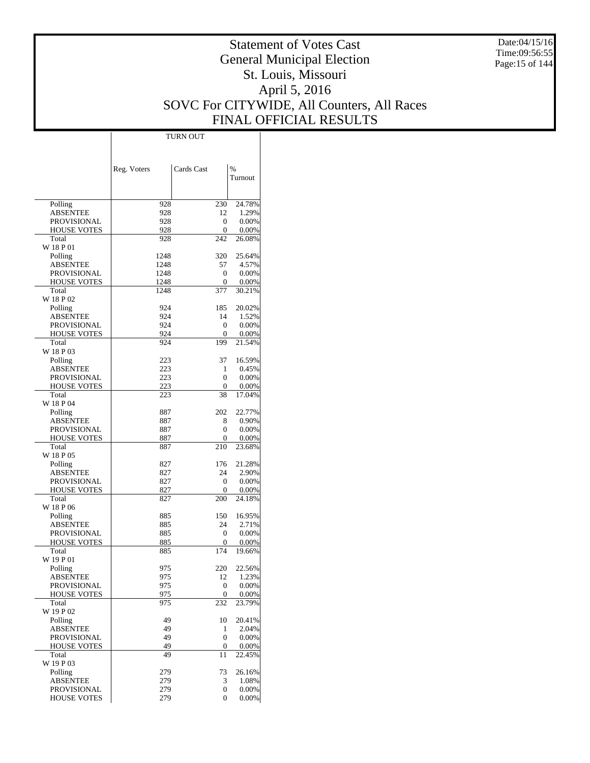# Statement of Votes Cast
## General Municipal Election
## St. Louis, Missouri
## April 5, 2016
## SOVC For CITYWIDE, All Counters, All Races
## FINAL OFFICIAL RESULTS

Date:04/15/16
Time:09:56:55

| | TURN OUT | | |
|---|---|---|---|
| | Reg. Voters | Cards Cast | % Turnout |
| Polling | 928 | 230 | 24.78% |
| ABSENTEE | 928 | 12 | 1.29% |
| PROVISIONAL | 928 | 0 | 0.00% |
| HOUSE VOTES | 928 | 0 | 0.00% |
| Total | 928 | 242 | 26.08% |
| W 18 P 01 | | | |
| Polling | 1248 | 320 | 25.64% |
| ABSENTEE | 1248 | 57 | 4.57% |
| PROVISIONAL | 1248 | 0 | 0.00% |
| HOUSE VOTES | 1248 | 0 | 0.00% |
| Total | 1248 | 377 | 30.21% |
| W 18 P 02 | | | |
| Polling | 924 | 185 | 20.02% |
| ABSENTEE | 924 | 14 | 1.52% |
| PROVISIONAL | 924 | 0 | 0.00% |
| HOUSE VOTES | 924 | 0 | 0.00% |
| Total | 924 | 199 | 21.54% |
| W 18 P 03 | | | |
| Polling | 223 | 37 | 16.59% |
| ABSENTEE | 223 | 1 | 0.45% |
| PROVISIONAL | 223 | 0 | 0.00% |
| HOUSE VOTES | 223 | 0 | 0.00% |
| Total | 223 | 38 | 17.04% |
| W 18 P 04 | | | |
| Polling | 887 | 202 | 22.77% |
| ABSENTEE | 887 | 8 | 0.90% |
| PROVISIONAL | 887 | 0 | 0.00% |
| HOUSE VOTES | 887 | 0 | 0.00% |
| Total | 887 | 210 | 23.68% |
| W 18 P 05 | | | |
| Polling | 827 | 176 | 21.28% |
| ABSENTEE | 827 | 24 | 2.90% |
| PROVISIONAL | 827 | 0 | 0.00% |
| HOUSE VOTES | 827 | 0 | 0.00% |
| Total | 827 | 200 | 24.18% |
| W 18 P 06 | | | |
| Polling | 885 | 150 | 16.95% |
| ABSENTEE | 885 | 24 | 2.71% |
| PROVISIONAL | 885 | 0 | 0.00% |
| HOUSE VOTES | 885 | 0 | 0.00% |
| Total | 885 | 174 | 19.66% |
| W 19 P 01 | | | |
| Polling | 975 | 220 | 22.56% |
| ABSENTEE | 975 | 12 | 1.23% |
| PROVISIONAL | 975 | 0 | 0.00% |
| HOUSE VOTES | 975 | 0 | 0.00% |
| Total | 975 | 232 | 23.79% |
| W 19 P 02 | | | |
| Polling | 49 | 10 | 20.41% |
| ABSENTEE | 49 | 1 | 2.04% |
| PROVISIONAL | 49 | 0 | 0.00% |
| HOUSE VOTES | 49 | 0 | 0.00% |
| Total | 49 | 11 | 22.45% |
| W 19 P 03 | | | |
| Polling | 279 | 73 | 26.16% |
| ABSENTEE | 279 | 3 | 1.08% |
| PROVISIONAL | 279 | 0 | 0.00% |
| HOUSE VOTES | 279 | 0 | 0.00% |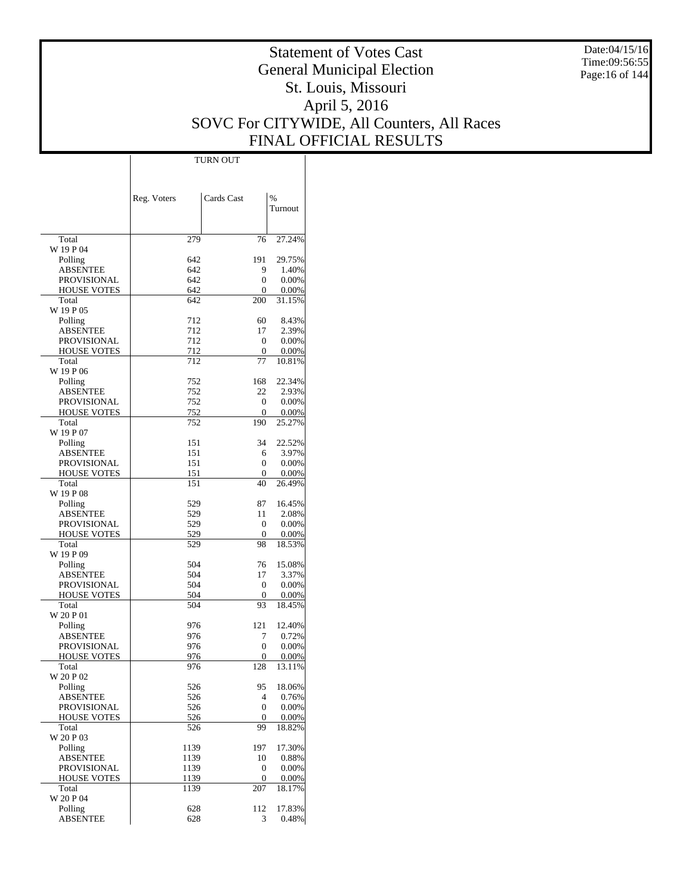# Statement of Votes Cast
# General Municipal Election
# St. Louis, Missouri
# April 5, 2016
# SOVC For CITYWIDE, All Counters, All Races
# FINAL OFFICIAL RESULTS

Date:04/15/16
Time:09:56:55

| | TURN OUT | | |
|---|---|---|---|
| | Reg. Voters | Cards Cast | % Turnout |
| Total | 279 | 76 | 27.24% |
| W 19 P 04 | | | |
| Polling | 642 | 191 | 29.75% |
| ABSENTEE | 642 | 9 | 1.40% |
| PROVISIONAL | 642 | 0 | 0.00% |
| HOUSE VOTES | 642 | 0 | 0.00% |
| Total | 642 | 200 | 31.15% |
| W 19 P 05 | | | |
| Polling | 712 | 60 | 8.43% |
| ABSENTEE | 712 | 17 | 2.39% |
| PROVISIONAL | 712 | 0 | 0.00% |
| HOUSE VOTES | 712 | 0 | 0.00% |
| Total | 712 | 77 | 10.81% |
| W 19 P 06 | | | |
| Polling | 752 | 168 | 22.34% |
| ABSENTEE | 752 | 22 | 2.93% |
| PROVISIONAL | 752 | 0 | 0.00% |
| HOUSE VOTES | 752 | 0 | 0.00% |
| Total | 752 | 190 | 25.27% |
| W 19 P 07 | | | |
| Polling | 151 | 34 | 22.52% |
| ABSENTEE | 151 | 6 | 3.97% |
| PROVISIONAL | 151 | 0 | 0.00% |
| HOUSE VOTES | 151 | 0 | 0.00% |
| Total | 151 | 40 | 26.49% |
| W 19 P 08 | | | |
| Polling | 529 | 87 | 16.45% |
| ABSENTEE | 529 | 11 | 2.08% |
| PROVISIONAL | 529 | 0 | 0.00% |
| HOUSE VOTES | 529 | 0 | 0.00% |
| Total | 529 | 98 | 18.53% |
| W 19 P 09 | | | |
| Polling | 504 | 76 | 15.08% |
| ABSENTEE | 504 | 17 | 3.37% |
| PROVISIONAL | 504 | 0 | 0.00% |
| HOUSE VOTES | 504 | 0 | 0.00% |
| Total | 504 | 93 | 18.45% |
| W 20 P 01 | | | |
| Polling | 976 | 121 | 12.40% |
| ABSENTEE | 976 | 7 | 0.72% |
| PROVISIONAL | 976 | 0 | 0.00% |
| HOUSE VOTES | 976 | 0 | 0.00% |
| Total | 976 | 128 | 13.11% |
| W 20 P 02 | | | |
| Polling | 526 | 95 | 18.06% |
| ABSENTEE | 526 | 4 | 0.76% |
| PROVISIONAL | 526 | 0 | 0.00% |
| HOUSE VOTES | 526 | 0 | 0.00% |
| Total | 526 | 99 | 18.82% |
| W 20 P 03 | | | |
| Polling | 1139 | 197 | 17.30% |
| ABSENTEE | 1139 | 10 | 0.88% |
| PROVISIONAL | 1139 | 0 | 0.00% |
| HOUSE VOTES | 1139 | 0 | 0.00% |
| Total | 1139 | 207 | 18.17% |
| W 20 P 04 | | | |
| Polling | 628 | 112 | 17.83% |
| ABSENTEE | 628 | 3 | 0.48% |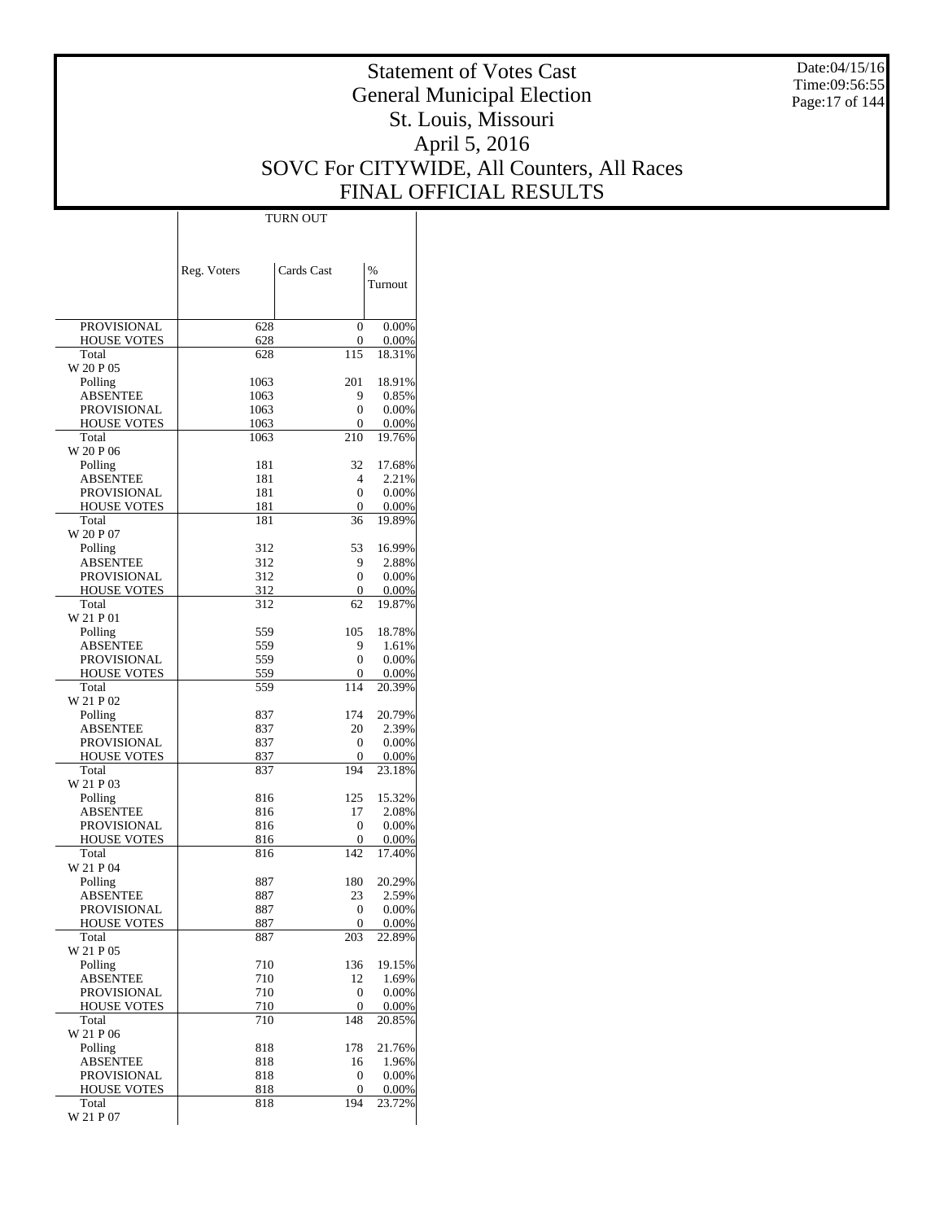# Statement of Votes Cast
## General Municipal Election
## St. Louis, Missouri
## April 5, 2016
## SOVC For CITYWIDE, All Counters, All Races
## FINAL OFFICIAL RESULTS

Date:04/15/16
Time:09:56:55

| | TURN OUT | | |
|---|---|---|---|
| | Reg. Voters | Cards Cast | % Turnout |
| PROVISIONAL | 628 | 0 | 0.00% |
| HOUSE VOTES | 628 | 0 | 0.00% |
| Total | 628 | 115 | 18.31% |
| W 20 P 05 | | | |
| Polling | 1063 | 201 | 18.91% |
| ABSENTEE | 1063 | 9 | 0.85% |
| PROVISIONAL | 1063 | 0 | 0.00% |
| HOUSE VOTES | 1063 | 0 | 0.00% |
| Total | 1063 | 210 | 19.76% |
| W 20 P 06 | | | |
| Polling | 181 | 32 | 17.68% |
| ABSENTEE | 181 | 4 | 2.21% |
| PROVISIONAL | 181 | 0 | 0.00% |
| HOUSE VOTES | 181 | 0 | 0.00% |
| Total | 181 | 36 | 19.89% |
| W 20 P 07 | | | |
| Polling | 312 | 53 | 16.99% |
| ABSENTEE | 312 | 9 | 2.88% |
| PROVISIONAL | 312 | 0 | 0.00% |
| HOUSE VOTES | 312 | 0 | 0.00% |
| Total | 312 | 62 | 19.87% |
| W 21 P 01 | | | |
| Polling | 559 | 105 | 18.78% |
| ABSENTEE | 559 | 9 | 1.61% |
| PROVISIONAL | 559 | 0 | 0.00% |
| HOUSE VOTES | 559 | 0 | 0.00% |
| Total | 559 | 114 | 20.39% |
| W 21 P 02 | | | |
| Polling | 837 | 174 | 20.79% |
| ABSENTEE | 837 | 20 | 2.39% |
| PROVISIONAL | 837 | 0 | 0.00% |
| HOUSE VOTES | 837 | 0 | 0.00% |
| Total | 837 | 194 | 23.18% |
| W 21 P 03 | | | |
| Polling | 816 | 125 | 15.32% |
| ABSENTEE | 816 | 17 | 2.08% |
| PROVISIONAL | 816 | 0 | 0.00% |
| HOUSE VOTES | 816 | 0 | 0.00% |
| Total | 816 | 142 | 17.40% |
| W 21 P 04 | | | |
| Polling | 887 | 180 | 20.29% |
| ABSENTEE | 887 | 23 | 2.59% |
| PROVISIONAL | 887 | 0 | 0.00% |
| HOUSE VOTES | 887 | 0 | 0.00% |
| Total | 887 | 203 | 22.89% |
| W 21 P 05 | | | |
| Polling | 710 | 136 | 19.15% |
| ABSENTEE | 710 | 12 | 1.69% |
| PROVISIONAL | 710 | 0 | 0.00% |
| HOUSE VOTES | 710 | 0 | 0.00% |
| Total | 710 | 148 | 20.85% |
| W 21 P 06 | | | |
| Polling | 818 | 178 | 21.76% |
| ABSENTEE | 818 | 16 | 1.96% |
| PROVISIONAL | 818 | 0 | 0.00% |
| HOUSE VOTES | 818 | 0 | 0.00% |
| Total | 818 | 194 | 23.72% |
| W 21 P 07 | | | |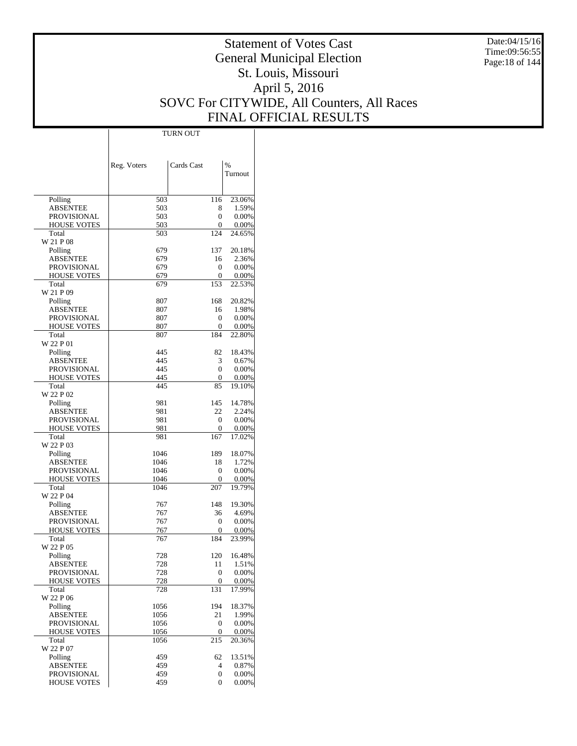# Statement of Votes Cast
# General Municipal Election
# St. Louis, Missouri
# April 5, 2016
# SOVC For CITYWIDE, All Counters, All Races
# FINAL OFFICIAL RESULTS

Date:04/15/16
Time:09:56:55

| | TURN OUT | | |
|---|---|---|---|
| | Reg. Voters | Cards Cast | % Turnout |
| Polling | 503 | 116 | 23.06% |
| ABSENTEE | 503 | 8 | 1.59% |
| PROVISIONAL | 503 | 0 | 0.00% |
| HOUSE VOTES | 503 | 0 | 0.00% |
| Total | 503 | 124 | 24.65% |
| W 21 P 08 | | | |
| Polling | 679 | 137 | 20.18% |
| ABSENTEE | 679 | 16 | 2.36% |
| PROVISIONAL | 679 | 0 | 0.00% |
| HOUSE VOTES | 679 | 0 | 0.00% |
| Total | 679 | 153 | 22.53% |
| W 21 P 09 | | | |
| Polling | 807 | 168 | 20.82% |
| ABSENTEE | 807 | 16 | 1.98% |
| PROVISIONAL | 807 | 0 | 0.00% |
| HOUSE VOTES | 807 | 0 | 0.00% |
| Total | 807 | 184 | 22.80% |
| W 22 P 01 | | | |
| Polling | 445 | 82 | 18.43% |
| ABSENTEE | 445 | 3 | 0.67% |
| PROVISIONAL | 445 | 0 | 0.00% |
| HOUSE VOTES | 445 | 0 | 0.00% |
| Total | 445 | 85 | 19.10% |
| W 22 P 02 | | | |
| Polling | 981 | 145 | 14.78% |
| ABSENTEE | 981 | 22 | 2.24% |
| PROVISIONAL | 981 | 0 | 0.00% |
| HOUSE VOTES | 981 | 0 | 0.00% |
| Total | 981 | 167 | 17.02% |
| W 22 P 03 | | | |
| Polling | 1046 | 189 | 18.07% |
| ABSENTEE | 1046 | 18 | 1.72% |
| PROVISIONAL | 1046 | 0 | 0.00% |
| HOUSE VOTES | 1046 | 0 | 0.00% |
| Total | 1046 | 207 | 19.79% |
| W 22 P 04 | | | |
| Polling | 767 | 148 | 19.30% |
| ABSENTEE | 767 | 36 | 4.69% |
| PROVISIONAL | 767 | 0 | 0.00% |
| HOUSE VOTES | 767 | 0 | 0.00% |
| Total | 767 | 184 | 23.99% |
| W 22 P 05 | | | |
| Polling | 728 | 120 | 16.48% |
| ABSENTEE | 728 | 11 | 1.51% |
| PROVISIONAL | 728 | 0 | 0.00% |
| HOUSE VOTES | 728 | 0 | 0.00% |
| Total | 728 | 131 | 17.99% |
| W 22 P 06 | | | |
| Polling | 1056 | 194 | 18.37% |
| ABSENTEE | 1056 | 21 | 1.99% |
| PROVISIONAL | 1056 | 0 | 0.00% |
| HOUSE VOTES | 1056 | 0 | 0.00% |
| Total | 1056 | 215 | 20.36% |
| W 22 P 07 | | | |
| Polling | 459 | 62 | 13.51% |
| ABSENTEE | 459 | 4 | 0.87% |
| PROVISIONAL | 459 | 0 | 0.00% |
| HOUSE VOTES | 459 | 0 | 0.00% |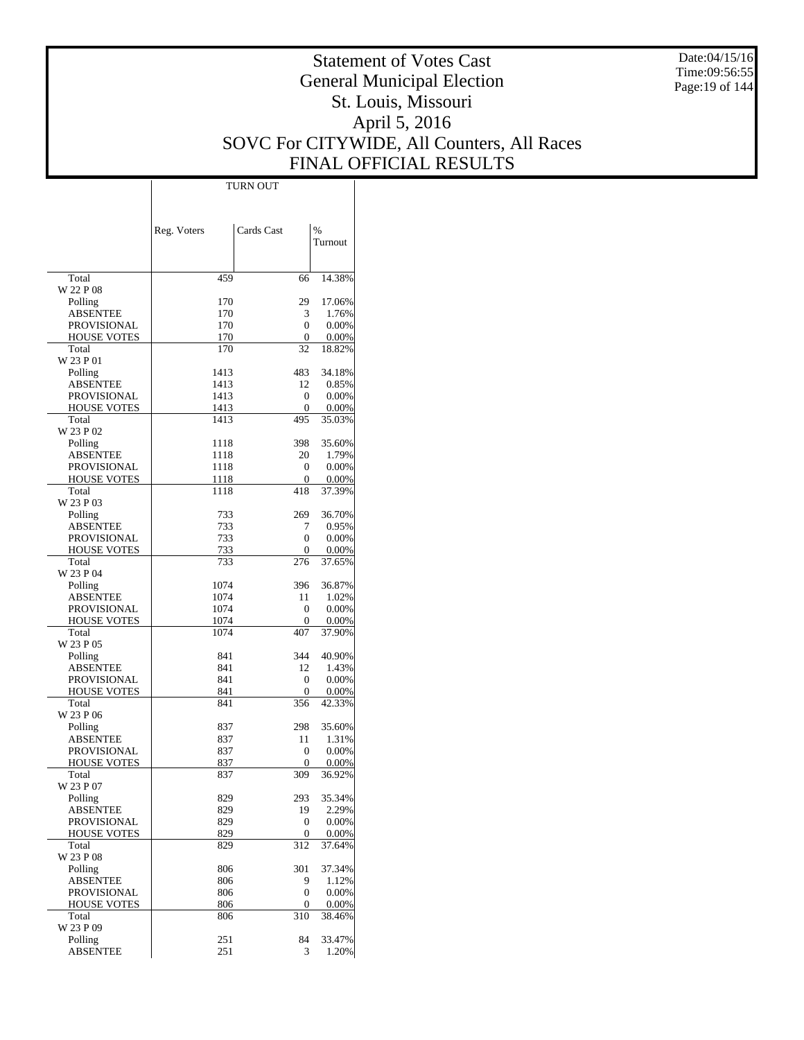# Statement of Votes Cast
# General Municipal Election
# St. Louis, Missouri
# April 5, 2016
# SOVC For CITYWIDE, All Counters, All Races
# FINAL OFFICIAL RESULTS

Date:04/15/16
Time:09:56:55

| | TURN OUT | | |
|---|---|---|---|
| | Reg. Voters | Cards Cast | % Turnout |
| Total | 459 | 66 | 14.38% |
| W 22 P 08 | | | |
| Polling | 170 | 29 | 17.06% |
| ABSENTEE | 170 | 3 | 1.76% |
| PROVISIONAL | 170 | 0 | 0.00% |
| HOUSE VOTES | 170 | 0 | 0.00% |
| Total | 170 | 32 | 18.82% |
| W 23 P 01 | | | |
| Polling | 1413 | 483 | 34.18% |
| ABSENTEE | 1413 | 12 | 0.85% |
| PROVISIONAL | 1413 | 0 | 0.00% |
| HOUSE VOTES | 1413 | 0 | 0.00% |
| Total | 1413 | 495 | 35.03% |
| W 23 P 02 | | | |
| Polling | 1118 | 398 | 35.60% |
| ABSENTEE | 1118 | 20 | 1.79% |
| PROVISIONAL | 1118 | 0 | 0.00% |
| HOUSE VOTES | 1118 | 0 | 0.00% |
| Total | 1118 | 418 | 37.39% |
| W 23 P 03 | | | |
| Polling | 733 | 269 | 36.70% |
| ABSENTEE | 733 | 7 | 0.95% |
| PROVISIONAL | 733 | 0 | 0.00% |
| HOUSE VOTES | 733 | 0 | 0.00% |
| Total | 733 | 276 | 37.65% |
| W 23 P 04 | | | |
| Polling | 1074 | 396 | 36.87% |
| ABSENTEE | 1074 | 11 | 1.02% |
| PROVISIONAL | 1074 | 0 | 0.00% |
| HOUSE VOTES | 1074 | 0 | 0.00% |
| Total | 1074 | 407 | 37.90% |
| W 23 P 05 | | | |
| Polling | 841 | 344 | 40.90% |
| ABSENTEE | 841 | 12 | 1.43% |
| PROVISIONAL | 841 | 0 | 0.00% |
| HOUSE VOTES | 841 | 0 | 0.00% |
| Total | 841 | 356 | 42.33% |
| W 23 P 06 | | | |
| Polling | 837 | 298 | 35.60% |
| ABSENTEE | 837 | 11 | 1.31% |
| PROVISIONAL | 837 | 0 | 0.00% |
| HOUSE VOTES | 837 | 0 | 0.00% |
| Total | 837 | 309 | 36.92% |
| W 23 P 07 | | | |
| Polling | 829 | 293 | 35.34% |
| ABSENTEE | 829 | 19 | 2.29% |
| PROVISIONAL | 829 | 0 | 0.00% |
| HOUSE VOTES | 829 | 0 | 0.00% |
| Total | 829 | 312 | 37.64% |
| W 23 P 08 | | | |
| Polling | 806 | 301 | 37.34% |
| ABSENTEE | 806 | 9 | 1.12% |
| PROVISIONAL | 806 | 0 | 0.00% |
| HOUSE VOTES | 806 | 0 | 0.00% |
| Total | 806 | 310 | 38.46% |
| W 23 P 09 | | | |
| Polling | 251 | 84 | 33.47% |
| ABSENTEE | 251 | 3 | 1.20% |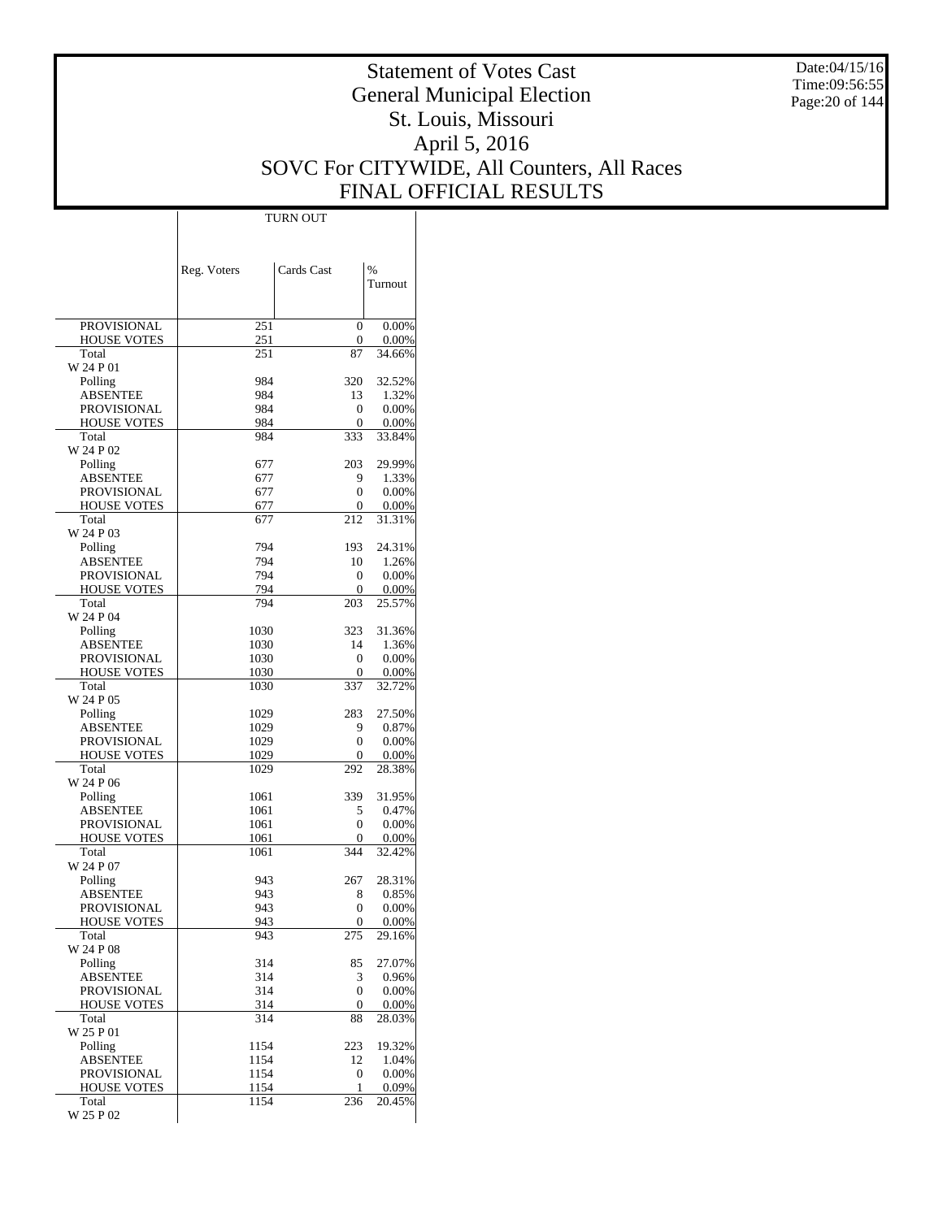# Statement of Votes Cast
# General Municipal Election
# St. Louis, Missouri
# April 5, 2016
# SOVC For CITYWIDE, All Counters, All Races
# FINAL OFFICIAL RESULTS

Date:04/15/16
Time:09:56:55

| | TURN OUT | | |
|---|---|---|---|
| | Reg. Voters | Cards Cast | % Turnout |
| PROVISIONAL | 251 | 0 | 0.00% |
| HOUSE VOTES | 251 | 0 | 0.00% |
| Total | 251 | 87 | 34.66% |
| W 24 P 01 | | | |
| Polling | 984 | 320 | 32.52% |
| ABSENTEE | 984 | 13 | 1.32% |
| PROVISIONAL | 984 | 0 | 0.00% |
| HOUSE VOTES | 984 | 0 | 0.00% |
| Total | 984 | 333 | 33.84% |
| W 24 P 02 | | | |
| Polling | 677 | 203 | 29.99% |
| ABSENTEE | 677 | 9 | 1.33% |
| PROVISIONAL | 677 | 0 | 0.00% |
| HOUSE VOTES | 677 | 0 | 0.00% |
| Total | 677 | 212 | 31.31% |
| W 24 P 03 | | | |
| Polling | 794 | 193 | 24.31% |
| ABSENTEE | 794 | 10 | 1.26% |
| PROVISIONAL | 794 | 0 | 0.00% |
| HOUSE VOTES | 794 | 0 | 0.00% |
| Total | 794 | 203 | 25.57% |
| W 24 P 04 | | | |
| Polling | 1030 | 323 | 31.36% |
| ABSENTEE | 1030 | 14 | 1.36% |
| PROVISIONAL | 1030 | 0 | 0.00% |
| HOUSE VOTES | 1030 | 0 | 0.00% |
| Total | 1030 | 337 | 32.72% |
| W 24 P 05 | | | |
| Polling | 1029 | 283 | 27.50% |
| ABSENTEE | 1029 | 9 | 0.87% |
| PROVISIONAL | 1029 | 0 | 0.00% |
| HOUSE VOTES | 1029 | 0 | 0.00% |
| Total | 1029 | 292 | 28.38% |
| W 24 P 06 | | | |
| Polling | 1061 | 339 | 31.95% |
| ABSENTEE | 1061 | 5 | 0.47% |
| PROVISIONAL | 1061 | 0 | 0.00% |
| HOUSE VOTES | 1061 | 0 | 0.00% |
| Total | 1061 | 344 | 32.42% |
| W 24 P 07 | | | |
| Polling | 943 | 267 | 28.31% |
| ABSENTEE | 943 | 8 | 0.85% |
| PROVISIONAL | 943 | 0 | 0.00% |
| HOUSE VOTES | 943 | 0 | 0.00% |
| Total | 943 | 275 | 29.16% |
| W 24 P 08 | | | |
| Polling | 314 | 85 | 27.07% |
| ABSENTEE | 314 | 3 | 0.96% |
| PROVISIONAL | 314 | 0 | 0.00% |
| HOUSE VOTES | 314 | 0 | 0.00% |
| Total | 314 | 88 | 28.03% |
| W 25 P 01 | | | |
| Polling | 1154 | 223 | 19.32% |
| ABSENTEE | 1154 | 12 | 1.04% |
| PROVISIONAL | 1154 | 0 | 0.00% |
| HOUSE VOTES | 1154 | 1 | 0.09% |
| Total | 1154 | 236 | 20.45% |
| W 25 P 02 | | | |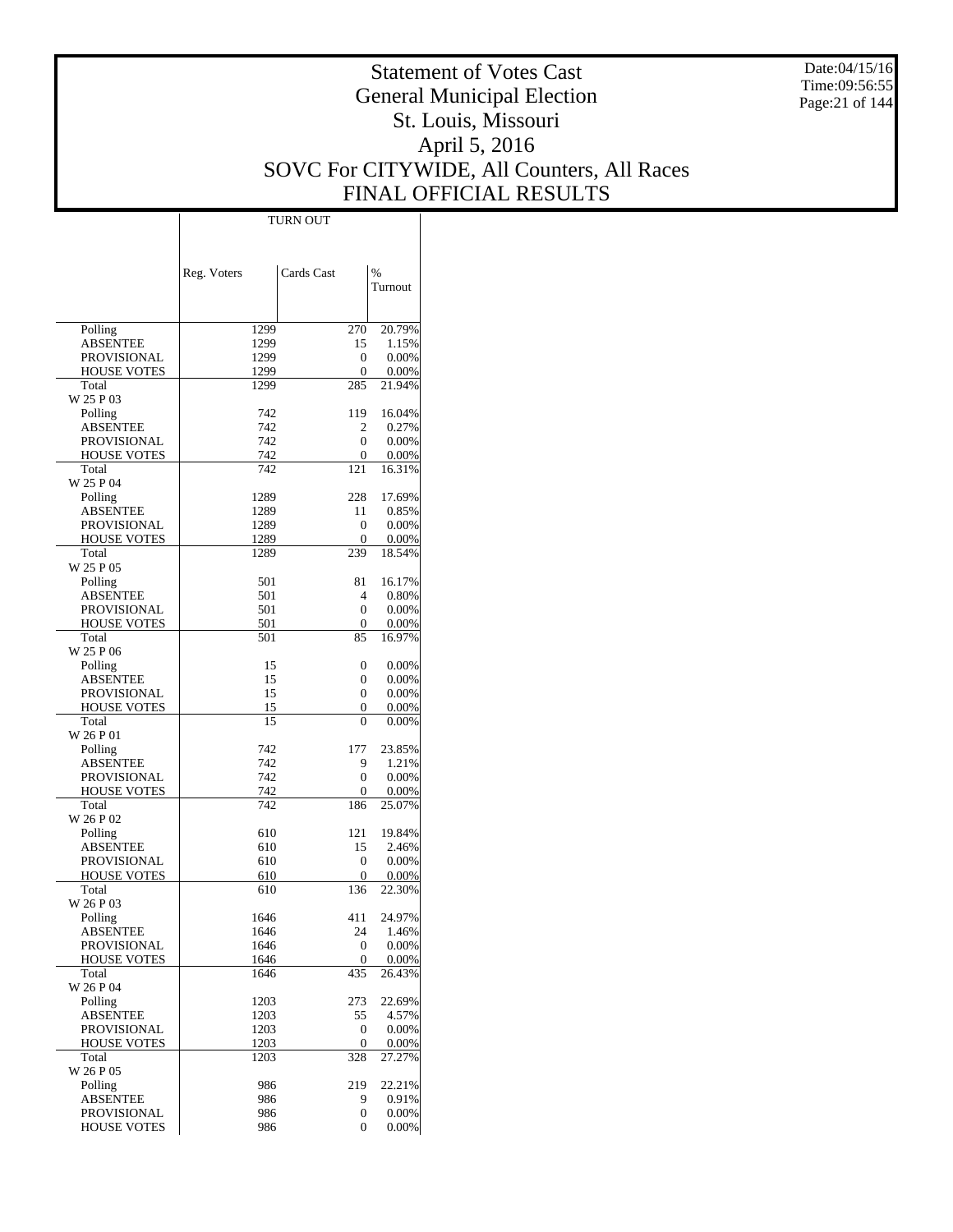# Statement of Votes Cast
# General Municipal Election
# St. Louis, Missouri
# April 5, 2016
# SOVC For CITYWIDE, All Counters, All Races
# FINAL OFFICIAL RESULTS

Date:04/15/16
Time:09:56:55

| | TURN OUT | | |
|---|---|---|---|
| | Reg. Voters | Cards Cast | % Turnout |
| Polling | 1299 | 270 | 20.79% |
| ABSENTEE | 1299 | 15 | 1.15% |
| PROVISIONAL | 1299 | 0 | 0.00% |
| HOUSE VOTES | 1299 | 0 | 0.00% |
| Total | 1299 | 285 | 21.94% |
| W 25 P 03 | | | |
| Polling | 742 | 119 | 16.04% |
| ABSENTEE | 742 | 2 | 0.27% |
| PROVISIONAL | 742 | 0 | 0.00% |
| HOUSE VOTES | 742 | 0 | 0.00% |
| Total | 742 | 121 | 16.31% |
| W 25 P 04 | | | |
| Polling | 1289 | 228 | 17.69% |
| ABSENTEE | 1289 | 11 | 0.85% |
| PROVISIONAL | 1289 | 0 | 0.00% |
| HOUSE VOTES | 1289 | 0 | 0.00% |
| Total | 1289 | 239 | 18.54% |
| W 25 P 05 | | | |
| Polling | 501 | 81 | 16.17% |
| ABSENTEE | 501 | 4 | 0.80% |
| PROVISIONAL | 501 | 0 | 0.00% |
| HOUSE VOTES | 501 | 0 | 0.00% |
| Total | 501 | 85 | 16.97% |
| W 25 P 06 | | | |
| Polling | 15 | 0 | 0.00% |
| ABSENTEE | 15 | 0 | 0.00% |
| PROVISIONAL | 15 | 0 | 0.00% |
| HOUSE VOTES | 15 | 0 | 0.00% |
| Total | 15 | 0 | 0.00% |
| W 26 P 01 | | | |
| Polling | 742 | 177 | 23.85% |
| ABSENTEE | 742 | 9 | 1.21% |
| PROVISIONAL | 742 | 0 | 0.00% |
| HOUSE VOTES | 742 | 0 | 0.00% |
| Total | 742 | 186 | 25.07% |
| W 26 P 02 | | | |
| Polling | 610 | 121 | 19.84% |
| ABSENTEE | 610 | 15 | 2.46% |
| PROVISIONAL | 610 | 0 | 0.00% |
| HOUSE VOTES | 610 | 0 | 0.00% |
| Total | 610 | 136 | 22.30% |
| W 26 P 03 | | | |
| Polling | 1646 | 411 | 24.97% |
| ABSENTEE | 1646 | 24 | 1.46% |
| PROVISIONAL | 1646 | 0 | 0.00% |
| HOUSE VOTES | 1646 | 0 | 0.00% |
| Total | 1646 | 435 | 26.43% |
| W 26 P 04 | | | |
| Polling | 1203 | 273 | 22.69% |
| ABSENTEE | 1203 | 55 | 4.57% |
| PROVISIONAL | 1203 | 0 | 0.00% |
| HOUSE VOTES | 1203 | 0 | 0.00% |
| Total | 1203 | 328 | 27.27% |
| W 26 P 05 | | | |
| Polling | 986 | 219 | 22.21% |
| ABSENTEE | 986 | 9 | 0.91% |
| PROVISIONAL | 986 | 0 | 0.00% |
| HOUSE VOTES | 986 | 0 | 0.00% |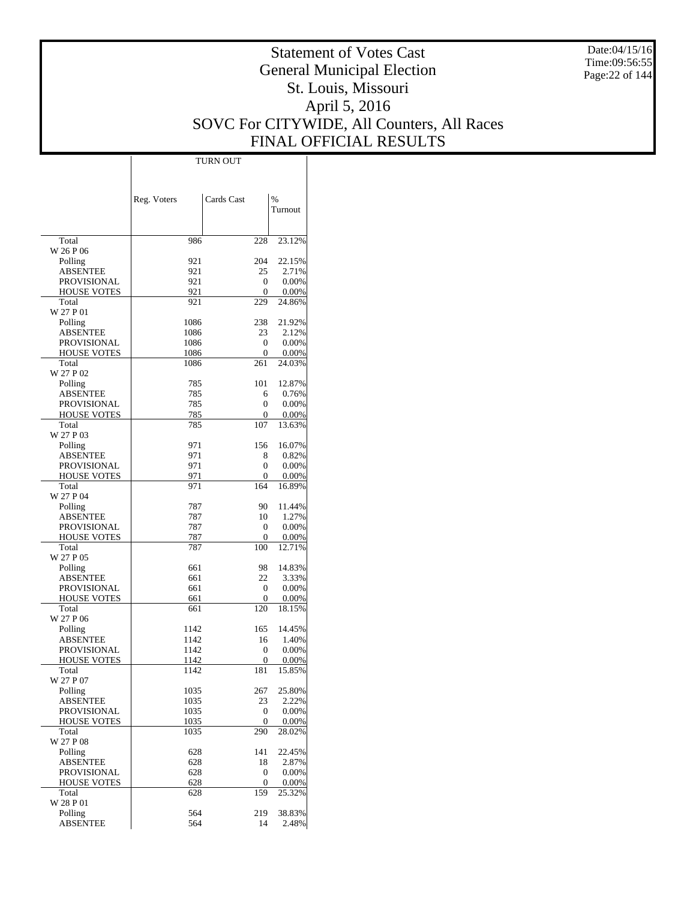# Statement of Votes Cast
## General Municipal Election
## St. Louis, Missouri
## April 5, 2016
## SOVC For CITYWIDE, All Counters, All Races
## FINAL OFFICIAL RESULTS

Date:04/15/16
Time:09:56:55

| | TURN OUT | | |
|---|---|---|---|
| | Reg. Voters | Cards Cast | % Turnout |
| Total | 986 | 228 | 23.12% |
| W 26 P 06 | | | |
| Polling | 921 | 204 | 22.15% |
| ABSENTEE | 921 | 25 | 2.71% |
| PROVISIONAL | 921 | 0 | 0.00% |
| HOUSE VOTES | 921 | 0 | 0.00% |
| Total | 921 | 229 | 24.86% |
| W 27 P 01 | | | |
| Polling | 1086 | 238 | 21.92% |
| ABSENTEE | 1086 | 23 | 2.12% |
| PROVISIONAL | 1086 | 0 | 0.00% |
| HOUSE VOTES | 1086 | 0 | 0.00% |
| Total | 1086 | 261 | 24.03% |
| W 27 P 02 | | | |
| Polling | 785 | 101 | 12.87% |
| ABSENTEE | 785 | 6 | 0.76% |
| PROVISIONAL | 785 | 0 | 0.00% |
| HOUSE VOTES | 785 | 0 | 0.00% |
| Total | 785 | 107 | 13.63% |
| W 27 P 03 | | | |
| Polling | 971 | 156 | 16.07% |
| ABSENTEE | 971 | 8 | 0.82% |
| PROVISIONAL | 971 | 0 | 0.00% |
| HOUSE VOTES | 971 | 0 | 0.00% |
| Total | 971 | 164 | 16.89% |
| W 27 P 04 | | | |
| Polling | 787 | 90 | 11.44% |
| ABSENTEE | 787 | 10 | 1.27% |
| PROVISIONAL | 787 | 0 | 0.00% |
| HOUSE VOTES | 787 | 0 | 0.00% |
| Total | 787 | 100 | 12.71% |
| W 27 P 05 | | | |
| Polling | 661 | 98 | 14.83% |
| ABSENTEE | 661 | 22 | 3.33% |
| PROVISIONAL | 661 | 0 | 0.00% |
| HOUSE VOTES | 661 | 0 | 0.00% |
| Total | 661 | 120 | 18.15% |
| W 27 P 06 | | | |
| Polling | 1142 | 165 | 14.45% |
| ABSENTEE | 1142 | 16 | 1.40% |
| PROVISIONAL | 1142 | 0 | 0.00% |
| HOUSE VOTES | 1142 | 0 | 0.00% |
| Total | 1142 | 181 | 15.85% |
| W 27 P 07 | | | |
| Polling | 1035 | 267 | 25.80% |
| ABSENTEE | 1035 | 23 | 2.22% |
| PROVISIONAL | 1035 | 0 | 0.00% |
| HOUSE VOTES | 1035 | 0 | 0.00% |
| Total | 1035 | 290 | 28.02% |
| W 27 P 08 | | | |
| Polling | 628 | 141 | 22.45% |
| ABSENTEE | 628 | 18 | 2.87% |
| PROVISIONAL | 628 | 0 | 0.00% |
| HOUSE VOTES | 628 | 0 | 0.00% |
| Total | 628 | 159 | 25.32% |
| W 28 P 01 | | | |
| Polling | 564 | 219 | 38.83% |
| ABSENTEE | 564 | 14 | 2.48% |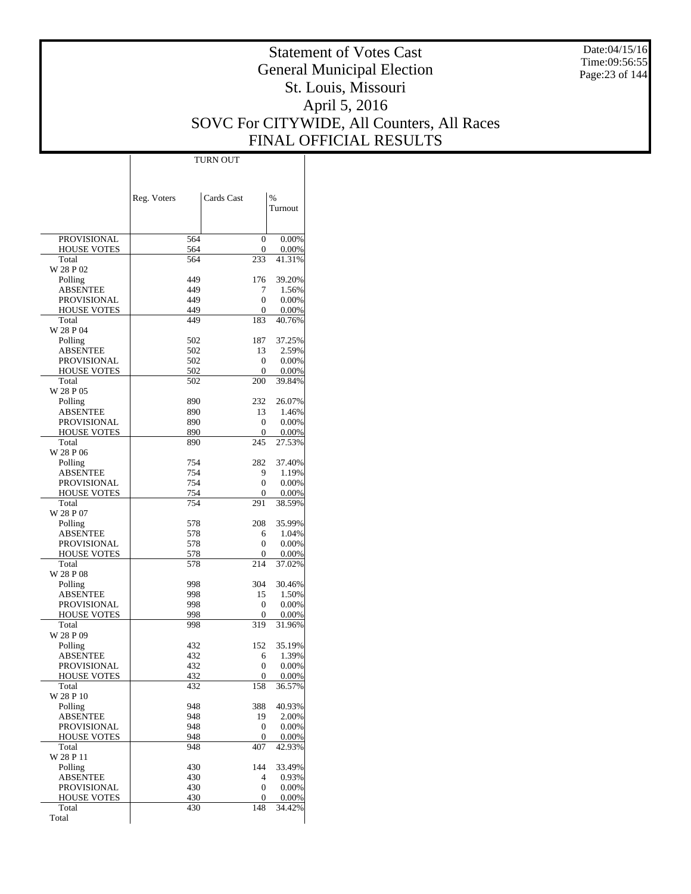# Statement of Votes Cast
## General Municipal Election
## St. Louis, Missouri
## April 5, 2016
## SOVC For CITYWIDE, All Counters, All Races
## FINAL OFFICIAL RESULTS

Date:04/15/16
Time:09:56:55

| | TURN OUT | | |
|---|---|---|---|
| | Reg. Voters | Cards Cast | % Turnout |
| PROVISIONAL | 564 | 0 | 0.00% |
| HOUSE VOTES | 564 | 0 | 0.00% |
| Total | 564 | 233 | 41.31% |
| W 28 P 02 | | | |
| Polling | 449 | 176 | 39.20% |
| ABSENTEE | 449 | 7 | 1.56% |
| PROVISIONAL | 449 | 0 | 0.00% |
| HOUSE VOTES | 449 | 0 | 0.00% |
| Total | 449 | 183 | 40.76% |
| W 28 P 04 | | | |
| Polling | 502 | 187 | 37.25% |
| ABSENTEE | 502 | 13 | 2.59% |
| PROVISIONAL | 502 | 0 | 0.00% |
| HOUSE VOTES | 502 | 0 | 0.00% |
| Total | 502 | 200 | 39.84% |
| W 28 P 05 | | | |
| Polling | 890 | 232 | 26.07% |
| ABSENTEE | 890 | 13 | 1.46% |
| PROVISIONAL | 890 | 0 | 0.00% |
| HOUSE VOTES | 890 | 0 | 0.00% |
| Total | 890 | 245 | 27.53% |
| W 28 P 06 | | | |
| Polling | 754 | 282 | 37.40% |
| ABSENTEE | 754 | 9 | 1.19% |
| PROVISIONAL | 754 | 0 | 0.00% |
| HOUSE VOTES | 754 | 0 | 0.00% |
| Total | 754 | 291 | 38.59% |
| W 28 P 07 | | | |
| Polling | 578 | 208 | 35.99% |
| ABSENTEE | 578 | 6 | 1.04% |
| PROVISIONAL | 578 | 0 | 0.00% |
| HOUSE VOTES | 578 | 0 | 0.00% |
| Total | 578 | 214 | 37.02% |
| W 28 P 08 | | | |
| Polling | 998 | 304 | 30.46% |
| ABSENTEE | 998 | 15 | 1.50% |
| PROVISIONAL | 998 | 0 | 0.00% |
| HOUSE VOTES | 998 | 0 | 0.00% |
| Total | 998 | 319 | 31.96% |
| W 28 P 09 | | | |
| Polling | 432 | 152 | 35.19% |
| ABSENTEE | 432 | 6 | 1.39% |
| PROVISIONAL | 432 | 0 | 0.00% |
| HOUSE VOTES | 432 | 0 | 0.00% |
| Total | 432 | 158 | 36.57% |
| W 28 P 10 | | | |
| Polling | 948 | 388 | 40.93% |
| ABSENTEE | 948 | 19 | 2.00% |
| PROVISIONAL | 948 | 0 | 0.00% |
| HOUSE VOTES | 948 | 0 | 0.00% |
| Total | 948 | 407 | 42.93% |
| W 28 P 11 | | | |
| Polling | 430 | 144 | 33.49% |
| ABSENTEE | 430 | 4 | 0.93% |
| PROVISIONAL | 430 | 0 | 0.00% |
| HOUSE VOTES | 430 | 0 | 0.00% |
| Total | 430 | 148 | 34.42% |
| Total | | | |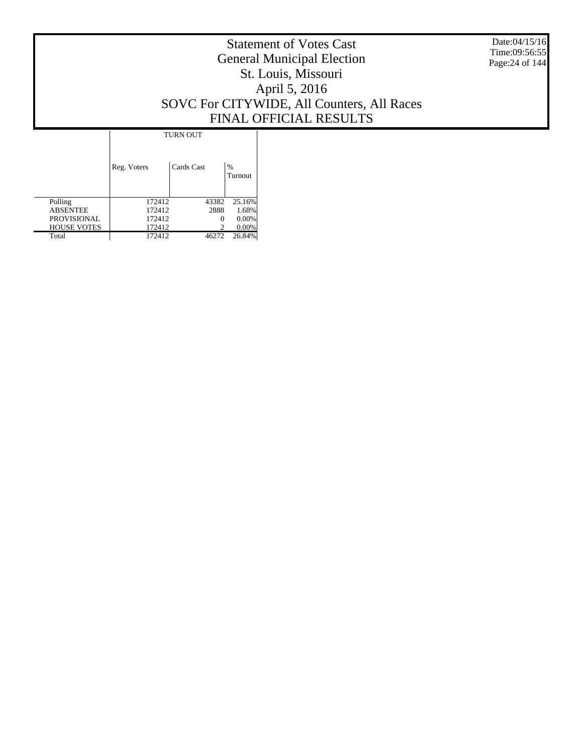# Statement of Votes Cast
## General Municipal Election
## St. Louis, Missouri
## April 5, 2016
## SOVC For CITYWIDE, All Counters, All Races
## FINAL OFFICIAL RESULTS

Date:04/15/16
Time:09:56:55

| | TURN OUT | | |
|---|---|---|---|
| | Reg. Voters | Cards Cast | % Turnout |
| Polling | 172412 | 43382 | 25.16% |
| ABSENTEE | 172412 | 2888 | 1.68% |
| PROVISIONAL | 172412 | 0 | 0.00% |
| HOUSE VOTES | 172412 | 2 | 0.00% |
| Total | 172412 | 46272 | 26.84% |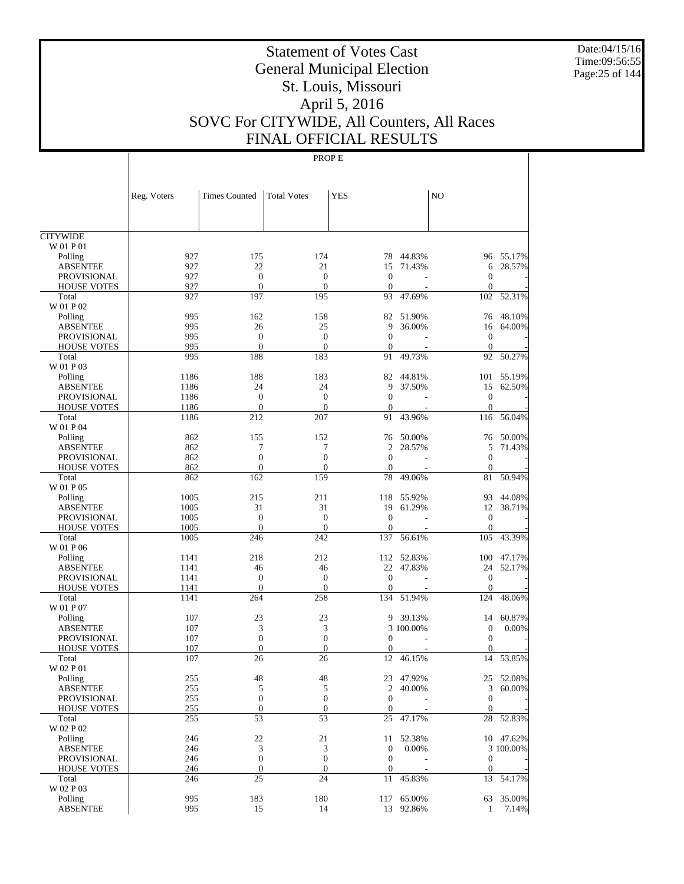# Statement of Votes Cast
## General Municipal Election
## St. Louis, Missouri
## April 5, 2016
## SOVC For CITYWIDE, All Counters, All Races
## FINAL OFFICIAL RESULTS

Date:04/15/16
Time:09:56:55

PROP E

| | Reg. Voters | Times Counted | Total Votes | YES | | NO | |
|---|---|---|---|---|---|---|---|
| CITYWIDE | | | | | | | |
| W 01 P 01 | | | | | | | |
| Polling | 927 | 175 | 174 | 78 | 44.83% | 96 | 55.17% |
| ABSENTEE | 927 | 22 | 21 | 15 | 71.43% | 6 | 28.57% |
| PROVISIONAL | 927 | 0 | 0 | 0 | - | 0 | - |
| HOUSE VOTES | 927 | 0 | 0 | 0 | - | 0 | - |
| Total | 927 | 197 | 195 | 93 | 47.69% | 102 | 52.31% |
| W 01 P 02 | | | | | | | |
| Polling | 995 | 162 | 158 | 82 | 51.90% | 76 | 48.10% |
| ABSENTEE | 995 | 26 | 25 | 9 | 36.00% | 16 | 64.00% |
| PROVISIONAL | 995 | 0 | 0 | 0 | - | 0 | - |
| HOUSE VOTES | 995 | 0 | 0 | 0 | - | 0 | - |
| Total | 995 | 188 | 183 | 91 | 49.73% | 92 | 50.27% |
| W 01 P 03 | | | | | | | |
| Polling | 1186 | 188 | 183 | 82 | 44.81% | 101 | 55.19% |
| ABSENTEE | 1186 | 24 | 24 | 9 | 37.50% | 15 | 62.50% |
| PROVISIONAL | 1186 | 0 | 0 | 0 | - | 0 | - |
| HOUSE VOTES | 1186 | 0 | 0 | 0 | - | 0 | - |
| Total | 1186 | 212 | 207 | 91 | 43.96% | 116 | 56.04% |
| W 01 P 04 | | | | | | | |
| Polling | 862 | 155 | 152 | 76 | 50.00% | 76 | 50.00% |
| ABSENTEE | 862 | 7 | 7 | 2 | 28.57% | 5 | 71.43% |
| PROVISIONAL | 862 | 0 | 0 | 0 | - | 0 | - |
| HOUSE VOTES | 862 | 0 | 0 | 0 | - | 0 | - |
| Total | 862 | 162 | 159 | 78 | 49.06% | 81 | 50.94% |
| W 01 P 05 | | | | | | | |
| Polling | 1005 | 215 | 211 | 118 | 55.92% | 93 | 44.08% |
| ABSENTEE | 1005 | 31 | 31 | 19 | 61.29% | 12 | 38.71% |
| PROVISIONAL | 1005 | 0 | 0 | 0 | - | 0 | - |
| HOUSE VOTES | 1005 | 0 | 0 | 0 | - | 0 | - |
| Total | 1005 | 246 | 242 | 137 | 56.61% | 105 | 43.39% |
| W 01 P 06 | | | | | | | |
| Polling | 1141 | 218 | 212 | 112 | 52.83% | 100 | 47.17% |
| ABSENTEE | 1141 | 46 | 46 | 22 | 47.83% | 24 | 52.17% |
| PROVISIONAL | 1141 | 0 | 0 | 0 | - | 0 | - |
| HOUSE VOTES | 1141 | 0 | 0 | 0 | - | 0 | - |
| Total | 1141 | 264 | 258 | 134 | 51.94% | 124 | 48.06% |
| W 01 P 07 | | | | | | | |
| Polling | 107 | 23 | 23 | 9 | 39.13% | 14 | 60.87% |
| ABSENTEE | 107 | 3 | 3 | 3 | 100.00% | 0 | 0.00% |
| PROVISIONAL | 107 | 0 | 0 | 0 | - | 0 | - |
| HOUSE VOTES | 107 | 0 | 0 | 0 | - | 0 | - |
| Total | 107 | 26 | 26 | 12 | 46.15% | 14 | 53.85% |
| W 02 P 01 | | | | | | | |
| Polling | 255 | 48 | 48 | 23 | 47.92% | 25 | 52.08% |
| ABSENTEE | 255 | 5 | 5 | 2 | 40.00% | 3 | 60.00% |
| PROVISIONAL | 255 | 0 | 0 | 0 | - | 0 | - |
| HOUSE VOTES | 255 | 0 | 0 | 0 | - | 0 | - |
| Total | 255 | 53 | 53 | 25 | 47.17% | 28 | 52.83% |
| W 02 P 02 | | | | | | | |
| Polling | 246 | 22 | 21 | 11 | 52.38% | 10 | 47.62% |
| ABSENTEE | 246 | 3 | 3 | 0 | 0.00% | 3 | 100.00% |
| PROVISIONAL | 246 | 0 | 0 | 0 | - | 0 | - |
| HOUSE VOTES | 246 | 0 | 0 | 0 | - | 0 | - |
| Total | 246 | 25 | 24 | 11 | 45.83% | 13 | 54.17% |
| W 02 P 03 | | | | | | | |
| Polling | 995 | 183 | 180 | 117 | 65.00% | 63 | 35.00% |
| ABSENTEE | 995 | 15 | 14 | 13 | 92.86% | 1 | 7.14% |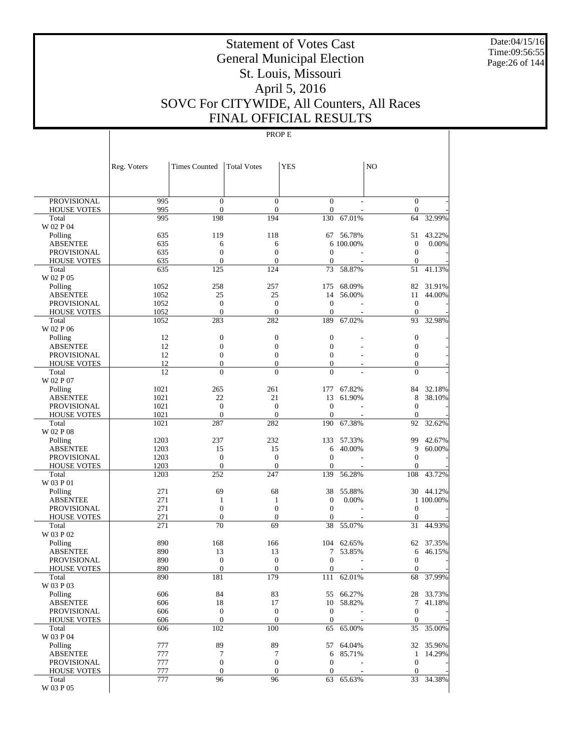# Statement of Votes Cast
# General Municipal Election
# St. Louis, Missouri
# April 5, 2016
# SOVC For CITYWIDE, All Counters, All Races
# FINAL OFFICIAL RESULTS

Date:04/15/16
Time:09:56:55

PROP E

| | Reg. Voters | Times Counted | Total Votes | YES | | NO | |
|---|---|---|---|---|---|---|---|
| PROVISIONAL | 995 | 0 | 0 | 0 | - | 0 | - |
| HOUSE VOTES | 995 | 0 | 0 | 0 | - | 0 | - |
| Total | 995 | 198 | 194 | 130 | 67.01% | 64 | 32.99% |
| W 02 P 04 | | | | | | | |
| Polling | 635 | 119 | 118 | 67 | 56.78% | 51 | 43.22% |
| ABSENTEE | 635 | 6 | 6 | 6 | 100.00% | 0 | 0.00% |
| PROVISIONAL | 635 | 0 | 0 | 0 | - | 0 | - |
| HOUSE VOTES | 635 | 0 | 0 | 0 | - | 0 | - |
| Total | 635 | 125 | 124 | 73 | 58.87% | 51 | 41.13% |
| W 02 P 05 | | | | | | | |
| Polling | 1052 | 258 | 257 | 175 | 68.09% | 82 | 31.91% |
| ABSENTEE | 1052 | 25 | 25 | 14 | 56.00% | 11 | 44.00% |
| PROVISIONAL | 1052 | 0 | 0 | 0 | - | 0 | - |
| HOUSE VOTES | 1052 | 0 | 0 | 0 | - | 0 | - |
| Total | 1052 | 283 | 282 | 189 | 67.02% | 93 | 32.98% |
| W 02 P 06 | | | | | | | |
| Polling | 12 | 0 | 0 | 0 | - | 0 | - |
| ABSENTEE | 12 | 0 | 0 | 0 | - | 0 | - |
| PROVISIONAL | 12 | 0 | 0 | 0 | - | 0 | - |
| HOUSE VOTES | 12 | 0 | 0 | 0 | - | 0 | - |
| Total | 12 | 0 | 0 | 0 | - | 0 | - |
| W 02 P 07 | | | | | | | |
| Polling | 1021 | 265 | 261 | 177 | 67.82% | 84 | 32.18% |
| ABSENTEE | 1021 | 22 | 21 | 13 | 61.90% | 8 | 38.10% |
| PROVISIONAL | 1021 | 0 | 0 | 0 | - | 0 | - |
| HOUSE VOTES | 1021 | 0 | 0 | 0 | - | 0 | - |
| Total | 1021 | 287 | 282 | 190 | 67.38% | 92 | 32.62% |
| W 02 P 08 | | | | | | | |
| Polling | 1203 | 237 | 232 | 133 | 57.33% | 99 | 42.67% |
| ABSENTEE | 1203 | 15 | 15 | 6 | 40.00% | 9 | 60.00% |
| PROVISIONAL | 1203 | 0 | 0 | 0 | - | 0 | - |
| HOUSE VOTES | 1203 | 0 | 0 | 0 | - | 0 | - |
| Total | 1203 | 252 | 247 | 139 | 56.28% | 108 | 43.72% |
| W 03 P 01 | | | | | | | |
| Polling | 271 | 69 | 68 | 38 | 55.88% | 30 | 44.12% |
| ABSENTEE | 271 | 1 | 1 | 0 | 0.00% | 1 | 100.00% |
| PROVISIONAL | 271 | 0 | 0 | 0 | - | 0 | - |
| HOUSE VOTES | 271 | 0 | 0 | 0 | - | 0 | - |
| Total | 271 | 70 | 69 | 38 | 55.07% | 31 | 44.93% |
| W 03 P 02 | | | | | | | |
| Polling | 890 | 168 | 166 | 104 | 62.65% | 62 | 37.35% |
| ABSENTEE | 890 | 13 | 13 | 7 | 53.85% | 6 | 46.15% |
| PROVISIONAL | 890 | 0 | 0 | 0 | - | 0 | - |
| HOUSE VOTES | 890 | 0 | 0 | 0 | - | 0 | - |
| Total | 890 | 181 | 179 | 111 | 62.01% | 68 | 37.99% |
| W 03 P 03 | | | | | | | |
| Polling | 606 | 84 | 83 | 55 | 66.27% | 28 | 33.73% |
| ABSENTEE | 606 | 18 | 17 | 10 | 58.82% | 7 | 41.18% |
| PROVISIONAL | 606 | 0 | 0 | 0 | - | 0 | - |
| HOUSE VOTES | 606 | 0 | 0 | 0 | - | 0 | - |
| Total | 606 | 102 | 100 | 65 | 65.00% | 35 | 35.00% |
| W 03 P 04 | | | | | | | |
| Polling | 777 | 89 | 89 | 57 | 64.04% | 32 | 35.96% |
| ABSENTEE | 777 | 7 | 7 | 6 | 85.71% | 1 | 14.29% |
| PROVISIONAL | 777 | 0 | 0 | 0 | - | 0 | - |
| HOUSE VOTES | 777 | 0 | 0 | 0 | - | 0 | - |
| Total | 777 | 96 | 96 | 63 | 65.63% | 33 | 34.38% |
| W 03 P 05 | | | | | | | |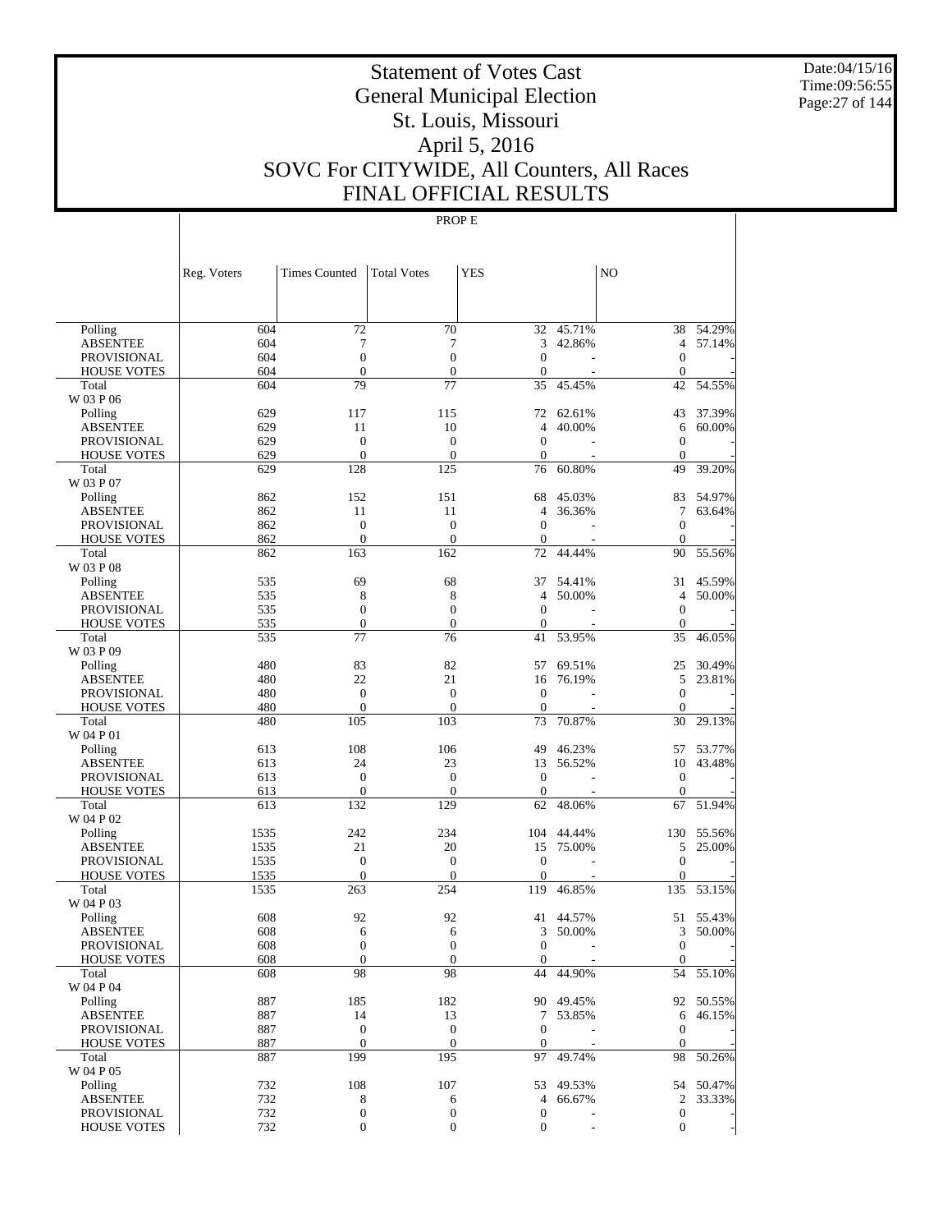# Statement of Votes Cast
# General Municipal Election
# St. Louis, Missouri
# April 5, 2016
# SOVC For CITYWIDE, All Counters, All Races
# FINAL OFFICIAL RESULTS

Date:04/15/16
Time:09:56:55

PROP E

| | Reg. Voters | Times Counted | Total Votes | YES | | NO | |
|---|---|---|---|---|---|---|---|
| Polling | 604 | 72 | 70 | 32 | 45.71% | 38 | 54.29% |
| ABSENTEE | 604 | 7 | 7 | 3 | 42.86% | 4 | 57.14% |
| PROVISIONAL | 604 | 0 | 0 | 0 | - | 0 | - |
| HOUSE VOTES | 604 | 0 | 0 | 0 | - | 0 | - |
| Total | 604 | 79 | 77 | 35 | 45.45% | 42 | 54.55% |
| W 03 P 06 | | | | | | | |
| Polling | 629 | 117 | 115 | 72 | 62.61% | 43 | 37.39% |
| ABSENTEE | 629 | 11 | 10 | 4 | 40.00% | 6 | 60.00% |
| PROVISIONAL | 629 | 0 | 0 | 0 | - | 0 | - |
| HOUSE VOTES | 629 | 0 | 0 | 0 | - | 0 | - |
| Total | 629 | 128 | 125 | 76 | 60.80% | 49 | 39.20% |
| W 03 P 07 | | | | | | | |
| Polling | 862 | 152 | 151 | 68 | 45.03% | 83 | 54.97% |
| ABSENTEE | 862 | 11 | 11 | 4 | 36.36% | 7 | 63.64% |
| PROVISIONAL | 862 | 0 | 0 | 0 | - | 0 | - |
| HOUSE VOTES | 862 | 0 | 0 | 0 | - | 0 | - |
| Total | 862 | 163 | 162 | 72 | 44.44% | 90 | 55.56% |
| W 03 P 08 | | | | | | | |
| Polling | 535 | 69 | 68 | 37 | 54.41% | 31 | 45.59% |
| ABSENTEE | 535 | 8 | 8 | 4 | 50.00% | 4 | 50.00% |
| PROVISIONAL | 535 | 0 | 0 | 0 | - | 0 | - |
| HOUSE VOTES | 535 | 0 | 0 | 0 | - | 0 | - |
| Total | 535 | 77 | 76 | 41 | 53.95% | 35 | 46.05% |
| W 03 P 09 | | | | | | | |
| Polling | 480 | 83 | 82 | 57 | 69.51% | 25 | 30.49% |
| ABSENTEE | 480 | 22 | 21 | 16 | 76.19% | 5 | 23.81% |
| PROVISIONAL | 480 | 0 | 0 | 0 | - | 0 | - |
| HOUSE VOTES | 480 | 0 | 0 | 0 | - | 0 | - |
| Total | 480 | 105 | 103 | 73 | 70.87% | 30 | 29.13% |
| W 04 P 01 | | | | | | | |
| Polling | 613 | 108 | 106 | 49 | 46.23% | 57 | 53.77% |
| ABSENTEE | 613 | 24 | 23 | 13 | 56.52% | 10 | 43.48% |
| PROVISIONAL | 613 | 0 | 0 | 0 | - | 0 | - |
| HOUSE VOTES | 613 | 0 | 0 | 0 | - | 0 | - |
| Total | 613 | 132 | 129 | 62 | 48.06% | 67 | 51.94% |
| W 04 P 02 | | | | | | | |
| Polling | 1535 | 242 | 234 | 104 | 44.44% | 130 | 55.56% |
| ABSENTEE | 1535 | 21 | 20 | 15 | 75.00% | 5 | 25.00% |
| PROVISIONAL | 1535 | 0 | 0 | 0 | - | 0 | - |
| HOUSE VOTES | 1535 | 0 | 0 | 0 | - | 0 | - |
| Total | 1535 | 263 | 254 | 119 | 46.85% | 135 | 53.15% |
| W 04 P 03 | | | | | | | |
| Polling | 608 | 92 | 92 | 41 | 44.57% | 51 | 55.43% |
| ABSENTEE | 608 | 6 | 6 | 3 | 50.00% | 3 | 50.00% |
| PROVISIONAL | 608 | 0 | 0 | 0 | - | 0 | - |
| HOUSE VOTES | 608 | 0 | 0 | 0 | - | 0 | - |
| Total | 608 | 98 | 98 | 44 | 44.90% | 54 | 55.10% |
| W 04 P 04 | | | | | | | |
| Polling | 887 | 185 | 182 | 90 | 49.45% | 92 | 50.55% |
| ABSENTEE | 887 | 14 | 13 | 7 | 53.85% | 6 | 46.15% |
| PROVISIONAL | 887 | 0 | 0 | 0 | - | 0 | - |
| HOUSE VOTES | 887 | 0 | 0 | 0 | - | 0 | - |
| Total | 887 | 199 | 195 | 97 | 49.74% | 98 | 50.26% |
| W 04 P 05 | | | | | | | |
| Polling | 732 | 108 | 107 | 53 | 49.53% | 54 | 50.47% |
| ABSENTEE | 732 | 8 | 6 | 4 | 66.67% | 2 | 33.33% |
| PROVISIONAL | 732 | 0 | 0 | 0 | - | 0 | - |
| HOUSE VOTES | 732 | 0 | 0 | 0 | - | 0 | - |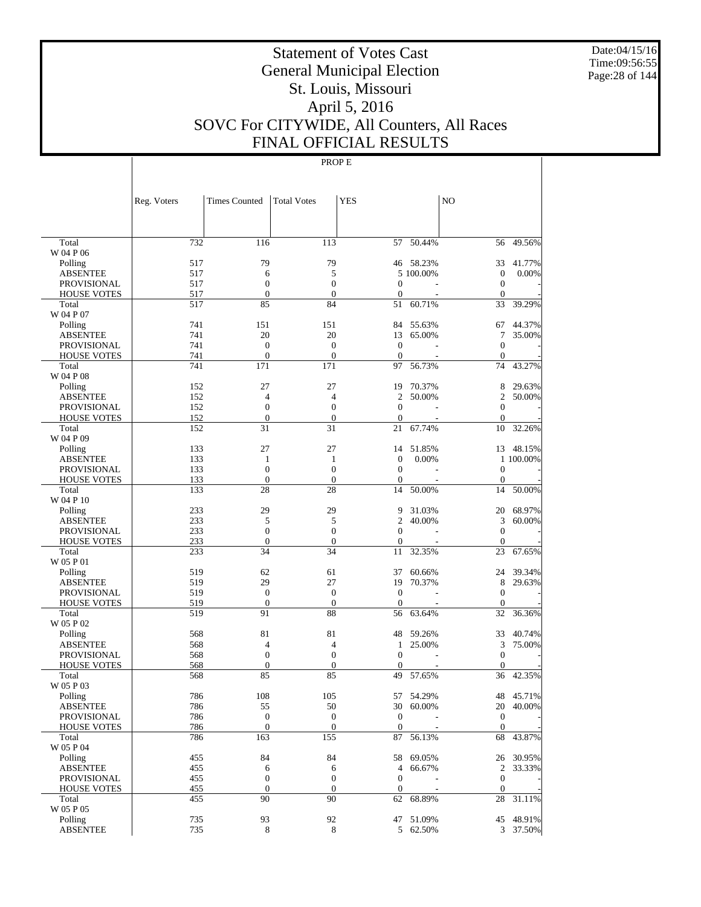# Statement of Votes Cast
# General Municipal Election
# St. Louis, Missouri
# April 5, 2016
# SOVC For CITYWIDE, All Counters, All Races
# FINAL OFFICIAL RESULTS

Date:04/15/16
Time:09:56:55

PROP E

| | Reg. Voters | Times Counted | Total Votes | YES | | NO | |
|---|---|---|---|---|---|---|---|
| Total | 732 | 116 | 113 | 57 | 50.44% | 56 | 49.56% |
| W 04 P 06 | | | | | | | |
| Polling | 517 | 79 | 79 | 46 | 58.23% | 33 | 41.77% |
| ABSENTEE | 517 | 6 | 5 | 5 | 100.00% | 0 | 0.00% |
| PROVISIONAL | 517 | 0 | 0 | 0 | - | 0 | - |
| HOUSE VOTES | 517 | 0 | 0 | 0 | - | 0 | - |
| Total | 517 | 85 | 84 | 51 | 60.71% | 33 | 39.29% |
| W 04 P 07 | | | | | | | |
| Polling | 741 | 151 | 151 | 84 | 55.63% | 67 | 44.37% |
| ABSENTEE | 741 | 20 | 20 | 13 | 65.00% | 7 | 35.00% |
| PROVISIONAL | 741 | 0 | 0 | 0 | - | 0 | - |
| HOUSE VOTES | 741 | 0 | 0 | 0 | - | 0 | - |
| Total | 741 | 171 | 171 | 97 | 56.73% | 74 | 43.27% |
| W 04 P 08 | | | | | | | |
| Polling | 152 | 27 | 27 | 19 | 70.37% | 8 | 29.63% |
| ABSENTEE | 152 | 4 | 4 | 2 | 50.00% | 2 | 50.00% |
| PROVISIONAL | 152 | 0 | 0 | 0 | - | 0 | - |
| HOUSE VOTES | 152 | 0 | 0 | 0 | - | 0 | - |
| Total | 152 | 31 | 31 | 21 | 67.74% | 10 | 32.26% |
| W 04 P 09 | | | | | | | |
| Polling | 133 | 27 | 27 | 14 | 51.85% | 13 | 48.15% |
| ABSENTEE | 133 | 1 | 1 | 0 | 0.00% | 1 | 100.00% |
| PROVISIONAL | 133 | 0 | 0 | 0 | - | 0 | - |
| HOUSE VOTES | 133 | 0 | 0 | 0 | - | 0 | - |
| Total | 133 | 28 | 28 | 14 | 50.00% | 14 | 50.00% |
| W 04 P 10 | | | | | | | |
| Polling | 233 | 29 | 29 | 9 | 31.03% | 20 | 68.97% |
| ABSENTEE | 233 | 5 | 5 | 2 | 40.00% | 3 | 60.00% |
| PROVISIONAL | 233 | 0 | 0 | 0 | - | 0 | - |
| HOUSE VOTES | 233 | 0 | 0 | 0 | - | 0 | - |
| Total | 233 | 34 | 34 | 11 | 32.35% | 23 | 67.65% |
| W 05 P 01 | | | | | | | |
| Polling | 519 | 62 | 61 | 37 | 60.66% | 24 | 39.34% |
| ABSENTEE | 519 | 29 | 27 | 19 | 70.37% | 8 | 29.63% |
| PROVISIONAL | 519 | 0 | 0 | 0 | - | 0 | - |
| HOUSE VOTES | 519 | 0 | 0 | 0 | - | 0 | - |
| Total | 519 | 91 | 88 | 56 | 63.64% | 32 | 36.36% |
| W 05 P 02 | | | | | | | |
| Polling | 568 | 81 | 81 | 48 | 59.26% | 33 | 40.74% |
| ABSENTEE | 568 | 4 | 4 | 1 | 25.00% | 3 | 75.00% |
| PROVISIONAL | 568 | 0 | 0 | 0 | - | 0 | - |
| HOUSE VOTES | 568 | 0 | 0 | 0 | - | 0 | - |
| Total | 568 | 85 | 85 | 49 | 57.65% | 36 | 42.35% |
| W 05 P 03 | | | | | | | |
| Polling | 786 | 108 | 105 | 57 | 54.29% | 48 | 45.71% |
| ABSENTEE | 786 | 55 | 50 | 30 | 60.00% | 20 | 40.00% |
| PROVISIONAL | 786 | 0 | 0 | 0 | - | 0 | - |
| HOUSE VOTES | 786 | 0 | 0 | 0 | - | 0 | - |
| Total | 786 | 163 | 155 | 87 | 56.13% | 68 | 43.87% |
| W 05 P 04 | | | | | | | |
| Polling | 455 | 84 | 84 | 58 | 69.05% | 26 | 30.95% |
| ABSENTEE | 455 | 6 | 6 | 4 | 66.67% | 2 | 33.33% |
| PROVISIONAL | 455 | 0 | 0 | 0 | - | 0 | - |
| HOUSE VOTES | 455 | 0 | 0 | 0 | - | 0 | - |
| Total | 455 | 90 | 90 | 62 | 68.89% | 28 | 31.11% |
| W 05 P 05 | | | | | | | |
| Polling | 735 | 93 | 92 | 47 | 51.09% | 45 | 48.91% |
| ABSENTEE | 735 | 8 | 8 | 5 | 62.50% | 3 | 37.50% |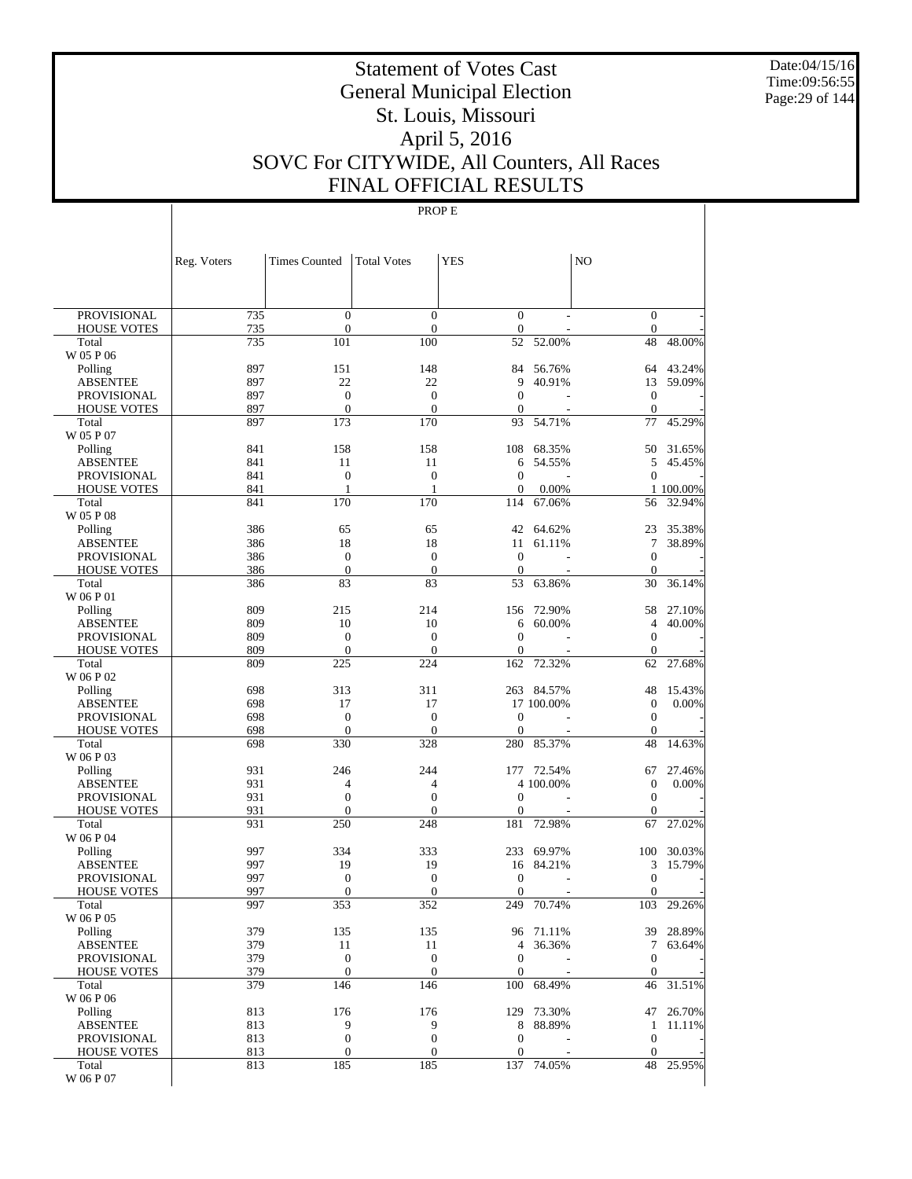# Statement of Votes Cast
# General Municipal Election
# St. Louis, Missouri
# April 5, 2016
# SOVC For CITYWIDE, All Counters, All Races
# FINAL OFFICIAL RESULTS

Date:04/15/16
Time:09:56:55

PROP E

| | Reg. Voters | Times Counted | Total Votes | YES | | NO | |
|---|---|---|---|---|---|---|---|
| PROVISIONAL | 735 | 0 | 0 | 0 | - | 0 | - |
| HOUSE VOTES | 735 | 0 | 0 | 0 | - | 0 | - |
| Total | 735 | 101 | 100 | 52 | 52.00% | 48 | 48.00% |
| W 05 P 06 | | | | | | | |
| Polling | 897 | 151 | 148 | 84 | 56.76% | 64 | 43.24% |
| ABSENTEE | 897 | 22 | 22 | 9 | 40.91% | 13 | 59.09% |
| PROVISIONAL | 897 | 0 | 0 | 0 | - | 0 | - |
| HOUSE VOTES | 897 | 0 | 0 | 0 | - | 0 | - |
| Total | 897 | 173 | 170 | 93 | 54.71% | 77 | 45.29% |
| W 05 P 07 | | | | | | | |
| Polling | 841 | 158 | 158 | 108 | 68.35% | 50 | 31.65% |
| ABSENTEE | 841 | 11 | 11 | 6 | 54.55% | 5 | 45.45% |
| PROVISIONAL | 841 | 0 | 0 | 0 | - | 0 | - |
| HOUSE VOTES | 841 | 1 | 1 | 0 | 0.00% | 1 | 100.00% |
| Total | 841 | 170 | 170 | 114 | 67.06% | 56 | 32.94% |
| W 05 P 08 | | | | | | | |
| Polling | 386 | 65 | 65 | 42 | 64.62% | 23 | 35.38% |
| ABSENTEE | 386 | 18 | 18 | 11 | 61.11% | 7 | 38.89% |
| PROVISIONAL | 386 | 0 | 0 | 0 | - | 0 | - |
| HOUSE VOTES | 386 | 0 | 0 | 0 | - | 0 | - |
| Total | 386 | 83 | 83 | 53 | 63.86% | 30 | 36.14% |
| W 06 P 01 | | | | | | | |
| Polling | 809 | 215 | 214 | 156 | 72.90% | 58 | 27.10% |
| ABSENTEE | 809 | 10 | 10 | 6 | 60.00% | 4 | 40.00% |
| PROVISIONAL | 809 | 0 | 0 | 0 | - | 0 | - |
| HOUSE VOTES | 809 | 0 | 0 | 0 | - | 0 | - |
| Total | 809 | 225 | 224 | 162 | 72.32% | 62 | 27.68% |
| W 06 P 02 | | | | | | | |
| Polling | 698 | 313 | 311 | 263 | 84.57% | 48 | 15.43% |
| ABSENTEE | 698 | 17 | 17 | 17 | 100.00% | 0 | 0.00% |
| PROVISIONAL | 698 | 0 | 0 | 0 | - | 0 | - |
| HOUSE VOTES | 698 | 0 | 0 | 0 | - | 0 | - |
| Total | 698 | 330 | 328 | 280 | 85.37% | 48 | 14.63% |
| W 06 P 03 | | | | | | | |
| Polling | 931 | 246 | 244 | 177 | 72.54% | 67 | 27.46% |
| ABSENTEE | 931 | 4 | 4 | 4 | 100.00% | 0 | 0.00% |
| PROVISIONAL | 931 | 0 | 0 | 0 | - | 0 | - |
| HOUSE VOTES | 931 | 0 | 0 | 0 | - | 0 | - |
| Total | 931 | 250 | 248 | 181 | 72.98% | 67 | 27.02% |
| W 06 P 04 | | | | | | | |
| Polling | 997 | 334 | 333 | 233 | 69.97% | 100 | 30.03% |
| ABSENTEE | 997 | 19 | 19 | 16 | 84.21% | 3 | 15.79% |
| PROVISIONAL | 997 | 0 | 0 | 0 | - | 0 | - |
| HOUSE VOTES | 997 | 0 | 0 | 0 | - | 0 | - |
| Total | 997 | 353 | 352 | 249 | 70.74% | 103 | 29.26% |
| W 06 P 05 | | | | | | | |
| Polling | 379 | 135 | 135 | 96 | 71.11% | 39 | 28.89% |
| ABSENTEE | 379 | 11 | 11 | 4 | 36.36% | 7 | 63.64% |
| PROVISIONAL | 379 | 0 | 0 | 0 | - | 0 | - |
| HOUSE VOTES | 379 | 0 | 0 | 0 | - | 0 | - |
| Total | 379 | 146 | 146 | 100 | 68.49% | 46 | 31.51% |
| W 06 P 06 | | | | | | | |
| Polling | 813 | 176 | 176 | 129 | 73.30% | 47 | 26.70% |
| ABSENTEE | 813 | 9 | 9 | 8 | 88.89% | 1 | 11.11% |
| PROVISIONAL | 813 | 0 | 0 | 0 | - | 0 | - |
| HOUSE VOTES | 813 | 0 | 0 | 0 | - | 0 | - |
| Total | 813 | 185 | 185 | 137 | 74.05% | 48 | 25.95% |
| W 06 P 07 | | | | | | | |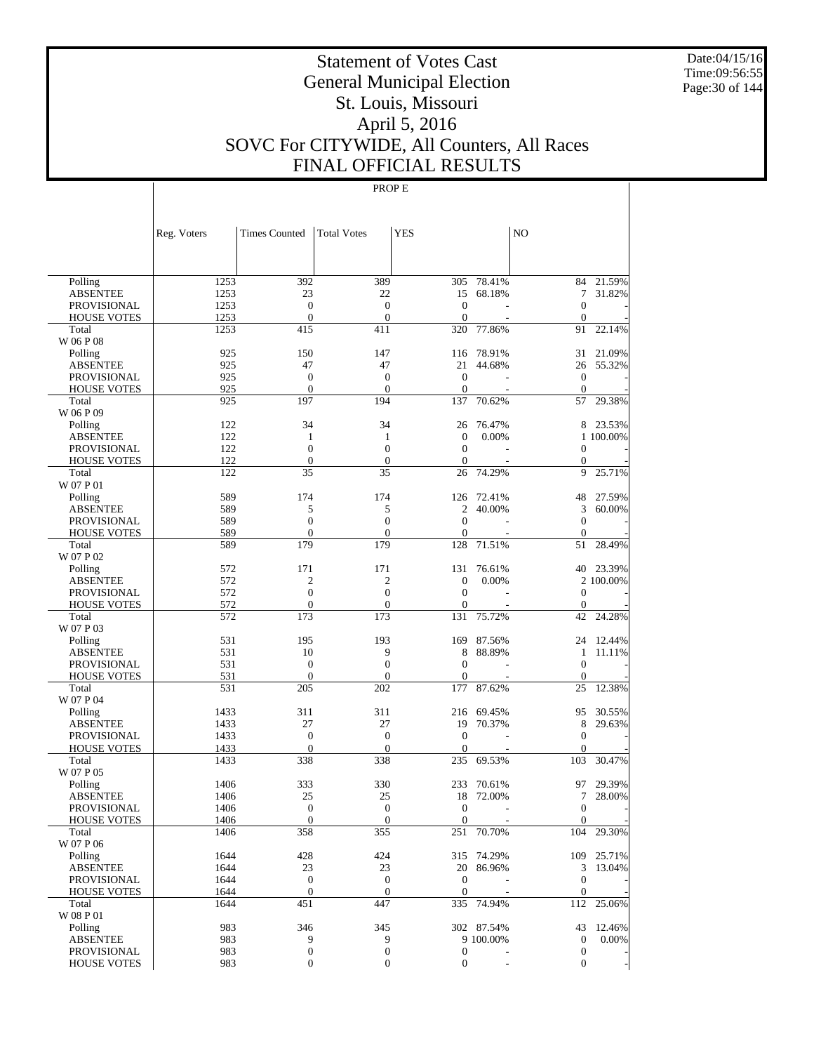# Statement of Votes Cast
# General Municipal Election
# St. Louis, Missouri
# April 5, 2016
# SOVC For CITYWIDE, All Counters, All Races
# FINAL OFFICIAL RESULTS

Date:04/15/16
Time:09:56:55

PROP E

| | Reg. Voters | Times Counted | Total Votes | YES | | NO | |
|---|---|---|---|---|---|---|---|
| Polling | 1253 | 392 | 389 | 305 | 78.41% | 84 | 21.59% |
| ABSENTEE | 1253 | 23 | 22 | 15 | 68.18% | 7 | 31.82% |
| PROVISIONAL | 1253 | 0 | 0 | 0 | - | 0 | - |
| HOUSE VOTES | 1253 | 0 | 0 | 0 | - | 0 | - |
| Total | 1253 | 415 | 411 | 320 | 77.86% | 91 | 22.14% |
| W 06 P 08 | | | | | | | |
| Polling | 925 | 150 | 147 | 116 | 78.91% | 31 | 21.09% |
| ABSENTEE | 925 | 47 | 47 | 21 | 44.68% | 26 | 55.32% |
| PROVISIONAL | 925 | 0 | 0 | 0 | - | 0 | - |
| HOUSE VOTES | 925 | 0 | 0 | 0 | - | 0 | - |
| Total | 925 | 197 | 194 | 137 | 70.62% | 57 | 29.38% |
| W 06 P 09 | | | | | | | |
| Polling | 122 | 34 | 34 | 26 | 76.47% | 8 | 23.53% |
| ABSENTEE | 122 | 1 | 1 | 0 | 0.00% | 1 | 100.00% |
| PROVISIONAL | 122 | 0 | 0 | 0 | - | 0 | - |
| HOUSE VOTES | 122 | 0 | 0 | 0 | - | 0 | - |
| Total | 122 | 35 | 35 | 26 | 74.29% | 9 | 25.71% |
| W 07 P 01 | | | | | | | |
| Polling | 589 | 174 | 174 | 126 | 72.41% | 48 | 27.59% |
| ABSENTEE | 589 | 5 | 5 | 2 | 40.00% | 3 | 60.00% |
| PROVISIONAL | 589 | 0 | 0 | 0 | - | 0 | - |
| HOUSE VOTES | 589 | 0 | 0 | 0 | - | 0 | - |
| Total | 589 | 179 | 179 | 128 | 71.51% | 51 | 28.49% |
| W 07 P 02 | | | | | | | |
| Polling | 572 | 171 | 171 | 131 | 76.61% | 40 | 23.39% |
| ABSENTEE | 572 | 2 | 2 | 0 | 0.00% | 2 | 100.00% |
| PROVISIONAL | 572 | 0 | 0 | 0 | - | 0 | - |
| HOUSE VOTES | 572 | 0 | 0 | 0 | - | 0 | - |
| Total | 572 | 173 | 173 | 131 | 75.72% | 42 | 24.28% |
| W 07 P 03 | | | | | | | |
| Polling | 531 | 195 | 193 | 169 | 87.56% | 24 | 12.44% |
| ABSENTEE | 531 | 10 | 9 | 8 | 88.89% | 1 | 11.11% |
| PROVISIONAL | 531 | 0 | 0 | 0 | - | 0 | - |
| HOUSE VOTES | 531 | 0 | 0 | 0 | - | 0 | - |
| Total | 531 | 205 | 202 | 177 | 87.62% | 25 | 12.38% |
| W 07 P 04 | | | | | | | |
| Polling | 1433 | 311 | 311 | 216 | 69.45% | 95 | 30.55% |
| ABSENTEE | 1433 | 27 | 27 | 19 | 70.37% | 8 | 29.63% |
| PROVISIONAL | 1433 | 0 | 0 | 0 | - | 0 | - |
| HOUSE VOTES | 1433 | 0 | 0 | 0 | - | 0 | - |
| Total | 1433 | 338 | 338 | 235 | 69.53% | 103 | 30.47% |
| W 07 P 05 | | | | | | | |
| Polling | 1406 | 333 | 330 | 233 | 70.61% | 97 | 29.39% |
| ABSENTEE | 1406 | 25 | 25 | 18 | 72.00% | 7 | 28.00% |
| PROVISIONAL | 1406 | 0 | 0 | 0 | - | 0 | - |
| HOUSE VOTES | 1406 | 0 | 0 | 0 | - | 0 | - |
| Total | 1406 | 358 | 355 | 251 | 70.70% | 104 | 29.30% |
| W 07 P 06 | | | | | | | |
| Polling | 1644 | 428 | 424 | 315 | 74.29% | 109 | 25.71% |
| ABSENTEE | 1644 | 23 | 23 | 20 | 86.96% | 3 | 13.04% |
| PROVISIONAL | 1644 | 0 | 0 | 0 | - | 0 | - |
| HOUSE VOTES | 1644 | 0 | 0 | 0 | - | 0 | - |
| Total | 1644 | 451 | 447 | 335 | 74.94% | 112 | 25.06% |
| W 08 P 01 | | | | | | | |
| Polling | 983 | 346 | 345 | 302 | 87.54% | 43 | 12.46% |
| ABSENTEE | 983 | 9 | 9 | 9 | 100.00% | 0 | 0.00% |
| PROVISIONAL | 983 | 0 | 0 | 0 | - | 0 | - |
| HOUSE VOTES | 983 | 0 | 0 | 0 | - | 0 | - |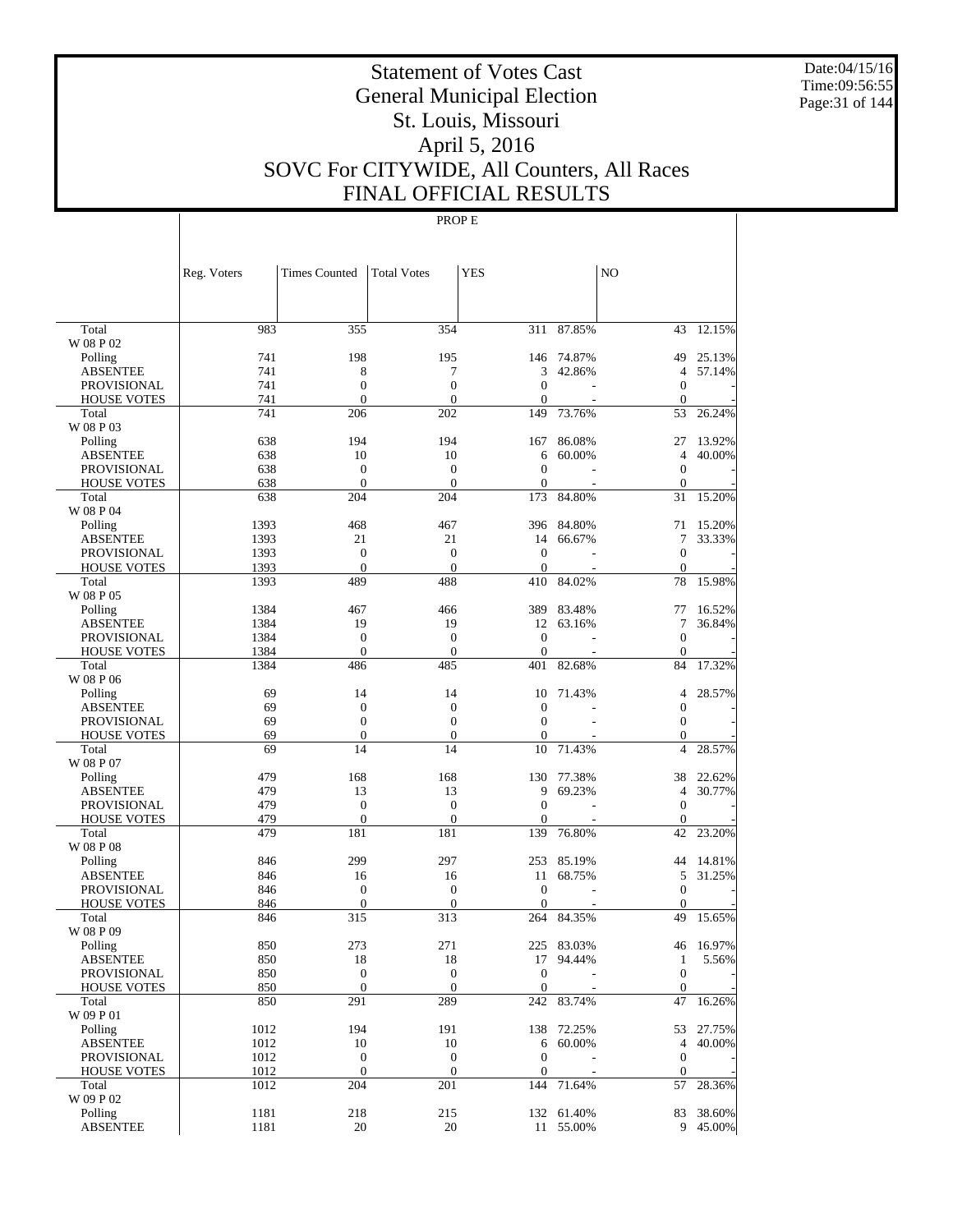# Statement of Votes Cast
# General Municipal Election
# St. Louis, Missouri
# April 5, 2016
# SOVC For CITYWIDE, All Counters, All Races
# FINAL OFFICIAL RESULTS

Date:04/15/16
Time:09:56:55

PROP E

| | Reg. Voters | Times Counted | Total Votes | YES | | NO | |
|---|---|---|---|---|---|---|---|
| Total | 983 | 355 | 354 | 311 | 87.85% | 43 | 12.15% |
| W 08 P 02 | | | | | | | |
| Polling | 741 | 198 | 195 | 146 | 74.87% | 49 | 25.13% |
| ABSENTEE | 741 | 8 | 7 | 3 | 42.86% | 4 | 57.14% |
| PROVISIONAL | 741 | 0 | 0 | 0 | - | 0 | - |
| HOUSE VOTES | 741 | 0 | 0 | 0 | - | 0 | - |
| Total | 741 | 206 | 202 | 149 | 73.76% | 53 | 26.24% |
| W 08 P 03 | | | | | | | |
| Polling | 638 | 194 | 194 | 167 | 86.08% | 27 | 13.92% |
| ABSENTEE | 638 | 10 | 10 | 6 | 60.00% | 4 | 40.00% |
| PROVISIONAL | 638 | 0 | 0 | 0 | - | 0 | - |
| HOUSE VOTES | 638 | 0 | 0 | 0 | - | 0 | - |
| Total | 638 | 204 | 204 | 173 | 84.80% | 31 | 15.20% |
| W 08 P 04 | | | | | | | |
| Polling | 1393 | 468 | 467 | 396 | 84.80% | 71 | 15.20% |
| ABSENTEE | 1393 | 21 | 21 | 14 | 66.67% | 7 | 33.33% |
| PROVISIONAL | 1393 | 0 | 0 | 0 | - | 0 | - |
| HOUSE VOTES | 1393 | 0 | 0 | 0 | - | 0 | - |
| Total | 1393 | 489 | 488 | 410 | 84.02% | 78 | 15.98% |
| W 08 P 05 | | | | | | | |
| Polling | 1384 | 467 | 466 | 389 | 83.48% | 77 | 16.52% |
| ABSENTEE | 1384 | 19 | 19 | 12 | 63.16% | 7 | 36.84% |
| PROVISIONAL | 1384 | 0 | 0 | 0 | - | 0 | - |
| HOUSE VOTES | 1384 | 0 | 0 | 0 | - | 0 | - |
| Total | 1384 | 486 | 485 | 401 | 82.68% | 84 | 17.32% |
| W 08 P 06 | | | | | | | |
| Polling | 69 | 14 | 14 | 10 | 71.43% | 4 | 28.57% |
| ABSENTEE | 69 | 0 | 0 | 0 | - | 0 | - |
| PROVISIONAL | 69 | 0 | 0 | 0 | - | 0 | - |
| HOUSE VOTES | 69 | 0 | 0 | 0 | - | 0 | - |
| Total | 69 | 14 | 14 | 10 | 71.43% | 4 | 28.57% |
| W 08 P 07 | | | | | | | |
| Polling | 479 | 168 | 168 | 130 | 77.38% | 38 | 22.62% |
| ABSENTEE | 479 | 13 | 13 | 9 | 69.23% | 4 | 30.77% |
| PROVISIONAL | 479 | 0 | 0 | 0 | - | 0 | - |
| HOUSE VOTES | 479 | 0 | 0 | 0 | - | 0 | - |
| Total | 479 | 181 | 181 | 139 | 76.80% | 42 | 23.20% |
| W 08 P 08 | | | | | | | |
| Polling | 846 | 299 | 297 | 253 | 85.19% | 44 | 14.81% |
| ABSENTEE | 846 | 16 | 16 | 11 | 68.75% | 5 | 31.25% |
| PROVISIONAL | 846 | 0 | 0 | 0 | - | 0 | - |
| HOUSE VOTES | 846 | 0 | 0 | 0 | - | 0 | - |
| Total | 846 | 315 | 313 | 264 | 84.35% | 49 | 15.65% |
| W 08 P 09 | | | | | | | |
| Polling | 850 | 273 | 271 | 225 | 83.03% | 46 | 16.97% |
| ABSENTEE | 850 | 18 | 18 | 17 | 94.44% | 1 | 5.56% |
| PROVISIONAL | 850 | 0 | 0 | 0 | - | 0 | - |
| HOUSE VOTES | 850 | 0 | 0 | 0 | - | 0 | - |
| Total | 850 | 291 | 289 | 242 | 83.74% | 47 | 16.26% |
| W 09 P 01 | | | | | | | |
| Polling | 1012 | 194 | 191 | 138 | 72.25% | 53 | 27.75% |
| ABSENTEE | 1012 | 10 | 10 | 6 | 60.00% | 4 | 40.00% |
| PROVISIONAL | 1012 | 0 | 0 | 0 | - | 0 | - |
| HOUSE VOTES | 1012 | 0 | 0 | 0 | - | 0 | - |
| Total | 1012 | 204 | 201 | 144 | 71.64% | 57 | 28.36% |
| W 09 P 02 | | | | | | | |
| Polling | 1181 | 218 | 215 | 132 | 61.40% | 83 | 38.60% |
| ABSENTEE | 1181 | 20 | 20 | 11 | 55.00% | 9 | 45.00% |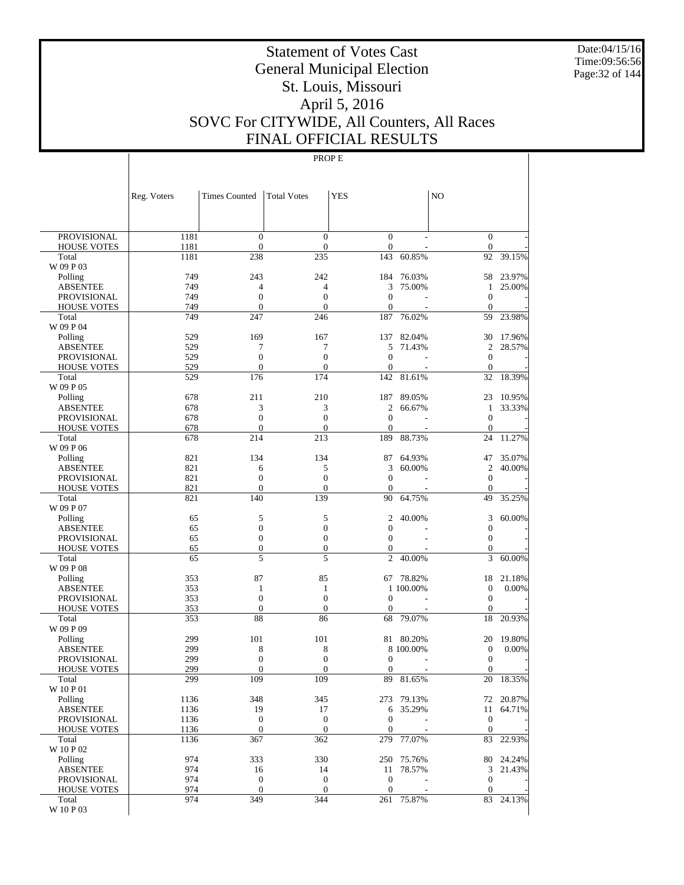# Statement of Votes Cast
# General Municipal Election
# St. Louis, Missouri
# April 5, 2016
# SOVC For CITYWIDE, All Counters, All Races
# FINAL OFFICIAL RESULTS

Date:04/15/16
Time:09:56:56

PROP E

| | Reg. Voters | Times Counted | Total Votes | YES | | NO | |
|---|---|---|---|---|---|---|---|
| PROVISIONAL | 1181 | 0 | 0 | 0 | - | 0 | - |
| HOUSE VOTES | 1181 | 0 | 0 | 0 | - | 0 | - |
| Total | 1181 | 238 | 235 | 143 | 60.85% | 92 | 39.15% |
| W 09 P 03 | | | | | | | |
| Polling | 749 | 243 | 242 | 184 | 76.03% | 58 | 23.97% |
| ABSENTEE | 749 | 4 | 4 | 3 | 75.00% | 1 | 25.00% |
| PROVISIONAL | 749 | 0 | 0 | 0 | - | 0 | - |
| HOUSE VOTES | 749 | 0 | 0 | 0 | - | 0 | - |
| Total | 749 | 247 | 246 | 187 | 76.02% | 59 | 23.98% |
| W 09 P 04 | | | | | | | |
| Polling | 529 | 169 | 167 | 137 | 82.04% | 30 | 17.96% |
| ABSENTEE | 529 | 7 | 7 | 5 | 71.43% | 2 | 28.57% |
| PROVISIONAL | 529 | 0 | 0 | 0 | - | 0 | - |
| HOUSE VOTES | 529 | 0 | 0 | 0 | - | 0 | - |
| Total | 529 | 176 | 174 | 142 | 81.61% | 32 | 18.39% |
| W 09 P 05 | | | | | | | |
| Polling | 678 | 211 | 210 | 187 | 89.05% | 23 | 10.95% |
| ABSENTEE | 678 | 3 | 3 | 2 | 66.67% | 1 | 33.33% |
| PROVISIONAL | 678 | 0 | 0 | 0 | - | 0 | - |
| HOUSE VOTES | 678 | 0 | 0 | 0 | - | 0 | - |
| Total | 678 | 214 | 213 | 189 | 88.73% | 24 | 11.27% |
| W 09 P 06 | | | | | | | |
| Polling | 821 | 134 | 134 | 87 | 64.93% | 47 | 35.07% |
| ABSENTEE | 821 | 6 | 5 | 3 | 60.00% | 2 | 40.00% |
| PROVISIONAL | 821 | 0 | 0 | 0 | - | 0 | - |
| HOUSE VOTES | 821 | 0 | 0 | 0 | - | 0 | - |
| Total | 821 | 140 | 139 | 90 | 64.75% | 49 | 35.25% |
| W 09 P 07 | | | | | | | |
| Polling | 65 | 5 | 5 | 2 | 40.00% | 3 | 60.00% |
| ABSENTEE | 65 | 0 | 0 | 0 | - | 0 | - |
| PROVISIONAL | 65 | 0 | 0 | 0 | - | 0 | - |
| HOUSE VOTES | 65 | 0 | 0 | 0 | - | 0 | - |
| Total | 65 | 5 | 5 | 2 | 40.00% | 3 | 60.00% |
| W 09 P 08 | | | | | | | |
| Polling | 353 | 87 | 85 | 67 | 78.82% | 18 | 21.18% |
| ABSENTEE | 353 | 1 | 1 | 1 | 100.00% | 0 | 0.00% |
| PROVISIONAL | 353 | 0 | 0 | 0 | - | 0 | - |
| HOUSE VOTES | 353 | 0 | 0 | 0 | - | 0 | - |
| Total | 353 | 88 | 86 | 68 | 79.07% | 18 | 20.93% |
| W 09 P 09 | | | | | | | |
| Polling | 299 | 101 | 101 | 81 | 80.20% | 20 | 19.80% |
| ABSENTEE | 299 | 8 | 8 | 8 | 100.00% | 0 | 0.00% |
| PROVISIONAL | 299 | 0 | 0 | 0 | - | 0 | - |
| HOUSE VOTES | 299 | 0 | 0 | 0 | - | 0 | - |
| Total | 299 | 109 | 109 | 89 | 81.65% | 20 | 18.35% |
| W 10 P 01 | | | | | | | |
| Polling | 1136 | 348 | 345 | 273 | 79.13% | 72 | 20.87% |
| ABSENTEE | 1136 | 19 | 17 | 6 | 35.29% | 11 | 64.71% |
| PROVISIONAL | 1136 | 0 | 0 | 0 | - | 0 | - |
| HOUSE VOTES | 1136 | 0 | 0 | 0 | - | 0 | - |
| Total | 1136 | 367 | 362 | 279 | 77.07% | 83 | 22.93% |
| W 10 P 02 | | | | | | | |
| Polling | 974 | 333 | 330 | 250 | 75.76% | 80 | 24.24% |
| ABSENTEE | 974 | 16 | 14 | 11 | 78.57% | 3 | 21.43% |
| PROVISIONAL | 974 | 0 | 0 | 0 | - | 0 | - |
| HOUSE VOTES | 974 | 0 | 0 | 0 | - | 0 | - |
| Total | 974 | 349 | 344 | 261 | 75.87% | 83 | 24.13% |
| W 10 P 03 | | | | | | | |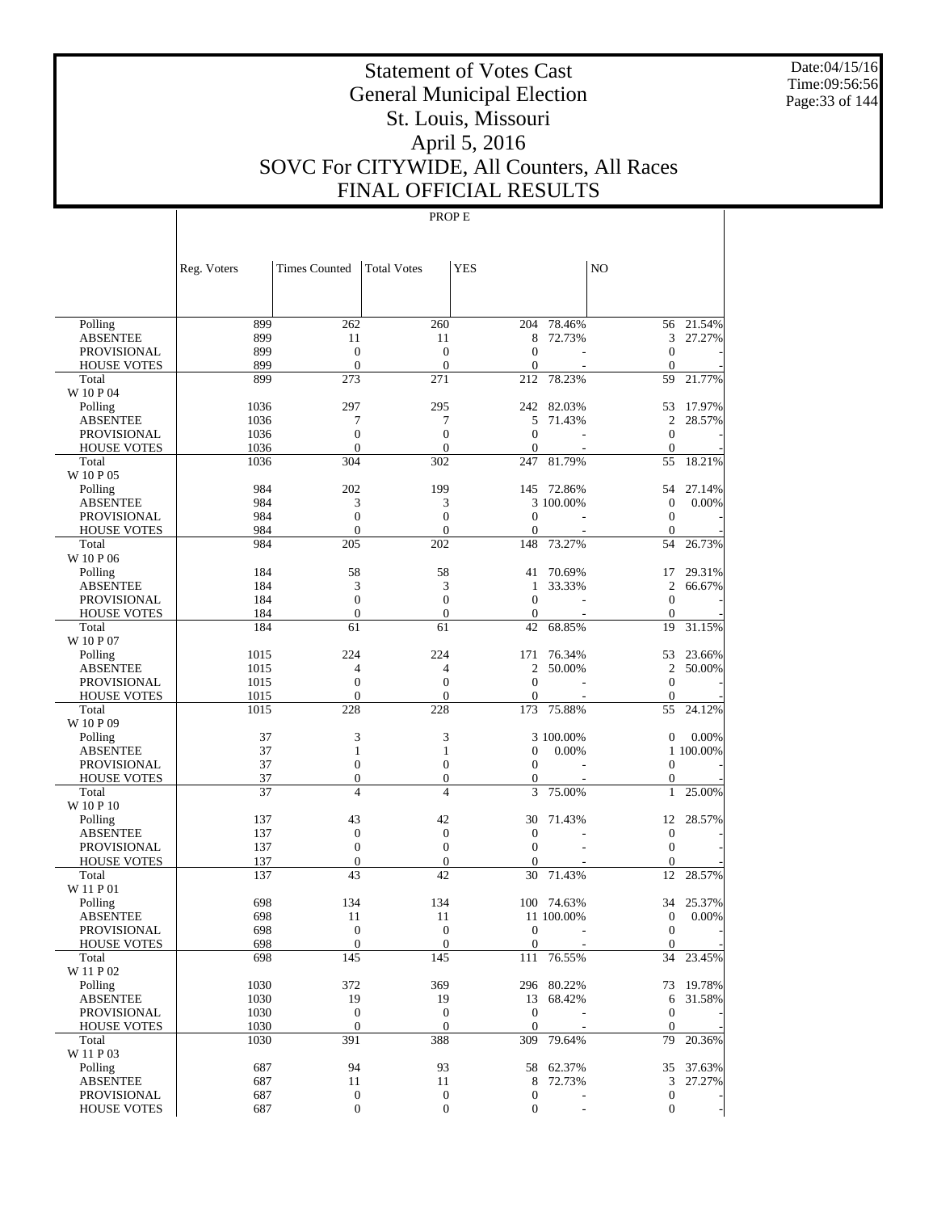# Statement of Votes Cast
## General Municipal Election
## St. Louis, Missouri
## April 5, 2016
## SOVC For CITYWIDE, All Counters, All Races
## FINAL OFFICIAL RESULTS

PROP E

| | Reg. Voters | Times Counted | Total Votes | YES | | NO | |
|---|---|---|---|---|---|---|---|
| Polling | 899 | 262 | 260 | 204 | 78.46% | 56 | 21.54% |
| ABSENTEE | 899 | 11 | 11 | 8 | 72.73% | 3 | 27.27% |
| PROVISIONAL | 899 | 0 | 0 | 0 | - | 0 | - |
| HOUSE VOTES | 899 | 0 | 0 | 0 | - | 0 | - |
| Total | 899 | 273 | 271 | 212 | 78.23% | 59 | 21.77% |
| W 10 P 04 | | | | | | | |
| Polling | 1036 | 297 | 295 | 242 | 82.03% | 53 | 17.97% |
| ABSENTEE | 1036 | 7 | 7 | 5 | 71.43% | 2 | 28.57% |
| PROVISIONAL | 1036 | 0 | 0 | 0 | - | 0 | - |
| HOUSE VOTES | 1036 | 0 | 0 | 0 | - | 0 | - |
| Total | 1036 | 304 | 302 | 247 | 81.79% | 55 | 18.21% |
| W 10 P 05 | | | | | | | |
| Polling | 984 | 202 | 199 | 145 | 72.86% | 54 | 27.14% |
| ABSENTEE | 984 | 3 | 3 | 3 | 100.00% | 0 | 0.00% |
| PROVISIONAL | 984 | 0 | 0 | 0 | - | 0 | - |
| HOUSE VOTES | 984 | 0 | 0 | 0 | - | 0 | - |
| Total | 984 | 205 | 202 | 148 | 73.27% | 54 | 26.73% |
| W 10 P 06 | | | | | | | |
| Polling | 184 | 58 | 58 | 41 | 70.69% | 17 | 29.31% |
| ABSENTEE | 184 | 3 | 3 | 1 | 33.33% | 2 | 66.67% |
| PROVISIONAL | 184 | 0 | 0 | 0 | - | 0 | - |
| HOUSE VOTES | 184 | 0 | 0 | 0 | - | 0 | - |
| Total | 184 | 61 | 61 | 42 | 68.85% | 19 | 31.15% |
| W 10 P 07 | | | | | | | |
| Polling | 1015 | 224 | 224 | 171 | 76.34% | 53 | 23.66% |
| ABSENTEE | 1015 | 4 | 4 | 2 | 50.00% | 2 | 50.00% |
| PROVISIONAL | 1015 | 0 | 0 | 0 | - | 0 | - |
| HOUSE VOTES | 1015 | 0 | 0 | 0 | - | 0 | - |
| Total | 1015 | 228 | 228 | 173 | 75.88% | 55 | 24.12% |
| W 10 P 09 | | | | | | | |
| Polling | 37 | 3 | 3 | 3 | 100.00% | 0 | 0.00% |
| ABSENTEE | 37 | 1 | 1 | 0 | 0.00% | 1 | 100.00% |
| PROVISIONAL | 37 | 0 | 0 | 0 | - | 0 | - |
| HOUSE VOTES | 37 | 0 | 0 | 0 | - | 0 | - |
| Total | 37 | 4 | 4 | 3 | 75.00% | 1 | 25.00% |
| W 10 P 10 | | | | | | | |
| Polling | 137 | 43 | 42 | 30 | 71.43% | 12 | 28.57% |
| ABSENTEE | 137 | 0 | 0 | 0 | - | 0 | - |
| PROVISIONAL | 137 | 0 | 0 | 0 | - | 0 | - |
| HOUSE VOTES | 137 | 0 | 0 | 0 | - | 0 | - |
| Total | 137 | 43 | 42 | 30 | 71.43% | 12 | 28.57% |
| W 11 P 01 | | | | | | | |
| Polling | 698 | 134 | 134 | 100 | 74.63% | 34 | 25.37% |
| ABSENTEE | 698 | 11 | 11 | 11 | 100.00% | 0 | 0.00% |
| PROVISIONAL | 698 | 0 | 0 | 0 | - | 0 | - |
| HOUSE VOTES | 698 | 0 | 0 | 0 | - | 0 | - |
| Total | 698 | 145 | 145 | 111 | 76.55% | 34 | 23.45% |
| W 11 P 02 | | | | | | | |
| Polling | 1030 | 372 | 369 | 296 | 80.22% | 73 | 19.78% |
| ABSENTEE | 1030 | 19 | 19 | 13 | 68.42% | 6 | 31.58% |
| PROVISIONAL | 1030 | 0 | 0 | 0 | - | 0 | - |
| HOUSE VOTES | 1030 | 0 | 0 | 0 | - | 0 | - |
| Total | 1030 | 391 | 388 | 309 | 79.64% | 79 | 20.36% |
| W 11 P 03 | | | | | | | |
| Polling | 687 | 94 | 93 | 58 | 62.37% | 35 | 37.63% |
| ABSENTEE | 687 | 11 | 11 | 8 | 72.73% | 3 | 27.27% |
| PROVISIONAL | 687 | 0 | 0 | 0 | - | 0 | - |
| HOUSE VOTES | 687 | 0 | 0 | 0 | - | 0 | - |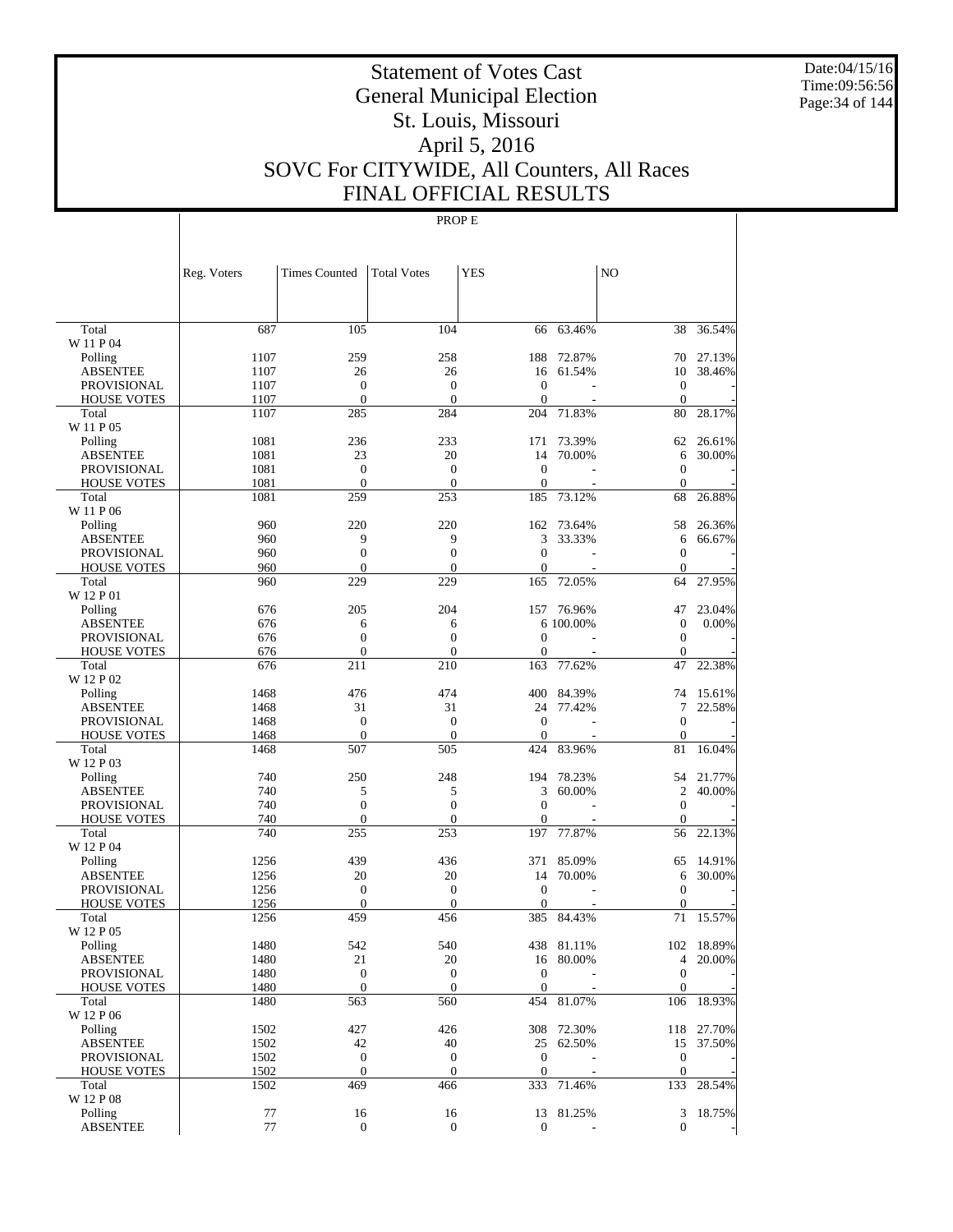# Statement of Votes Cast
# General Municipal Election
# St. Louis, Missouri
# April 5, 2016
# SOVC For CITYWIDE, All Counters, All Races
# FINAL OFFICIAL RESULTS

PROP E

| | Reg. Voters | Times Counted | Total Votes | YES | | NO | |
|---|---|---|---|---|---|---|---|
| Total | 687 | 105 | 104 | 66 | 63.46% | 38 | 36.54% |
| W 11 P 04 | | | | | | | |
| Polling | 1107 | 259 | 258 | 188 | 72.87% | 70 | 27.13% |
| ABSENTEE | 1107 | 26 | 26 | 16 | 61.54% | 10 | 38.46% |
| PROVISIONAL | 1107 | 0 | 0 | 0 | - | 0 | - |
| HOUSE VOTES | 1107 | 0 | 0 | 0 | - | 0 | - |
| Total | 1107 | 285 | 284 | 204 | 71.83% | 80 | 28.17% |
| W 11 P 05 | | | | | | | |
| Polling | 1081 | 236 | 233 | 171 | 73.39% | 62 | 26.61% |
| ABSENTEE | 1081 | 23 | 20 | 14 | 70.00% | 6 | 30.00% |
| PROVISIONAL | 1081 | 0 | 0 | 0 | - | 0 | - |
| HOUSE VOTES | 1081 | 0 | 0 | 0 | - | 0 | - |
| Total | 1081 | 259 | 253 | 185 | 73.12% | 68 | 26.88% |
| W 11 P 06 | | | | | | | |
| Polling | 960 | 220 | 220 | 162 | 73.64% | 58 | 26.36% |
| ABSENTEE | 960 | 9 | 9 | 3 | 33.33% | 6 | 66.67% |
| PROVISIONAL | 960 | 0 | 0 | 0 | - | 0 | - |
| HOUSE VOTES | 960 | 0 | 0 | 0 | - | 0 | - |
| Total | 960 | 229 | 229 | 165 | 72.05% | 64 | 27.95% |
| W 12 P 01 | | | | | | | |
| Polling | 676 | 205 | 204 | 157 | 76.96% | 47 | 23.04% |
| ABSENTEE | 676 | 6 | 6 | 6 | 100.00% | 0 | 0.00% |
| PROVISIONAL | 676 | 0 | 0 | 0 | - | 0 | - |
| HOUSE VOTES | 676 | 0 | 0 | 0 | - | 0 | - |
| Total | 676 | 211 | 210 | 163 | 77.62% | 47 | 22.38% |
| W 12 P 02 | | | | | | | |
| Polling | 1468 | 476 | 474 | 400 | 84.39% | 74 | 15.61% |
| ABSENTEE | 1468 | 31 | 31 | 24 | 77.42% | 7 | 22.58% |
| PROVISIONAL | 1468 | 0 | 0 | 0 | - | 0 | - |
| HOUSE VOTES | 1468 | 0 | 0 | 0 | - | 0 | - |
| Total | 1468 | 507 | 505 | 424 | 83.96% | 81 | 16.04% |
| W 12 P 03 | | | | | | | |
| Polling | 740 | 250 | 248 | 194 | 78.23% | 54 | 21.77% |
| ABSENTEE | 740 | 5 | 5 | 3 | 60.00% | 2 | 40.00% |
| PROVISIONAL | 740 | 0 | 0 | 0 | - | 0 | - |
| HOUSE VOTES | 740 | 0 | 0 | 0 | - | 0 | - |
| Total | 740 | 255 | 253 | 197 | 77.87% | 56 | 22.13% |
| W 12 P 04 | | | | | | | |
| Polling | 1256 | 439 | 436 | 371 | 85.09% | 65 | 14.91% |
| ABSENTEE | 1256 | 20 | 20 | 14 | 70.00% | 6 | 30.00% |
| PROVISIONAL | 1256 | 0 | 0 | 0 | - | 0 | - |
| HOUSE VOTES | 1256 | 0 | 0 | 0 | - | 0 | - |
| Total | 1256 | 459 | 456 | 385 | 84.43% | 71 | 15.57% |
| W 12 P 05 | | | | | | | |
| Polling | 1480 | 542 | 540 | 438 | 81.11% | 102 | 18.89% |
| ABSENTEE | 1480 | 21 | 20 | 16 | 80.00% | 4 | 20.00% |
| PROVISIONAL | 1480 | 0 | 0 | 0 | - | 0 | - |
| HOUSE VOTES | 1480 | 0 | 0 | 0 | - | 0 | - |
| Total | 1480 | 563 | 560 | 454 | 81.07% | 106 | 18.93% |
| W 12 P 06 | | | | | | | |
| Polling | 1502 | 427 | 426 | 308 | 72.30% | 118 | 27.70% |
| ABSENTEE | 1502 | 42 | 40 | 25 | 62.50% | 15 | 37.50% |
| PROVISIONAL | 1502 | 0 | 0 | 0 | - | 0 | - |
| HOUSE VOTES | 1502 | 0 | 0 | 0 | - | 0 | - |
| Total | 1502 | 469 | 466 | 333 | 71.46% | 133 | 28.54% |
| W 12 P 08 | | | | | | | |
| Polling | 77 | 16 | 16 | 13 | 81.25% | 3 | 18.75% |
| ABSENTEE | 77 | 0 | 0 | 0 | - | 0 | - |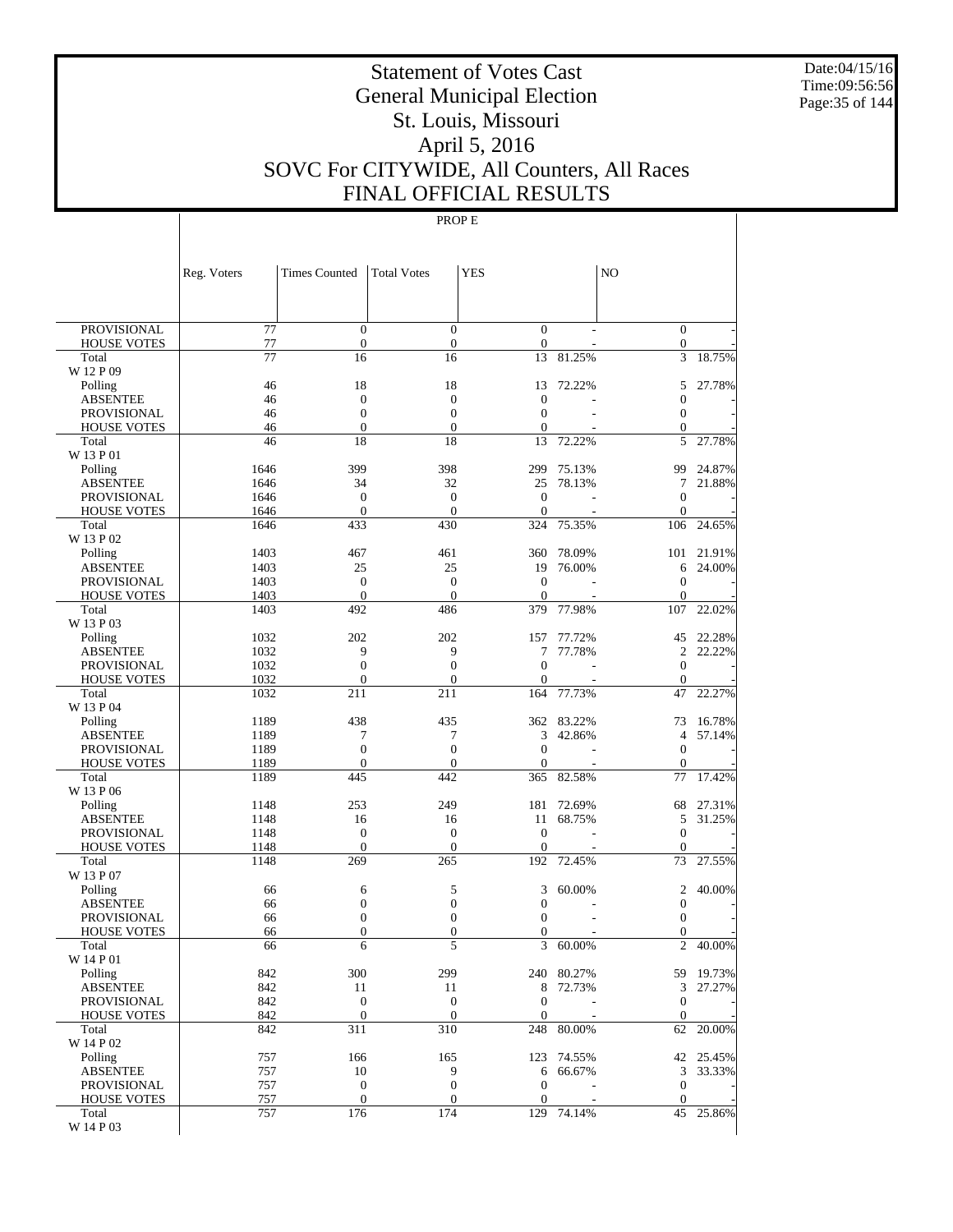# Statement of Votes Cast
# General Municipal Election
# St. Louis, Missouri
# April 5, 2016
# SOVC For CITYWIDE, All Counters, All Races
# FINAL OFFICIAL RESULTS

Date:04/15/16
Time:09:56:56

PROP E

| | Reg. Voters | Times Counted | Total Votes | YES | | NO | |
|---|---|---|---|---|---|---|---|
| PROVISIONAL | 77 | 0 | 0 | 0 | - | 0 | - |
| HOUSE VOTES | 77 | 0 | 0 | 0 | - | 0 | - |
| Total | 77 | 16 | 16 | 13 | 81.25% | 3 | 18.75% |
| W 12 P 09 | | | | | | | |
| Polling | 46 | 18 | 18 | 13 | 72.22% | 5 | 27.78% |
| ABSENTEE | 46 | 0 | 0 | 0 | - | 0 | - |
| PROVISIONAL | 46 | 0 | 0 | 0 | - | 0 | - |
| HOUSE VOTES | 46 | 0 | 0 | 0 | - | 0 | - |
| Total | 46 | 18 | 18 | 13 | 72.22% | 5 | 27.78% |
| W 13 P 01 | | | | | | | |
| Polling | 1646 | 399 | 398 | 299 | 75.13% | 99 | 24.87% |
| ABSENTEE | 1646 | 34 | 32 | 25 | 78.13% | 7 | 21.88% |
| PROVISIONAL | 1646 | 0 | 0 | 0 | - | 0 | - |
| HOUSE VOTES | 1646 | 0 | 0 | 0 | - | 0 | - |
| Total | 1646 | 433 | 430 | 324 | 75.35% | 106 | 24.65% |
| W 13 P 02 | | | | | | | |
| Polling | 1403 | 467 | 461 | 360 | 78.09% | 101 | 21.91% |
| ABSENTEE | 1403 | 25 | 25 | 19 | 76.00% | 6 | 24.00% |
| PROVISIONAL | 1403 | 0 | 0 | 0 | - | 0 | - |
| HOUSE VOTES | 1403 | 0 | 0 | 0 | - | 0 | - |
| Total | 1403 | 492 | 486 | 379 | 77.98% | 107 | 22.02% |
| W 13 P 03 | | | | | | | |
| Polling | 1032 | 202 | 202 | 157 | 77.72% | 45 | 22.28% |
| ABSENTEE | 1032 | 9 | 9 | 7 | 77.78% | 2 | 22.22% |
| PROVISIONAL | 1032 | 0 | 0 | 0 | - | 0 | - |
| HOUSE VOTES | 1032 | 0 | 0 | 0 | - | 0 | - |
| Total | 1032 | 211 | 211 | 164 | 77.73% | 47 | 22.27% |
| W 13 P 04 | | | | | | | |
| Polling | 1189 | 438 | 435 | 362 | 83.22% | 73 | 16.78% |
| ABSENTEE | 1189 | 7 | 7 | 3 | 42.86% | 4 | 57.14% |
| PROVISIONAL | 1189 | 0 | 0 | 0 | - | 0 | - |
| HOUSE VOTES | 1189 | 0 | 0 | 0 | - | 0 | - |
| Total | 1189 | 445 | 442 | 365 | 82.58% | 77 | 17.42% |
| W 13 P 06 | | | | | | | |
| Polling | 1148 | 253 | 249 | 181 | 72.69% | 68 | 27.31% |
| ABSENTEE | 1148 | 16 | 16 | 11 | 68.75% | 5 | 31.25% |
| PROVISIONAL | 1148 | 0 | 0 | 0 | - | 0 | - |
| HOUSE VOTES | 1148 | 0 | 0 | 0 | - | 0 | - |
| Total | 1148 | 269 | 265 | 192 | 72.45% | 73 | 27.55% |
| W 13 P 07 | | | | | | | |
| Polling | 66 | 6 | 5 | 3 | 60.00% | 2 | 40.00% |
| ABSENTEE | 66 | 0 | 0 | 0 | - | 0 | - |
| PROVISIONAL | 66 | 0 | 0 | 0 | - | 0 | - |
| HOUSE VOTES | 66 | 0 | 0 | 0 | - | 0 | - |
| Total | 66 | 6 | 5 | 3 | 60.00% | 2 | 40.00% |
| W 14 P 01 | | | | | | | |
| Polling | 842 | 300 | 299 | 240 | 80.27% | 59 | 19.73% |
| ABSENTEE | 842 | 11 | 11 | 8 | 72.73% | 3 | 27.27% |
| PROVISIONAL | 842 | 0 | 0 | 0 | - | 0 | - |
| HOUSE VOTES | 842 | 0 | 0 | 0 | - | 0 | - |
| Total | 842 | 311 | 310 | 248 | 80.00% | 62 | 20.00% |
| W 14 P 02 | | | | | | | |
| Polling | 757 | 166 | 165 | 123 | 74.55% | 42 | 25.45% |
| ABSENTEE | 757 | 10 | 9 | 6 | 66.67% | 3 | 33.33% |
| PROVISIONAL | 757 | 0 | 0 | 0 | - | 0 | - |
| HOUSE VOTES | 757 | 0 | 0 | 0 | - | 0 | - |
| Total | 757 | 176 | 174 | 129 | 74.14% | 45 | 25.86% |
| W 14 P 03 | | | | | | | |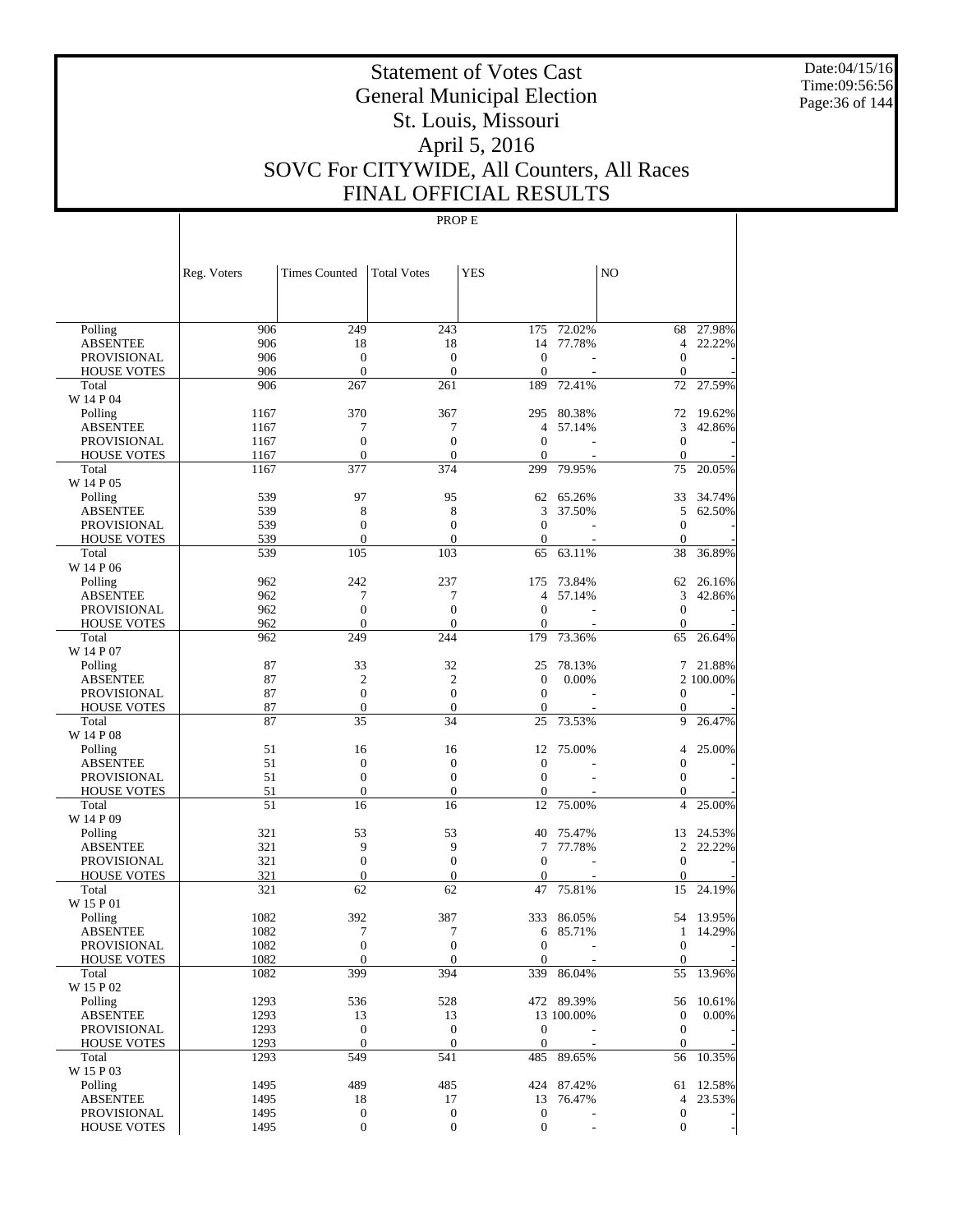# Statement of Votes Cast
# General Municipal Election
# St. Louis, Missouri
# April 5, 2016
# SOVC For CITYWIDE, All Counters, All Races
# FINAL OFFICIAL RESULTS

Date:04/15/16
Time:09:56:56

PROP E

| | Reg. Voters | Times Counted | Total Votes | YES | | NO | |
|---|---|---|---|---|---|---|---|
| Polling | 906 | 249 | 243 | 175 | 72.02% | 68 | 27.98% |
| ABSENTEE | 906 | 18 | 18 | 14 | 77.78% | 4 | 22.22% |
| PROVISIONAL | 906 | 0 | 0 | 0 | - | 0 | - |
| HOUSE VOTES | 906 | 0 | 0 | 0 | - | 0 | - |
| Total | 906 | 267 | 261 | 189 | 72.41% | 72 | 27.59% |
| W 14 P 04 | | | | | | | |
| Polling | 1167 | 370 | 367 | 295 | 80.38% | 72 | 19.62% |
| ABSENTEE | 1167 | 7 | 7 | 4 | 57.14% | 3 | 42.86% |
| PROVISIONAL | 1167 | 0 | 0 | 0 | - | 0 | - |
| HOUSE VOTES | 1167 | 0 | 0 | 0 | - | 0 | - |
| Total | 1167 | 377 | 374 | 299 | 79.95% | 75 | 20.05% |
| W 14 P 05 | | | | | | | |
| Polling | 539 | 97 | 95 | 62 | 65.26% | 33 | 34.74% |
| ABSENTEE | 539 | 8 | 8 | 3 | 37.50% | 5 | 62.50% |
| PROVISIONAL | 539 | 0 | 0 | 0 | - | 0 | - |
| HOUSE VOTES | 539 | 0 | 0 | 0 | - | 0 | - |
| Total | 539 | 105 | 103 | 65 | 63.11% | 38 | 36.89% |
| W 14 P 06 | | | | | | | |
| Polling | 962 | 242 | 237 | 175 | 73.84% | 62 | 26.16% |
| ABSENTEE | 962 | 7 | 7 | 4 | 57.14% | 3 | 42.86% |
| PROVISIONAL | 962 | 0 | 0 | 0 | - | 0 | - |
| HOUSE VOTES | 962 | 0 | 0 | 0 | - | 0 | - |
| Total | 962 | 249 | 244 | 179 | 73.36% | 65 | 26.64% |
| W 14 P 07 | | | | | | | |
| Polling | 87 | 33 | 32 | 25 | 78.13% | 7 | 21.88% |
| ABSENTEE | 87 | 2 | 2 | 0 | 0.00% | 2 | 100.00% |
| PROVISIONAL | 87 | 0 | 0 | 0 | - | 0 | - |
| HOUSE VOTES | 87 | 0 | 0 | 0 | - | 0 | - |
| Total | 87 | 35 | 34 | 25 | 73.53% | 9 | 26.47% |
| W 14 P 08 | | | | | | | |
| Polling | 51 | 16 | 16 | 12 | 75.00% | 4 | 25.00% |
| ABSENTEE | 51 | 0 | 0 | 0 | - | 0 | - |
| PROVISIONAL | 51 | 0 | 0 | 0 | - | 0 | - |
| HOUSE VOTES | 51 | 0 | 0 | 0 | - | 0 | - |
| Total | 51 | 16 | 16 | 12 | 75.00% | 4 | 25.00% |
| W 14 P 09 | | | | | | | |
| Polling | 321 | 53 | 53 | 40 | 75.47% | 13 | 24.53% |
| ABSENTEE | 321 | 9 | 9 | 7 | 77.78% | 2 | 22.22% |
| PROVISIONAL | 321 | 0 | 0 | 0 | - | 0 | - |
| HOUSE VOTES | 321 | 0 | 0 | 0 | - | 0 | - |
| Total | 321 | 62 | 62 | 47 | 75.81% | 15 | 24.19% |
| W 15 P 01 | | | | | | | |
| Polling | 1082 | 392 | 387 | 333 | 86.05% | 54 | 13.95% |
| ABSENTEE | 1082 | 7 | 7 | 6 | 85.71% | 1 | 14.29% |
| PROVISIONAL | 1082 | 0 | 0 | 0 | - | 0 | - |
| HOUSE VOTES | 1082 | 0 | 0 | 0 | - | 0 | - |
| Total | 1082 | 399 | 394 | 339 | 86.04% | 55 | 13.96% |
| W 15 P 02 | | | | | | | |
| Polling | 1293 | 536 | 528 | 472 | 89.39% | 56 | 10.61% |
| ABSENTEE | 1293 | 13 | 13 | 13 | 100.00% | 0 | 0.00% |
| PROVISIONAL | 1293 | 0 | 0 | 0 | - | 0 | - |
| HOUSE VOTES | 1293 | 0 | 0 | 0 | - | 0 | - |
| Total | 1293 | 549 | 541 | 485 | 89.65% | 56 | 10.35% |
| W 15 P 03 | | | | | | | |
| Polling | 1495 | 489 | 485 | 424 | 87.42% | 61 | 12.58% |
| ABSENTEE | 1495 | 18 | 17 | 13 | 76.47% | 4 | 23.53% |
| PROVISIONAL | 1495 | 0 | 0 | 0 | - | 0 | - |
| HOUSE VOTES | 1495 | 0 | 0 | 0 | - | 0 | - |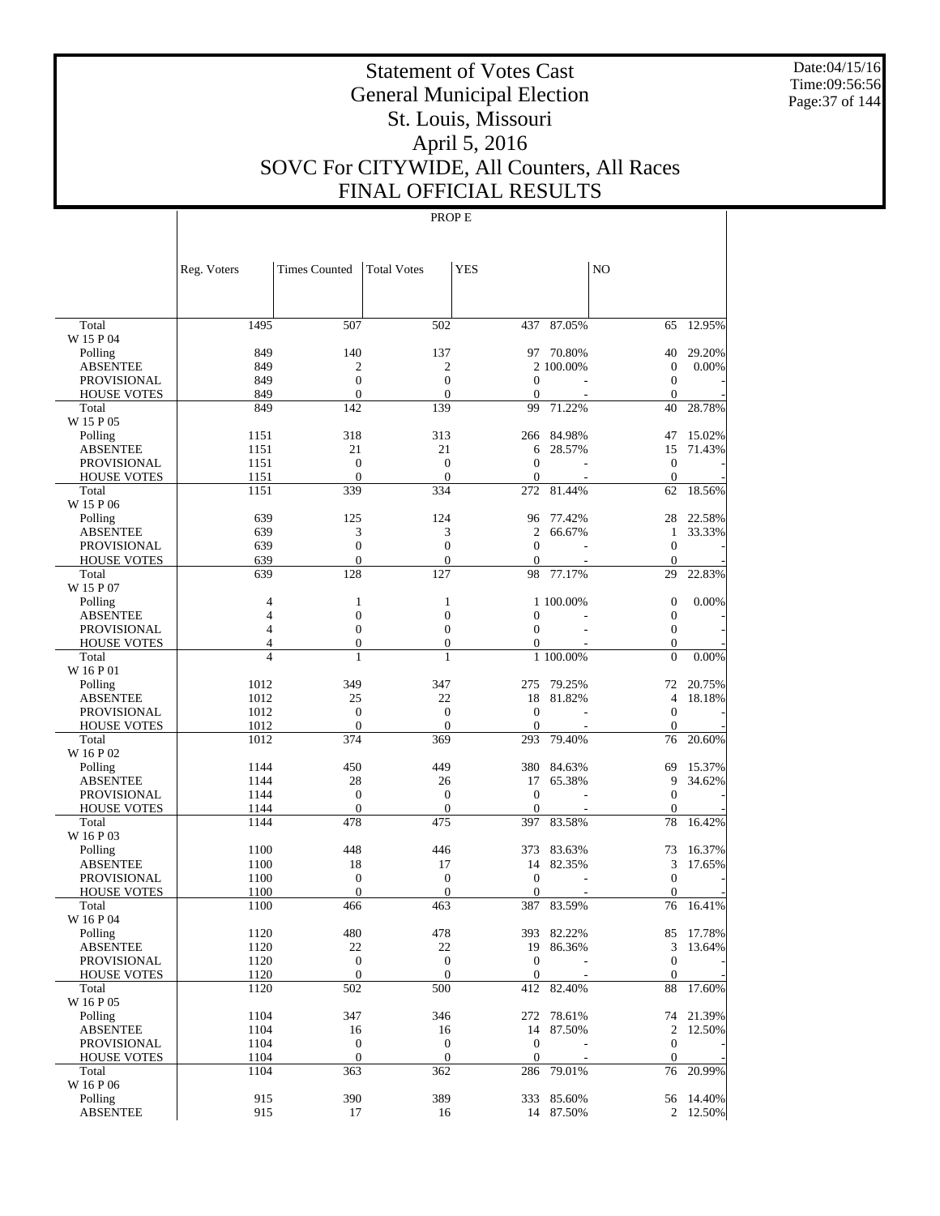# Statement of Votes Cast
## General Municipal Election
## St. Louis, Missouri
## April 5, 2016
## SOVC For CITYWIDE, All Counters, All Races
## FINAL OFFICIAL RESULTS

PROP E

| | Reg. Voters | Times Counted | Total Votes | YES | | NO | |
|---|---|---|---|---|---|---|---|
| Total | 1495 | 507 | 502 | 437 | 87.05% | 65 | 12.95% |
| W 15 P 04 | | | | | | | |
| Polling | 849 | 140 | 137 | 97 | 70.80% | 40 | 29.20% |
| ABSENTEE | 849 | 2 | 2 | 2 | 100.00% | 0 | 0.00% |
| PROVISIONAL | 849 | 0 | 0 | 0 | - | 0 | - |
| HOUSE VOTES | 849 | 0 | 0 | 0 | - | 0 | - |
| Total | 849 | 142 | 139 | 99 | 71.22% | 40 | 28.78% |
| W 15 P 05 | | | | | | | |
| Polling | 1151 | 318 | 313 | 266 | 84.98% | 47 | 15.02% |
| ABSENTEE | 1151 | 21 | 21 | 6 | 28.57% | 15 | 71.43% |
| PROVISIONAL | 1151 | 0 | 0 | 0 | - | 0 | - |
| HOUSE VOTES | 1151 | 0 | 0 | 0 | - | 0 | - |
| Total | 1151 | 339 | 334 | 272 | 81.44% | 62 | 18.56% |
| W 15 P 06 | | | | | | | |
| Polling | 639 | 125 | 124 | 96 | 77.42% | 28 | 22.58% |
| ABSENTEE | 639 | 3 | 3 | 2 | 66.67% | 1 | 33.33% |
| PROVISIONAL | 639 | 0 | 0 | 0 | - | 0 | - |
| HOUSE VOTES | 639 | 0 | 0 | 0 | - | 0 | - |
| Total | 639 | 128 | 127 | 98 | 77.17% | 29 | 22.83% |
| W 15 P 07 | | | | | | | |
| Polling | 4 | 1 | 1 | 1 | 100.00% | 0 | 0.00% |
| ABSENTEE | 4 | 0 | 0 | 0 | - | 0 | - |
| PROVISIONAL | 4 | 0 | 0 | 0 | - | 0 | - |
| HOUSE VOTES | 4 | 0 | 0 | 0 | - | 0 | - |
| Total | 4 | 1 | 1 | 1 | 100.00% | 0 | 0.00% |
| W 16 P 01 | | | | | | | |
| Polling | 1012 | 349 | 347 | 275 | 79.25% | 72 | 20.75% |
| ABSENTEE | 1012 | 25 | 22 | 18 | 81.82% | 4 | 18.18% |
| PROVISIONAL | 1012 | 0 | 0 | 0 | - | 0 | - |
| HOUSE VOTES | 1012 | 0 | 0 | 0 | - | 0 | - |
| Total | 1012 | 374 | 369 | 293 | 79.40% | 76 | 20.60% |
| W 16 P 02 | | | | | | | |
| Polling | 1144 | 450 | 449 | 380 | 84.63% | 69 | 15.37% |
| ABSENTEE | 1144 | 28 | 26 | 17 | 65.38% | 9 | 34.62% |
| PROVISIONAL | 1144 | 0 | 0 | 0 | - | 0 | - |
| HOUSE VOTES | 1144 | 0 | 0 | 0 | - | 0 | - |
| Total | 1144 | 478 | 475 | 397 | 83.58% | 78 | 16.42% |
| W 16 P 03 | | | | | | | |
| Polling | 1100 | 448 | 446 | 373 | 83.63% | 73 | 16.37% |
| ABSENTEE | 1100 | 18 | 17 | 14 | 82.35% | 3 | 17.65% |
| PROVISIONAL | 1100 | 0 | 0 | 0 | - | 0 | - |
| HOUSE VOTES | 1100 | 0 | 0 | 0 | - | 0 | - |
| Total | 1100 | 466 | 463 | 387 | 83.59% | 76 | 16.41% |
| W 16 P 04 | | | | | | | |
| Polling | 1120 | 480 | 478 | 393 | 82.22% | 85 | 17.78% |
| ABSENTEE | 1120 | 22 | 22 | 19 | 86.36% | 3 | 13.64% |
| PROVISIONAL | 1120 | 0 | 0 | 0 | - | 0 | - |
| HOUSE VOTES | 1120 | 0 | 0 | 0 | - | 0 | - |
| Total | 1120 | 502 | 500 | 412 | 82.40% | 88 | 17.60% |
| W 16 P 05 | | | | | | | |
| Polling | 1104 | 347 | 346 | 272 | 78.61% | 74 | 21.39% |
| ABSENTEE | 1104 | 16 | 16 | 14 | 87.50% | 2 | 12.50% |
| PROVISIONAL | 1104 | 0 | 0 | 0 | - | 0 | - |
| HOUSE VOTES | 1104 | 0 | 0 | 0 | - | 0 | - |
| Total | 1104 | 363 | 362 | 286 | 79.01% | 76 | 20.99% |
| W 16 P 06 | | | | | | | |
| Polling | 915 | 390 | 389 | 333 | 85.60% | 56 | 14.40% |
| ABSENTEE | 915 | 17 | 16 | 14 | 87.50% | 2 | 12.50% |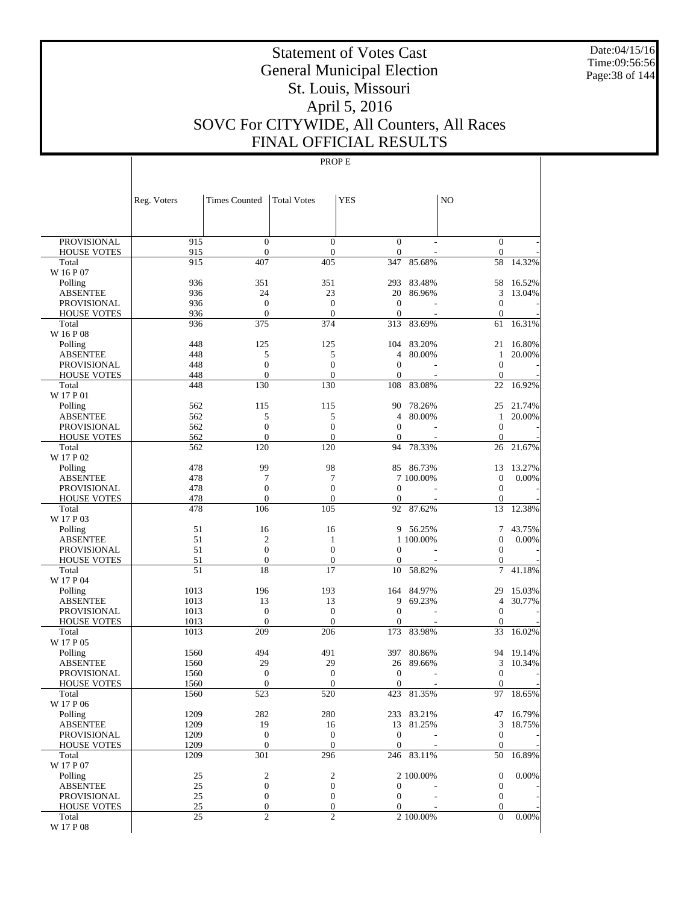# Statement of Votes Cast
# General Municipal Election
# St. Louis, Missouri
# April 5, 2016
# SOVC For CITYWIDE, All Counters, All Races
# FINAL OFFICIAL RESULTS

Date:04/15/16
Time:09:56:56

PROP E

| | Reg. Voters | Times Counted | Total Votes | YES | | NO | |
|---|---|---|---|---|---|---|---|
| PROVISIONAL | 915 | 0 | 0 | 0 | - | 0 | - |
| HOUSE VOTES | 915 | 0 | 0 | 0 | - | 0 | - |
| Total | 915 | 407 | 405 | 347 | 85.68% | 58 | 14.32% |
| W 16 P 07 | | | | | | | |
| Polling | 936 | 351 | 351 | 293 | 83.48% | 58 | 16.52% |
| ABSENTEE | 936 | 24 | 23 | 20 | 86.96% | 3 | 13.04% |
| PROVISIONAL | 936 | 0 | 0 | 0 | - | 0 | - |
| HOUSE VOTES | 936 | 0 | 0 | 0 | - | 0 | - |
| Total | 936 | 375 | 374 | 313 | 83.69% | 61 | 16.31% |
| W 16 P 08 | | | | | | | |
| Polling | 448 | 125 | 125 | 104 | 83.20% | 21 | 16.80% |
| ABSENTEE | 448 | 5 | 5 | 4 | 80.00% | 1 | 20.00% |
| PROVISIONAL | 448 | 0 | 0 | 0 | - | 0 | - |
| HOUSE VOTES | 448 | 0 | 0 | 0 | - | 0 | - |
| Total | 448 | 130 | 130 | 108 | 83.08% | 22 | 16.92% |
| W 17 P 01 | | | | | | | |
| Polling | 562 | 115 | 115 | 90 | 78.26% | 25 | 21.74% |
| ABSENTEE | 562 | 5 | 5 | 4 | 80.00% | 1 | 20.00% |
| PROVISIONAL | 562 | 0 | 0 | 0 | - | 0 | - |
| HOUSE VOTES | 562 | 0 | 0 | 0 | - | 0 | - |
| Total | 562 | 120 | 120 | 94 | 78.33% | 26 | 21.67% |
| W 17 P 02 | | | | | | | |
| Polling | 478 | 99 | 98 | 85 | 86.73% | 13 | 13.27% |
| ABSENTEE | 478 | 7 | 7 | 7 | 100.00% | 0 | 0.00% |
| PROVISIONAL | 478 | 0 | 0 | 0 | - | 0 | - |
| HOUSE VOTES | 478 | 0 | 0 | 0 | - | 0 | - |
| Total | 478 | 106 | 105 | 92 | 87.62% | 13 | 12.38% |
| W 17 P 03 | | | | | | | |
| Polling | 51 | 16 | 16 | 9 | 56.25% | 7 | 43.75% |
| ABSENTEE | 51 | 2 | 1 | 1 | 100.00% | 0 | 0.00% |
| PROVISIONAL | 51 | 0 | 0 | 0 | - | 0 | - |
| HOUSE VOTES | 51 | 0 | 0 | 0 | - | 0 | - |
| Total | 51 | 18 | 17 | 10 | 58.82% | 7 | 41.18% |
| W 17 P 04 | | | | | | | |
| Polling | 1013 | 196 | 193 | 164 | 84.97% | 29 | 15.03% |
| ABSENTEE | 1013 | 13 | 13 | 9 | 69.23% | 4 | 30.77% |
| PROVISIONAL | 1013 | 0 | 0 | 0 | - | 0 | - |
| HOUSE VOTES | 1013 | 0 | 0 | 0 | - | 0 | - |
| Total | 1013 | 209 | 206 | 173 | 83.98% | 33 | 16.02% |
| W 17 P 05 | | | | | | | |
| Polling | 1560 | 494 | 491 | 397 | 80.86% | 94 | 19.14% |
| ABSENTEE | 1560 | 29 | 29 | 26 | 89.66% | 3 | 10.34% |
| PROVISIONAL | 1560 | 0 | 0 | 0 | - | 0 | - |
| HOUSE VOTES | 1560 | 0 | 0 | 0 | - | 0 | - |
| Total | 1560 | 523 | 520 | 423 | 81.35% | 97 | 18.65% |
| W 17 P 06 | | | | | | | |
| Polling | 1209 | 282 | 280 | 233 | 83.21% | 47 | 16.79% |
| ABSENTEE | 1209 | 19 | 16 | 13 | 81.25% | 3 | 18.75% |
| PROVISIONAL | 1209 | 0 | 0 | 0 | - | 0 | - |
| HOUSE VOTES | 1209 | 0 | 0 | 0 | - | 0 | - |
| Total | 1209 | 301 | 296 | 246 | 83.11% | 50 | 16.89% |
| W 17 P 07 | | | | | | | |
| Polling | 25 | 2 | 2 | 2 | 100.00% | 0 | 0.00% |
| ABSENTEE | 25 | 0 | 0 | 0 | - | 0 | - |
| PROVISIONAL | 25 | 0 | 0 | 0 | - | 0 | - |
| HOUSE VOTES | 25 | 0 | 0 | 0 | - | 0 | - |
| Total | 25 | 2 | 2 | 2 | 100.00% | 0 | 0.00% |
| W 17 P 08 | | | | | | | |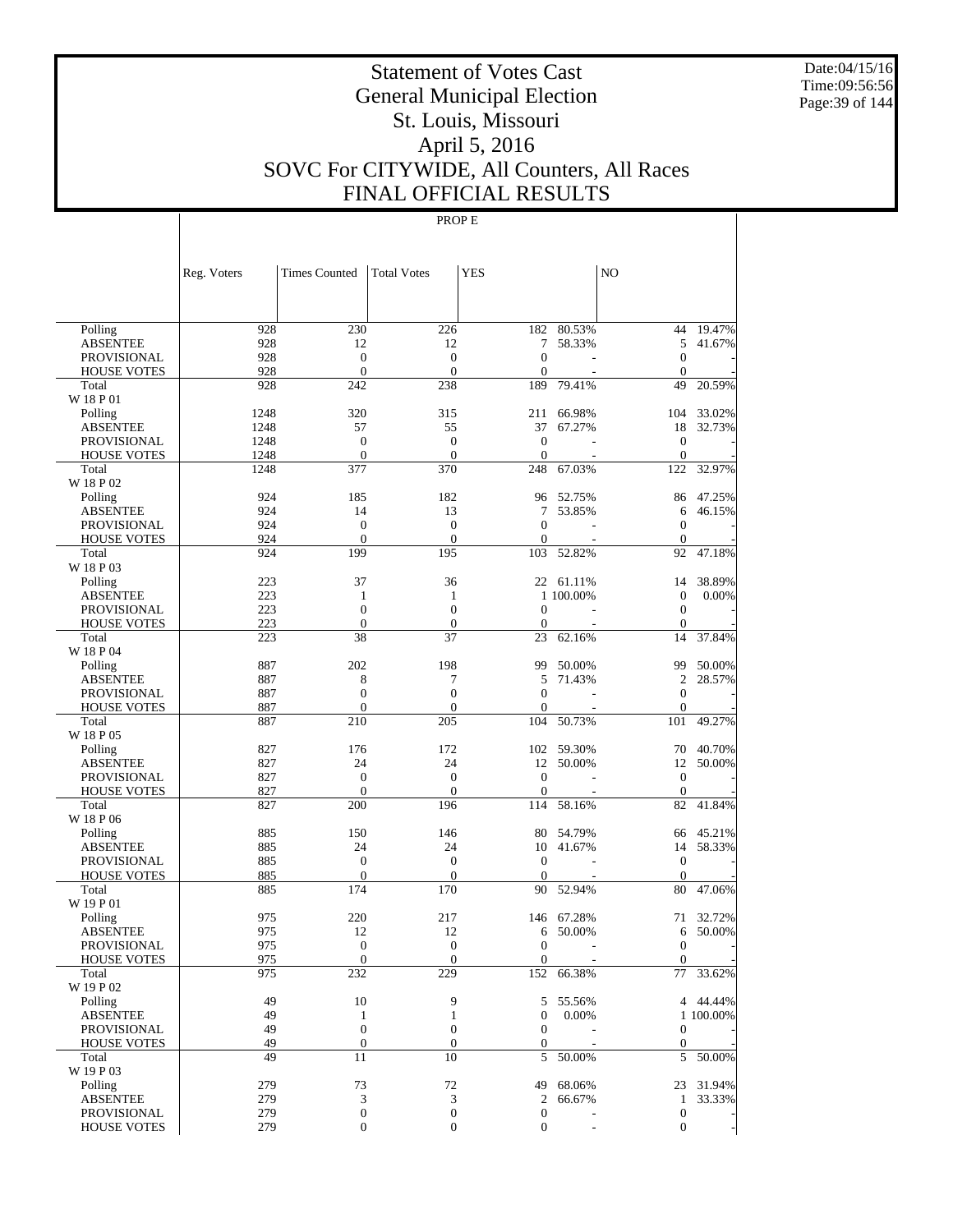# Statement of Votes Cast
# General Municipal Election
# St. Louis, Missouri
# April 5, 2016
# SOVC For CITYWIDE, All Counters, All Races
# FINAL OFFICIAL RESULTS

Date:04/15/16
Time:09:56:56

PROP E

| | Reg. Voters | Times Counted | Total Votes | YES | | NO | |
|---|---|---|---|---|---|---|---|
| Polling | 928 | 230 | 226 | 182 | 80.53% | 44 | 19.47% |
| ABSENTEE | 928 | 12 | 12 | 7 | 58.33% | 5 | 41.67% |
| PROVISIONAL | 928 | 0 | 0 | 0 | - | 0 | - |
| HOUSE VOTES | 928 | 0 | 0 | 0 | - | 0 | - |
| Total | 928 | 242 | 238 | 189 | 79.41% | 49 | 20.59% |
| W 18 P 01 | | | | | | | |
| Polling | 1248 | 320 | 315 | 211 | 66.98% | 104 | 33.02% |
| ABSENTEE | 1248 | 57 | 55 | 37 | 67.27% | 18 | 32.73% |
| PROVISIONAL | 1248 | 0 | 0 | 0 | - | 0 | - |
| HOUSE VOTES | 1248 | 0 | 0 | 0 | - | 0 | - |
| Total | 1248 | 377 | 370 | 248 | 67.03% | 122 | 32.97% |
| W 18 P 02 | | | | | | | |
| Polling | 924 | 185 | 182 | 96 | 52.75% | 86 | 47.25% |
| ABSENTEE | 924 | 14 | 13 | 7 | 53.85% | 6 | 46.15% |
| PROVISIONAL | 924 | 0 | 0 | 0 | - | 0 | - |
| HOUSE VOTES | 924 | 0 | 0 | 0 | - | 0 | - |
| Total | 924 | 199 | 195 | 103 | 52.82% | 92 | 47.18% |
| W 18 P 03 | | | | | | | |
| Polling | 223 | 37 | 36 | 22 | 61.11% | 14 | 38.89% |
| ABSENTEE | 223 | 1 | 1 | 1 | 100.00% | 0 | 0.00% |
| PROVISIONAL | 223 | 0 | 0 | 0 | - | 0 | - |
| HOUSE VOTES | 223 | 0 | 0 | 0 | - | 0 | - |
| Total | 223 | 38 | 37 | 23 | 62.16% | 14 | 37.84% |
| W 18 P 04 | | | | | | | |
| Polling | 887 | 202 | 198 | 99 | 50.00% | 99 | 50.00% |
| ABSENTEE | 887 | 8 | 7 | 5 | 71.43% | 2 | 28.57% |
| PROVISIONAL | 887 | 0 | 0 | 0 | - | 0 | - |
| HOUSE VOTES | 887 | 0 | 0 | 0 | - | 0 | - |
| Total | 887 | 210 | 205 | 104 | 50.73% | 101 | 49.27% |
| W 18 P 05 | | | | | | | |
| Polling | 827 | 176 | 172 | 102 | 59.30% | 70 | 40.70% |
| ABSENTEE | 827 | 24 | 24 | 12 | 50.00% | 12 | 50.00% |
| PROVISIONAL | 827 | 0 | 0 | 0 | - | 0 | - |
| HOUSE VOTES | 827 | 0 | 0 | 0 | - | 0 | - |
| Total | 827 | 200 | 196 | 114 | 58.16% | 82 | 41.84% |
| W 18 P 06 | | | | | | | |
| Polling | 885 | 150 | 146 | 80 | 54.79% | 66 | 45.21% |
| ABSENTEE | 885 | 24 | 24 | 10 | 41.67% | 14 | 58.33% |
| PROVISIONAL | 885 | 0 | 0 | 0 | - | 0 | - |
| HOUSE VOTES | 885 | 0 | 0 | 0 | - | 0 | - |
| Total | 885 | 174 | 170 | 90 | 52.94% | 80 | 47.06% |
| W 19 P 01 | | | | | | | |
| Polling | 975 | 220 | 217 | 146 | 67.28% | 71 | 32.72% |
| ABSENTEE | 975 | 12 | 12 | 6 | 50.00% | 6 | 50.00% |
| PROVISIONAL | 975 | 0 | 0 | 0 | - | 0 | - |
| HOUSE VOTES | 975 | 0 | 0 | 0 | - | 0 | - |
| Total | 975 | 232 | 229 | 152 | 66.38% | 77 | 33.62% |
| W 19 P 02 | | | | | | | |
| Polling | 49 | 10 | 9 | 5 | 55.56% | 4 | 44.44% |
| ABSENTEE | 49 | 1 | 1 | 0 | 0.00% | 1 | 100.00% |
| PROVISIONAL | 49 | 0 | 0 | 0 | - | 0 | - |
| HOUSE VOTES | 49 | 0 | 0 | 0 | - | 0 | - |
| Total | 49 | 11 | 10 | 5 | 50.00% | 5 | 50.00% |
| W 19 P 03 | | | | | | | |
| Polling | 279 | 73 | 72 | 49 | 68.06% | 23 | 31.94% |
| ABSENTEE | 279 | 3 | 3 | 2 | 66.67% | 1 | 33.33% |
| PROVISIONAL | 279 | 0 | 0 | 0 | - | 0 | - |
| HOUSE VOTES | 279 | 0 | 0 | 0 | - | 0 | - |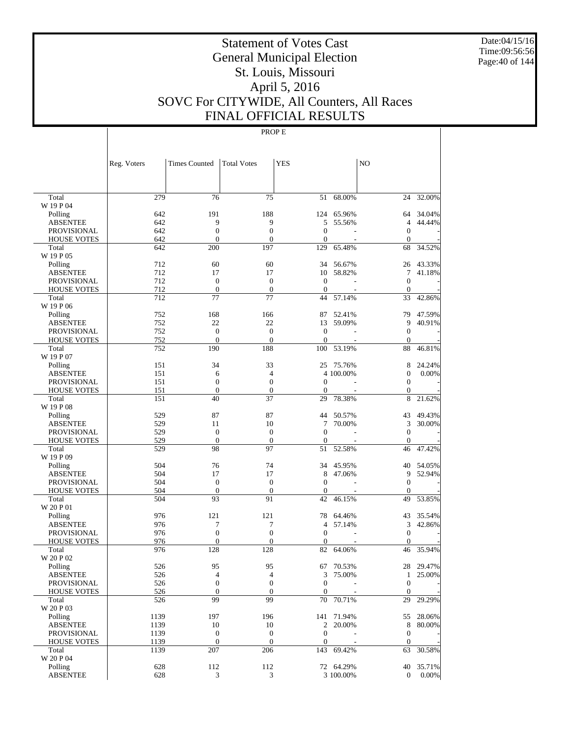# Statement of Votes Cast
# General Municipal Election
# St. Louis, Missouri
# April 5, 2016
# SOVC For CITYWIDE, All Counters, All Races
# FINAL OFFICIAL RESULTS

Date:04/15/16
Time:09:56:56

PROP E

| | Reg. Voters | Times Counted | Total Votes | YES | | NO | |
|---|---|---|---|---|---|---|---|
| Total | 279 | 76 | 75 | 51 | 68.00% | 24 | 32.00% |
| W 19 P 04 | | | | | | | |
| Polling | 642 | 191 | 188 | 124 | 65.96% | 64 | 34.04% |
| ABSENTEE | 642 | 9 | 9 | 5 | 55.56% | 4 | 44.44% |
| PROVISIONAL | 642 | 0 | 0 | 0 | - | 0 | - |
| HOUSE VOTES | 642 | 0 | 0 | 0 | - | 0 | - |
| Total | 642 | 200 | 197 | 129 | 65.48% | 68 | 34.52% |
| W 19 P 05 | | | | | | | |
| Polling | 712 | 60 | 60 | 34 | 56.67% | 26 | 43.33% |
| ABSENTEE | 712 | 17 | 17 | 10 | 58.82% | 7 | 41.18% |
| PROVISIONAL | 712 | 0 | 0 | 0 | - | 0 | - |
| HOUSE VOTES | 712 | 0 | 0 | 0 | - | 0 | - |
| Total | 712 | 77 | 77 | 44 | 57.14% | 33 | 42.86% |
| W 19 P 06 | | | | | | | |
| Polling | 752 | 168 | 166 | 87 | 52.41% | 79 | 47.59% |
| ABSENTEE | 752 | 22 | 22 | 13 | 59.09% | 9 | 40.91% |
| PROVISIONAL | 752 | 0 | 0 | 0 | - | 0 | - |
| HOUSE VOTES | 752 | 0 | 0 | 0 | - | 0 | - |
| Total | 752 | 190 | 188 | 100 | 53.19% | 88 | 46.81% |
| W 19 P 07 | | | | | | | |
| Polling | 151 | 34 | 33 | 25 | 75.76% | 8 | 24.24% |
| ABSENTEE | 151 | 6 | 4 | 4 | 100.00% | 0 | 0.00% |
| PROVISIONAL | 151 | 0 | 0 | 0 | - | 0 | - |
| HOUSE VOTES | 151 | 0 | 0 | 0 | - | 0 | - |
| Total | 151 | 40 | 37 | 29 | 78.38% | 8 | 21.62% |
| W 19 P 08 | | | | | | | |
| Polling | 529 | 87 | 87 | 44 | 50.57% | 43 | 49.43% |
| ABSENTEE | 529 | 11 | 10 | 7 | 70.00% | 3 | 30.00% |
| PROVISIONAL | 529 | 0 | 0 | 0 | - | 0 | - |
| HOUSE VOTES | 529 | 0 | 0 | 0 | - | 0 | - |
| Total | 529 | 98 | 97 | 51 | 52.58% | 46 | 47.42% |
| W 19 P 09 | | | | | | | |
| Polling | 504 | 76 | 74 | 34 | 45.95% | 40 | 54.05% |
| ABSENTEE | 504 | 17 | 17 | 8 | 47.06% | 9 | 52.94% |
| PROVISIONAL | 504 | 0 | 0 | 0 | - | 0 | - |
| HOUSE VOTES | 504 | 0 | 0 | 0 | - | 0 | - |
| Total | 504 | 93 | 91 | 42 | 46.15% | 49 | 53.85% |
| W 20 P 01 | | | | | | | |
| Polling | 976 | 121 | 121 | 78 | 64.46% | 43 | 35.54% |
| ABSENTEE | 976 | 7 | 7 | 4 | 57.14% | 3 | 42.86% |
| PROVISIONAL | 976 | 0 | 0 | 0 | - | 0 | - |
| HOUSE VOTES | 976 | 0 | 0 | 0 | - | 0 | - |
| Total | 976 | 128 | 128 | 82 | 64.06% | 46 | 35.94% |
| W 20 P 02 | | | | | | | |
| Polling | 526 | 95 | 95 | 67 | 70.53% | 28 | 29.47% |
| ABSENTEE | 526 | 4 | 4 | 3 | 75.00% | 1 | 25.00% |
| PROVISIONAL | 526 | 0 | 0 | 0 | - | 0 | - |
| HOUSE VOTES | 526 | 0 | 0 | 0 | - | 0 | - |
| Total | 526 | 99 | 99 | 70 | 70.71% | 29 | 29.29% |
| W 20 P 03 | | | | | | | |
| Polling | 1139 | 197 | 196 | 141 | 71.94% | 55 | 28.06% |
| ABSENTEE | 1139 | 10 | 10 | 2 | 20.00% | 8 | 80.00% |
| PROVISIONAL | 1139 | 0 | 0 | 0 | - | 0 | - |
| HOUSE VOTES | 1139 | 0 | 0 | 0 | - | 0 | - |
| Total | 1139 | 207 | 206 | 143 | 69.42% | 63 | 30.58% |
| W 20 P 04 | | | | | | | |
| Polling | 628 | 112 | 112 | 72 | 64.29% | 40 | 35.71% |
| ABSENTEE | 628 | 3 | 3 | 3 | 100.00% | 0 | 0.00% |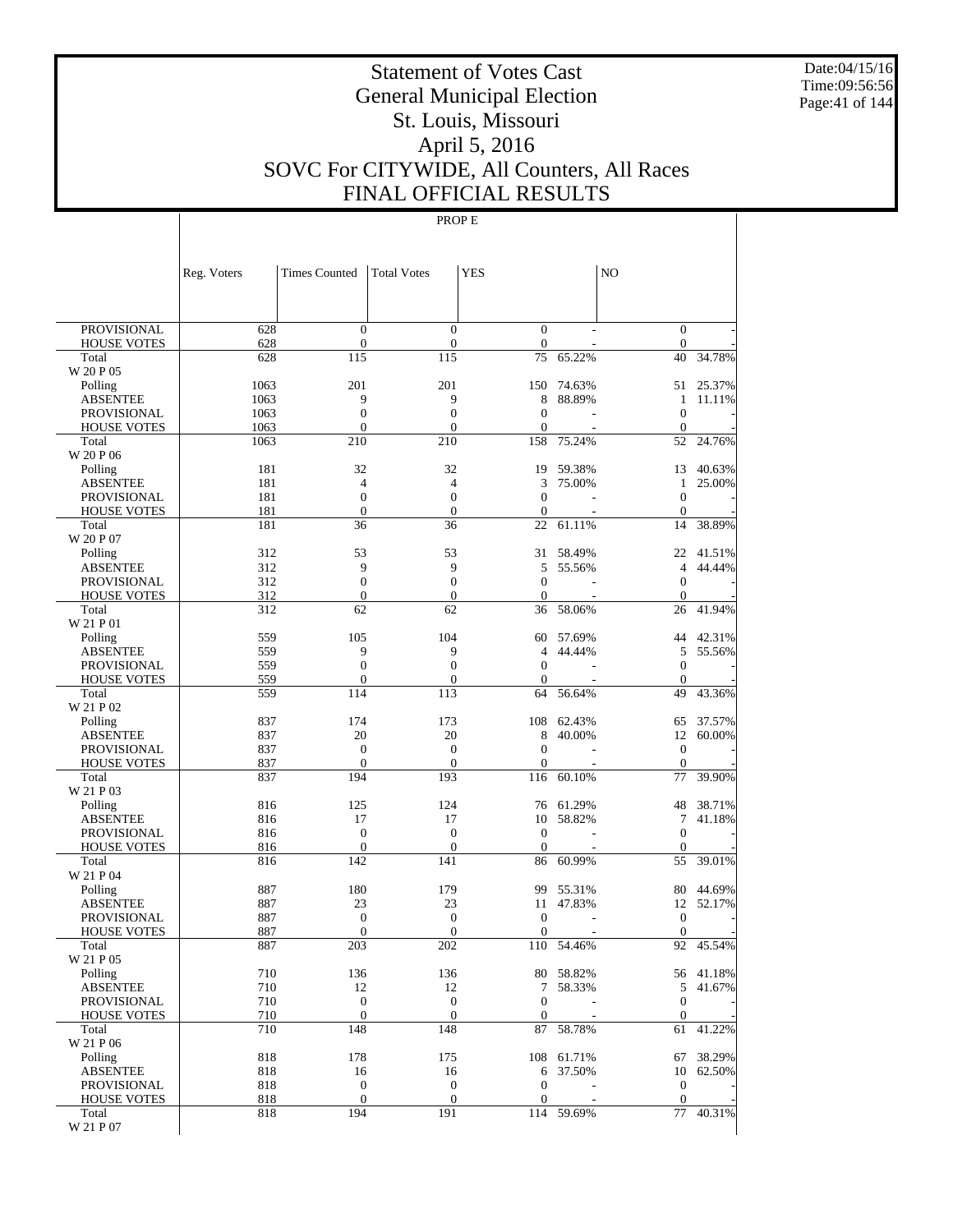# Statement of Votes Cast
# General Municipal Election
# St. Louis, Missouri
# April 5, 2016
# SOVC For CITYWIDE, All Counters, All Races
# FINAL OFFICIAL RESULTS

PROP E

| | Reg. Voters | Times Counted | Total Votes | YES | | NO | |
|---|---|---|---|---|---|---|---|
| PROVISIONAL | 628 | 0 | 0 | 0 | - | 0 | - |
| HOUSE VOTES | 628 | 0 | 0 | 0 | - | 0 | - |
| Total | 628 | 115 | 115 | 75 | 65.22% | 40 | 34.78% |
| W 20 P 05 | | | | | | | |
| Polling | 1063 | 201 | 201 | 150 | 74.63% | 51 | 25.37% |
| ABSENTEE | 1063 | 9 | 9 | 8 | 88.89% | 1 | 11.11% |
| PROVISIONAL | 1063 | 0 | 0 | 0 | - | 0 | - |
| HOUSE VOTES | 1063 | 0 | 0 | 0 | - | 0 | - |
| Total | 1063 | 210 | 210 | 158 | 75.24% | 52 | 24.76% |
| W 20 P 06 | | | | | | | |
| Polling | 181 | 32 | 32 | 19 | 59.38% | 13 | 40.63% |
| ABSENTEE | 181 | 4 | 4 | 3 | 75.00% | 1 | 25.00% |
| PROVISIONAL | 181 | 0 | 0 | 0 | - | 0 | - |
| HOUSE VOTES | 181 | 0 | 0 | 0 | - | 0 | - |
| Total | 181 | 36 | 36 | 22 | 61.11% | 14 | 38.89% |
| W 20 P 07 | | | | | | | |
| Polling | 312 | 53 | 53 | 31 | 58.49% | 22 | 41.51% |
| ABSENTEE | 312 | 9 | 9 | 5 | 55.56% | 4 | 44.44% |
| PROVISIONAL | 312 | 0 | 0 | 0 | - | 0 | - |
| HOUSE VOTES | 312 | 0 | 0 | 0 | - | 0 | - |
| Total | 312 | 62 | 62 | 36 | 58.06% | 26 | 41.94% |
| W 21 P 01 | | | | | | | |
| Polling | 559 | 105 | 104 | 60 | 57.69% | 44 | 42.31% |
| ABSENTEE | 559 | 9 | 9 | 4 | 44.44% | 5 | 55.56% |
| PROVISIONAL | 559 | 0 | 0 | 0 | - | 0 | - |
| HOUSE VOTES | 559 | 0 | 0 | 0 | - | 0 | - |
| Total | 559 | 114 | 113 | 64 | 56.64% | 49 | 43.36% |
| W 21 P 02 | | | | | | | |
| Polling | 837 | 174 | 173 | 108 | 62.43% | 65 | 37.57% |
| ABSENTEE | 837 | 20 | 20 | 8 | 40.00% | 12 | 60.00% |
| PROVISIONAL | 837 | 0 | 0 | 0 | - | 0 | - |
| HOUSE VOTES | 837 | 0 | 0 | 0 | - | 0 | - |
| Total | 837 | 194 | 193 | 116 | 60.10% | 77 | 39.90% |
| W 21 P 03 | | | | | | | |
| Polling | 816 | 125 | 124 | 76 | 61.29% | 48 | 38.71% |
| ABSENTEE | 816 | 17 | 17 | 10 | 58.82% | 7 | 41.18% |
| PROVISIONAL | 816 | 0 | 0 | 0 | - | 0 | - |
| HOUSE VOTES | 816 | 0 | 0 | 0 | - | 0 | - |
| Total | 816 | 142 | 141 | 86 | 60.99% | 55 | 39.01% |
| W 21 P 04 | | | | | | | |
| Polling | 887 | 180 | 179 | 99 | 55.31% | 80 | 44.69% |
| ABSENTEE | 887 | 23 | 23 | 11 | 47.83% | 12 | 52.17% |
| PROVISIONAL | 887 | 0 | 0 | 0 | - | 0 | - |
| HOUSE VOTES | 887 | 0 | 0 | 0 | - | 0 | - |
| Total | 887 | 203 | 202 | 110 | 54.46% | 92 | 45.54% |
| W 21 P 05 | | | | | | | |
| Polling | 710 | 136 | 136 | 80 | 58.82% | 56 | 41.18% |
| ABSENTEE | 710 | 12 | 12 | 7 | 58.33% | 5 | 41.67% |
| PROVISIONAL | 710 | 0 | 0 | 0 | - | 0 | - |
| HOUSE VOTES | 710 | 0 | 0 | 0 | - | 0 | - |
| Total | 710 | 148 | 148 | 87 | 58.78% | 61 | 41.22% |
| W 21 P 06 | | | | | | | |
| Polling | 818 | 178 | 175 | 108 | 61.71% | 67 | 38.29% |
| ABSENTEE | 818 | 16 | 16 | 6 | 37.50% | 10 | 62.50% |
| PROVISIONAL | 818 | 0 | 0 | 0 | - | 0 | - |
| HOUSE VOTES | 818 | 0 | 0 | 0 | - | 0 | - |
| Total | 818 | 194 | 191 | 114 | 59.69% | 77 | 40.31% |
| W 21 P 07 | | | | | | | |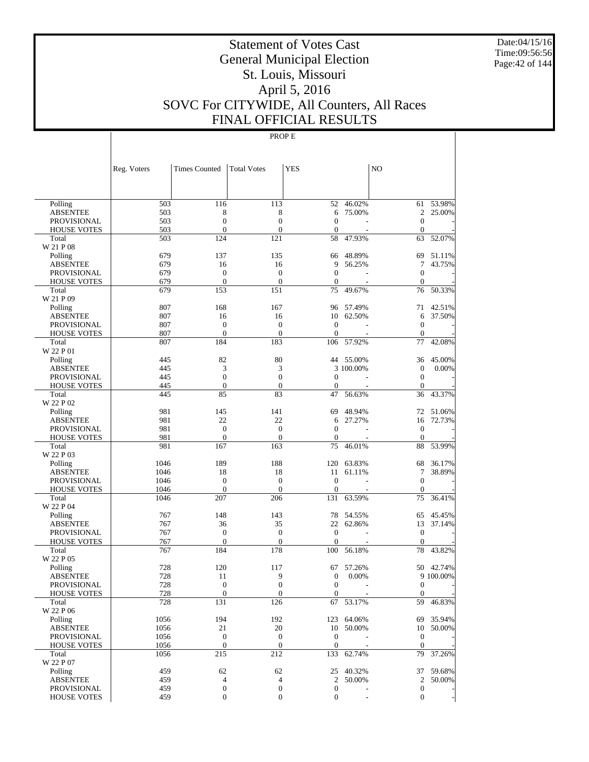# Statement of Votes Cast
## General Municipal Election
## St. Louis, Missouri
## April 5, 2016
## SOVC For CITYWIDE, All Counters, All Races
## FINAL OFFICIAL RESULTS

PROP E

| | Reg. Voters | Times Counted | Total Votes | YES | | NO | |
|---|---|---|---|---|---|---|---|
| Polling | 503 | 116 | 113 | 52 | 46.02% | 61 | 53.98% |
| ABSENTEE | 503 | 8 | 8 | 6 | 75.00% | 2 | 25.00% |
| PROVISIONAL | 503 | 0 | 0 | 0 | - | 0 | - |
| HOUSE VOTES | 503 | 0 | 0 | 0 | - | 0 | - |
| Total | 503 | 124 | 121 | 58 | 47.93% | 63 | 52.07% |
| W 21 P 08 | | | | | | | |
| Polling | 679 | 137 | 135 | 66 | 48.89% | 69 | 51.11% |
| ABSENTEE | 679 | 16 | 16 | 9 | 56.25% | 7 | 43.75% |
| PROVISIONAL | 679 | 0 | 0 | 0 | - | 0 | - |
| HOUSE VOTES | 679 | 0 | 0 | 0 | - | 0 | - |
| Total | 679 | 153 | 151 | 75 | 49.67% | 76 | 50.33% |
| W 21 P 09 | | | | | | | |
| Polling | 807 | 168 | 167 | 96 | 57.49% | 71 | 42.51% |
| ABSENTEE | 807 | 16 | 16 | 10 | 62.50% | 6 | 37.50% |
| PROVISIONAL | 807 | 0 | 0 | 0 | - | 0 | - |
| HOUSE VOTES | 807 | 0 | 0 | 0 | - | 0 | - |
| Total | 807 | 184 | 183 | 106 | 57.92% | 77 | 42.08% |
| W 22 P 01 | | | | | | | |
| Polling | 445 | 82 | 80 | 44 | 55.00% | 36 | 45.00% |
| ABSENTEE | 445 | 3 | 3 | 3 | 100.00% | 0 | 0.00% |
| PROVISIONAL | 445 | 0 | 0 | 0 | - | 0 | - |
| HOUSE VOTES | 445 | 0 | 0 | 0 | - | 0 | - |
| Total | 445 | 85 | 83 | 47 | 56.63% | 36 | 43.37% |
| W 22 P 02 | | | | | | | |
| Polling | 981 | 145 | 141 | 69 | 48.94% | 72 | 51.06% |
| ABSENTEE | 981 | 22 | 22 | 6 | 27.27% | 16 | 72.73% |
| PROVISIONAL | 981 | 0 | 0 | 0 | - | 0 | - |
| HOUSE VOTES | 981 | 0 | 0 | 0 | - | 0 | - |
| Total | 981 | 167 | 163 | 75 | 46.01% | 88 | 53.99% |
| W 22 P 03 | | | | | | | |
| Polling | 1046 | 189 | 188 | 120 | 63.83% | 68 | 36.17% |
| ABSENTEE | 1046 | 18 | 18 | 11 | 61.11% | 7 | 38.89% |
| PROVISIONAL | 1046 | 0 | 0 | 0 | - | 0 | - |
| HOUSE VOTES | 1046 | 0 | 0 | 0 | - | 0 | - |
| Total | 1046 | 207 | 206 | 131 | 63.59% | 75 | 36.41% |
| W 22 P 04 | | | | | | | |
| Polling | 767 | 148 | 143 | 78 | 54.55% | 65 | 45.45% |
| ABSENTEE | 767 | 36 | 35 | 22 | 62.86% | 13 | 37.14% |
| PROVISIONAL | 767 | 0 | 0 | 0 | - | 0 | - |
| HOUSE VOTES | 767 | 0 | 0 | 0 | - | 0 | - |
| Total | 767 | 184 | 178 | 100 | 56.18% | 78 | 43.82% |
| W 22 P 05 | | | | | | | |
| Polling | 728 | 120 | 117 | 67 | 57.26% | 50 | 42.74% |
| ABSENTEE | 728 | 11 | 9 | 0 | 0.00% | 9 | 100.00% |
| PROVISIONAL | 728 | 0 | 0 | 0 | - | 0 | - |
| HOUSE VOTES | 728 | 0 | 0 | 0 | - | 0 | - |
| Total | 728 | 131 | 126 | 67 | 53.17% | 59 | 46.83% |
| W 22 P 06 | | | | | | | |
| Polling | 1056 | 194 | 192 | 123 | 64.06% | 69 | 35.94% |
| ABSENTEE | 1056 | 21 | 20 | 10 | 50.00% | 10 | 50.00% |
| PROVISIONAL | 1056 | 0 | 0 | 0 | - | 0 | - |
| HOUSE VOTES | 1056 | 0 | 0 | 0 | - | 0 | - |
| Total | 1056 | 215 | 212 | 133 | 62.74% | 79 | 37.26% |
| W 22 P 07 | | | | | | | |
| Polling | 459 | 62 | 62 | 25 | 40.32% | 37 | 59.68% |
| ABSENTEE | 459 | 4 | 4 | 2 | 50.00% | 2 | 50.00% |
| PROVISIONAL | 459 | 0 | 0 | 0 | - | 0 | - |
| HOUSE VOTES | 459 | 0 | 0 | 0 | - | 0 | - |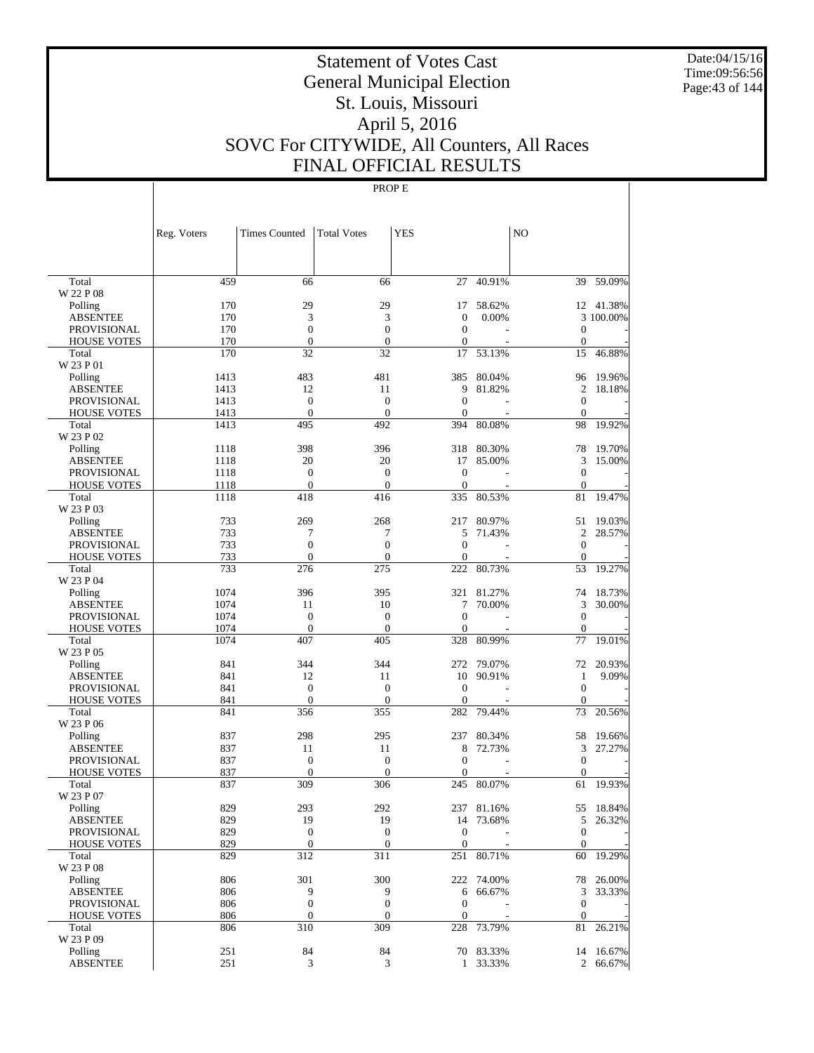# Statement of Votes Cast
## General Municipal Election
## St. Louis, Missouri
## April 5, 2016
## SOVC For CITYWIDE, All Counters, All Races
## FINAL OFFICIAL RESULTS

PROP E

| | Reg. Voters | Times Counted | Total Votes | YES | | NO | |
|---|---|---|---|---|---|---|---|
| Total | 459 | 66 | 66 | 27 | 40.91% | 39 | 59.09% |
| W 22 P 08 | | | | | | | |
| Polling | 170 | 29 | 29 | 17 | 58.62% | 12 | 41.38% |
| ABSENTEE | 170 | 3 | 3 | 0 | 0.00% | 3 | 100.00% |
| PROVISIONAL | 170 | 0 | 0 | 0 | - | 0 | - |
| HOUSE VOTES | 170 | 0 | 0 | 0 | - | 0 | - |
| Total | 170 | 32 | 32 | 17 | 53.13% | 15 | 46.88% |
| W 23 P 01 | | | | | | | |
| Polling | 1413 | 483 | 481 | 385 | 80.04% | 96 | 19.96% |
| ABSENTEE | 1413 | 12 | 11 | 9 | 81.82% | 2 | 18.18% |
| PROVISIONAL | 1413 | 0 | 0 | 0 | - | 0 | - |
| HOUSE VOTES | 1413 | 0 | 0 | 0 | - | 0 | - |
| Total | 1413 | 495 | 492 | 394 | 80.08% | 98 | 19.92% |
| W 23 P 02 | | | | | | | |
| Polling | 1118 | 398 | 396 | 318 | 80.30% | 78 | 19.70% |
| ABSENTEE | 1118 | 20 | 20 | 17 | 85.00% | 3 | 15.00% |
| PROVISIONAL | 1118 | 0 | 0 | 0 | - | 0 | - |
| HOUSE VOTES | 1118 | 0 | 0 | 0 | - | 0 | - |
| Total | 1118 | 418 | 416 | 335 | 80.53% | 81 | 19.47% |
| W 23 P 03 | | | | | | | |
| Polling | 733 | 269 | 268 | 217 | 80.97% | 51 | 19.03% |
| ABSENTEE | 733 | 7 | 7 | 5 | 71.43% | 2 | 28.57% |
| PROVISIONAL | 733 | 0 | 0 | 0 | - | 0 | - |
| HOUSE VOTES | 733 | 0 | 0 | 0 | - | 0 | - |
| Total | 733 | 276 | 275 | 222 | 80.73% | 53 | 19.27% |
| W 23 P 04 | | | | | | | |
| Polling | 1074 | 396 | 395 | 321 | 81.27% | 74 | 18.73% |
| ABSENTEE | 1074 | 11 | 10 | 7 | 70.00% | 3 | 30.00% |
| PROVISIONAL | 1074 | 0 | 0 | 0 | - | 0 | - |
| HOUSE VOTES | 1074 | 0 | 0 | 0 | - | 0 | - |
| Total | 1074 | 407 | 405 | 328 | 80.99% | 77 | 19.01% |
| W 23 P 05 | | | | | | | |
| Polling | 841 | 344 | 344 | 272 | 79.07% | 72 | 20.93% |
| ABSENTEE | 841 | 12 | 11 | 10 | 90.91% | 1 | 9.09% |
| PROVISIONAL | 841 | 0 | 0 | 0 | - | 0 | - |
| HOUSE VOTES | 841 | 0 | 0 | 0 | - | 0 | - |
| Total | 841 | 356 | 355 | 282 | 79.44% | 73 | 20.56% |
| W 23 P 06 | | | | | | | |
| Polling | 837 | 298 | 295 | 237 | 80.34% | 58 | 19.66% |
| ABSENTEE | 837 | 11 | 11 | 8 | 72.73% | 3 | 27.27% |
| PROVISIONAL | 837 | 0 | 0 | 0 | - | 0 | - |
| HOUSE VOTES | 837 | 0 | 0 | 0 | - | 0 | - |
| Total | 837 | 309 | 306 | 245 | 80.07% | 61 | 19.93% |
| W 23 P 07 | | | | | | | |
| Polling | 829 | 293 | 292 | 237 | 81.16% | 55 | 18.84% |
| ABSENTEE | 829 | 19 | 19 | 14 | 73.68% | 5 | 26.32% |
| PROVISIONAL | 829 | 0 | 0 | 0 | - | 0 | - |
| HOUSE VOTES | 829 | 0 | 0 | 0 | - | 0 | - |
| Total | 829 | 312 | 311 | 251 | 80.71% | 60 | 19.29% |
| W 23 P 08 | | | | | | | |
| Polling | 806 | 301 | 300 | 222 | 74.00% | 78 | 26.00% |
| ABSENTEE | 806 | 9 | 9 | 6 | 66.67% | 3 | 33.33% |
| PROVISIONAL | 806 | 0 | 0 | 0 | - | 0 | - |
| HOUSE VOTES | 806 | 0 | 0 | 0 | - | 0 | - |
| Total | 806 | 310 | 309 | 228 | 73.79% | 81 | 26.21% |
| W 23 P 09 | | | | | | | |
| Polling | 251 | 84 | 84 | 70 | 83.33% | 14 | 16.67% |
| ABSENTEE | 251 | 3 | 3 | 1 | 33.33% | 2 | 66.67% |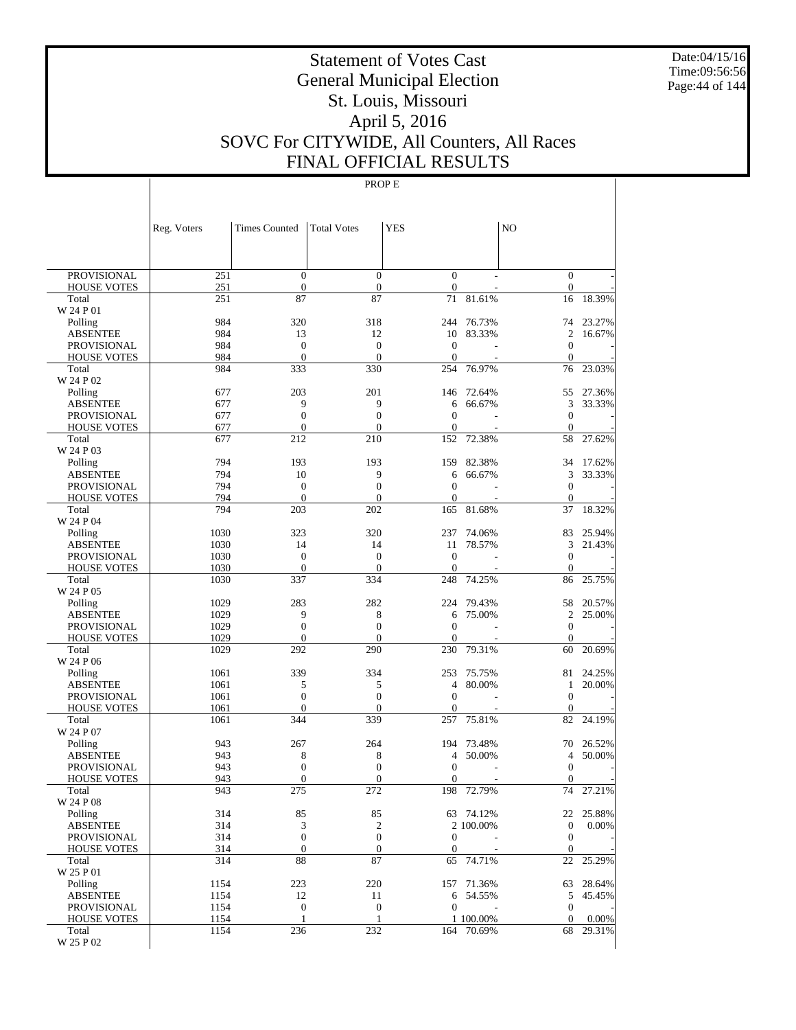# Statement of Votes Cast
# General Municipal Election
# St. Louis, Missouri
# April 5, 2016
# SOVC For CITYWIDE, All Counters, All Races
# FINAL OFFICIAL RESULTS

Date:04/15/16
Time:09:56:56

PROP E

| | Reg. Voters | Times Counted | Total Votes | YES | | NO | |
|---|---|---|---|---|---|---|---|
| PROVISIONAL | 251 | 0 | 0 | 0 | - | 0 | - |
| HOUSE VOTES | 251 | 0 | 0 | 0 | - | 0 | - |
| Total | 251 | 87 | 87 | 71 | 81.61% | 16 | 18.39% |
| W 24 P 01 | | | | | | | |
| Polling | 984 | 320 | 318 | 244 | 76.73% | 74 | 23.27% |
| ABSENTEE | 984 | 13 | 12 | 10 | 83.33% | 2 | 16.67% |
| PROVISIONAL | 984 | 0 | 0 | 0 | - | 0 | - |
| HOUSE VOTES | 984 | 0 | 0 | 0 | - | 0 | - |
| Total | 984 | 333 | 330 | 254 | 76.97% | 76 | 23.03% |
| W 24 P 02 | | | | | | | |
| Polling | 677 | 203 | 201 | 146 | 72.64% | 55 | 27.36% |
| ABSENTEE | 677 | 9 | 9 | 6 | 66.67% | 3 | 33.33% |
| PROVISIONAL | 677 | 0 | 0 | 0 | - | 0 | - |
| HOUSE VOTES | 677 | 0 | 0 | 0 | - | 0 | - |
| Total | 677 | 212 | 210 | 152 | 72.38% | 58 | 27.62% |
| W 24 P 03 | | | | | | | |
| Polling | 794 | 193 | 193 | 159 | 82.38% | 34 | 17.62% |
| ABSENTEE | 794 | 10 | 9 | 6 | 66.67% | 3 | 33.33% |
| PROVISIONAL | 794 | 0 | 0 | 0 | - | 0 | - |
| HOUSE VOTES | 794 | 0 | 0 | 0 | - | 0 | - |
| Total | 794 | 203 | 202 | 165 | 81.68% | 37 | 18.32% |
| W 24 P 04 | | | | | | | |
| Polling | 1030 | 323 | 320 | 237 | 74.06% | 83 | 25.94% |
| ABSENTEE | 1030 | 14 | 14 | 11 | 78.57% | 3 | 21.43% |
| PROVISIONAL | 1030 | 0 | 0 | 0 | - | 0 | - |
| HOUSE VOTES | 1030 | 0 | 0 | 0 | - | 0 | - |
| Total | 1030 | 337 | 334 | 248 | 74.25% | 86 | 25.75% |
| W 24 P 05 | | | | | | | |
| Polling | 1029 | 283 | 282 | 224 | 79.43% | 58 | 20.57% |
| ABSENTEE | 1029 | 9 | 8 | 6 | 75.00% | 2 | 25.00% |
| PROVISIONAL | 1029 | 0 | 0 | 0 | - | 0 | - |
| HOUSE VOTES | 1029 | 0 | 0 | 0 | - | 0 | - |
| Total | 1029 | 292 | 290 | 230 | 79.31% | 60 | 20.69% |
| W 24 P 06 | | | | | | | |
| Polling | 1061 | 339 | 334 | 253 | 75.75% | 81 | 24.25% |
| ABSENTEE | 1061 | 5 | 5 | 4 | 80.00% | 1 | 20.00% |
| PROVISIONAL | 1061 | 0 | 0 | 0 | - | 0 | - |
| HOUSE VOTES | 1061 | 0 | 0 | 0 | - | 0 | - |
| Total | 1061 | 344 | 339 | 257 | 75.81% | 82 | 24.19% |
| W 24 P 07 | | | | | | | |
| Polling | 943 | 267 | 264 | 194 | 73.48% | 70 | 26.52% |
| ABSENTEE | 943 | 8 | 8 | 4 | 50.00% | 4 | 50.00% |
| PROVISIONAL | 943 | 0 | 0 | 0 | - | 0 | - |
| HOUSE VOTES | 943 | 0 | 0 | 0 | - | 0 | - |
| Total | 943 | 275 | 272 | 198 | 72.79% | 74 | 27.21% |
| W 24 P 08 | | | | | | | |
| Polling | 314 | 85 | 85 | 63 | 74.12% | 22 | 25.88% |
| ABSENTEE | 314 | 3 | 2 | 2 | 100.00% | 0 | 0.00% |
| PROVISIONAL | 314 | 0 | 0 | 0 | - | 0 | - |
| HOUSE VOTES | 314 | 0 | 0 | 0 | - | 0 | - |
| Total | 314 | 88 | 87 | 65 | 74.71% | 22 | 25.29% |
| W 25 P 01 | | | | | | | |
| Polling | 1154 | 223 | 220 | 157 | 71.36% | 63 | 28.64% |
| ABSENTEE | 1154 | 12 | 11 | 6 | 54.55% | 5 | 45.45% |
| PROVISIONAL | 1154 | 0 | 0 | 0 | - | 0 | - |
| HOUSE VOTES | 1154 | 1 | 1 | 1 | 100.00% | 0 | 0.00% |
| Total | 1154 | 236 | 232 | 164 | 70.69% | 68 | 29.31% |
| W 25 P 02 | | | | | | | |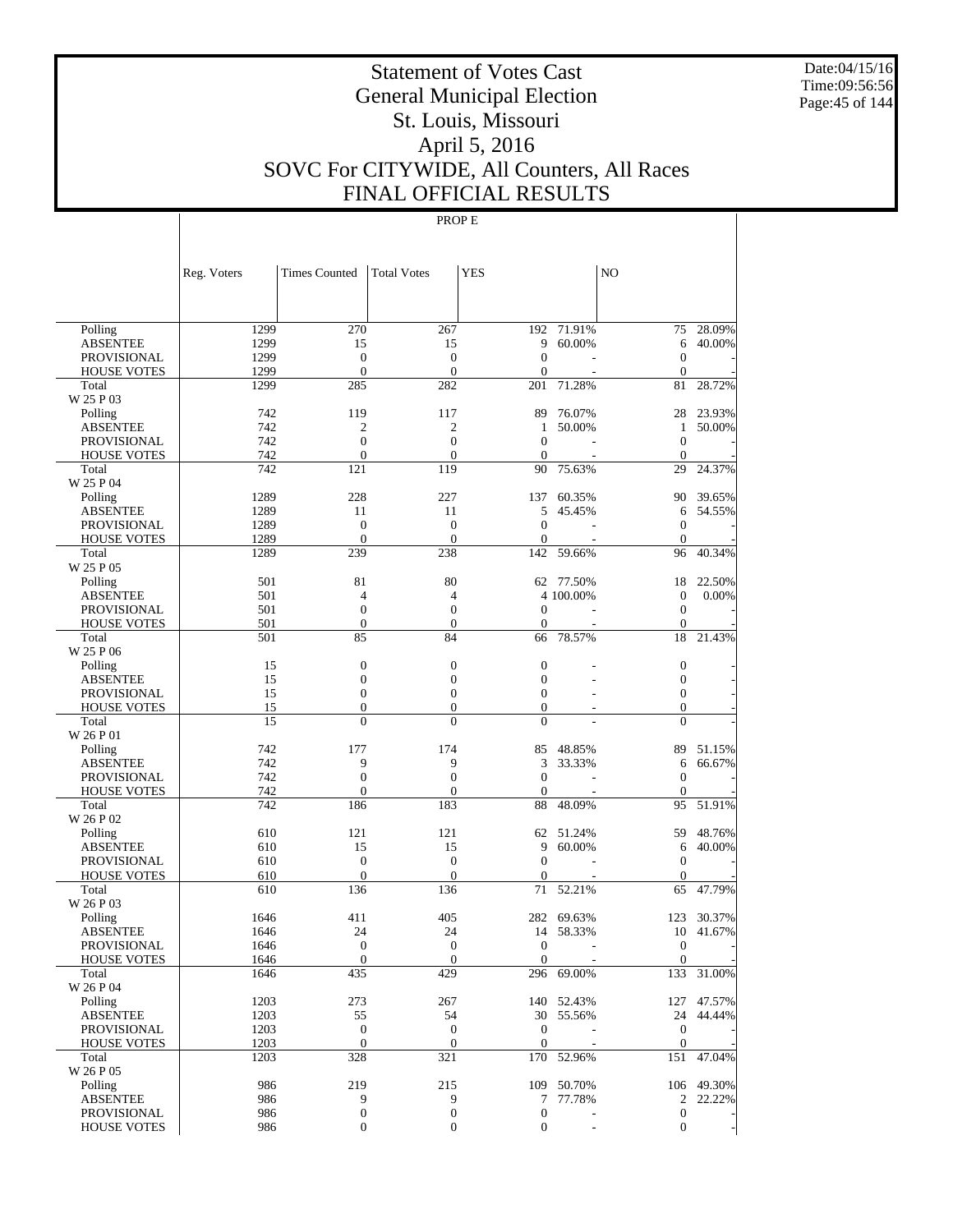# Statement of Votes Cast
# General Municipal Election
# St. Louis, Missouri
# April 5, 2016
# SOVC For CITYWIDE, All Counters, All Races
# FINAL OFFICIAL RESULTS

Date:04/15/16
Time:09:56:56

PROP E

| | Reg. Voters | Times Counted | Total Votes | YES | | NO | |
|---|---|---|---|---|---|---|---|
| Polling | 1299 | 270 | 267 | 192 | 71.91% | 75 | 28.09% |
| ABSENTEE | 1299 | 15 | 15 | 9 | 60.00% | 6 | 40.00% |
| PROVISIONAL | 1299 | 0 | 0 | 0 | - | 0 | - |
| HOUSE VOTES | 1299 | 0 | 0 | 0 | - | 0 | - |
| Total | 1299 | 285 | 282 | 201 | 71.28% | 81 | 28.72% |
| W 25 P 03 | | | | | | | |
| Polling | 742 | 119 | 117 | 89 | 76.07% | 28 | 23.93% |
| ABSENTEE | 742 | 2 | 2 | 1 | 50.00% | 1 | 50.00% |
| PROVISIONAL | 742 | 0 | 0 | 0 | - | 0 | - |
| HOUSE VOTES | 742 | 0 | 0 | 0 | - | 0 | - |
| Total | 742 | 121 | 119 | 90 | 75.63% | 29 | 24.37% |
| W 25 P 04 | | | | | | | |
| Polling | 1289 | 228 | 227 | 137 | 60.35% | 90 | 39.65% |
| ABSENTEE | 1289 | 11 | 11 | 5 | 45.45% | 6 | 54.55% |
| PROVISIONAL | 1289 | 0 | 0 | 0 | - | 0 | - |
| HOUSE VOTES | 1289 | 0 | 0 | 0 | - | 0 | - |
| Total | 1289 | 239 | 238 | 142 | 59.66% | 96 | 40.34% |
| W 25 P 05 | | | | | | | |
| Polling | 501 | 81 | 80 | 62 | 77.50% | 18 | 22.50% |
| ABSENTEE | 501 | 4 | 4 | 4 | 100.00% | 0 | 0.00% |
| PROVISIONAL | 501 | 0 | 0 | 0 | - | 0 | - |
| HOUSE VOTES | 501 | 0 | 0 | 0 | - | 0 | - |
| Total | 501 | 85 | 84 | 66 | 78.57% | 18 | 21.43% |
| W 25 P 06 | | | | | | | |
| Polling | 15 | 0 | 0 | 0 | - | 0 | - |
| ABSENTEE | 15 | 0 | 0 | 0 | - | 0 | - |
| PROVISIONAL | 15 | 0 | 0 | 0 | - | 0 | - |
| HOUSE VOTES | 15 | 0 | 0 | 0 | - | 0 | - |
| Total | 15 | 0 | 0 | 0 | - | 0 | - |
| W 26 P 01 | | | | | | | |
| Polling | 742 | 177 | 174 | 85 | 48.85% | 89 | 51.15% |
| ABSENTEE | 742 | 9 | 9 | 3 | 33.33% | 6 | 66.67% |
| PROVISIONAL | 742 | 0 | 0 | 0 | - | 0 | - |
| HOUSE VOTES | 742 | 0 | 0 | 0 | - | 0 | - |
| Total | 742 | 186 | 183 | 88 | 48.09% | 95 | 51.91% |
| W 26 P 02 | | | | | | | |
| Polling | 610 | 121 | 121 | 62 | 51.24% | 59 | 48.76% |
| ABSENTEE | 610 | 15 | 15 | 9 | 60.00% | 6 | 40.00% |
| PROVISIONAL | 610 | 0 | 0 | 0 | - | 0 | - |
| HOUSE VOTES | 610 | 0 | 0 | 0 | - | 0 | - |
| Total | 610 | 136 | 136 | 71 | 52.21% | 65 | 47.79% |
| W 26 P 03 | | | | | | | |
| Polling | 1646 | 411 | 405 | 282 | 69.63% | 123 | 30.37% |
| ABSENTEE | 1646 | 24 | 24 | 14 | 58.33% | 10 | 41.67% |
| PROVISIONAL | 1646 | 0 | 0 | 0 | - | 0 | - |
| HOUSE VOTES | 1646 | 0 | 0 | 0 | - | 0 | - |
| Total | 1646 | 435 | 429 | 296 | 69.00% | 133 | 31.00% |
| W 26 P 04 | | | | | | | |
| Polling | 1203 | 273 | 267 | 140 | 52.43% | 127 | 47.57% |
| ABSENTEE | 1203 | 55 | 54 | 30 | 55.56% | 24 | 44.44% |
| PROVISIONAL | 1203 | 0 | 0 | 0 | - | 0 | - |
| HOUSE VOTES | 1203 | 0 | 0 | 0 | - | 0 | - |
| Total | 1203 | 328 | 321 | 170 | 52.96% | 151 | 47.04% |
| W 26 P 05 | | | | | | | |
| Polling | 986 | 219 | 215 | 109 | 50.70% | 106 | 49.30% |
| ABSENTEE | 986 | 9 | 9 | 7 | 77.78% | 2 | 22.22% |
| PROVISIONAL | 986 | 0 | 0 | 0 | - | 0 | - |
| HOUSE VOTES | 986 | 0 | 0 | 0 | - | 0 | - |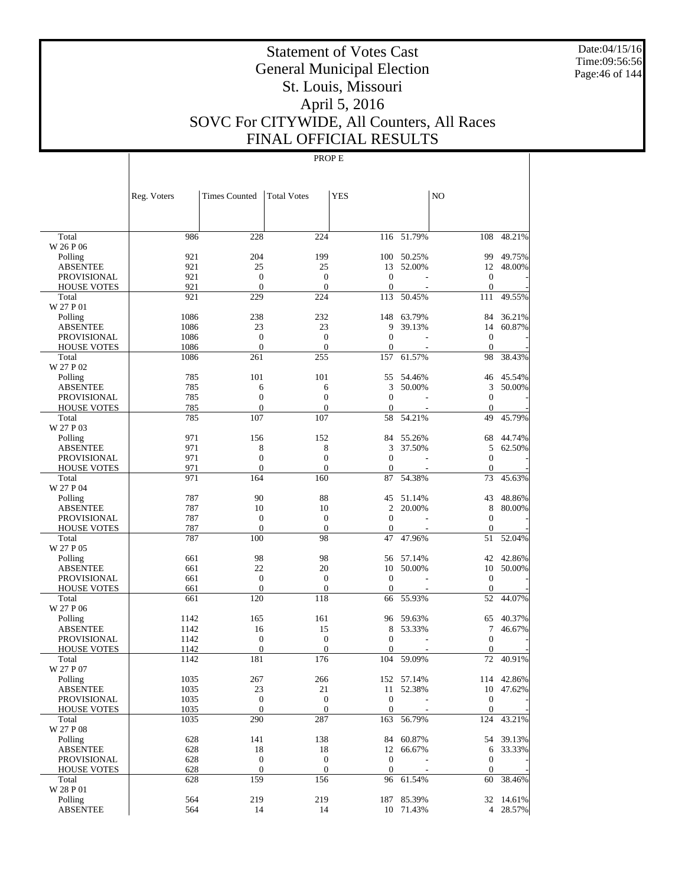# Statement of Votes Cast
# General Municipal Election
# St. Louis, Missouri
# April 5, 2016
# SOVC For CITYWIDE, All Counters, All Races
# FINAL OFFICIAL RESULTS

Date:04/15/16
Time:09:56:56

PROP E

| | Reg. Voters | Times Counted | Total Votes | YES | | NO | |
|---|---|---|---|---|---|---|---|
| Total | 986 | 228 | 224 | 116 | 51.79% | 108 | 48.21% |
| W 26 P 06 | | | | | | | |
| Polling | 921 | 204 | 199 | 100 | 50.25% | 99 | 49.75% |
| ABSENTEE | 921 | 25 | 25 | 13 | 52.00% | 12 | 48.00% |
| PROVISIONAL | 921 | 0 | 0 | 0 | - | 0 | - |
| HOUSE VOTES | 921 | 0 | 0 | 0 | - | 0 | - |
| Total | 921 | 229 | 224 | 113 | 50.45% | 111 | 49.55% |
| W 27 P 01 | | | | | | | |
| Polling | 1086 | 238 | 232 | 148 | 63.79% | 84 | 36.21% |
| ABSENTEE | 1086 | 23 | 23 | 9 | 39.13% | 14 | 60.87% |
| PROVISIONAL | 1086 | 0 | 0 | 0 | - | 0 | - |
| HOUSE VOTES | 1086 | 0 | 0 | 0 | - | 0 | - |
| Total | 1086 | 261 | 255 | 157 | 61.57% | 98 | 38.43% |
| W 27 P 02 | | | | | | | |
| Polling | 785 | 101 | 101 | 55 | 54.46% | 46 | 45.54% |
| ABSENTEE | 785 | 6 | 6 | 3 | 50.00% | 3 | 50.00% |
| PROVISIONAL | 785 | 0 | 0 | 0 | - | 0 | - |
| HOUSE VOTES | 785 | 0 | 0 | 0 | - | 0 | - |
| Total | 785 | 107 | 107 | 58 | 54.21% | 49 | 45.79% |
| W 27 P 03 | | | | | | | |
| Polling | 971 | 156 | 152 | 84 | 55.26% | 68 | 44.74% |
| ABSENTEE | 971 | 8 | 8 | 3 | 37.50% | 5 | 62.50% |
| PROVISIONAL | 971 | 0 | 0 | 0 | - | 0 | - |
| HOUSE VOTES | 971 | 0 | 0 | 0 | - | 0 | - |
| Total | 971 | 164 | 160 | 87 | 54.38% | 73 | 45.63% |
| W 27 P 04 | | | | | | | |
| Polling | 787 | 90 | 88 | 45 | 51.14% | 43 | 48.86% |
| ABSENTEE | 787 | 10 | 10 | 2 | 20.00% | 8 | 80.00% |
| PROVISIONAL | 787 | 0 | 0 | 0 | - | 0 | - |
| HOUSE VOTES | 787 | 0 | 0 | 0 | - | 0 | - |
| Total | 787 | 100 | 98 | 47 | 47.96% | 51 | 52.04% |
| W 27 P 05 | | | | | | | |
| Polling | 661 | 98 | 98 | 56 | 57.14% | 42 | 42.86% |
| ABSENTEE | 661 | 22 | 20 | 10 | 50.00% | 10 | 50.00% |
| PROVISIONAL | 661 | 0 | 0 | 0 | - | 0 | - |
| HOUSE VOTES | 661 | 0 | 0 | 0 | - | 0 | - |
| Total | 661 | 120 | 118 | 66 | 55.93% | 52 | 44.07% |
| W 27 P 06 | | | | | | | |
| Polling | 1142 | 165 | 161 | 96 | 59.63% | 65 | 40.37% |
| ABSENTEE | 1142 | 16 | 15 | 8 | 53.33% | 7 | 46.67% |
| PROVISIONAL | 1142 | 0 | 0 | 0 | - | 0 | - |
| HOUSE VOTES | 1142 | 0 | 0 | 0 | - | 0 | - |
| Total | 1142 | 181 | 176 | 104 | 59.09% | 72 | 40.91% |
| W 27 P 07 | | | | | | | |
| Polling | 1035 | 267 | 266 | 152 | 57.14% | 114 | 42.86% |
| ABSENTEE | 1035 | 23 | 21 | 11 | 52.38% | 10 | 47.62% |
| PROVISIONAL | 1035 | 0 | 0 | 0 | - | 0 | - |
| HOUSE VOTES | 1035 | 0 | 0 | 0 | - | 0 | - |
| Total | 1035 | 290 | 287 | 163 | 56.79% | 124 | 43.21% |
| W 27 P 08 | | | | | | | |
| Polling | 628 | 141 | 138 | 84 | 60.87% | 54 | 39.13% |
| ABSENTEE | 628 | 18 | 18 | 12 | 66.67% | 6 | 33.33% |
| PROVISIONAL | 628 | 0 | 0 | 0 | - | 0 | - |
| HOUSE VOTES | 628 | 0 | 0 | 0 | - | 0 | - |
| Total | 628 | 159 | 156 | 96 | 61.54% | 60 | 38.46% |
| W 28 P 01 | | | | | | | |
| Polling | 564 | 219 | 219 | 187 | 85.39% | 32 | 14.61% |
| ABSENTEE | 564 | 14 | 14 | 10 | 71.43% | 4 | 28.57% |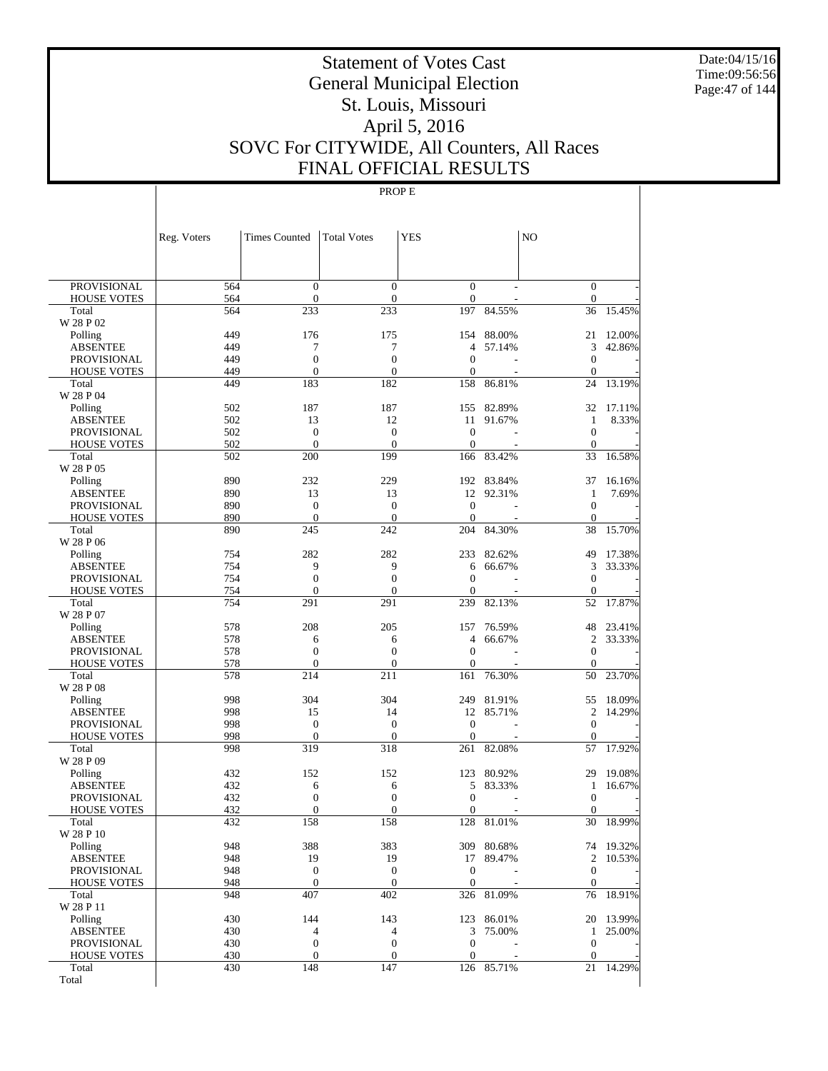# Statement of Votes Cast
# General Municipal Election
# St. Louis, Missouri
# April 5, 2016
# SOVC For CITYWIDE, All Counters, All Races
# FINAL OFFICIAL RESULTS

Date:04/15/16
Time:09:56:56

PROP E

| | Reg. Voters | Times Counted | Total Votes | YES | | NO | |
|---|---|---|---|---|---|---|---|
| PROVISIONAL | 564 | 0 | 0 | 0 | - | 0 | - |
| HOUSE VOTES | 564 | 0 | 0 | 0 | - | 0 | - |
| Total | 564 | 233 | 233 | 197 | 84.55% | 36 | 15.45% |
| W 28 P 02 | | | | | | | |
| Polling | 449 | 176 | 175 | 154 | 88.00% | 21 | 12.00% |
| ABSENTEE | 449 | 7 | 7 | 4 | 57.14% | 3 | 42.86% |
| PROVISIONAL | 449 | 0 | 0 | 0 | - | 0 | - |
| HOUSE VOTES | 449 | 0 | 0 | 0 | - | 0 | - |
| Total | 449 | 183 | 182 | 158 | 86.81% | 24 | 13.19% |
| W 28 P 04 | | | | | | | |
| Polling | 502 | 187 | 187 | 155 | 82.89% | 32 | 17.11% |
| ABSENTEE | 502 | 13 | 12 | 11 | 91.67% | 1 | 8.33% |
| PROVISIONAL | 502 | 0 | 0 | 0 | - | 0 | - |
| HOUSE VOTES | 502 | 0 | 0 | 0 | - | 0 | - |
| Total | 502 | 200 | 199 | 166 | 83.42% | 33 | 16.58% |
| W 28 P 05 | | | | | | | |
| Polling | 890 | 232 | 229 | 192 | 83.84% | 37 | 16.16% |
| ABSENTEE | 890 | 13 | 13 | 12 | 92.31% | 1 | 7.69% |
| PROVISIONAL | 890 | 0 | 0 | 0 | - | 0 | - |
| HOUSE VOTES | 890 | 0 | 0 | 0 | - | 0 | - |
| Total | 890 | 245 | 242 | 204 | 84.30% | 38 | 15.70% |
| W 28 P 06 | | | | | | | |
| Polling | 754 | 282 | 282 | 233 | 82.62% | 49 | 17.38% |
| ABSENTEE | 754 | 9 | 9 | 6 | 66.67% | 3 | 33.33% |
| PROVISIONAL | 754 | 0 | 0 | 0 | - | 0 | - |
| HOUSE VOTES | 754 | 0 | 0 | 0 | - | 0 | - |
| Total | 754 | 291 | 291 | 239 | 82.13% | 52 | 17.87% |
| W 28 P 07 | | | | | | | |
| Polling | 578 | 208 | 205 | 157 | 76.59% | 48 | 23.41% |
| ABSENTEE | 578 | 6 | 6 | 4 | 66.67% | 2 | 33.33% |
| PROVISIONAL | 578 | 0 | 0 | 0 | - | 0 | - |
| HOUSE VOTES | 578 | 0 | 0 | 0 | - | 0 | - |
| Total | 578 | 214 | 211 | 161 | 76.30% | 50 | 23.70% |
| W 28 P 08 | | | | | | | |
| Polling | 998 | 304 | 304 | 249 | 81.91% | 55 | 18.09% |
| ABSENTEE | 998 | 15 | 14 | 12 | 85.71% | 2 | 14.29% |
| PROVISIONAL | 998 | 0 | 0 | 0 | - | 0 | - |
| HOUSE VOTES | 998 | 0 | 0 | 0 | - | 0 | - |
| Total | 998 | 319 | 318 | 261 | 82.08% | 57 | 17.92% |
| W 28 P 09 | | | | | | | |
| Polling | 432 | 152 | 152 | 123 | 80.92% | 29 | 19.08% |
| ABSENTEE | 432 | 6 | 6 | 5 | 83.33% | 1 | 16.67% |
| PROVISIONAL | 432 | 0 | 0 | 0 | - | 0 | - |
| HOUSE VOTES | 432 | 0 | 0 | 0 | - | 0 | - |
| Total | 432 | 158 | 158 | 128 | 81.01% | 30 | 18.99% |
| W 28 P 10 | | | | | | | |
| Polling | 948 | 388 | 383 | 309 | 80.68% | 74 | 19.32% |
| ABSENTEE | 948 | 19 | 19 | 17 | 89.47% | 2 | 10.53% |
| PROVISIONAL | 948 | 0 | 0 | 0 | - | 0 | - |
| HOUSE VOTES | 948 | 0 | 0 | 0 | - | 0 | - |
| Total | 948 | 407 | 402 | 326 | 81.09% | 76 | 18.91% |
| W 28 P 11 | | | | | | | |
| Polling | 430 | 144 | 143 | 123 | 86.01% | 20 | 13.99% |
| ABSENTEE | 430 | 4 | 4 | 3 | 75.00% | 1 | 25.00% |
| PROVISIONAL | 430 | 0 | 0 | 0 | - | 0 | - |
| HOUSE VOTES | 430 | 0 | 0 | 0 | - | 0 | - |
| Total | 430 | 148 | 147 | 126 | 85.71% | 21 | 14.29% |
| Total | | | | | | | |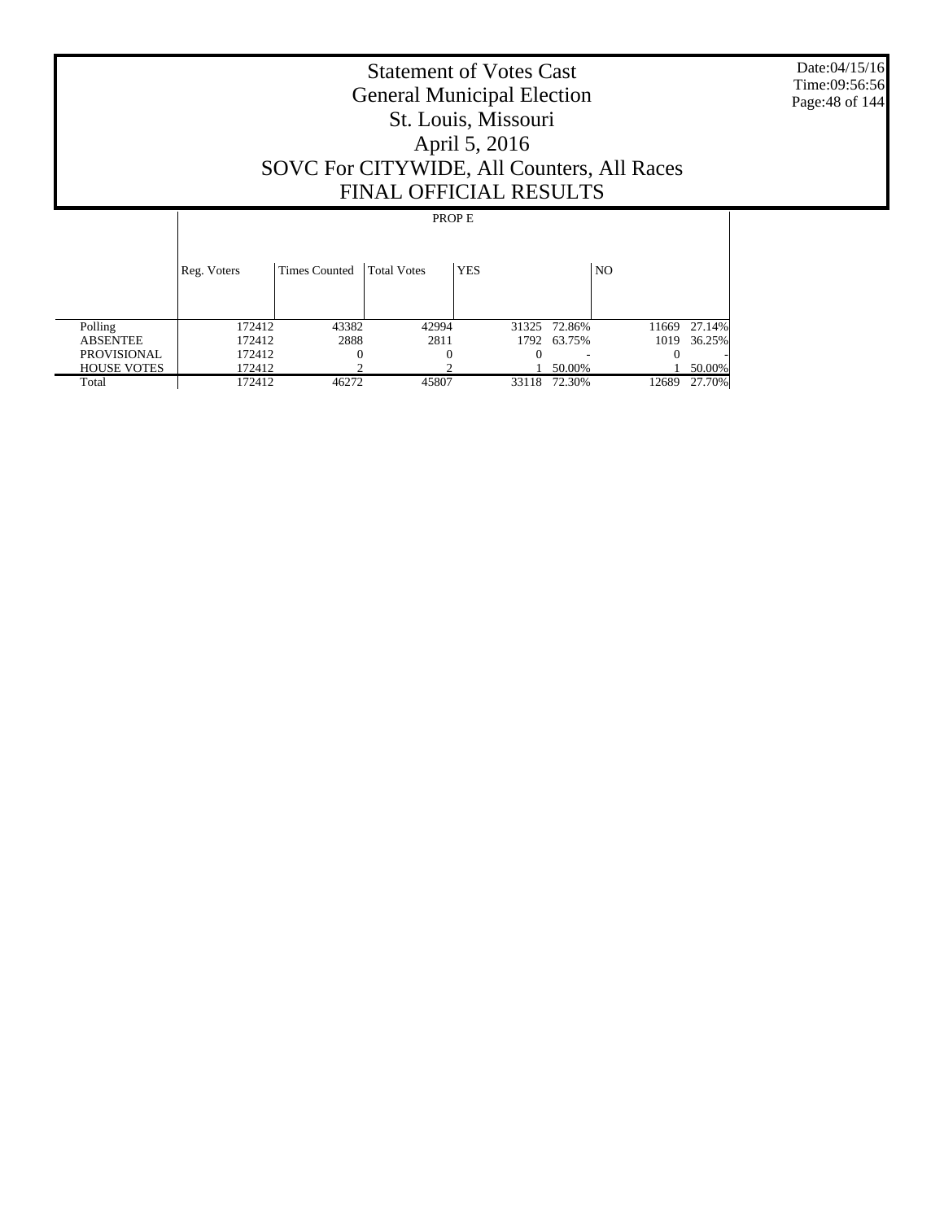# Statement of Votes Cast
## General Municipal Election
## St. Louis, Missouri
## April 5, 2016
## SOVC For CITYWIDE, All Counters, All Races
## FINAL OFFICIAL RESULTS

Date:04/15/16
Time:09:56:56

| | PROP E | | | | | | |
|---|---|---|---|---|---|---|---|
| | Reg. Voters | Times Counted | Total Votes | YES | | NO | |
| Polling | 172412 | 43382 | 42994 | 31325 | 72.86% | 11669 | 27.14% |
| ABSENTEE | 172412 | 2888 | 2811 | 1792 | 63.75% | 1019 | 36.25% |
| PROVISIONAL | 172412 | 0 | 0 | 0 | - | 0 | - |
| HOUSE VOTES | 172412 | 2 | 2 | 1 | 50.00% | 1 | 50.00% |
| Total | 172412 | 46272 | 45807 | 33118 | 72.30% | 12689 | 27.70% |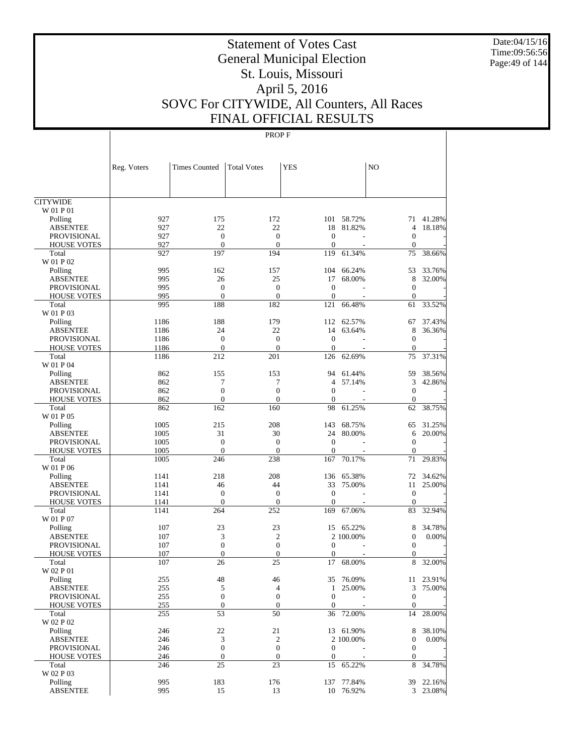# Statement of Votes Cast
# General Municipal Election
# St. Louis, Missouri
# April 5, 2016
# SOVC For CITYWIDE, All Counters, All Races
# FINAL OFFICIAL RESULTS

Date:04/15/16
Time:09:56:56

## PROP F

| | Reg. Voters | Times Counted | Total Votes | YES | | NO | |
|---|---|---|---|---|---|---|---|
| CITYWIDE | | | | | | | |
| W 01 P 01 | | | | | | | |
| Polling | 927 | 175 | 172 | 101 | 58.72% | 71 | 41.28% |
| ABSENTEE | 927 | 22 | 22 | 18 | 81.82% | 4 | 18.18% |
| PROVISIONAL | 927 | 0 | 0 | 0 | - | 0 | - |
| HOUSE VOTES | 927 | 0 | 0 | 0 | - | 0 | - |
| Total | 927 | 197 | 194 | 119 | 61.34% | 75 | 38.66% |
| W 01 P 02 | | | | | | | |
| Polling | 995 | 162 | 157 | 104 | 66.24% | 53 | 33.76% |
| ABSENTEE | 995 | 26 | 25 | 17 | 68.00% | 8 | 32.00% |
| PROVISIONAL | 995 | 0 | 0 | 0 | - | 0 | - |
| HOUSE VOTES | 995 | 0 | 0 | 0 | - | 0 | - |
| Total | 995 | 188 | 182 | 121 | 66.48% | 61 | 33.52% |
| W 01 P 03 | | | | | | | |
| Polling | 1186 | 188 | 179 | 112 | 62.57% | 67 | 37.43% |
| ABSENTEE | 1186 | 24 | 22 | 14 | 63.64% | 8 | 36.36% |
| PROVISIONAL | 1186 | 0 | 0 | 0 | - | 0 | - |
| HOUSE VOTES | 1186 | 0 | 0 | 0 | - | 0 | - |
| Total | 1186 | 212 | 201 | 126 | 62.69% | 75 | 37.31% |
| W 01 P 04 | | | | | | | |
| Polling | 862 | 155 | 153 | 94 | 61.44% | 59 | 38.56% |
| ABSENTEE | 862 | 7 | 7 | 4 | 57.14% | 3 | 42.86% |
| PROVISIONAL | 862 | 0 | 0 | 0 | - | 0 | - |
| HOUSE VOTES | 862 | 0 | 0 | 0 | - | 0 | - |
| Total | 862 | 162 | 160 | 98 | 61.25% | 62 | 38.75% |
| W 01 P 05 | | | | | | | |
| Polling | 1005 | 215 | 208 | 143 | 68.75% | 65 | 31.25% |
| ABSENTEE | 1005 | 31 | 30 | 24 | 80.00% | 6 | 20.00% |
| PROVISIONAL | 1005 | 0 | 0 | 0 | - | 0 | - |
| HOUSE VOTES | 1005 | 0 | 0 | 0 | - | 0 | - |
| Total | 1005 | 246 | 238 | 167 | 70.17% | 71 | 29.83% |
| W 01 P 06 | | | | | | | |
| Polling | 1141 | 218 | 208 | 136 | 65.38% | 72 | 34.62% |
| ABSENTEE | 1141 | 46 | 44 | 33 | 75.00% | 11 | 25.00% |
| PROVISIONAL | 1141 | 0 | 0 | 0 | - | 0 | - |
| HOUSE VOTES | 1141 | 0 | 0 | 0 | - | 0 | - |
| Total | 1141 | 264 | 252 | 169 | 67.06% | 83 | 32.94% |
| W 01 P 07 | | | | | | | |
| Polling | 107 | 23 | 23 | 15 | 65.22% | 8 | 34.78% |
| ABSENTEE | 107 | 3 | 2 | 2 | 100.00% | 0 | 0.00% |
| PROVISIONAL | 107 | 0 | 0 | 0 | - | 0 | - |
| HOUSE VOTES | 107 | 0 | 0 | 0 | - | 0 | - |
| Total | 107 | 26 | 25 | 17 | 68.00% | 8 | 32.00% |
| W 02 P 01 | | | | | | | |
| Polling | 255 | 48 | 46 | 35 | 76.09% | 11 | 23.91% |
| ABSENTEE | 255 | 5 | 4 | 1 | 25.00% | 3 | 75.00% |
| PROVISIONAL | 255 | 0 | 0 | 0 | - | 0 | - |
| HOUSE VOTES | 255 | 0 | 0 | 0 | - | 0 | - |
| Total | 255 | 53 | 50 | 36 | 72.00% | 14 | 28.00% |
| W 02 P 02 | | | | | | | |
| Polling | 246 | 22 | 21 | 13 | 61.90% | 8 | 38.10% |
| ABSENTEE | 246 | 3 | 2 | 2 | 100.00% | 0 | 0.00% |
| PROVISIONAL | 246 | 0 | 0 | 0 | - | 0 | - |
| HOUSE VOTES | 246 | 0 | 0 | 0 | - | 0 | - |
| Total | 246 | 25 | 23 | 15 | 65.22% | 8 | 34.78% |
| W 02 P 03 | | | | | | | |
| Polling | 995 | 183 | 176 | 137 | 77.84% | 39 | 22.16% |
| ABSENTEE | 995 | 15 | 13 | 10 | 76.92% | 3 | 23.08% |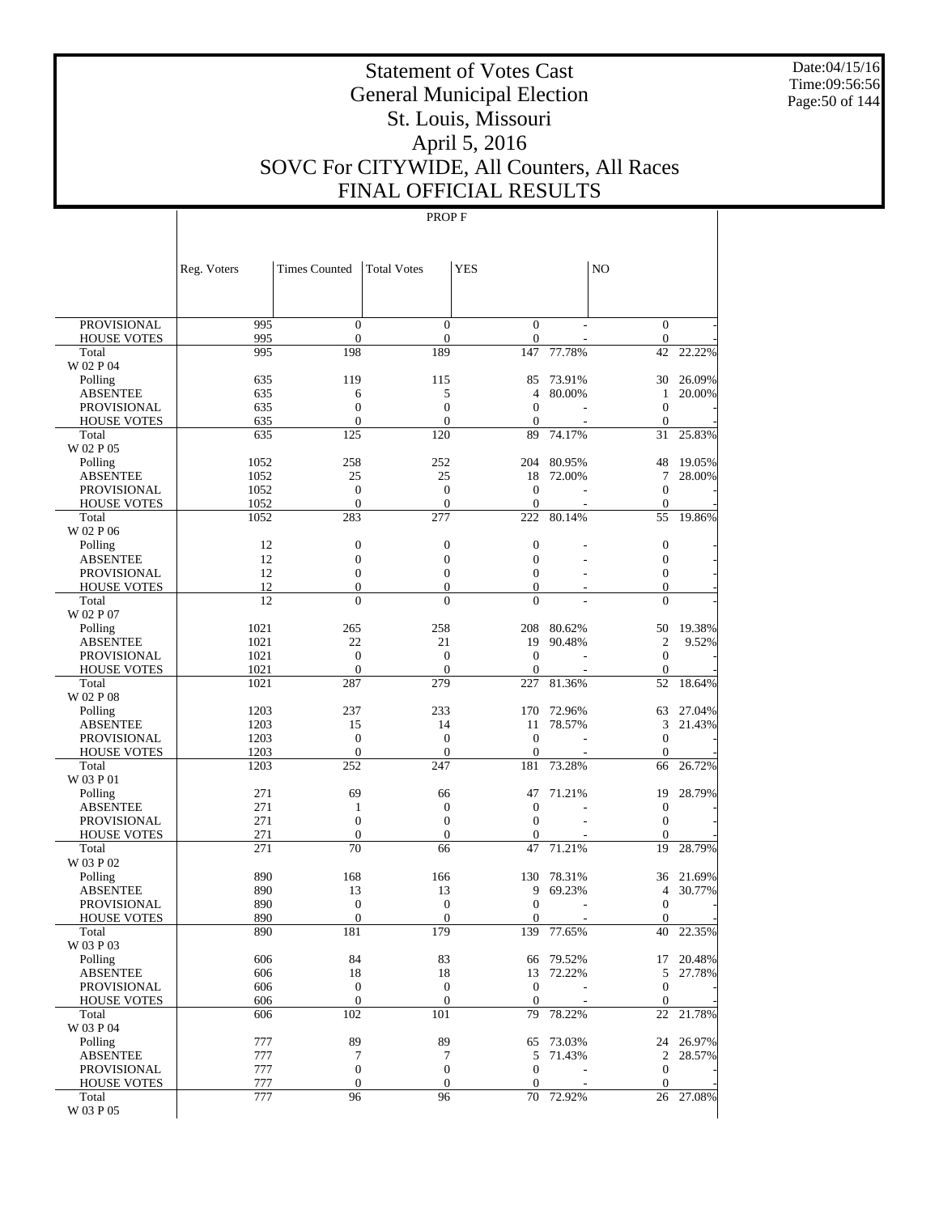# Statement of Votes Cast
## General Municipal Election
## St. Louis, Missouri
## April 5, 2016
## SOVC For CITYWIDE, All Counters, All Races
## FINAL OFFICIAL RESULTS

Date:04/15/16
Time:09:56:56

PROP F

| | Reg. Voters | Times Counted | Total Votes | YES | | NO | |
|---|---|---|---|---|---|---|---|
| PROVISIONAL | 995 | 0 | 0 | 0 | - | 0 | - |
| HOUSE VOTES | 995 | 0 | 0 | 0 | - | 0 | - |
| Total | 995 | 198 | 189 | 147 | 77.78% | 42 | 22.22% |
| W 02 P 04 | | | | | | | |
| Polling | 635 | 119 | 115 | 85 | 73.91% | 30 | 26.09% |
| ABSENTEE | 635 | 6 | 5 | 4 | 80.00% | 1 | 20.00% |
| PROVISIONAL | 635 | 0 | 0 | 0 | - | 0 | - |
| HOUSE VOTES | 635 | 0 | 0 | 0 | - | 0 | - |
| Total | 635 | 125 | 120 | 89 | 74.17% | 31 | 25.83% |
| W 02 P 05 | | | | | | | |
| Polling | 1052 | 258 | 252 | 204 | 80.95% | 48 | 19.05% |
| ABSENTEE | 1052 | 25 | 25 | 18 | 72.00% | 7 | 28.00% |
| PROVISIONAL | 1052 | 0 | 0 | 0 | - | 0 | - |
| HOUSE VOTES | 1052 | 0 | 0 | 0 | - | 0 | - |
| Total | 1052 | 283 | 277 | 222 | 80.14% | 55 | 19.86% |
| W 02 P 06 | | | | | | | |
| Polling | 12 | 0 | 0 | 0 | - | 0 | - |
| ABSENTEE | 12 | 0 | 0 | 0 | - | 0 | - |
| PROVISIONAL | 12 | 0 | 0 | 0 | - | 0 | - |
| HOUSE VOTES | 12 | 0 | 0 | 0 | - | 0 | - |
| Total | 12 | 0 | 0 | 0 | - | 0 | - |
| W 02 P 07 | | | | | | | |
| Polling | 1021 | 265 | 258 | 208 | 80.62% | 50 | 19.38% |
| ABSENTEE | 1021 | 22 | 21 | 19 | 90.48% | 2 | 9.52% |
| PROVISIONAL | 1021 | 0 | 0 | 0 | - | 0 | - |
| HOUSE VOTES | 1021 | 0 | 0 | 0 | - | 0 | - |
| Total | 1021 | 287 | 279 | 227 | 81.36% | 52 | 18.64% |
| W 02 P 08 | | | | | | | |
| Polling | 1203 | 237 | 233 | 170 | 72.96% | 63 | 27.04% |
| ABSENTEE | 1203 | 15 | 14 | 11 | 78.57% | 3 | 21.43% |
| PROVISIONAL | 1203 | 0 | 0 | 0 | - | 0 | - |
| HOUSE VOTES | 1203 | 0 | 0 | 0 | - | 0 | - |
| Total | 1203 | 252 | 247 | 181 | 73.28% | 66 | 26.72% |
| W 03 P 01 | | | | | | | |
| Polling | 271 | 69 | 66 | 47 | 71.21% | 19 | 28.79% |
| ABSENTEE | 271 | 1 | 0 | 0 | - | 0 | - |
| PROVISIONAL | 271 | 0 | 0 | 0 | - | 0 | - |
| HOUSE VOTES | 271 | 0 | 0 | 0 | - | 0 | - |
| Total | 271 | 70 | 66 | 47 | 71.21% | 19 | 28.79% |
| W 03 P 02 | | | | | | | |
| Polling | 890 | 168 | 166 | 130 | 78.31% | 36 | 21.69% |
| ABSENTEE | 890 | 13 | 13 | 9 | 69.23% | 4 | 30.77% |
| PROVISIONAL | 890 | 0 | 0 | 0 | - | 0 | - |
| HOUSE VOTES | 890 | 0 | 0 | 0 | - | 0 | - |
| Total | 890 | 181 | 179 | 139 | 77.65% | 40 | 22.35% |
| W 03 P 03 | | | | | | | |
| Polling | 606 | 84 | 83 | 66 | 79.52% | 17 | 20.48% |
| ABSENTEE | 606 | 18 | 18 | 13 | 72.22% | 5 | 27.78% |
| PROVISIONAL | 606 | 0 | 0 | 0 | - | 0 | - |
| HOUSE VOTES | 606 | 0 | 0 | 0 | - | 0 | - |
| Total | 606 | 102 | 101 | 79 | 78.22% | 22 | 21.78% |
| W 03 P 04 | | | | | | | |
| Polling | 777 | 89 | 89 | 65 | 73.03% | 24 | 26.97% |
| ABSENTEE | 777 | 7 | 7 | 5 | 71.43% | 2 | 28.57% |
| PROVISIONAL | 777 | 0 | 0 | 0 | - | 0 | - |
| HOUSE VOTES | 777 | 0 | 0 | 0 | - | 0 | - |
| Total | 777 | 96 | 96 | 70 | 72.92% | 26 | 27.08% |
| W 03 P 05 | | | | | | | |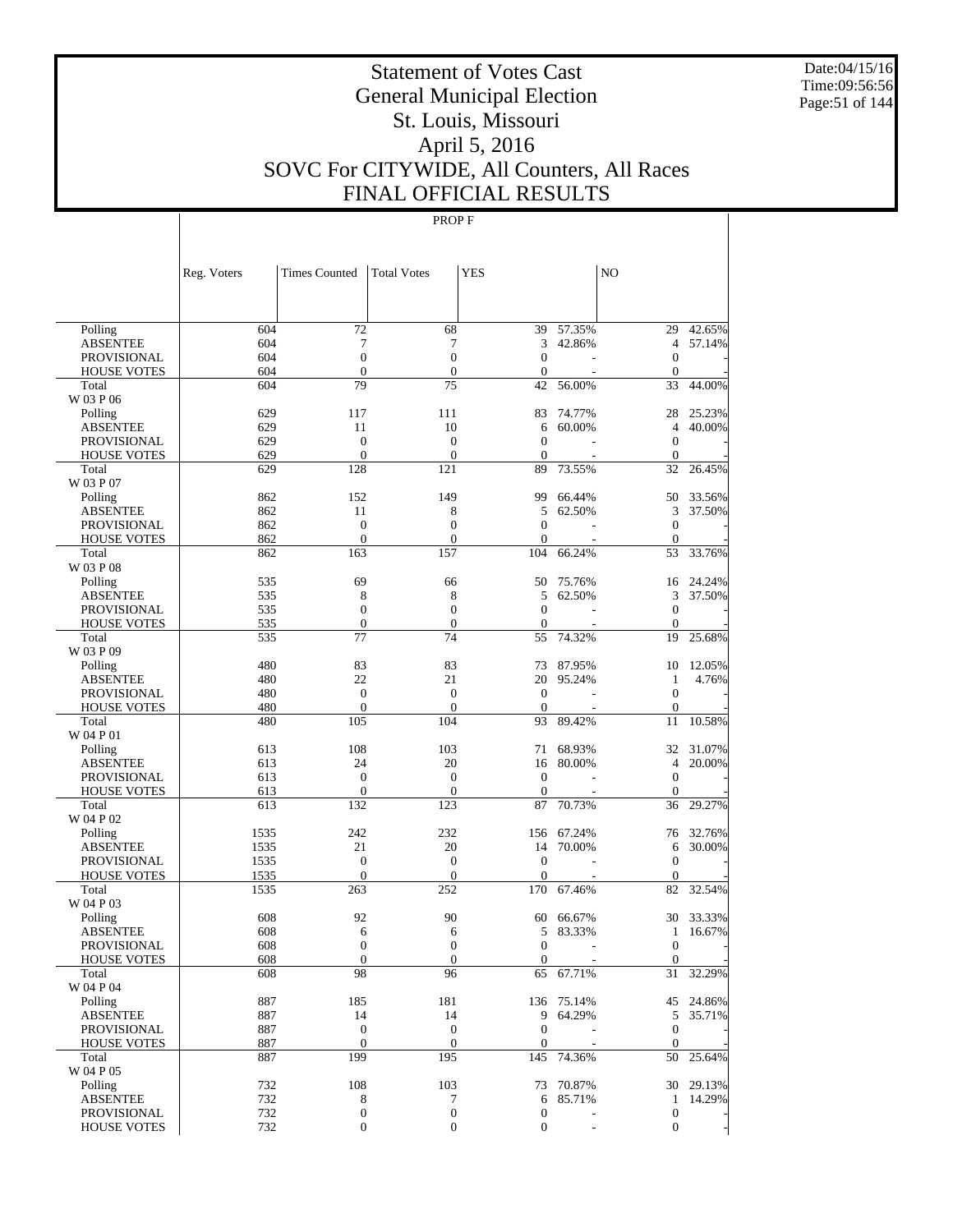# Statement of Votes Cast
# General Municipal Election
# St. Louis, Missouri
# April 5, 2016
# SOVC For CITYWIDE, All Counters, All Races
# FINAL OFFICIAL RESULTS

PROP F

| | Reg. Voters | Times Counted | Total Votes | YES | | NO | |
|---|---|---|---|---|---|---|---|
| Polling | 604 | 72 | 68 | 39 | 57.35% | 29 | 42.65% |
| ABSENTEE | 604 | 7 | 7 | 3 | 42.86% | 4 | 57.14% |
| PROVISIONAL | 604 | 0 | 0 | 0 | - | 0 | - |
| HOUSE VOTES | 604 | 0 | 0 | 0 | - | 0 | - |
| Total | 604 | 79 | 75 | 42 | 56.00% | 33 | 44.00% |
| W 03 P 06 | | | | | | | |
| Polling | 629 | 117 | 111 | 83 | 74.77% | 28 | 25.23% |
| ABSENTEE | 629 | 11 | 10 | 6 | 60.00% | 4 | 40.00% |
| PROVISIONAL | 629 | 0 | 0 | 0 | - | 0 | - |
| HOUSE VOTES | 629 | 0 | 0 | 0 | - | 0 | - |
| Total | 629 | 128 | 121 | 89 | 73.55% | 32 | 26.45% |
| W 03 P 07 | | | | | | | |
| Polling | 862 | 152 | 149 | 99 | 66.44% | 50 | 33.56% |
| ABSENTEE | 862 | 11 | 8 | 5 | 62.50% | 3 | 37.50% |
| PROVISIONAL | 862 | 0 | 0 | 0 | - | 0 | - |
| HOUSE VOTES | 862 | 0 | 0 | 0 | - | 0 | - |
| Total | 862 | 163 | 157 | 104 | 66.24% | 53 | 33.76% |
| W 03 P 08 | | | | | | | |
| Polling | 535 | 69 | 66 | 50 | 75.76% | 16 | 24.24% |
| ABSENTEE | 535 | 8 | 8 | 5 | 62.50% | 3 | 37.50% |
| PROVISIONAL | 535 | 0 | 0 | 0 | - | 0 | - |
| HOUSE VOTES | 535 | 0 | 0 | 0 | - | 0 | - |
| Total | 535 | 77 | 74 | 55 | 74.32% | 19 | 25.68% |
| W 03 P 09 | | | | | | | |
| Polling | 480 | 83 | 83 | 73 | 87.95% | 10 | 12.05% |
| ABSENTEE | 480 | 22 | 21 | 20 | 95.24% | 1 | 4.76% |
| PROVISIONAL | 480 | 0 | 0 | 0 | - | 0 | - |
| HOUSE VOTES | 480 | 0 | 0 | 0 | - | 0 | - |
| Total | 480 | 105 | 104 | 93 | 89.42% | 11 | 10.58% |
| W 04 P 01 | | | | | | | |
| Polling | 613 | 108 | 103 | 71 | 68.93% | 32 | 31.07% |
| ABSENTEE | 613 | 24 | 20 | 16 | 80.00% | 4 | 20.00% |
| PROVISIONAL | 613 | 0 | 0 | 0 | - | 0 | - |
| HOUSE VOTES | 613 | 0 | 0 | 0 | - | 0 | - |
| Total | 613 | 132 | 123 | 87 | 70.73% | 36 | 29.27% |
| W 04 P 02 | | | | | | | |
| Polling | 1535 | 242 | 232 | 156 | 67.24% | 76 | 32.76% |
| ABSENTEE | 1535 | 21 | 20 | 14 | 70.00% | 6 | 30.00% |
| PROVISIONAL | 1535 | 0 | 0 | 0 | - | 0 | - |
| HOUSE VOTES | 1535 | 0 | 0 | 0 | - | 0 | - |
| Total | 1535 | 263 | 252 | 170 | 67.46% | 82 | 32.54% |
| W 04 P 03 | | | | | | | |
| Polling | 608 | 92 | 90 | 60 | 66.67% | 30 | 33.33% |
| ABSENTEE | 608 | 6 | 6 | 5 | 83.33% | 1 | 16.67% |
| PROVISIONAL | 608 | 0 | 0 | 0 | - | 0 | - |
| HOUSE VOTES | 608 | 0 | 0 | 0 | - | 0 | - |
| Total | 608 | 98 | 96 | 65 | 67.71% | 31 | 32.29% |
| W 04 P 04 | | | | | | | |
| Polling | 887 | 185 | 181 | 136 | 75.14% | 45 | 24.86% |
| ABSENTEE | 887 | 14 | 14 | 9 | 64.29% | 5 | 35.71% |
| PROVISIONAL | 887 | 0 | 0 | 0 | - | 0 | - |
| HOUSE VOTES | 887 | 0 | 0 | 0 | - | 0 | - |
| Total | 887 | 199 | 195 | 145 | 74.36% | 50 | 25.64% |
| W 04 P 05 | | | | | | | |
| Polling | 732 | 108 | 103 | 73 | 70.87% | 30 | 29.13% |
| ABSENTEE | 732 | 8 | 7 | 6 | 85.71% | 1 | 14.29% |
| PROVISIONAL | 732 | 0 | 0 | 0 | - | 0 | - |
| HOUSE VOTES | 732 | 0 | 0 | 0 | - | 0 | - |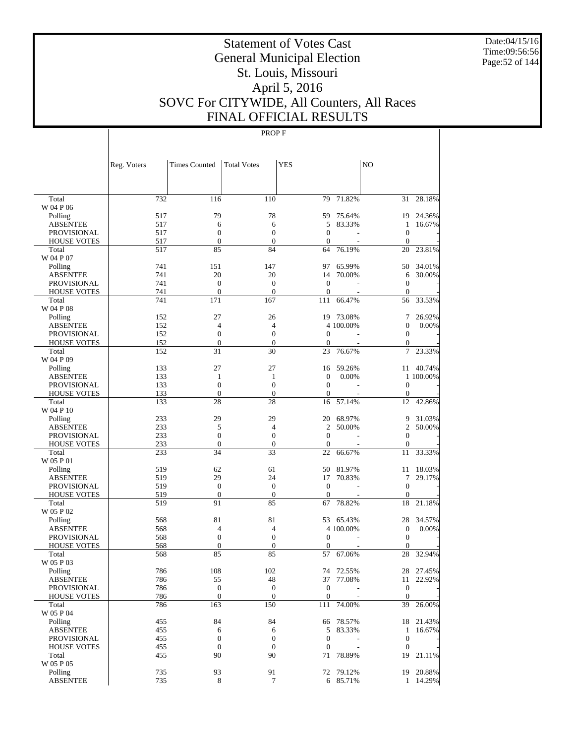# Statement of Votes Cast
# General Municipal Election
# St. Louis, Missouri
# April 5, 2016
# SOVC For CITYWIDE, All Counters, All Races
# FINAL OFFICIAL RESULTS

Date:04/15/16
Time:09:56:56

PROP F

| | Reg. Voters | Times Counted | Total Votes | YES | | NO | |
|---|---|---|---|---|---|---|---|
| Total | 732 | 116 | 110 | 79 | 71.82% | 31 | 28.18% |
| W 04 P 06 | | | | | | | |
| Polling | 517 | 79 | 78 | 59 | 75.64% | 19 | 24.36% |
| ABSENTEE | 517 | 6 | 6 | 5 | 83.33% | 1 | 16.67% |
| PROVISIONAL | 517 | 0 | 0 | 0 | - | 0 | - |
| HOUSE VOTES | 517 | 0 | 0 | 0 | - | 0 | - |
| Total | 517 | 85 | 84 | 64 | 76.19% | 20 | 23.81% |
| W 04 P 07 | | | | | | | |
| Polling | 741 | 151 | 147 | 97 | 65.99% | 50 | 34.01% |
| ABSENTEE | 741 | 20 | 20 | 14 | 70.00% | 6 | 30.00% |
| PROVISIONAL | 741 | 0 | 0 | 0 | - | 0 | - |
| HOUSE VOTES | 741 | 0 | 0 | 0 | - | 0 | - |
| Total | 741 | 171 | 167 | 111 | 66.47% | 56 | 33.53% |
| W 04 P 08 | | | | | | | |
| Polling | 152 | 27 | 26 | 19 | 73.08% | 7 | 26.92% |
| ABSENTEE | 152 | 4 | 4 | 4 | 100.00% | 0 | 0.00% |
| PROVISIONAL | 152 | 0 | 0 | 0 | - | 0 | - |
| HOUSE VOTES | 152 | 0 | 0 | 0 | - | 0 | - |
| Total | 152 | 31 | 30 | 23 | 76.67% | 7 | 23.33% |
| W 04 P 09 | | | | | | | |
| Polling | 133 | 27 | 27 | 16 | 59.26% | 11 | 40.74% |
| ABSENTEE | 133 | 1 | 1 | 0 | 0.00% | 1 | 100.00% |
| PROVISIONAL | 133 | 0 | 0 | 0 | - | 0 | - |
| HOUSE VOTES | 133 | 0 | 0 | 0 | - | 0 | - |
| Total | 133 | 28 | 28 | 16 | 57.14% | 12 | 42.86% |
| W 04 P 10 | | | | | | | |
| Polling | 233 | 29 | 29 | 20 | 68.97% | 9 | 31.03% |
| ABSENTEE | 233 | 5 | 4 | 2 | 50.00% | 2 | 50.00% |
| PROVISIONAL | 233 | 0 | 0 | 0 | - | 0 | - |
| HOUSE VOTES | 233 | 0 | 0 | 0 | - | 0 | - |
| Total | 233 | 34 | 33 | 22 | 66.67% | 11 | 33.33% |
| W 05 P 01 | | | | | | | |
| Polling | 519 | 62 | 61 | 50 | 81.97% | 11 | 18.03% |
| ABSENTEE | 519 | 29 | 24 | 17 | 70.83% | 7 | 29.17% |
| PROVISIONAL | 519 | 0 | 0 | 0 | - | 0 | - |
| HOUSE VOTES | 519 | 0 | 0 | 0 | - | 0 | - |
| Total | 519 | 91 | 85 | 67 | 78.82% | 18 | 21.18% |
| W 05 P 02 | | | | | | | |
| Polling | 568 | 81 | 81 | 53 | 65.43% | 28 | 34.57% |
| ABSENTEE | 568 | 4 | 4 | 4 | 100.00% | 0 | 0.00% |
| PROVISIONAL | 568 | 0 | 0 | 0 | - | 0 | - |
| HOUSE VOTES | 568 | 0 | 0 | 0 | - | 0 | - |
| Total | 568 | 85 | 85 | 57 | 67.06% | 28 | 32.94% |
| W 05 P 03 | | | | | | | |
| Polling | 786 | 108 | 102 | 74 | 72.55% | 28 | 27.45% |
| ABSENTEE | 786 | 55 | 48 | 37 | 77.08% | 11 | 22.92% |
| PROVISIONAL | 786 | 0 | 0 | 0 | - | 0 | - |
| HOUSE VOTES | 786 | 0 | 0 | 0 | - | 0 | - |
| Total | 786 | 163 | 150 | 111 | 74.00% | 39 | 26.00% |
| W 05 P 04 | | | | | | | |
| Polling | 455 | 84 | 84 | 66 | 78.57% | 18 | 21.43% |
| ABSENTEE | 455 | 6 | 6 | 5 | 83.33% | 1 | 16.67% |
| PROVISIONAL | 455 | 0 | 0 | 0 | - | 0 | - |
| HOUSE VOTES | 455 | 0 | 0 | 0 | - | 0 | - |
| Total | 455 | 90 | 90 | 71 | 78.89% | 19 | 21.11% |
| W 05 P 05 | | | | | | | |
| Polling | 735 | 93 | 91 | 72 | 79.12% | 19 | 20.88% |
| ABSENTEE | 735 | 8 | 7 | 6 | 85.71% | 1 | 14.29% |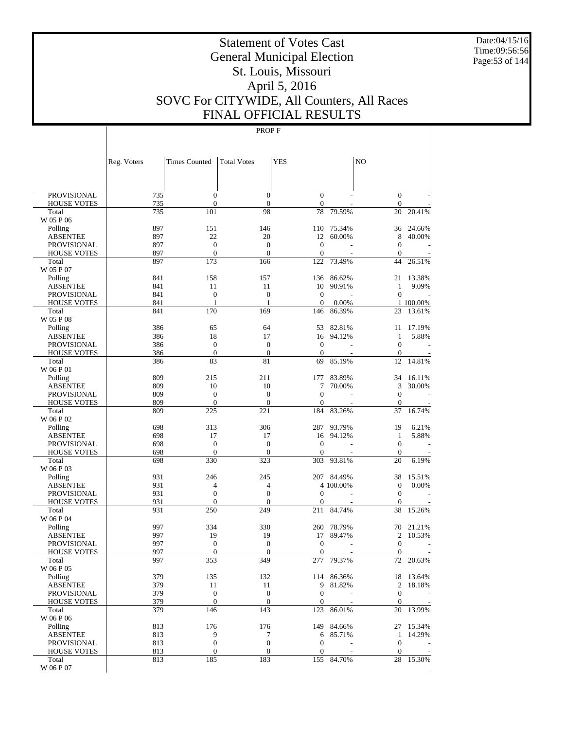# Statement of Votes Cast
## General Municipal Election
## St. Louis, Missouri
## April 5, 2016
## SOVC For CITYWIDE, All Counters, All Races
## FINAL OFFICIAL RESULTS

Date:04/15/16
Time:09:56:56

PROP F

| | Reg. Voters | Times Counted | Total Votes | YES | | NO | |
|---|---|---|---|---|---|---|---|
| PROVISIONAL | 735 | 0 | 0 | 0 | - | 0 | - |
| HOUSE VOTES | 735 | 0 | 0 | 0 | - | 0 | - |
| Total | 735 | 101 | 98 | 78 | 79.59% | 20 | 20.41% |
| W 05 P 06 | | | | | | | |
| Polling | 897 | 151 | 146 | 110 | 75.34% | 36 | 24.66% |
| ABSENTEE | 897 | 22 | 20 | 12 | 60.00% | 8 | 40.00% |
| PROVISIONAL | 897 | 0 | 0 | 0 | - | 0 | - |
| HOUSE VOTES | 897 | 0 | 0 | 0 | - | 0 | - |
| Total | 897 | 173 | 166 | 122 | 73.49% | 44 | 26.51% |
| W 05 P 07 | | | | | | | |
| Polling | 841 | 158 | 157 | 136 | 86.62% | 21 | 13.38% |
| ABSENTEE | 841 | 11 | 11 | 10 | 90.91% | 1 | 9.09% |
| PROVISIONAL | 841 | 0 | 0 | 0 | - | 0 | - |
| HOUSE VOTES | 841 | 1 | 1 | 0 | 0.00% | 1 | 100.00% |
| Total | 841 | 170 | 169 | 146 | 86.39% | 23 | 13.61% |
| W 05 P 08 | | | | | | | |
| Polling | 386 | 65 | 64 | 53 | 82.81% | 11 | 17.19% |
| ABSENTEE | 386 | 18 | 17 | 16 | 94.12% | 1 | 5.88% |
| PROVISIONAL | 386 | 0 | 0 | 0 | - | 0 | - |
| HOUSE VOTES | 386 | 0 | 0 | 0 | - | 0 | - |
| Total | 386 | 83 | 81 | 69 | 85.19% | 12 | 14.81% |
| W 06 P 01 | | | | | | | |
| Polling | 809 | 215 | 211 | 177 | 83.89% | 34 | 16.11% |
| ABSENTEE | 809 | 10 | 10 | 7 | 70.00% | 3 | 30.00% |
| PROVISIONAL | 809 | 0 | 0 | 0 | - | 0 | - |
| HOUSE VOTES | 809 | 0 | 0 | 0 | - | 0 | - |
| Total | 809 | 225 | 221 | 184 | 83.26% | 37 | 16.74% |
| W 06 P 02 | | | | | | | |
| Polling | 698 | 313 | 306 | 287 | 93.79% | 19 | 6.21% |
| ABSENTEE | 698 | 17 | 17 | 16 | 94.12% | 1 | 5.88% |
| PROVISIONAL | 698 | 0 | 0 | 0 | - | 0 | - |
| HOUSE VOTES | 698 | 0 | 0 | 0 | - | 0 | - |
| Total | 698 | 330 | 323 | 303 | 93.81% | 20 | 6.19% |
| W 06 P 03 | | | | | | | |
| Polling | 931 | 246 | 245 | 207 | 84.49% | 38 | 15.51% |
| ABSENTEE | 931 | 4 | 4 | 4 | 100.00% | 0 | 0.00% |
| PROVISIONAL | 931 | 0 | 0 | 0 | - | 0 | - |
| HOUSE VOTES | 931 | 0 | 0 | 0 | - | 0 | - |
| Total | 931 | 250 | 249 | 211 | 84.74% | 38 | 15.26% |
| W 06 P 04 | | | | | | | |
| Polling | 997 | 334 | 330 | 260 | 78.79% | 70 | 21.21% |
| ABSENTEE | 997 | 19 | 19 | 17 | 89.47% | 2 | 10.53% |
| PROVISIONAL | 997 | 0 | 0 | 0 | - | 0 | - |
| HOUSE VOTES | 997 | 0 | 0 | 0 | - | 0 | - |
| Total | 997 | 353 | 349 | 277 | 79.37% | 72 | 20.63% |
| W 06 P 05 | | | | | | | |
| Polling | 379 | 135 | 132 | 114 | 86.36% | 18 | 13.64% |
| ABSENTEE | 379 | 11 | 11 | 9 | 81.82% | 2 | 18.18% |
| PROVISIONAL | 379 | 0 | 0 | 0 | - | 0 | - |
| HOUSE VOTES | 379 | 0 | 0 | 0 | - | 0 | - |
| Total | 379 | 146 | 143 | 123 | 86.01% | 20 | 13.99% |
| W 06 P 06 | | | | | | | |
| Polling | 813 | 176 | 176 | 149 | 84.66% | 27 | 15.34% |
| ABSENTEE | 813 | 9 | 7 | 6 | 85.71% | 1 | 14.29% |
| PROVISIONAL | 813 | 0 | 0 | 0 | - | 0 | - |
| HOUSE VOTES | 813 | 0 | 0 | 0 | - | 0 | - |
| Total | 813 | 185 | 183 | 155 | 84.70% | 28 | 15.30% |
| W 06 P 07 | | | | | | | |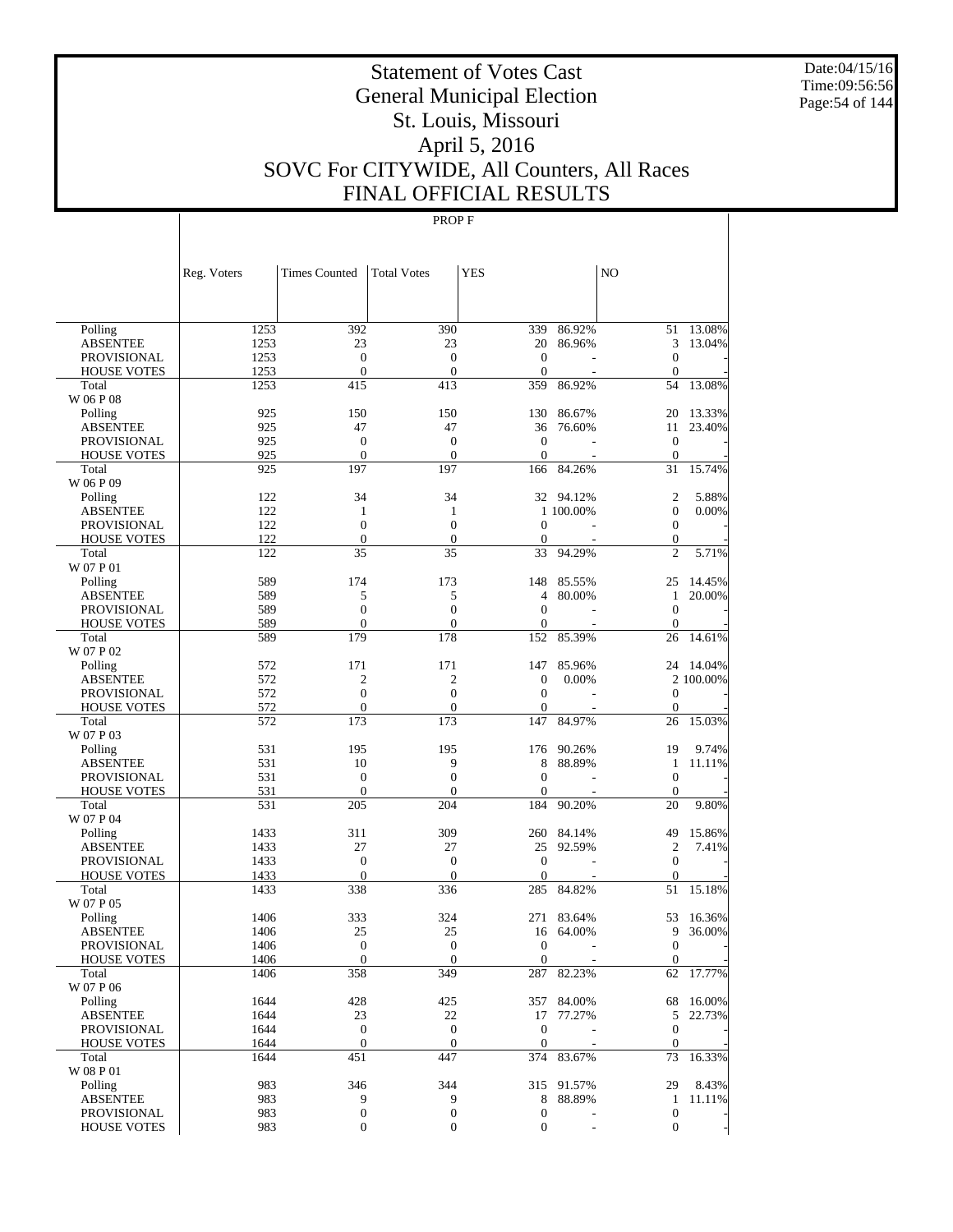# Statement of Votes Cast
# General Municipal Election
# St. Louis, Missouri
# April 5, 2016
# SOVC For CITYWIDE, All Counters, All Races
# FINAL OFFICIAL RESULTS

Date:04/15/16
Time:09:56:56

PROP F

| | Reg. Voters | Times Counted | Total Votes | YES | | NO | |
|---|---|---|---|---|---|---|---|
| Polling | 1253 | 392 | 390 | 339 | 86.92% | 51 | 13.08% |
| ABSENTEE | 1253 | 23 | 23 | 20 | 86.96% | 3 | 13.04% |
| PROVISIONAL | 1253 | 0 | 0 | 0 | - | 0 | - |
| HOUSE VOTES | 1253 | 0 | 0 | 0 | - | 0 | - |
| Total | 1253 | 415 | 413 | 359 | 86.92% | 54 | 13.08% |
| W 06 P 08 | | | | | | | |
| Polling | 925 | 150 | 150 | 130 | 86.67% | 20 | 13.33% |
| ABSENTEE | 925 | 47 | 47 | 36 | 76.60% | 11 | 23.40% |
| PROVISIONAL | 925 | 0 | 0 | 0 | - | 0 | - |
| HOUSE VOTES | 925 | 0 | 0 | 0 | - | 0 | - |
| Total | 925 | 197 | 197 | 166 | 84.26% | 31 | 15.74% |
| W 06 P 09 | | | | | | | |
| Polling | 122 | 34 | 34 | 32 | 94.12% | 2 | 5.88% |
| ABSENTEE | 122 | 1 | 1 | 1 | 100.00% | 0 | 0.00% |
| PROVISIONAL | 122 | 0 | 0 | 0 | - | 0 | - |
| HOUSE VOTES | 122 | 0 | 0 | 0 | - | 0 | - |
| Total | 122 | 35 | 35 | 33 | 94.29% | 2 | 5.71% |
| W 07 P 01 | | | | | | | |
| Polling | 589 | 174 | 173 | 148 | 85.55% | 25 | 14.45% |
| ABSENTEE | 589 | 5 | 5 | 4 | 80.00% | 1 | 20.00% |
| PROVISIONAL | 589 | 0 | 0 | 0 | - | 0 | - |
| HOUSE VOTES | 589 | 0 | 0 | 0 | - | 0 | - |
| Total | 589 | 179 | 178 | 152 | 85.39% | 26 | 14.61% |
| W 07 P 02 | | | | | | | |
| Polling | 572 | 171 | 171 | 147 | 85.96% | 24 | 14.04% |
| ABSENTEE | 572 | 2 | 2 | 0 | 0.00% | 2 | 100.00% |
| PROVISIONAL | 572 | 0 | 0 | 0 | - | 0 | - |
| HOUSE VOTES | 572 | 0 | 0 | 0 | - | 0 | - |
| Total | 572 | 173 | 173 | 147 | 84.97% | 26 | 15.03% |
| W 07 P 03 | | | | | | | |
| Polling | 531 | 195 | 195 | 176 | 90.26% | 19 | 9.74% |
| ABSENTEE | 531 | 10 | 9 | 8 | 88.89% | 1 | 11.11% |
| PROVISIONAL | 531 | 0 | 0 | 0 | - | 0 | - |
| HOUSE VOTES | 531 | 0 | 0 | 0 | - | 0 | - |
| Total | 531 | 205 | 204 | 184 | 90.20% | 20 | 9.80% |
| W 07 P 04 | | | | | | | |
| Polling | 1433 | 311 | 309 | 260 | 84.14% | 49 | 15.86% |
| ABSENTEE | 1433 | 27 | 27 | 25 | 92.59% | 2 | 7.41% |
| PROVISIONAL | 1433 | 0 | 0 | 0 | - | 0 | - |
| HOUSE VOTES | 1433 | 0 | 0 | 0 | - | 0 | - |
| Total | 1433 | 338 | 336 | 285 | 84.82% | 51 | 15.18% |
| W 07 P 05 | | | | | | | |
| Polling | 1406 | 333 | 324 | 271 | 83.64% | 53 | 16.36% |
| ABSENTEE | 1406 | 25 | 25 | 16 | 64.00% | 9 | 36.00% |
| PROVISIONAL | 1406 | 0 | 0 | 0 | - | 0 | - |
| HOUSE VOTES | 1406 | 0 | 0 | 0 | - | 0 | - |
| Total | 1406 | 358 | 349 | 287 | 82.23% | 62 | 17.77% |
| W 07 P 06 | | | | | | | |
| Polling | 1644 | 428 | 425 | 357 | 84.00% | 68 | 16.00% |
| ABSENTEE | 1644 | 23 | 22 | 17 | 77.27% | 5 | 22.73% |
| PROVISIONAL | 1644 | 0 | 0 | 0 | - | 0 | - |
| HOUSE VOTES | 1644 | 0 | 0 | 0 | - | 0 | - |
| Total | 1644 | 451 | 447 | 374 | 83.67% | 73 | 16.33% |
| W 08 P 01 | | | | | | | |
| Polling | 983 | 346 | 344 | 315 | 91.57% | 29 | 8.43% |
| ABSENTEE | 983 | 9 | 9 | 8 | 88.89% | 1 | 11.11% |
| PROVISIONAL | 983 | 0 | 0 | 0 | - | 0 | - |
| HOUSE VOTES | 983 | 0 | 0 | 0 | - | 0 | - |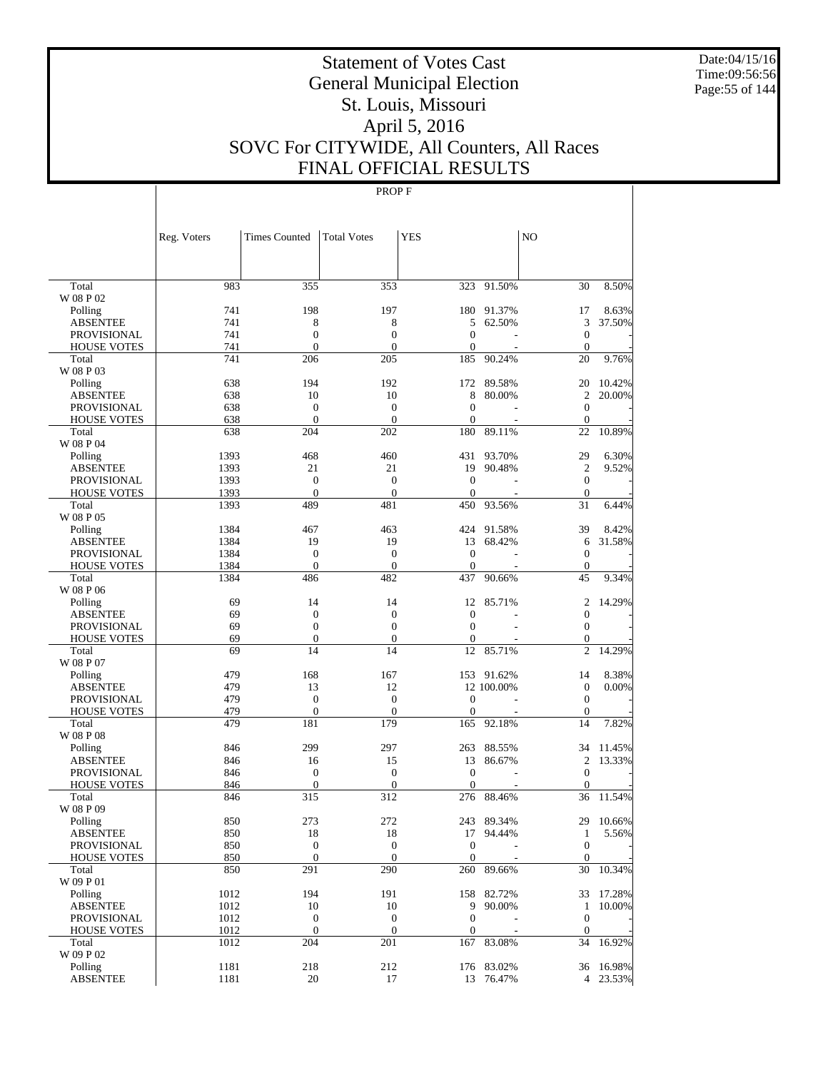# Statement of Votes Cast
# General Municipal Election
# St. Louis, Missouri
# April 5, 2016
# SOVC For CITYWIDE, All Counters, All Races
# FINAL OFFICIAL RESULTS

Date:04/15/16
Time:09:56:56

PROP F

| | Reg. Voters | Times Counted | Total Votes | YES | | NO | |
|---|---|---|---|---|---|---|---|
| Total | 983 | 355 | 353 | 323 | 91.50% | 30 | 8.50% |
| W 08 P 02 | | | | | | | |
| Polling | 741 | 198 | 197 | 180 | 91.37% | 17 | 8.63% |
| ABSENTEE | 741 | 8 | 8 | 5 | 62.50% | 3 | 37.50% |
| PROVISIONAL | 741 | 0 | 0 | 0 | - | 0 | - |
| HOUSE VOTES | 741 | 0 | 0 | 0 | - | 0 | - |
| Total | 741 | 206 | 205 | 185 | 90.24% | 20 | 9.76% |
| W 08 P 03 | | | | | | | |
| Polling | 638 | 194 | 192 | 172 | 89.58% | 20 | 10.42% |
| ABSENTEE | 638 | 10 | 10 | 8 | 80.00% | 2 | 20.00% |
| PROVISIONAL | 638 | 0 | 0 | 0 | - | 0 | - |
| HOUSE VOTES | 638 | 0 | 0 | 0 | - | 0 | - |
| Total | 638 | 204 | 202 | 180 | 89.11% | 22 | 10.89% |
| W 08 P 04 | | | | | | | |
| Polling | 1393 | 468 | 460 | 431 | 93.70% | 29 | 6.30% |
| ABSENTEE | 1393 | 21 | 21 | 19 | 90.48% | 2 | 9.52% |
| PROVISIONAL | 1393 | 0 | 0 | 0 | - | 0 | - |
| HOUSE VOTES | 1393 | 0 | 0 | 0 | - | 0 | - |
| Total | 1393 | 489 | 481 | 450 | 93.56% | 31 | 6.44% |
| W 08 P 05 | | | | | | | |
| Polling | 1384 | 467 | 463 | 424 | 91.58% | 39 | 8.42% |
| ABSENTEE | 1384 | 19 | 19 | 13 | 68.42% | 6 | 31.58% |
| PROVISIONAL | 1384 | 0 | 0 | 0 | - | 0 | - |
| HOUSE VOTES | 1384 | 0 | 0 | 0 | - | 0 | - |
| Total | 1384 | 486 | 482 | 437 | 90.66% | 45 | 9.34% |
| W 08 P 06 | | | | | | | |
| Polling | 69 | 14 | 14 | 12 | 85.71% | 2 | 14.29% |
| ABSENTEE | 69 | 0 | 0 | 0 | - | 0 | - |
| PROVISIONAL | 69 | 0 | 0 | 0 | - | 0 | - |
| HOUSE VOTES | 69 | 0 | 0 | 0 | - | 0 | - |
| Total | 69 | 14 | 14 | 12 | 85.71% | 2 | 14.29% |
| W 08 P 07 | | | | | | | |
| Polling | 479 | 168 | 167 | 153 | 91.62% | 14 | 8.38% |
| ABSENTEE | 479 | 13 | 12 | 12 | 100.00% | 0 | 0.00% |
| PROVISIONAL | 479 | 0 | 0 | 0 | - | 0 | - |
| HOUSE VOTES | 479 | 0 | 0 | 0 | - | 0 | - |
| Total | 479 | 181 | 179 | 165 | 92.18% | 14 | 7.82% |
| W 08 P 08 | | | | | | | |
| Polling | 846 | 299 | 297 | 263 | 88.55% | 34 | 11.45% |
| ABSENTEE | 846 | 16 | 15 | 13 | 86.67% | 2 | 13.33% |
| PROVISIONAL | 846 | 0 | 0 | 0 | - | 0 | - |
| HOUSE VOTES | 846 | 0 | 0 | 0 | - | 0 | - |
| Total | 846 | 315 | 312 | 276 | 88.46% | 36 | 11.54% |
| W 08 P 09 | | | | | | | |
| Polling | 850 | 273 | 272 | 243 | 89.34% | 29 | 10.66% |
| ABSENTEE | 850 | 18 | 18 | 17 | 94.44% | 1 | 5.56% |
| PROVISIONAL | 850 | 0 | 0 | 0 | - | 0 | - |
| HOUSE VOTES | 850 | 0 | 0 | 0 | - | 0 | - |
| Total | 850 | 291 | 290 | 260 | 89.66% | 30 | 10.34% |
| W 09 P 01 | | | | | | | |
| Polling | 1012 | 194 | 191 | 158 | 82.72% | 33 | 17.28% |
| ABSENTEE | 1012 | 10 | 10 | 9 | 90.00% | 1 | 10.00% |
| PROVISIONAL | 1012 | 0 | 0 | 0 | - | 0 | - |
| HOUSE VOTES | 1012 | 0 | 0 | 0 | - | 0 | - |
| Total | 1012 | 204 | 201 | 167 | 83.08% | 34 | 16.92% |
| W 09 P 02 | | | | | | | |
| Polling | 1181 | 218 | 212 | 176 | 83.02% | 36 | 16.98% |
| ABSENTEE | 1181 | 20 | 17 | 13 | 76.47% | 4 | 23.53% |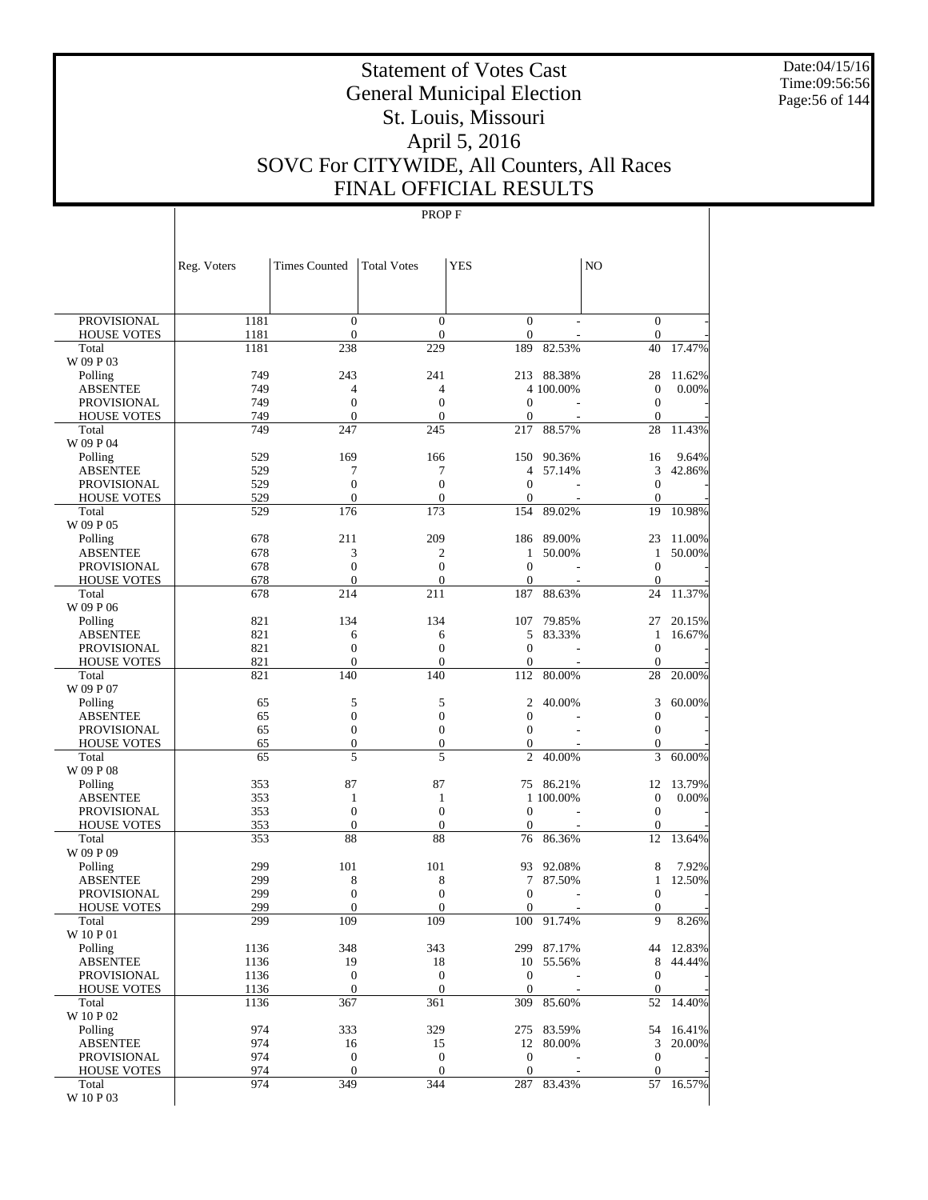# Statement of Votes Cast
# General Municipal Election
# St. Louis, Missouri
# April 5, 2016
# SOVC For CITYWIDE, All Counters, All Races
# FINAL OFFICIAL RESULTS

Date:04/15/16
Time:09:56:56

PROP F

| | Reg. Voters | Times Counted | Total Votes | YES | | NO | |
|---|---|---|---|---|---|---|---|
| PROVISIONAL | 1181 | 0 | 0 | 0 | - | 0 | - |
| HOUSE VOTES | 1181 | 0 | 0 | 0 | - | 0 | - |
| Total | 1181 | 238 | 229 | 189 | 82.53% | 40 | 17.47% |
| W 09 P 03 | | | | | | | |
| Polling | 749 | 243 | 241 | 213 | 88.38% | 28 | 11.62% |
| ABSENTEE | 749 | 4 | 4 | 4 | 100.00% | 0 | 0.00% |
| PROVISIONAL | 749 | 0 | 0 | 0 | - | 0 | - |
| HOUSE VOTES | 749 | 0 | 0 | 0 | - | 0 | - |
| Total | 749 | 247 | 245 | 217 | 88.57% | 28 | 11.43% |
| W 09 P 04 | | | | | | | |
| Polling | 529 | 169 | 166 | 150 | 90.36% | 16 | 9.64% |
| ABSENTEE | 529 | 7 | 7 | 4 | 57.14% | 3 | 42.86% |
| PROVISIONAL | 529 | 0 | 0 | 0 | - | 0 | - |
| HOUSE VOTES | 529 | 0 | 0 | 0 | - | 0 | - |
| Total | 529 | 176 | 173 | 154 | 89.02% | 19 | 10.98% |
| W 09 P 05 | | | | | | | |
| Polling | 678 | 211 | 209 | 186 | 89.00% | 23 | 11.00% |
| ABSENTEE | 678 | 3 | 2 | 1 | 50.00% | 1 | 50.00% |
| PROVISIONAL | 678 | 0 | 0 | 0 | - | 0 | - |
| HOUSE VOTES | 678 | 0 | 0 | 0 | - | 0 | - |
| Total | 678 | 214 | 211 | 187 | 88.63% | 24 | 11.37% |
| W 09 P 06 | | | | | | | |
| Polling | 821 | 134 | 134 | 107 | 79.85% | 27 | 20.15% |
| ABSENTEE | 821 | 6 | 6 | 5 | 83.33% | 1 | 16.67% |
| PROVISIONAL | 821 | 0 | 0 | 0 | - | 0 | - |
| HOUSE VOTES | 821 | 0 | 0 | 0 | - | 0 | - |
| Total | 821 | 140 | 140 | 112 | 80.00% | 28 | 20.00% |
| W 09 P 07 | | | | | | | |
| Polling | 65 | 5 | 5 | 2 | 40.00% | 3 | 60.00% |
| ABSENTEE | 65 | 0 | 0 | 0 | - | 0 | - |
| PROVISIONAL | 65 | 0 | 0 | 0 | - | 0 | - |
| HOUSE VOTES | 65 | 0 | 0 | 0 | - | 0 | - |
| Total | 65 | 5 | 5 | 2 | 40.00% | 3 | 60.00% |
| W 09 P 08 | | | | | | | |
| Polling | 353 | 87 | 87 | 75 | 86.21% | 12 | 13.79% |
| ABSENTEE | 353 | 1 | 1 | 1 | 100.00% | 0 | 0.00% |
| PROVISIONAL | 353 | 0 | 0 | 0 | - | 0 | - |
| HOUSE VOTES | 353 | 0 | 0 | 0 | - | 0 | - |
| Total | 353 | 88 | 88 | 76 | 86.36% | 12 | 13.64% |
| W 09 P 09 | | | | | | | |
| Polling | 299 | 101 | 101 | 93 | 92.08% | 8 | 7.92% |
| ABSENTEE | 299 | 8 | 8 | 7 | 87.50% | 1 | 12.50% |
| PROVISIONAL | 299 | 0 | 0 | 0 | - | 0 | - |
| HOUSE VOTES | 299 | 0 | 0 | 0 | - | 0 | - |
| Total | 299 | 109 | 109 | 100 | 91.74% | 9 | 8.26% |
| W 10 P 01 | | | | | | | |
| Polling | 1136 | 348 | 343 | 299 | 87.17% | 44 | 12.83% |
| ABSENTEE | 1136 | 19 | 18 | 10 | 55.56% | 8 | 44.44% |
| PROVISIONAL | 1136 | 0 | 0 | 0 | - | 0 | - |
| HOUSE VOTES | 1136 | 0 | 0 | 0 | - | 0 | - |
| Total | 1136 | 367 | 361 | 309 | 85.60% | 52 | 14.40% |
| W 10 P 02 | | | | | | | |
| Polling | 974 | 333 | 329 | 275 | 83.59% | 54 | 16.41% |
| ABSENTEE | 974 | 16 | 15 | 12 | 80.00% | 3 | 20.00% |
| PROVISIONAL | 974 | 0 | 0 | 0 | - | 0 | - |
| HOUSE VOTES | 974 | 0 | 0 | 0 | - | 0 | - |
| Total | 974 | 349 | 344 | 287 | 83.43% | 57 | 16.57% |
| W 10 P 03 | | | | | | | |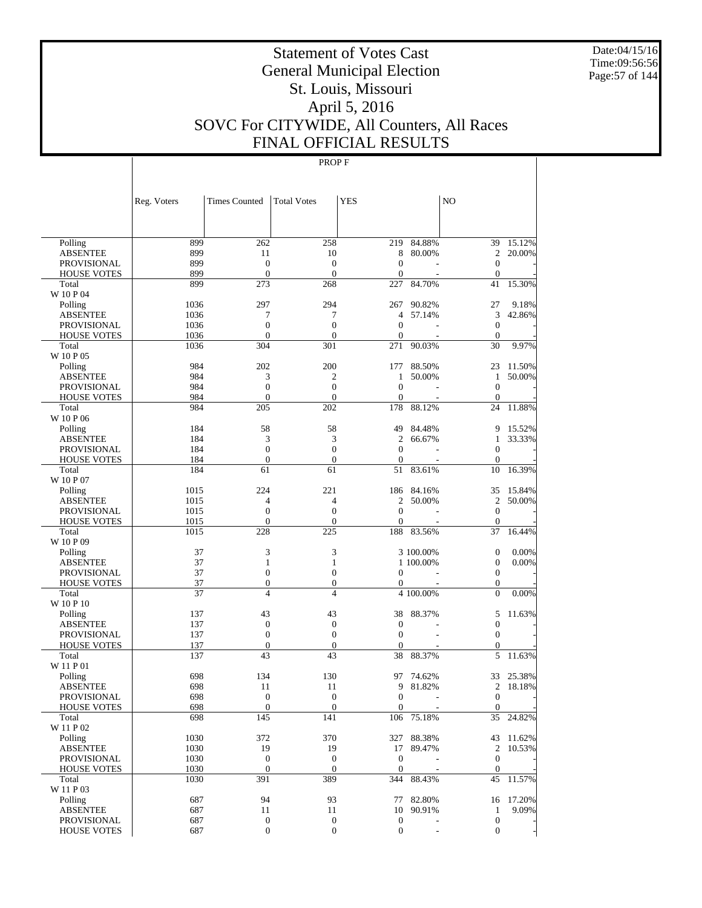# Statement of Votes Cast
# General Municipal Election
# St. Louis, Missouri
# April 5, 2016
# SOVC For CITYWIDE, All Counters, All Races
# FINAL OFFICIAL RESULTS

Date:04/15/16
Time:09:56:56

PROP F

| | Reg. Voters | Times Counted | Total Votes | YES | | NO | |
|---|---|---|---|---|---|---|---|
| Polling | 899 | 262 | 258 | 219 | 84.88% | 39 | 15.12% |
| ABSENTEE | 899 | 11 | 10 | 8 | 80.00% | 2 | 20.00% |
| PROVISIONAL | 899 | 0 | 0 | 0 | - | 0 | - |
| HOUSE VOTES | 899 | 0 | 0 | 0 | - | 0 | - |
| Total | 899 | 273 | 268 | 227 | 84.70% | 41 | 15.30% |
| W 10 P 04 | | | | | | | |
| Polling | 1036 | 297 | 294 | 267 | 90.82% | 27 | 9.18% |
| ABSENTEE | 1036 | 7 | 7 | 4 | 57.14% | 3 | 42.86% |
| PROVISIONAL | 1036 | 0 | 0 | 0 | - | 0 | - |
| HOUSE VOTES | 1036 | 0 | 0 | 0 | - | 0 | - |
| Total | 1036 | 304 | 301 | 271 | 90.03% | 30 | 9.97% |
| W 10 P 05 | | | | | | | |
| Polling | 984 | 202 | 200 | 177 | 88.50% | 23 | 11.50% |
| ABSENTEE | 984 | 3 | 2 | 1 | 50.00% | 1 | 50.00% |
| PROVISIONAL | 984 | 0 | 0 | 0 | - | 0 | - |
| HOUSE VOTES | 984 | 0 | 0 | 0 | - | 0 | - |
| Total | 984 | 205 | 202 | 178 | 88.12% | 24 | 11.88% |
| W 10 P 06 | | | | | | | |
| Polling | 184 | 58 | 58 | 49 | 84.48% | 9 | 15.52% |
| ABSENTEE | 184 | 3 | 3 | 2 | 66.67% | 1 | 33.33% |
| PROVISIONAL | 184 | 0 | 0 | 0 | - | 0 | - |
| HOUSE VOTES | 184 | 0 | 0 | 0 | - | 0 | - |
| Total | 184 | 61 | 61 | 51 | 83.61% | 10 | 16.39% |
| W 10 P 07 | | | | | | | |
| Polling | 1015 | 224 | 221 | 186 | 84.16% | 35 | 15.84% |
| ABSENTEE | 1015 | 4 | 4 | 2 | 50.00% | 2 | 50.00% |
| PROVISIONAL | 1015 | 0 | 0 | 0 | - | 0 | - |
| HOUSE VOTES | 1015 | 0 | 0 | 0 | - | 0 | - |
| Total | 1015 | 228 | 225 | 188 | 83.56% | 37 | 16.44% |
| W 10 P 09 | | | | | | | |
| Polling | 37 | 3 | 3 | 3 | 100.00% | 0 | 0.00% |
| ABSENTEE | 37 | 1 | 1 | 1 | 100.00% | 0 | 0.00% |
| PROVISIONAL | 37 | 0 | 0 | 0 | - | 0 | - |
| HOUSE VOTES | 37 | 0 | 0 | 0 | - | 0 | - |
| Total | 37 | 4 | 4 | 4 | 100.00% | 0 | 0.00% |
| W 10 P 10 | | | | | | | |
| Polling | 137 | 43 | 43 | 38 | 88.37% | 5 | 11.63% |
| ABSENTEE | 137 | 0 | 0 | 0 | - | 0 | - |
| PROVISIONAL | 137 | 0 | 0 | 0 | - | 0 | - |
| HOUSE VOTES | 137 | 0 | 0 | 0 | - | 0 | - |
| Total | 137 | 43 | 43 | 38 | 88.37% | 5 | 11.63% |
| W 11 P 01 | | | | | | | |
| Polling | 698 | 134 | 130 | 97 | 74.62% | 33 | 25.38% |
| ABSENTEE | 698 | 11 | 11 | 9 | 81.82% | 2 | 18.18% |
| PROVISIONAL | 698 | 0 | 0 | 0 | - | 0 | - |
| HOUSE VOTES | 698 | 0 | 0 | 0 | - | 0 | - |
| Total | 698 | 145 | 141 | 106 | 75.18% | 35 | 24.82% |
| W 11 P 02 | | | | | | | |
| Polling | 1030 | 372 | 370 | 327 | 88.38% | 43 | 11.62% |
| ABSENTEE | 1030 | 19 | 19 | 17 | 89.47% | 2 | 10.53% |
| PROVISIONAL | 1030 | 0 | 0 | 0 | - | 0 | - |
| HOUSE VOTES | 1030 | 0 | 0 | 0 | - | 0 | - |
| Total | 1030 | 391 | 389 | 344 | 88.43% | 45 | 11.57% |
| W 11 P 03 | | | | | | | |
| Polling | 687 | 94 | 93 | 77 | 82.80% | 16 | 17.20% |
| ABSENTEE | 687 | 11 | 11 | 10 | 90.91% | 1 | 9.09% |
| PROVISIONAL | 687 | 0 | 0 | 0 | - | 0 | - |
| HOUSE VOTES | 687 | 0 | 0 | 0 | - | 0 | - |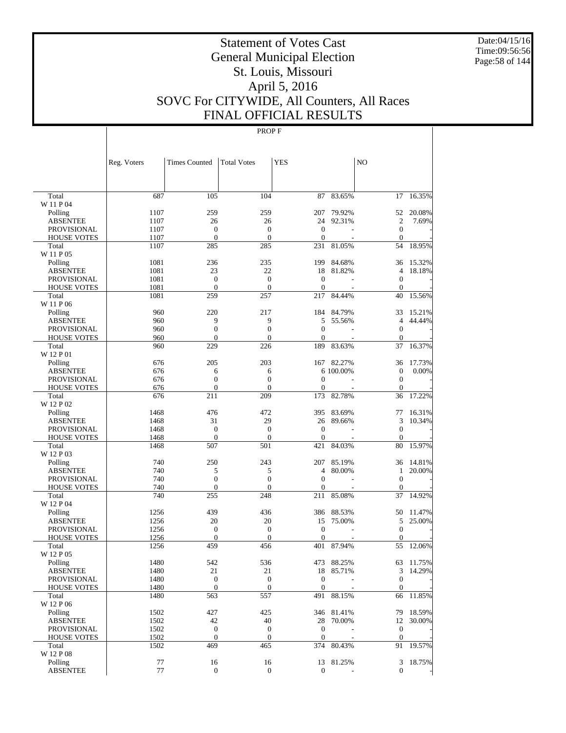# Statement of Votes Cast
# General Municipal Election
# St. Louis, Missouri
# April 5, 2016
# SOVC For CITYWIDE, All Counters, All Races
# FINAL OFFICIAL RESULTS

Date:04/15/16
Time:09:56:56

PROP F

| | Reg. Voters | Times Counted | Total Votes | YES | | NO | |
|---|---|---|---|---|---|---|---|
| Total | 687 | 105 | 104 | 87 | 83.65% | 17 | 16.35% |
| W 11 P 04 | | | | | | | |
| Polling | 1107 | 259 | 259 | 207 | 79.92% | 52 | 20.08% |
| ABSENTEE | 1107 | 26 | 26 | 24 | 92.31% | 2 | 7.69% |
| PROVISIONAL | 1107 | 0 | 0 | 0 | - | 0 | - |
| HOUSE VOTES | 1107 | 0 | 0 | 0 | - | 0 | - |
| Total | 1107 | 285 | 285 | 231 | 81.05% | 54 | 18.95% |
| W 11 P 05 | | | | | | | |
| Polling | 1081 | 236 | 235 | 199 | 84.68% | 36 | 15.32% |
| ABSENTEE | 1081 | 23 | 22 | 18 | 81.82% | 4 | 18.18% |
| PROVISIONAL | 1081 | 0 | 0 | 0 | - | 0 | - |
| HOUSE VOTES | 1081 | 0 | 0 | 0 | - | 0 | - |
| Total | 1081 | 259 | 257 | 217 | 84.44% | 40 | 15.56% |
| W 11 P 06 | | | | | | | |
| Polling | 960 | 220 | 217 | 184 | 84.79% | 33 | 15.21% |
| ABSENTEE | 960 | 9 | 9 | 5 | 55.56% | 4 | 44.44% |
| PROVISIONAL | 960 | 0 | 0 | 0 | - | 0 | - |
| HOUSE VOTES | 960 | 0 | 0 | 0 | - | 0 | - |
| Total | 960 | 229 | 226 | 189 | 83.63% | 37 | 16.37% |
| W 12 P 01 | | | | | | | |
| Polling | 676 | 205 | 203 | 167 | 82.27% | 36 | 17.73% |
| ABSENTEE | 676 | 6 | 6 | 6 | 100.00% | 0 | 0.00% |
| PROVISIONAL | 676 | 0 | 0 | 0 | - | 0 | - |
| HOUSE VOTES | 676 | 0 | 0 | 0 | - | 0 | - |
| Total | 676 | 211 | 209 | 173 | 82.78% | 36 | 17.22% |
| W 12 P 02 | | | | | | | |
| Polling | 1468 | 476 | 472 | 395 | 83.69% | 77 | 16.31% |
| ABSENTEE | 1468 | 31 | 29 | 26 | 89.66% | 3 | 10.34% |
| PROVISIONAL | 1468 | 0 | 0 | 0 | - | 0 | - |
| HOUSE VOTES | 1468 | 0 | 0 | 0 | - | 0 | - |
| Total | 1468 | 507 | 501 | 421 | 84.03% | 80 | 15.97% |
| W 12 P 03 | | | | | | | |
| Polling | 740 | 250 | 243 | 207 | 85.19% | 36 | 14.81% |
| ABSENTEE | 740 | 5 | 5 | 4 | 80.00% | 1 | 20.00% |
| PROVISIONAL | 740 | 0 | 0 | 0 | - | 0 | - |
| HOUSE VOTES | 740 | 0 | 0 | 0 | - | 0 | - |
| Total | 740 | 255 | 248 | 211 | 85.08% | 37 | 14.92% |
| W 12 P 04 | | | | | | | |
| Polling | 1256 | 439 | 436 | 386 | 88.53% | 50 | 11.47% |
| ABSENTEE | 1256 | 20 | 20 | 15 | 75.00% | 5 | 25.00% |
| PROVISIONAL | 1256 | 0 | 0 | 0 | - | 0 | - |
| HOUSE VOTES | 1256 | 0 | 0 | 0 | - | 0 | - |
| Total | 1256 | 459 | 456 | 401 | 87.94% | 55 | 12.06% |
| W 12 P 05 | | | | | | | |
| Polling | 1480 | 542 | 536 | 473 | 88.25% | 63 | 11.75% |
| ABSENTEE | 1480 | 21 | 21 | 18 | 85.71% | 3 | 14.29% |
| PROVISIONAL | 1480 | 0 | 0 | 0 | - | 0 | - |
| HOUSE VOTES | 1480 | 0 | 0 | 0 | - | 0 | - |
| Total | 1480 | 563 | 557 | 491 | 88.15% | 66 | 11.85% |
| W 12 P 06 | | | | | | | |
| Polling | 1502 | 427 | 425 | 346 | 81.41% | 79 | 18.59% |
| ABSENTEE | 1502 | 42 | 40 | 28 | 70.00% | 12 | 30.00% |
| PROVISIONAL | 1502 | 0 | 0 | 0 | - | 0 | - |
| HOUSE VOTES | 1502 | 0 | 0 | 0 | - | 0 | - |
| Total | 1502 | 469 | 465 | 374 | 80.43% | 91 | 19.57% |
| W 12 P 08 | | | | | | | |
| Polling | 77 | 16 | 16 | 13 | 81.25% | 3 | 18.75% |
| ABSENTEE | 77 | 0 | 0 | 0 | - | 0 | - |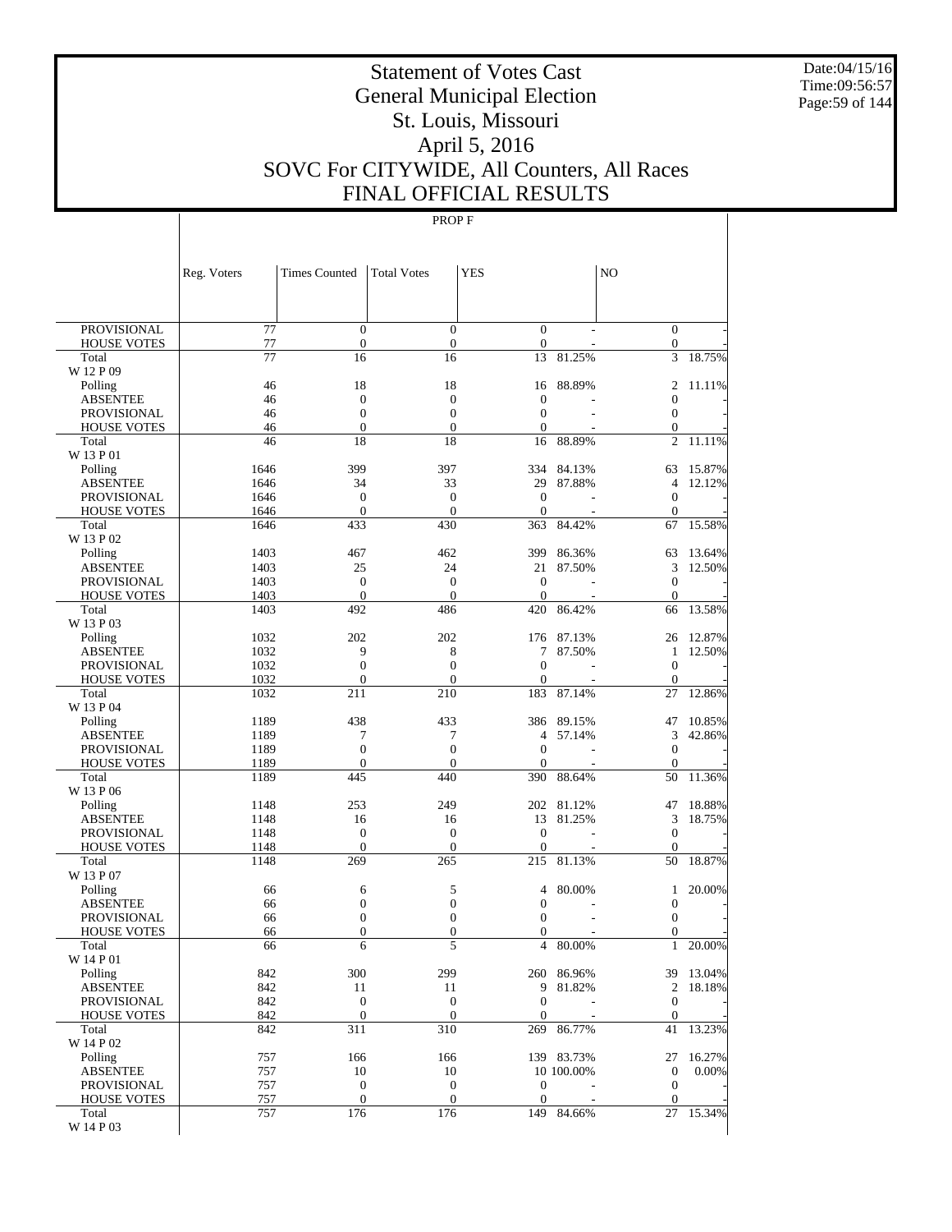# Statement of Votes Cast
# General Municipal Election
# St. Louis, Missouri
# April 5, 2016
# SOVC For CITYWIDE, All Counters, All Races
# FINAL OFFICIAL RESULTS

Date:04/15/16
Time:09:56:57

PROP F

| | Reg. Voters | Times Counted | Total Votes | YES | | NO | |
|---|---|---|---|---|---|---|---|
| PROVISIONAL | 77 | 0 | 0 | 0 | - | 0 | - |
| HOUSE VOTES | 77 | 0 | 0 | 0 | - | 0 | - |
| Total | 77 | 16 | 16 | 13 | 81.25% | 3 | 18.75% |
| W 12 P 09 | | | | | | | |
| Polling | 46 | 18 | 18 | 16 | 88.89% | 2 | 11.11% |
| ABSENTEE | 46 | 0 | 0 | 0 | - | 0 | - |
| PROVISIONAL | 46 | 0 | 0 | 0 | - | 0 | - |
| HOUSE VOTES | 46 | 0 | 0 | 0 | - | 0 | - |
| Total | 46 | 18 | 18 | 16 | 88.89% | 2 | 11.11% |
| W 13 P 01 | | | | | | | |
| Polling | 1646 | 399 | 397 | 334 | 84.13% | 63 | 15.87% |
| ABSENTEE | 1646 | 34 | 33 | 29 | 87.88% | 4 | 12.12% |
| PROVISIONAL | 1646 | 0 | 0 | 0 | - | 0 | - |
| HOUSE VOTES | 1646 | 0 | 0 | 0 | - | 0 | - |
| Total | 1646 | 433 | 430 | 363 | 84.42% | 67 | 15.58% |
| W 13 P 02 | | | | | | | |
| Polling | 1403 | 467 | 462 | 399 | 86.36% | 63 | 13.64% |
| ABSENTEE | 1403 | 25 | 24 | 21 | 87.50% | 3 | 12.50% |
| PROVISIONAL | 1403 | 0 | 0 | 0 | - | 0 | - |
| HOUSE VOTES | 1403 | 0 | 0 | 0 | - | 0 | - |
| Total | 1403 | 492 | 486 | 420 | 86.42% | 66 | 13.58% |
| W 13 P 03 | | | | | | | |
| Polling | 1032 | 202 | 202 | 176 | 87.13% | 26 | 12.87% |
| ABSENTEE | 1032 | 9 | 8 | 7 | 87.50% | 1 | 12.50% |
| PROVISIONAL | 1032 | 0 | 0 | 0 | - | 0 | - |
| HOUSE VOTES | 1032 | 0 | 0 | 0 | - | 0 | - |
| Total | 1032 | 211 | 210 | 183 | 87.14% | 27 | 12.86% |
| W 13 P 04 | | | | | | | |
| Polling | 1189 | 438 | 433 | 386 | 89.15% | 47 | 10.85% |
| ABSENTEE | 1189 | 7 | 7 | 4 | 57.14% | 3 | 42.86% |
| PROVISIONAL | 1189 | 0 | 0 | 0 | - | 0 | - |
| HOUSE VOTES | 1189 | 0 | 0 | 0 | - | 0 | - |
| Total | 1189 | 445 | 440 | 390 | 88.64% | 50 | 11.36% |
| W 13 P 06 | | | | | | | |
| Polling | 1148 | 253 | 249 | 202 | 81.12% | 47 | 18.88% |
| ABSENTEE | 1148 | 16 | 16 | 13 | 81.25% | 3 | 18.75% |
| PROVISIONAL | 1148 | 0 | 0 | 0 | - | 0 | - |
| HOUSE VOTES | 1148 | 0 | 0 | 0 | - | 0 | - |
| Total | 1148 | 269 | 265 | 215 | 81.13% | 50 | 18.87% |
| W 13 P 07 | | | | | | | |
| Polling | 66 | 6 | 5 | 4 | 80.00% | 1 | 20.00% |
| ABSENTEE | 66 | 0 | 0 | 0 | - | 0 | - |
| PROVISIONAL | 66 | 0 | 0 | 0 | - | 0 | - |
| HOUSE VOTES | 66 | 0 | 0 | 0 | - | 0 | - |
| Total | 66 | 6 | 5 | 4 | 80.00% | 1 | 20.00% |
| W 14 P 01 | | | | | | | |
| Polling | 842 | 300 | 299 | 260 | 86.96% | 39 | 13.04% |
| ABSENTEE | 842 | 11 | 11 | 9 | 81.82% | 2 | 18.18% |
| PROVISIONAL | 842 | 0 | 0 | 0 | - | 0 | - |
| HOUSE VOTES | 842 | 0 | 0 | 0 | - | 0 | - |
| Total | 842 | 311 | 310 | 269 | 86.77% | 41 | 13.23% |
| W 14 P 02 | | | | | | | |
| Polling | 757 | 166 | 166 | 139 | 83.73% | 27 | 16.27% |
| ABSENTEE | 757 | 10 | 10 | 10 | 100.00% | 0 | 0.00% |
| PROVISIONAL | 757 | 0 | 0 | 0 | - | 0 | - |
| HOUSE VOTES | 757 | 0 | 0 | 0 | - | 0 | - |
| Total | 757 | 176 | 176 | 149 | 84.66% | 27 | 15.34% |
| W 14 P 03 | | | | | | | |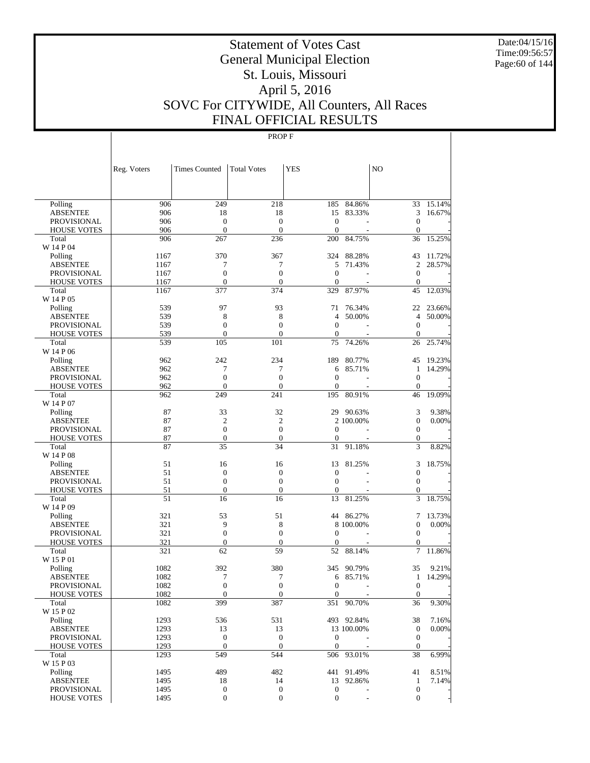# Statement of Votes Cast
# General Municipal Election
# St. Louis, Missouri
# April 5, 2016
# SOVC For CITYWIDE, All Counters, All Races
# FINAL OFFICIAL RESULTS

PROP F

| | Reg. Voters | Times Counted | Total Votes | YES | | NO | |
|---|---|---|---|---|---|---|---|
| Polling | 906 | 249 | 218 | 185 | 84.86% | 33 | 15.14% |
| ABSENTEE | 906 | 18 | 18 | 15 | 83.33% | 3 | 16.67% |
| PROVISIONAL | 906 | 0 | 0 | 0 | - | 0 | - |
| HOUSE VOTES | 906 | 0 | 0 | 0 | - | 0 | - |
| Total | 906 | 267 | 236 | 200 | 84.75% | 36 | 15.25% |
| W 14 P 04 | | | | | | | |
| Polling | 1167 | 370 | 367 | 324 | 88.28% | 43 | 11.72% |
| ABSENTEE | 1167 | 7 | 7 | 5 | 71.43% | 2 | 28.57% |
| PROVISIONAL | 1167 | 0 | 0 | 0 | - | 0 | - |
| HOUSE VOTES | 1167 | 0 | 0 | 0 | - | 0 | - |
| Total | 1167 | 377 | 374 | 329 | 87.97% | 45 | 12.03% |
| W 14 P 05 | | | | | | | |
| Polling | 539 | 97 | 93 | 71 | 76.34% | 22 | 23.66% |
| ABSENTEE | 539 | 8 | 8 | 4 | 50.00% | 4 | 50.00% |
| PROVISIONAL | 539 | 0 | 0 | 0 | - | 0 | - |
| HOUSE VOTES | 539 | 0 | 0 | 0 | - | 0 | - |
| Total | 539 | 105 | 101 | 75 | 74.26% | 26 | 25.74% |
| W 14 P 06 | | | | | | | |
| Polling | 962 | 242 | 234 | 189 | 80.77% | 45 | 19.23% |
| ABSENTEE | 962 | 7 | 7 | 6 | 85.71% | 1 | 14.29% |
| PROVISIONAL | 962 | 0 | 0 | 0 | - | 0 | - |
| HOUSE VOTES | 962 | 0 | 0 | 0 | - | 0 | - |
| Total | 962 | 249 | 241 | 195 | 80.91% | 46 | 19.09% |
| W 14 P 07 | | | | | | | |
| Polling | 87 | 33 | 32 | 29 | 90.63% | 3 | 9.38% |
| ABSENTEE | 87 | 2 | 2 | 2 | 100.00% | 0 | 0.00% |
| PROVISIONAL | 87 | 0 | 0 | 0 | - | 0 | - |
| HOUSE VOTES | 87 | 0 | 0 | 0 | - | 0 | - |
| Total | 87 | 35 | 34 | 31 | 91.18% | 3 | 8.82% |
| W 14 P 08 | | | | | | | |
| Polling | 51 | 16 | 16 | 13 | 81.25% | 3 | 18.75% |
| ABSENTEE | 51 | 0 | 0 | 0 | - | 0 | - |
| PROVISIONAL | 51 | 0 | 0 | 0 | - | 0 | - |
| HOUSE VOTES | 51 | 0 | 0 | 0 | - | 0 | - |
| Total | 51 | 16 | 16 | 13 | 81.25% | 3 | 18.75% |
| W 14 P 09 | | | | | | | |
| Polling | 321 | 53 | 51 | 44 | 86.27% | 7 | 13.73% |
| ABSENTEE | 321 | 9 | 8 | 8 | 100.00% | 0 | 0.00% |
| PROVISIONAL | 321 | 0 | 0 | 0 | - | 0 | - |
| HOUSE VOTES | 321 | 0 | 0 | 0 | - | 0 | - |
| Total | 321 | 62 | 59 | 52 | 88.14% | 7 | 11.86% |
| W 15 P 01 | | | | | | | |
| Polling | 1082 | 392 | 380 | 345 | 90.79% | 35 | 9.21% |
| ABSENTEE | 1082 | 7 | 7 | 6 | 85.71% | 1 | 14.29% |
| PROVISIONAL | 1082 | 0 | 0 | 0 | - | 0 | - |
| HOUSE VOTES | 1082 | 0 | 0 | 0 | - | 0 | - |
| Total | 1082 | 399 | 387 | 351 | 90.70% | 36 | 9.30% |
| W 15 P 02 | | | | | | | |
| Polling | 1293 | 536 | 531 | 493 | 92.84% | 38 | 7.16% |
| ABSENTEE | 1293 | 13 | 13 | 13 | 100.00% | 0 | 0.00% |
| PROVISIONAL | 1293 | 0 | 0 | 0 | - | 0 | - |
| HOUSE VOTES | 1293 | 0 | 0 | 0 | - | 0 | - |
| Total | 1293 | 549 | 544 | 506 | 93.01% | 38 | 6.99% |
| W 15 P 03 | | | | | | | |
| Polling | 1495 | 489 | 482 | 441 | 91.49% | 41 | 8.51% |
| ABSENTEE | 1495 | 18 | 14 | 13 | 92.86% | 1 | 7.14% |
| PROVISIONAL | 1495 | 0 | 0 | 0 | - | 0 | - |
| HOUSE VOTES | 1495 | 0 | 0 | 0 | - | 0 | - |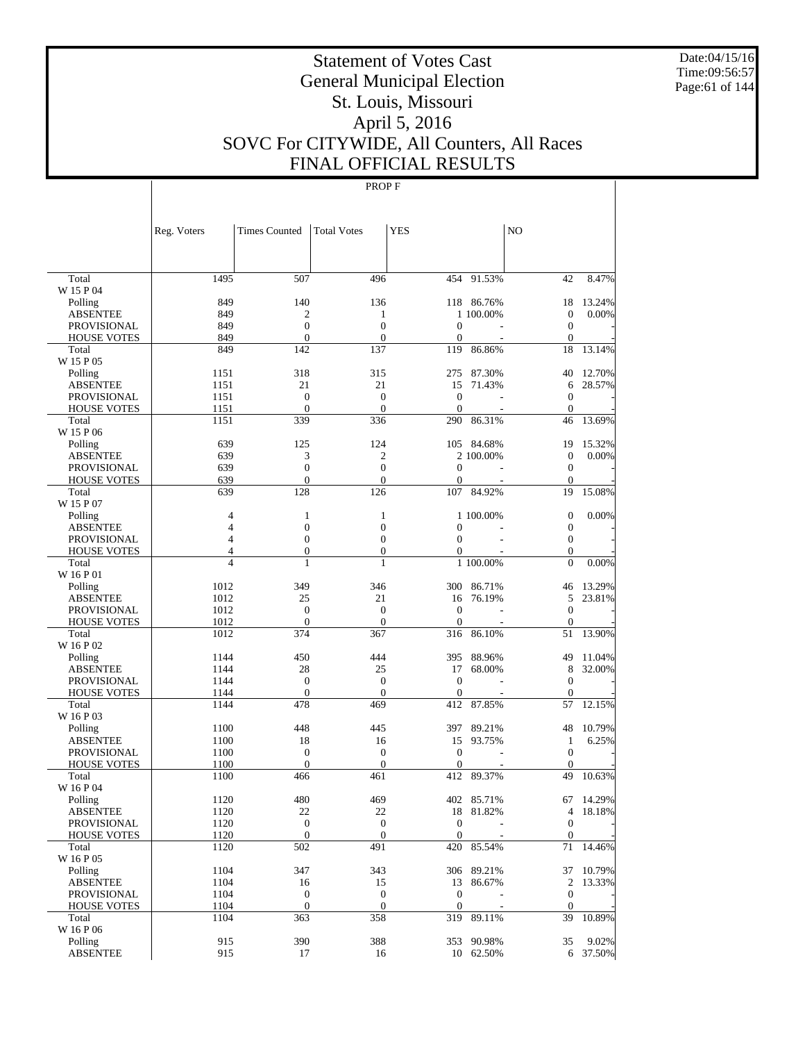# Statement of Votes Cast
# General Municipal Election
# St. Louis, Missouri
# April 5, 2016
# SOVC For CITYWIDE, All Counters, All Races
# FINAL OFFICIAL RESULTS

PROP F

| | Reg. Voters | Times Counted | Total Votes | YES | | NO | |
|---|---|---|---|---|---|---|---|
| Total | 1495 | 507 | 496 | 454 | 91.53% | 42 | 8.47% |
| W 15 P 04 | | | | | | | |
| Polling | 849 | 140 | 136 | 118 | 86.76% | 18 | 13.24% |
| ABSENTEE | 849 | 2 | 1 | 1 | 100.00% | 0 | 0.00% |
| PROVISIONAL | 849 | 0 | 0 | 0 | - | 0 | - |
| HOUSE VOTES | 849 | 0 | 0 | 0 | - | 0 | - |
| Total | 849 | 142 | 137 | 119 | 86.86% | 18 | 13.14% |
| W 15 P 05 | | | | | | | |
| Polling | 1151 | 318 | 315 | 275 | 87.30% | 40 | 12.70% |
| ABSENTEE | 1151 | 21 | 21 | 15 | 71.43% | 6 | 28.57% |
| PROVISIONAL | 1151 | 0 | 0 | 0 | - | 0 | - |
| HOUSE VOTES | 1151 | 0 | 0 | 0 | - | 0 | - |
| Total | 1151 | 339 | 336 | 290 | 86.31% | 46 | 13.69% |
| W 15 P 06 | | | | | | | |
| Polling | 639 | 125 | 124 | 105 | 84.68% | 19 | 15.32% |
| ABSENTEE | 639 | 3 | 2 | 2 | 100.00% | 0 | 0.00% |
| PROVISIONAL | 639 | 0 | 0 | 0 | - | 0 | - |
| HOUSE VOTES | 639 | 0 | 0 | 0 | - | 0 | - |
| Total | 639 | 128 | 126 | 107 | 84.92% | 19 | 15.08% |
| W 15 P 07 | | | | | | | |
| Polling | 4 | 1 | 1 | 1 | 100.00% | 0 | 0.00% |
| ABSENTEE | 4 | 0 | 0 | 0 | - | 0 | - |
| PROVISIONAL | 4 | 0 | 0 | 0 | - | 0 | - |
| HOUSE VOTES | 4 | 0 | 0 | 0 | - | 0 | - |
| Total | 4 | 1 | 1 | 1 | 100.00% | 0 | 0.00% |
| W 16 P 01 | | | | | | | |
| Polling | 1012 | 349 | 346 | 300 | 86.71% | 46 | 13.29% |
| ABSENTEE | 1012 | 25 | 21 | 16 | 76.19% | 5 | 23.81% |
| PROVISIONAL | 1012 | 0 | 0 | 0 | - | 0 | - |
| HOUSE VOTES | 1012 | 0 | 0 | 0 | - | 0 | - |
| Total | 1012 | 374 | 367 | 316 | 86.10% | 51 | 13.90% |
| W 16 P 02 | | | | | | | |
| Polling | 1144 | 450 | 444 | 395 | 88.96% | 49 | 11.04% |
| ABSENTEE | 1144 | 28 | 25 | 17 | 68.00% | 8 | 32.00% |
| PROVISIONAL | 1144 | 0 | 0 | 0 | - | 0 | - |
| HOUSE VOTES | 1144 | 0 | 0 | 0 | - | 0 | - |
| Total | 1144 | 478 | 469 | 412 | 87.85% | 57 | 12.15% |
| W 16 P 03 | | | | | | | |
| Polling | 1100 | 448 | 445 | 397 | 89.21% | 48 | 10.79% |
| ABSENTEE | 1100 | 18 | 16 | 15 | 93.75% | 1 | 6.25% |
| PROVISIONAL | 1100 | 0 | 0 | 0 | - | 0 | - |
| HOUSE VOTES | 1100 | 0 | 0 | 0 | - | 0 | - |
| Total | 1100 | 466 | 461 | 412 | 89.37% | 49 | 10.63% |
| W 16 P 04 | | | | | | | |
| Polling | 1120 | 480 | 469 | 402 | 85.71% | 67 | 14.29% |
| ABSENTEE | 1120 | 22 | 22 | 18 | 81.82% | 4 | 18.18% |
| PROVISIONAL | 1120 | 0 | 0 | 0 | - | 0 | - |
| HOUSE VOTES | 1120 | 0 | 0 | 0 | - | 0 | - |
| Total | 1120 | 502 | 491 | 420 | 85.54% | 71 | 14.46% |
| W 16 P 05 | | | | | | | |
| Polling | 1104 | 347 | 343 | 306 | 89.21% | 37 | 10.79% |
| ABSENTEE | 1104 | 16 | 15 | 13 | 86.67% | 2 | 13.33% |
| PROVISIONAL | 1104 | 0 | 0 | 0 | - | 0 | - |
| HOUSE VOTES | 1104 | 0 | 0 | 0 | - | 0 | - |
| Total | 1104 | 363 | 358 | 319 | 89.11% | 39 | 10.89% |
| W 16 P 06 | | | | | | | |
| Polling | 915 | 390 | 388 | 353 | 90.98% | 35 | 9.02% |
| ABSENTEE | 915 | 17 | 16 | 10 | 62.50% | 6 | 37.50% |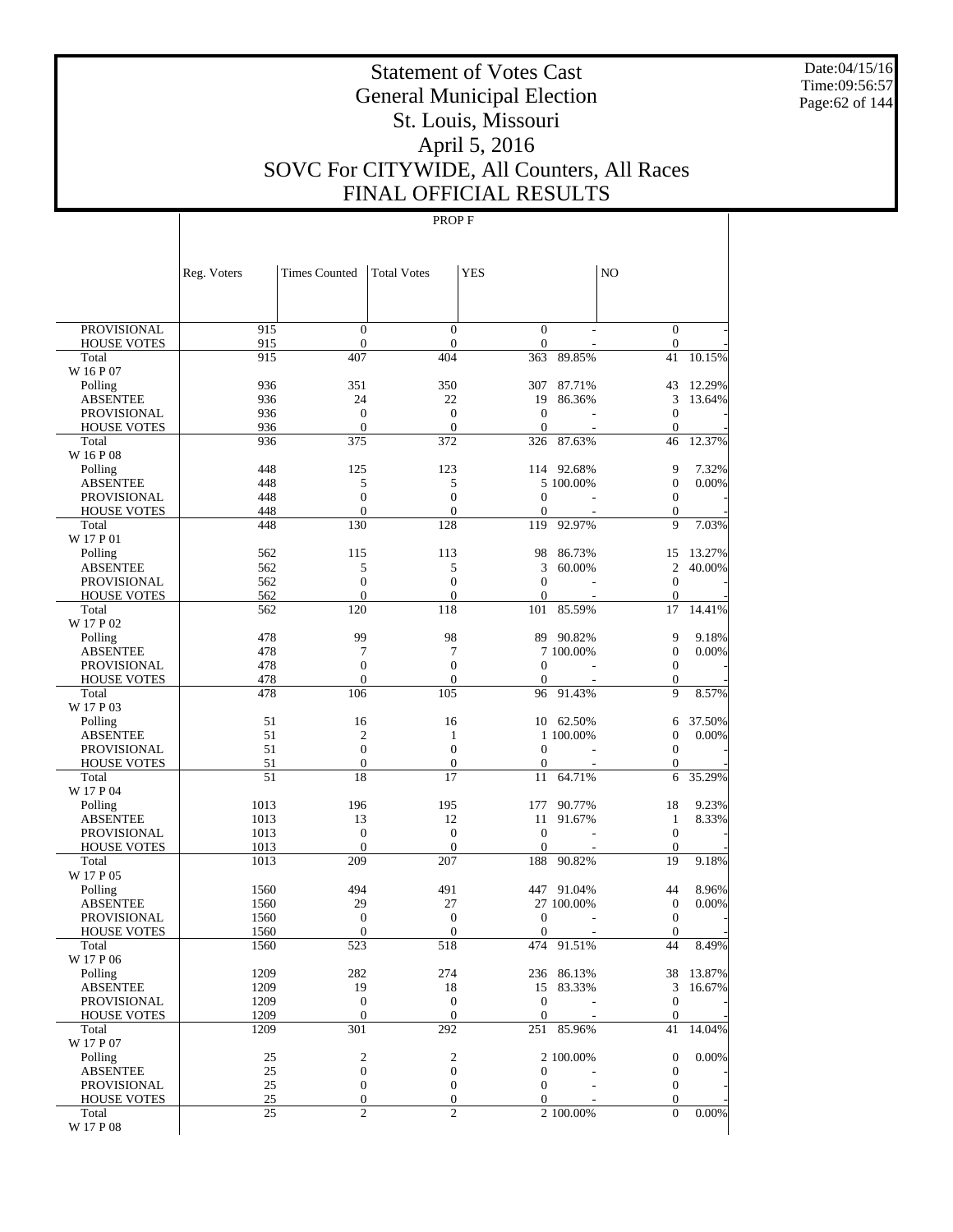# Statement of Votes Cast
# General Municipal Election
# St. Louis, Missouri
# April 5, 2016
# SOVC For CITYWIDE, All Counters, All Races
# FINAL OFFICIAL RESULTS

Date:04/15/16
Time:09:56:57

PROP F

| | Reg. Voters | Times Counted | Total Votes | YES | | NO | |
|---|---|---|---|---|---|---|---|
| PROVISIONAL | 915 | 0 | 0 | 0 | - | 0 | - |
| HOUSE VOTES | 915 | 0 | 0 | 0 | - | 0 | - |
| Total | 915 | 407 | 404 | 363 | 89.85% | 41 | 10.15% |
| W 16 P 07 | | | | | | | |
| Polling | 936 | 351 | 350 | 307 | 87.71% | 43 | 12.29% |
| ABSENTEE | 936 | 24 | 22 | 19 | 86.36% | 3 | 13.64% |
| PROVISIONAL | 936 | 0 | 0 | 0 | - | 0 | - |
| HOUSE VOTES | 936 | 0 | 0 | 0 | - | 0 | - |
| Total | 936 | 375 | 372 | 326 | 87.63% | 46 | 12.37% |
| W 16 P 08 | | | | | | | |
| Polling | 448 | 125 | 123 | 114 | 92.68% | 9 | 7.32% |
| ABSENTEE | 448 | 5 | 5 | 5 | 100.00% | 0 | 0.00% |
| PROVISIONAL | 448 | 0 | 0 | 0 | - | 0 | - |
| HOUSE VOTES | 448 | 0 | 0 | 0 | - | 0 | - |
| Total | 448 | 130 | 128 | 119 | 92.97% | 9 | 7.03% |
| W 17 P 01 | | | | | | | |
| Polling | 562 | 115 | 113 | 98 | 86.73% | 15 | 13.27% |
| ABSENTEE | 562 | 5 | 5 | 3 | 60.00% | 2 | 40.00% |
| PROVISIONAL | 562 | 0 | 0 | 0 | - | 0 | - |
| HOUSE VOTES | 562 | 0 | 0 | 0 | - | 0 | - |
| Total | 562 | 120 | 118 | 101 | 85.59% | 17 | 14.41% |
| W 17 P 02 | | | | | | | |
| Polling | 478 | 99 | 98 | 89 | 90.82% | 9 | 9.18% |
| ABSENTEE | 478 | 7 | 7 | 7 | 100.00% | 0 | 0.00% |
| PROVISIONAL | 478 | 0 | 0 | 0 | - | 0 | - |
| HOUSE VOTES | 478 | 0 | 0 | 0 | - | 0 | - |
| Total | 478 | 106 | 105 | 96 | 91.43% | 9 | 8.57% |
| W 17 P 03 | | | | | | | |
| Polling | 51 | 16 | 16 | 10 | 62.50% | 6 | 37.50% |
| ABSENTEE | 51 | 2 | 1 | 1 | 100.00% | 0 | 0.00% |
| PROVISIONAL | 51 | 0 | 0 | 0 | - | 0 | - |
| HOUSE VOTES | 51 | 0 | 0 | 0 | - | 0 | - |
| Total | 51 | 18 | 17 | 11 | 64.71% | 6 | 35.29% |
| W 17 P 04 | | | | | | | |
| Polling | 1013 | 196 | 195 | 177 | 90.77% | 18 | 9.23% |
| ABSENTEE | 1013 | 13 | 12 | 11 | 91.67% | 1 | 8.33% |
| PROVISIONAL | 1013 | 0 | 0 | 0 | - | 0 | - |
| HOUSE VOTES | 1013 | 0 | 0 | 0 | - | 0 | - |
| Total | 1013 | 209 | 207 | 188 | 90.82% | 19 | 9.18% |
| W 17 P 05 | | | | | | | |
| Polling | 1560 | 494 | 491 | 447 | 91.04% | 44 | 8.96% |
| ABSENTEE | 1560 | 29 | 27 | 27 | 100.00% | 0 | 0.00% |
| PROVISIONAL | 1560 | 0 | 0 | 0 | - | 0 | - |
| HOUSE VOTES | 1560 | 0 | 0 | 0 | - | 0 | - |
| Total | 1560 | 523 | 518 | 474 | 91.51% | 44 | 8.49% |
| W 17 P 06 | | | | | | | |
| Polling | 1209 | 282 | 274 | 236 | 86.13% | 38 | 13.87% |
| ABSENTEE | 1209 | 19 | 18 | 15 | 83.33% | 3 | 16.67% |
| PROVISIONAL | 1209 | 0 | 0 | 0 | - | 0 | - |
| HOUSE VOTES | 1209 | 0 | 0 | 0 | - | 0 | - |
| Total | 1209 | 301 | 292 | 251 | 85.96% | 41 | 14.04% |
| W 17 P 07 | | | | | | | |
| Polling | 25 | 2 | 2 | 2 | 100.00% | 0 | 0.00% |
| ABSENTEE | 25 | 0 | 0 | 0 | - | 0 | - |
| PROVISIONAL | 25 | 0 | 0 | 0 | - | 0 | - |
| HOUSE VOTES | 25 | 0 | 0 | 0 | - | 0 | - |
| Total | 25 | 2 | 2 | 2 | 100.00% | 0 | 0.00% |
| W 17 P 08 | | | | | | | |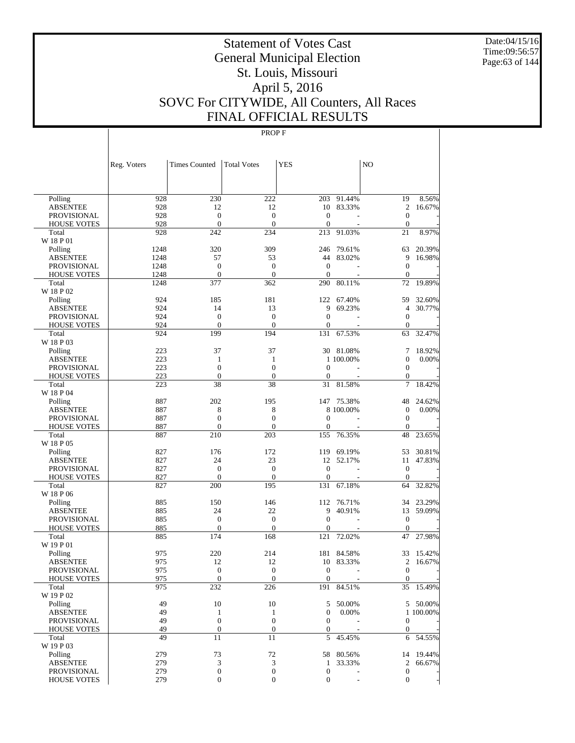# Statement of Votes Cast
# General Municipal Election
# St. Louis, Missouri
# April 5, 2016
# SOVC For CITYWIDE, All Counters, All Races
# FINAL OFFICIAL RESULTS

Date:04/15/16
Time:09:56:57

PROP F

| | Reg. Voters | Times Counted | Total Votes | YES | | NO | |
|---|---|---|---|---|---|---|---|
| Polling | 928 | 230 | 222 | 203 | 91.44% | 19 | 8.56% |
| ABSENTEE | 928 | 12 | 12 | 10 | 83.33% | 2 | 16.67% |
| PROVISIONAL | 928 | 0 | 0 | 0 | - | 0 | - |
| HOUSE VOTES | 928 | 0 | 0 | 0 | - | 0 | - |
| Total | 928 | 242 | 234 | 213 | 91.03% | 21 | 8.97% |
| W 18 P 01 | | | | | | | |
| Polling | 1248 | 320 | 309 | 246 | 79.61% | 63 | 20.39% |
| ABSENTEE | 1248 | 57 | 53 | 44 | 83.02% | 9 | 16.98% |
| PROVISIONAL | 1248 | 0 | 0 | 0 | - | 0 | - |
| HOUSE VOTES | 1248 | 0 | 0 | 0 | - | 0 | - |
| Total | 1248 | 377 | 362 | 290 | 80.11% | 72 | 19.89% |
| W 18 P 02 | | | | | | | |
| Polling | 924 | 185 | 181 | 122 | 67.40% | 59 | 32.60% |
| ABSENTEE | 924 | 14 | 13 | 9 | 69.23% | 4 | 30.77% |
| PROVISIONAL | 924 | 0 | 0 | 0 | - | 0 | - |
| HOUSE VOTES | 924 | 0 | 0 | 0 | - | 0 | - |
| Total | 924 | 199 | 194 | 131 | 67.53% | 63 | 32.47% |
| W 18 P 03 | | | | | | | |
| Polling | 223 | 37 | 37 | 30 | 81.08% | 7 | 18.92% |
| ABSENTEE | 223 | 1 | 1 | 1 | 100.00% | 0 | 0.00% |
| PROVISIONAL | 223 | 0 | 0 | 0 | - | 0 | - |
| HOUSE VOTES | 223 | 0 | 0 | 0 | - | 0 | - |
| Total | 223 | 38 | 38 | 31 | 81.58% | 7 | 18.42% |
| W 18 P 04 | | | | | | | |
| Polling | 887 | 202 | 195 | 147 | 75.38% | 48 | 24.62% |
| ABSENTEE | 887 | 8 | 8 | 8 | 100.00% | 0 | 0.00% |
| PROVISIONAL | 887 | 0 | 0 | 0 | - | 0 | - |
| HOUSE VOTES | 887 | 0 | 0 | 0 | - | 0 | - |
| Total | 887 | 210 | 203 | 155 | 76.35% | 48 | 23.65% |
| W 18 P 05 | | | | | | | |
| Polling | 827 | 176 | 172 | 119 | 69.19% | 53 | 30.81% |
| ABSENTEE | 827 | 24 | 23 | 12 | 52.17% | 11 | 47.83% |
| PROVISIONAL | 827 | 0 | 0 | 0 | - | 0 | - |
| HOUSE VOTES | 827 | 0 | 0 | 0 | - | 0 | - |
| Total | 827 | 200 | 195 | 131 | 67.18% | 64 | 32.82% |
| W 18 P 06 | | | | | | | |
| Polling | 885 | 150 | 146 | 112 | 76.71% | 34 | 23.29% |
| ABSENTEE | 885 | 24 | 22 | 9 | 40.91% | 13 | 59.09% |
| PROVISIONAL | 885 | 0 | 0 | 0 | - | 0 | - |
| HOUSE VOTES | 885 | 0 | 0 | 0 | - | 0 | - |
| Total | 885 | 174 | 168 | 121 | 72.02% | 47 | 27.98% |
| W 19 P 01 | | | | | | | |
| Polling | 975 | 220 | 214 | 181 | 84.58% | 33 | 15.42% |
| ABSENTEE | 975 | 12 | 12 | 10 | 83.33% | 2 | 16.67% |
| PROVISIONAL | 975 | 0 | 0 | 0 | - | 0 | - |
| HOUSE VOTES | 975 | 0 | 0 | 0 | - | 0 | - |
| Total | 975 | 232 | 226 | 191 | 84.51% | 35 | 15.49% |
| W 19 P 02 | | | | | | | |
| Polling | 49 | 10 | 10 | 5 | 50.00% | 5 | 50.00% |
| ABSENTEE | 49 | 1 | 1 | 0 | 0.00% | 1 | 100.00% |
| PROVISIONAL | 49 | 0 | 0 | 0 | - | 0 | - |
| HOUSE VOTES | 49 | 0 | 0 | 0 | - | 0 | - |
| Total | 49 | 11 | 11 | 5 | 45.45% | 6 | 54.55% |
| W 19 P 03 | | | | | | | |
| Polling | 279 | 73 | 72 | 58 | 80.56% | 14 | 19.44% |
| ABSENTEE | 279 | 3 | 3 | 1 | 33.33% | 2 | 66.67% |
| PROVISIONAL | 279 | 0 | 0 | 0 | - | 0 | - |
| HOUSE VOTES | 279 | 0 | 0 | 0 | - | 0 | - |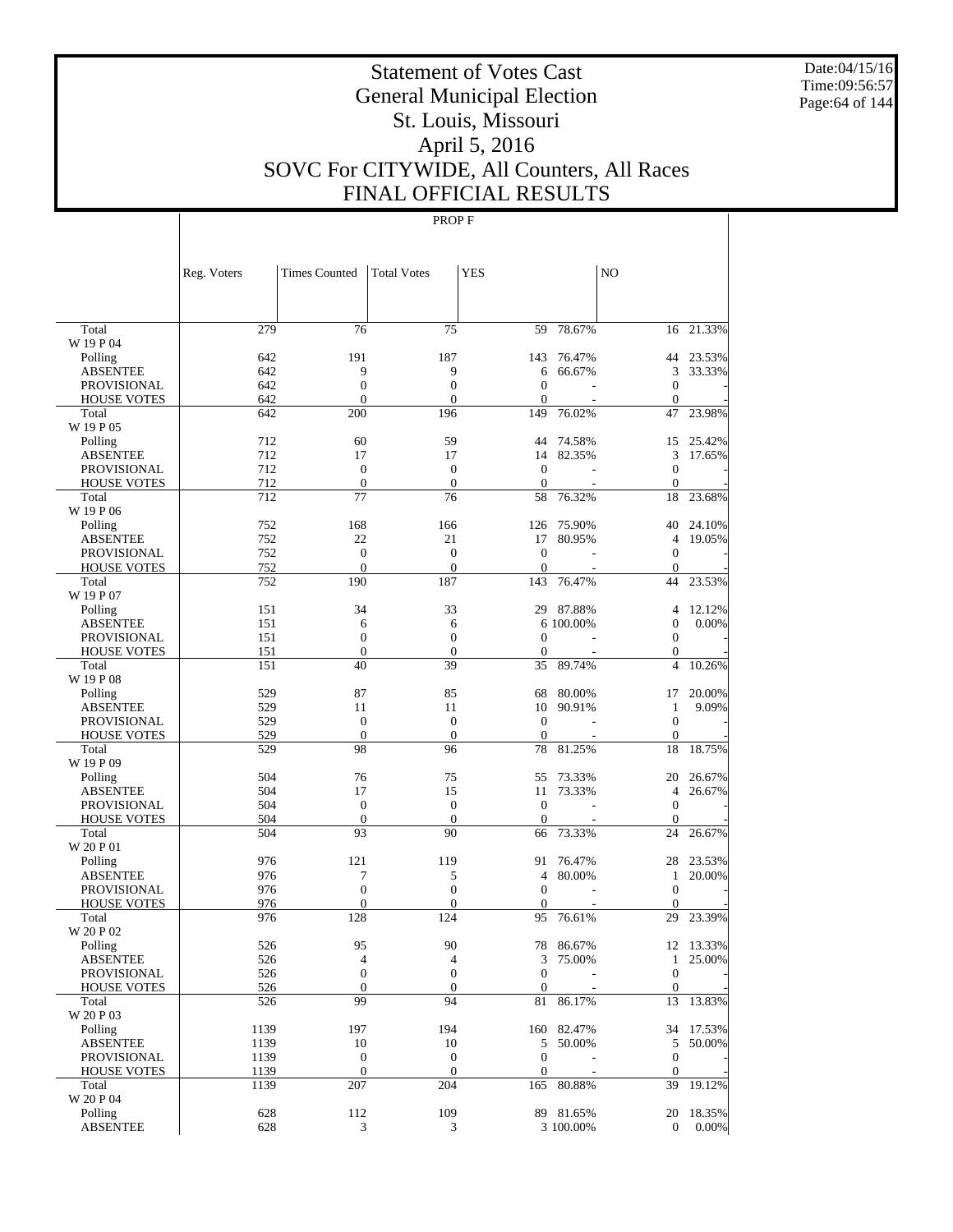# Statement of Votes Cast
# General Municipal Election
# St. Louis, Missouri
# April 5, 2016
# SOVC For CITYWIDE, All Counters, All Races
# FINAL OFFICIAL RESULTS

Date:04/15/16
Time:09:56:57

PROP F

| | Reg. Voters | Times Counted | Total Votes | YES | | NO | |
|---|---|---|---|---|---|---|---|
| Total | 279 | 76 | 75 | 59 | 78.67% | 16 | 21.33% |
| W 19 P 04 | | | | | | | |
| Polling | 642 | 191 | 187 | 143 | 76.47% | 44 | 23.53% |
| ABSENTEE | 642 | 9 | 9 | 6 | 66.67% | 3 | 33.33% |
| PROVISIONAL | 642 | 0 | 0 | 0 | - | 0 | - |
| HOUSE VOTES | 642 | 0 | 0 | 0 | - | 0 | - |
| Total | 642 | 200 | 196 | 149 | 76.02% | 47 | 23.98% |
| W 19 P 05 | | | | | | | |
| Polling | 712 | 60 | 59 | 44 | 74.58% | 15 | 25.42% |
| ABSENTEE | 712 | 17 | 17 | 14 | 82.35% | 3 | 17.65% |
| PROVISIONAL | 712 | 0 | 0 | 0 | - | 0 | - |
| HOUSE VOTES | 712 | 0 | 0 | 0 | - | 0 | - |
| Total | 712 | 77 | 76 | 58 | 76.32% | 18 | 23.68% |
| W 19 P 06 | | | | | | | |
| Polling | 752 | 168 | 166 | 126 | 75.90% | 40 | 24.10% |
| ABSENTEE | 752 | 22 | 21 | 17 | 80.95% | 4 | 19.05% |
| PROVISIONAL | 752 | 0 | 0 | 0 | - | 0 | - |
| HOUSE VOTES | 752 | 0 | 0 | 0 | - | 0 | - |
| Total | 752 | 190 | 187 | 143 | 76.47% | 44 | 23.53% |
| W 19 P 07 | | | | | | | |
| Polling | 151 | 34 | 33 | 29 | 87.88% | 4 | 12.12% |
| ABSENTEE | 151 | 6 | 6 | 6 | 100.00% | 0 | 0.00% |
| PROVISIONAL | 151 | 0 | 0 | 0 | - | 0 | - |
| HOUSE VOTES | 151 | 0 | 0 | 0 | - | 0 | - |
| Total | 151 | 40 | 39 | 35 | 89.74% | 4 | 10.26% |
| W 19 P 08 | | | | | | | |
| Polling | 529 | 87 | 85 | 68 | 80.00% | 17 | 20.00% |
| ABSENTEE | 529 | 11 | 11 | 10 | 90.91% | 1 | 9.09% |
| PROVISIONAL | 529 | 0 | 0 | 0 | - | 0 | - |
| HOUSE VOTES | 529 | 0 | 0 | 0 | - | 0 | - |
| Total | 529 | 98 | 96 | 78 | 81.25% | 18 | 18.75% |
| W 19 P 09 | | | | | | | |
| Polling | 504 | 76 | 75 | 55 | 73.33% | 20 | 26.67% |
| ABSENTEE | 504 | 17 | 15 | 11 | 73.33% | 4 | 26.67% |
| PROVISIONAL | 504 | 0 | 0 | 0 | - | 0 | - |
| HOUSE VOTES | 504 | 0 | 0 | 0 | - | 0 | - |
| Total | 504 | 93 | 90 | 66 | 73.33% | 24 | 26.67% |
| W 20 P 01 | | | | | | | |
| Polling | 976 | 121 | 119 | 91 | 76.47% | 28 | 23.53% |
| ABSENTEE | 976 | 7 | 5 | 4 | 80.00% | 1 | 20.00% |
| PROVISIONAL | 976 | 0 | 0 | 0 | - | 0 | - |
| HOUSE VOTES | 976 | 0 | 0 | 0 | - | 0 | - |
| Total | 976 | 128 | 124 | 95 | 76.61% | 29 | 23.39% |
| W 20 P 02 | | | | | | | |
| Polling | 526 | 95 | 90 | 78 | 86.67% | 12 | 13.33% |
| ABSENTEE | 526 | 4 | 4 | 3 | 75.00% | 1 | 25.00% |
| PROVISIONAL | 526 | 0 | 0 | 0 | - | 0 | - |
| HOUSE VOTES | 526 | 0 | 0 | 0 | - | 0 | - |
| Total | 526 | 99 | 94 | 81 | 86.17% | 13 | 13.83% |
| W 20 P 03 | | | | | | | |
| Polling | 1139 | 197 | 194 | 160 | 82.47% | 34 | 17.53% |
| ABSENTEE | 1139 | 10 | 10 | 5 | 50.00% | 5 | 50.00% |
| PROVISIONAL | 1139 | 0 | 0 | 0 | - | 0 | - |
| HOUSE VOTES | 1139 | 0 | 0 | 0 | - | 0 | - |
| Total | 1139 | 207 | 204 | 165 | 80.88% | 39 | 19.12% |
| W 20 P 04 | | | | | | | |
| Polling | 628 | 112 | 109 | 89 | 81.65% | 20 | 18.35% |
| ABSENTEE | 628 | 3 | 3 | 3 | 100.00% | 0 | 0.00% |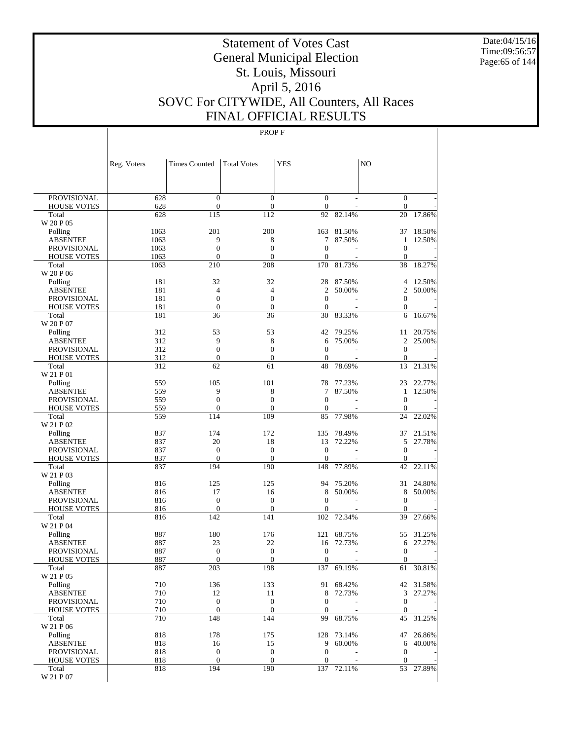# Statement of Votes Cast
# General Municipal Election
# St. Louis, Missouri
# April 5, 2016
# SOVC For CITYWIDE, All Counters, All Races
# FINAL OFFICIAL RESULTS

Date:04/15/16
Time:09:56:57

PROP F

| | Reg. Voters | Times Counted | Total Votes | YES | | NO | |
|---|---|---|---|---|---|---|---|
| PROVISIONAL | 628 | 0 | 0 | 0 | - | 0 | - |
| HOUSE VOTES | 628 | 0 | 0 | 0 | - | 0 | - |
| Total | 628 | 115 | 112 | 92 | 82.14% | 20 | 17.86% |
| W 20 P 05 | | | | | | | |
| Polling | 1063 | 201 | 200 | 163 | 81.50% | 37 | 18.50% |
| ABSENTEE | 1063 | 9 | 8 | 7 | 87.50% | 1 | 12.50% |
| PROVISIONAL | 1063 | 0 | 0 | 0 | - | 0 | - |
| HOUSE VOTES | 1063 | 0 | 0 | 0 | - | 0 | - |
| Total | 1063 | 210 | 208 | 170 | 81.73% | 38 | 18.27% |
| W 20 P 06 | | | | | | | |
| Polling | 181 | 32 | 32 | 28 | 87.50% | 4 | 12.50% |
| ABSENTEE | 181 | 4 | 4 | 2 | 50.00% | 2 | 50.00% |
| PROVISIONAL | 181 | 0 | 0 | 0 | - | 0 | - |
| HOUSE VOTES | 181 | 0 | 0 | 0 | - | 0 | - |
| Total | 181 | 36 | 36 | 30 | 83.33% | 6 | 16.67% |
| W 20 P 07 | | | | | | | |
| Polling | 312 | 53 | 53 | 42 | 79.25% | 11 | 20.75% |
| ABSENTEE | 312 | 9 | 8 | 6 | 75.00% | 2 | 25.00% |
| PROVISIONAL | 312 | 0 | 0 | 0 | - | 0 | - |
| HOUSE VOTES | 312 | 0 | 0 | 0 | - | 0 | - |
| Total | 312 | 62 | 61 | 48 | 78.69% | 13 | 21.31% |
| W 21 P 01 | | | | | | | |
| Polling | 559 | 105 | 101 | 78 | 77.23% | 23 | 22.77% |
| ABSENTEE | 559 | 9 | 8 | 7 | 87.50% | 1 | 12.50% |
| PROVISIONAL | 559 | 0 | 0 | 0 | - | 0 | - |
| HOUSE VOTES | 559 | 0 | 0 | 0 | - | 0 | - |
| Total | 559 | 114 | 109 | 85 | 77.98% | 24 | 22.02% |
| W 21 P 02 | | | | | | | |
| Polling | 837 | 174 | 172 | 135 | 78.49% | 37 | 21.51% |
| ABSENTEE | 837 | 20 | 18 | 13 | 72.22% | 5 | 27.78% |
| PROVISIONAL | 837 | 0 | 0 | 0 | - | 0 | - |
| HOUSE VOTES | 837 | 0 | 0 | 0 | - | 0 | - |
| Total | 837 | 194 | 190 | 148 | 77.89% | 42 | 22.11% |
| W 21 P 03 | | | | | | | |
| Polling | 816 | 125 | 125 | 94 | 75.20% | 31 | 24.80% |
| ABSENTEE | 816 | 17 | 16 | 8 | 50.00% | 8 | 50.00% |
| PROVISIONAL | 816 | 0 | 0 | 0 | - | 0 | - |
| HOUSE VOTES | 816 | 0 | 0 | 0 | - | 0 | - |
| Total | 816 | 142 | 141 | 102 | 72.34% | 39 | 27.66% |
| W 21 P 04 | | | | | | | |
| Polling | 887 | 180 | 176 | 121 | 68.75% | 55 | 31.25% |
| ABSENTEE | 887 | 23 | 22 | 16 | 72.73% | 6 | 27.27% |
| PROVISIONAL | 887 | 0 | 0 | 0 | - | 0 | - |
| HOUSE VOTES | 887 | 0 | 0 | 0 | - | 0 | - |
| Total | 887 | 203 | 198 | 137 | 69.19% | 61 | 30.81% |
| W 21 P 05 | | | | | | | |
| Polling | 710 | 136 | 133 | 91 | 68.42% | 42 | 31.58% |
| ABSENTEE | 710 | 12 | 11 | 8 | 72.73% | 3 | 27.27% |
| PROVISIONAL | 710 | 0 | 0 | 0 | - | 0 | - |
| HOUSE VOTES | 710 | 0 | 0 | 0 | - | 0 | - |
| Total | 710 | 148 | 144 | 99 | 68.75% | 45 | 31.25% |
| W 21 P 06 | | | | | | | |
| Polling | 818 | 178 | 175 | 128 | 73.14% | 47 | 26.86% |
| ABSENTEE | 818 | 16 | 15 | 9 | 60.00% | 6 | 40.00% |
| PROVISIONAL | 818 | 0 | 0 | 0 | - | 0 | - |
| HOUSE VOTES | 818 | 0 | 0 | 0 | - | 0 | - |
| Total | 818 | 194 | 190 | 137 | 72.11% | 53 | 27.89% |
| W 21 P 07 | | | | | | | |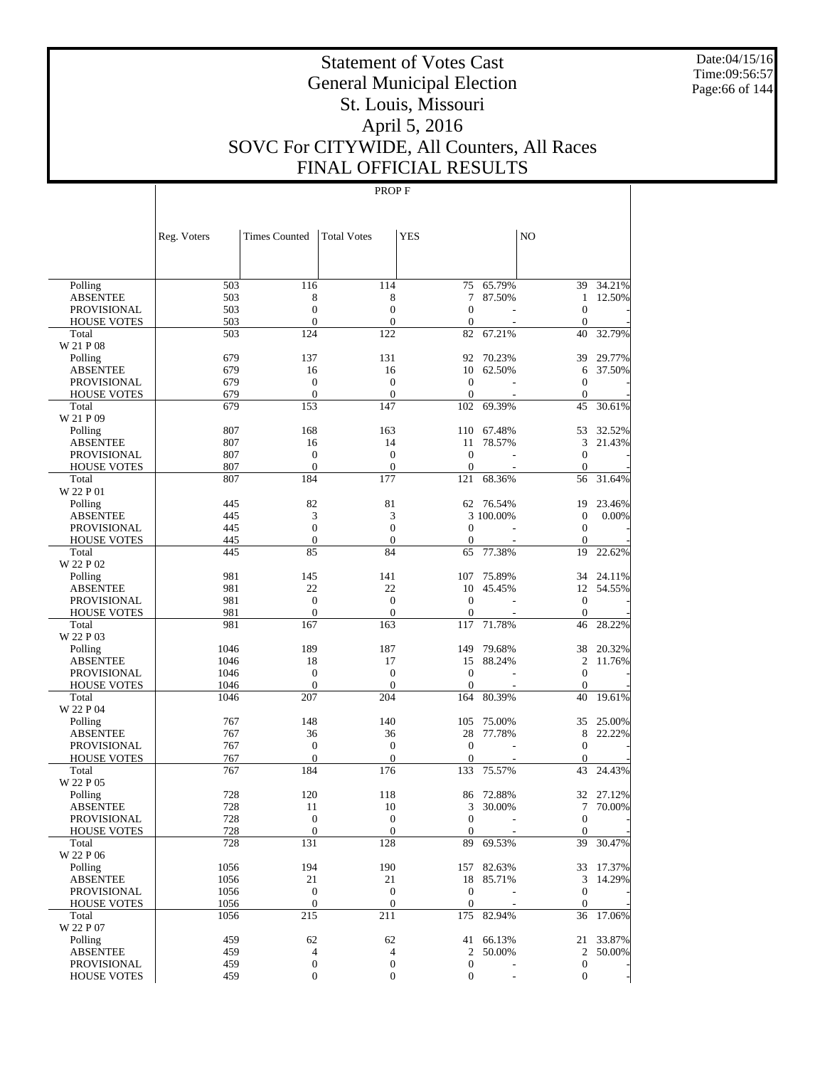# Statement of Votes Cast
## General Municipal Election
## St. Louis, Missouri
## April 5, 2016
## SOVC For CITYWIDE, All Counters, All Races
## FINAL OFFICIAL RESULTS

PROP F

| | Reg. Voters | Times Counted | Total Votes | YES | | NO | |
|---|---|---|---|---|---|---|---|
| Polling | 503 | 116 | 114 | 75 | 65.79% | 39 | 34.21% |
| ABSENTEE | 503 | 8 | 8 | 7 | 87.50% | 1 | 12.50% |
| PROVISIONAL | 503 | 0 | 0 | 0 | - | 0 | - |
| HOUSE VOTES | 503 | 0 | 0 | 0 | - | 0 | - |
| Total | 503 | 124 | 122 | 82 | 67.21% | 40 | 32.79% |
| W 21 P 08 | | | | | | | |
| Polling | 679 | 137 | 131 | 92 | 70.23% | 39 | 29.77% |
| ABSENTEE | 679 | 16 | 16 | 10 | 62.50% | 6 | 37.50% |
| PROVISIONAL | 679 | 0 | 0 | 0 | - | 0 | - |
| HOUSE VOTES | 679 | 0 | 0 | 0 | - | 0 | - |
| Total | 679 | 153 | 147 | 102 | 69.39% | 45 | 30.61% |
| W 21 P 09 | | | | | | | |
| Polling | 807 | 168 | 163 | 110 | 67.48% | 53 | 32.52% |
| ABSENTEE | 807 | 16 | 14 | 11 | 78.57% | 3 | 21.43% |
| PROVISIONAL | 807 | 0 | 0 | 0 | - | 0 | - |
| HOUSE VOTES | 807 | 0 | 0 | 0 | - | 0 | - |
| Total | 807 | 184 | 177 | 121 | 68.36% | 56 | 31.64% |
| W 22 P 01 | | | | | | | |
| Polling | 445 | 82 | 81 | 62 | 76.54% | 19 | 23.46% |
| ABSENTEE | 445 | 3 | 3 | 3 | 100.00% | 0 | 0.00% |
| PROVISIONAL | 445 | 0 | 0 | 0 | - | 0 | - |
| HOUSE VOTES | 445 | 0 | 0 | 0 | - | 0 | - |
| Total | 445 | 85 | 84 | 65 | 77.38% | 19 | 22.62% |
| W 22 P 02 | | | | | | | |
| Polling | 981 | 145 | 141 | 107 | 75.89% | 34 | 24.11% |
| ABSENTEE | 981 | 22 | 22 | 10 | 45.45% | 12 | 54.55% |
| PROVISIONAL | 981 | 0 | 0 | 0 | - | 0 | - |
| HOUSE VOTES | 981 | 0 | 0 | 0 | - | 0 | - |
| Total | 981 | 167 | 163 | 117 | 71.78% | 46 | 28.22% |
| W 22 P 03 | | | | | | | |
| Polling | 1046 | 189 | 187 | 149 | 79.68% | 38 | 20.32% |
| ABSENTEE | 1046 | 18 | 17 | 15 | 88.24% | 2 | 11.76% |
| PROVISIONAL | 1046 | 0 | 0 | 0 | - | 0 | - |
| HOUSE VOTES | 1046 | 0 | 0 | 0 | - | 0 | - |
| Total | 1046 | 207 | 204 | 164 | 80.39% | 40 | 19.61% |
| W 22 P 04 | | | | | | | |
| Polling | 767 | 148 | 140 | 105 | 75.00% | 35 | 25.00% |
| ABSENTEE | 767 | 36 | 36 | 28 | 77.78% | 8 | 22.22% |
| PROVISIONAL | 767 | 0 | 0 | 0 | - | 0 | - |
| HOUSE VOTES | 767 | 0 | 0 | 0 | - | 0 | - |
| Total | 767 | 184 | 176 | 133 | 75.57% | 43 | 24.43% |
| W 22 P 05 | | | | | | | |
| Polling | 728 | 120 | 118 | 86 | 72.88% | 32 | 27.12% |
| ABSENTEE | 728 | 11 | 10 | 3 | 30.00% | 7 | 70.00% |
| PROVISIONAL | 728 | 0 | 0 | 0 | - | 0 | - |
| HOUSE VOTES | 728 | 0 | 0 | 0 | - | 0 | - |
| Total | 728 | 131 | 128 | 89 | 69.53% | 39 | 30.47% |
| W 22 P 06 | | | | | | | |
| Polling | 1056 | 194 | 190 | 157 | 82.63% | 33 | 17.37% |
| ABSENTEE | 1056 | 21 | 21 | 18 | 85.71% | 3 | 14.29% |
| PROVISIONAL | 1056 | 0 | 0 | 0 | - | 0 | - |
| HOUSE VOTES | 1056 | 0 | 0 | 0 | - | 0 | - |
| Total | 1056 | 215 | 211 | 175 | 82.94% | 36 | 17.06% |
| W 22 P 07 | | | | | | | |
| Polling | 459 | 62 | 62 | 41 | 66.13% | 21 | 33.87% |
| ABSENTEE | 459 | 4 | 4 | 2 | 50.00% | 2 | 50.00% |
| PROVISIONAL | 459 | 0 | 0 | 0 | - | 0 | - |
| HOUSE VOTES | 459 | 0 | 0 | 0 | - | 0 | - |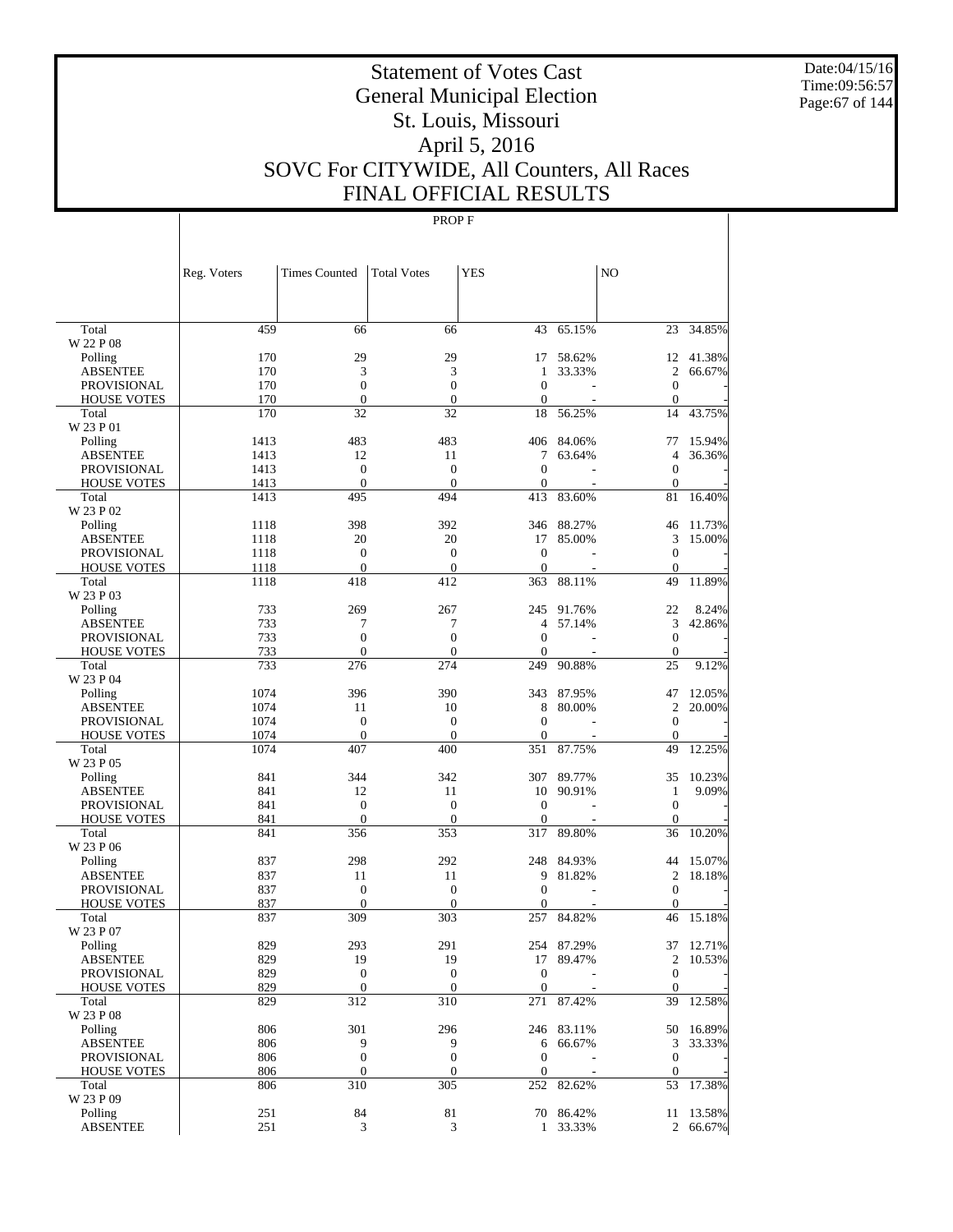# Statement of Votes Cast
# General Municipal Election
# St. Louis, Missouri
# April 5, 2016
# SOVC For CITYWIDE, All Counters, All Races
# FINAL OFFICIAL RESULTS

Date:04/15/16
Time:09:56:57

PROP F

| | Reg. Voters | Times Counted | Total Votes | YES | | NO | |
|---|---|---|---|---|---|---|---|
| Total | 459 | 66 | 66 | 43 | 65.15% | 23 | 34.85% |
| W 22 P 08 | | | | | | | |
| Polling | 170 | 29 | 29 | 17 | 58.62% | 12 | 41.38% |
| ABSENTEE | 170 | 3 | 3 | 1 | 33.33% | 2 | 66.67% |
| PROVISIONAL | 170 | 0 | 0 | 0 | - | 0 | - |
| HOUSE VOTES | 170 | 0 | 0 | 0 | - | 0 | - |
| Total | 170 | 32 | 32 | 18 | 56.25% | 14 | 43.75% |
| W 23 P 01 | | | | | | | |
| Polling | 1413 | 483 | 483 | 406 | 84.06% | 77 | 15.94% |
| ABSENTEE | 1413 | 12 | 11 | 7 | 63.64% | 4 | 36.36% |
| PROVISIONAL | 1413 | 0 | 0 | 0 | - | 0 | - |
| HOUSE VOTES | 1413 | 0 | 0 | 0 | - | 0 | - |
| Total | 1413 | 495 | 494 | 413 | 83.60% | 81 | 16.40% |
| W 23 P 02 | | | | | | | |
| Polling | 1118 | 398 | 392 | 346 | 88.27% | 46 | 11.73% |
| ABSENTEE | 1118 | 20 | 20 | 17 | 85.00% | 3 | 15.00% |
| PROVISIONAL | 1118 | 0 | 0 | 0 | - | 0 | - |
| HOUSE VOTES | 1118 | 0 | 0 | 0 | - | 0 | - |
| Total | 1118 | 418 | 412 | 363 | 88.11% | 49 | 11.89% |
| W 23 P 03 | | | | | | | |
| Polling | 733 | 269 | 267 | 245 | 91.76% | 22 | 8.24% |
| ABSENTEE | 733 | 7 | 7 | 4 | 57.14% | 3 | 42.86% |
| PROVISIONAL | 733 | 0 | 0 | 0 | - | 0 | - |
| HOUSE VOTES | 733 | 0 | 0 | 0 | - | 0 | - |
| Total | 733 | 276 | 274 | 249 | 90.88% | 25 | 9.12% |
| W 23 P 04 | | | | | | | |
| Polling | 1074 | 396 | 390 | 343 | 87.95% | 47 | 12.05% |
| ABSENTEE | 1074 | 11 | 10 | 8 | 80.00% | 2 | 20.00% |
| PROVISIONAL | 1074 | 0 | 0 | 0 | - | 0 | - |
| HOUSE VOTES | 1074 | 0 | 0 | 0 | - | 0 | - |
| Total | 1074 | 407 | 400 | 351 | 87.75% | 49 | 12.25% |
| W 23 P 05 | | | | | | | |
| Polling | 841 | 344 | 342 | 307 | 89.77% | 35 | 10.23% |
| ABSENTEE | 841 | 12 | 11 | 10 | 90.91% | 1 | 9.09% |
| PROVISIONAL | 841 | 0 | 0 | 0 | - | 0 | - |
| HOUSE VOTES | 841 | 0 | 0 | 0 | - | 0 | - |
| Total | 841 | 356 | 353 | 317 | 89.80% | 36 | 10.20% |
| W 23 P 06 | | | | | | | |
| Polling | 837 | 298 | 292 | 248 | 84.93% | 44 | 15.07% |
| ABSENTEE | 837 | 11 | 11 | 9 | 81.82% | 2 | 18.18% |
| PROVISIONAL | 837 | 0 | 0 | 0 | - | 0 | - |
| HOUSE VOTES | 837 | 0 | 0 | 0 | - | 0 | - |
| Total | 837 | 309 | 303 | 257 | 84.82% | 46 | 15.18% |
| W 23 P 07 | | | | | | | |
| Polling | 829 | 293 | 291 | 254 | 87.29% | 37 | 12.71% |
| ABSENTEE | 829 | 19 | 19 | 17 | 89.47% | 2 | 10.53% |
| PROVISIONAL | 829 | 0 | 0 | 0 | - | 0 | - |
| HOUSE VOTES | 829 | 0 | 0 | 0 | - | 0 | - |
| Total | 829 | 312 | 310 | 271 | 87.42% | 39 | 12.58% |
| W 23 P 08 | | | | | | | |
| Polling | 806 | 301 | 296 | 246 | 83.11% | 50 | 16.89% |
| ABSENTEE | 806 | 9 | 9 | 6 | 66.67% | 3 | 33.33% |
| PROVISIONAL | 806 | 0 | 0 | 0 | - | 0 | - |
| HOUSE VOTES | 806 | 0 | 0 | 0 | - | 0 | - |
| Total | 806 | 310 | 305 | 252 | 82.62% | 53 | 17.38% |
| W 23 P 09 | | | | | | | |
| Polling | 251 | 84 | 81 | 70 | 86.42% | 11 | 13.58% |
| ABSENTEE | 251 | 3 | 3 | 1 | 33.33% | 2 | 66.67% |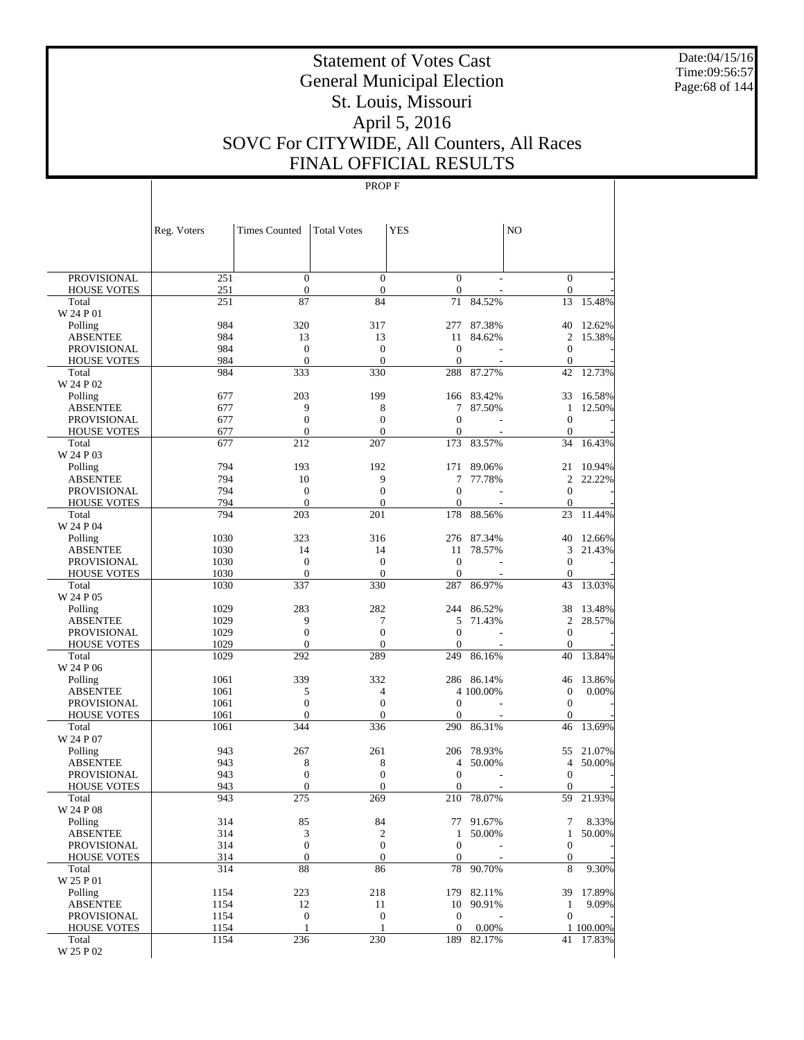# Statement of Votes Cast
# General Municipal Election
# St. Louis, Missouri
# April 5, 2016
# SOVC For CITYWIDE, All Counters, All Races
# FINAL OFFICIAL RESULTS

Date:04/15/16
Time:09:56:57

PROP F

| | Reg. Voters | Times Counted | Total Votes | YES | | NO | |
|---|---|---|---|---|---|---|---|
| PROVISIONAL | 251 | 0 | 0 | 0 | - | 0 | - |
| HOUSE VOTES | 251 | 0 | 0 | 0 | - | 0 | - |
| Total | 251 | 87 | 84 | 71 | 84.52% | 13 | 15.48% |
| W 24 P 01 | | | | | | | |
| Polling | 984 | 320 | 317 | 277 | 87.38% | 40 | 12.62% |
| ABSENTEE | 984 | 13 | 13 | 11 | 84.62% | 2 | 15.38% |
| PROVISIONAL | 984 | 0 | 0 | 0 | - | 0 | - |
| HOUSE VOTES | 984 | 0 | 0 | 0 | - | 0 | - |
| Total | 984 | 333 | 330 | 288 | 87.27% | 42 | 12.73% |
| W 24 P 02 | | | | | | | |
| Polling | 677 | 203 | 199 | 166 | 83.42% | 33 | 16.58% |
| ABSENTEE | 677 | 9 | 8 | 7 | 87.50% | 1 | 12.50% |
| PROVISIONAL | 677 | 0 | 0 | 0 | - | 0 | - |
| HOUSE VOTES | 677 | 0 | 0 | 0 | - | 0 | - |
| Total | 677 | 212 | 207 | 173 | 83.57% | 34 | 16.43% |
| W 24 P 03 | | | | | | | |
| Polling | 794 | 193 | 192 | 171 | 89.06% | 21 | 10.94% |
| ABSENTEE | 794 | 10 | 9 | 7 | 77.78% | 2 | 22.22% |
| PROVISIONAL | 794 | 0 | 0 | 0 | - | 0 | - |
| HOUSE VOTES | 794 | 0 | 0 | 0 | - | 0 | - |
| Total | 794 | 203 | 201 | 178 | 88.56% | 23 | 11.44% |
| W 24 P 04 | | | | | | | |
| Polling | 1030 | 323 | 316 | 276 | 87.34% | 40 | 12.66% |
| ABSENTEE | 1030 | 14 | 14 | 11 | 78.57% | 3 | 21.43% |
| PROVISIONAL | 1030 | 0 | 0 | 0 | - | 0 | - |
| HOUSE VOTES | 1030 | 0 | 0 | 0 | - | 0 | - |
| Total | 1030 | 337 | 330 | 287 | 86.97% | 43 | 13.03% |
| W 24 P 05 | | | | | | | |
| Polling | 1029 | 283 | 282 | 244 | 86.52% | 38 | 13.48% |
| ABSENTEE | 1029 | 9 | 7 | 5 | 71.43% | 2 | 28.57% |
| PROVISIONAL | 1029 | 0 | 0 | 0 | - | 0 | - |
| HOUSE VOTES | 1029 | 0 | 0 | 0 | - | 0 | - |
| Total | 1029 | 292 | 289 | 249 | 86.16% | 40 | 13.84% |
| W 24 P 06 | | | | | | | |
| Polling | 1061 | 339 | 332 | 286 | 86.14% | 46 | 13.86% |
| ABSENTEE | 1061 | 5 | 4 | 4 | 100.00% | 0 | 0.00% |
| PROVISIONAL | 1061 | 0 | 0 | 0 | - | 0 | - |
| HOUSE VOTES | 1061 | 0 | 0 | 0 | - | 0 | - |
| Total | 1061 | 344 | 336 | 290 | 86.31% | 46 | 13.69% |
| W 24 P 07 | | | | | | | |
| Polling | 943 | 267 | 261 | 206 | 78.93% | 55 | 21.07% |
| ABSENTEE | 943 | 8 | 8 | 4 | 50.00% | 4 | 50.00% |
| PROVISIONAL | 943 | 0 | 0 | 0 | - | 0 | - |
| HOUSE VOTES | 943 | 0 | 0 | 0 | - | 0 | - |
| Total | 943 | 275 | 269 | 210 | 78.07% | 59 | 21.93% |
| W 24 P 08 | | | | | | | |
| Polling | 314 | 85 | 84 | 77 | 91.67% | 7 | 8.33% |
| ABSENTEE | 314 | 3 | 2 | 1 | 50.00% | 1 | 50.00% |
| PROVISIONAL | 314 | 0 | 0 | 0 | - | 0 | - |
| HOUSE VOTES | 314 | 0 | 0 | 0 | - | 0 | - |
| Total | 314 | 88 | 86 | 78 | 90.70% | 8 | 9.30% |
| W 25 P 01 | | | | | | | |
| Polling | 1154 | 223 | 218 | 179 | 82.11% | 39 | 17.89% |
| ABSENTEE | 1154 | 12 | 11 | 10 | 90.91% | 1 | 9.09% |
| PROVISIONAL | 1154 | 0 | 0 | 0 | - | 0 | - |
| HOUSE VOTES | 1154 | 1 | 1 | 0 | 0.00% | 1 | 100.00% |
| Total | 1154 | 236 | 230 | 189 | 82.17% | 41 | 17.83% |
| W 25 P 02 | | | | | | | |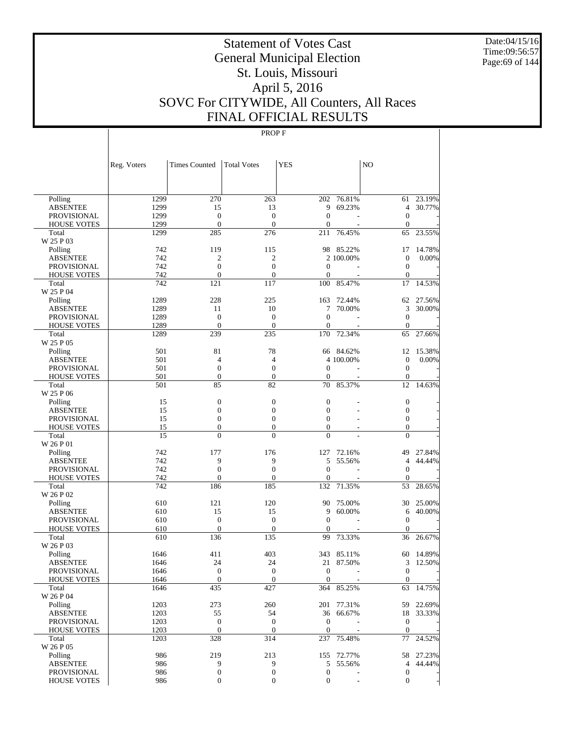# Statement of Votes Cast
# General Municipal Election
# St. Louis, Missouri
# April 5, 2016
# SOVC For CITYWIDE, All Counters, All Races
# FINAL OFFICIAL RESULTS

Date:04/15/16
Time:09:56:57

PROP F

| | Reg. Voters | Times Counted | Total Votes | YES | | NO | |
|---|---|---|---|---|---|---|---|
| Polling | 1299 | 270 | 263 | 202 | 76.81% | 61 | 23.19% |
| ABSENTEE | 1299 | 15 | 13 | 9 | 69.23% | 4 | 30.77% |
| PROVISIONAL | 1299 | 0 | 0 | 0 | - | 0 | - |
| HOUSE VOTES | 1299 | 0 | 0 | 0 | - | 0 | - |
| Total | 1299 | 285 | 276 | 211 | 76.45% | 65 | 23.55% |
| W 25 P 03 | | | | | | | |
| Polling | 742 | 119 | 115 | 98 | 85.22% | 17 | 14.78% |
| ABSENTEE | 742 | 2 | 2 | 2 | 100.00% | 0 | 0.00% |
| PROVISIONAL | 742 | 0 | 0 | 0 | - | 0 | - |
| HOUSE VOTES | 742 | 0 | 0 | 0 | - | 0 | - |
| Total | 742 | 121 | 117 | 100 | 85.47% | 17 | 14.53% |
| W 25 P 04 | | | | | | | |
| Polling | 1289 | 228 | 225 | 163 | 72.44% | 62 | 27.56% |
| ABSENTEE | 1289 | 11 | 10 | 7 | 70.00% | 3 | 30.00% |
| PROVISIONAL | 1289 | 0 | 0 | 0 | - | 0 | - |
| HOUSE VOTES | 1289 | 0 | 0 | 0 | - | 0 | - |
| Total | 1289 | 239 | 235 | 170 | 72.34% | 65 | 27.66% |
| W 25 P 05 | | | | | | | |
| Polling | 501 | 81 | 78 | 66 | 84.62% | 12 | 15.38% |
| ABSENTEE | 501 | 4 | 4 | 4 | 100.00% | 0 | 0.00% |
| PROVISIONAL | 501 | 0 | 0 | 0 | - | 0 | - |
| HOUSE VOTES | 501 | 0 | 0 | 0 | - | 0 | - |
| Total | 501 | 85 | 82 | 70 | 85.37% | 12 | 14.63% |
| W 25 P 06 | | | | | | | |
| Polling | 15 | 0 | 0 | 0 | - | 0 | - |
| ABSENTEE | 15 | 0 | 0 | 0 | - | 0 | - |
| PROVISIONAL | 15 | 0 | 0 | 0 | - | 0 | - |
| HOUSE VOTES | 15 | 0 | 0 | 0 | - | 0 | - |
| Total | 15 | 0 | 0 | 0 | - | 0 | - |
| W 26 P 01 | | | | | | | |
| Polling | 742 | 177 | 176 | 127 | 72.16% | 49 | 27.84% |
| ABSENTEE | 742 | 9 | 9 | 5 | 55.56% | 4 | 44.44% |
| PROVISIONAL | 742 | 0 | 0 | 0 | - | 0 | - |
| HOUSE VOTES | 742 | 0 | 0 | 0 | - | 0 | - |
| Total | 742 | 186 | 185 | 132 | 71.35% | 53 | 28.65% |
| W 26 P 02 | | | | | | | |
| Polling | 610 | 121 | 120 | 90 | 75.00% | 30 | 25.00% |
| ABSENTEE | 610 | 15 | 15 | 9 | 60.00% | 6 | 40.00% |
| PROVISIONAL | 610 | 0 | 0 | 0 | - | 0 | - |
| HOUSE VOTES | 610 | 0 | 0 | 0 | - | 0 | - |
| Total | 610 | 136 | 135 | 99 | 73.33% | 36 | 26.67% |
| W 26 P 03 | | | | | | | |
| Polling | 1646 | 411 | 403 | 343 | 85.11% | 60 | 14.89% |
| ABSENTEE | 1646 | 24 | 24 | 21 | 87.50% | 3 | 12.50% |
| PROVISIONAL | 1646 | 0 | 0 | 0 | - | 0 | - |
| HOUSE VOTES | 1646 | 0 | 0 | 0 | - | 0 | - |
| Total | 1646 | 435 | 427 | 364 | 85.25% | 63 | 14.75% |
| W 26 P 04 | | | | | | | |
| Polling | 1203 | 273 | 260 | 201 | 77.31% | 59 | 22.69% |
| ABSENTEE | 1203 | 55 | 54 | 36 | 66.67% | 18 | 33.33% |
| PROVISIONAL | 1203 | 0 | 0 | 0 | - | 0 | - |
| HOUSE VOTES | 1203 | 0 | 0 | 0 | - | 0 | - |
| Total | 1203 | 328 | 314 | 237 | 75.48% | 77 | 24.52% |
| W 26 P 05 | | | | | | | |
| Polling | 986 | 219 | 213 | 155 | 72.77% | 58 | 27.23% |
| ABSENTEE | 986 | 9 | 9 | 5 | 55.56% | 4 | 44.44% |
| PROVISIONAL | 986 | 0 | 0 | 0 | - | 0 | - |
| HOUSE VOTES | 986 | 0 | 0 | 0 | - | 0 | - |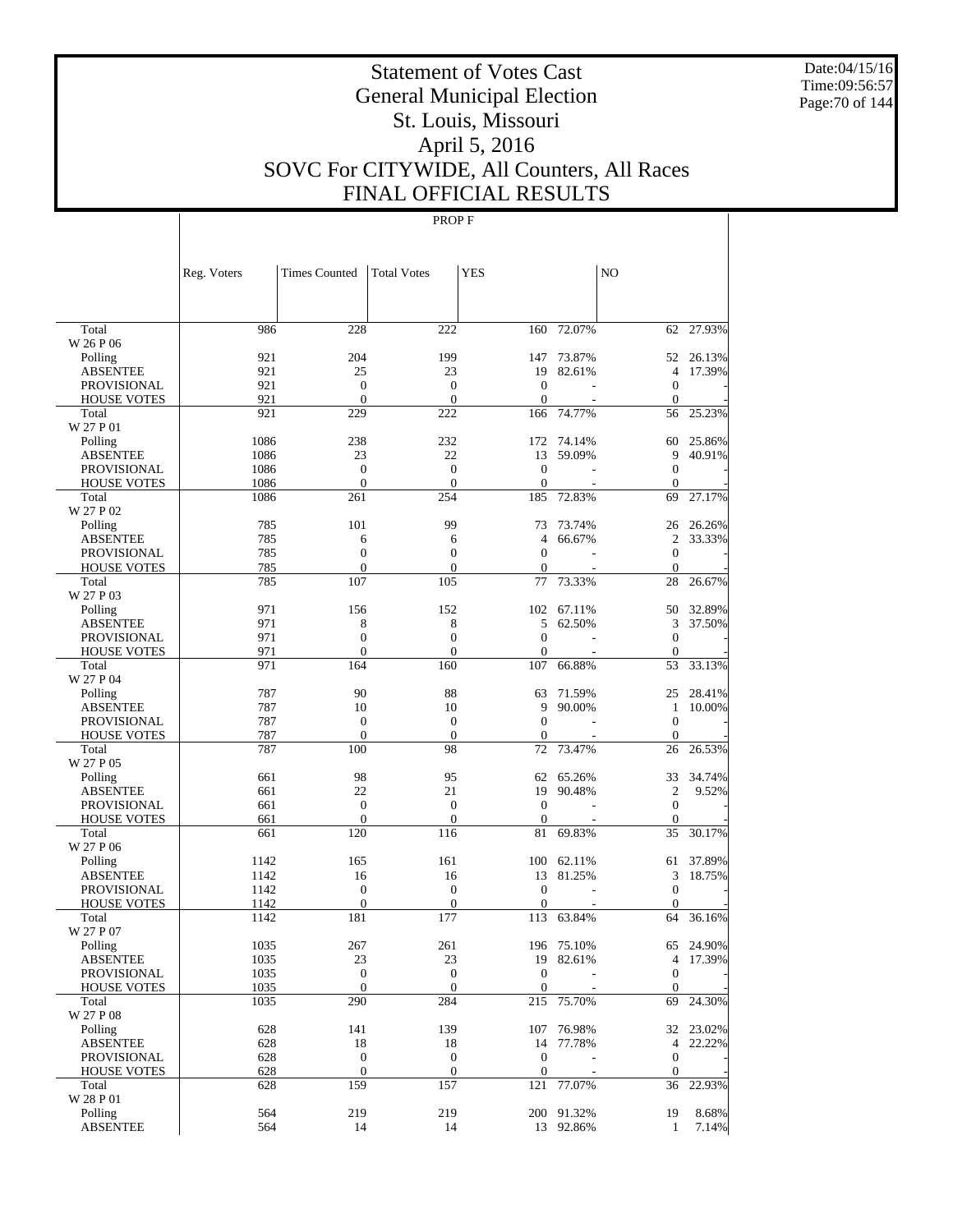# Statement of Votes Cast
## General Municipal Election
## St. Louis, Missouri
## April 5, 2016
## SOVC For CITYWIDE, All Counters, All Races
## FINAL OFFICIAL RESULTS

Date:04/15/16
Time:09:56:57

PROP F

| | Reg. Voters | Times Counted | Total Votes | YES | | NO | |
|---|---|---|---|---|---|---|---|
| Total | 986 | 228 | 222 | 160 | 72.07% | 62 | 27.93% |
| W 26 P 06 | | | | | | | |
| Polling | 921 | 204 | 199 | 147 | 73.87% | 52 | 26.13% |
| ABSENTEE | 921 | 25 | 23 | 19 | 82.61% | 4 | 17.39% |
| PROVISIONAL | 921 | 0 | 0 | 0 | - | 0 | - |
| HOUSE VOTES | 921 | 0 | 0 | 0 | - | 0 | - |
| Total | 921 | 229 | 222 | 166 | 74.77% | 56 | 25.23% |
| W 27 P 01 | | | | | | | |
| Polling | 1086 | 238 | 232 | 172 | 74.14% | 60 | 25.86% |
| ABSENTEE | 1086 | 23 | 22 | 13 | 59.09% | 9 | 40.91% |
| PROVISIONAL | 1086 | 0 | 0 | 0 | - | 0 | - |
| HOUSE VOTES | 1086 | 0 | 0 | 0 | - | 0 | - |
| Total | 1086 | 261 | 254 | 185 | 72.83% | 69 | 27.17% |
| W 27 P 02 | | | | | | | |
| Polling | 785 | 101 | 99 | 73 | 73.74% | 26 | 26.26% |
| ABSENTEE | 785 | 6 | 6 | 4 | 66.67% | 2 | 33.33% |
| PROVISIONAL | 785 | 0 | 0 | 0 | - | 0 | - |
| HOUSE VOTES | 785 | 0 | 0 | 0 | - | 0 | - |
| Total | 785 | 107 | 105 | 77 | 73.33% | 28 | 26.67% |
| W 27 P 03 | | | | | | | |
| Polling | 971 | 156 | 152 | 102 | 67.11% | 50 | 32.89% |
| ABSENTEE | 971 | 8 | 8 | 5 | 62.50% | 3 | 37.50% |
| PROVISIONAL | 971 | 0 | 0 | 0 | - | 0 | - |
| HOUSE VOTES | 971 | 0 | 0 | 0 | - | 0 | - |
| Total | 971 | 164 | 160 | 107 | 66.88% | 53 | 33.13% |
| W 27 P 04 | | | | | | | |
| Polling | 787 | 90 | 88 | 63 | 71.59% | 25 | 28.41% |
| ABSENTEE | 787 | 10 | 10 | 9 | 90.00% | 1 | 10.00% |
| PROVISIONAL | 787 | 0 | 0 | 0 | - | 0 | - |
| HOUSE VOTES | 787 | 0 | 0 | 0 | - | 0 | - |
| Total | 787 | 100 | 98 | 72 | 73.47% | 26 | 26.53% |
| W 27 P 05 | | | | | | | |
| Polling | 661 | 98 | 95 | 62 | 65.26% | 33 | 34.74% |
| ABSENTEE | 661 | 22 | 21 | 19 | 90.48% | 2 | 9.52% |
| PROVISIONAL | 661 | 0 | 0 | 0 | - | 0 | - |
| HOUSE VOTES | 661 | 0 | 0 | 0 | - | 0 | - |
| Total | 661 | 120 | 116 | 81 | 69.83% | 35 | 30.17% |
| W 27 P 06 | | | | | | | |
| Polling | 1142 | 165 | 161 | 100 | 62.11% | 61 | 37.89% |
| ABSENTEE | 1142 | 16 | 16 | 13 | 81.25% | 3 | 18.75% |
| PROVISIONAL | 1142 | 0 | 0 | 0 | - | 0 | - |
| HOUSE VOTES | 1142 | 0 | 0 | 0 | - | 0 | - |
| Total | 1142 | 181 | 177 | 113 | 63.84% | 64 | 36.16% |
| W 27 P 07 | | | | | | | |
| Polling | 1035 | 267 | 261 | 196 | 75.10% | 65 | 24.90% |
| ABSENTEE | 1035 | 23 | 23 | 19 | 82.61% | 4 | 17.39% |
| PROVISIONAL | 1035 | 0 | 0 | 0 | - | 0 | - |
| HOUSE VOTES | 1035 | 0 | 0 | 0 | - | 0 | - |
| Total | 1035 | 290 | 284 | 215 | 75.70% | 69 | 24.30% |
| W 27 P 08 | | | | | | | |
| Polling | 628 | 141 | 139 | 107 | 76.98% | 32 | 23.02% |
| ABSENTEE | 628 | 18 | 18 | 14 | 77.78% | 4 | 22.22% |
| PROVISIONAL | 628 | 0 | 0 | 0 | - | 0 | - |
| HOUSE VOTES | 628 | 0 | 0 | 0 | - | 0 | - |
| Total | 628 | 159 | 157 | 121 | 77.07% | 36 | 22.93% |
| W 28 P 01 | | | | | | | |
| Polling | 564 | 219 | 219 | 200 | 91.32% | 19 | 8.68% |
| ABSENTEE | 564 | 14 | 14 | 13 | 92.86% | 1 | 7.14% |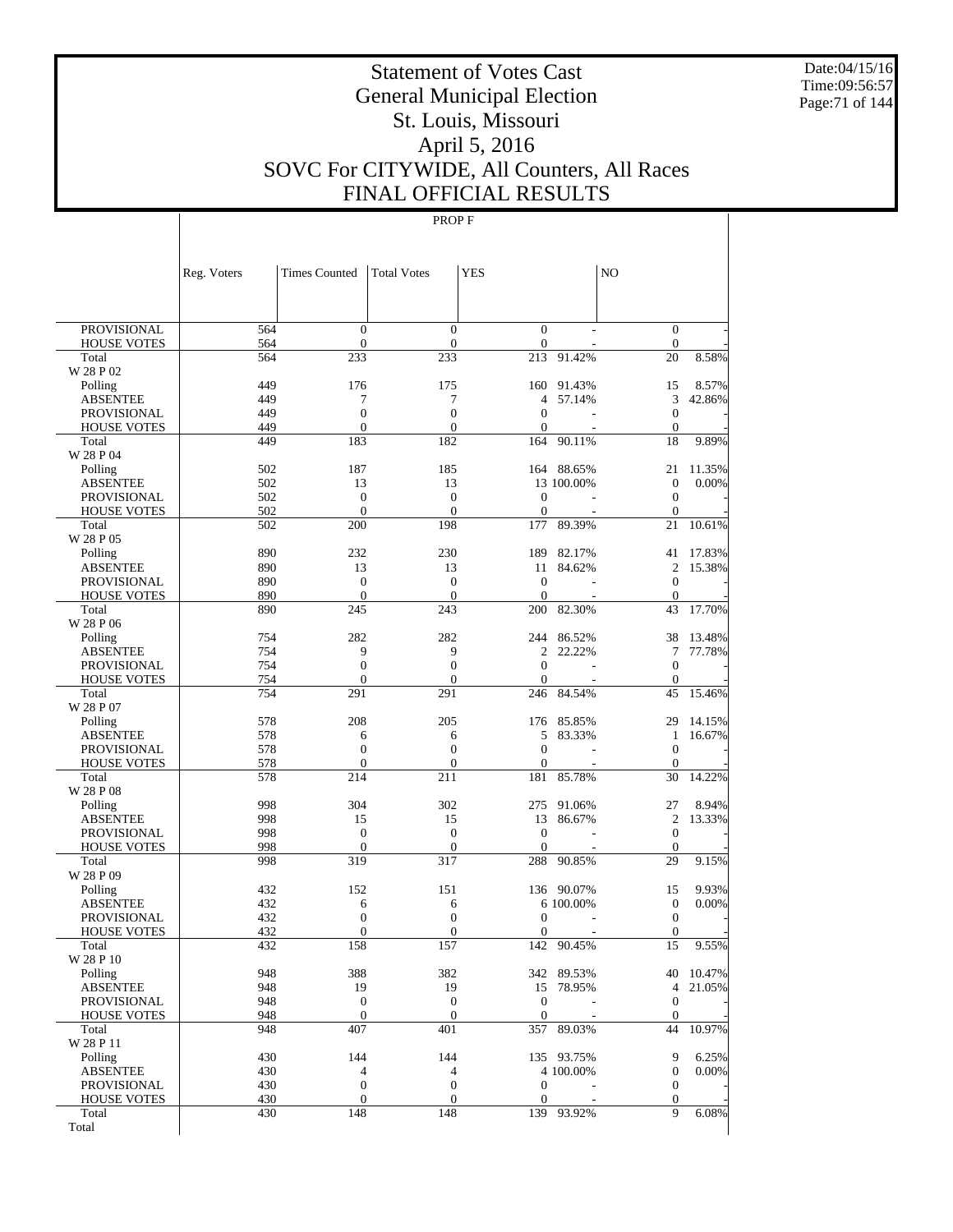# Statement of Votes Cast
# General Municipal Election
# St. Louis, Missouri
# April 5, 2016
# SOVC For CITYWIDE, All Counters, All Races
# FINAL OFFICIAL RESULTS

Date:04/15/16
Time:09:56:57

PROP F

| | Reg. Voters | Times Counted | Total Votes | YES | | NO | |
|---|---|---|---|---|---|---|---|
| PROVISIONAL | 564 | 0 | 0 | 0 | - | 0 | - |
| HOUSE VOTES | 564 | 0 | 0 | 0 | - | 0 | - |
| Total | 564 | 233 | 233 | 213 | 91.42% | 20 | 8.58% |
| W 28 P 02 | | | | | | | |
| Polling | 449 | 176 | 175 | 160 | 91.43% | 15 | 8.57% |
| ABSENTEE | 449 | 7 | 7 | 4 | 57.14% | 3 | 42.86% |
| PROVISIONAL | 449 | 0 | 0 | 0 | - | 0 | - |
| HOUSE VOTES | 449 | 0 | 0 | 0 | - | 0 | - |
| Total | 449 | 183 | 182 | 164 | 90.11% | 18 | 9.89% |
| W 28 P 04 | | | | | | | |
| Polling | 502 | 187 | 185 | 164 | 88.65% | 21 | 11.35% |
| ABSENTEE | 502 | 13 | 13 | 13 | 100.00% | 0 | 0.00% |
| PROVISIONAL | 502 | 0 | 0 | 0 | - | 0 | - |
| HOUSE VOTES | 502 | 0 | 0 | 0 | - | 0 | - |
| Total | 502 | 200 | 198 | 177 | 89.39% | 21 | 10.61% |
| W 28 P 05 | | | | | | | |
| Polling | 890 | 232 | 230 | 189 | 82.17% | 41 | 17.83% |
| ABSENTEE | 890 | 13 | 13 | 11 | 84.62% | 2 | 15.38% |
| PROVISIONAL | 890 | 0 | 0 | 0 | - | 0 | - |
| HOUSE VOTES | 890 | 0 | 0 | 0 | - | 0 | - |
| Total | 890 | 245 | 243 | 200 | 82.30% | 43 | 17.70% |
| W 28 P 06 | | | | | | | |
| Polling | 754 | 282 | 282 | 244 | 86.52% | 38 | 13.48% |
| ABSENTEE | 754 | 9 | 9 | 2 | 22.22% | 7 | 77.78% |
| PROVISIONAL | 754 | 0 | 0 | 0 | - | 0 | - |
| HOUSE VOTES | 754 | 0 | 0 | 0 | - | 0 | - |
| Total | 754 | 291 | 291 | 246 | 84.54% | 45 | 15.46% |
| W 28 P 07 | | | | | | | |
| Polling | 578 | 208 | 205 | 176 | 85.85% | 29 | 14.15% |
| ABSENTEE | 578 | 6 | 6 | 5 | 83.33% | 1 | 16.67% |
| PROVISIONAL | 578 | 0 | 0 | 0 | - | 0 | - |
| HOUSE VOTES | 578 | 0 | 0 | 0 | - | 0 | - |
| Total | 578 | 214 | 211 | 181 | 85.78% | 30 | 14.22% |
| W 28 P 08 | | | | | | | |
| Polling | 998 | 304 | 302 | 275 | 91.06% | 27 | 8.94% |
| ABSENTEE | 998 | 15 | 15 | 13 | 86.67% | 2 | 13.33% |
| PROVISIONAL | 998 | 0 | 0 | 0 | - | 0 | - |
| HOUSE VOTES | 998 | 0 | 0 | 0 | - | 0 | - |
| Total | 998 | 319 | 317 | 288 | 90.85% | 29 | 9.15% |
| W 28 P 09 | | | | | | | |
| Polling | 432 | 152 | 151 | 136 | 90.07% | 15 | 9.93% |
| ABSENTEE | 432 | 6 | 6 | 6 | 100.00% | 0 | 0.00% |
| PROVISIONAL | 432 | 0 | 0 | 0 | - | 0 | - |
| HOUSE VOTES | 432 | 0 | 0 | 0 | - | 0 | - |
| Total | 432 | 158 | 157 | 142 | 90.45% | 15 | 9.55% |
| W 28 P 10 | | | | | | | |
| Polling | 948 | 388 | 382 | 342 | 89.53% | 40 | 10.47% |
| ABSENTEE | 948 | 19 | 19 | 15 | 78.95% | 4 | 21.05% |
| PROVISIONAL | 948 | 0 | 0 | 0 | - | 0 | - |
| HOUSE VOTES | 948 | 0 | 0 | 0 | - | 0 | - |
| Total | 948 | 407 | 401 | 357 | 89.03% | 44 | 10.97% |
| W 28 P 11 | | | | | | | |
| Polling | 430 | 144 | 144 | 135 | 93.75% | 9 | 6.25% |
| ABSENTEE | 430 | 4 | 4 | 4 | 100.00% | 0 | 0.00% |
| PROVISIONAL | 430 | 0 | 0 | 0 | - | 0 | - |
| HOUSE VOTES | 430 | 0 | 0 | 0 | - | 0 | - |
| Total | 430 | 148 | 148 | 139 | 93.92% | 9 | 6.08% |
| Total | | | | | | | |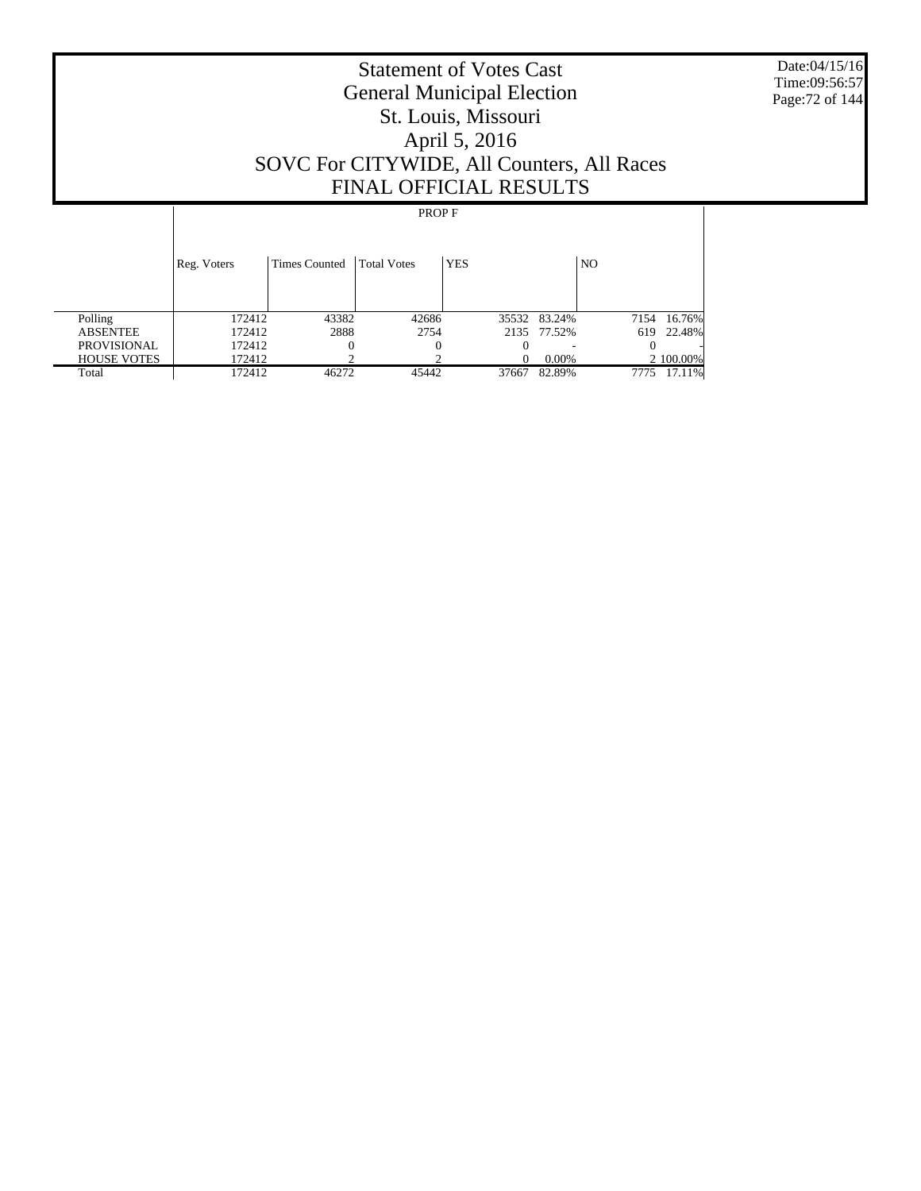# Statement of Votes Cast
# General Municipal Election
# St. Louis, Missouri
# April 5, 2016
# SOVC For CITYWIDE, All Counters, All Races
# FINAL OFFICIAL RESULTS

Date:04/15/16
Time:09:56:57

| | PROP F | | | | | | |
|---|---|---|---|---|---|---|---|
| | Reg. Voters | Times Counted | Total Votes | YES | | NO | |
| Polling | 172412 | 43382 | 42686 | 35532 | 83.24% | 7154 | 16.76% |
| ABSENTEE | 172412 | 2888 | 2754 | 2135 | 77.52% | 619 | 22.48% |
| PROVISIONAL | 172412 | 0 | 0 | 0 | - | 0 | - |
| HOUSE VOTES | 172412 | 2 | 2 | 0 | 0.00% | 2 | 100.00% |
| Total | 172412 | 46272 | 45442 | 37667 | 82.89% | 7775 | 17.11% |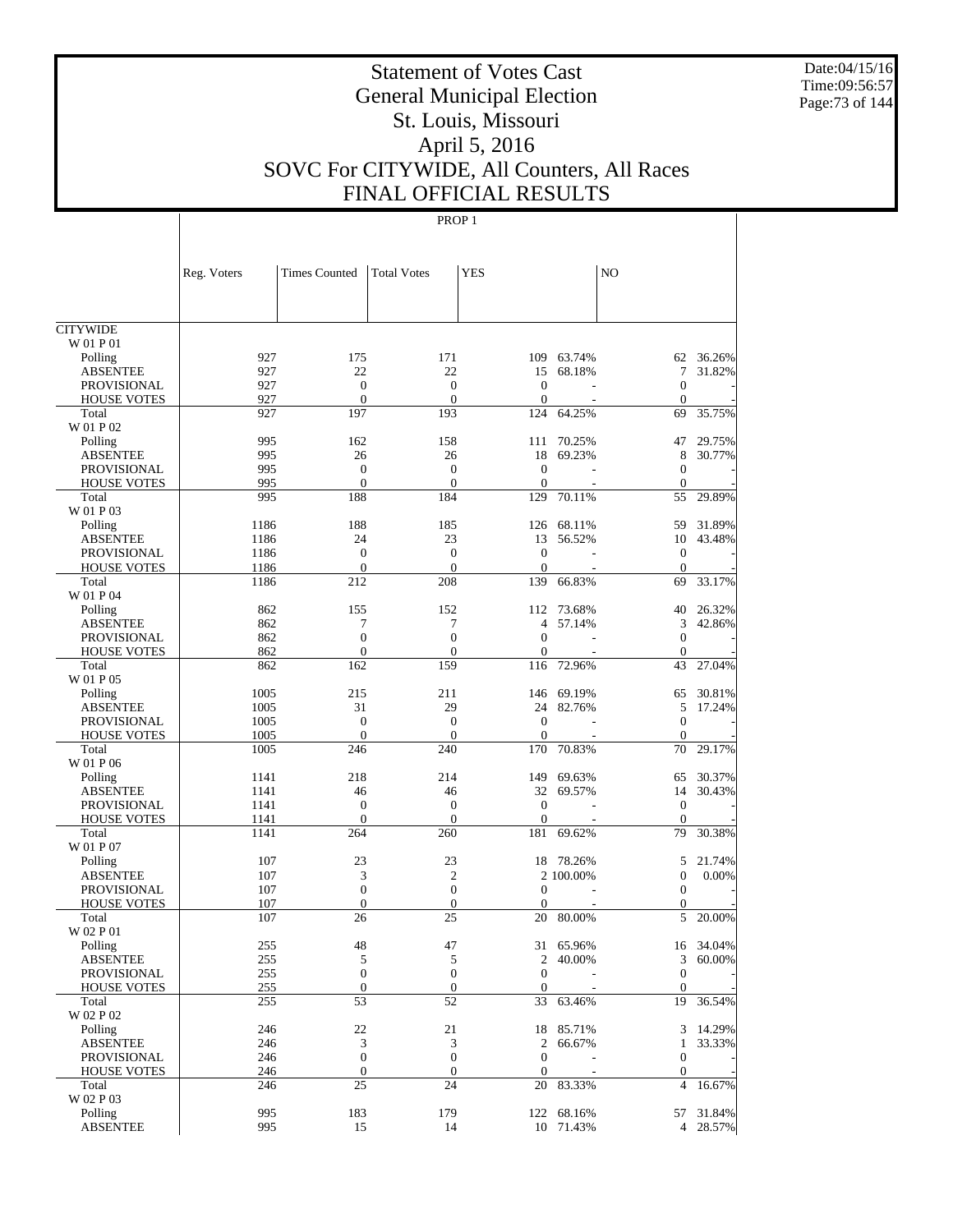# Statement of Votes Cast
## General Municipal Election
## St. Louis, Missouri
## April 5, 2016
## SOVC For CITYWIDE, All Counters, All Races
## FINAL OFFICIAL RESULTS

PROP 1

| | Reg. Voters | Times Counted | Total Votes | YES | | NO | |
|---|---|---|---|---|---|---|---|
| CITYWIDE | | | | | | | |
| W 01 P 01 | | | | | | | |
| Polling | 927 | 175 | 171 | 109 | 63.74% | 62 | 36.26% |
| ABSENTEE | 927 | 22 | 22 | 15 | 68.18% | 7 | 31.82% |
| PROVISIONAL | 927 | 0 | 0 | 0 | - | 0 | - |
| HOUSE VOTES | 927 | 0 | 0 | 0 | - | 0 | - |
| Total | 927 | 197 | 193 | 124 | 64.25% | 69 | 35.75% |
| W 01 P 02 | | | | | | | |
| Polling | 995 | 162 | 158 | 111 | 70.25% | 47 | 29.75% |
| ABSENTEE | 995 | 26 | 26 | 18 | 69.23% | 8 | 30.77% |
| PROVISIONAL | 995 | 0 | 0 | 0 | - | 0 | - |
| HOUSE VOTES | 995 | 0 | 0 | 0 | - | 0 | - |
| Total | 995 | 188 | 184 | 129 | 70.11% | 55 | 29.89% |
| W 01 P 03 | | | | | | | |
| Polling | 1186 | 188 | 185 | 126 | 68.11% | 59 | 31.89% |
| ABSENTEE | 1186 | 24 | 23 | 13 | 56.52% | 10 | 43.48% |
| PROVISIONAL | 1186 | 0 | 0 | 0 | - | 0 | - |
| HOUSE VOTES | 1186 | 0 | 0 | 0 | - | 0 | - |
| Total | 1186 | 212 | 208 | 139 | 66.83% | 69 | 33.17% |
| W 01 P 04 | | | | | | | |
| Polling | 862 | 155 | 152 | 112 | 73.68% | 40 | 26.32% |
| ABSENTEE | 862 | 7 | 7 | 4 | 57.14% | 3 | 42.86% |
| PROVISIONAL | 862 | 0 | 0 | 0 | - | 0 | - |
| HOUSE VOTES | 862 | 0 | 0 | 0 | - | 0 | - |
| Total | 862 | 162 | 159 | 116 | 72.96% | 43 | 27.04% |
| W 01 P 05 | | | | | | | |
| Polling | 1005 | 215 | 211 | 146 | 69.19% | 65 | 30.81% |
| ABSENTEE | 1005 | 31 | 29 | 24 | 82.76% | 5 | 17.24% |
| PROVISIONAL | 1005 | 0 | 0 | 0 | - | 0 | - |
| HOUSE VOTES | 1005 | 0 | 0 | 0 | - | 0 | - |
| Total | 1005 | 246 | 240 | 170 | 70.83% | 70 | 29.17% |
| W 01 P 06 | | | | | | | |
| Polling | 1141 | 218 | 214 | 149 | 69.63% | 65 | 30.37% |
| ABSENTEE | 1141 | 46 | 46 | 32 | 69.57% | 14 | 30.43% |
| PROVISIONAL | 1141 | 0 | 0 | 0 | - | 0 | - |
| HOUSE VOTES | 1141 | 0 | 0 | 0 | - | 0 | - |
| Total | 1141 | 264 | 260 | 181 | 69.62% | 79 | 30.38% |
| W 01 P 07 | | | | | | | |
| Polling | 107 | 23 | 23 | 18 | 78.26% | 5 | 21.74% |
| ABSENTEE | 107 | 3 | 2 | 2 | 100.00% | 0 | 0.00% |
| PROVISIONAL | 107 | 0 | 0 | 0 | - | 0 | - |
| HOUSE VOTES | 107 | 0 | 0 | 0 | - | 0 | - |
| Total | 107 | 26 | 25 | 20 | 80.00% | 5 | 20.00% |
| W 02 P 01 | | | | | | | |
| Polling | 255 | 48 | 47 | 31 | 65.96% | 16 | 34.04% |
| ABSENTEE | 255 | 5 | 5 | 2 | 40.00% | 3 | 60.00% |
| PROVISIONAL | 255 | 0 | 0 | 0 | - | 0 | - |
| HOUSE VOTES | 255 | 0 | 0 | 0 | - | 0 | - |
| Total | 255 | 53 | 52 | 33 | 63.46% | 19 | 36.54% |
| W 02 P 02 | | | | | | | |
| Polling | 246 | 22 | 21 | 18 | 85.71% | 3 | 14.29% |
| ABSENTEE | 246 | 3 | 3 | 2 | 66.67% | 1 | 33.33% |
| PROVISIONAL | 246 | 0 | 0 | 0 | - | 0 | - |
| HOUSE VOTES | 246 | 0 | 0 | 0 | - | 0 | - |
| Total | 246 | 25 | 24 | 20 | 83.33% | 4 | 16.67% |
| W 02 P 03 | | | | | | | |
| Polling | 995 | 183 | 179 | 122 | 68.16% | 57 | 31.84% |
| ABSENTEE | 995 | 15 | 14 | 10 | 71.43% | 4 | 28.57% |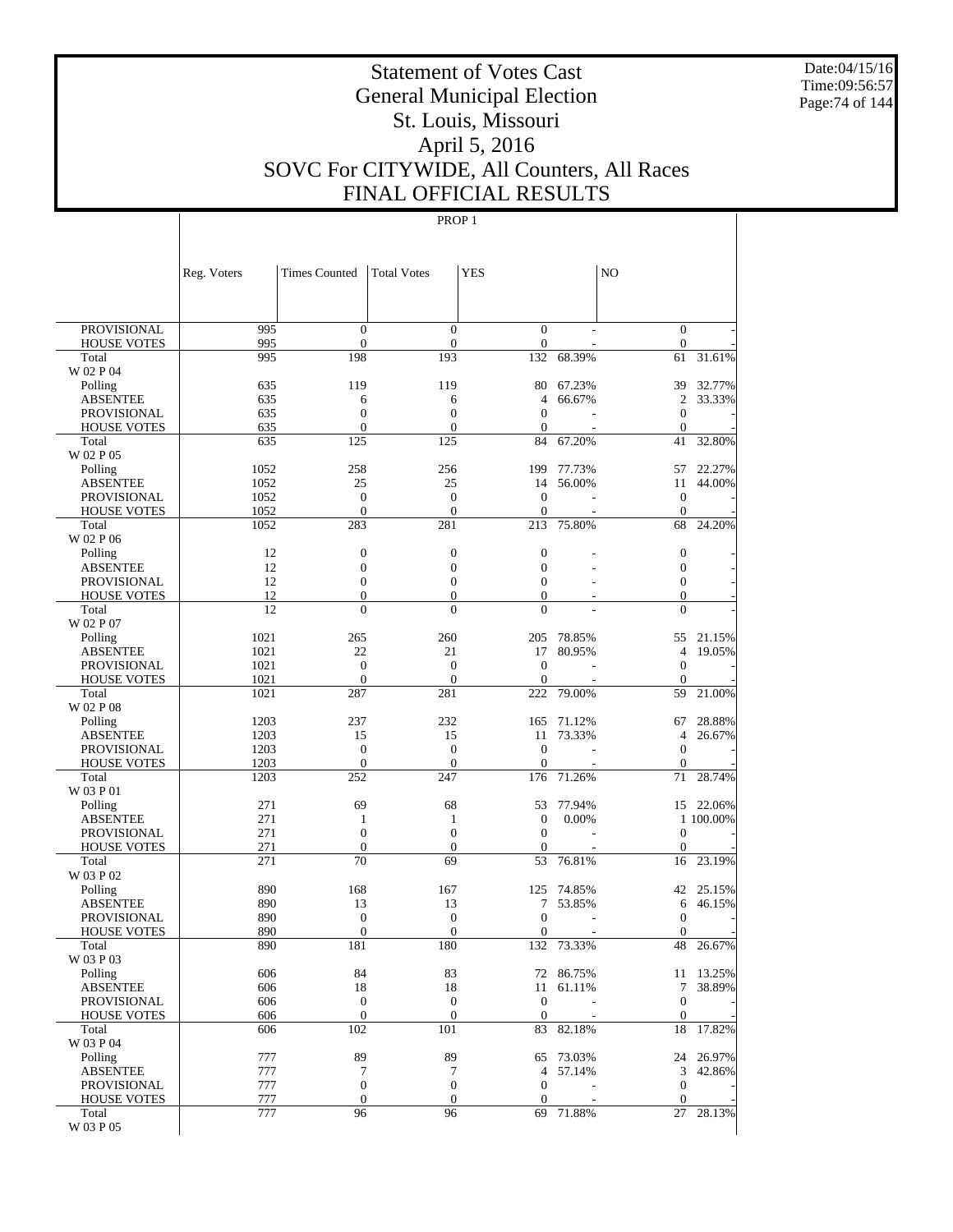# Statement of Votes Cast
## General Municipal Election
## St. Louis, Missouri
## April 5, 2016
## SOVC For CITYWIDE, All Counters, All Races
## FINAL OFFICIAL RESULTS

Date:04/15/16
Time:09:56:57

PROP 1

| | Reg. Voters | Times Counted | Total Votes | YES | | NO | |
|---|---|---|---|---|---|---|---|
| PROVISIONAL | 995 | 0 | 0 | 0 | - | 0 | - |
| HOUSE VOTES | 995 | 0 | 0 | 0 | - | 0 | - |
| Total | 995 | 198 | 193 | 132 | 68.39% | 61 | 31.61% |
| W 02 P 04 | | | | | | | |
| Polling | 635 | 119 | 119 | 80 | 67.23% | 39 | 32.77% |
| ABSENTEE | 635 | 6 | 6 | 4 | 66.67% | 2 | 33.33% |
| PROVISIONAL | 635 | 0 | 0 | 0 | - | 0 | - |
| HOUSE VOTES | 635 | 0 | 0 | 0 | - | 0 | - |
| Total | 635 | 125 | 125 | 84 | 67.20% | 41 | 32.80% |
| W 02 P 05 | | | | | | | |
| Polling | 1052 | 258 | 256 | 199 | 77.73% | 57 | 22.27% |
| ABSENTEE | 1052 | 25 | 25 | 14 | 56.00% | 11 | 44.00% |
| PROVISIONAL | 1052 | 0 | 0 | 0 | - | 0 | - |
| HOUSE VOTES | 1052 | 0 | 0 | 0 | - | 0 | - |
| Total | 1052 | 283 | 281 | 213 | 75.80% | 68 | 24.20% |
| W 02 P 06 | | | | | | | |
| Polling | 12 | 0 | 0 | 0 | - | 0 | - |
| ABSENTEE | 12 | 0 | 0 | 0 | - | 0 | - |
| PROVISIONAL | 12 | 0 | 0 | 0 | - | 0 | - |
| HOUSE VOTES | 12 | 0 | 0 | 0 | - | 0 | - |
| Total | 12 | 0 | 0 | 0 | - | 0 | - |
| W 02 P 07 | | | | | | | |
| Polling | 1021 | 265 | 260 | 205 | 78.85% | 55 | 21.15% |
| ABSENTEE | 1021 | 22 | 21 | 17 | 80.95% | 4 | 19.05% |
| PROVISIONAL | 1021 | 0 | 0 | 0 | - | 0 | - |
| HOUSE VOTES | 1021 | 0 | 0 | 0 | - | 0 | - |
| Total | 1021 | 287 | 281 | 222 | 79.00% | 59 | 21.00% |
| W 02 P 08 | | | | | | | |
| Polling | 1203 | 237 | 232 | 165 | 71.12% | 67 | 28.88% |
| ABSENTEE | 1203 | 15 | 15 | 11 | 73.33% | 4 | 26.67% |
| PROVISIONAL | 1203 | 0 | 0 | 0 | - | 0 | - |
| HOUSE VOTES | 1203 | 0 | 0 | 0 | - | 0 | - |
| Total | 1203 | 252 | 247 | 176 | 71.26% | 71 | 28.74% |
| W 03 P 01 | | | | | | | |
| Polling | 271 | 69 | 68 | 53 | 77.94% | 15 | 22.06% |
| ABSENTEE | 271 | 1 | 1 | 0 | 0.00% | 1 | 100.00% |
| PROVISIONAL | 271 | 0 | 0 | 0 | - | 0 | - |
| HOUSE VOTES | 271 | 0 | 0 | 0 | - | 0 | - |
| Total | 271 | 70 | 69 | 53 | 76.81% | 16 | 23.19% |
| W 03 P 02 | | | | | | | |
| Polling | 890 | 168 | 167 | 125 | 74.85% | 42 | 25.15% |
| ABSENTEE | 890 | 13 | 13 | 7 | 53.85% | 6 | 46.15% |
| PROVISIONAL | 890 | 0 | 0 | 0 | - | 0 | - |
| HOUSE VOTES | 890 | 0 | 0 | 0 | - | 0 | - |
| Total | 890 | 181 | 180 | 132 | 73.33% | 48 | 26.67% |
| W 03 P 03 | | | | | | | |
| Polling | 606 | 84 | 83 | 72 | 86.75% | 11 | 13.25% |
| ABSENTEE | 606 | 18 | 18 | 11 | 61.11% | 7 | 38.89% |
| PROVISIONAL | 606 | 0 | 0 | 0 | - | 0 | - |
| HOUSE VOTES | 606 | 0 | 0 | 0 | - | 0 | - |
| Total | 606 | 102 | 101 | 83 | 82.18% | 18 | 17.82% |
| W 03 P 04 | | | | | | | |
| Polling | 777 | 89 | 89 | 65 | 73.03% | 24 | 26.97% |
| ABSENTEE | 777 | 7 | 7 | 4 | 57.14% | 3 | 42.86% |
| PROVISIONAL | 777 | 0 | 0 | 0 | - | 0 | - |
| HOUSE VOTES | 777 | 0 | 0 | 0 | - | 0 | - |
| Total | 777 | 96 | 96 | 69 | 71.88% | 27 | 28.13% |
| W 03 P 05 | | | | | | | |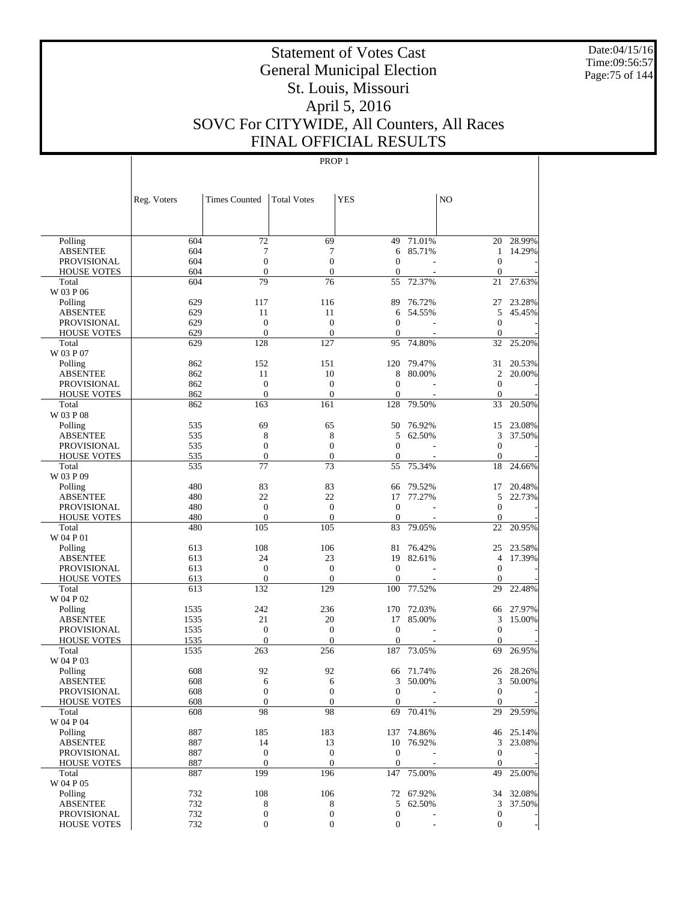# Statement of Votes Cast
# General Municipal Election
# St. Louis, Missouri
# April 5, 2016
# SOVC For CITYWIDE, All Counters, All Races
# FINAL OFFICIAL RESULTS

Date:04/15/16
Time:09:56:57

PROP 1

| | Reg. Voters | Times Counted | Total Votes | YES | | NO | |
|---|---|---|---|---|---|---|---|
| Polling | 604 | 72 | 69 | 49 | 71.01% | 20 | 28.99% |
| ABSENTEE | 604 | 7 | 7 | 6 | 85.71% | 1 | 14.29% |
| PROVISIONAL | 604 | 0 | 0 | 0 | - | 0 | - |
| HOUSE VOTES | 604 | 0 | 0 | 0 | - | 0 | - |
| Total | 604 | 79 | 76 | 55 | 72.37% | 21 | 27.63% |
| W 03 P 06 | | | | | | | |
| Polling | 629 | 117 | 116 | 89 | 76.72% | 27 | 23.28% |
| ABSENTEE | 629 | 11 | 11 | 6 | 54.55% | 5 | 45.45% |
| PROVISIONAL | 629 | 0 | 0 | 0 | - | 0 | - |
| HOUSE VOTES | 629 | 0 | 0 | 0 | - | 0 | - |
| Total | 629 | 128 | 127 | 95 | 74.80% | 32 | 25.20% |
| W 03 P 07 | | | | | | | |
| Polling | 862 | 152 | 151 | 120 | 79.47% | 31 | 20.53% |
| ABSENTEE | 862 | 11 | 10 | 8 | 80.00% | 2 | 20.00% |
| PROVISIONAL | 862 | 0 | 0 | 0 | - | 0 | - |
| HOUSE VOTES | 862 | 0 | 0 | 0 | - | 0 | - |
| Total | 862 | 163 | 161 | 128 | 79.50% | 33 | 20.50% |
| W 03 P 08 | | | | | | | |
| Polling | 535 | 69 | 65 | 50 | 76.92% | 15 | 23.08% |
| ABSENTEE | 535 | 8 | 8 | 5 | 62.50% | 3 | 37.50% |
| PROVISIONAL | 535 | 0 | 0 | 0 | - | 0 | - |
| HOUSE VOTES | 535 | 0 | 0 | 0 | - | 0 | - |
| Total | 535 | 77 | 73 | 55 | 75.34% | 18 | 24.66% |
| W 03 P 09 | | | | | | | |
| Polling | 480 | 83 | 83 | 66 | 79.52% | 17 | 20.48% |
| ABSENTEE | 480 | 22 | 22 | 17 | 77.27% | 5 | 22.73% |
| PROVISIONAL | 480 | 0 | 0 | 0 | - | 0 | - |
| HOUSE VOTES | 480 | 0 | 0 | 0 | - | 0 | - |
| Total | 480 | 105 | 105 | 83 | 79.05% | 22 | 20.95% |
| W 04 P 01 | | | | | | | |
| Polling | 613 | 108 | 106 | 81 | 76.42% | 25 | 23.58% |
| ABSENTEE | 613 | 24 | 23 | 19 | 82.61% | 4 | 17.39% |
| PROVISIONAL | 613 | 0 | 0 | 0 | - | 0 | - |
| HOUSE VOTES | 613 | 0 | 0 | 0 | - | 0 | - |
| Total | 613 | 132 | 129 | 100 | 77.52% | 29 | 22.48% |
| W 04 P 02 | | | | | | | |
| Polling | 1535 | 242 | 236 | 170 | 72.03% | 66 | 27.97% |
| ABSENTEE | 1535 | 21 | 20 | 17 | 85.00% | 3 | 15.00% |
| PROVISIONAL | 1535 | 0 | 0 | 0 | - | 0 | - |
| HOUSE VOTES | 1535 | 0 | 0 | 0 | - | 0 | - |
| Total | 1535 | 263 | 256 | 187 | 73.05% | 69 | 26.95% |
| W 04 P 03 | | | | | | | |
| Polling | 608 | 92 | 92 | 66 | 71.74% | 26 | 28.26% |
| ABSENTEE | 608 | 6 | 6 | 3 | 50.00% | 3 | 50.00% |
| PROVISIONAL | 608 | 0 | 0 | 0 | - | 0 | - |
| HOUSE VOTES | 608 | 0 | 0 | 0 | - | 0 | - |
| Total | 608 | 98 | 98 | 69 | 70.41% | 29 | 29.59% |
| W 04 P 04 | | | | | | | |
| Polling | 887 | 185 | 183 | 137 | 74.86% | 46 | 25.14% |
| ABSENTEE | 887 | 14 | 13 | 10 | 76.92% | 3 | 23.08% |
| PROVISIONAL | 887 | 0 | 0 | 0 | - | 0 | - |
| HOUSE VOTES | 887 | 0 | 0 | 0 | - | 0 | - |
| Total | 887 | 199 | 196 | 147 | 75.00% | 49 | 25.00% |
| W 04 P 05 | | | | | | | |
| Polling | 732 | 108 | 106 | 72 | 67.92% | 34 | 32.08% |
| ABSENTEE | 732 | 8 | 8 | 5 | 62.50% | 3 | 37.50% |
| PROVISIONAL | 732 | 0 | 0 | 0 | - | 0 | - |
| HOUSE VOTES | 732 | 0 | 0 | 0 | - | 0 | - |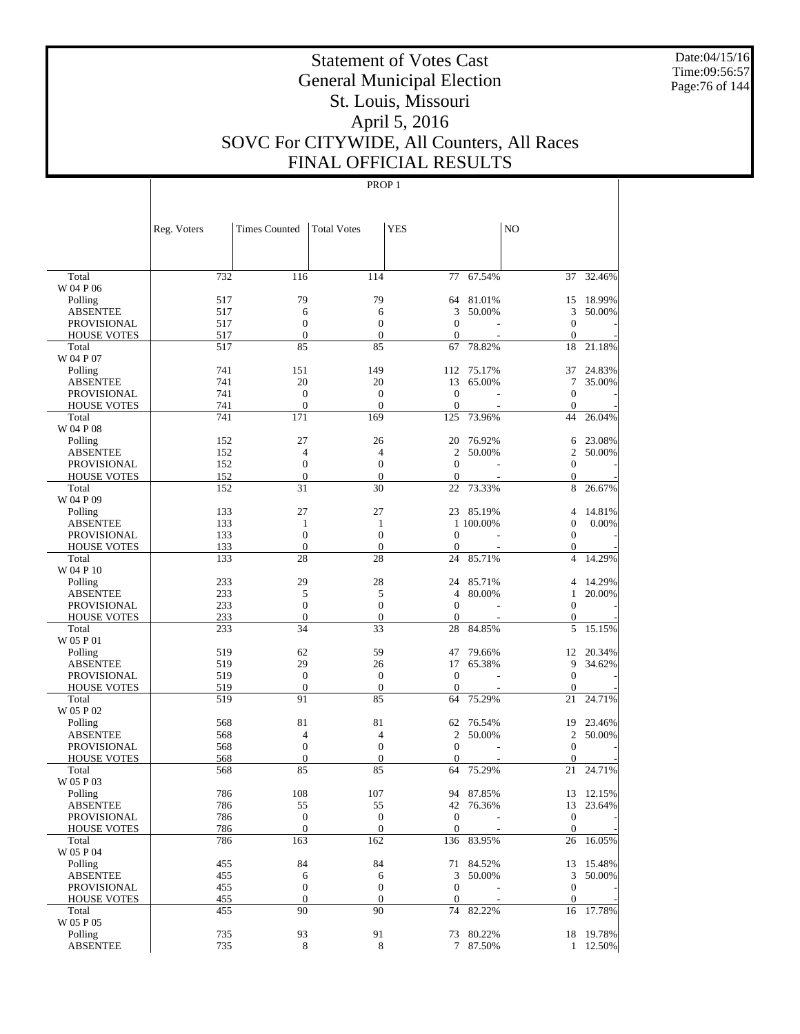# Statement of Votes Cast
# General Municipal Election
# St. Louis, Missouri
# April 5, 2016
# SOVC For CITYWIDE, All Counters, All Races
# FINAL OFFICIAL RESULTS

Date:04/15/16
Time:09:56:57

PROP 1

| | Reg. Voters | Times Counted | Total Votes | YES | | NO | |
|---|---|---|---|---|---|---|---|
| Total | 732 | 116 | 114 | 77 | 67.54% | 37 | 32.46% |
| W 04 P 06 | | | | | | | |
| Polling | 517 | 79 | 79 | 64 | 81.01% | 15 | 18.99% |
| ABSENTEE | 517 | 6 | 6 | 3 | 50.00% | 3 | 50.00% |
| PROVISIONAL | 517 | 0 | 0 | 0 | - | 0 | - |
| HOUSE VOTES | 517 | 0 | 0 | 0 | - | 0 | - |
| Total | 517 | 85 | 85 | 67 | 78.82% | 18 | 21.18% |
| W 04 P 07 | | | | | | | |
| Polling | 741 | 151 | 149 | 112 | 75.17% | 37 | 24.83% |
| ABSENTEE | 741 | 20 | 20 | 13 | 65.00% | 7 | 35.00% |
| PROVISIONAL | 741 | 0 | 0 | 0 | - | 0 | - |
| HOUSE VOTES | 741 | 0 | 0 | 0 | - | 0 | - |
| Total | 741 | 171 | 169 | 125 | 73.96% | 44 | 26.04% |
| W 04 P 08 | | | | | | | |
| Polling | 152 | 27 | 26 | 20 | 76.92% | 6 | 23.08% |
| ABSENTEE | 152 | 4 | 4 | 2 | 50.00% | 2 | 50.00% |
| PROVISIONAL | 152 | 0 | 0 | 0 | - | 0 | - |
| HOUSE VOTES | 152 | 0 | 0 | 0 | - | 0 | - |
| Total | 152 | 31 | 30 | 22 | 73.33% | 8 | 26.67% |
| W 04 P 09 | | | | | | | |
| Polling | 133 | 27 | 27 | 23 | 85.19% | 4 | 14.81% |
| ABSENTEE | 133 | 1 | 1 | 1 | 100.00% | 0 | 0.00% |
| PROVISIONAL | 133 | 0 | 0 | 0 | - | 0 | - |
| HOUSE VOTES | 133 | 0 | 0 | 0 | - | 0 | - |
| Total | 133 | 28 | 28 | 24 | 85.71% | 4 | 14.29% |
| W 04 P 10 | | | | | | | |
| Polling | 233 | 29 | 28 | 24 | 85.71% | 4 | 14.29% |
| ABSENTEE | 233 | 5 | 5 | 4 | 80.00% | 1 | 20.00% |
| PROVISIONAL | 233 | 0 | 0 | 0 | - | 0 | - |
| HOUSE VOTES | 233 | 0 | 0 | 0 | - | 0 | - |
| Total | 233 | 34 | 33 | 28 | 84.85% | 5 | 15.15% |
| W 05 P 01 | | | | | | | |
| Polling | 519 | 62 | 59 | 47 | 79.66% | 12 | 20.34% |
| ABSENTEE | 519 | 29 | 26 | 17 | 65.38% | 9 | 34.62% |
| PROVISIONAL | 519 | 0 | 0 | 0 | - | 0 | - |
| HOUSE VOTES | 519 | 0 | 0 | 0 | - | 0 | - |
| Total | 519 | 91 | 85 | 64 | 75.29% | 21 | 24.71% |
| W 05 P 02 | | | | | | | |
| Polling | 568 | 81 | 81 | 62 | 76.54% | 19 | 23.46% |
| ABSENTEE | 568 | 4 | 4 | 2 | 50.00% | 2 | 50.00% |
| PROVISIONAL | 568 | 0 | 0 | 0 | - | 0 | - |
| HOUSE VOTES | 568 | 0 | 0 | 0 | - | 0 | - |
| Total | 568 | 85 | 85 | 64 | 75.29% | 21 | 24.71% |
| W 05 P 03 | | | | | | | |
| Polling | 786 | 108 | 107 | 94 | 87.85% | 13 | 12.15% |
| ABSENTEE | 786 | 55 | 55 | 42 | 76.36% | 13 | 23.64% |
| PROVISIONAL | 786 | 0 | 0 | 0 | - | 0 | - |
| HOUSE VOTES | 786 | 0 | 0 | 0 | - | 0 | - |
| Total | 786 | 163 | 162 | 136 | 83.95% | 26 | 16.05% |
| W 05 P 04 | | | | | | | |
| Polling | 455 | 84 | 84 | 71 | 84.52% | 13 | 15.48% |
| ABSENTEE | 455 | 6 | 6 | 3 | 50.00% | 3 | 50.00% |
| PROVISIONAL | 455 | 0 | 0 | 0 | - | 0 | - |
| HOUSE VOTES | 455 | 0 | 0 | 0 | - | 0 | - |
| Total | 455 | 90 | 90 | 74 | 82.22% | 16 | 17.78% |
| W 05 P 05 | | | | | | | |
| Polling | 735 | 93 | 91 | 73 | 80.22% | 18 | 19.78% |
| ABSENTEE | 735 | 8 | 8 | 7 | 87.50% | 1 | 12.50% |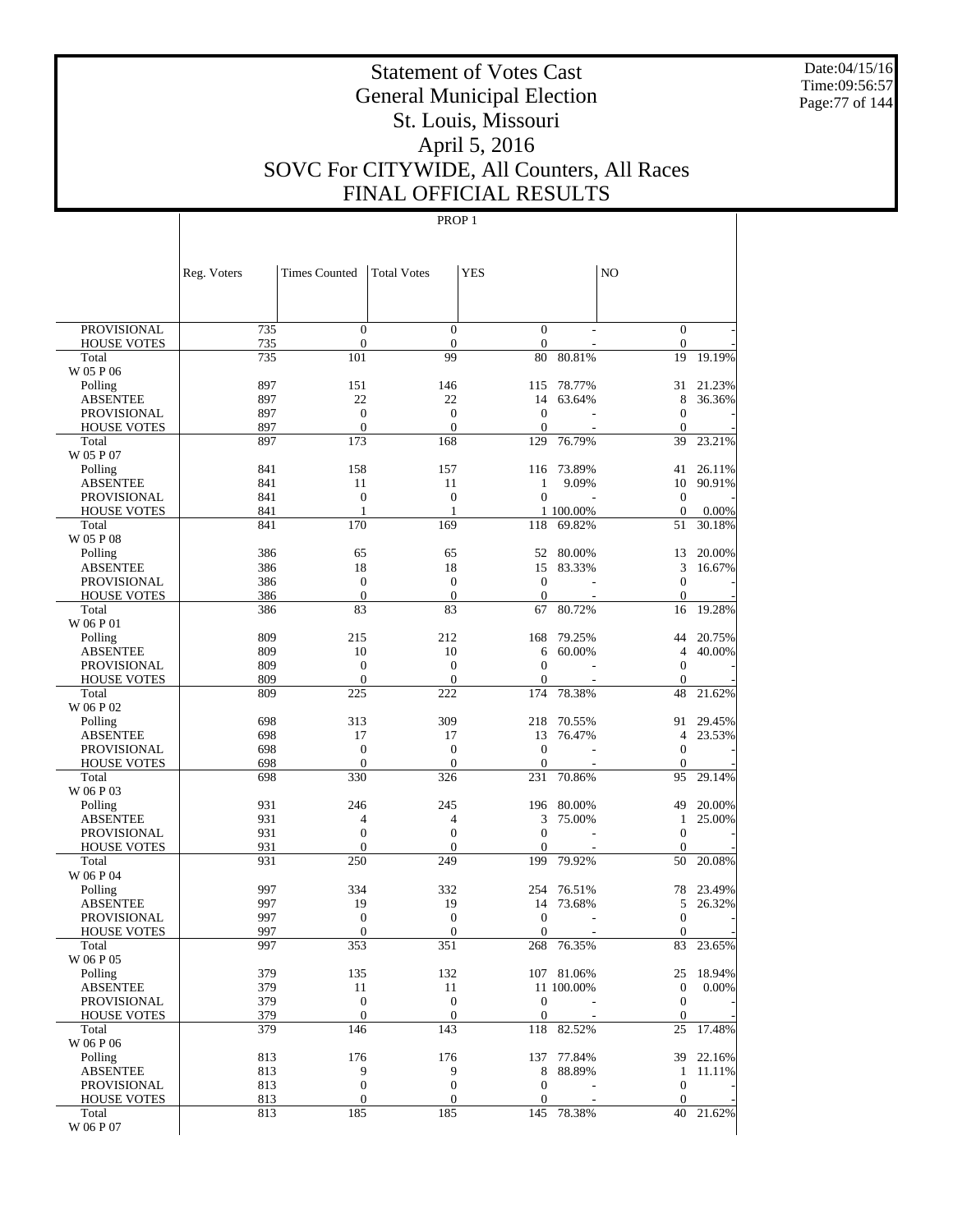# Statement of Votes Cast
# General Municipal Election
# St. Louis, Missouri
# April 5, 2016
# SOVC For CITYWIDE, All Counters, All Races
# FINAL OFFICIAL RESULTS

Date:04/15/16
Time:09:56:57

PROP 1

| | Reg. Voters | Times Counted | Total Votes | YES | | NO | |
|---|---|---|---|---|---|---|---|
| PROVISIONAL | 735 | 0 | 0 | 0 | - | 0 | - |
| HOUSE VOTES | 735 | 0 | 0 | 0 | - | 0 | - |
| Total | 735 | 101 | 99 | 80 | 80.81% | 19 | 19.19% |
| W 05 P 06 | | | | | | | |
| Polling | 897 | 151 | 146 | 115 | 78.77% | 31 | 21.23% |
| ABSENTEE | 897 | 22 | 22 | 14 | 63.64% | 8 | 36.36% |
| PROVISIONAL | 897 | 0 | 0 | 0 | - | 0 | - |
| HOUSE VOTES | 897 | 0 | 0 | 0 | - | 0 | - |
| Total | 897 | 173 | 168 | 129 | 76.79% | 39 | 23.21% |
| W 05 P 07 | | | | | | | |
| Polling | 841 | 158 | 157 | 116 | 73.89% | 41 | 26.11% |
| ABSENTEE | 841 | 11 | 11 | 1 | 9.09% | 10 | 90.91% |
| PROVISIONAL | 841 | 0 | 0 | 0 | - | 0 | - |
| HOUSE VOTES | 841 | 1 | 1 | 1 | 100.00% | 0 | 0.00% |
| Total | 841 | 170 | 169 | 118 | 69.82% | 51 | 30.18% |
| W 05 P 08 | | | | | | | |
| Polling | 386 | 65 | 65 | 52 | 80.00% | 13 | 20.00% |
| ABSENTEE | 386 | 18 | 18 | 15 | 83.33% | 3 | 16.67% |
| PROVISIONAL | 386 | 0 | 0 | 0 | - | 0 | - |
| HOUSE VOTES | 386 | 0 | 0 | 0 | - | 0 | - |
| Total | 386 | 83 | 83 | 67 | 80.72% | 16 | 19.28% |
| W 06 P 01 | | | | | | | |
| Polling | 809 | 215 | 212 | 168 | 79.25% | 44 | 20.75% |
| ABSENTEE | 809 | 10 | 10 | 6 | 60.00% | 4 | 40.00% |
| PROVISIONAL | 809 | 0 | 0 | 0 | - | 0 | - |
| HOUSE VOTES | 809 | 0 | 0 | 0 | - | 0 | - |
| Total | 809 | 225 | 222 | 174 | 78.38% | 48 | 21.62% |
| W 06 P 02 | | | | | | | |
| Polling | 698 | 313 | 309 | 218 | 70.55% | 91 | 29.45% |
| ABSENTEE | 698 | 17 | 17 | 13 | 76.47% | 4 | 23.53% |
| PROVISIONAL | 698 | 0 | 0 | 0 | - | 0 | - |
| HOUSE VOTES | 698 | 0 | 0 | 0 | - | 0 | - |
| Total | 698 | 330 | 326 | 231 | 70.86% | 95 | 29.14% |
| W 06 P 03 | | | | | | | |
| Polling | 931 | 246 | 245 | 196 | 80.00% | 49 | 20.00% |
| ABSENTEE | 931 | 4 | 4 | 3 | 75.00% | 1 | 25.00% |
| PROVISIONAL | 931 | 0 | 0 | 0 | - | 0 | - |
| HOUSE VOTES | 931 | 0 | 0 | 0 | - | 0 | - |
| Total | 931 | 250 | 249 | 199 | 79.92% | 50 | 20.08% |
| W 06 P 04 | | | | | | | |
| Polling | 997 | 334 | 332 | 254 | 76.51% | 78 | 23.49% |
| ABSENTEE | 997 | 19 | 19 | 14 | 73.68% | 5 | 26.32% |
| PROVISIONAL | 997 | 0 | 0 | 0 | - | 0 | - |
| HOUSE VOTES | 997 | 0 | 0 | 0 | - | 0 | - |
| Total | 997 | 353 | 351 | 268 | 76.35% | 83 | 23.65% |
| W 06 P 05 | | | | | | | |
| Polling | 379 | 135 | 132 | 107 | 81.06% | 25 | 18.94% |
| ABSENTEE | 379 | 11 | 11 | 11 | 100.00% | 0 | 0.00% |
| PROVISIONAL | 379 | 0 | 0 | 0 | - | 0 | - |
| HOUSE VOTES | 379 | 0 | 0 | 0 | - | 0 | - |
| Total | 379 | 146 | 143 | 118 | 82.52% | 25 | 17.48% |
| W 06 P 06 | | | | | | | |
| Polling | 813 | 176 | 176 | 137 | 77.84% | 39 | 22.16% |
| ABSENTEE | 813 | 9 | 9 | 8 | 88.89% | 1 | 11.11% |
| PROVISIONAL | 813 | 0 | 0 | 0 | - | 0 | - |
| HOUSE VOTES | 813 | 0 | 0 | 0 | - | 0 | - |
| Total | 813 | 185 | 185 | 145 | 78.38% | 40 | 21.62% |
| W 06 P 07 | | | | | | | |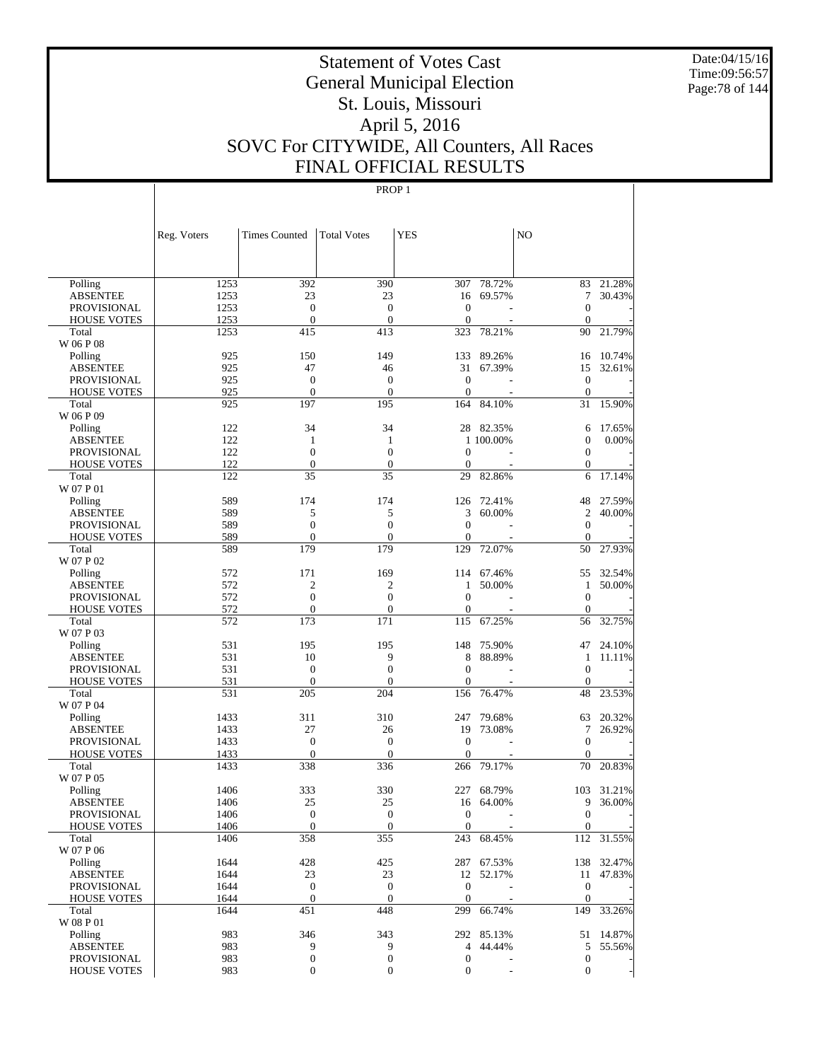# Statement of Votes Cast
## General Municipal Election
## St. Louis, Missouri
## April 5, 2016
## SOVC For CITYWIDE, All Counters, All Races
## FINAL OFFICIAL RESULTS

PROP 1

| | Reg. Voters | Times Counted | Total Votes | YES | | NO | |
|---|---|---|---|---|---|---|---|
| Polling | 1253 | 392 | 390 | 307 | 78.72% | 83 | 21.28% |
| ABSENTEE | 1253 | 23 | 23 | 16 | 69.57% | 7 | 30.43% |
| PROVISIONAL | 1253 | 0 | 0 | 0 | - | 0 | - |
| HOUSE VOTES | 1253 | 0 | 0 | 0 | - | 0 | - |
| Total | 1253 | 415 | 413 | 323 | 78.21% | 90 | 21.79% |
| W 06 P 08 | | | | | | | |
| Polling | 925 | 150 | 149 | 133 | 89.26% | 16 | 10.74% |
| ABSENTEE | 925 | 47 | 46 | 31 | 67.39% | 15 | 32.61% |
| PROVISIONAL | 925 | 0 | 0 | 0 | - | 0 | - |
| HOUSE VOTES | 925 | 0 | 0 | 0 | - | 0 | - |
| Total | 925 | 197 | 195 | 164 | 84.10% | 31 | 15.90% |
| W 06 P 09 | | | | | | | |
| Polling | 122 | 34 | 34 | 28 | 82.35% | 6 | 17.65% |
| ABSENTEE | 122 | 1 | 1 | 1 | 100.00% | 0 | 0.00% |
| PROVISIONAL | 122 | 0 | 0 | 0 | - | 0 | - |
| HOUSE VOTES | 122 | 0 | 0 | 0 | - | 0 | - |
| Total | 122 | 35 | 35 | 29 | 82.86% | 6 | 17.14% |
| W 07 P 01 | | | | | | | |
| Polling | 589 | 174 | 174 | 126 | 72.41% | 48 | 27.59% |
| ABSENTEE | 589 | 5 | 5 | 3 | 60.00% | 2 | 40.00% |
| PROVISIONAL | 589 | 0 | 0 | 0 | - | 0 | - |
| HOUSE VOTES | 589 | 0 | 0 | 0 | - | 0 | - |
| Total | 589 | 179 | 179 | 129 | 72.07% | 50 | 27.93% |
| W 07 P 02 | | | | | | | |
| Polling | 572 | 171 | 169 | 114 | 67.46% | 55 | 32.54% |
| ABSENTEE | 572 | 2 | 2 | 1 | 50.00% | 1 | 50.00% |
| PROVISIONAL | 572 | 0 | 0 | 0 | - | 0 | - |
| HOUSE VOTES | 572 | 0 | 0 | 0 | - | 0 | - |
| Total | 572 | 173 | 171 | 115 | 67.25% | 56 | 32.75% |
| W 07 P 03 | | | | | | | |
| Polling | 531 | 195 | 195 | 148 | 75.90% | 47 | 24.10% |
| ABSENTEE | 531 | 10 | 9 | 8 | 88.89% | 1 | 11.11% |
| PROVISIONAL | 531 | 0 | 0 | 0 | - | 0 | - |
| HOUSE VOTES | 531 | 0 | 0 | 0 | - | 0 | - |
| Total | 531 | 205 | 204 | 156 | 76.47% | 48 | 23.53% |
| W 07 P 04 | | | | | | | |
| Polling | 1433 | 311 | 310 | 247 | 79.68% | 63 | 20.32% |
| ABSENTEE | 1433 | 27 | 26 | 19 | 73.08% | 7 | 26.92% |
| PROVISIONAL | 1433 | 0 | 0 | 0 | - | 0 | - |
| HOUSE VOTES | 1433 | 0 | 0 | 0 | - | 0 | - |
| Total | 1433 | 338 | 336 | 266 | 79.17% | 70 | 20.83% |
| W 07 P 05 | | | | | | | |
| Polling | 1406 | 333 | 330 | 227 | 68.79% | 103 | 31.21% |
| ABSENTEE | 1406 | 25 | 25 | 16 | 64.00% | 9 | 36.00% |
| PROVISIONAL | 1406 | 0 | 0 | 0 | - | 0 | - |
| HOUSE VOTES | 1406 | 0 | 0 | 0 | - | 0 | - |
| Total | 1406 | 358 | 355 | 243 | 68.45% | 112 | 31.55% |
| W 07 P 06 | | | | | | | |
| Polling | 1644 | 428 | 425 | 287 | 67.53% | 138 | 32.47% |
| ABSENTEE | 1644 | 23 | 23 | 12 | 52.17% | 11 | 47.83% |
| PROVISIONAL | 1644 | 0 | 0 | 0 | - | 0 | - |
| HOUSE VOTES | 1644 | 0 | 0 | 0 | - | 0 | - |
| Total | 1644 | 451 | 448 | 299 | 66.74% | 149 | 33.26% |
| W 08 P 01 | | | | | | | |
| Polling | 983 | 346 | 343 | 292 | 85.13% | 51 | 14.87% |
| ABSENTEE | 983 | 9 | 9 | 4 | 44.44% | 5 | 55.56% |
| PROVISIONAL | 983 | 0 | 0 | 0 | - | 0 | - |
| HOUSE VOTES | 983 | 0 | 0 | 0 | - | 0 | - |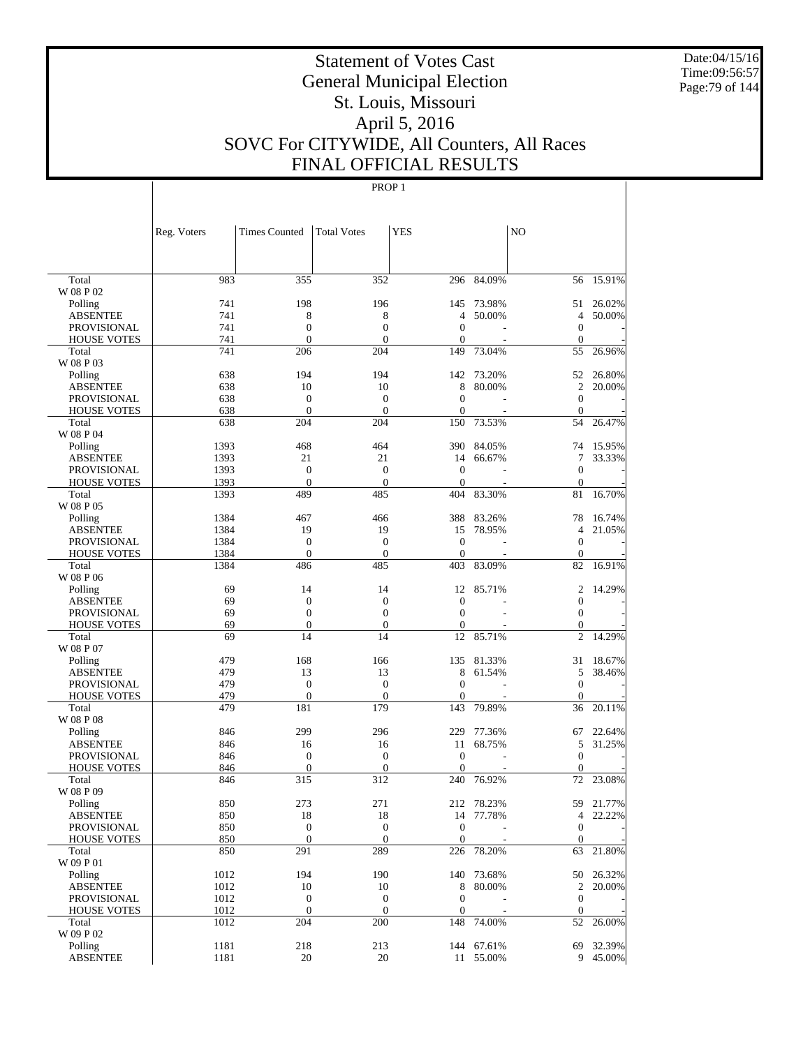# Statement of Votes Cast
# General Municipal Election
# St. Louis, Missouri
# April 5, 2016
# SOVC For CITYWIDE, All Counters, All Races
# FINAL OFFICIAL RESULTS

PROP 1

| | Reg. Voters | Times Counted | Total Votes | YES | | NO | |
|---|---|---|---|---|---|---|---|
| Total | 983 | 355 | 352 | 296 | 84.09% | 56 | 15.91% |
| W 08 P 02 | | | | | | | |
| Polling | 741 | 198 | 196 | 145 | 73.98% | 51 | 26.02% |
| ABSENTEE | 741 | 8 | 8 | 4 | 50.00% | 4 | 50.00% |
| PROVISIONAL | 741 | 0 | 0 | 0 | - | 0 | - |
| HOUSE VOTES | 741 | 0 | 0 | 0 | - | 0 | - |
| Total | 741 | 206 | 204 | 149 | 73.04% | 55 | 26.96% |
| W 08 P 03 | | | | | | | |
| Polling | 638 | 194 | 194 | 142 | 73.20% | 52 | 26.80% |
| ABSENTEE | 638 | 10 | 10 | 8 | 80.00% | 2 | 20.00% |
| PROVISIONAL | 638 | 0 | 0 | 0 | - | 0 | - |
| HOUSE VOTES | 638 | 0 | 0 | 0 | - | 0 | - |
| Total | 638 | 204 | 204 | 150 | 73.53% | 54 | 26.47% |
| W 08 P 04 | | | | | | | |
| Polling | 1393 | 468 | 464 | 390 | 84.05% | 74 | 15.95% |
| ABSENTEE | 1393 | 21 | 21 | 14 | 66.67% | 7 | 33.33% |
| PROVISIONAL | 1393 | 0 | 0 | 0 | - | 0 | - |
| HOUSE VOTES | 1393 | 0 | 0 | 0 | - | 0 | - |
| Total | 1393 | 489 | 485 | 404 | 83.30% | 81 | 16.70% |
| W 08 P 05 | | | | | | | |
| Polling | 1384 | 467 | 466 | 388 | 83.26% | 78 | 16.74% |
| ABSENTEE | 1384 | 19 | 19 | 15 | 78.95% | 4 | 21.05% |
| PROVISIONAL | 1384 | 0 | 0 | 0 | - | 0 | - |
| HOUSE VOTES | 1384 | 0 | 0 | 0 | - | 0 | - |
| Total | 1384 | 486 | 485 | 403 | 83.09% | 82 | 16.91% |
| W 08 P 06 | | | | | | | |
| Polling | 69 | 14 | 14 | 12 | 85.71% | 2 | 14.29% |
| ABSENTEE | 69 | 0 | 0 | 0 | - | 0 | - |
| PROVISIONAL | 69 | 0 | 0 | 0 | - | 0 | - |
| HOUSE VOTES | 69 | 0 | 0 | 0 | - | 0 | - |
| Total | 69 | 14 | 14 | 12 | 85.71% | 2 | 14.29% |
| W 08 P 07 | | | | | | | |
| Polling | 479 | 168 | 166 | 135 | 81.33% | 31 | 18.67% |
| ABSENTEE | 479 | 13 | 13 | 8 | 61.54% | 5 | 38.46% |
| PROVISIONAL | 479 | 0 | 0 | 0 | - | 0 | - |
| HOUSE VOTES | 479 | 0 | 0 | 0 | - | 0 | - |
| Total | 479 | 181 | 179 | 143 | 79.89% | 36 | 20.11% |
| W 08 P 08 | | | | | | | |
| Polling | 846 | 299 | 296 | 229 | 77.36% | 67 | 22.64% |
| ABSENTEE | 846 | 16 | 16 | 11 | 68.75% | 5 | 31.25% |
| PROVISIONAL | 846 | 0 | 0 | 0 | - | 0 | - |
| HOUSE VOTES | 846 | 0 | 0 | 0 | - | 0 | - |
| Total | 846 | 315 | 312 | 240 | 76.92% | 72 | 23.08% |
| W 08 P 09 | | | | | | | |
| Polling | 850 | 273 | 271 | 212 | 78.23% | 59 | 21.77% |
| ABSENTEE | 850 | 18 | 18 | 14 | 77.78% | 4 | 22.22% |
| PROVISIONAL | 850 | 0 | 0 | 0 | - | 0 | - |
| HOUSE VOTES | 850 | 0 | 0 | 0 | - | 0 | - |
| Total | 850 | 291 | 289 | 226 | 78.20% | 63 | 21.80% |
| W 09 P 01 | | | | | | | |
| Polling | 1012 | 194 | 190 | 140 | 73.68% | 50 | 26.32% |
| ABSENTEE | 1012 | 10 | 10 | 8 | 80.00% | 2 | 20.00% |
| PROVISIONAL | 1012 | 0 | 0 | 0 | - | 0 | - |
| HOUSE VOTES | 1012 | 0 | 0 | 0 | - | 0 | - |
| Total | 1012 | 204 | 200 | 148 | 74.00% | 52 | 26.00% |
| W 09 P 02 | | | | | | | |
| Polling | 1181 | 218 | 213 | 144 | 67.61% | 69 | 32.39% |
| ABSENTEE | 1181 | 20 | 20 | 11 | 55.00% | 9 | 45.00% |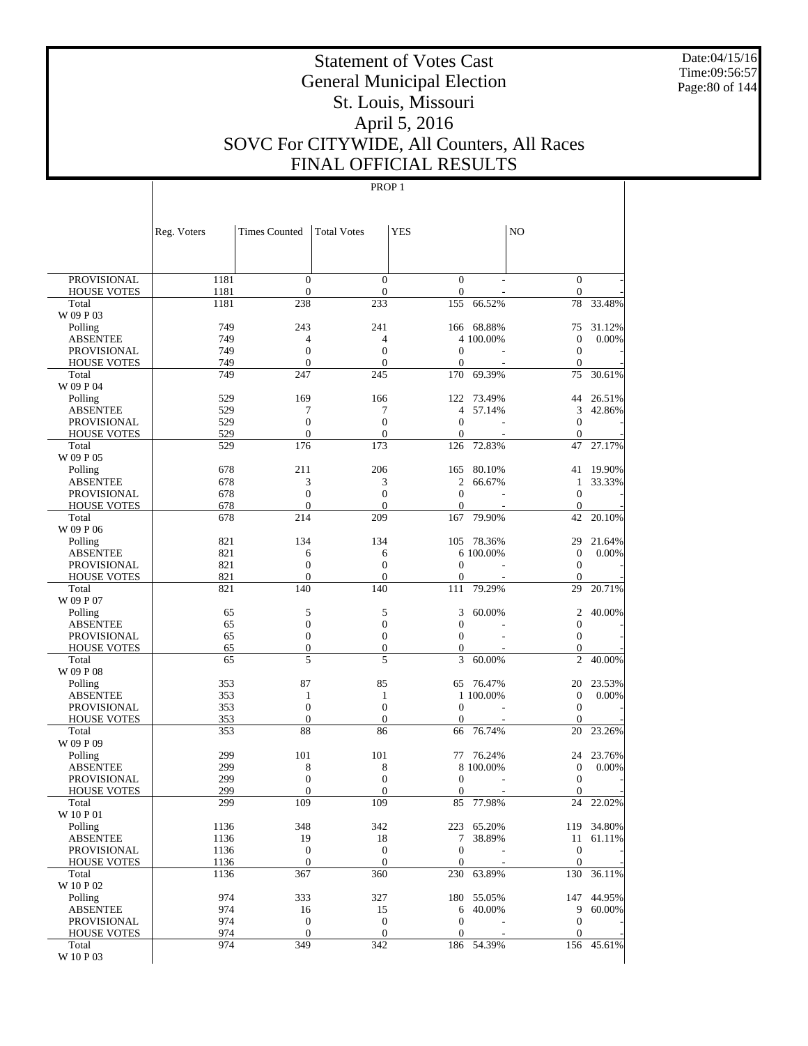# Statement of Votes Cast
## General Municipal Election
## St. Louis, Missouri
## April 5, 2016
## SOVC For CITYWIDE, All Counters, All Races
## FINAL OFFICIAL RESULTS

PROP 1

| | Reg. Voters | Times Counted | Total Votes | YES | | NO | |
|---|---|---|---|---|---|---|---|
| PROVISIONAL | 1181 | 0 | 0 | 0 | - | 0 | - |
| HOUSE VOTES | 1181 | 0 | 0 | 0 | - | 0 | - |
| Total | 1181 | 238 | 233 | 155 | 66.52% | 78 | 33.48% |
| W 09 P 03 | | | | | | | |
| Polling | 749 | 243 | 241 | 166 | 68.88% | 75 | 31.12% |
| ABSENTEE | 749 | 4 | 4 | 4 | 100.00% | 0 | 0.00% |
| PROVISIONAL | 749 | 0 | 0 | 0 | - | 0 | - |
| HOUSE VOTES | 749 | 0 | 0 | 0 | - | 0 | - |
| Total | 749 | 247 | 245 | 170 | 69.39% | 75 | 30.61% |
| W 09 P 04 | | | | | | | |
| Polling | 529 | 169 | 166 | 122 | 73.49% | 44 | 26.51% |
| ABSENTEE | 529 | 7 | 7 | 4 | 57.14% | 3 | 42.86% |
| PROVISIONAL | 529 | 0 | 0 | 0 | - | 0 | - |
| HOUSE VOTES | 529 | 0 | 0 | 0 | - | 0 | - |
| Total | 529 | 176 | 173 | 126 | 72.83% | 47 | 27.17% |
| W 09 P 05 | | | | | | | |
| Polling | 678 | 211 | 206 | 165 | 80.10% | 41 | 19.90% |
| ABSENTEE | 678 | 3 | 3 | 2 | 66.67% | 1 | 33.33% |
| PROVISIONAL | 678 | 0 | 0 | 0 | - | 0 | - |
| HOUSE VOTES | 678 | 0 | 0 | 0 | - | 0 | - |
| Total | 678 | 214 | 209 | 167 | 79.90% | 42 | 20.10% |
| W 09 P 06 | | | | | | | |
| Polling | 821 | 134 | 134 | 105 | 78.36% | 29 | 21.64% |
| ABSENTEE | 821 | 6 | 6 | 6 | 100.00% | 0 | 0.00% |
| PROVISIONAL | 821 | 0 | 0 | 0 | - | 0 | - |
| HOUSE VOTES | 821 | 0 | 0 | 0 | - | 0 | - |
| Total | 821 | 140 | 140 | 111 | 79.29% | 29 | 20.71% |
| W 09 P 07 | | | | | | | |
| Polling | 65 | 5 | 5 | 3 | 60.00% | 2 | 40.00% |
| ABSENTEE | 65 | 0 | 0 | 0 | - | 0 | - |
| PROVISIONAL | 65 | 0 | 0 | 0 | - | 0 | - |
| HOUSE VOTES | 65 | 0 | 0 | 0 | - | 0 | - |
| Total | 65 | 5 | 5 | 3 | 60.00% | 2 | 40.00% |
| W 09 P 08 | | | | | | | |
| Polling | 353 | 87 | 85 | 65 | 76.47% | 20 | 23.53% |
| ABSENTEE | 353 | 1 | 1 | 1 | 100.00% | 0 | 0.00% |
| PROVISIONAL | 353 | 0 | 0 | 0 | - | 0 | - |
| HOUSE VOTES | 353 | 0 | 0 | 0 | - | 0 | - |
| Total | 353 | 88 | 86 | 66 | 76.74% | 20 | 23.26% |
| W 09 P 09 | | | | | | | |
| Polling | 299 | 101 | 101 | 77 | 76.24% | 24 | 23.76% |
| ABSENTEE | 299 | 8 | 8 | 8 | 100.00% | 0 | 0.00% |
| PROVISIONAL | 299 | 0 | 0 | 0 | - | 0 | - |
| HOUSE VOTES | 299 | 0 | 0 | 0 | - | 0 | - |
| Total | 299 | 109 | 109 | 85 | 77.98% | 24 | 22.02% |
| W 10 P 01 | | | | | | | |
| Polling | 1136 | 348 | 342 | 223 | 65.20% | 119 | 34.80% |
| ABSENTEE | 1136 | 19 | 18 | 7 | 38.89% | 11 | 61.11% |
| PROVISIONAL | 1136 | 0 | 0 | 0 | - | 0 | - |
| HOUSE VOTES | 1136 | 0 | 0 | 0 | - | 0 | - |
| Total | 1136 | 367 | 360 | 230 | 63.89% | 130 | 36.11% |
| W 10 P 02 | | | | | | | |
| Polling | 974 | 333 | 327 | 180 | 55.05% | 147 | 44.95% |
| ABSENTEE | 974 | 16 | 15 | 6 | 40.00% | 9 | 60.00% |
| PROVISIONAL | 974 | 0 | 0 | 0 | - | 0 | - |
| HOUSE VOTES | 974 | 0 | 0 | 0 | - | 0 | - |
| Total | 974 | 349 | 342 | 186 | 54.39% | 156 | 45.61% |
| W 10 P 03 | | | | | | | |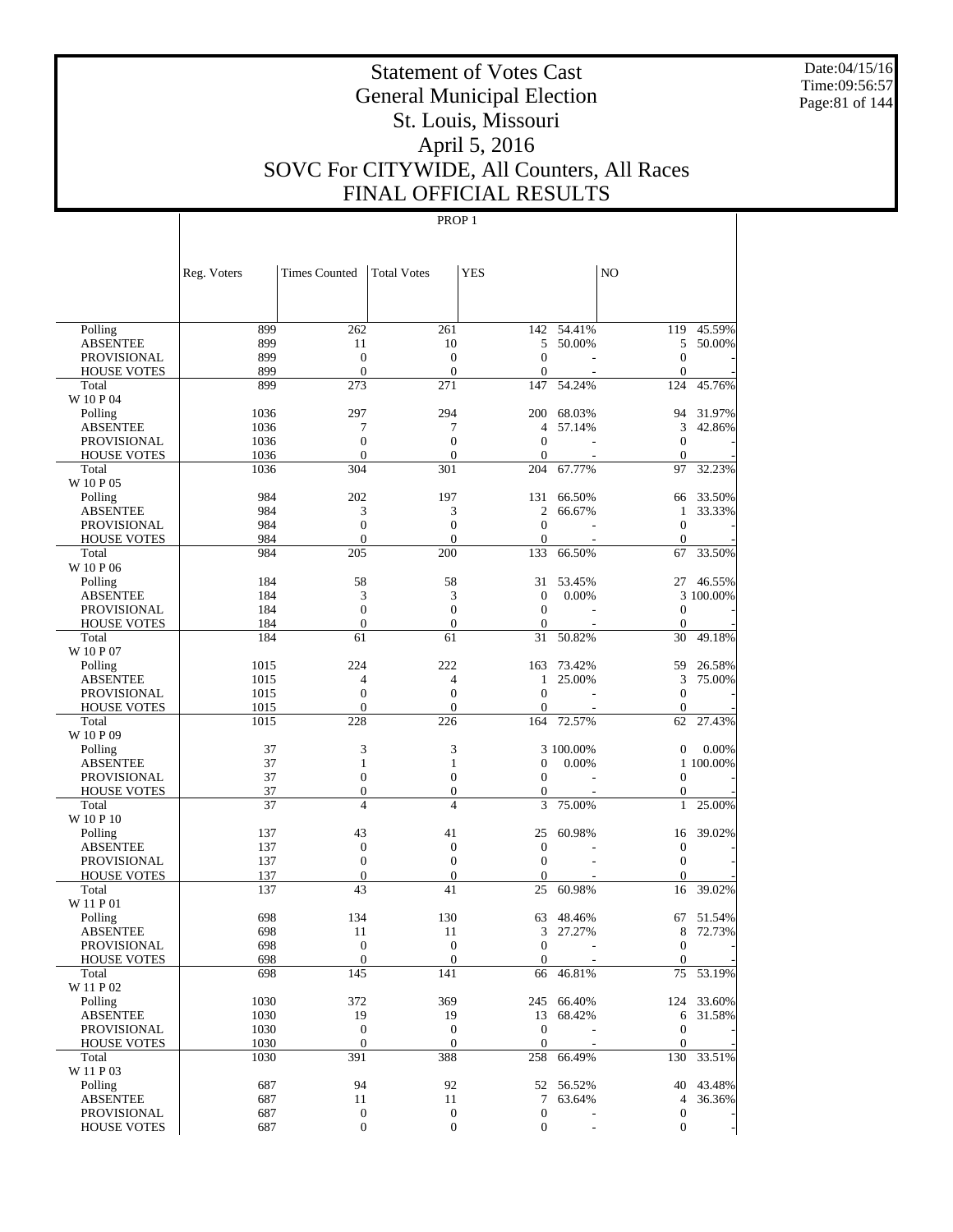# Statement of Votes Cast
# General Municipal Election
# St. Louis, Missouri
# April 5, 2016
# SOVC For CITYWIDE, All Counters, All Races
# FINAL OFFICIAL RESULTS

Date:04/15/16
Time:09:56:57

PROP 1

| | Reg. Voters | Times Counted | Total Votes | YES | | NO | |
|---|---|---|---|---|---|---|---|
| Polling | 899 | 262 | 261 | 142 | 54.41% | 119 | 45.59% |
| ABSENTEE | 899 | 11 | 10 | 5 | 50.00% | 5 | 50.00% |
| PROVISIONAL | 899 | 0 | 0 | 0 | - | 0 | - |
| HOUSE VOTES | 899 | 0 | 0 | 0 | - | 0 | - |
| Total | 899 | 273 | 271 | 147 | 54.24% | 124 | 45.76% |
| W 10 P 04 | | | | | | | |
| Polling | 1036 | 297 | 294 | 200 | 68.03% | 94 | 31.97% |
| ABSENTEE | 1036 | 7 | 7 | 4 | 57.14% | 3 | 42.86% |
| PROVISIONAL | 1036 | 0 | 0 | 0 | - | 0 | - |
| HOUSE VOTES | 1036 | 0 | 0 | 0 | - | 0 | - |
| Total | 1036 | 304 | 301 | 204 | 67.77% | 97 | 32.23% |
| W 10 P 05 | | | | | | | |
| Polling | 984 | 202 | 197 | 131 | 66.50% | 66 | 33.50% |
| ABSENTEE | 984 | 3 | 3 | 2 | 66.67% | 1 | 33.33% |
| PROVISIONAL | 984 | 0 | 0 | 0 | - | 0 | - |
| HOUSE VOTES | 984 | 0 | 0 | 0 | - | 0 | - |
| Total | 984 | 205 | 200 | 133 | 66.50% | 67 | 33.50% |
| W 10 P 06 | | | | | | | |
| Polling | 184 | 58 | 58 | 31 | 53.45% | 27 | 46.55% |
| ABSENTEE | 184 | 3 | 3 | 0 | 0.00% | 3 | 100.00% |
| PROVISIONAL | 184 | 0 | 0 | 0 | - | 0 | - |
| HOUSE VOTES | 184 | 0 | 0 | 0 | - | 0 | - |
| Total | 184 | 61 | 61 | 31 | 50.82% | 30 | 49.18% |
| W 10 P 07 | | | | | | | |
| Polling | 1015 | 224 | 222 | 163 | 73.42% | 59 | 26.58% |
| ABSENTEE | 1015 | 4 | 4 | 1 | 25.00% | 3 | 75.00% |
| PROVISIONAL | 1015 | 0 | 0 | 0 | - | 0 | - |
| HOUSE VOTES | 1015 | 0 | 0 | 0 | - | 0 | - |
| Total | 1015 | 228 | 226 | 164 | 72.57% | 62 | 27.43% |
| W 10 P 09 | | | | | | | |
| Polling | 37 | 3 | 3 | 3 | 100.00% | 0 | 0.00% |
| ABSENTEE | 37 | 1 | 1 | 0 | 0.00% | 1 | 100.00% |
| PROVISIONAL | 37 | 0 | 0 | 0 | - | 0 | - |
| HOUSE VOTES | 37 | 0 | 0 | 0 | - | 0 | - |
| Total | 37 | 4 | 4 | 3 | 75.00% | 1 | 25.00% |
| W 10 P 10 | | | | | | | |
| Polling | 137 | 43 | 41 | 25 | 60.98% | 16 | 39.02% |
| ABSENTEE | 137 | 0 | 0 | 0 | - | 0 | - |
| PROVISIONAL | 137 | 0 | 0 | 0 | - | 0 | - |
| HOUSE VOTES | 137 | 0 | 0 | 0 | - | 0 | - |
| Total | 137 | 43 | 41 | 25 | 60.98% | 16 | 39.02% |
| W 11 P 01 | | | | | | | |
| Polling | 698 | 134 | 130 | 63 | 48.46% | 67 | 51.54% |
| ABSENTEE | 698 | 11 | 11 | 3 | 27.27% | 8 | 72.73% |
| PROVISIONAL | 698 | 0 | 0 | 0 | - | 0 | - |
| HOUSE VOTES | 698 | 0 | 0 | 0 | - | 0 | - |
| Total | 698 | 145 | 141 | 66 | 46.81% | 75 | 53.19% |
| W 11 P 02 | | | | | | | |
| Polling | 1030 | 372 | 369 | 245 | 66.40% | 124 | 33.60% |
| ABSENTEE | 1030 | 19 | 19 | 13 | 68.42% | 6 | 31.58% |
| PROVISIONAL | 1030 | 0 | 0 | 0 | - | 0 | - |
| HOUSE VOTES | 1030 | 0 | 0 | 0 | - | 0 | - |
| Total | 1030 | 391 | 388 | 258 | 66.49% | 130 | 33.51% |
| W 11 P 03 | | | | | | | |
| Polling | 687 | 94 | 92 | 52 | 56.52% | 40 | 43.48% |
| ABSENTEE | 687 | 11 | 11 | 7 | 63.64% | 4 | 36.36% |
| PROVISIONAL | 687 | 0 | 0 | 0 | - | 0 | - |
| HOUSE VOTES | 687 | 0 | 0 | 0 | - | 0 | - |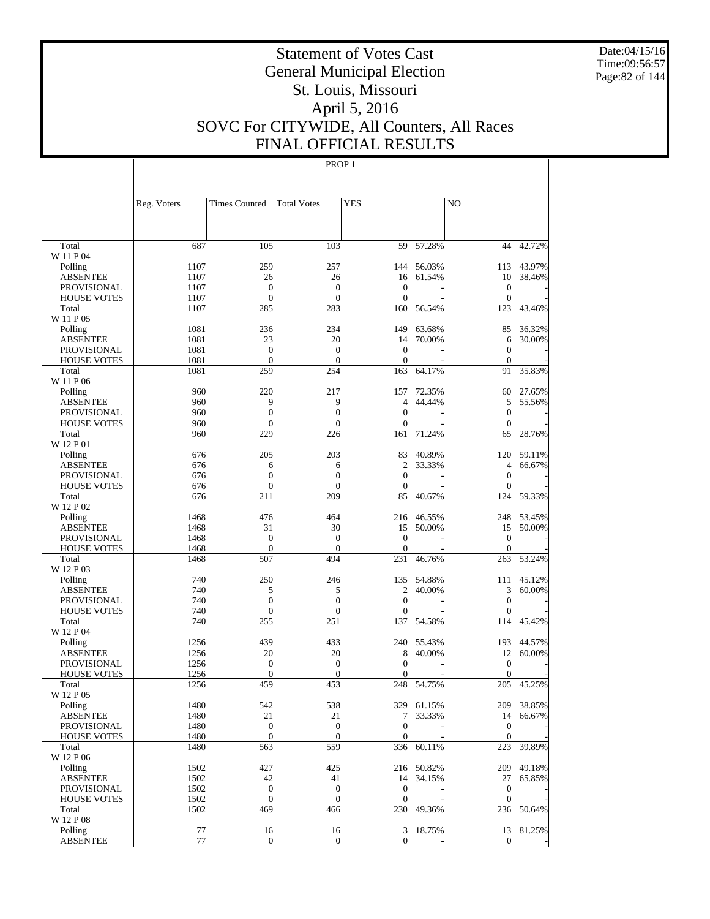# Statement of Votes Cast
# General Municipal Election
# St. Louis, Missouri
# April 5, 2016
# SOVC For CITYWIDE, All Counters, All Races
# FINAL OFFICIAL RESULTS

Date:04/15/16
Time:09:56:57

PROP 1

| | Reg. Voters | Times Counted | Total Votes | YES | | NO | |
|---|---|---|---|---|---|---|---|
| Total | 687 | 105 | 103 | 59 | 57.28% | 44 | 42.72% |
| W 11 P 04 | | | | | | | |
| Polling | 1107 | 259 | 257 | 144 | 56.03% | 113 | 43.97% |
| ABSENTEE | 1107 | 26 | 26 | 16 | 61.54% | 10 | 38.46% |
| PROVISIONAL | 1107 | 0 | 0 | 0 | - | 0 | - |
| HOUSE VOTES | 1107 | 0 | 0 | 0 | - | 0 | - |
| Total | 1107 | 285 | 283 | 160 | 56.54% | 123 | 43.46% |
| W 11 P 05 | | | | | | | |
| Polling | 1081 | 236 | 234 | 149 | 63.68% | 85 | 36.32% |
| ABSENTEE | 1081 | 23 | 20 | 14 | 70.00% | 6 | 30.00% |
| PROVISIONAL | 1081 | 0 | 0 | 0 | - | 0 | - |
| HOUSE VOTES | 1081 | 0 | 0 | 0 | - | 0 | - |
| Total | 1081 | 259 | 254 | 163 | 64.17% | 91 | 35.83% |
| W 11 P 06 | | | | | | | |
| Polling | 960 | 220 | 217 | 157 | 72.35% | 60 | 27.65% |
| ABSENTEE | 960 | 9 | 9 | 4 | 44.44% | 5 | 55.56% |
| PROVISIONAL | 960 | 0 | 0 | 0 | - | 0 | - |
| HOUSE VOTES | 960 | 0 | 0 | 0 | - | 0 | - |
| Total | 960 | 229 | 226 | 161 | 71.24% | 65 | 28.76% |
| W 12 P 01 | | | | | | | |
| Polling | 676 | 205 | 203 | 83 | 40.89% | 120 | 59.11% |
| ABSENTEE | 676 | 6 | 6 | 2 | 33.33% | 4 | 66.67% |
| PROVISIONAL | 676 | 0 | 0 | 0 | - | 0 | - |
| HOUSE VOTES | 676 | 0 | 0 | 0 | - | 0 | - |
| Total | 676 | 211 | 209 | 85 | 40.67% | 124 | 59.33% |
| W 12 P 02 | | | | | | | |
| Polling | 1468 | 476 | 464 | 216 | 46.55% | 248 | 53.45% |
| ABSENTEE | 1468 | 31 | 30 | 15 | 50.00% | 15 | 50.00% |
| PROVISIONAL | 1468 | 0 | 0 | 0 | - | 0 | - |
| HOUSE VOTES | 1468 | 0 | 0 | 0 | - | 0 | - |
| Total | 1468 | 507 | 494 | 231 | 46.76% | 263 | 53.24% |
| W 12 P 03 | | | | | | | |
| Polling | 740 | 250 | 246 | 135 | 54.88% | 111 | 45.12% |
| ABSENTEE | 740 | 5 | 5 | 2 | 40.00% | 3 | 60.00% |
| PROVISIONAL | 740 | 0 | 0 | 0 | - | 0 | - |
| HOUSE VOTES | 740 | 0 | 0 | 0 | - | 0 | - |
| Total | 740 | 255 | 251 | 137 | 54.58% | 114 | 45.42% |
| W 12 P 04 | | | | | | | |
| Polling | 1256 | 439 | 433 | 240 | 55.43% | 193 | 44.57% |
| ABSENTEE | 1256 | 20 | 20 | 8 | 40.00% | 12 | 60.00% |
| PROVISIONAL | 1256 | 0 | 0 | 0 | - | 0 | - |
| HOUSE VOTES | 1256 | 0 | 0 | 0 | - | 0 | - |
| Total | 1256 | 459 | 453 | 248 | 54.75% | 205 | 45.25% |
| W 12 P 05 | | | | | | | |
| Polling | 1480 | 542 | 538 | 329 | 61.15% | 209 | 38.85% |
| ABSENTEE | 1480 | 21 | 21 | 7 | 33.33% | 14 | 66.67% |
| PROVISIONAL | 1480 | 0 | 0 | 0 | - | 0 | - |
| HOUSE VOTES | 1480 | 0 | 0 | 0 | - | 0 | - |
| Total | 1480 | 563 | 559 | 336 | 60.11% | 223 | 39.89% |
| W 12 P 06 | | | | | | | |
| Polling | 1502 | 427 | 425 | 216 | 50.82% | 209 | 49.18% |
| ABSENTEE | 1502 | 42 | 41 | 14 | 34.15% | 27 | 65.85% |
| PROVISIONAL | 1502 | 0 | 0 | 0 | - | 0 | - |
| HOUSE VOTES | 1502 | 0 | 0 | 0 | - | 0 | - |
| Total | 1502 | 469 | 466 | 230 | 49.36% | 236 | 50.64% |
| W 12 P 08 | | | | | | | |
| Polling | 77 | 16 | 16 | 3 | 18.75% | 13 | 81.25% |
| ABSENTEE | 77 | 0 | 0 | 0 | - | 0 | - |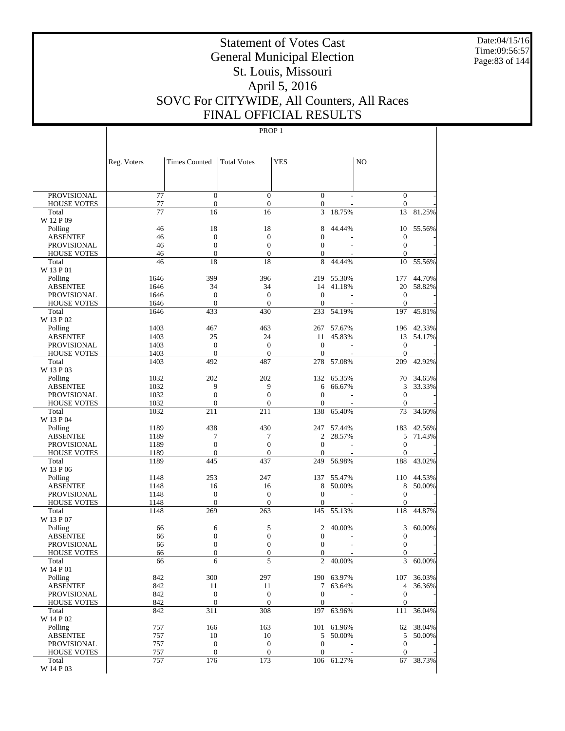# Statement of Votes Cast
# General Municipal Election
# St. Louis, Missouri
# April 5, 2016
# SOVC For CITYWIDE, All Counters, All Races
# FINAL OFFICIAL RESULTS

PROP 1

| | Reg. Voters | Times Counted | Total Votes | YES | | NO | |
|---|---|---|---|---|---|---|---|
| PROVISIONAL | 77 | 0 | 0 | 0 | - | 0 | - |
| HOUSE VOTES | 77 | 0 | 0 | 0 | - | 0 | - |
| Total | 77 | 16 | 16 | 3 | 18.75% | 13 | 81.25% |
| W 12 P 09 | | | | | | | |
| Polling | 46 | 18 | 18 | 8 | 44.44% | 10 | 55.56% |
| ABSENTEE | 46 | 0 | 0 | 0 | - | 0 | - |
| PROVISIONAL | 46 | 0 | 0 | 0 | - | 0 | - |
| HOUSE VOTES | 46 | 0 | 0 | 0 | - | 0 | - |
| Total | 46 | 18 | 18 | 8 | 44.44% | 10 | 55.56% |
| W 13 P 01 | | | | | | | |
| Polling | 1646 | 399 | 396 | 219 | 55.30% | 177 | 44.70% |
| ABSENTEE | 1646 | 34 | 34 | 14 | 41.18% | 20 | 58.82% |
| PROVISIONAL | 1646 | 0 | 0 | 0 | - | 0 | - |
| HOUSE VOTES | 1646 | 0 | 0 | 0 | - | 0 | - |
| Total | 1646 | 433 | 430 | 233 | 54.19% | 197 | 45.81% |
| W 13 P 02 | | | | | | | |
| Polling | 1403 | 467 | 463 | 267 | 57.67% | 196 | 42.33% |
| ABSENTEE | 1403 | 25 | 24 | 11 | 45.83% | 13 | 54.17% |
| PROVISIONAL | 1403 | 0 | 0 | 0 | - | 0 | - |
| HOUSE VOTES | 1403 | 0 | 0 | 0 | - | 0 | - |
| Total | 1403 | 492 | 487 | 278 | 57.08% | 209 | 42.92% |
| W 13 P 03 | | | | | | | |
| Polling | 1032 | 202 | 202 | 132 | 65.35% | 70 | 34.65% |
| ABSENTEE | 1032 | 9 | 9 | 6 | 66.67% | 3 | 33.33% |
| PROVISIONAL | 1032 | 0 | 0 | 0 | - | 0 | - |
| HOUSE VOTES | 1032 | 0 | 0 | 0 | - | 0 | - |
| Total | 1032 | 211 | 211 | 138 | 65.40% | 73 | 34.60% |
| W 13 P 04 | | | | | | | |
| Polling | 1189 | 438 | 430 | 247 | 57.44% | 183 | 42.56% |
| ABSENTEE | 1189 | 7 | 7 | 2 | 28.57% | 5 | 71.43% |
| PROVISIONAL | 1189 | 0 | 0 | 0 | - | 0 | - |
| HOUSE VOTES | 1189 | 0 | 0 | 0 | - | 0 | - |
| Total | 1189 | 445 | 437 | 249 | 56.98% | 188 | 43.02% |
| W 13 P 06 | | | | | | | |
| Polling | 1148 | 253 | 247 | 137 | 55.47% | 110 | 44.53% |
| ABSENTEE | 1148 | 16 | 16 | 8 | 50.00% | 8 | 50.00% |
| PROVISIONAL | 1148 | 0 | 0 | 0 | - | 0 | - |
| HOUSE VOTES | 1148 | 0 | 0 | 0 | - | 0 | - |
| Total | 1148 | 269 | 263 | 145 | 55.13% | 118 | 44.87% |
| W 13 P 07 | | | | | | | |
| Polling | 66 | 6 | 5 | 2 | 40.00% | 3 | 60.00% |
| ABSENTEE | 66 | 0 | 0 | 0 | - | 0 | - |
| PROVISIONAL | 66 | 0 | 0 | 0 | - | 0 | - |
| HOUSE VOTES | 66 | 0 | 0 | 0 | - | 0 | - |
| Total | 66 | 6 | 5 | 2 | 40.00% | 3 | 60.00% |
| W 14 P 01 | | | | | | | |
| Polling | 842 | 300 | 297 | 190 | 63.97% | 107 | 36.03% |
| ABSENTEE | 842 | 11 | 11 | 7 | 63.64% | 4 | 36.36% |
| PROVISIONAL | 842 | 0 | 0 | 0 | - | 0 | - |
| HOUSE VOTES | 842 | 0 | 0 | 0 | - | 0 | - |
| Total | 842 | 311 | 308 | 197 | 63.96% | 111 | 36.04% |
| W 14 P 02 | | | | | | | |
| Polling | 757 | 166 | 163 | 101 | 61.96% | 62 | 38.04% |
| ABSENTEE | 757 | 10 | 10 | 5 | 50.00% | 5 | 50.00% |
| PROVISIONAL | 757 | 0 | 0 | 0 | - | 0 | - |
| HOUSE VOTES | 757 | 0 | 0 | 0 | - | 0 | - |
| Total | 757 | 176 | 173 | 106 | 61.27% | 67 | 38.73% |
| W 14 P 03 | | | | | | | |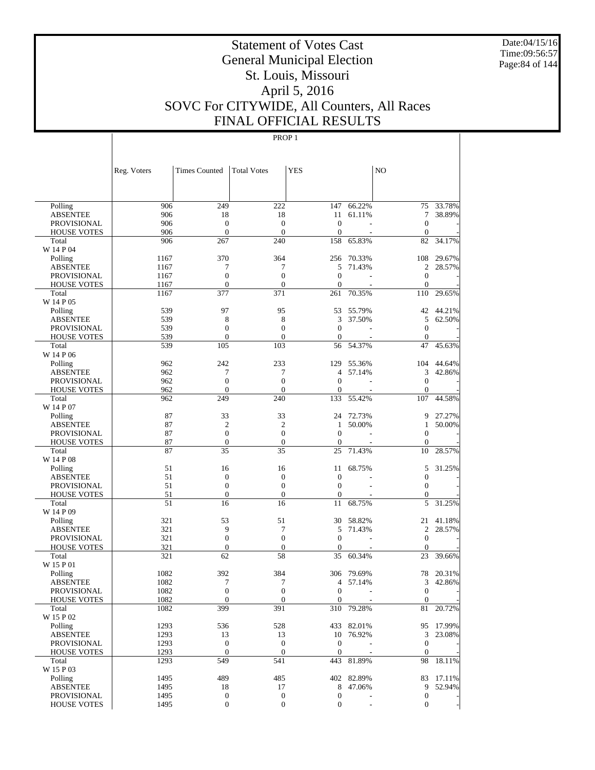# Statement of Votes Cast
# General Municipal Election
# St. Louis, Missouri
# April 5, 2016
# SOVC For CITYWIDE, All Counters, All Races
# FINAL OFFICIAL RESULTS

Date:04/15/16
Time:09:56:57

PROP 1

| | Reg. Voters | Times Counted | Total Votes | YES | | NO | |
|---|---|---|---|---|---|---|---|
| Polling | 906 | 249 | 222 | 147 | 66.22% | 75 | 33.78% |
| ABSENTEE | 906 | 18 | 18 | 11 | 61.11% | 7 | 38.89% |
| PROVISIONAL | 906 | 0 | 0 | 0 | - | 0 | - |
| HOUSE VOTES | 906 | 0 | 0 | 0 | - | 0 | - |
| Total | 906 | 267 | 240 | 158 | 65.83% | 82 | 34.17% |
| W 14 P 04 | | | | | | | |
| Polling | 1167 | 370 | 364 | 256 | 70.33% | 108 | 29.67% |
| ABSENTEE | 1167 | 7 | 7 | 5 | 71.43% | 2 | 28.57% |
| PROVISIONAL | 1167 | 0 | 0 | 0 | - | 0 | - |
| HOUSE VOTES | 1167 | 0 | 0 | 0 | - | 0 | - |
| Total | 1167 | 377 | 371 | 261 | 70.35% | 110 | 29.65% |
| W 14 P 05 | | | | | | | |
| Polling | 539 | 97 | 95 | 53 | 55.79% | 42 | 44.21% |
| ABSENTEE | 539 | 8 | 8 | 3 | 37.50% | 5 | 62.50% |
| PROVISIONAL | 539 | 0 | 0 | 0 | - | 0 | - |
| HOUSE VOTES | 539 | 0 | 0 | 0 | - | 0 | - |
| Total | 539 | 105 | 103 | 56 | 54.37% | 47 | 45.63% |
| W 14 P 06 | | | | | | | |
| Polling | 962 | 242 | 233 | 129 | 55.36% | 104 | 44.64% |
| ABSENTEE | 962 | 7 | 7 | 4 | 57.14% | 3 | 42.86% |
| PROVISIONAL | 962 | 0 | 0 | 0 | - | 0 | - |
| HOUSE VOTES | 962 | 0 | 0 | 0 | - | 0 | - |
| Total | 962 | 249 | 240 | 133 | 55.42% | 107 | 44.58% |
| W 14 P 07 | | | | | | | |
| Polling | 87 | 33 | 33 | 24 | 72.73% | 9 | 27.27% |
| ABSENTEE | 87 | 2 | 2 | 1 | 50.00% | 1 | 50.00% |
| PROVISIONAL | 87 | 0 | 0 | 0 | - | 0 | - |
| HOUSE VOTES | 87 | 0 | 0 | 0 | - | 0 | - |
| Total | 87 | 35 | 35 | 25 | 71.43% | 10 | 28.57% |
| W 14 P 08 | | | | | | | |
| Polling | 51 | 16 | 16 | 11 | 68.75% | 5 | 31.25% |
| ABSENTEE | 51 | 0 | 0 | 0 | - | 0 | - |
| PROVISIONAL | 51 | 0 | 0 | 0 | - | 0 | - |
| HOUSE VOTES | 51 | 0 | 0 | 0 | - | 0 | - |
| Total | 51 | 16 | 16 | 11 | 68.75% | 5 | 31.25% |
| W 14 P 09 | | | | | | | |
| Polling | 321 | 53 | 51 | 30 | 58.82% | 21 | 41.18% |
| ABSENTEE | 321 | 9 | 7 | 5 | 71.43% | 2 | 28.57% |
| PROVISIONAL | 321 | 0 | 0 | 0 | - | 0 | - |
| HOUSE VOTES | 321 | 0 | 0 | 0 | - | 0 | - |
| Total | 321 | 62 | 58 | 35 | 60.34% | 23 | 39.66% |
| W 15 P 01 | | | | | | | |
| Polling | 1082 | 392 | 384 | 306 | 79.69% | 78 | 20.31% |
| ABSENTEE | 1082 | 7 | 7 | 4 | 57.14% | 3 | 42.86% |
| PROVISIONAL | 1082 | 0 | 0 | 0 | - | 0 | - |
| HOUSE VOTES | 1082 | 0 | 0 | 0 | - | 0 | - |
| Total | 1082 | 399 | 391 | 310 | 79.28% | 81 | 20.72% |
| W 15 P 02 | | | | | | | |
| Polling | 1293 | 536 | 528 | 433 | 82.01% | 95 | 17.99% |
| ABSENTEE | 1293 | 13 | 13 | 10 | 76.92% | 3 | 23.08% |
| PROVISIONAL | 1293 | 0 | 0 | 0 | - | 0 | - |
| HOUSE VOTES | 1293 | 0 | 0 | 0 | - | 0 | - |
| Total | 1293 | 549 | 541 | 443 | 81.89% | 98 | 18.11% |
| W 15 P 03 | | | | | | | |
| Polling | 1495 | 489 | 485 | 402 | 82.89% | 83 | 17.11% |
| ABSENTEE | 1495 | 18 | 17 | 8 | 47.06% | 9 | 52.94% |
| PROVISIONAL | 1495 | 0 | 0 | 0 | - | 0 | - |
| HOUSE VOTES | 1495 | 0 | 0 | 0 | - | 0 | - |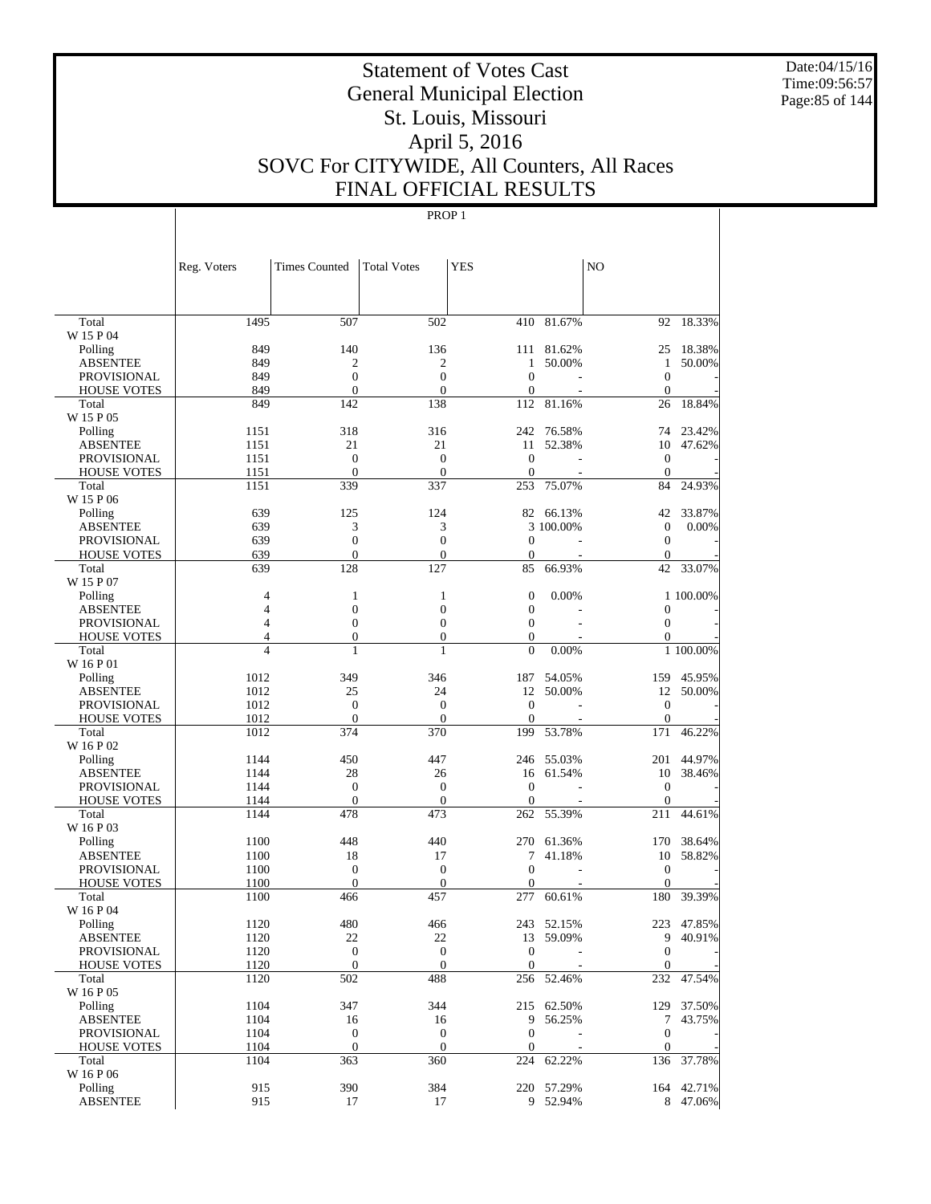# Statement of Votes Cast
# General Municipal Election
# St. Louis, Missouri
# April 5, 2016
# SOVC For CITYWIDE, All Counters, All Races
# FINAL OFFICIAL RESULTS

PROP 1

| | Reg. Voters | Times Counted | Total Votes | YES | | NO | |
|---|---|---|---|---|---|---|---|
| Total | 1495 | 507 | 502 | 410 | 81.67% | 92 | 18.33% |
| W 15 P 04 | | | | | | | |
| Polling | 849 | 140 | 136 | 111 | 81.62% | 25 | 18.38% |
| ABSENTEE | 849 | 2 | 2 | 1 | 50.00% | 1 | 50.00% |
| PROVISIONAL | 849 | 0 | 0 | 0 | - | 0 | - |
| HOUSE VOTES | 849 | 0 | 0 | 0 | - | 0 | - |
| Total | 849 | 142 | 138 | 112 | 81.16% | 26 | 18.84% |
| W 15 P 05 | | | | | | | |
| Polling | 1151 | 318 | 316 | 242 | 76.58% | 74 | 23.42% |
| ABSENTEE | 1151 | 21 | 21 | 11 | 52.38% | 10 | 47.62% |
| PROVISIONAL | 1151 | 0 | 0 | 0 | - | 0 | - |
| HOUSE VOTES | 1151 | 0 | 0 | 0 | - | 0 | - |
| Total | 1151 | 339 | 337 | 253 | 75.07% | 84 | 24.93% |
| W 15 P 06 | | | | | | | |
| Polling | 639 | 125 | 124 | 82 | 66.13% | 42 | 33.87% |
| ABSENTEE | 639 | 3 | 3 | 3 | 100.00% | 0 | 0.00% |
| PROVISIONAL | 639 | 0 | 0 | 0 | - | 0 | - |
| HOUSE VOTES | 639 | 0 | 0 | 0 | - | 0 | - |
| Total | 639 | 128 | 127 | 85 | 66.93% | 42 | 33.07% |
| W 15 P 07 | | | | | | | |
| Polling | 4 | 1 | 1 | 0 | 0.00% | 1 | 100.00% |
| ABSENTEE | 4 | 0 | 0 | 0 | - | 0 | - |
| PROVISIONAL | 4 | 0 | 0 | 0 | - | 0 | - |
| HOUSE VOTES | 4 | 0 | 0 | 0 | - | 0 | - |
| Total | 4 | 1 | 1 | 0 | 0.00% | 1 | 100.00% |
| W 16 P 01 | | | | | | | |
| Polling | 1012 | 349 | 346 | 187 | 54.05% | 159 | 45.95% |
| ABSENTEE | 1012 | 25 | 24 | 12 | 50.00% | 12 | 50.00% |
| PROVISIONAL | 1012 | 0 | 0 | 0 | - | 0 | - |
| HOUSE VOTES | 1012 | 0 | 0 | 0 | - | 0 | - |
| Total | 1012 | 374 | 370 | 199 | 53.78% | 171 | 46.22% |
| W 16 P 02 | | | | | | | |
| Polling | 1144 | 450 | 447 | 246 | 55.03% | 201 | 44.97% |
| ABSENTEE | 1144 | 28 | 26 | 16 | 61.54% | 10 | 38.46% |
| PROVISIONAL | 1144 | 0 | 0 | 0 | - | 0 | - |
| HOUSE VOTES | 1144 | 0 | 0 | 0 | - | 0 | - |
| Total | 1144 | 478 | 473 | 262 | 55.39% | 211 | 44.61% |
| W 16 P 03 | | | | | | | |
| Polling | 1100 | 448 | 440 | 270 | 61.36% | 170 | 38.64% |
| ABSENTEE | 1100 | 18 | 17 | 7 | 41.18% | 10 | 58.82% |
| PROVISIONAL | 1100 | 0 | 0 | 0 | - | 0 | - |
| HOUSE VOTES | 1100 | 0 | 0 | 0 | - | 0 | - |
| Total | 1100 | 466 | 457 | 277 | 60.61% | 180 | 39.39% |
| W 16 P 04 | | | | | | | |
| Polling | 1120 | 480 | 466 | 243 | 52.15% | 223 | 47.85% |
| ABSENTEE | 1120 | 22 | 22 | 13 | 59.09% | 9 | 40.91% |
| PROVISIONAL | 1120 | 0 | 0 | 0 | - | 0 | - |
| HOUSE VOTES | 1120 | 0 | 0 | 0 | - | 0 | - |
| Total | 1120 | 502 | 488 | 256 | 52.46% | 232 | 47.54% |
| W 16 P 05 | | | | | | | |
| Polling | 1104 | 347 | 344 | 215 | 62.50% | 129 | 37.50% |
| ABSENTEE | 1104 | 16 | 16 | 9 | 56.25% | 7 | 43.75% |
| PROVISIONAL | 1104 | 0 | 0 | 0 | - | 0 | - |
| HOUSE VOTES | 1104 | 0 | 0 | 0 | - | 0 | - |
| Total | 1104 | 363 | 360 | 224 | 62.22% | 136 | 37.78% |
| W 16 P 06 | | | | | | | |
| Polling | 915 | 390 | 384 | 220 | 57.29% | 164 | 42.71% |
| ABSENTEE | 915 | 17 | 17 | 9 | 52.94% | 8 | 47.06% |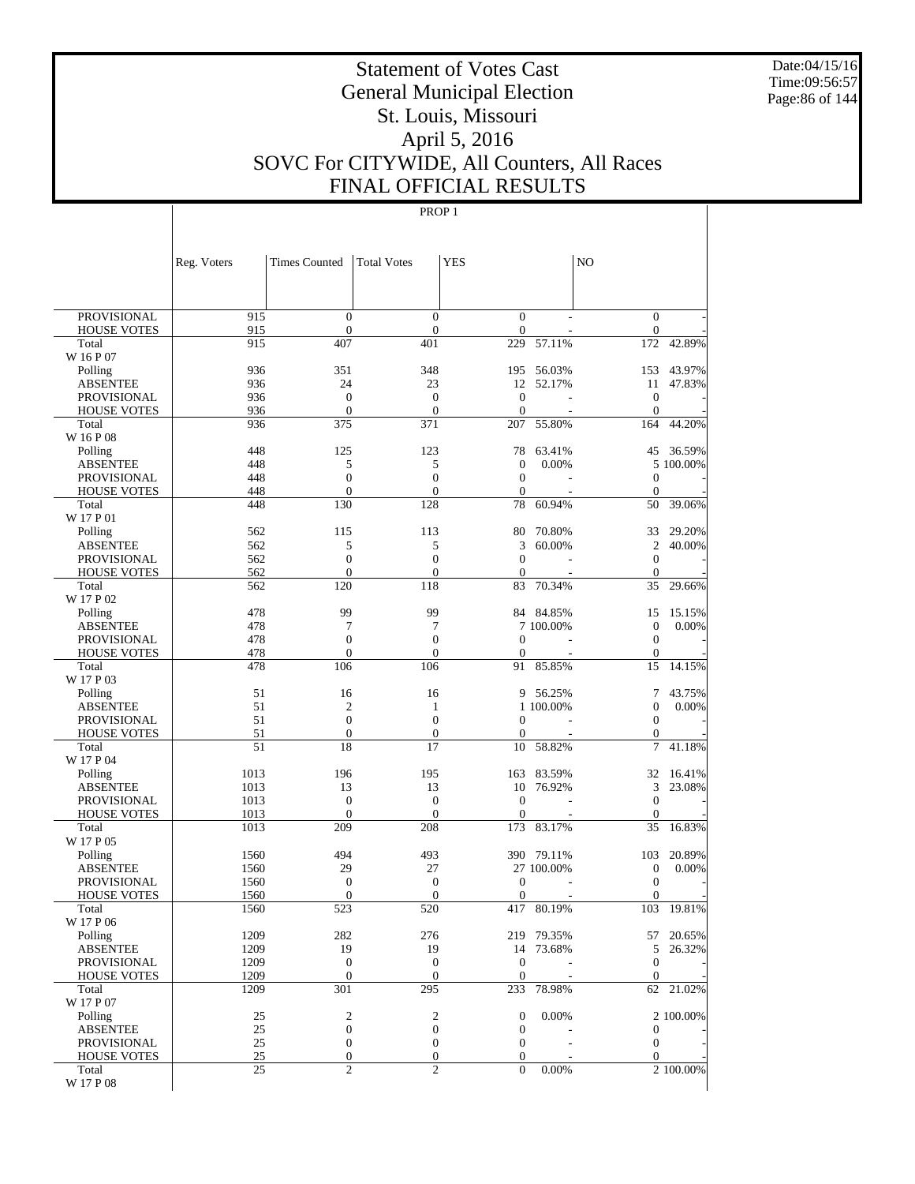# Statement of Votes Cast
## General Municipal Election
## St. Louis, Missouri
## April 5, 2016
## SOVC For CITYWIDE, All Counters, All Races
## FINAL OFFICIAL RESULTS

Date:04/15/16
Time:09:56:57

PROP 1

| | Reg. Voters | Times Counted | Total Votes | YES | | NO | |
|---|---|---|---|---|---|---|---|
| PROVISIONAL | 915 | 0 | 0 | 0 | - | 0 | - |
| HOUSE VOTES | 915 | 0 | 0 | 0 | - | 0 | - |
| Total | 915 | 407 | 401 | 229 | 57.11% | 172 | 42.89% |
| W 16 P 07 | | | | | | | |
| Polling | 936 | 351 | 348 | 195 | 56.03% | 153 | 43.97% |
| ABSENTEE | 936 | 24 | 23 | 12 | 52.17% | 11 | 47.83% |
| PROVISIONAL | 936 | 0 | 0 | 0 | - | 0 | - |
| HOUSE VOTES | 936 | 0 | 0 | 0 | - | 0 | - |
| Total | 936 | 375 | 371 | 207 | 55.80% | 164 | 44.20% |
| W 16 P 08 | | | | | | | |
| Polling | 448 | 125 | 123 | 78 | 63.41% | 45 | 36.59% |
| ABSENTEE | 448 | 5 | 5 | 0 | 0.00% | 5 | 100.00% |
| PROVISIONAL | 448 | 0 | 0 | 0 | - | 0 | - |
| HOUSE VOTES | 448 | 0 | 0 | 0 | - | 0 | - |
| Total | 448 | 130 | 128 | 78 | 60.94% | 50 | 39.06% |
| W 17 P 01 | | | | | | | |
| Polling | 562 | 115 | 113 | 80 | 70.80% | 33 | 29.20% |
| ABSENTEE | 562 | 5 | 5 | 3 | 60.00% | 2 | 40.00% |
| PROVISIONAL | 562 | 0 | 0 | 0 | - | 0 | - |
| HOUSE VOTES | 562 | 0 | 0 | 0 | - | 0 | - |
| Total | 562 | 120 | 118 | 83 | 70.34% | 35 | 29.66% |
| W 17 P 02 | | | | | | | |
| Polling | 478 | 99 | 99 | 84 | 84.85% | 15 | 15.15% |
| ABSENTEE | 478 | 7 | 7 | 7 | 100.00% | 0 | 0.00% |
| PROVISIONAL | 478 | 0 | 0 | 0 | - | 0 | - |
| HOUSE VOTES | 478 | 0 | 0 | 0 | - | 0 | - |
| Total | 478 | 106 | 106 | 91 | 85.85% | 15 | 14.15% |
| W 17 P 03 | | | | | | | |
| Polling | 51 | 16 | 16 | 9 | 56.25% | 7 | 43.75% |
| ABSENTEE | 51 | 2 | 1 | 1 | 100.00% | 0 | 0.00% |
| PROVISIONAL | 51 | 0 | 0 | 0 | - | 0 | - |
| HOUSE VOTES | 51 | 0 | 0 | 0 | - | 0 | - |
| Total | 51 | 18 | 17 | 10 | 58.82% | 7 | 41.18% |
| W 17 P 04 | | | | | | | |
| Polling | 1013 | 196 | 195 | 163 | 83.59% | 32 | 16.41% |
| ABSENTEE | 1013 | 13 | 13 | 10 | 76.92% | 3 | 23.08% |
| PROVISIONAL | 1013 | 0 | 0 | 0 | - | 0 | - |
| HOUSE VOTES | 1013 | 0 | 0 | 0 | - | 0 | - |
| Total | 1013 | 209 | 208 | 173 | 83.17% | 35 | 16.83% |
| W 17 P 05 | | | | | | | |
| Polling | 1560 | 494 | 493 | 390 | 79.11% | 103 | 20.89% |
| ABSENTEE | 1560 | 29 | 27 | 27 | 100.00% | 0 | 0.00% |
| PROVISIONAL | 1560 | 0 | 0 | 0 | - | 0 | - |
| HOUSE VOTES | 1560 | 0 | 0 | 0 | - | 0 | - |
| Total | 1560 | 523 | 520 | 417 | 80.19% | 103 | 19.81% |
| W 17 P 06 | | | | | | | |
| Polling | 1209 | 282 | 276 | 219 | 79.35% | 57 | 20.65% |
| ABSENTEE | 1209 | 19 | 19 | 14 | 73.68% | 5 | 26.32% |
| PROVISIONAL | 1209 | 0 | 0 | 0 | - | 0 | - |
| HOUSE VOTES | 1209 | 0 | 0 | 0 | - | 0 | - |
| Total | 1209 | 301 | 295 | 233 | 78.98% | 62 | 21.02% |
| W 17 P 07 | | | | | | | |
| Polling | 25 | 2 | 2 | 0 | 0.00% | 2 | 100.00% |
| ABSENTEE | 25 | 0 | 0 | 0 | - | 0 | - |
| PROVISIONAL | 25 | 0 | 0 | 0 | - | 0 | - |
| HOUSE VOTES | 25 | 0 | 0 | 0 | - | 0 | - |
| Total | 25 | 2 | 2 | 0 | 0.00% | 2 | 100.00% |
| W 17 P 08 | | | | | | | |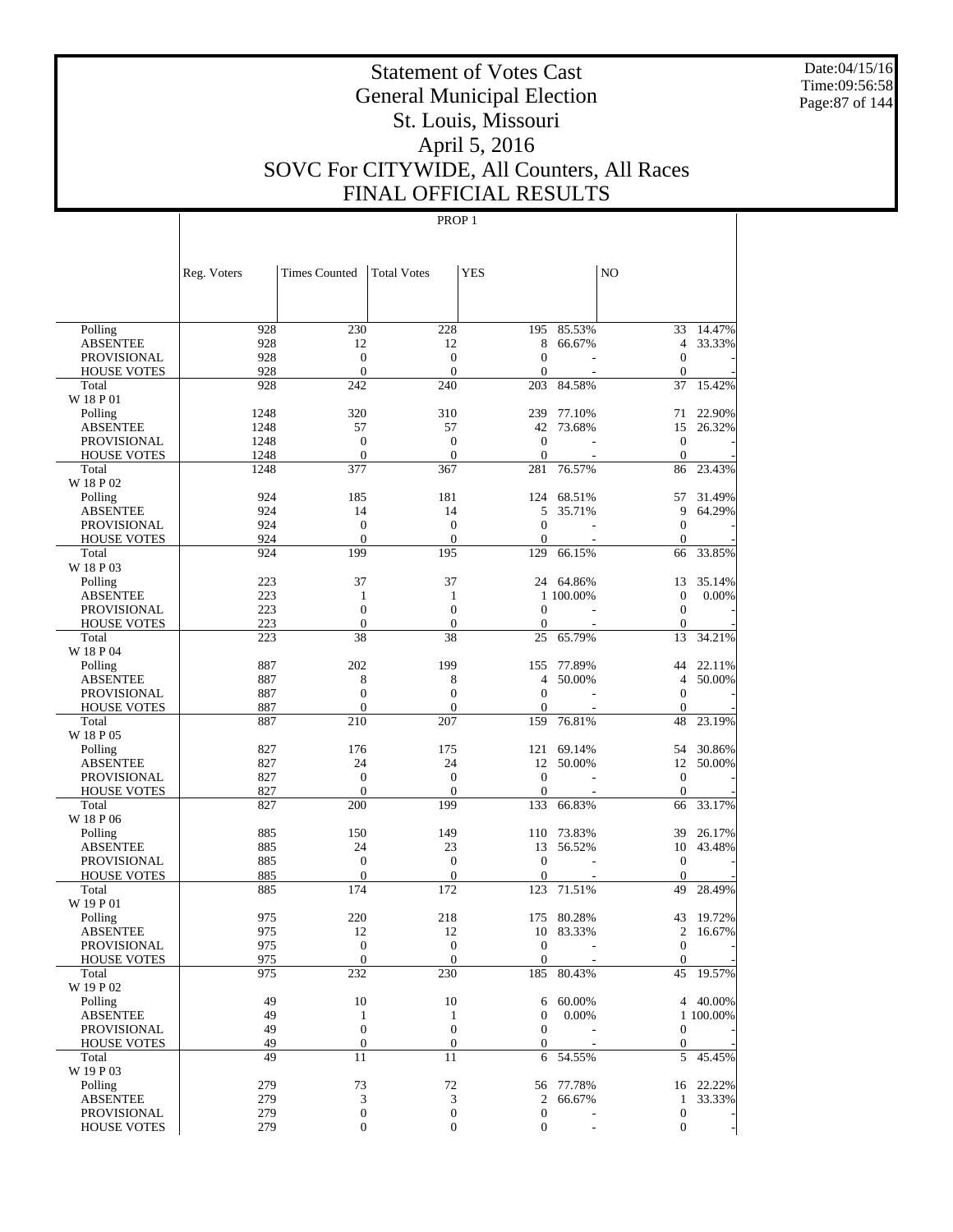# Statement of Votes Cast
# General Municipal Election
# St. Louis, Missouri
# April 5, 2016
# SOVC For CITYWIDE, All Counters, All Races
# FINAL OFFICIAL RESULTS

Date:04/15/16
Time:09:56:58

PROP 1

| | Reg. Voters | Times Counted | Total Votes | YES | | NO | |
|---|---|---|---|---|---|---|---|
| Polling | 928 | 230 | 228 | 195 | 85.53% | 33 | 14.47% |
| ABSENTEE | 928 | 12 | 12 | 8 | 66.67% | 4 | 33.33% |
| PROVISIONAL | 928 | 0 | 0 | 0 | - | 0 | - |
| HOUSE VOTES | 928 | 0 | 0 | 0 | - | 0 | - |
| Total | 928 | 242 | 240 | 203 | 84.58% | 37 | 15.42% |
| W 18 P 01 | | | | | | | |
| Polling | 1248 | 320 | 310 | 239 | 77.10% | 71 | 22.90% |
| ABSENTEE | 1248 | 57 | 57 | 42 | 73.68% | 15 | 26.32% |
| PROVISIONAL | 1248 | 0 | 0 | 0 | - | 0 | - |
| HOUSE VOTES | 1248 | 0 | 0 | 0 | - | 0 | - |
| Total | 1248 | 377 | 367 | 281 | 76.57% | 86 | 23.43% |
| W 18 P 02 | | | | | | | |
| Polling | 924 | 185 | 181 | 124 | 68.51% | 57 | 31.49% |
| ABSENTEE | 924 | 14 | 14 | 5 | 35.71% | 9 | 64.29% |
| PROVISIONAL | 924 | 0 | 0 | 0 | - | 0 | - |
| HOUSE VOTES | 924 | 0 | 0 | 0 | - | 0 | - |
| Total | 924 | 199 | 195 | 129 | 66.15% | 66 | 33.85% |
| W 18 P 03 | | | | | | | |
| Polling | 223 | 37 | 37 | 24 | 64.86% | 13 | 35.14% |
| ABSENTEE | 223 | 1 | 1 | 1 | 100.00% | 0 | 0.00% |
| PROVISIONAL | 223 | 0 | 0 | 0 | - | 0 | - |
| HOUSE VOTES | 223 | 0 | 0 | 0 | - | 0 | - |
| Total | 223 | 38 | 38 | 25 | 65.79% | 13 | 34.21% |
| W 18 P 04 | | | | | | | |
| Polling | 887 | 202 | 199 | 155 | 77.89% | 44 | 22.11% |
| ABSENTEE | 887 | 8 | 8 | 4 | 50.00% | 4 | 50.00% |
| PROVISIONAL | 887 | 0 | 0 | 0 | - | 0 | - |
| HOUSE VOTES | 887 | 0 | 0 | 0 | - | 0 | - |
| Total | 887 | 210 | 207 | 159 | 76.81% | 48 | 23.19% |
| W 18 P 05 | | | | | | | |
| Polling | 827 | 176 | 175 | 121 | 69.14% | 54 | 30.86% |
| ABSENTEE | 827 | 24 | 24 | 12 | 50.00% | 12 | 50.00% |
| PROVISIONAL | 827 | 0 | 0 | 0 | - | 0 | - |
| HOUSE VOTES | 827 | 0 | 0 | 0 | - | 0 | - |
| Total | 827 | 200 | 199 | 133 | 66.83% | 66 | 33.17% |
| W 18 P 06 | | | | | | | |
| Polling | 885 | 150 | 149 | 110 | 73.83% | 39 | 26.17% |
| ABSENTEE | 885 | 24 | 23 | 13 | 56.52% | 10 | 43.48% |
| PROVISIONAL | 885 | 0 | 0 | 0 | - | 0 | - |
| HOUSE VOTES | 885 | 0 | 0 | 0 | - | 0 | - |
| Total | 885 | 174 | 172 | 123 | 71.51% | 49 | 28.49% |
| W 19 P 01 | | | | | | | |
| Polling | 975 | 220 | 218 | 175 | 80.28% | 43 | 19.72% |
| ABSENTEE | 975 | 12 | 12 | 10 | 83.33% | 2 | 16.67% |
| PROVISIONAL | 975 | 0 | 0 | 0 | - | 0 | - |
| HOUSE VOTES | 975 | 0 | 0 | 0 | - | 0 | - |
| Total | 975 | 232 | 230 | 185 | 80.43% | 45 | 19.57% |
| W 19 P 02 | | | | | | | |
| Polling | 49 | 10 | 10 | 6 | 60.00% | 4 | 40.00% |
| ABSENTEE | 49 | 1 | 1 | 0 | 0.00% | 1 | 100.00% |
| PROVISIONAL | 49 | 0 | 0 | 0 | - | 0 | - |
| HOUSE VOTES | 49 | 0 | 0 | 0 | - | 0 | - |
| Total | 49 | 11 | 11 | 6 | 54.55% | 5 | 45.45% |
| W 19 P 03 | | | | | | | |
| Polling | 279 | 73 | 72 | 56 | 77.78% | 16 | 22.22% |
| ABSENTEE | 279 | 3 | 3 | 2 | 66.67% | 1 | 33.33% |
| PROVISIONAL | 279 | 0 | 0 | 0 | - | 0 | - |
| HOUSE VOTES | 279 | 0 | 0 | 0 | - | 0 | - |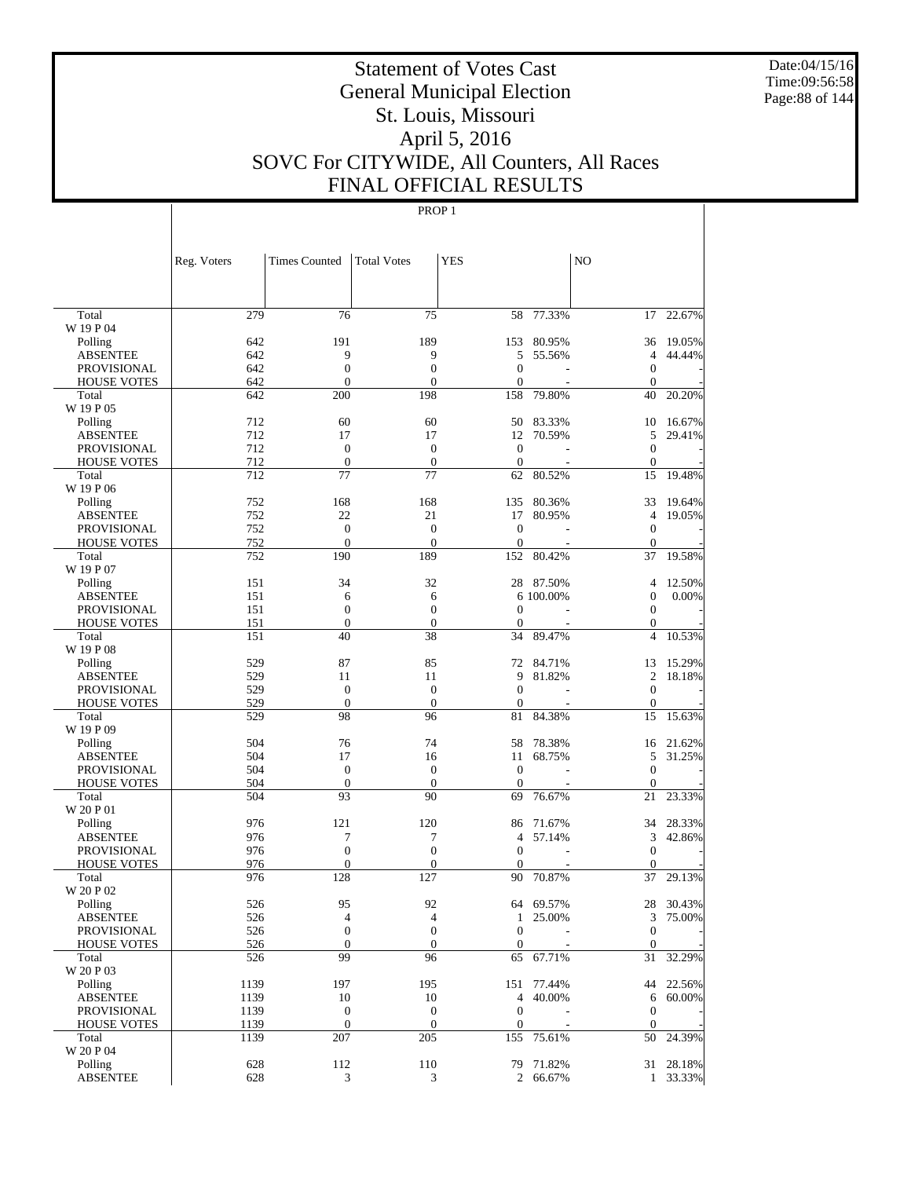# Statement of Votes Cast
# General Municipal Election
# St. Louis, Missouri
# April 5, 2016
# SOVC For CITYWIDE, All Counters, All Races
# FINAL OFFICIAL RESULTS

PROP 1

| | Reg. Voters | Times Counted | Total Votes | YES | | NO | |
|---|---|---|---|---|---|---|---|
| Total | 279 | 76 | 75 | 58 | 77.33% | 17 | 22.67% |
| W 19 P 04 | | | | | | | |
| Polling | 642 | 191 | 189 | 153 | 80.95% | 36 | 19.05% |
| ABSENTEE | 642 | 9 | 9 | 5 | 55.56% | 4 | 44.44% |
| PROVISIONAL | 642 | 0 | 0 | 0 | - | 0 | - |
| HOUSE VOTES | 642 | 0 | 0 | 0 | - | 0 | - |
| Total | 642 | 200 | 198 | 158 | 79.80% | 40 | 20.20% |
| W 19 P 05 | | | | | | | |
| Polling | 712 | 60 | 60 | 50 | 83.33% | 10 | 16.67% |
| ABSENTEE | 712 | 17 | 17 | 12 | 70.59% | 5 | 29.41% |
| PROVISIONAL | 712 | 0 | 0 | 0 | - | 0 | - |
| HOUSE VOTES | 712 | 0 | 0 | 0 | - | 0 | - |
| Total | 712 | 77 | 77 | 62 | 80.52% | 15 | 19.48% |
| W 19 P 06 | | | | | | | |
| Polling | 752 | 168 | 168 | 135 | 80.36% | 33 | 19.64% |
| ABSENTEE | 752 | 22 | 21 | 17 | 80.95% | 4 | 19.05% |
| PROVISIONAL | 752 | 0 | 0 | 0 | - | 0 | - |
| HOUSE VOTES | 752 | 0 | 0 | 0 | - | 0 | - |
| Total | 752 | 190 | 189 | 152 | 80.42% | 37 | 19.58% |
| W 19 P 07 | | | | | | | |
| Polling | 151 | 34 | 32 | 28 | 87.50% | 4 | 12.50% |
| ABSENTEE | 151 | 6 | 6 | 6 | 100.00% | 0 | 0.00% |
| PROVISIONAL | 151 | 0 | 0 | 0 | - | 0 | - |
| HOUSE VOTES | 151 | 0 | 0 | 0 | - | 0 | - |
| Total | 151 | 40 | 38 | 34 | 89.47% | 4 | 10.53% |
| W 19 P 08 | | | | | | | |
| Polling | 529 | 87 | 85 | 72 | 84.71% | 13 | 15.29% |
| ABSENTEE | 529 | 11 | 11 | 9 | 81.82% | 2 | 18.18% |
| PROVISIONAL | 529 | 0 | 0 | 0 | - | 0 | - |
| HOUSE VOTES | 529 | 0 | 0 | 0 | - | 0 | - |
| Total | 529 | 98 | 96 | 81 | 84.38% | 15 | 15.63% |
| W 19 P 09 | | | | | | | |
| Polling | 504 | 76 | 74 | 58 | 78.38% | 16 | 21.62% |
| ABSENTEE | 504 | 17 | 16 | 11 | 68.75% | 5 | 31.25% |
| PROVISIONAL | 504 | 0 | 0 | 0 | - | 0 | - |
| HOUSE VOTES | 504 | 0 | 0 | 0 | - | 0 | - |
| Total | 504 | 93 | 90 | 69 | 76.67% | 21 | 23.33% |
| W 20 P 01 | | | | | | | |
| Polling | 976 | 121 | 120 | 86 | 71.67% | 34 | 28.33% |
| ABSENTEE | 976 | 7 | 7 | 4 | 57.14% | 3 | 42.86% |
| PROVISIONAL | 976 | 0 | 0 | 0 | - | 0 | - |
| HOUSE VOTES | 976 | 0 | 0 | 0 | - | 0 | - |
| Total | 976 | 128 | 127 | 90 | 70.87% | 37 | 29.13% |
| W 20 P 02 | | | | | | | |
| Polling | 526 | 95 | 92 | 64 | 69.57% | 28 | 30.43% |
| ABSENTEE | 526 | 4 | 4 | 1 | 25.00% | 3 | 75.00% |
| PROVISIONAL | 526 | 0 | 0 | 0 | - | 0 | - |
| HOUSE VOTES | 526 | 0 | 0 | 0 | - | 0 | - |
| Total | 526 | 99 | 96 | 65 | 67.71% | 31 | 32.29% |
| W 20 P 03 | | | | | | | |
| Polling | 1139 | 197 | 195 | 151 | 77.44% | 44 | 22.56% |
| ABSENTEE | 1139 | 10 | 10 | 4 | 40.00% | 6 | 60.00% |
| PROVISIONAL | 1139 | 0 | 0 | 0 | - | 0 | - |
| HOUSE VOTES | 1139 | 0 | 0 | 0 | - | 0 | - |
| Total | 1139 | 207 | 205 | 155 | 75.61% | 50 | 24.39% |
| W 20 P 04 | | | | | | | |
| Polling | 628 | 112 | 110 | 79 | 71.82% | 31 | 28.18% |
| ABSENTEE | 628 | 3 | 3 | 2 | 66.67% | 1 | 33.33% |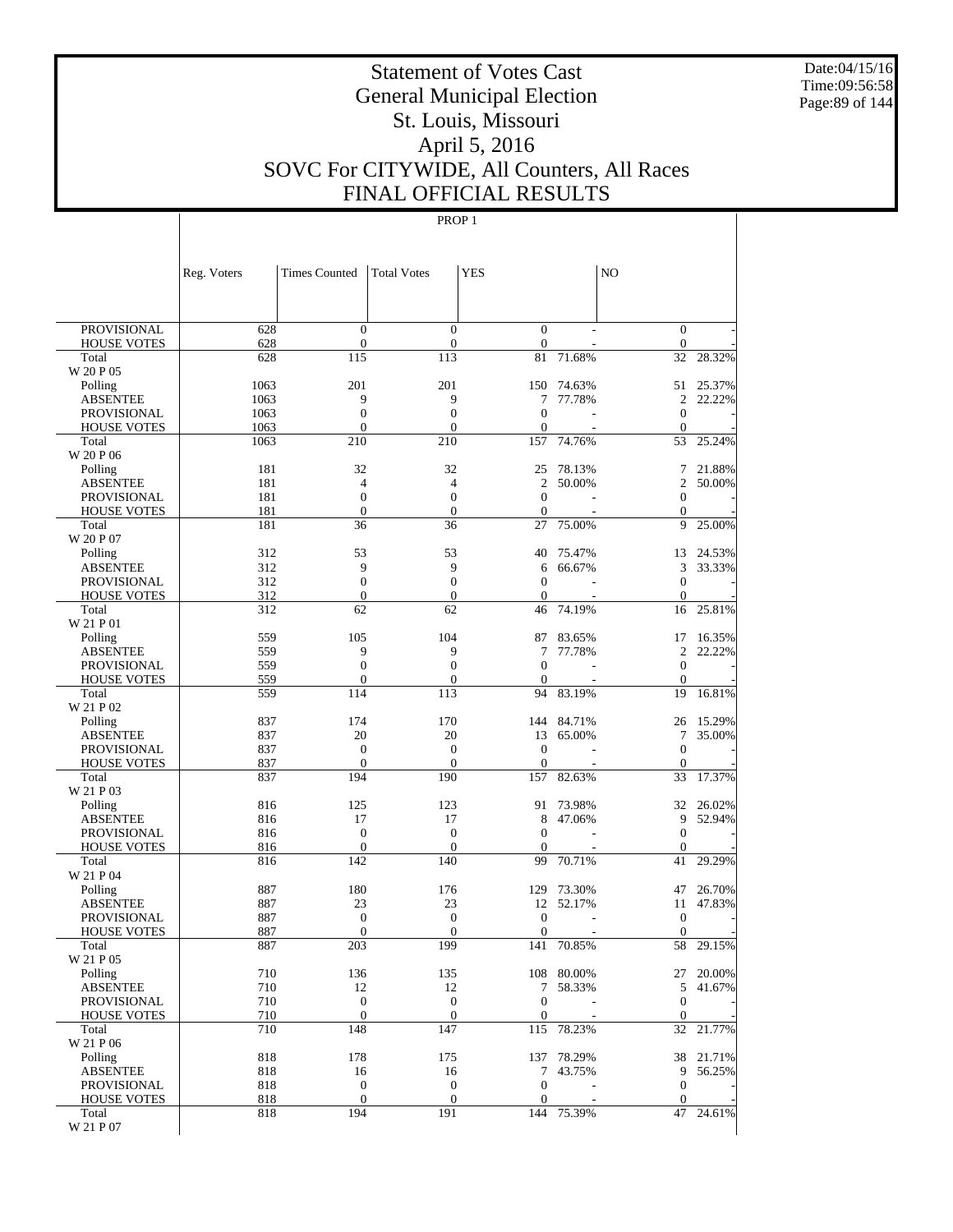# Statement of Votes Cast
# General Municipal Election
# St. Louis, Missouri
# April 5, 2016
# SOVC For CITYWIDE, All Counters, All Races
# FINAL OFFICIAL RESULTS

Date:04/15/16
Time:09:56:58

PROP 1

| | Reg. Voters | Times Counted | Total Votes | YES | | NO | |
|---|---|---|---|---|---|---|---|
| PROVISIONAL | 628 | 0 | 0 | 0 | - | 0 | - |
| HOUSE VOTES | 628 | 0 | 0 | 0 | - | 0 | - |
| Total | 628 | 115 | 113 | 81 | 71.68% | 32 | 28.32% |
| W 20 P 05 | | | | | | | |
| Polling | 1063 | 201 | 201 | 150 | 74.63% | 51 | 25.37% |
| ABSENTEE | 1063 | 9 | 9 | 7 | 77.78% | 2 | 22.22% |
| PROVISIONAL | 1063 | 0 | 0 | 0 | - | 0 | - |
| HOUSE VOTES | 1063 | 0 | 0 | 0 | - | 0 | - |
| Total | 1063 | 210 | 210 | 157 | 74.76% | 53 | 25.24% |
| W 20 P 06 | | | | | | | |
| Polling | 181 | 32 | 32 | 25 | 78.13% | 7 | 21.88% |
| ABSENTEE | 181 | 4 | 4 | 2 | 50.00% | 2 | 50.00% |
| PROVISIONAL | 181 | 0 | 0 | 0 | - | 0 | - |
| HOUSE VOTES | 181 | 0 | 0 | 0 | - | 0 | - |
| Total | 181 | 36 | 36 | 27 | 75.00% | 9 | 25.00% |
| W 20 P 07 | | | | | | | |
| Polling | 312 | 53 | 53 | 40 | 75.47% | 13 | 24.53% |
| ABSENTEE | 312 | 9 | 9 | 6 | 66.67% | 3 | 33.33% |
| PROVISIONAL | 312 | 0 | 0 | 0 | - | 0 | - |
| HOUSE VOTES | 312 | 0 | 0 | 0 | - | 0 | - |
| Total | 312 | 62 | 62 | 46 | 74.19% | 16 | 25.81% |
| W 21 P 01 | | | | | | | |
| Polling | 559 | 105 | 104 | 87 | 83.65% | 17 | 16.35% |
| ABSENTEE | 559 | 9 | 9 | 7 | 77.78% | 2 | 22.22% |
| PROVISIONAL | 559 | 0 | 0 | 0 | - | 0 | - |
| HOUSE VOTES | 559 | 0 | 0 | 0 | - | 0 | - |
| Total | 559 | 114 | 113 | 94 | 83.19% | 19 | 16.81% |
| W 21 P 02 | | | | | | | |
| Polling | 837 | 174 | 170 | 144 | 84.71% | 26 | 15.29% |
| ABSENTEE | 837 | 20 | 20 | 13 | 65.00% | 7 | 35.00% |
| PROVISIONAL | 837 | 0 | 0 | 0 | - | 0 | - |
| HOUSE VOTES | 837 | 0 | 0 | 0 | - | 0 | - |
| Total | 837 | 194 | 190 | 157 | 82.63% | 33 | 17.37% |
| W 21 P 03 | | | | | | | |
| Polling | 816 | 125 | 123 | 91 | 73.98% | 32 | 26.02% |
| ABSENTEE | 816 | 17 | 17 | 8 | 47.06% | 9 | 52.94% |
| PROVISIONAL | 816 | 0 | 0 | 0 | - | 0 | - |
| HOUSE VOTES | 816 | 0 | 0 | 0 | - | 0 | - |
| Total | 816 | 142 | 140 | 99 | 70.71% | 41 | 29.29% |
| W 21 P 04 | | | | | | | |
| Polling | 887 | 180 | 176 | 129 | 73.30% | 47 | 26.70% |
| ABSENTEE | 887 | 23 | 23 | 12 | 52.17% | 11 | 47.83% |
| PROVISIONAL | 887 | 0 | 0 | 0 | - | 0 | - |
| HOUSE VOTES | 887 | 0 | 0 | 0 | - | 0 | - |
| Total | 887 | 203 | 199 | 141 | 70.85% | 58 | 29.15% |
| W 21 P 05 | | | | | | | |
| Polling | 710 | 136 | 135 | 108 | 80.00% | 27 | 20.00% |
| ABSENTEE | 710 | 12 | 12 | 7 | 58.33% | 5 | 41.67% |
| PROVISIONAL | 710 | 0 | 0 | 0 | - | 0 | - |
| HOUSE VOTES | 710 | 0 | 0 | 0 | - | 0 | - |
| Total | 710 | 148 | 147 | 115 | 78.23% | 32 | 21.77% |
| W 21 P 06 | | | | | | | |
| Polling | 818 | 178 | 175 | 137 | 78.29% | 38 | 21.71% |
| ABSENTEE | 818 | 16 | 16 | 7 | 43.75% | 9 | 56.25% |
| PROVISIONAL | 818 | 0 | 0 | 0 | - | 0 | - |
| HOUSE VOTES | 818 | 0 | 0 | 0 | - | 0 | - |
| Total | 818 | 194 | 191 | 144 | 75.39% | 47 | 24.61% |
| W 21 P 07 | | | | | | | |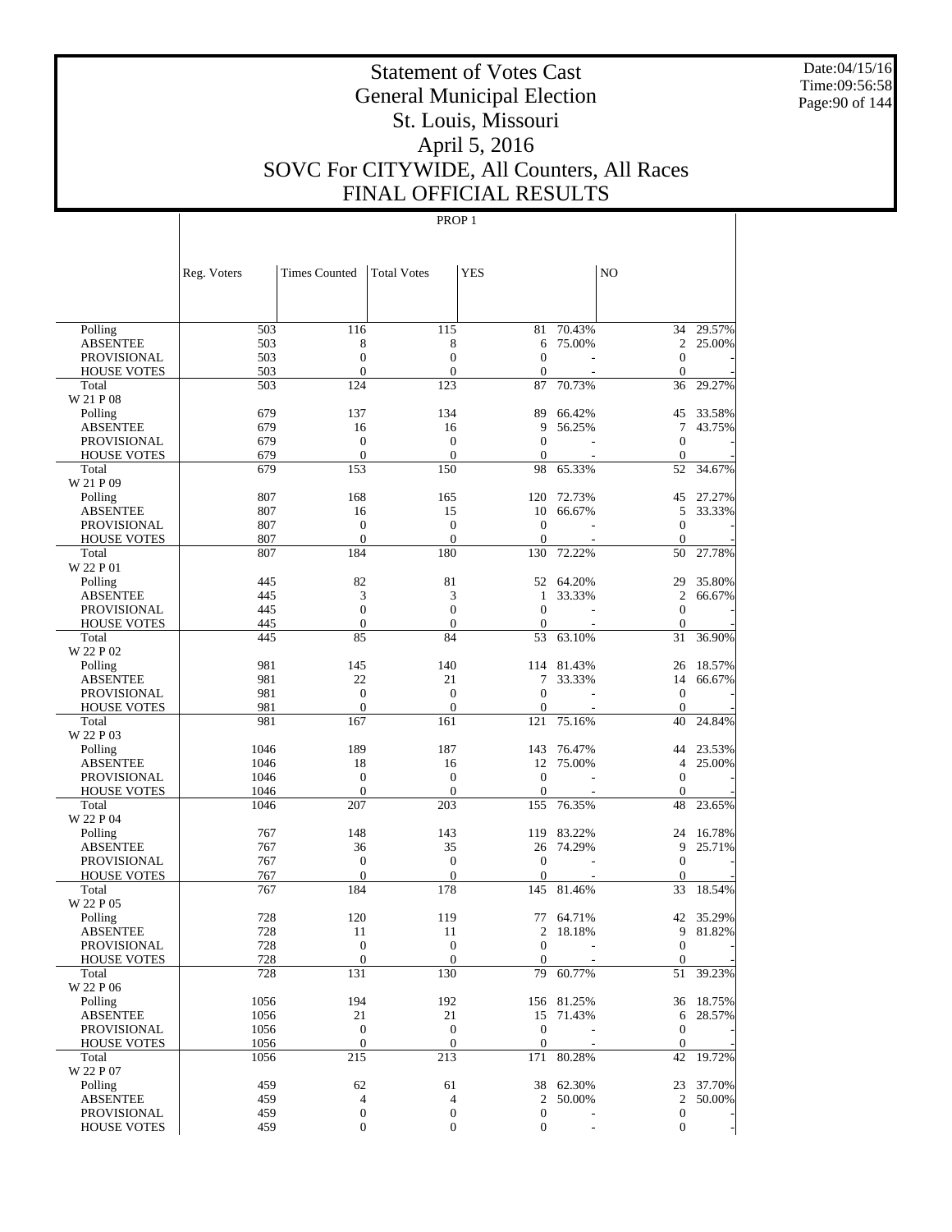# Statement of Votes Cast
## General Municipal Election
## St. Louis, Missouri
## April 5, 2016
## SOVC For CITYWIDE, All Counters, All Races
## FINAL OFFICIAL RESULTS

PROP 1

| | Reg. Voters | Times Counted | Total Votes | YES | | NO | |
|---|---|---|---|---|---|---|---|
| Polling | 503 | 116 | 115 | 81 | 70.43% | 34 | 29.57% |
| ABSENTEE | 503 | 8 | 8 | 6 | 75.00% | 2 | 25.00% |
| PROVISIONAL | 503 | 0 | 0 | 0 | - | 0 | - |
| HOUSE VOTES | 503 | 0 | 0 | 0 | - | 0 | - |
| Total | 503 | 124 | 123 | 87 | 70.73% | 36 | 29.27% |
| W 21 P 08 | | | | | | | |
| Polling | 679 | 137 | 134 | 89 | 66.42% | 45 | 33.58% |
| ABSENTEE | 679 | 16 | 16 | 9 | 56.25% | 7 | 43.75% |
| PROVISIONAL | 679 | 0 | 0 | 0 | - | 0 | - |
| HOUSE VOTES | 679 | 0 | 0 | 0 | - | 0 | - |
| Total | 679 | 153 | 150 | 98 | 65.33% | 52 | 34.67% |
| W 21 P 09 | | | | | | | |
| Polling | 807 | 168 | 165 | 120 | 72.73% | 45 | 27.27% |
| ABSENTEE | 807 | 16 | 15 | 10 | 66.67% | 5 | 33.33% |
| PROVISIONAL | 807 | 0 | 0 | 0 | - | 0 | - |
| HOUSE VOTES | 807 | 0 | 0 | 0 | - | 0 | - |
| Total | 807 | 184 | 180 | 130 | 72.22% | 50 | 27.78% |
| W 22 P 01 | | | | | | | |
| Polling | 445 | 82 | 81 | 52 | 64.20% | 29 | 35.80% |
| ABSENTEE | 445 | 3 | 3 | 1 | 33.33% | 2 | 66.67% |
| PROVISIONAL | 445 | 0 | 0 | 0 | - | 0 | - |
| HOUSE VOTES | 445 | 0 | 0 | 0 | - | 0 | - |
| Total | 445 | 85 | 84 | 53 | 63.10% | 31 | 36.90% |
| W 22 P 02 | | | | | | | |
| Polling | 981 | 145 | 140 | 114 | 81.43% | 26 | 18.57% |
| ABSENTEE | 981 | 22 | 21 | 7 | 33.33% | 14 | 66.67% |
| PROVISIONAL | 981 | 0 | 0 | 0 | - | 0 | - |
| HOUSE VOTES | 981 | 0 | 0 | 0 | - | 0 | - |
| Total | 981 | 167 | 161 | 121 | 75.16% | 40 | 24.84% |
| W 22 P 03 | | | | | | | |
| Polling | 1046 | 189 | 187 | 143 | 76.47% | 44 | 23.53% |
| ABSENTEE | 1046 | 18 | 16 | 12 | 75.00% | 4 | 25.00% |
| PROVISIONAL | 1046 | 0 | 0 | 0 | - | 0 | - |
| HOUSE VOTES | 1046 | 0 | 0 | 0 | - | 0 | - |
| Total | 1046 | 207 | 203 | 155 | 76.35% | 48 | 23.65% |
| W 22 P 04 | | | | | | | |
| Polling | 767 | 148 | 143 | 119 | 83.22% | 24 | 16.78% |
| ABSENTEE | 767 | 36 | 35 | 26 | 74.29% | 9 | 25.71% |
| PROVISIONAL | 767 | 0 | 0 | 0 | - | 0 | - |
| HOUSE VOTES | 767 | 0 | 0 | 0 | - | 0 | - |
| Total | 767 | 184 | 178 | 145 | 81.46% | 33 | 18.54% |
| W 22 P 05 | | | | | | | |
| Polling | 728 | 120 | 119 | 77 | 64.71% | 42 | 35.29% |
| ABSENTEE | 728 | 11 | 11 | 2 | 18.18% | 9 | 81.82% |
| PROVISIONAL | 728 | 0 | 0 | 0 | - | 0 | - |
| HOUSE VOTES | 728 | 0 | 0 | 0 | - | 0 | - |
| Total | 728 | 131 | 130 | 79 | 60.77% | 51 | 39.23% |
| W 22 P 06 | | | | | | | |
| Polling | 1056 | 194 | 192 | 156 | 81.25% | 36 | 18.75% |
| ABSENTEE | 1056 | 21 | 21 | 15 | 71.43% | 6 | 28.57% |
| PROVISIONAL | 1056 | 0 | 0 | 0 | - | 0 | - |
| HOUSE VOTES | 1056 | 0 | 0 | 0 | - | 0 | - |
| Total | 1056 | 215 | 213 | 171 | 80.28% | 42 | 19.72% |
| W 22 P 07 | | | | | | | |
| Polling | 459 | 62 | 61 | 38 | 62.30% | 23 | 37.70% |
| ABSENTEE | 459 | 4 | 4 | 2 | 50.00% | 2 | 50.00% |
| PROVISIONAL | 459 | 0 | 0 | 0 | - | 0 | - |
| HOUSE VOTES | 459 | 0 | 0 | 0 | - | 0 | - |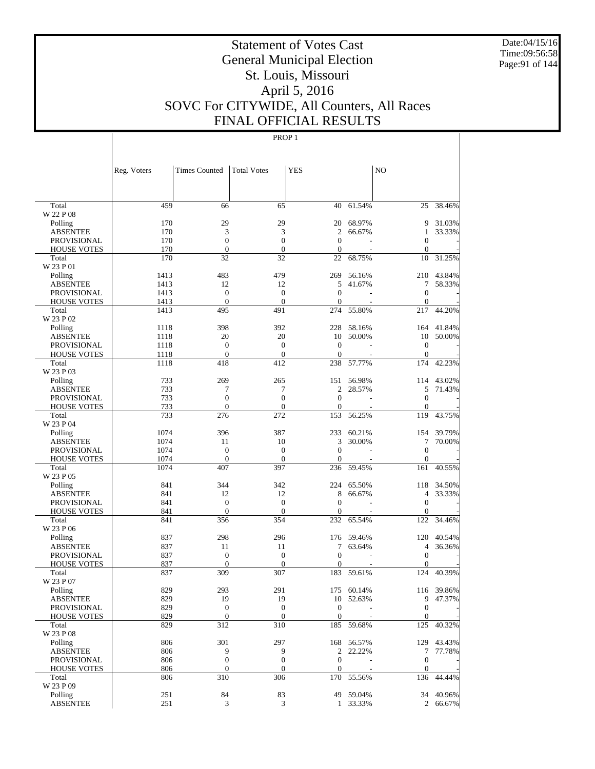# Statement of Votes Cast
# General Municipal Election
# St. Louis, Missouri
# April 5, 2016
# SOVC For CITYWIDE, All Counters, All Races
# FINAL OFFICIAL RESULTS

Date:04/15/16
Time:09:56:58

PROP 1

| | Reg. Voters | Times Counted | Total Votes | YES | | NO | |
|---|---|---|---|---|---|---|---|
| Total | 459 | 66 | 65 | 40 | 61.54% | 25 | 38.46% |
| W 22 P 08 | | | | | | | |
| Polling | 170 | 29 | 29 | 20 | 68.97% | 9 | 31.03% |
| ABSENTEE | 170 | 3 | 3 | 2 | 66.67% | 1 | 33.33% |
| PROVISIONAL | 170 | 0 | 0 | 0 | - | 0 | - |
| HOUSE VOTES | 170 | 0 | 0 | 0 | - | 0 | - |
| Total | 170 | 32 | 32 | 22 | 68.75% | 10 | 31.25% |
| W 23 P 01 | | | | | | | |
| Polling | 1413 | 483 | 479 | 269 | 56.16% | 210 | 43.84% |
| ABSENTEE | 1413 | 12 | 12 | 5 | 41.67% | 7 | 58.33% |
| PROVISIONAL | 1413 | 0 | 0 | 0 | - | 0 | - |
| HOUSE VOTES | 1413 | 0 | 0 | 0 | - | 0 | - |
| Total | 1413 | 495 | 491 | 274 | 55.80% | 217 | 44.20% |
| W 23 P 02 | | | | | | | |
| Polling | 1118 | 398 | 392 | 228 | 58.16% | 164 | 41.84% |
| ABSENTEE | 1118 | 20 | 20 | 10 | 50.00% | 10 | 50.00% |
| PROVISIONAL | 1118 | 0 | 0 | 0 | - | 0 | - |
| HOUSE VOTES | 1118 | 0 | 0 | 0 | - | 0 | - |
| Total | 1118 | 418 | 412 | 238 | 57.77% | 174 | 42.23% |
| W 23 P 03 | | | | | | | |
| Polling | 733 | 269 | 265 | 151 | 56.98% | 114 | 43.02% |
| ABSENTEE | 733 | 7 | 7 | 2 | 28.57% | 5 | 71.43% |
| PROVISIONAL | 733 | 0 | 0 | 0 | - | 0 | - |
| HOUSE VOTES | 733 | 0 | 0 | 0 | - | 0 | - |
| Total | 733 | 276 | 272 | 153 | 56.25% | 119 | 43.75% |
| W 23 P 04 | | | | | | | |
| Polling | 1074 | 396 | 387 | 233 | 60.21% | 154 | 39.79% |
| ABSENTEE | 1074 | 11 | 10 | 3 | 30.00% | 7 | 70.00% |
| PROVISIONAL | 1074 | 0 | 0 | 0 | - | 0 | - |
| HOUSE VOTES | 1074 | 0 | 0 | 0 | - | 0 | - |
| Total | 1074 | 407 | 397 | 236 | 59.45% | 161 | 40.55% |
| W 23 P 05 | | | | | | | |
| Polling | 841 | 344 | 342 | 224 | 65.50% | 118 | 34.50% |
| ABSENTEE | 841 | 12 | 12 | 8 | 66.67% | 4 | 33.33% |
| PROVISIONAL | 841 | 0 | 0 | 0 | - | 0 | - |
| HOUSE VOTES | 841 | 0 | 0 | 0 | - | 0 | - |
| Total | 841 | 356 | 354 | 232 | 65.54% | 122 | 34.46% |
| W 23 P 06 | | | | | | | |
| Polling | 837 | 298 | 296 | 176 | 59.46% | 120 | 40.54% |
| ABSENTEE | 837 | 11 | 11 | 7 | 63.64% | 4 | 36.36% |
| PROVISIONAL | 837 | 0 | 0 | 0 | - | 0 | - |
| HOUSE VOTES | 837 | 0 | 0 | 0 | - | 0 | - |
| Total | 837 | 309 | 307 | 183 | 59.61% | 124 | 40.39% |
| W 23 P 07 | | | | | | | |
| Polling | 829 | 293 | 291 | 175 | 60.14% | 116 | 39.86% |
| ABSENTEE | 829 | 19 | 19 | 10 | 52.63% | 9 | 47.37% |
| PROVISIONAL | 829 | 0 | 0 | 0 | - | 0 | - |
| HOUSE VOTES | 829 | 0 | 0 | 0 | - | 0 | - |
| Total | 829 | 312 | 310 | 185 | 59.68% | 125 | 40.32% |
| W 23 P 08 | | | | | | | |
| Polling | 806 | 301 | 297 | 168 | 56.57% | 129 | 43.43% |
| ABSENTEE | 806 | 9 | 9 | 2 | 22.22% | 7 | 77.78% |
| PROVISIONAL | 806 | 0 | 0 | 0 | - | 0 | - |
| HOUSE VOTES | 806 | 0 | 0 | 0 | - | 0 | - |
| Total | 806 | 310 | 306 | 170 | 55.56% | 136 | 44.44% |
| W 23 P 09 | | | | | | | |
| Polling | 251 | 84 | 83 | 49 | 59.04% | 34 | 40.96% |
| ABSENTEE | 251 | 3 | 3 | 1 | 33.33% | 2 | 66.67% |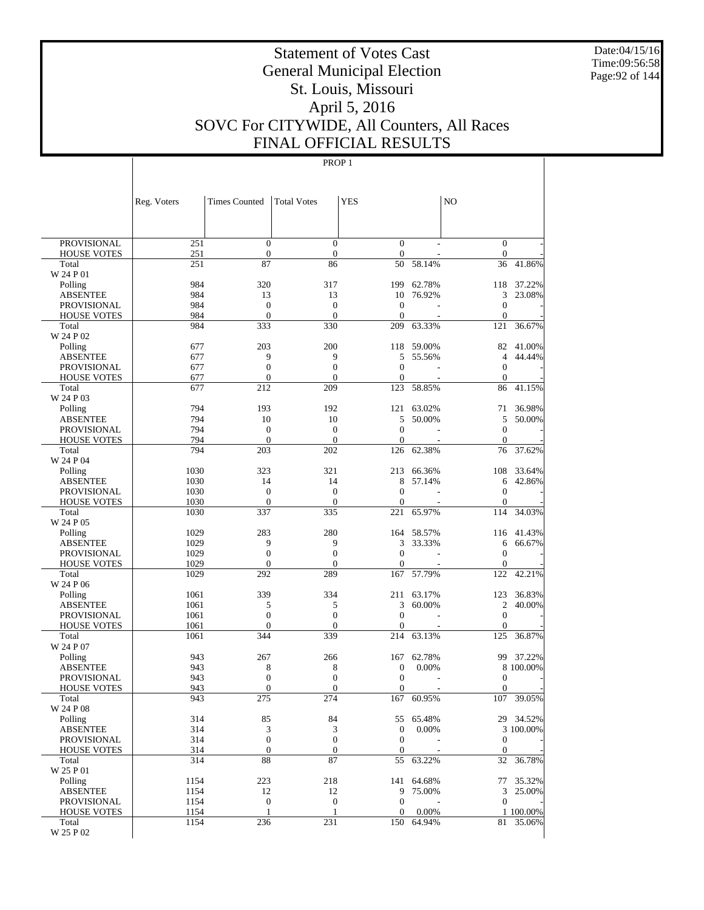# Statement of Votes Cast
# General Municipal Election
# St. Louis, Missouri
# April 5, 2016
# SOVC For CITYWIDE, All Counters, All Races
# FINAL OFFICIAL RESULTS

Date:04/15/16
Time:09:56:58

PROP 1

| | Reg. Voters | Times Counted | Total Votes | YES | | NO | |
|---|---|---|---|---|---|---|---|
| PROVISIONAL | 251 | 0 | 0 | 0 | - | 0 | - |
| HOUSE VOTES | 251 | 0 | 0 | 0 | - | 0 | - |
| Total | 251 | 87 | 86 | 50 | 58.14% | 36 | 41.86% |
| W 24 P 01 | | | | | | | |
| Polling | 984 | 320 | 317 | 199 | 62.78% | 118 | 37.22% |
| ABSENTEE | 984 | 13 | 13 | 10 | 76.92% | 3 | 23.08% |
| PROVISIONAL | 984 | 0 | 0 | 0 | - | 0 | - |
| HOUSE VOTES | 984 | 0 | 0 | 0 | - | 0 | - |
| Total | 984 | 333 | 330 | 209 | 63.33% | 121 | 36.67% |
| W 24 P 02 | | | | | | | |
| Polling | 677 | 203 | 200 | 118 | 59.00% | 82 | 41.00% |
| ABSENTEE | 677 | 9 | 9 | 5 | 55.56% | 4 | 44.44% |
| PROVISIONAL | 677 | 0 | 0 | 0 | - | 0 | - |
| HOUSE VOTES | 677 | 0 | 0 | 0 | - | 0 | - |
| Total | 677 | 212 | 209 | 123 | 58.85% | 86 | 41.15% |
| W 24 P 03 | | | | | | | |
| Polling | 794 | 193 | 192 | 121 | 63.02% | 71 | 36.98% |
| ABSENTEE | 794 | 10 | 10 | 5 | 50.00% | 5 | 50.00% |
| PROVISIONAL | 794 | 0 | 0 | 0 | - | 0 | - |
| HOUSE VOTES | 794 | 0 | 0 | 0 | - | 0 | - |
| Total | 794 | 203 | 202 | 126 | 62.38% | 76 | 37.62% |
| W 24 P 04 | | | | | | | |
| Polling | 1030 | 323 | 321 | 213 | 66.36% | 108 | 33.64% |
| ABSENTEE | 1030 | 14 | 14 | 8 | 57.14% | 6 | 42.86% |
| PROVISIONAL | 1030 | 0 | 0 | 0 | - | 0 | - |
| HOUSE VOTES | 1030 | 0 | 0 | 0 | - | 0 | - |
| Total | 1030 | 337 | 335 | 221 | 65.97% | 114 | 34.03% |
| W 24 P 05 | | | | | | | |
| Polling | 1029 | 283 | 280 | 164 | 58.57% | 116 | 41.43% |
| ABSENTEE | 1029 | 9 | 9 | 3 | 33.33% | 6 | 66.67% |
| PROVISIONAL | 1029 | 0 | 0 | 0 | - | 0 | - |
| HOUSE VOTES | 1029 | 0 | 0 | 0 | - | 0 | - |
| Total | 1029 | 292 | 289 | 167 | 57.79% | 122 | 42.21% |
| W 24 P 06 | | | | | | | |
| Polling | 1061 | 339 | 334 | 211 | 63.17% | 123 | 36.83% |
| ABSENTEE | 1061 | 5 | 5 | 3 | 60.00% | 2 | 40.00% |
| PROVISIONAL | 1061 | 0 | 0 | 0 | - | 0 | - |
| HOUSE VOTES | 1061 | 0 | 0 | 0 | - | 0 | - |
| Total | 1061 | 344 | 339 | 214 | 63.13% | 125 | 36.87% |
| W 24 P 07 | | | | | | | |
| Polling | 943 | 267 | 266 | 167 | 62.78% | 99 | 37.22% |
| ABSENTEE | 943 | 8 | 8 | 0 | 0.00% | 8 | 100.00% |
| PROVISIONAL | 943 | 0 | 0 | 0 | - | 0 | - |
| HOUSE VOTES | 943 | 0 | 0 | 0 | - | 0 | - |
| Total | 943 | 275 | 274 | 167 | 60.95% | 107 | 39.05% |
| W 24 P 08 | | | | | | | |
| Polling | 314 | 85 | 84 | 55 | 65.48% | 29 | 34.52% |
| ABSENTEE | 314 | 3 | 3 | 0 | 0.00% | 3 | 100.00% |
| PROVISIONAL | 314 | 0 | 0 | 0 | - | 0 | - |
| HOUSE VOTES | 314 | 0 | 0 | 0 | - | 0 | - |
| Total | 314 | 88 | 87 | 55 | 63.22% | 32 | 36.78% |
| W 25 P 01 | | | | | | | |
| Polling | 1154 | 223 | 218 | 141 | 64.68% | 77 | 35.32% |
| ABSENTEE | 1154 | 12 | 12 | 9 | 75.00% | 3 | 25.00% |
| PROVISIONAL | 1154 | 0 | 0 | 0 | - | 0 | - |
| HOUSE VOTES | 1154 | 1 | 1 | 0 | 0.00% | 1 | 100.00% |
| Total | 1154 | 236 | 231 | 150 | 64.94% | 81 | 35.06% |
| W 25 P 02 | | | | | | | |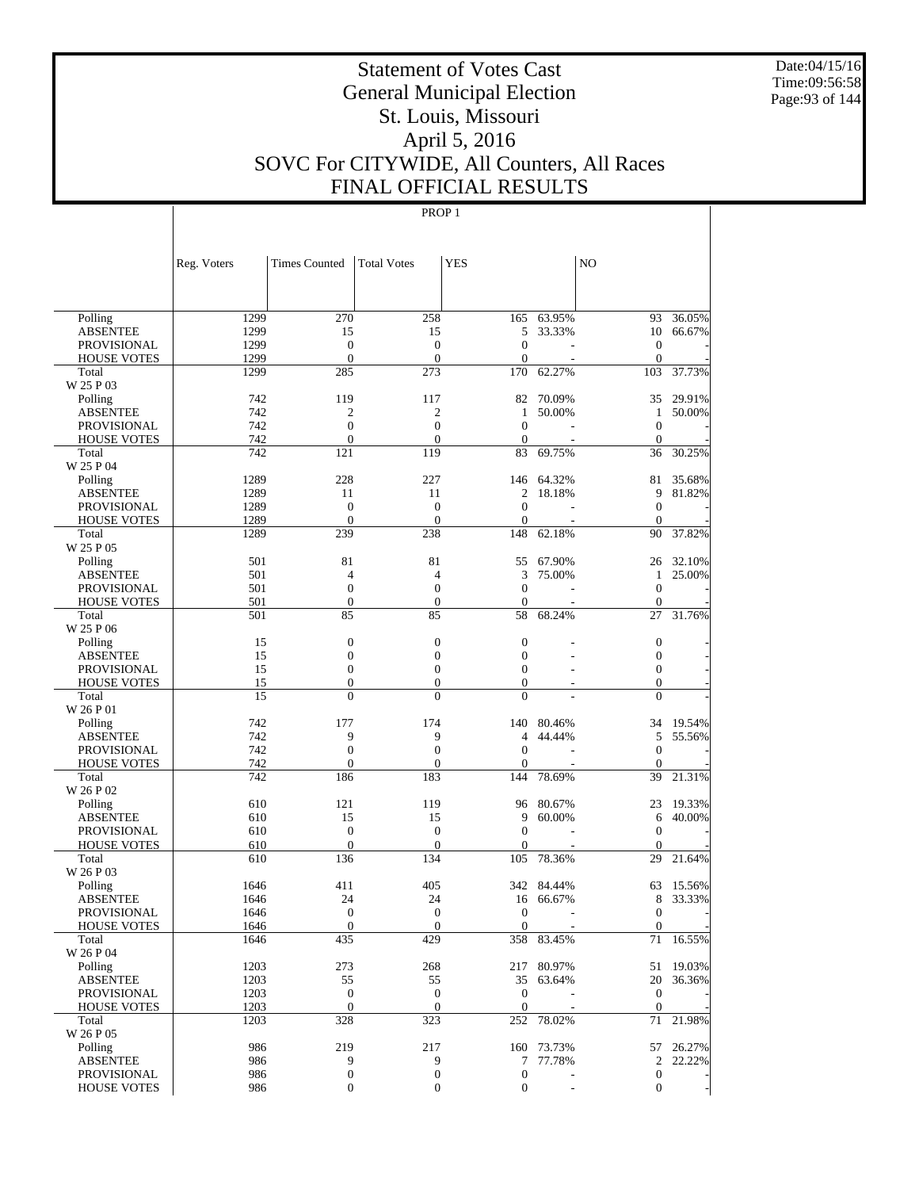# Statement of Votes Cast
# General Municipal Election
# St. Louis, Missouri
# April 5, 2016
# SOVC For CITYWIDE, All Counters, All Races
# FINAL OFFICIAL RESULTS

Date:04/15/16
Time:09:56:58

PROP 1

| | Reg. Voters | Times Counted | Total Votes | YES | | NO | |
|---|---|---|---|---|---|---|---|
| Polling | 1299 | 270 | 258 | 165 | 63.95% | 93 | 36.05% |
| ABSENTEE | 1299 | 15 | 15 | 5 | 33.33% | 10 | 66.67% |
| PROVISIONAL | 1299 | 0 | 0 | 0 | - | 0 | - |
| HOUSE VOTES | 1299 | 0 | 0 | 0 | - | 0 | - |
| Total | 1299 | 285 | 273 | 170 | 62.27% | 103 | 37.73% |
| W 25 P 03 | | | | | | | |
| Polling | 742 | 119 | 117 | 82 | 70.09% | 35 | 29.91% |
| ABSENTEE | 742 | 2 | 2 | 1 | 50.00% | 1 | 50.00% |
| PROVISIONAL | 742 | 0 | 0 | 0 | - | 0 | - |
| HOUSE VOTES | 742 | 0 | 0 | 0 | - | 0 | - |
| Total | 742 | 121 | 119 | 83 | 69.75% | 36 | 30.25% |
| W 25 P 04 | | | | | | | |
| Polling | 1289 | 228 | 227 | 146 | 64.32% | 81 | 35.68% |
| ABSENTEE | 1289 | 11 | 11 | 2 | 18.18% | 9 | 81.82% |
| PROVISIONAL | 1289 | 0 | 0 | 0 | - | 0 | - |
| HOUSE VOTES | 1289 | 0 | 0 | 0 | - | 0 | - |
| Total | 1289 | 239 | 238 | 148 | 62.18% | 90 | 37.82% |
| W 25 P 05 | | | | | | | |
| Polling | 501 | 81 | 81 | 55 | 67.90% | 26 | 32.10% |
| ABSENTEE | 501 | 4 | 4 | 3 | 75.00% | 1 | 25.00% |
| PROVISIONAL | 501 | 0 | 0 | 0 | - | 0 | - |
| HOUSE VOTES | 501 | 0 | 0 | 0 | - | 0 | - |
| Total | 501 | 85 | 85 | 58 | 68.24% | 27 | 31.76% |
| W 25 P 06 | | | | | | | |
| Polling | 15 | 0 | 0 | 0 | - | 0 | - |
| ABSENTEE | 15 | 0 | 0 | 0 | - | 0 | - |
| PROVISIONAL | 15 | 0 | 0 | 0 | - | 0 | - |
| HOUSE VOTES | 15 | 0 | 0 | 0 | - | 0 | - |
| Total | 15 | 0 | 0 | 0 | - | 0 | - |
| W 26 P 01 | | | | | | | |
| Polling | 742 | 177 | 174 | 140 | 80.46% | 34 | 19.54% |
| ABSENTEE | 742 | 9 | 9 | 4 | 44.44% | 5 | 55.56% |
| PROVISIONAL | 742 | 0 | 0 | 0 | - | 0 | - |
| HOUSE VOTES | 742 | 0 | 0 | 0 | - | 0 | - |
| Total | 742 | 186 | 183 | 144 | 78.69% | 39 | 21.31% |
| W 26 P 02 | | | | | | | |
| Polling | 610 | 121 | 119 | 96 | 80.67% | 23 | 19.33% |
| ABSENTEE | 610 | 15 | 15 | 9 | 60.00% | 6 | 40.00% |
| PROVISIONAL | 610 | 0 | 0 | 0 | - | 0 | - |
| HOUSE VOTES | 610 | 0 | 0 | 0 | - | 0 | - |
| Total | 610 | 136 | 134 | 105 | 78.36% | 29 | 21.64% |
| W 26 P 03 | | | | | | | |
| Polling | 1646 | 411 | 405 | 342 | 84.44% | 63 | 15.56% |
| ABSENTEE | 1646 | 24 | 24 | 16 | 66.67% | 8 | 33.33% |
| PROVISIONAL | 1646 | 0 | 0 | 0 | - | 0 | - |
| HOUSE VOTES | 1646 | 0 | 0 | 0 | - | 0 | - |
| Total | 1646 | 435 | 429 | 358 | 83.45% | 71 | 16.55% |
| W 26 P 04 | | | | | | | |
| Polling | 1203 | 273 | 268 | 217 | 80.97% | 51 | 19.03% |
| ABSENTEE | 1203 | 55 | 55 | 35 | 63.64% | 20 | 36.36% |
| PROVISIONAL | 1203 | 0 | 0 | 0 | - | 0 | - |
| HOUSE VOTES | 1203 | 0 | 0 | 0 | - | 0 | - |
| Total | 1203 | 328 | 323 | 252 | 78.02% | 71 | 21.98% |
| W 26 P 05 | | | | | | | |
| Polling | 986 | 219 | 217 | 160 | 73.73% | 57 | 26.27% |
| ABSENTEE | 986 | 9 | 9 | 7 | 77.78% | 2 | 22.22% |
| PROVISIONAL | 986 | 0 | 0 | 0 | - | 0 | - |
| HOUSE VOTES | 986 | 0 | 0 | 0 | - | 0 | - |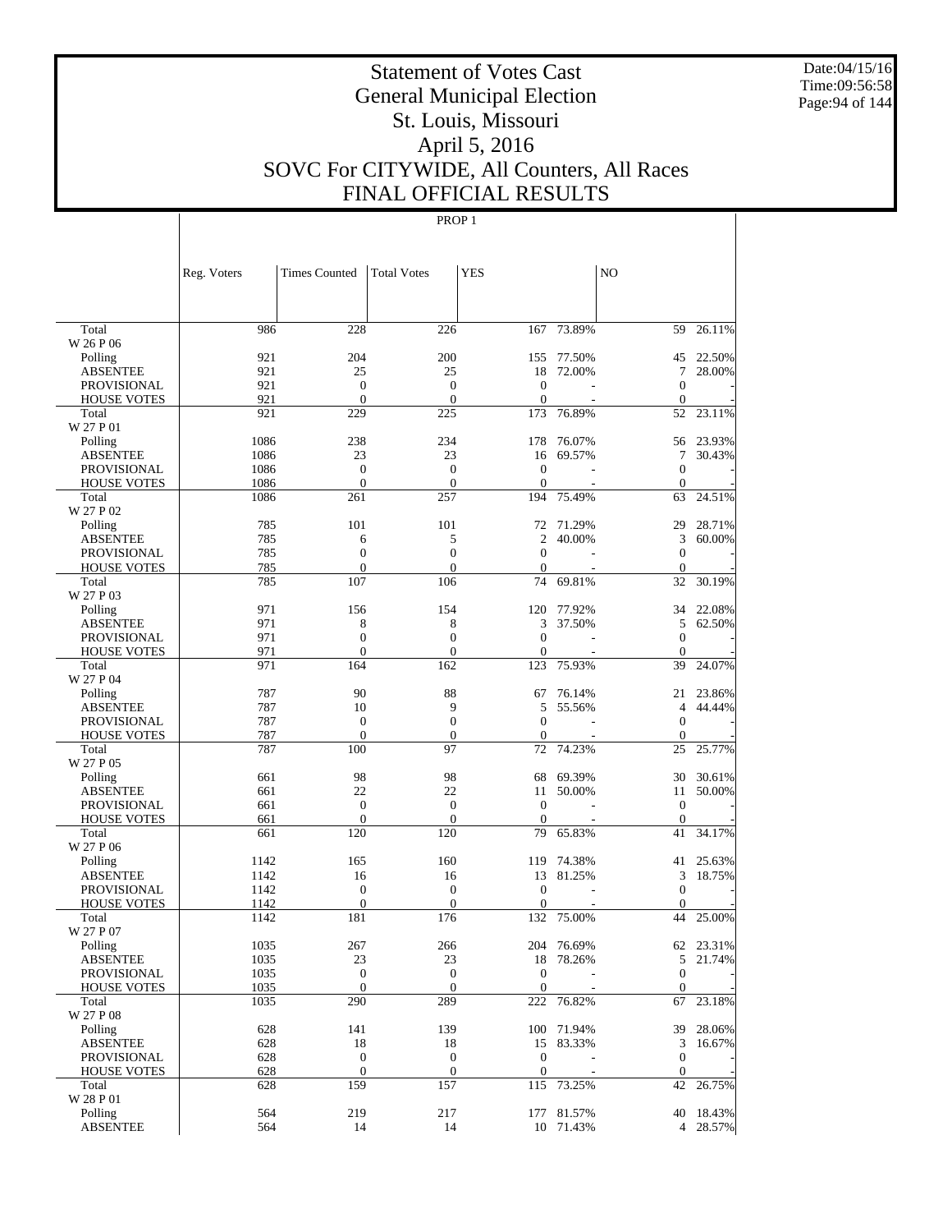# Statement of Votes Cast
# General Municipal Election
# St. Louis, Missouri
# April 5, 2016
# SOVC For CITYWIDE, All Counters, All Races
# FINAL OFFICIAL RESULTS

Date:04/15/16
Time:09:56:58

PROP 1

| | Reg. Voters | Times Counted | Total Votes | YES | | NO | |
|---|---|---|---|---|---|---|---|
| Total | 986 | 228 | 226 | 167 | 73.89% | 59 | 26.11% |
| W 26 P 06 | | | | | | | |
| Polling | 921 | 204 | 200 | 155 | 77.50% | 45 | 22.50% |
| ABSENTEE | 921 | 25 | 25 | 18 | 72.00% | 7 | 28.00% |
| PROVISIONAL | 921 | 0 | 0 | 0 | - | 0 | - |
| HOUSE VOTES | 921 | 0 | 0 | 0 | - | 0 | - |
| Total | 921 | 229 | 225 | 173 | 76.89% | 52 | 23.11% |
| W 27 P 01 | | | | | | | |
| Polling | 1086 | 238 | 234 | 178 | 76.07% | 56 | 23.93% |
| ABSENTEE | 1086 | 23 | 23 | 16 | 69.57% | 7 | 30.43% |
| PROVISIONAL | 1086 | 0 | 0 | 0 | - | 0 | - |
| HOUSE VOTES | 1086 | 0 | 0 | 0 | - | 0 | - |
| Total | 1086 | 261 | 257 | 194 | 75.49% | 63 | 24.51% |
| W 27 P 02 | | | | | | | |
| Polling | 785 | 101 | 101 | 72 | 71.29% | 29 | 28.71% |
| ABSENTEE | 785 | 6 | 5 | 2 | 40.00% | 3 | 60.00% |
| PROVISIONAL | 785 | 0 | 0 | 0 | - | 0 | - |
| HOUSE VOTES | 785 | 0 | 0 | 0 | - | 0 | - |
| Total | 785 | 107 | 106 | 74 | 69.81% | 32 | 30.19% |
| W 27 P 03 | | | | | | | |
| Polling | 971 | 156 | 154 | 120 | 77.92% | 34 | 22.08% |
| ABSENTEE | 971 | 8 | 8 | 3 | 37.50% | 5 | 62.50% |
| PROVISIONAL | 971 | 0 | 0 | 0 | - | 0 | - |
| HOUSE VOTES | 971 | 0 | 0 | 0 | - | 0 | - |
| Total | 971 | 164 | 162 | 123 | 75.93% | 39 | 24.07% |
| W 27 P 04 | | | | | | | |
| Polling | 787 | 90 | 88 | 67 | 76.14% | 21 | 23.86% |
| ABSENTEE | 787 | 10 | 9 | 5 | 55.56% | 4 | 44.44% |
| PROVISIONAL | 787 | 0 | 0 | 0 | - | 0 | - |
| HOUSE VOTES | 787 | 0 | 0 | 0 | - | 0 | - |
| Total | 787 | 100 | 97 | 72 | 74.23% | 25 | 25.77% |
| W 27 P 05 | | | | | | | |
| Polling | 661 | 98 | 98 | 68 | 69.39% | 30 | 30.61% |
| ABSENTEE | 661 | 22 | 22 | 11 | 50.00% | 11 | 50.00% |
| PROVISIONAL | 661 | 0 | 0 | 0 | - | 0 | - |
| HOUSE VOTES | 661 | 0 | 0 | 0 | - | 0 | - |
| Total | 661 | 120 | 120 | 79 | 65.83% | 41 | 34.17% |
| W 27 P 06 | | | | | | | |
| Polling | 1142 | 165 | 160 | 119 | 74.38% | 41 | 25.63% |
| ABSENTEE | 1142 | 16 | 16 | 13 | 81.25% | 3 | 18.75% |
| PROVISIONAL | 1142 | 0 | 0 | 0 | - | 0 | - |
| HOUSE VOTES | 1142 | 0 | 0 | 0 | - | 0 | - |
| Total | 1142 | 181 | 176 | 132 | 75.00% | 44 | 25.00% |
| W 27 P 07 | | | | | | | |
| Polling | 1035 | 267 | 266 | 204 | 76.69% | 62 | 23.31% |
| ABSENTEE | 1035 | 23 | 23 | 18 | 78.26% | 5 | 21.74% |
| PROVISIONAL | 1035 | 0 | 0 | 0 | - | 0 | - |
| HOUSE VOTES | 1035 | 0 | 0 | 0 | - | 0 | - |
| Total | 1035 | 290 | 289 | 222 | 76.82% | 67 | 23.18% |
| W 27 P 08 | | | | | | | |
| Polling | 628 | 141 | 139 | 100 | 71.94% | 39 | 28.06% |
| ABSENTEE | 628 | 18 | 18 | 15 | 83.33% | 3 | 16.67% |
| PROVISIONAL | 628 | 0 | 0 | 0 | - | 0 | - |
| HOUSE VOTES | 628 | 0 | 0 | 0 | - | 0 | - |
| Total | 628 | 159 | 157 | 115 | 73.25% | 42 | 26.75% |
| W 28 P 01 | | | | | | | |
| Polling | 564 | 219 | 217 | 177 | 81.57% | 40 | 18.43% |
| ABSENTEE | 564 | 14 | 14 | 10 | 71.43% | 4 | 28.57% |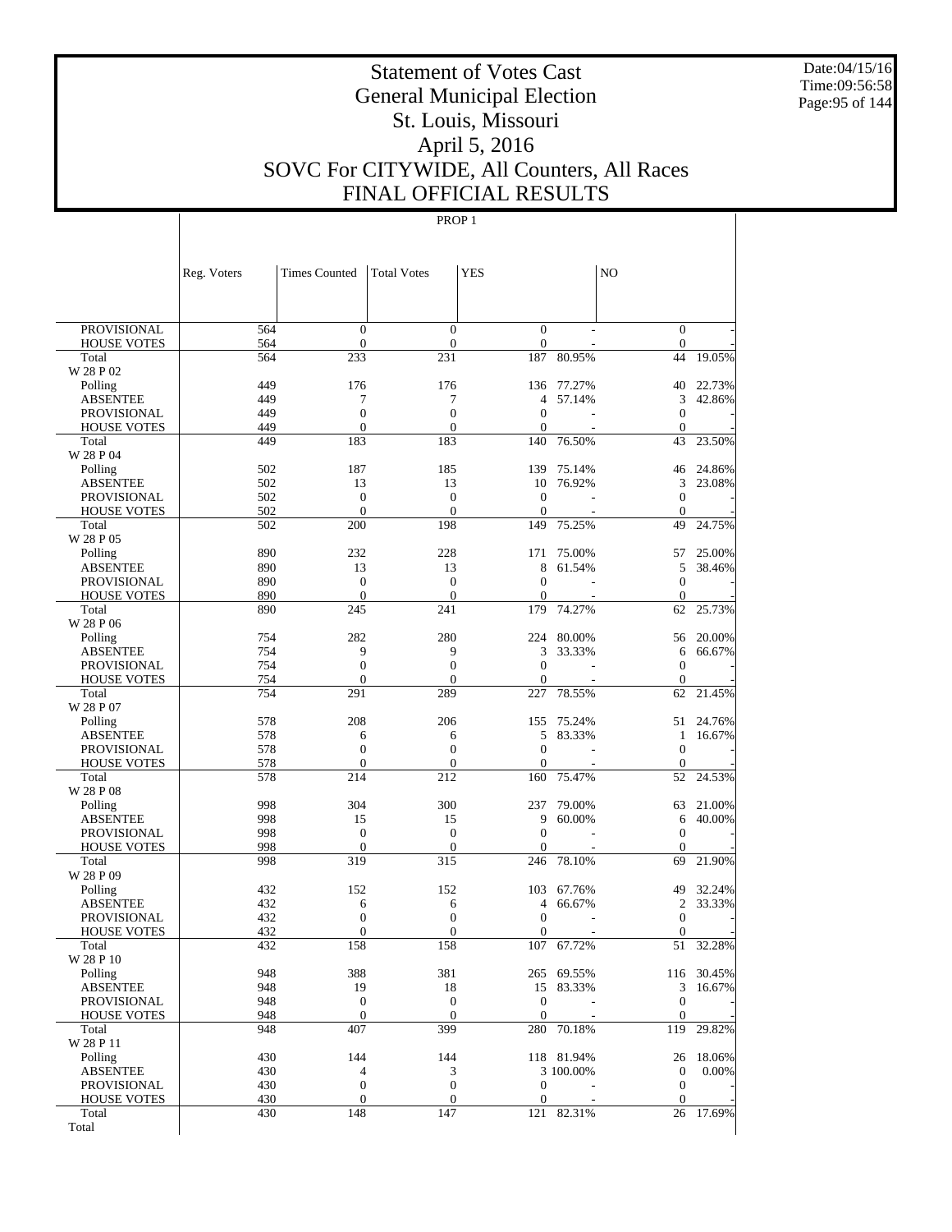# Statement of Votes Cast
# General Municipal Election
# St. Louis, Missouri
# April 5, 2016
# SOVC For CITYWIDE, All Counters, All Races
# FINAL OFFICIAL RESULTS

PROP 1

| | Reg. Voters | Times Counted | Total Votes | YES | | NO | |
|---|---|---|---|---|---|---|---|
| PROVISIONAL | 564 | 0 | 0 | 0 | - | 0 | - |
| HOUSE VOTES | 564 | 0 | 0 | 0 | - | 0 | - |
| Total | 564 | 233 | 231 | 187 | 80.95% | 44 | 19.05% |
| W 28 P 02 | | | | | | | |
| Polling | 449 | 176 | 176 | 136 | 77.27% | 40 | 22.73% |
| ABSENTEE | 449 | 7 | 7 | 4 | 57.14% | 3 | 42.86% |
| PROVISIONAL | 449 | 0 | 0 | 0 | - | 0 | - |
| HOUSE VOTES | 449 | 0 | 0 | 0 | - | 0 | - |
| Total | 449 | 183 | 183 | 140 | 76.50% | 43 | 23.50% |
| W 28 P 04 | | | | | | | |
| Polling | 502 | 187 | 185 | 139 | 75.14% | 46 | 24.86% |
| ABSENTEE | 502 | 13 | 13 | 10 | 76.92% | 3 | 23.08% |
| PROVISIONAL | 502 | 0 | 0 | 0 | - | 0 | - |
| HOUSE VOTES | 502 | 0 | 0 | 0 | - | 0 | - |
| Total | 502 | 200 | 198 | 149 | 75.25% | 49 | 24.75% |
| W 28 P 05 | | | | | | | |
| Polling | 890 | 232 | 228 | 171 | 75.00% | 57 | 25.00% |
| ABSENTEE | 890 | 13 | 13 | 8 | 61.54% | 5 | 38.46% |
| PROVISIONAL | 890 | 0 | 0 | 0 | - | 0 | - |
| HOUSE VOTES | 890 | 0 | 0 | 0 | - | 0 | - |
| Total | 890 | 245 | 241 | 179 | 74.27% | 62 | 25.73% |
| W 28 P 06 | | | | | | | |
| Polling | 754 | 282 | 280 | 224 | 80.00% | 56 | 20.00% |
| ABSENTEE | 754 | 9 | 9 | 3 | 33.33% | 6 | 66.67% |
| PROVISIONAL | 754 | 0 | 0 | 0 | - | 0 | - |
| HOUSE VOTES | 754 | 0 | 0 | 0 | - | 0 | - |
| Total | 754 | 291 | 289 | 227 | 78.55% | 62 | 21.45% |
| W 28 P 07 | | | | | | | |
| Polling | 578 | 208 | 206 | 155 | 75.24% | 51 | 24.76% |
| ABSENTEE | 578 | 6 | 6 | 5 | 83.33% | 1 | 16.67% |
| PROVISIONAL | 578 | 0 | 0 | 0 | - | 0 | - |
| HOUSE VOTES | 578 | 0 | 0 | 0 | - | 0 | - |
| Total | 578 | 214 | 212 | 160 | 75.47% | 52 | 24.53% |
| W 28 P 08 | | | | | | | |
| Polling | 998 | 304 | 300 | 237 | 79.00% | 63 | 21.00% |
| ABSENTEE | 998 | 15 | 15 | 9 | 60.00% | 6 | 40.00% |
| PROVISIONAL | 998 | 0 | 0 | 0 | - | 0 | - |
| HOUSE VOTES | 998 | 0 | 0 | 0 | - | 0 | - |
| Total | 998 | 319 | 315 | 246 | 78.10% | 69 | 21.90% |
| W 28 P 09 | | | | | | | |
| Polling | 432 | 152 | 152 | 103 | 67.76% | 49 | 32.24% |
| ABSENTEE | 432 | 6 | 6 | 4 | 66.67% | 2 | 33.33% |
| PROVISIONAL | 432 | 0 | 0 | 0 | - | 0 | - |
| HOUSE VOTES | 432 | 0 | 0 | 0 | - | 0 | - |
| Total | 432 | 158 | 158 | 107 | 67.72% | 51 | 32.28% |
| W 28 P 10 | | | | | | | |
| Polling | 948 | 388 | 381 | 265 | 69.55% | 116 | 30.45% |
| ABSENTEE | 948 | 19 | 18 | 15 | 83.33% | 3 | 16.67% |
| PROVISIONAL | 948 | 0 | 0 | 0 | - | 0 | - |
| HOUSE VOTES | 948 | 0 | 0 | 0 | - | 0 | - |
| Total | 948 | 407 | 399 | 280 | 70.18% | 119 | 29.82% |
| W 28 P 11 | | | | | | | |
| Polling | 430 | 144 | 144 | 118 | 81.94% | 26 | 18.06% |
| ABSENTEE | 430 | 4 | 3 | 3 | 100.00% | 0 | 0.00% |
| PROVISIONAL | 430 | 0 | 0 | 0 | - | 0 | - |
| HOUSE VOTES | 430 | 0 | 0 | 0 | - | 0 | - |
| Total | 430 | 148 | 147 | 121 | 82.31% | 26 | 17.69% |
| Total | | | | | | | |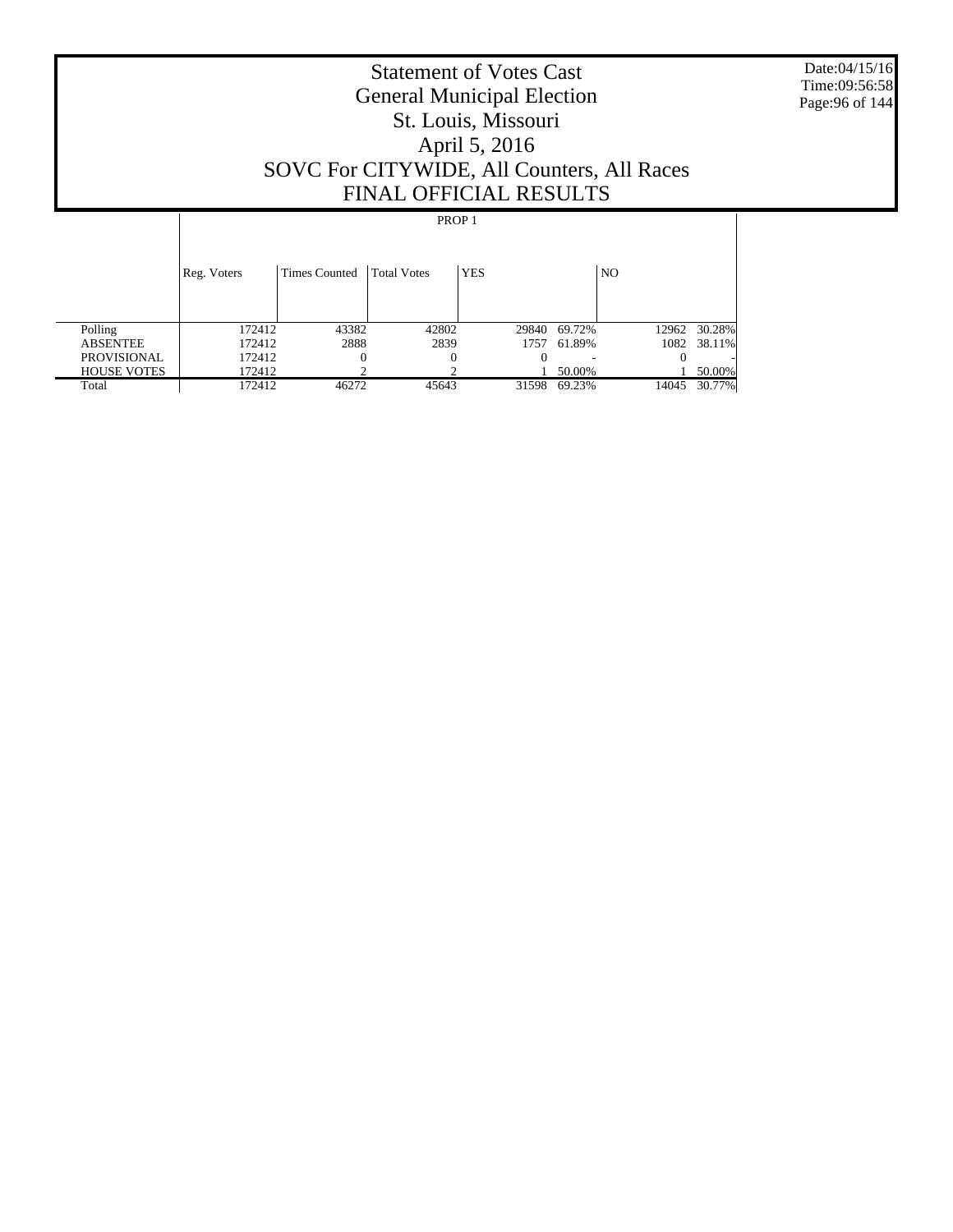# Statement of Votes Cast
# General Municipal Election
# St. Louis, Missouri
# April 5, 2016
# SOVC For CITYWIDE, All Counters, All Races
# FINAL OFFICIAL RESULTS

Date:04/15/16
Time:09:56:58

| | PROP 1 | | | | | | |
|---|---|---|---|---|---|---|---|
| | Reg. Voters | Times Counted | Total Votes | YES | | NO | |
| Polling | 172412 | 43382 | 42802 | 29840 | 69.72% | 12962 | 30.28% |
| ABSENTEE | 172412 | 2888 | 2839 | 1757 | 61.89% | 1082 | 38.11% |
| PROVISIONAL | 172412 | 0 | 0 | 0 | - | 0 | - |
| HOUSE VOTES | 172412 | 2 | 2 | 1 | 50.00% | 1 | 50.00% |
| Total | 172412 | 46272 | 45643 | 31598 | 69.23% | 14045 | 30.77% |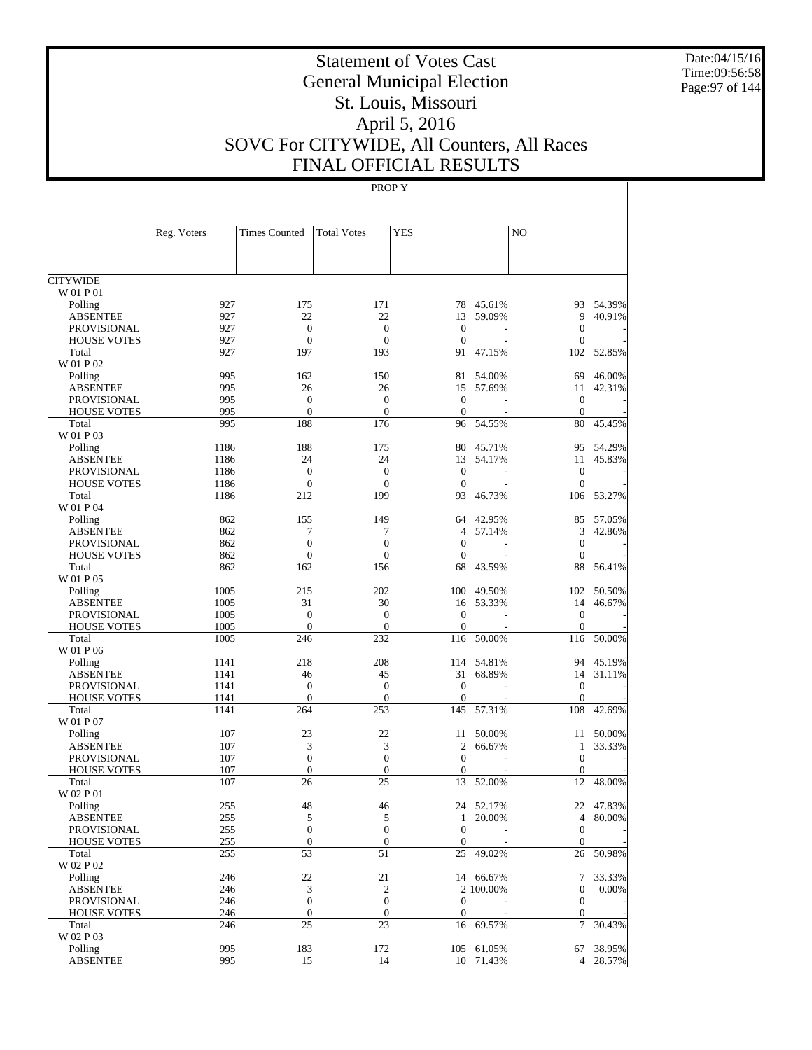# Statement of Votes Cast
# General Municipal Election
# St. Louis, Missouri
# April 5, 2016
# SOVC For CITYWIDE, All Counters, All Races
# FINAL OFFICIAL RESULTS

Date:04/15/16
Time:09:56:58

PROP Y

| | Reg. Voters | Times Counted | Total Votes | YES | | NO | |
|---|---|---|---|---|---|---|---|
| CITYWIDE | | | | | | | |
| W 01 P 01 | | | | | | | |
| Polling | 927 | 175 | 171 | 78 | 45.61% | 93 | 54.39% |
| ABSENTEE | 927 | 22 | 22 | 13 | 59.09% | 9 | 40.91% |
| PROVISIONAL | 927 | 0 | 0 | 0 | - | 0 | - |
| HOUSE VOTES | 927 | 0 | 0 | 0 | - | 0 | - |
| Total | 927 | 197 | 193 | 91 | 47.15% | 102 | 52.85% |
| W 01 P 02 | | | | | | | |
| Polling | 995 | 162 | 150 | 81 | 54.00% | 69 | 46.00% |
| ABSENTEE | 995 | 26 | 26 | 15 | 57.69% | 11 | 42.31% |
| PROVISIONAL | 995 | 0 | 0 | 0 | - | 0 | - |
| HOUSE VOTES | 995 | 0 | 0 | 0 | - | 0 | - |
| Total | 995 | 188 | 176 | 96 | 54.55% | 80 | 45.45% |
| W 01 P 03 | | | | | | | |
| Polling | 1186 | 188 | 175 | 80 | 45.71% | 95 | 54.29% |
| ABSENTEE | 1186 | 24 | 24 | 13 | 54.17% | 11 | 45.83% |
| PROVISIONAL | 1186 | 0 | 0 | 0 | - | 0 | - |
| HOUSE VOTES | 1186 | 0 | 0 | 0 | - | 0 | - |
| Total | 1186 | 212 | 199 | 93 | 46.73% | 106 | 53.27% |
| W 01 P 04 | | | | | | | |
| Polling | 862 | 155 | 149 | 64 | 42.95% | 85 | 57.05% |
| ABSENTEE | 862 | 7 | 7 | 4 | 57.14% | 3 | 42.86% |
| PROVISIONAL | 862 | 0 | 0 | 0 | - | 0 | - |
| HOUSE VOTES | 862 | 0 | 0 | 0 | - | 0 | - |
| Total | 862 | 162 | 156 | 68 | 43.59% | 88 | 56.41% |
| W 01 P 05 | | | | | | | |
| Polling | 1005 | 215 | 202 | 100 | 49.50% | 102 | 50.50% |
| ABSENTEE | 1005 | 31 | 30 | 16 | 53.33% | 14 | 46.67% |
| PROVISIONAL | 1005 | 0 | 0 | 0 | - | 0 | - |
| HOUSE VOTES | 1005 | 0 | 0 | 0 | - | 0 | - |
| Total | 1005 | 246 | 232 | 116 | 50.00% | 116 | 50.00% |
| W 01 P 06 | | | | | | | |
| Polling | 1141 | 218 | 208 | 114 | 54.81% | 94 | 45.19% |
| ABSENTEE | 1141 | 46 | 45 | 31 | 68.89% | 14 | 31.11% |
| PROVISIONAL | 1141 | 0 | 0 | 0 | - | 0 | - |
| HOUSE VOTES | 1141 | 0 | 0 | 0 | - | 0 | - |
| Total | 1141 | 264 | 253 | 145 | 57.31% | 108 | 42.69% |
| W 01 P 07 | | | | | | | |
| Polling | 107 | 23 | 22 | 11 | 50.00% | 11 | 50.00% |
| ABSENTEE | 107 | 3 | 3 | 2 | 66.67% | 1 | 33.33% |
| PROVISIONAL | 107 | 0 | 0 | 0 | - | 0 | - |
| HOUSE VOTES | 107 | 0 | 0 | 0 | - | 0 | - |
| Total | 107 | 26 | 25 | 13 | 52.00% | 12 | 48.00% |
| W 02 P 01 | | | | | | | |
| Polling | 255 | 48 | 46 | 24 | 52.17% | 22 | 47.83% |
| ABSENTEE | 255 | 5 | 5 | 1 | 20.00% | 4 | 80.00% |
| PROVISIONAL | 255 | 0 | 0 | 0 | - | 0 | - |
| HOUSE VOTES | 255 | 0 | 0 | 0 | - | 0 | - |
| Total | 255 | 53 | 51 | 25 | 49.02% | 26 | 50.98% |
| W 02 P 02 | | | | | | | |
| Polling | 246 | 22 | 21 | 14 | 66.67% | 7 | 33.33% |
| ABSENTEE | 246 | 3 | 2 | 2 | 100.00% | 0 | 0.00% |
| PROVISIONAL | 246 | 0 | 0 | 0 | - | 0 | - |
| HOUSE VOTES | 246 | 0 | 0 | 0 | - | 0 | - |
| Total | 246 | 25 | 23 | 16 | 69.57% | 7 | 30.43% |
| W 02 P 03 | | | | | | | |
| Polling | 995 | 183 | 172 | 105 | 61.05% | 67 | 38.95% |
| ABSENTEE | 995 | 15 | 14 | 10 | 71.43% | 4 | 28.57% |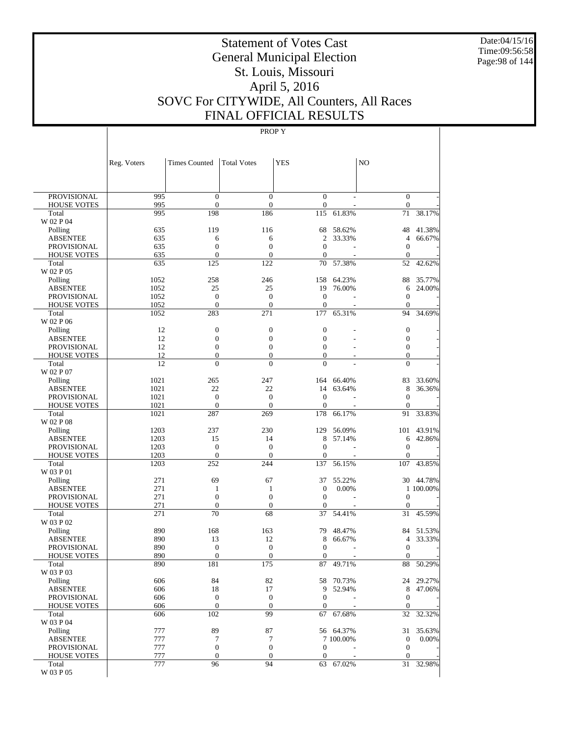# Statement of Votes Cast
## General Municipal Election
## St. Louis, Missouri
## April 5, 2016
## SOVC For CITYWIDE, All Counters, All Races
## FINAL OFFICIAL RESULTS

Date:04/15/16
Time:09:56:58

PROP Y

| | Reg. Voters | Times Counted | Total Votes | YES | | NO | |
|---|---|---|---|---|---|---|---|
| PROVISIONAL | 995 | 0 | 0 | 0 | - | 0 | - |
| HOUSE VOTES | 995 | 0 | 0 | 0 | - | 0 | - |
| Total | 995 | 198 | 186 | 115 | 61.83% | 71 | 38.17% |
| W 02 P 04 | | | | | | | |
| Polling | 635 | 119 | 116 | 68 | 58.62% | 48 | 41.38% |
| ABSENTEE | 635 | 6 | 6 | 2 | 33.33% | 4 | 66.67% |
| PROVISIONAL | 635 | 0 | 0 | 0 | - | 0 | - |
| HOUSE VOTES | 635 | 0 | 0 | 0 | - | 0 | - |
| Total | 635 | 125 | 122 | 70 | 57.38% | 52 | 42.62% |
| W 02 P 05 | | | | | | | |
| Polling | 1052 | 258 | 246 | 158 | 64.23% | 88 | 35.77% |
| ABSENTEE | 1052 | 25 | 25 | 19 | 76.00% | 6 | 24.00% |
| PROVISIONAL | 1052 | 0 | 0 | 0 | - | 0 | - |
| HOUSE VOTES | 1052 | 0 | 0 | 0 | - | 0 | - |
| Total | 1052 | 283 | 271 | 177 | 65.31% | 94 | 34.69% |
| W 02 P 06 | | | | | | | |
| Polling | 12 | 0 | 0 | 0 | - | 0 | - |
| ABSENTEE | 12 | 0 | 0 | 0 | - | 0 | - |
| PROVISIONAL | 12 | 0 | 0 | 0 | - | 0 | - |
| HOUSE VOTES | 12 | 0 | 0 | 0 | - | 0 | - |
| Total | 12 | 0 | 0 | 0 | - | 0 | - |
| W 02 P 07 | | | | | | | |
| Polling | 1021 | 265 | 247 | 164 | 66.40% | 83 | 33.60% |
| ABSENTEE | 1021 | 22 | 22 | 14 | 63.64% | 8 | 36.36% |
| PROVISIONAL | 1021 | 0 | 0 | 0 | - | 0 | - |
| HOUSE VOTES | 1021 | 0 | 0 | 0 | - | 0 | - |
| Total | 1021 | 287 | 269 | 178 | 66.17% | 91 | 33.83% |
| W 02 P 08 | | | | | | | |
| Polling | 1203 | 237 | 230 | 129 | 56.09% | 101 | 43.91% |
| ABSENTEE | 1203 | 15 | 14 | 8 | 57.14% | 6 | 42.86% |
| PROVISIONAL | 1203 | 0 | 0 | 0 | - | 0 | - |
| HOUSE VOTES | 1203 | 0 | 0 | 0 | - | 0 | - |
| Total | 1203 | 252 | 244 | 137 | 56.15% | 107 | 43.85% |
| W 03 P 01 | | | | | | | |
| Polling | 271 | 69 | 67 | 37 | 55.22% | 30 | 44.78% |
| ABSENTEE | 271 | 1 | 1 | 0 | 0.00% | 1 | 100.00% |
| PROVISIONAL | 271 | 0 | 0 | 0 | - | 0 | - |
| HOUSE VOTES | 271 | 0 | 0 | 0 | - | 0 | - |
| Total | 271 | 70 | 68 | 37 | 54.41% | 31 | 45.59% |
| W 03 P 02 | | | | | | | |
| Polling | 890 | 168 | 163 | 79 | 48.47% | 84 | 51.53% |
| ABSENTEE | 890 | 13 | 12 | 8 | 66.67% | 4 | 33.33% |
| PROVISIONAL | 890 | 0 | 0 | 0 | - | 0 | - |
| HOUSE VOTES | 890 | 0 | 0 | 0 | - | 0 | - |
| Total | 890 | 181 | 175 | 87 | 49.71% | 88 | 50.29% |
| W 03 P 03 | | | | | | | |
| Polling | 606 | 84 | 82 | 58 | 70.73% | 24 | 29.27% |
| ABSENTEE | 606 | 18 | 17 | 9 | 52.94% | 8 | 47.06% |
| PROVISIONAL | 606 | 0 | 0 | 0 | - | 0 | - |
| HOUSE VOTES | 606 | 0 | 0 | 0 | - | 0 | - |
| Total | 606 | 102 | 99 | 67 | 67.68% | 32 | 32.32% |
| W 03 P 04 | | | | | | | |
| Polling | 777 | 89 | 87 | 56 | 64.37% | 31 | 35.63% |
| ABSENTEE | 777 | 7 | 7 | 7 | 100.00% | 0 | 0.00% |
| PROVISIONAL | 777 | 0 | 0 | 0 | - | 0 | - |
| HOUSE VOTES | 777 | 0 | 0 | 0 | - | 0 | - |
| Total | 777 | 96 | 94 | 63 | 67.02% | 31 | 32.98% |
| W 03 P 05 | | | | | | | |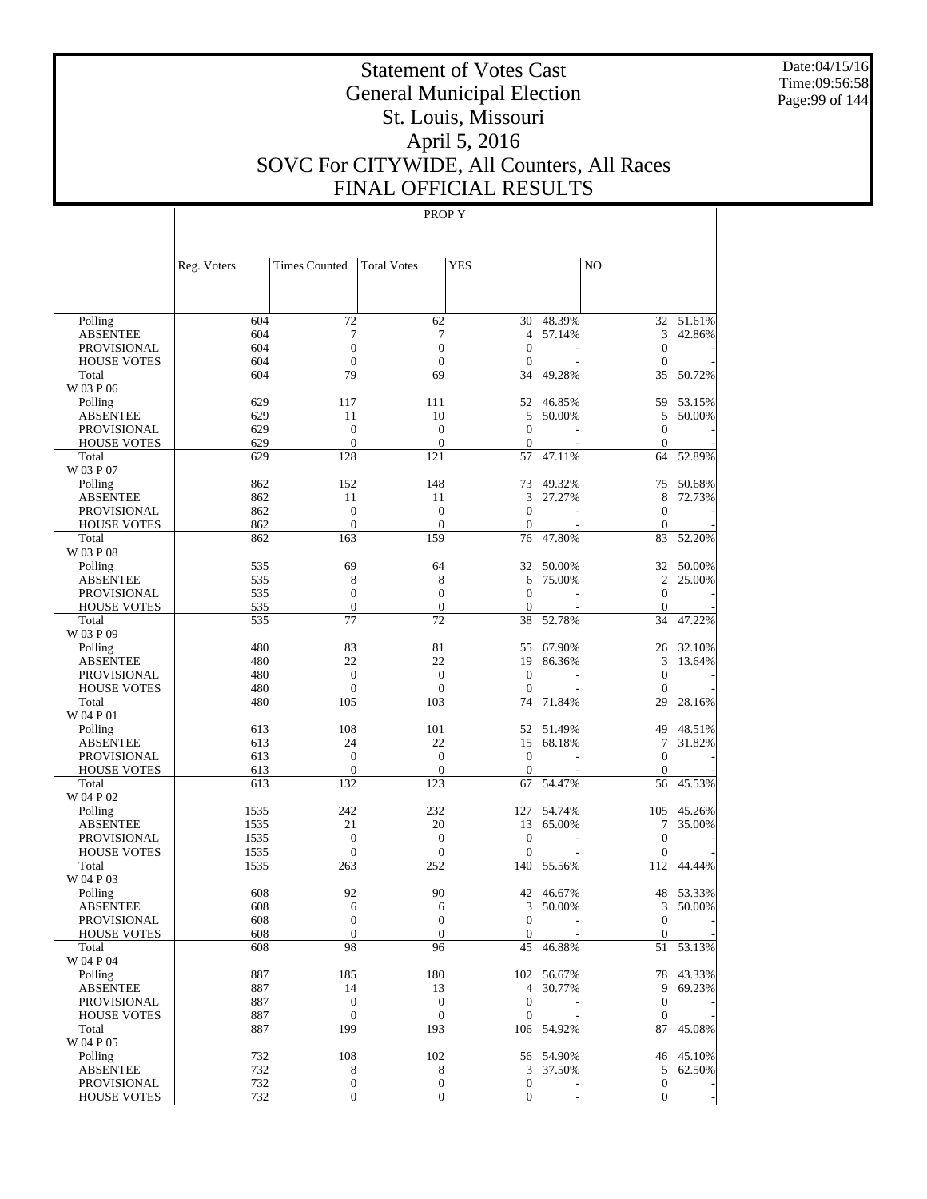# Statement of Votes Cast
# General Municipal Election
# St. Louis, Missouri
# April 5, 2016
# SOVC For CITYWIDE, All Counters, All Races
# FINAL OFFICIAL RESULTS

Date:04/15/16
Time:09:56:58

PROP Y

| | Reg. Voters | Times Counted | Total Votes | YES | | NO | |
|---|---|---|---|---|---|---|---|
| Polling | 604 | 72 | 62 | 30 | 48.39% | 32 | 51.61% |
| ABSENTEE | 604 | 7 | 7 | 4 | 57.14% | 3 | 42.86% |
| PROVISIONAL | 604 | 0 | 0 | 0 | - | 0 | - |
| HOUSE VOTES | 604 | 0 | 0 | 0 | - | 0 | - |
| Total | 604 | 79 | 69 | 34 | 49.28% | 35 | 50.72% |
| W 03 P 06 | | | | | | | |
| Polling | 629 | 117 | 111 | 52 | 46.85% | 59 | 53.15% |
| ABSENTEE | 629 | 11 | 10 | 5 | 50.00% | 5 | 50.00% |
| PROVISIONAL | 629 | 0 | 0 | 0 | - | 0 | - |
| HOUSE VOTES | 629 | 0 | 0 | 0 | - | 0 | - |
| Total | 629 | 128 | 121 | 57 | 47.11% | 64 | 52.89% |
| W 03 P 07 | | | | | | | |
| Polling | 862 | 152 | 148 | 73 | 49.32% | 75 | 50.68% |
| ABSENTEE | 862 | 11 | 11 | 3 | 27.27% | 8 | 72.73% |
| PROVISIONAL | 862 | 0 | 0 | 0 | - | 0 | - |
| HOUSE VOTES | 862 | 0 | 0 | 0 | - | 0 | - |
| Total | 862 | 163 | 159 | 76 | 47.80% | 83 | 52.20% |
| W 03 P 08 | | | | | | | |
| Polling | 535 | 69 | 64 | 32 | 50.00% | 32 | 50.00% |
| ABSENTEE | 535 | 8 | 8 | 6 | 75.00% | 2 | 25.00% |
| PROVISIONAL | 535 | 0 | 0 | 0 | - | 0 | - |
| HOUSE VOTES | 535 | 0 | 0 | 0 | - | 0 | - |
| Total | 535 | 77 | 72 | 38 | 52.78% | 34 | 47.22% |
| W 03 P 09 | | | | | | | |
| Polling | 480 | 83 | 81 | 55 | 67.90% | 26 | 32.10% |
| ABSENTEE | 480 | 22 | 22 | 19 | 86.36% | 3 | 13.64% |
| PROVISIONAL | 480 | 0 | 0 | 0 | - | 0 | - |
| HOUSE VOTES | 480 | 0 | 0 | 0 | - | 0 | - |
| Total | 480 | 105 | 103 | 74 | 71.84% | 29 | 28.16% |
| W 04 P 01 | | | | | | | |
| Polling | 613 | 108 | 101 | 52 | 51.49% | 49 | 48.51% |
| ABSENTEE | 613 | 24 | 22 | 15 | 68.18% | 7 | 31.82% |
| PROVISIONAL | 613 | 0 | 0 | 0 | - | 0 | - |
| HOUSE VOTES | 613 | 0 | 0 | 0 | - | 0 | - |
| Total | 613 | 132 | 123 | 67 | 54.47% | 56 | 45.53% |
| W 04 P 02 | | | | | | | |
| Polling | 1535 | 242 | 232 | 127 | 54.74% | 105 | 45.26% |
| ABSENTEE | 1535 | 21 | 20 | 13 | 65.00% | 7 | 35.00% |
| PROVISIONAL | 1535 | 0 | 0 | 0 | - | 0 | - |
| HOUSE VOTES | 1535 | 0 | 0 | 0 | - | 0 | - |
| Total | 1535 | 263 | 252 | 140 | 55.56% | 112 | 44.44% |
| W 04 P 03 | | | | | | | |
| Polling | 608 | 92 | 90 | 42 | 46.67% | 48 | 53.33% |
| ABSENTEE | 608 | 6 | 6 | 3 | 50.00% | 3 | 50.00% |
| PROVISIONAL | 608 | 0 | 0 | 0 | - | 0 | - |
| HOUSE VOTES | 608 | 0 | 0 | 0 | - | 0 | - |
| Total | 608 | 98 | 96 | 45 | 46.88% | 51 | 53.13% |
| W 04 P 04 | | | | | | | |
| Polling | 887 | 185 | 180 | 102 | 56.67% | 78 | 43.33% |
| ABSENTEE | 887 | 14 | 13 | 4 | 30.77% | 9 | 69.23% |
| PROVISIONAL | 887 | 0 | 0 | 0 | - | 0 | - |
| HOUSE VOTES | 887 | 0 | 0 | 0 | - | 0 | - |
| Total | 887 | 199 | 193 | 106 | 54.92% | 87 | 45.08% |
| W 04 P 05 | | | | | | | |
| Polling | 732 | 108 | 102 | 56 | 54.90% | 46 | 45.10% |
| ABSENTEE | 732 | 8 | 8 | 3 | 37.50% | 5 | 62.50% |
| PROVISIONAL | 732 | 0 | 0 | 0 | - | 0 | - |
| HOUSE VOTES | 732 | 0 | 0 | 0 | - | 0 | - |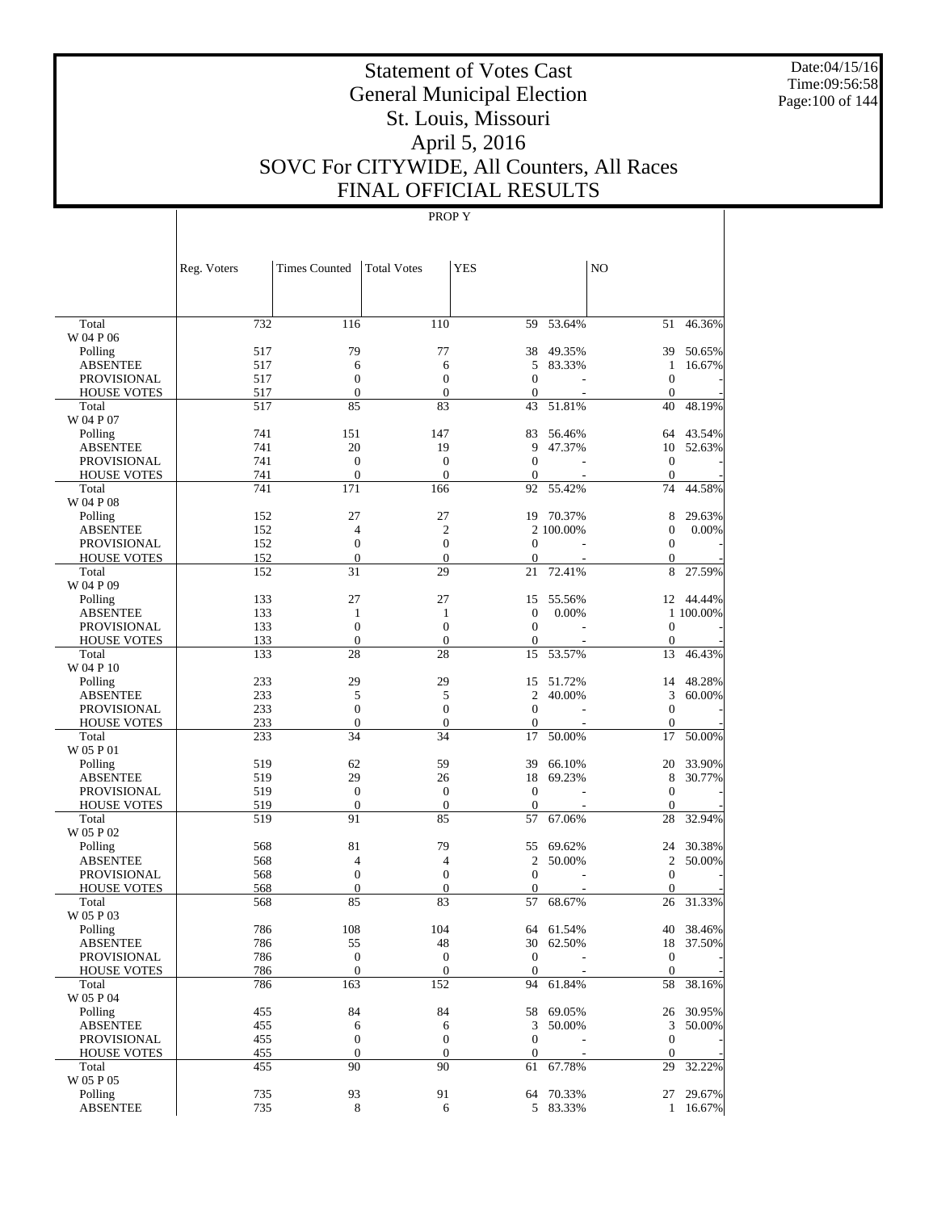# Statement of Votes Cast
# General Municipal Election
# St. Louis, Missouri
# April 5, 2016
# SOVC For CITYWIDE, All Counters, All Races
# FINAL OFFICIAL RESULTS

PROP Y

| | Reg. Voters | Times Counted | Total Votes | YES | | NO | |
|---|---|---|---|---|---|---|---|
| Total | 732 | 116 | 110 | 59 | 53.64% | 51 | 46.36% |
| W 04 P 06 | | | | | | | |
| Polling | 517 | 79 | 77 | 38 | 49.35% | 39 | 50.65% |
| ABSENTEE | 517 | 6 | 6 | 5 | 83.33% | 1 | 16.67% |
| PROVISIONAL | 517 | 0 | 0 | 0 | - | 0 | - |
| HOUSE VOTES | 517 | 0 | 0 | 0 | - | 0 | - |
| Total | 517 | 85 | 83 | 43 | 51.81% | 40 | 48.19% |
| W 04 P 07 | | | | | | | |
| Polling | 741 | 151 | 147 | 83 | 56.46% | 64 | 43.54% |
| ABSENTEE | 741 | 20 | 19 | 9 | 47.37% | 10 | 52.63% |
| PROVISIONAL | 741 | 0 | 0 | 0 | - | 0 | - |
| HOUSE VOTES | 741 | 0 | 0 | 0 | - | 0 | - |
| Total | 741 | 171 | 166 | 92 | 55.42% | 74 | 44.58% |
| W 04 P 08 | | | | | | | |
| Polling | 152 | 27 | 27 | 19 | 70.37% | 8 | 29.63% |
| ABSENTEE | 152 | 4 | 2 | 2 | 100.00% | 0 | 0.00% |
| PROVISIONAL | 152 | 0 | 0 | 0 | - | 0 | - |
| HOUSE VOTES | 152 | 0 | 0 | 0 | - | 0 | - |
| Total | 152 | 31 | 29 | 21 | 72.41% | 8 | 27.59% |
| W 04 P 09 | | | | | | | |
| Polling | 133 | 27 | 27 | 15 | 55.56% | 12 | 44.44% |
| ABSENTEE | 133 | 1 | 1 | 0 | 0.00% | 1 | 100.00% |
| PROVISIONAL | 133 | 0 | 0 | 0 | - | 0 | - |
| HOUSE VOTES | 133 | 0 | 0 | 0 | - | 0 | - |
| Total | 133 | 28 | 28 | 15 | 53.57% | 13 | 46.43% |
| W 04 P 10 | | | | | | | |
| Polling | 233 | 29 | 29 | 15 | 51.72% | 14 | 48.28% |
| ABSENTEE | 233 | 5 | 5 | 2 | 40.00% | 3 | 60.00% |
| PROVISIONAL | 233 | 0 | 0 | 0 | - | 0 | - |
| HOUSE VOTES | 233 | 0 | 0 | 0 | - | 0 | - |
| Total | 233 | 34 | 34 | 17 | 50.00% | 17 | 50.00% |
| W 05 P 01 | | | | | | | |
| Polling | 519 | 62 | 59 | 39 | 66.10% | 20 | 33.90% |
| ABSENTEE | 519 | 29 | 26 | 18 | 69.23% | 8 | 30.77% |
| PROVISIONAL | 519 | 0 | 0 | 0 | - | 0 | - |
| HOUSE VOTES | 519 | 0 | 0 | 0 | - | 0 | - |
| Total | 519 | 91 | 85 | 57 | 67.06% | 28 | 32.94% |
| W 05 P 02 | | | | | | | |
| Polling | 568 | 81 | 79 | 55 | 69.62% | 24 | 30.38% |
| ABSENTEE | 568 | 4 | 4 | 2 | 50.00% | 2 | 50.00% |
| PROVISIONAL | 568 | 0 | 0 | 0 | - | 0 | - |
| HOUSE VOTES | 568 | 0 | 0 | 0 | - | 0 | - |
| Total | 568 | 85 | 83 | 57 | 68.67% | 26 | 31.33% |
| W 05 P 03 | | | | | | | |
| Polling | 786 | 108 | 104 | 64 | 61.54% | 40 | 38.46% |
| ABSENTEE | 786 | 55 | 48 | 30 | 62.50% | 18 | 37.50% |
| PROVISIONAL | 786 | 0 | 0 | 0 | - | 0 | - |
| HOUSE VOTES | 786 | 0 | 0 | 0 | - | 0 | - |
| Total | 786 | 163 | 152 | 94 | 61.84% | 58 | 38.16% |
| W 05 P 04 | | | | | | | |
| Polling | 455 | 84 | 84 | 58 | 69.05% | 26 | 30.95% |
| ABSENTEE | 455 | 6 | 6 | 3 | 50.00% | 3 | 50.00% |
| PROVISIONAL | 455 | 0 | 0 | 0 | - | 0 | - |
| HOUSE VOTES | 455 | 0 | 0 | 0 | - | 0 | - |
| Total | 455 | 90 | 90 | 61 | 67.78% | 29 | 32.22% |
| W 05 P 05 | | | | | | | |
| Polling | 735 | 93 | 91 | 64 | 70.33% | 27 | 29.67% |
| ABSENTEE | 735 | 8 | 6 | 5 | 83.33% | 1 | 16.67% |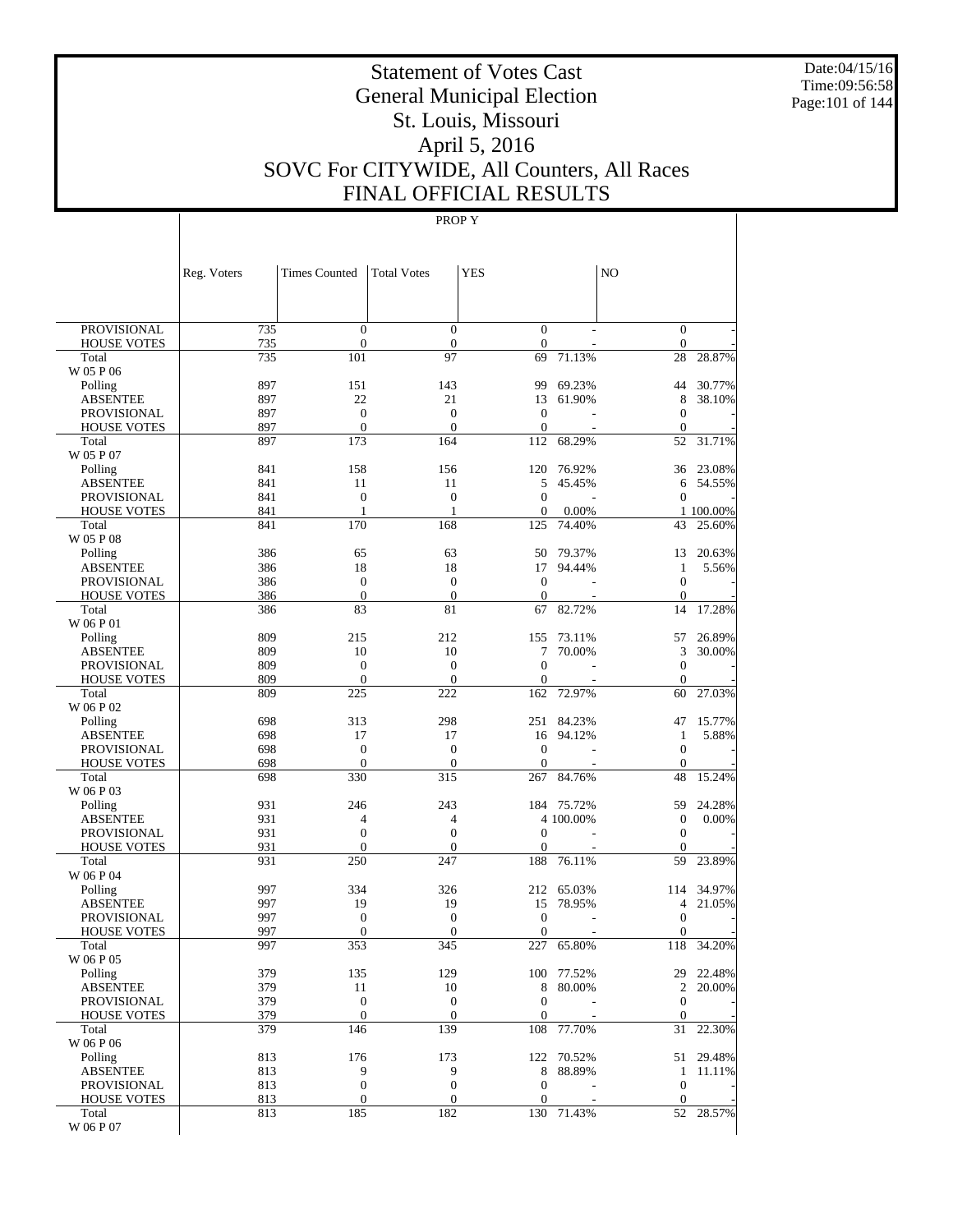# Statement of Votes Cast
# General Municipal Election
# St. Louis, Missouri
# April 5, 2016
# SOVC For CITYWIDE, All Counters, All Races
# FINAL OFFICIAL RESULTS

Date:04/15/16
Time:09:56:58

PROP Y

| | Reg. Voters | Times Counted | Total Votes | YES | | NO | |
|---|---|---|---|---|---|---|---|
| PROVISIONAL | 735 | 0 | 0 | 0 | - | 0 | - |
| HOUSE VOTES | 735 | 0 | 0 | 0 | - | 0 | - |
| Total | 735 | 101 | 97 | 69 | 71.13% | 28 | 28.87% |
| W 05 P 06 | | | | | | | |
| Polling | 897 | 151 | 143 | 99 | 69.23% | 44 | 30.77% |
| ABSENTEE | 897 | 22 | 21 | 13 | 61.90% | 8 | 38.10% |
| PROVISIONAL | 897 | 0 | 0 | 0 | - | 0 | - |
| HOUSE VOTES | 897 | 0 | 0 | 0 | - | 0 | - |
| Total | 897 | 173 | 164 | 112 | 68.29% | 52 | 31.71% |
| W 05 P 07 | | | | | | | |
| Polling | 841 | 158 | 156 | 120 | 76.92% | 36 | 23.08% |
| ABSENTEE | 841 | 11 | 11 | 5 | 45.45% | 6 | 54.55% |
| PROVISIONAL | 841 | 0 | 0 | 0 | - | 0 | - |
| HOUSE VOTES | 841 | 1 | 1 | 0 | 0.00% | 1 | 100.00% |
| Total | 841 | 170 | 168 | 125 | 74.40% | 43 | 25.60% |
| W 05 P 08 | | | | | | | |
| Polling | 386 | 65 | 63 | 50 | 79.37% | 13 | 20.63% |
| ABSENTEE | 386 | 18 | 18 | 17 | 94.44% | 1 | 5.56% |
| PROVISIONAL | 386 | 0 | 0 | 0 | - | 0 | - |
| HOUSE VOTES | 386 | 0 | 0 | 0 | - | 0 | - |
| Total | 386 | 83 | 81 | 67 | 82.72% | 14 | 17.28% |
| W 06 P 01 | | | | | | | |
| Polling | 809 | 215 | 212 | 155 | 73.11% | 57 | 26.89% |
| ABSENTEE | 809 | 10 | 10 | 7 | 70.00% | 3 | 30.00% |
| PROVISIONAL | 809 | 0 | 0 | 0 | - | 0 | - |
| HOUSE VOTES | 809 | 0 | 0 | 0 | - | 0 | - |
| Total | 809 | 225 | 222 | 162 | 72.97% | 60 | 27.03% |
| W 06 P 02 | | | | | | | |
| Polling | 698 | 313 | 298 | 251 | 84.23% | 47 | 15.77% |
| ABSENTEE | 698 | 17 | 17 | 16 | 94.12% | 1 | 5.88% |
| PROVISIONAL | 698 | 0 | 0 | 0 | - | 0 | - |
| HOUSE VOTES | 698 | 0 | 0 | 0 | - | 0 | - |
| Total | 698 | 330 | 315 | 267 | 84.76% | 48 | 15.24% |
| W 06 P 03 | | | | | | | |
| Polling | 931 | 246 | 243 | 184 | 75.72% | 59 | 24.28% |
| ABSENTEE | 931 | 4 | 4 | 4 | 100.00% | 0 | 0.00% |
| PROVISIONAL | 931 | 0 | 0 | 0 | - | 0 | - |
| HOUSE VOTES | 931 | 0 | 0 | 0 | - | 0 | - |
| Total | 931 | 250 | 247 | 188 | 76.11% | 59 | 23.89% |
| W 06 P 04 | | | | | | | |
| Polling | 997 | 334 | 326 | 212 | 65.03% | 114 | 34.97% |
| ABSENTEE | 997 | 19 | 19 | 15 | 78.95% | 4 | 21.05% |
| PROVISIONAL | 997 | 0 | 0 | 0 | - | 0 | - |
| HOUSE VOTES | 997 | 0 | 0 | 0 | - | 0 | - |
| Total | 997 | 353 | 345 | 227 | 65.80% | 118 | 34.20% |
| W 06 P 05 | | | | | | | |
| Polling | 379 | 135 | 129 | 100 | 77.52% | 29 | 22.48% |
| ABSENTEE | 379 | 11 | 10 | 8 | 80.00% | 2 | 20.00% |
| PROVISIONAL | 379 | 0 | 0 | 0 | - | 0 | - |
| HOUSE VOTES | 379 | 0 | 0 | 0 | - | 0 | - |
| Total | 379 | 146 | 139 | 108 | 77.70% | 31 | 22.30% |
| W 06 P 06 | | | | | | | |
| Polling | 813 | 176 | 173 | 122 | 70.52% | 51 | 29.48% |
| ABSENTEE | 813 | 9 | 9 | 8 | 88.89% | 1 | 11.11% |
| PROVISIONAL | 813 | 0 | 0 | 0 | - | 0 | - |
| HOUSE VOTES | 813 | 0 | 0 | 0 | - | 0 | - |
| Total | 813 | 185 | 182 | 130 | 71.43% | 52 | 28.57% |
| W 06 P 07 | | | | | | | |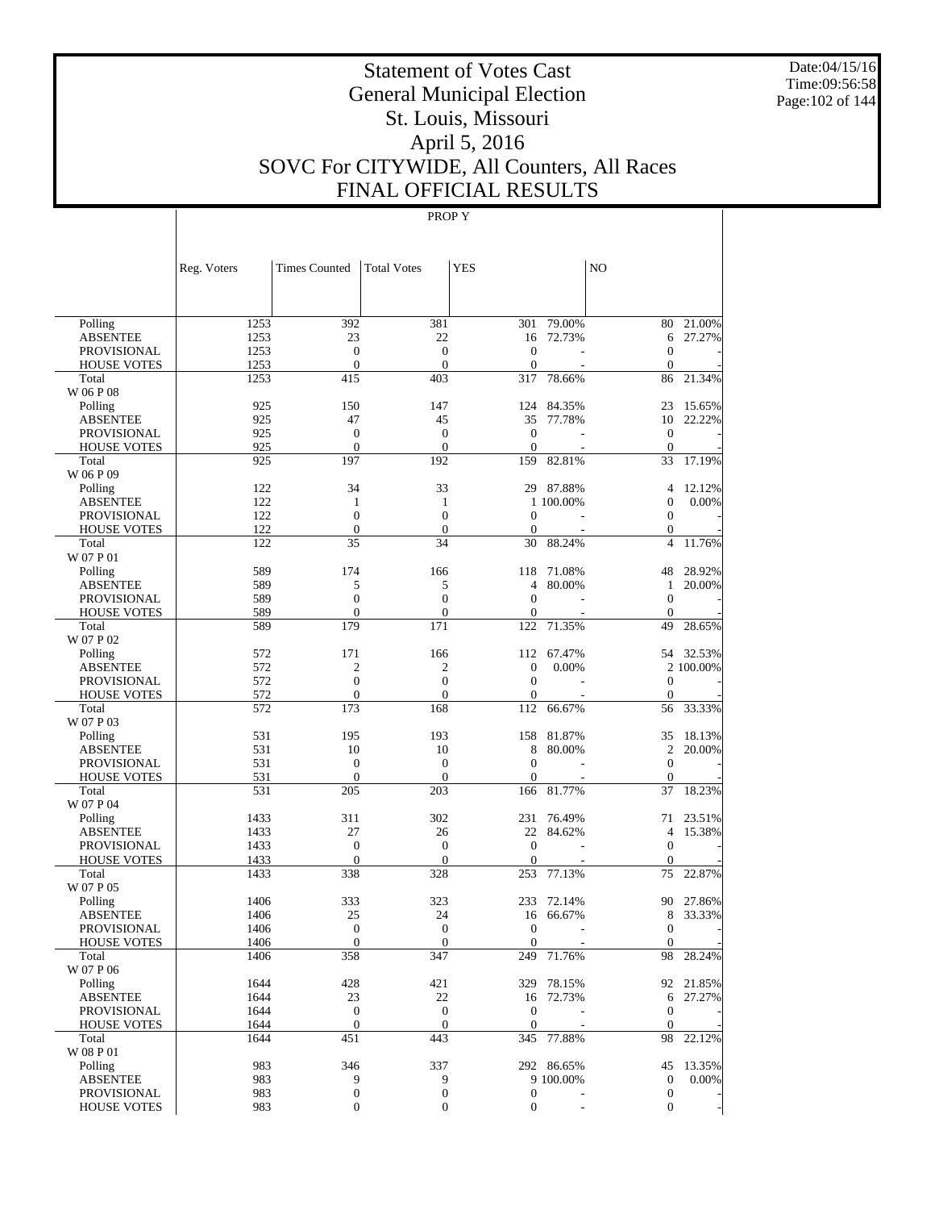# Statement of Votes Cast
# General Municipal Election
# St. Louis, Missouri
# April 5, 2016
# SOVC For CITYWIDE, All Counters, All Races
# FINAL OFFICIAL RESULTS

Date:04/15/16
Time:09:56:58

PROP Y

| | Reg. Voters | Times Counted | Total Votes | YES | | NO | |
|---|---|---|---|---|---|---|---|
| Polling | 1253 | 392 | 381 | 301 | 79.00% | 80 | 21.00% |
| ABSENTEE | 1253 | 23 | 22 | 16 | 72.73% | 6 | 27.27% |
| PROVISIONAL | 1253 | 0 | 0 | 0 | - | 0 | - |
| HOUSE VOTES | 1253 | 0 | 0 | 0 | - | 0 | - |
| Total | 1253 | 415 | 403 | 317 | 78.66% | 86 | 21.34% |
| W 06 P 08 | | | | | | | |
| Polling | 925 | 150 | 147 | 124 | 84.35% | 23 | 15.65% |
| ABSENTEE | 925 | 47 | 45 | 35 | 77.78% | 10 | 22.22% |
| PROVISIONAL | 925 | 0 | 0 | 0 | - | 0 | - |
| HOUSE VOTES | 925 | 0 | 0 | 0 | - | 0 | - |
| Total | 925 | 197 | 192 | 159 | 82.81% | 33 | 17.19% |
| W 06 P 09 | | | | | | | |
| Polling | 122 | 34 | 33 | 29 | 87.88% | 4 | 12.12% |
| ABSENTEE | 122 | 1 | 1 | 1 | 100.00% | 0 | 0.00% |
| PROVISIONAL | 122 | 0 | 0 | 0 | - | 0 | - |
| HOUSE VOTES | 122 | 0 | 0 | 0 | - | 0 | - |
| Total | 122 | 35 | 34 | 30 | 88.24% | 4 | 11.76% |
| W 07 P 01 | | | | | | | |
| Polling | 589 | 174 | 166 | 118 | 71.08% | 48 | 28.92% |
| ABSENTEE | 589 | 5 | 5 | 4 | 80.00% | 1 | 20.00% |
| PROVISIONAL | 589 | 0 | 0 | 0 | - | 0 | - |
| HOUSE VOTES | 589 | 0 | 0 | 0 | - | 0 | - |
| Total | 589 | 179 | 171 | 122 | 71.35% | 49 | 28.65% |
| W 07 P 02 | | | | | | | |
| Polling | 572 | 171 | 166 | 112 | 67.47% | 54 | 32.53% |
| ABSENTEE | 572 | 2 | 2 | 0 | 0.00% | 2 | 100.00% |
| PROVISIONAL | 572 | 0 | 0 | 0 | - | 0 | - |
| HOUSE VOTES | 572 | 0 | 0 | 0 | - | 0 | - |
| Total | 572 | 173 | 168 | 112 | 66.67% | 56 | 33.33% |
| W 07 P 03 | | | | | | | |
| Polling | 531 | 195 | 193 | 158 | 81.87% | 35 | 18.13% |
| ABSENTEE | 531 | 10 | 10 | 8 | 80.00% | 2 | 20.00% |
| PROVISIONAL | 531 | 0 | 0 | 0 | - | 0 | - |
| HOUSE VOTES | 531 | 0 | 0 | 0 | - | 0 | - |
| Total | 531 | 205 | 203 | 166 | 81.77% | 37 | 18.23% |
| W 07 P 04 | | | | | | | |
| Polling | 1433 | 311 | 302 | 231 | 76.49% | 71 | 23.51% |
| ABSENTEE | 1433 | 27 | 26 | 22 | 84.62% | 4 | 15.38% |
| PROVISIONAL | 1433 | 0 | 0 | 0 | - | 0 | - |
| HOUSE VOTES | 1433 | 0 | 0 | 0 | - | 0 | - |
| Total | 1433 | 338 | 328 | 253 | 77.13% | 75 | 22.87% |
| W 07 P 05 | | | | | | | |
| Polling | 1406 | 333 | 323 | 233 | 72.14% | 90 | 27.86% |
| ABSENTEE | 1406 | 25 | 24 | 16 | 66.67% | 8 | 33.33% |
| PROVISIONAL | 1406 | 0 | 0 | 0 | - | 0 | - |
| HOUSE VOTES | 1406 | 0 | 0 | 0 | - | 0 | - |
| Total | 1406 | 358 | 347 | 249 | 71.76% | 98 | 28.24% |
| W 07 P 06 | | | | | | | |
| Polling | 1644 | 428 | 421 | 329 | 78.15% | 92 | 21.85% |
| ABSENTEE | 1644 | 23 | 22 | 16 | 72.73% | 6 | 27.27% |
| PROVISIONAL | 1644 | 0 | 0 | 0 | - | 0 | - |
| HOUSE VOTES | 1644 | 0 | 0 | 0 | - | 0 | - |
| Total | 1644 | 451 | 443 | 345 | 77.88% | 98 | 22.12% |
| W 08 P 01 | | | | | | | |
| Polling | 983 | 346 | 337 | 292 | 86.65% | 45 | 13.35% |
| ABSENTEE | 983 | 9 | 9 | 9 | 100.00% | 0 | 0.00% |
| PROVISIONAL | 983 | 0 | 0 | 0 | - | 0 | - |
| HOUSE VOTES | 983 | 0 | 0 | 0 | - | 0 | - |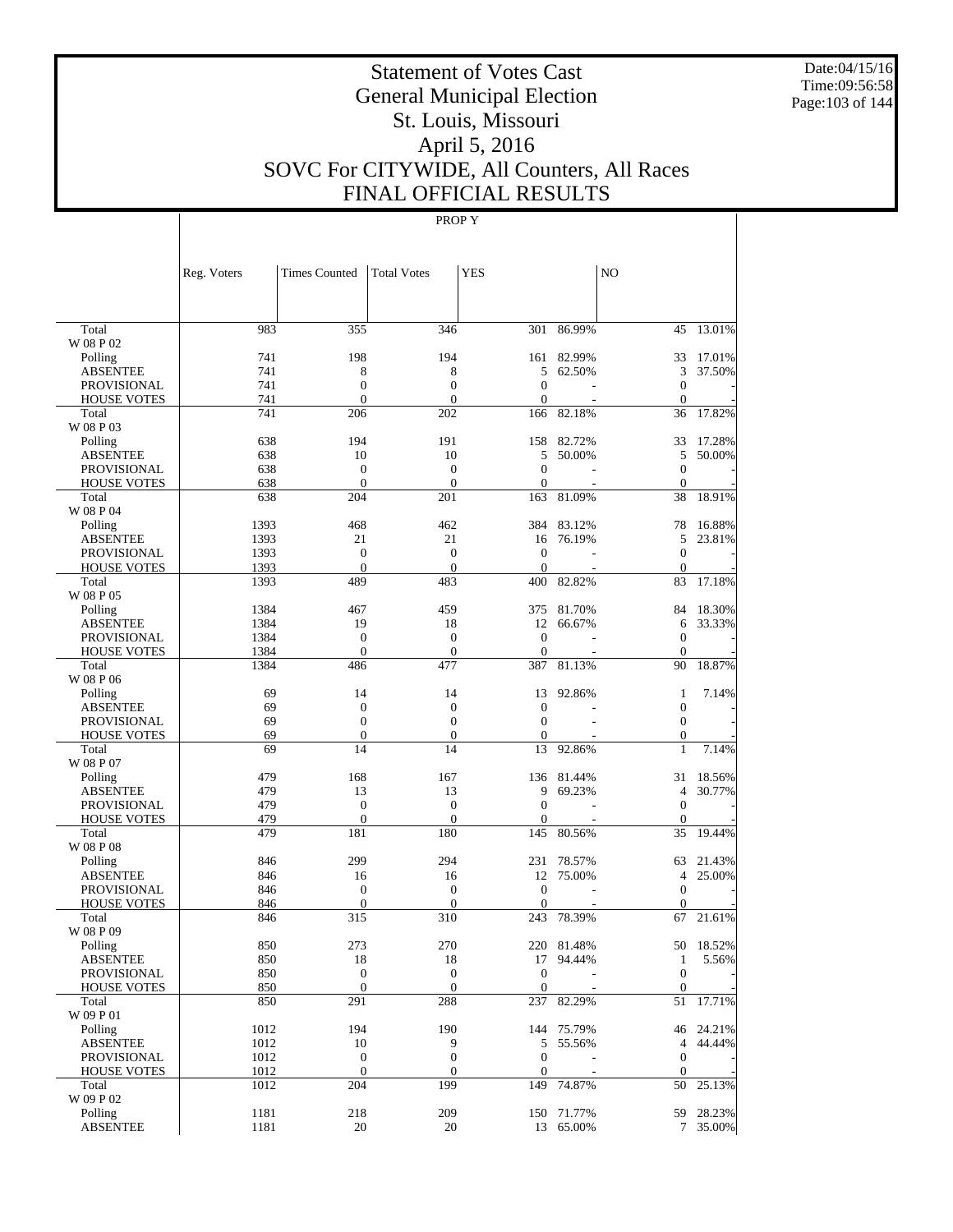# Statement of Votes Cast
## General Municipal Election
## St. Louis, Missouri
## April 5, 2016
## SOVC For CITYWIDE, All Counters, All Races
## FINAL OFFICIAL RESULTS

PROP Y

| | Reg. Voters | Times Counted | Total Votes | YES | | NO | |
|---|---|---|---|---|---|---|---|
| Total | 983 | 355 | 346 | 301 | 86.99% | 45 | 13.01% |
| W 08 P 02 | | | | | | | |
| Polling | 741 | 198 | 194 | 161 | 82.99% | 33 | 17.01% |
| ABSENTEE | 741 | 8 | 8 | 5 | 62.50% | 3 | 37.50% |
| PROVISIONAL | 741 | 0 | 0 | 0 | - | 0 | - |
| HOUSE VOTES | 741 | 0 | 0 | 0 | - | 0 | - |
| Total | 741 | 206 | 202 | 166 | 82.18% | 36 | 17.82% |
| W 08 P 03 | | | | | | | |
| Polling | 638 | 194 | 191 | 158 | 82.72% | 33 | 17.28% |
| ABSENTEE | 638 | 10 | 10 | 5 | 50.00% | 5 | 50.00% |
| PROVISIONAL | 638 | 0 | 0 | 0 | - | 0 | - |
| HOUSE VOTES | 638 | 0 | 0 | 0 | - | 0 | - |
| Total | 638 | 204 | 201 | 163 | 81.09% | 38 | 18.91% |
| W 08 P 04 | | | | | | | |
| Polling | 1393 | 468 | 462 | 384 | 83.12% | 78 | 16.88% |
| ABSENTEE | 1393 | 21 | 21 | 16 | 76.19% | 5 | 23.81% |
| PROVISIONAL | 1393 | 0 | 0 | 0 | - | 0 | - |
| HOUSE VOTES | 1393 | 0 | 0 | 0 | - | 0 | - |
| Total | 1393 | 489 | 483 | 400 | 82.82% | 83 | 17.18% |
| W 08 P 05 | | | | | | | |
| Polling | 1384 | 467 | 459 | 375 | 81.70% | 84 | 18.30% |
| ABSENTEE | 1384 | 19 | 18 | 12 | 66.67% | 6 | 33.33% |
| PROVISIONAL | 1384 | 0 | 0 | 0 | - | 0 | - |
| HOUSE VOTES | 1384 | 0 | 0 | 0 | - | 0 | - |
| Total | 1384 | 486 | 477 | 387 | 81.13% | 90 | 18.87% |
| W 08 P 06 | | | | | | | |
| Polling | 69 | 14 | 14 | 13 | 92.86% | 1 | 7.14% |
| ABSENTEE | 69 | 0 | 0 | 0 | - | 0 | - |
| PROVISIONAL | 69 | 0 | 0 | 0 | - | 0 | - |
| HOUSE VOTES | 69 | 0 | 0 | 0 | - | 0 | - |
| Total | 69 | 14 | 14 | 13 | 92.86% | 1 | 7.14% |
| W 08 P 07 | | | | | | | |
| Polling | 479 | 168 | 167 | 136 | 81.44% | 31 | 18.56% |
| ABSENTEE | 479 | 13 | 13 | 9 | 69.23% | 4 | 30.77% |
| PROVISIONAL | 479 | 0 | 0 | 0 | - | 0 | - |
| HOUSE VOTES | 479 | 0 | 0 | 0 | - | 0 | - |
| Total | 479 | 181 | 180 | 145 | 80.56% | 35 | 19.44% |
| W 08 P 08 | | | | | | | |
| Polling | 846 | 299 | 294 | 231 | 78.57% | 63 | 21.43% |
| ABSENTEE | 846 | 16 | 16 | 12 | 75.00% | 4 | 25.00% |
| PROVISIONAL | 846 | 0 | 0 | 0 | - | 0 | - |
| HOUSE VOTES | 846 | 0 | 0 | 0 | - | 0 | - |
| Total | 846 | 315 | 310 | 243 | 78.39% | 67 | 21.61% |
| W 08 P 09 | | | | | | | |
| Polling | 850 | 273 | 270 | 220 | 81.48% | 50 | 18.52% |
| ABSENTEE | 850 | 18 | 18 | 17 | 94.44% | 1 | 5.56% |
| PROVISIONAL | 850 | 0 | 0 | 0 | - | 0 | - |
| HOUSE VOTES | 850 | 0 | 0 | 0 | - | 0 | - |
| Total | 850 | 291 | 288 | 237 | 82.29% | 51 | 17.71% |
| W 09 P 01 | | | | | | | |
| Polling | 1012 | 194 | 190 | 144 | 75.79% | 46 | 24.21% |
| ABSENTEE | 1012 | 10 | 9 | 5 | 55.56% | 4 | 44.44% |
| PROVISIONAL | 1012 | 0 | 0 | 0 | - | 0 | - |
| HOUSE VOTES | 1012 | 0 | 0 | 0 | - | 0 | - |
| Total | 1012 | 204 | 199 | 149 | 74.87% | 50 | 25.13% |
| W 09 P 02 | | | | | | | |
| Polling | 1181 | 218 | 209 | 150 | 71.77% | 59 | 28.23% |
| ABSENTEE | 1181 | 20 | 20 | 13 | 65.00% | 7 | 35.00% |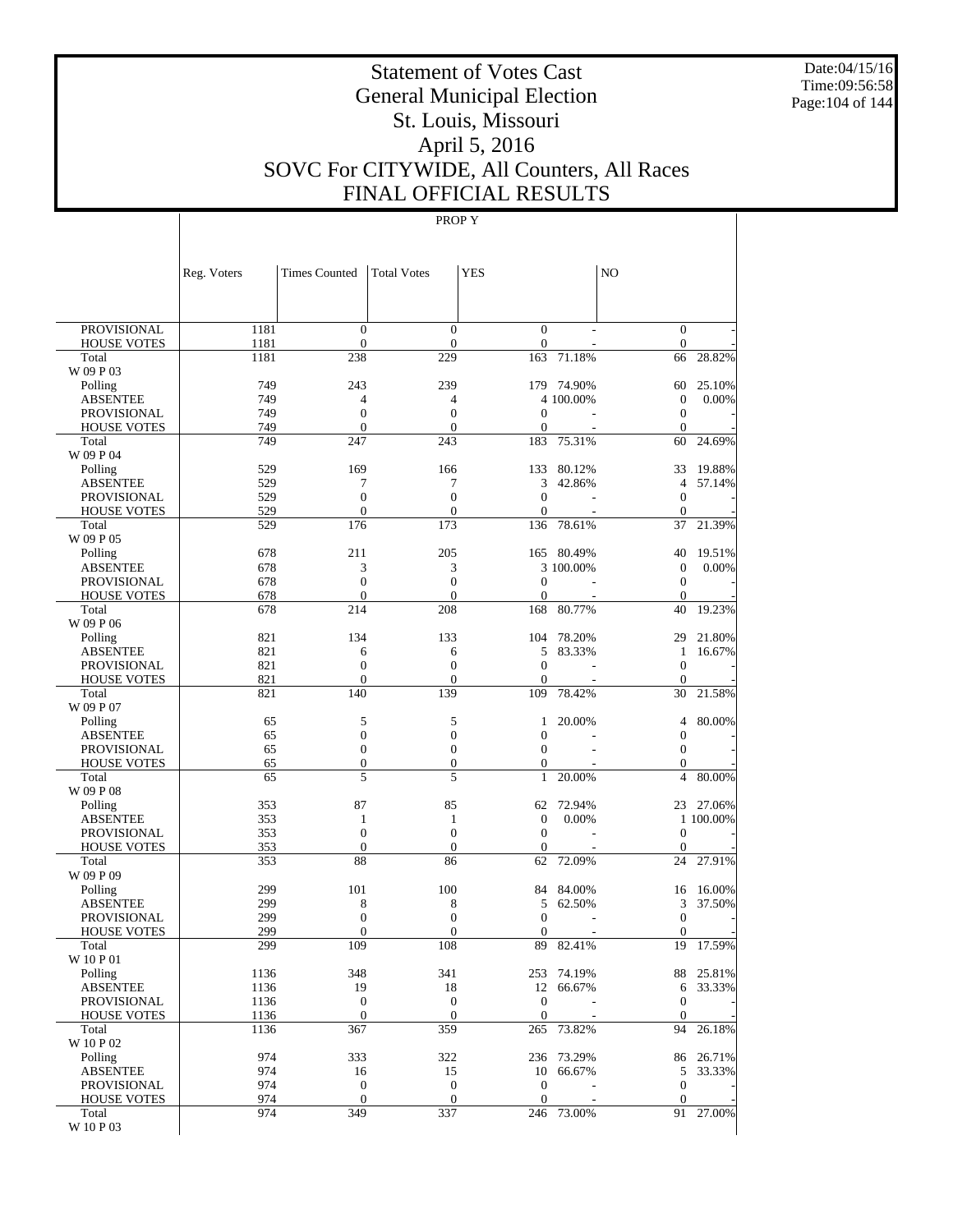# Statement of Votes Cast
# General Municipal Election
# St. Louis, Missouri
# April 5, 2016
# SOVC For CITYWIDE, All Counters, All Races
# FINAL OFFICIAL RESULTS

PROP Y

| | Reg. Voters | Times Counted | Total Votes | YES | | NO | |
|---|---|---|---|---|---|---|---|
| PROVISIONAL | 1181 | 0 | 0 | 0 | - | 0 | - |
| HOUSE VOTES | 1181 | 0 | 0 | 0 | - | 0 | - |
| Total | 1181 | 238 | 229 | 163 | 71.18% | 66 | 28.82% |
| W 09 P 03 | | | | | | | |
| Polling | 749 | 243 | 239 | 179 | 74.90% | 60 | 25.10% |
| ABSENTEE | 749 | 4 | 4 | 4 | 100.00% | 0 | 0.00% |
| PROVISIONAL | 749 | 0 | 0 | 0 | - | 0 | - |
| HOUSE VOTES | 749 | 0 | 0 | 0 | - | 0 | - |
| Total | 749 | 247 | 243 | 183 | 75.31% | 60 | 24.69% |
| W 09 P 04 | | | | | | | |
| Polling | 529 | 169 | 166 | 133 | 80.12% | 33 | 19.88% |
| ABSENTEE | 529 | 7 | 7 | 3 | 42.86% | 4 | 57.14% |
| PROVISIONAL | 529 | 0 | 0 | 0 | - | 0 | - |
| HOUSE VOTES | 529 | 0 | 0 | 0 | - | 0 | - |
| Total | 529 | 176 | 173 | 136 | 78.61% | 37 | 21.39% |
| W 09 P 05 | | | | | | | |
| Polling | 678 | 211 | 205 | 165 | 80.49% | 40 | 19.51% |
| ABSENTEE | 678 | 3 | 3 | 3 | 100.00% | 0 | 0.00% |
| PROVISIONAL | 678 | 0 | 0 | 0 | - | 0 | - |
| HOUSE VOTES | 678 | 0 | 0 | 0 | - | 0 | - |
| Total | 678 | 214 | 208 | 168 | 80.77% | 40 | 19.23% |
| W 09 P 06 | | | | | | | |
| Polling | 821 | 134 | 133 | 104 | 78.20% | 29 | 21.80% |
| ABSENTEE | 821 | 6 | 6 | 5 | 83.33% | 1 | 16.67% |
| PROVISIONAL | 821 | 0 | 0 | 0 | - | 0 | - |
| HOUSE VOTES | 821 | 0 | 0 | 0 | - | 0 | - |
| Total | 821 | 140 | 139 | 109 | 78.42% | 30 | 21.58% |
| W 09 P 07 | | | | | | | |
| Polling | 65 | 5 | 5 | 1 | 20.00% | 4 | 80.00% |
| ABSENTEE | 65 | 0 | 0 | 0 | - | 0 | - |
| PROVISIONAL | 65 | 0 | 0 | 0 | - | 0 | - |
| HOUSE VOTES | 65 | 0 | 0 | 0 | - | 0 | - |
| Total | 65 | 5 | 5 | 1 | 20.00% | 4 | 80.00% |
| W 09 P 08 | | | | | | | |
| Polling | 353 | 87 | 85 | 62 | 72.94% | 23 | 27.06% |
| ABSENTEE | 353 | 1 | 1 | 0 | 0.00% | 1 | 100.00% |
| PROVISIONAL | 353 | 0 | 0 | 0 | - | 0 | - |
| HOUSE VOTES | 353 | 0 | 0 | 0 | - | 0 | - |
| Total | 353 | 88 | 86 | 62 | 72.09% | 24 | 27.91% |
| W 09 P 09 | | | | | | | |
| Polling | 299 | 101 | 100 | 84 | 84.00% | 16 | 16.00% |
| ABSENTEE | 299 | 8 | 8 | 5 | 62.50% | 3 | 37.50% |
| PROVISIONAL | 299 | 0 | 0 | 0 | - | 0 | - |
| HOUSE VOTES | 299 | 0 | 0 | 0 | - | 0 | - |
| Total | 299 | 109 | 108 | 89 | 82.41% | 19 | 17.59% |
| W 10 P 01 | | | | | | | |
| Polling | 1136 | 348 | 341 | 253 | 74.19% | 88 | 25.81% |
| ABSENTEE | 1136 | 19 | 18 | 12 | 66.67% | 6 | 33.33% |
| PROVISIONAL | 1136 | 0 | 0 | 0 | - | 0 | - |
| HOUSE VOTES | 1136 | 0 | 0 | 0 | - | 0 | - |
| Total | 1136 | 367 | 359 | 265 | 73.82% | 94 | 26.18% |
| W 10 P 02 | | | | | | | |
| Polling | 974 | 333 | 322 | 236 | 73.29% | 86 | 26.71% |
| ABSENTEE | 974 | 16 | 15 | 10 | 66.67% | 5 | 33.33% |
| PROVISIONAL | 974 | 0 | 0 | 0 | - | 0 | - |
| HOUSE VOTES | 974 | 0 | 0 | 0 | - | 0 | - |
| Total | 974 | 349 | 337 | 246 | 73.00% | 91 | 27.00% |
| W 10 P 03 | | | | | | | |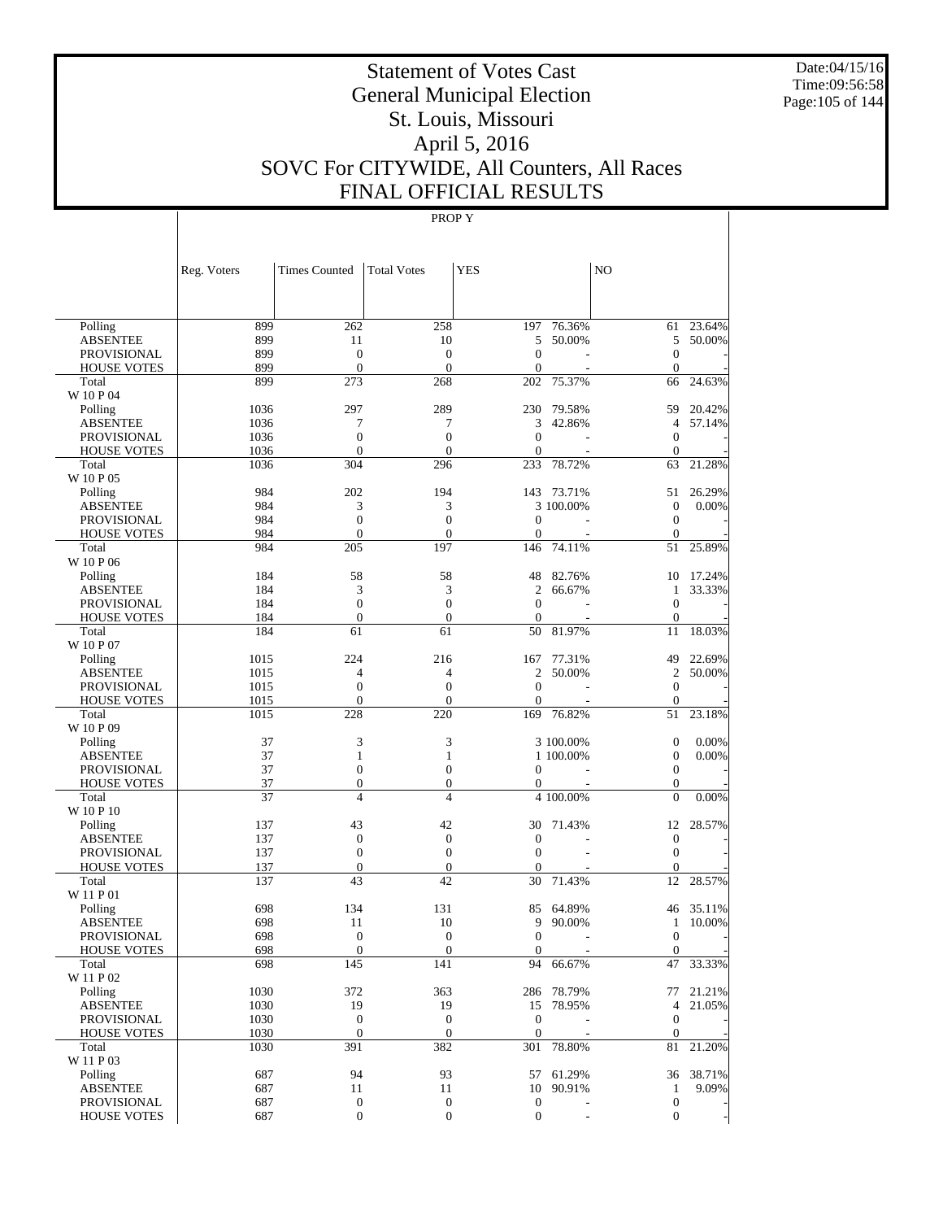# Statement of Votes Cast
# General Municipal Election
# St. Louis, Missouri
# April 5, 2016
# SOVC For CITYWIDE, All Counters, All Races
# FINAL OFFICIAL RESULTS

PROP Y

| | Reg. Voters | Times Counted | Total Votes | YES | | NO | |
|---|---|---|---|---|---|---|---|
| Polling | 899 | 262 | 258 | 197 | 76.36% | 61 | 23.64% |
| ABSENTEE | 899 | 11 | 10 | 5 | 50.00% | 5 | 50.00% |
| PROVISIONAL | 899 | 0 | 0 | 0 | - | 0 | - |
| HOUSE VOTES | 899 | 0 | 0 | 0 | - | 0 | - |
| Total | 899 | 273 | 268 | 202 | 75.37% | 66 | 24.63% |
| W 10 P 04 | | | | | | | |
| Polling | 1036 | 297 | 289 | 230 | 79.58% | 59 | 20.42% |
| ABSENTEE | 1036 | 7 | 7 | 3 | 42.86% | 4 | 57.14% |
| PROVISIONAL | 1036 | 0 | 0 | 0 | - | 0 | - |
| HOUSE VOTES | 1036 | 0 | 0 | 0 | - | 0 | - |
| Total | 1036 | 304 | 296 | 233 | 78.72% | 63 | 21.28% |
| W 10 P 05 | | | | | | | |
| Polling | 984 | 202 | 194 | 143 | 73.71% | 51 | 26.29% |
| ABSENTEE | 984 | 3 | 3 | 3 | 100.00% | 0 | 0.00% |
| PROVISIONAL | 984 | 0 | 0 | 0 | - | 0 | - |
| HOUSE VOTES | 984 | 0 | 0 | 0 | - | 0 | - |
| Total | 984 | 205 | 197 | 146 | 74.11% | 51 | 25.89% |
| W 10 P 06 | | | | | | | |
| Polling | 184 | 58 | 58 | 48 | 82.76% | 10 | 17.24% |
| ABSENTEE | 184 | 3 | 3 | 2 | 66.67% | 1 | 33.33% |
| PROVISIONAL | 184 | 0 | 0 | 0 | - | 0 | - |
| HOUSE VOTES | 184 | 0 | 0 | 0 | - | 0 | - |
| Total | 184 | 61 | 61 | 50 | 81.97% | 11 | 18.03% |
| W 10 P 07 | | | | | | | |
| Polling | 1015 | 224 | 216 | 167 | 77.31% | 49 | 22.69% |
| ABSENTEE | 1015 | 4 | 4 | 2 | 50.00% | 2 | 50.00% |
| PROVISIONAL | 1015 | 0 | 0 | 0 | - | 0 | - |
| HOUSE VOTES | 1015 | 0 | 0 | 0 | - | 0 | - |
| Total | 1015 | 228 | 220 | 169 | 76.82% | 51 | 23.18% |
| W 10 P 09 | | | | | | | |
| Polling | 37 | 3 | 3 | 3 | 100.00% | 0 | 0.00% |
| ABSENTEE | 37 | 1 | 1 | 1 | 100.00% | 0 | 0.00% |
| PROVISIONAL | 37 | 0 | 0 | 0 | - | 0 | - |
| HOUSE VOTES | 37 | 0 | 0 | 0 | - | 0 | - |
| Total | 37 | 4 | 4 | 4 | 100.00% | 0 | 0.00% |
| W 10 P 10 | | | | | | | |
| Polling | 137 | 43 | 42 | 30 | 71.43% | 12 | 28.57% |
| ABSENTEE | 137 | 0 | 0 | 0 | - | 0 | - |
| PROVISIONAL | 137 | 0 | 0 | 0 | - | 0 | - |
| HOUSE VOTES | 137 | 0 | 0 | 0 | - | 0 | - |
| Total | 137 | 43 | 42 | 30 | 71.43% | 12 | 28.57% |
| W 11 P 01 | | | | | | | |
| Polling | 698 | 134 | 131 | 85 | 64.89% | 46 | 35.11% |
| ABSENTEE | 698 | 11 | 10 | 9 | 90.00% | 1 | 10.00% |
| PROVISIONAL | 698 | 0 | 0 | 0 | - | 0 | - |
| HOUSE VOTES | 698 | 0 | 0 | 0 | - | 0 | - |
| Total | 698 | 145 | 141 | 94 | 66.67% | 47 | 33.33% |
| W 11 P 02 | | | | | | | |
| Polling | 1030 | 372 | 363 | 286 | 78.79% | 77 | 21.21% |
| ABSENTEE | 1030 | 19 | 19 | 15 | 78.95% | 4 | 21.05% |
| PROVISIONAL | 1030 | 0 | 0 | 0 | - | 0 | - |
| HOUSE VOTES | 1030 | 0 | 0 | 0 | - | 0 | - |
| Total | 1030 | 391 | 382 | 301 | 78.80% | 81 | 21.20% |
| W 11 P 03 | | | | | | | |
| Polling | 687 | 94 | 93 | 57 | 61.29% | 36 | 38.71% |
| ABSENTEE | 687 | 11 | 11 | 10 | 90.91% | 1 | 9.09% |
| PROVISIONAL | 687 | 0 | 0 | 0 | - | 0 | - |
| HOUSE VOTES | 687 | 0 | 0 | 0 | - | 0 | - |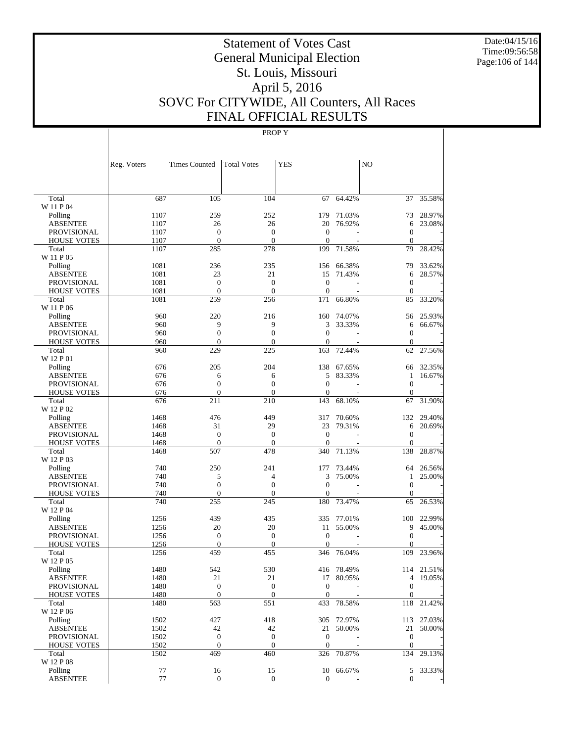# Statement of Votes Cast
# General Municipal Election
# St. Louis, Missouri
# April 5, 2016
# SOVC For CITYWIDE, All Counters, All Races
# FINAL OFFICIAL RESULTS

Date:04/15/16
Time:09:56:58

PROP Y

| | Reg. Voters | Times Counted | Total Votes | YES | | NO | |
|---|---|---|---|---|---|---|---|
| Total | 687 | 105 | 104 | 67 | 64.42% | 37 | 35.58% |
| W 11 P 04 | | | | | | | |
| Polling | 1107 | 259 | 252 | 179 | 71.03% | 73 | 28.97% |
| ABSENTEE | 1107 | 26 | 26 | 20 | 76.92% | 6 | 23.08% |
| PROVISIONAL | 1107 | 0 | 0 | 0 | - | 0 | - |
| HOUSE VOTES | 1107 | 0 | 0 | 0 | - | 0 | - |
| Total | 1107 | 285 | 278 | 199 | 71.58% | 79 | 28.42% |
| W 11 P 05 | | | | | | | |
| Polling | 1081 | 236 | 235 | 156 | 66.38% | 79 | 33.62% |
| ABSENTEE | 1081 | 23 | 21 | 15 | 71.43% | 6 | 28.57% |
| PROVISIONAL | 1081 | 0 | 0 | 0 | - | 0 | - |
| HOUSE VOTES | 1081 | 0 | 0 | 0 | - | 0 | - |
| Total | 1081 | 259 | 256 | 171 | 66.80% | 85 | 33.20% |
| W 11 P 06 | | | | | | | |
| Polling | 960 | 220 | 216 | 160 | 74.07% | 56 | 25.93% |
| ABSENTEE | 960 | 9 | 9 | 3 | 33.33% | 6 | 66.67% |
| PROVISIONAL | 960 | 0 | 0 | 0 | - | 0 | - |
| HOUSE VOTES | 960 | 0 | 0 | 0 | - | 0 | - |
| Total | 960 | 229 | 225 | 163 | 72.44% | 62 | 27.56% |
| W 12 P 01 | | | | | | | |
| Polling | 676 | 205 | 204 | 138 | 67.65% | 66 | 32.35% |
| ABSENTEE | 676 | 6 | 6 | 5 | 83.33% | 1 | 16.67% |
| PROVISIONAL | 676 | 0 | 0 | 0 | - | 0 | - |
| HOUSE VOTES | 676 | 0 | 0 | 0 | - | 0 | - |
| Total | 676 | 211 | 210 | 143 | 68.10% | 67 | 31.90% |
| W 12 P 02 | | | | | | | |
| Polling | 1468 | 476 | 449 | 317 | 70.60% | 132 | 29.40% |
| ABSENTEE | 1468 | 31 | 29 | 23 | 79.31% | 6 | 20.69% |
| PROVISIONAL | 1468 | 0 | 0 | 0 | - | 0 | - |
| HOUSE VOTES | 1468 | 0 | 0 | 0 | - | 0 | - |
| Total | 1468 | 507 | 478 | 340 | 71.13% | 138 | 28.87% |
| W 12 P 03 | | | | | | | |
| Polling | 740 | 250 | 241 | 177 | 73.44% | 64 | 26.56% |
| ABSENTEE | 740 | 5 | 4 | 3 | 75.00% | 1 | 25.00% |
| PROVISIONAL | 740 | 0 | 0 | 0 | - | 0 | - |
| HOUSE VOTES | 740 | 0 | 0 | 0 | - | 0 | - |
| Total | 740 | 255 | 245 | 180 | 73.47% | 65 | 26.53% |
| W 12 P 04 | | | | | | | |
| Polling | 1256 | 439 | 435 | 335 | 77.01% | 100 | 22.99% |
| ABSENTEE | 1256 | 20 | 20 | 11 | 55.00% | 9 | 45.00% |
| PROVISIONAL | 1256 | 0 | 0 | 0 | - | 0 | - |
| HOUSE VOTES | 1256 | 0 | 0 | 0 | - | 0 | - |
| Total | 1256 | 459 | 455 | 346 | 76.04% | 109 | 23.96% |
| W 12 P 05 | | | | | | | |
| Polling | 1480 | 542 | 530 | 416 | 78.49% | 114 | 21.51% |
| ABSENTEE | 1480 | 21 | 21 | 17 | 80.95% | 4 | 19.05% |
| PROVISIONAL | 1480 | 0 | 0 | 0 | - | 0 | - |
| HOUSE VOTES | 1480 | 0 | 0 | 0 | - | 0 | - |
| Total | 1480 | 563 | 551 | 433 | 78.58% | 118 | 21.42% |
| W 12 P 06 | | | | | | | |
| Polling | 1502 | 427 | 418 | 305 | 72.97% | 113 | 27.03% |
| ABSENTEE | 1502 | 42 | 42 | 21 | 50.00% | 21 | 50.00% |
| PROVISIONAL | 1502 | 0 | 0 | 0 | - | 0 | - |
| HOUSE VOTES | 1502 | 0 | 0 | 0 | - | 0 | - |
| Total | 1502 | 469 | 460 | 326 | 70.87% | 134 | 29.13% |
| W 12 P 08 | | | | | | | |
| Polling | 77 | 16 | 15 | 10 | 66.67% | 5 | 33.33% |
| ABSENTEE | 77 | 0 | 0 | 0 | - | 0 | - |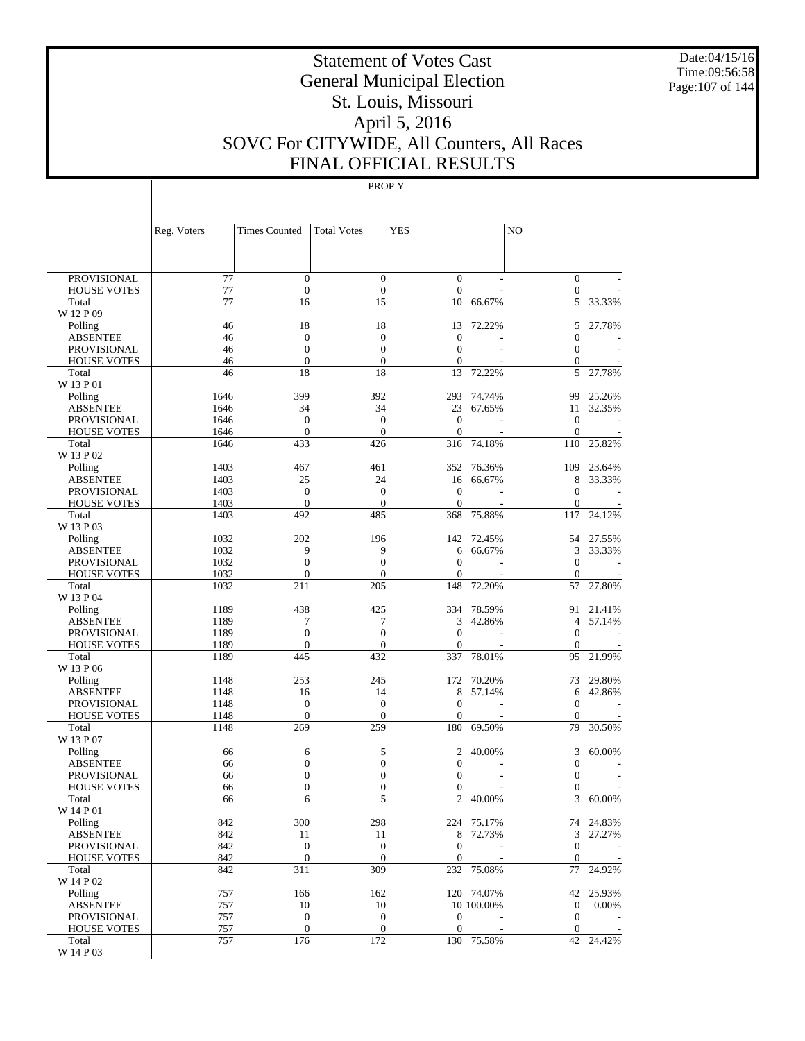# Statement of Votes Cast
# General Municipal Election
# St. Louis, Missouri
# April 5, 2016
# SOVC For CITYWIDE, All Counters, All Races
# FINAL OFFICIAL RESULTS

PROP Y

| | Reg. Voters | Times Counted | Total Votes | YES | | NO | |
|---|---|---|---|---|---|---|---|
| PROVISIONAL | 77 | 0 | 0 | 0 | - | 0 | - |
| HOUSE VOTES | 77 | 0 | 0 | 0 | - | 0 | - |
| Total | 77 | 16 | 15 | 10 | 66.67% | 5 | 33.33% |
| W 12 P 09 | | | | | | | |
| Polling | 46 | 18 | 18 | 13 | 72.22% | 5 | 27.78% |
| ABSENTEE | 46 | 0 | 0 | 0 | - | 0 | - |
| PROVISIONAL | 46 | 0 | 0 | 0 | - | 0 | - |
| HOUSE VOTES | 46 | 0 | 0 | 0 | - | 0 | - |
| Total | 46 | 18 | 18 | 13 | 72.22% | 5 | 27.78% |
| W 13 P 01 | | | | | | | |
| Polling | 1646 | 399 | 392 | 293 | 74.74% | 99 | 25.26% |
| ABSENTEE | 1646 | 34 | 34 | 23 | 67.65% | 11 | 32.35% |
| PROVISIONAL | 1646 | 0 | 0 | 0 | - | 0 | - |
| HOUSE VOTES | 1646 | 0 | 0 | 0 | - | 0 | - |
| Total | 1646 | 433 | 426 | 316 | 74.18% | 110 | 25.82% |
| W 13 P 02 | | | | | | | |
| Polling | 1403 | 467 | 461 | 352 | 76.36% | 109 | 23.64% |
| ABSENTEE | 1403 | 25 | 24 | 16 | 66.67% | 8 | 33.33% |
| PROVISIONAL | 1403 | 0 | 0 | 0 | - | 0 | - |
| HOUSE VOTES | 1403 | 0 | 0 | 0 | - | 0 | - |
| Total | 1403 | 492 | 485 | 368 | 75.88% | 117 | 24.12% |
| W 13 P 03 | | | | | | | |
| Polling | 1032 | 202 | 196 | 142 | 72.45% | 54 | 27.55% |
| ABSENTEE | 1032 | 9 | 9 | 6 | 66.67% | 3 | 33.33% |
| PROVISIONAL | 1032 | 0 | 0 | 0 | - | 0 | - |
| HOUSE VOTES | 1032 | 0 | 0 | 0 | - | 0 | - |
| Total | 1032 | 211 | 205 | 148 | 72.20% | 57 | 27.80% |
| W 13 P 04 | | | | | | | |
| Polling | 1189 | 438 | 425 | 334 | 78.59% | 91 | 21.41% |
| ABSENTEE | 1189 | 7 | 7 | 3 | 42.86% | 4 | 57.14% |
| PROVISIONAL | 1189 | 0 | 0 | 0 | - | 0 | - |
| HOUSE VOTES | 1189 | 0 | 0 | 0 | - | 0 | - |
| Total | 1189 | 445 | 432 | 337 | 78.01% | 95 | 21.99% |
| W 13 P 06 | | | | | | | |
| Polling | 1148 | 253 | 245 | 172 | 70.20% | 73 | 29.80% |
| ABSENTEE | 1148 | 16 | 14 | 8 | 57.14% | 6 | 42.86% |
| PROVISIONAL | 1148 | 0 | 0 | 0 | - | 0 | - |
| HOUSE VOTES | 1148 | 0 | 0 | 0 | - | 0 | - |
| Total | 1148 | 269 | 259 | 180 | 69.50% | 79 | 30.50% |
| W 13 P 07 | | | | | | | |
| Polling | 66 | 6 | 5 | 2 | 40.00% | 3 | 60.00% |
| ABSENTEE | 66 | 0 | 0 | 0 | - | 0 | - |
| PROVISIONAL | 66 | 0 | 0 | 0 | - | 0 | - |
| HOUSE VOTES | 66 | 0 | 0 | 0 | - | 0 | - |
| Total | 66 | 6 | 5 | 2 | 40.00% | 3 | 60.00% |
| W 14 P 01 | | | | | | | |
| Polling | 842 | 300 | 298 | 224 | 75.17% | 74 | 24.83% |
| ABSENTEE | 842 | 11 | 11 | 8 | 72.73% | 3 | 27.27% |
| PROVISIONAL | 842 | 0 | 0 | 0 | - | 0 | - |
| HOUSE VOTES | 842 | 0 | 0 | 0 | - | 0 | - |
| Total | 842 | 311 | 309 | 232 | 75.08% | 77 | 24.92% |
| W 14 P 02 | | | | | | | |
| Polling | 757 | 166 | 162 | 120 | 74.07% | 42 | 25.93% |
| ABSENTEE | 757 | 10 | 10 | 10 | 100.00% | 0 | 0.00% |
| PROVISIONAL | 757 | 0 | 0 | 0 | - | 0 | - |
| HOUSE VOTES | 757 | 0 | 0 | 0 | - | 0 | - |
| Total | 757 | 176 | 172 | 130 | 75.58% | 42 | 24.42% |
| W 14 P 03 | | | | | | | |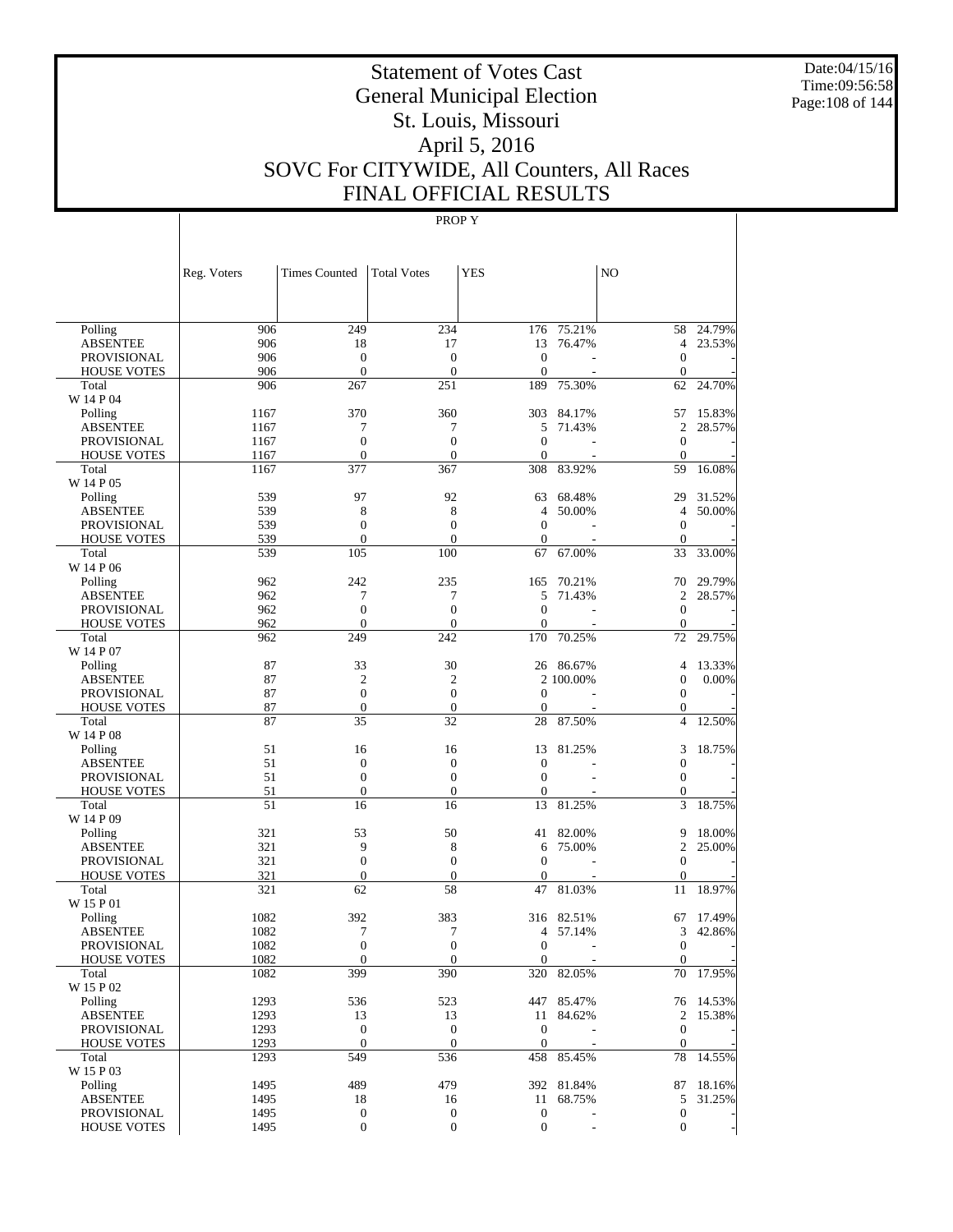# Statement of Votes Cast
# General Municipal Election
# St. Louis, Missouri
# April 5, 2016
# SOVC For CITYWIDE, All Counters, All Races
# FINAL OFFICIAL RESULTS

Date:04/15/16
Time:09:56:58

PROP Y

| | Reg. Voters | Times Counted | Total Votes | YES | | NO | |
|---|---|---|---|---|---|---|---|
| Polling | 906 | 249 | 234 | 176 | 75.21% | 58 | 24.79% |
| ABSENTEE | 906 | 18 | 17 | 13 | 76.47% | 4 | 23.53% |
| PROVISIONAL | 906 | 0 | 0 | 0 | - | 0 | - |
| HOUSE VOTES | 906 | 0 | 0 | 0 | - | 0 | - |
| Total | 906 | 267 | 251 | 189 | 75.30% | 62 | 24.70% |
| W 14 P 04 | | | | | | | |
| Polling | 1167 | 370 | 360 | 303 | 84.17% | 57 | 15.83% |
| ABSENTEE | 1167 | 7 | 7 | 5 | 71.43% | 2 | 28.57% |
| PROVISIONAL | 1167 | 0 | 0 | 0 | - | 0 | - |
| HOUSE VOTES | 1167 | 0 | 0 | 0 | - | 0 | - |
| Total | 1167 | 377 | 367 | 308 | 83.92% | 59 | 16.08% |
| W 14 P 05 | | | | | | | |
| Polling | 539 | 97 | 92 | 63 | 68.48% | 29 | 31.52% |
| ABSENTEE | 539 | 8 | 8 | 4 | 50.00% | 4 | 50.00% |
| PROVISIONAL | 539 | 0 | 0 | 0 | - | 0 | - |
| HOUSE VOTES | 539 | 0 | 0 | 0 | - | 0 | - |
| Total | 539 | 105 | 100 | 67 | 67.00% | 33 | 33.00% |
| W 14 P 06 | | | | | | | |
| Polling | 962 | 242 | 235 | 165 | 70.21% | 70 | 29.79% |
| ABSENTEE | 962 | 7 | 7 | 5 | 71.43% | 2 | 28.57% |
| PROVISIONAL | 962 | 0 | 0 | 0 | - | 0 | - |
| HOUSE VOTES | 962 | 0 | 0 | 0 | - | 0 | - |
| Total | 962 | 249 | 242 | 170 | 70.25% | 72 | 29.75% |
| W 14 P 07 | | | | | | | |
| Polling | 87 | 33 | 30 | 26 | 86.67% | 4 | 13.33% |
| ABSENTEE | 87 | 2 | 2 | 2 | 100.00% | 0 | 0.00% |
| PROVISIONAL | 87 | 0 | 0 | 0 | - | 0 | - |
| HOUSE VOTES | 87 | 0 | 0 | 0 | - | 0 | - |
| Total | 87 | 35 | 32 | 28 | 87.50% | 4 | 12.50% |
| W 14 P 08 | | | | | | | |
| Polling | 51 | 16 | 16 | 13 | 81.25% | 3 | 18.75% |
| ABSENTEE | 51 | 0 | 0 | 0 | - | 0 | - |
| PROVISIONAL | 51 | 0 | 0 | 0 | - | 0 | - |
| HOUSE VOTES | 51 | 0 | 0 | 0 | - | 0 | - |
| Total | 51 | 16 | 16 | 13 | 81.25% | 3 | 18.75% |
| W 14 P 09 | | | | | | | |
| Polling | 321 | 53 | 50 | 41 | 82.00% | 9 | 18.00% |
| ABSENTEE | 321 | 9 | 8 | 6 | 75.00% | 2 | 25.00% |
| PROVISIONAL | 321 | 0 | 0 | 0 | - | 0 | - |
| HOUSE VOTES | 321 | 0 | 0 | 0 | - | 0 | - |
| Total | 321 | 62 | 58 | 47 | 81.03% | 11 | 18.97% |
| W 15 P 01 | | | | | | | |
| Polling | 1082 | 392 | 383 | 316 | 82.51% | 67 | 17.49% |
| ABSENTEE | 1082 | 7 | 7 | 4 | 57.14% | 3 | 42.86% |
| PROVISIONAL | 1082 | 0 | 0 | 0 | - | 0 | - |
| HOUSE VOTES | 1082 | 0 | 0 | 0 | - | 0 | - |
| Total | 1082 | 399 | 390 | 320 | 82.05% | 70 | 17.95% |
| W 15 P 02 | | | | | | | |
| Polling | 1293 | 536 | 523 | 447 | 85.47% | 76 | 14.53% |
| ABSENTEE | 1293 | 13 | 13 | 11 | 84.62% | 2 | 15.38% |
| PROVISIONAL | 1293 | 0 | 0 | 0 | - | 0 | - |
| HOUSE VOTES | 1293 | 0 | 0 | 0 | - | 0 | - |
| Total | 1293 | 549 | 536 | 458 | 85.45% | 78 | 14.55% |
| W 15 P 03 | | | | | | | |
| Polling | 1495 | 489 | 479 | 392 | 81.84% | 87 | 18.16% |
| ABSENTEE | 1495 | 18 | 16 | 11 | 68.75% | 5 | 31.25% |
| PROVISIONAL | 1495 | 0 | 0 | 0 | - | 0 | - |
| HOUSE VOTES | 1495 | 0 | 0 | 0 | - | 0 | - |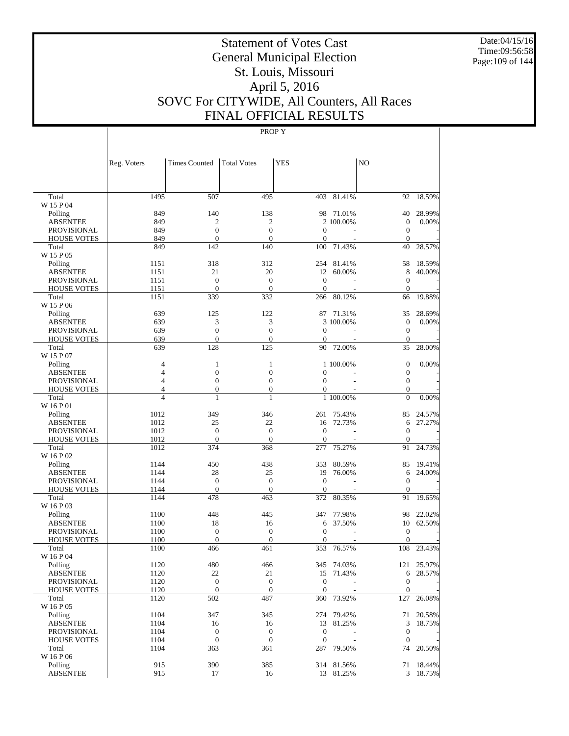# Statement of Votes Cast
# General Municipal Election
# St. Louis, Missouri
# April 5, 2016
# SOVC For CITYWIDE, All Counters, All Races
# FINAL OFFICIAL RESULTS

PROP Y

| | Reg. Voters | Times Counted | Total Votes | YES | | NO | |
|---|---|---|---|---|---|---|---|
| Total | 1495 | 507 | 495 | 403 | 81.41% | 92 | 18.59% |
| W 15 P 04 | | | | | | | |
| Polling | 849 | 140 | 138 | 98 | 71.01% | 40 | 28.99% |
| ABSENTEE | 849 | 2 | 2 | 2 | 100.00% | 0 | 0.00% |
| PROVISIONAL | 849 | 0 | 0 | 0 | - | 0 | - |
| HOUSE VOTES | 849 | 0 | 0 | 0 | - | 0 | - |
| Total | 849 | 142 | 140 | 100 | 71.43% | 40 | 28.57% |
| W 15 P 05 | | | | | | | |
| Polling | 1151 | 318 | 312 | 254 | 81.41% | 58 | 18.59% |
| ABSENTEE | 1151 | 21 | 20 | 12 | 60.00% | 8 | 40.00% |
| PROVISIONAL | 1151 | 0 | 0 | 0 | - | 0 | - |
| HOUSE VOTES | 1151 | 0 | 0 | 0 | - | 0 | - |
| Total | 1151 | 339 | 332 | 266 | 80.12% | 66 | 19.88% |
| W 15 P 06 | | | | | | | |
| Polling | 639 | 125 | 122 | 87 | 71.31% | 35 | 28.69% |
| ABSENTEE | 639 | 3 | 3 | 3 | 100.00% | 0 | 0.00% |
| PROVISIONAL | 639 | 0 | 0 | 0 | - | 0 | - |
| HOUSE VOTES | 639 | 0 | 0 | 0 | - | 0 | - |
| Total | 639 | 128 | 125 | 90 | 72.00% | 35 | 28.00% |
| W 15 P 07 | | | | | | | |
| Polling | 4 | 1 | 1 | 1 | 100.00% | 0 | 0.00% |
| ABSENTEE | 4 | 0 | 0 | 0 | - | 0 | - |
| PROVISIONAL | 4 | 0 | 0 | 0 | - | 0 | - |
| HOUSE VOTES | 4 | 0 | 0 | 0 | - | 0 | - |
| Total | 4 | 1 | 1 | 1 | 100.00% | 0 | 0.00% |
| W 16 P 01 | | | | | | | |
| Polling | 1012 | 349 | 346 | 261 | 75.43% | 85 | 24.57% |
| ABSENTEE | 1012 | 25 | 22 | 16 | 72.73% | 6 | 27.27% |
| PROVISIONAL | 1012 | 0 | 0 | 0 | - | 0 | - |
| HOUSE VOTES | 1012 | 0 | 0 | 0 | - | 0 | - |
| Total | 1012 | 374 | 368 | 277 | 75.27% | 91 | 24.73% |
| W 16 P 02 | | | | | | | |
| Polling | 1144 | 450 | 438 | 353 | 80.59% | 85 | 19.41% |
| ABSENTEE | 1144 | 28 | 25 | 19 | 76.00% | 6 | 24.00% |
| PROVISIONAL | 1144 | 0 | 0 | 0 | - | 0 | - |
| HOUSE VOTES | 1144 | 0 | 0 | 0 | - | 0 | - |
| Total | 1144 | 478 | 463 | 372 | 80.35% | 91 | 19.65% |
| W 16 P 03 | | | | | | | |
| Polling | 1100 | 448 | 445 | 347 | 77.98% | 98 | 22.02% |
| ABSENTEE | 1100 | 18 | 16 | 6 | 37.50% | 10 | 62.50% |
| PROVISIONAL | 1100 | 0 | 0 | 0 | - | 0 | - |
| HOUSE VOTES | 1100 | 0 | 0 | 0 | - | 0 | - |
| Total | 1100 | 466 | 461 | 353 | 76.57% | 108 | 23.43% |
| W 16 P 04 | | | | | | | |
| Polling | 1120 | 480 | 466 | 345 | 74.03% | 121 | 25.97% |
| ABSENTEE | 1120 | 22 | 21 | 15 | 71.43% | 6 | 28.57% |
| PROVISIONAL | 1120 | 0 | 0 | 0 | - | 0 | - |
| HOUSE VOTES | 1120 | 0 | 0 | 0 | - | 0 | - |
| Total | 1120 | 502 | 487 | 360 | 73.92% | 127 | 26.08% |
| W 16 P 05 | | | | | | | |
| Polling | 1104 | 347 | 345 | 274 | 79.42% | 71 | 20.58% |
| ABSENTEE | 1104 | 16 | 16 | 13 | 81.25% | 3 | 18.75% |
| PROVISIONAL | 1104 | 0 | 0 | 0 | - | 0 | - |
| HOUSE VOTES | 1104 | 0 | 0 | 0 | - | 0 | - |
| Total | 1104 | 363 | 361 | 287 | 79.50% | 74 | 20.50% |
| W 16 P 06 | | | | | | | |
| Polling | 915 | 390 | 385 | 314 | 81.56% | 71 | 18.44% |
| ABSENTEE | 915 | 17 | 16 | 13 | 81.25% | 3 | 18.75% |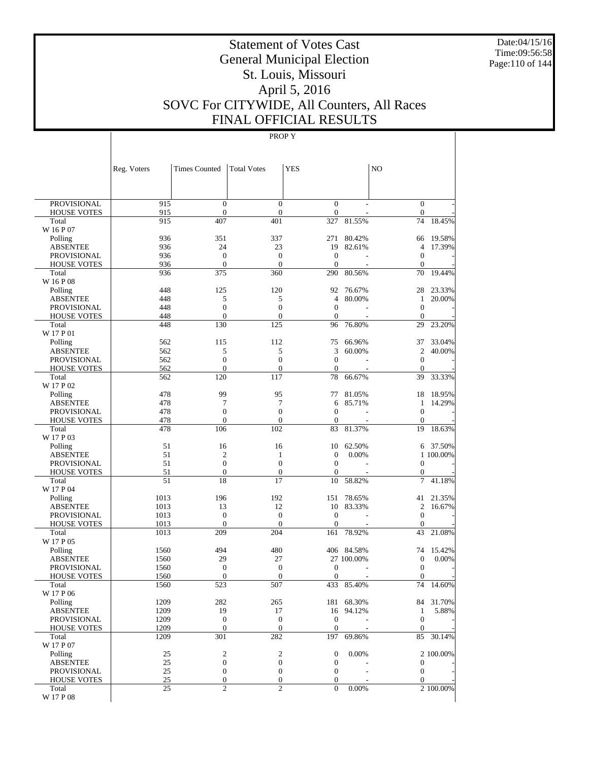# Statement of Votes Cast
# General Municipal Election
# St. Louis, Missouri
# April 5, 2016
# SOVC For CITYWIDE, All Counters, All Races
# FINAL OFFICIAL RESULTS

PROP Y

| | Reg. Voters | Times Counted | Total Votes | YES | | NO | |
|---|---|---|---|---|---|---|---|
| PROVISIONAL | 915 | 0 | 0 | 0 | - | 0 | - |
| HOUSE VOTES | 915 | 0 | 0 | 0 | - | 0 | - |
| Total | 915 | 407 | 401 | 327 | 81.55% | 74 | 18.45% |
| W 16 P 07 | | | | | | | |
| Polling | 936 | 351 | 337 | 271 | 80.42% | 66 | 19.58% |
| ABSENTEE | 936 | 24 | 23 | 19 | 82.61% | 4 | 17.39% |
| PROVISIONAL | 936 | 0 | 0 | 0 | - | 0 | - |
| HOUSE VOTES | 936 | 0 | 0 | 0 | - | 0 | - |
| Total | 936 | 375 | 360 | 290 | 80.56% | 70 | 19.44% |
| W 16 P 08 | | | | | | | |
| Polling | 448 | 125 | 120 | 92 | 76.67% | 28 | 23.33% |
| ABSENTEE | 448 | 5 | 5 | 4 | 80.00% | 1 | 20.00% |
| PROVISIONAL | 448 | 0 | 0 | 0 | - | 0 | - |
| HOUSE VOTES | 448 | 0 | 0 | 0 | - | 0 | - |
| Total | 448 | 130 | 125 | 96 | 76.80% | 29 | 23.20% |
| W 17 P 01 | | | | | | | |
| Polling | 562 | 115 | 112 | 75 | 66.96% | 37 | 33.04% |
| ABSENTEE | 562 | 5 | 5 | 3 | 60.00% | 2 | 40.00% |
| PROVISIONAL | 562 | 0 | 0 | 0 | - | 0 | - |
| HOUSE VOTES | 562 | 0 | 0 | 0 | - | 0 | - |
| Total | 562 | 120 | 117 | 78 | 66.67% | 39 | 33.33% |
| W 17 P 02 | | | | | | | |
| Polling | 478 | 99 | 95 | 77 | 81.05% | 18 | 18.95% |
| ABSENTEE | 478 | 7 | 7 | 6 | 85.71% | 1 | 14.29% |
| PROVISIONAL | 478 | 0 | 0 | 0 | - | 0 | - |
| HOUSE VOTES | 478 | 0 | 0 | 0 | - | 0 | - |
| Total | 478 | 106 | 102 | 83 | 81.37% | 19 | 18.63% |
| W 17 P 03 | | | | | | | |
| Polling | 51 | 16 | 16 | 10 | 62.50% | 6 | 37.50% |
| ABSENTEE | 51 | 2 | 1 | 0 | 0.00% | 1 | 100.00% |
| PROVISIONAL | 51 | 0 | 0 | 0 | - | 0 | - |
| HOUSE VOTES | 51 | 0 | 0 | 0 | - | 0 | - |
| Total | 51 | 18 | 17 | 10 | 58.82% | 7 | 41.18% |
| W 17 P 04 | | | | | | | |
| Polling | 1013 | 196 | 192 | 151 | 78.65% | 41 | 21.35% |
| ABSENTEE | 1013 | 13 | 12 | 10 | 83.33% | 2 | 16.67% |
| PROVISIONAL | 1013 | 0 | 0 | 0 | - | 0 | - |
| HOUSE VOTES | 1013 | 0 | 0 | 0 | - | 0 | - |
| Total | 1013 | 209 | 204 | 161 | 78.92% | 43 | 21.08% |
| W 17 P 05 | | | | | | | |
| Polling | 1560 | 494 | 480 | 406 | 84.58% | 74 | 15.42% |
| ABSENTEE | 1560 | 29 | 27 | 27 | 100.00% | 0 | 0.00% |
| PROVISIONAL | 1560 | 0 | 0 | 0 | - | 0 | - |
| HOUSE VOTES | 1560 | 0 | 0 | 0 | - | 0 | - |
| Total | 1560 | 523 | 507 | 433 | 85.40% | 74 | 14.60% |
| W 17 P 06 | | | | | | | |
| Polling | 1209 | 282 | 265 | 181 | 68.30% | 84 | 31.70% |
| ABSENTEE | 1209 | 19 | 17 | 16 | 94.12% | 1 | 5.88% |
| PROVISIONAL | 1209 | 0 | 0 | 0 | - | 0 | - |
| HOUSE VOTES | 1209 | 0 | 0 | 0 | - | 0 | - |
| Total | 1209 | 301 | 282 | 197 | 69.86% | 85 | 30.14% |
| W 17 P 07 | | | | | | | |
| Polling | 25 | 2 | 2 | 0 | 0.00% | 2 | 100.00% |
| ABSENTEE | 25 | 0 | 0 | 0 | - | 0 | - |
| PROVISIONAL | 25 | 0 | 0 | 0 | - | 0 | - |
| HOUSE VOTES | 25 | 0 | 0 | 0 | - | 0 | - |
| Total | 25 | 2 | 2 | 0 | 0.00% | 2 | 100.00% |
| W 17 P 08 | | | | | | | |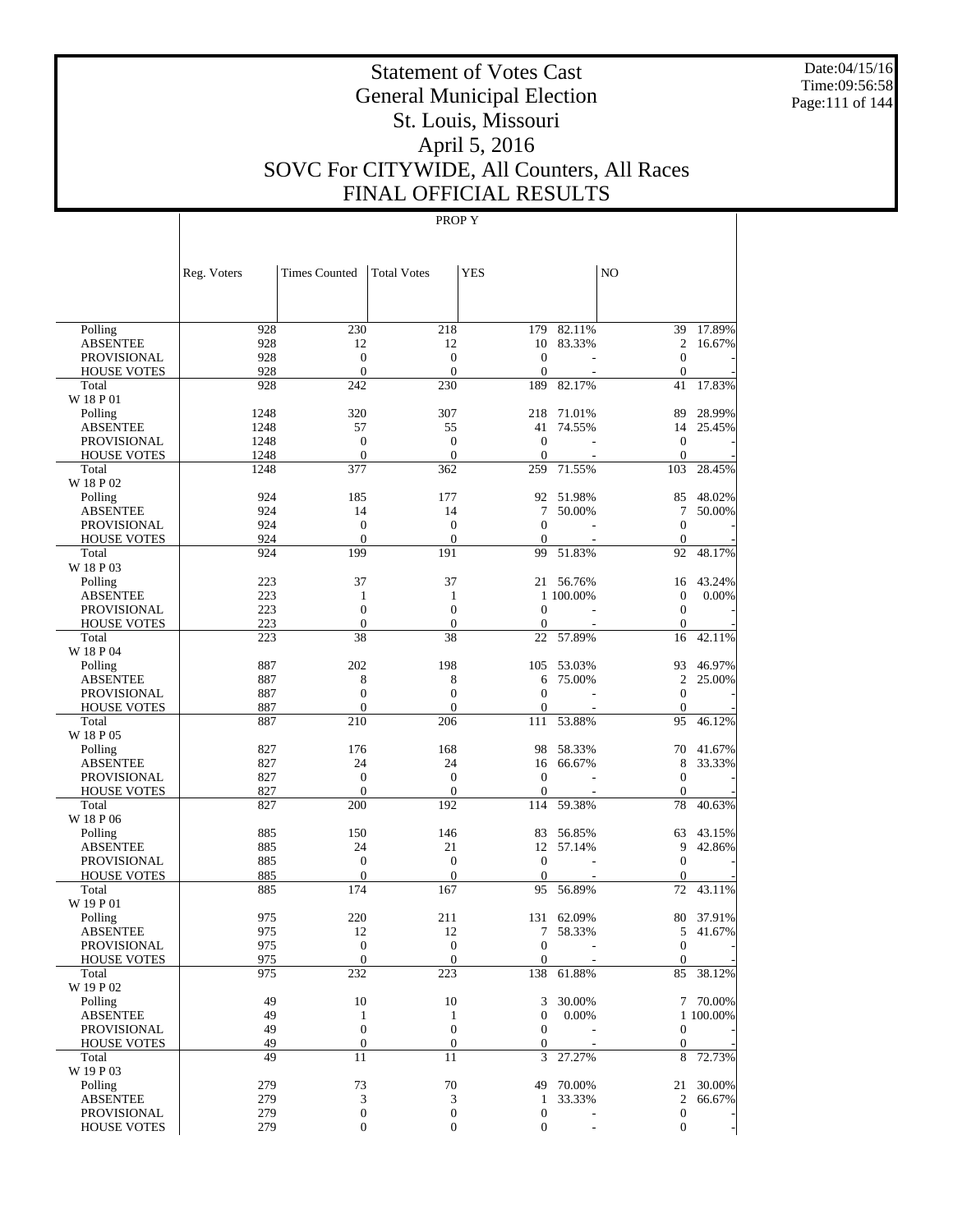# Statement of Votes Cast
# General Municipal Election
# St. Louis, Missouri
# April 5, 2016
# SOVC For CITYWIDE, All Counters, All Races
# FINAL OFFICIAL RESULTS

Date:04/15/16
Time:09:56:58

PROP Y

| | Reg. Voters | Times Counted | Total Votes | YES | | NO | |
|---|---|---|---|---|---|---|---|
| Polling | 928 | 230 | 218 | 179 | 82.11% | 39 | 17.89% |
| ABSENTEE | 928 | 12 | 12 | 10 | 83.33% | 2 | 16.67% |
| PROVISIONAL | 928 | 0 | 0 | 0 | - | 0 | - |
| HOUSE VOTES | 928 | 0 | 0 | 0 | - | 0 | - |
| Total | 928 | 242 | 230 | 189 | 82.17% | 41 | 17.83% |
| W 18 P 01 | | | | | | | |
| Polling | 1248 | 320 | 307 | 218 | 71.01% | 89 | 28.99% |
| ABSENTEE | 1248 | 57 | 55 | 41 | 74.55% | 14 | 25.45% |
| PROVISIONAL | 1248 | 0 | 0 | 0 | - | 0 | - |
| HOUSE VOTES | 1248 | 0 | 0 | 0 | - | 0 | - |
| Total | 1248 | 377 | 362 | 259 | 71.55% | 103 | 28.45% |
| W 18 P 02 | | | | | | | |
| Polling | 924 | 185 | 177 | 92 | 51.98% | 85 | 48.02% |
| ABSENTEE | 924 | 14 | 14 | 7 | 50.00% | 7 | 50.00% |
| PROVISIONAL | 924 | 0 | 0 | 0 | - | 0 | - |
| HOUSE VOTES | 924 | 0 | 0 | 0 | - | 0 | - |
| Total | 924 | 199 | 191 | 99 | 51.83% | 92 | 48.17% |
| W 18 P 03 | | | | | | | |
| Polling | 223 | 37 | 37 | 21 | 56.76% | 16 | 43.24% |
| ABSENTEE | 223 | 1 | 1 | 1 | 100.00% | 0 | 0.00% |
| PROVISIONAL | 223 | 0 | 0 | 0 | - | 0 | - |
| HOUSE VOTES | 223 | 0 | 0 | 0 | - | 0 | - |
| Total | 223 | 38 | 38 | 22 | 57.89% | 16 | 42.11% |
| W 18 P 04 | | | | | | | |
| Polling | 887 | 202 | 198 | 105 | 53.03% | 93 | 46.97% |
| ABSENTEE | 887 | 8 | 8 | 6 | 75.00% | 2 | 25.00% |
| PROVISIONAL | 887 | 0 | 0 | 0 | - | 0 | - |
| HOUSE VOTES | 887 | 0 | 0 | 0 | - | 0 | - |
| Total | 887 | 210 | 206 | 111 | 53.88% | 95 | 46.12% |
| W 18 P 05 | | | | | | | |
| Polling | 827 | 176 | 168 | 98 | 58.33% | 70 | 41.67% |
| ABSENTEE | 827 | 24 | 24 | 16 | 66.67% | 8 | 33.33% |
| PROVISIONAL | 827 | 0 | 0 | 0 | - | 0 | - |
| HOUSE VOTES | 827 | 0 | 0 | 0 | - | 0 | - |
| Total | 827 | 200 | 192 | 114 | 59.38% | 78 | 40.63% |
| W 18 P 06 | | | | | | | |
| Polling | 885 | 150 | 146 | 83 | 56.85% | 63 | 43.15% |
| ABSENTEE | 885 | 24 | 21 | 12 | 57.14% | 9 | 42.86% |
| PROVISIONAL | 885 | 0 | 0 | 0 | - | 0 | - |
| HOUSE VOTES | 885 | 0 | 0 | 0 | - | 0 | - |
| Total | 885 | 174 | 167 | 95 | 56.89% | 72 | 43.11% |
| W 19 P 01 | | | | | | | |
| Polling | 975 | 220 | 211 | 131 | 62.09% | 80 | 37.91% |
| ABSENTEE | 975 | 12 | 12 | 7 | 58.33% | 5 | 41.67% |
| PROVISIONAL | 975 | 0 | 0 | 0 | - | 0 | - |
| HOUSE VOTES | 975 | 0 | 0 | 0 | - | 0 | - |
| Total | 975 | 232 | 223 | 138 | 61.88% | 85 | 38.12% |
| W 19 P 02 | | | | | | | |
| Polling | 49 | 10 | 10 | 3 | 30.00% | 7 | 70.00% |
| ABSENTEE | 49 | 1 | 1 | 0 | 0.00% | 1 | 100.00% |
| PROVISIONAL | 49 | 0 | 0 | 0 | - | 0 | - |
| HOUSE VOTES | 49 | 0 | 0 | 0 | - | 0 | - |
| Total | 49 | 11 | 11 | 3 | 27.27% | 8 | 72.73% |
| W 19 P 03 | | | | | | | |
| Polling | 279 | 73 | 70 | 49 | 70.00% | 21 | 30.00% |
| ABSENTEE | 279 | 3 | 3 | 1 | 33.33% | 2 | 66.67% |
| PROVISIONAL | 279 | 0 | 0 | 0 | - | 0 | - |
| HOUSE VOTES | 279 | 0 | 0 | 0 | - | 0 | - |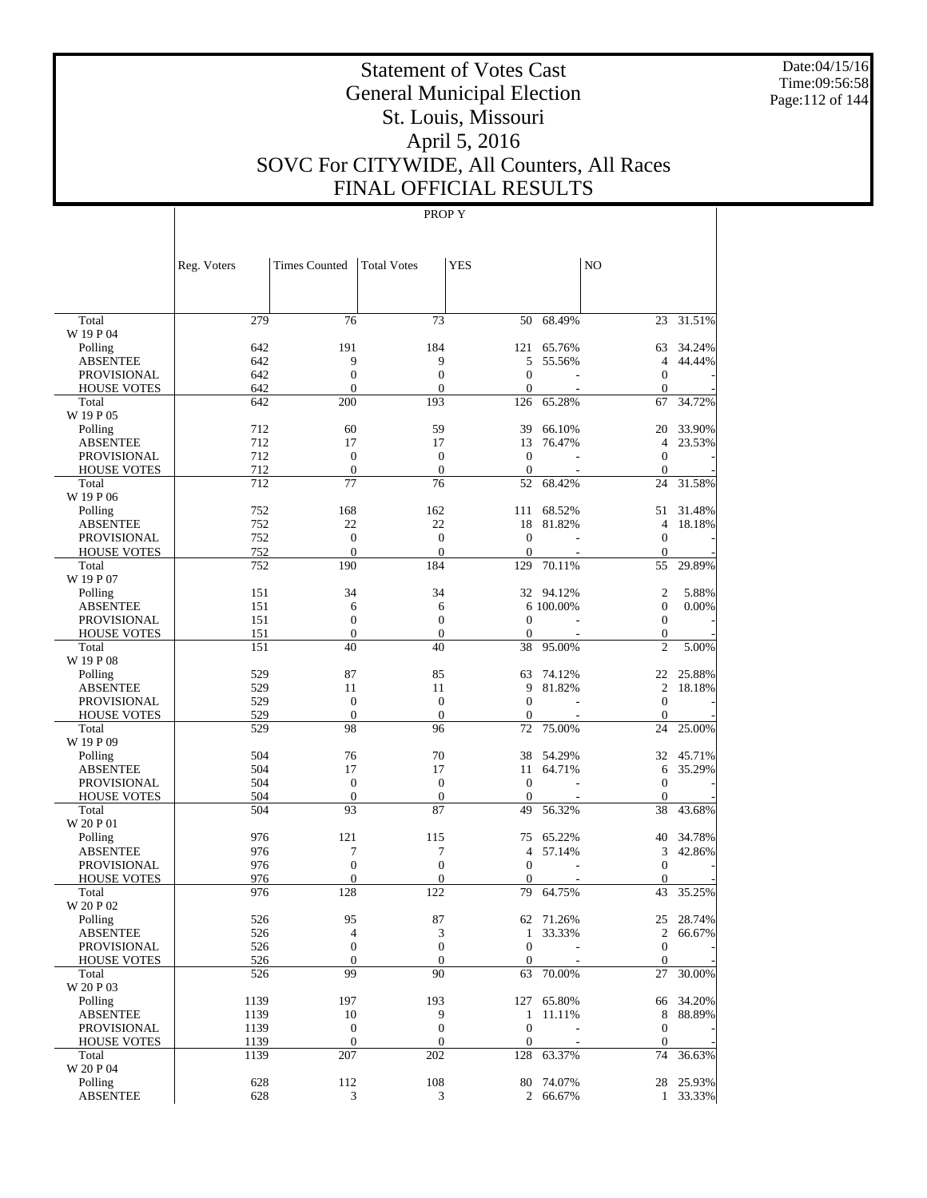# Statement of Votes Cast
# General Municipal Election
# St. Louis, Missouri
# April 5, 2016
# SOVC For CITYWIDE, All Counters, All Races
# FINAL OFFICIAL RESULTS

Date:04/15/16
Time:09:56:58

PROP Y

| | Reg. Voters | Times Counted | Total Votes | YES | | NO | |
|---|---|---|---|---|---|---|---|
| Total | 279 | 76 | 73 | 50 | 68.49% | 23 | 31.51% |
| W 19 P 04 | | | | | | | |
| Polling | 642 | 191 | 184 | 121 | 65.76% | 63 | 34.24% |
| ABSENTEE | 642 | 9 | 9 | 5 | 55.56% | 4 | 44.44% |
| PROVISIONAL | 642 | 0 | 0 | 0 | - | 0 | - |
| HOUSE VOTES | 642 | 0 | 0 | 0 | - | 0 | - |
| Total | 642 | 200 | 193 | 126 | 65.28% | 67 | 34.72% |
| W 19 P 05 | | | | | | | |
| Polling | 712 | 60 | 59 | 39 | 66.10% | 20 | 33.90% |
| ABSENTEE | 712 | 17 | 17 | 13 | 76.47% | 4 | 23.53% |
| PROVISIONAL | 712 | 0 | 0 | 0 | - | 0 | - |
| HOUSE VOTES | 712 | 0 | 0 | 0 | - | 0 | - |
| Total | 712 | 77 | 76 | 52 | 68.42% | 24 | 31.58% |
| W 19 P 06 | | | | | | | |
| Polling | 752 | 168 | 162 | 111 | 68.52% | 51 | 31.48% |
| ABSENTEE | 752 | 22 | 22 | 18 | 81.82% | 4 | 18.18% |
| PROVISIONAL | 752 | 0 | 0 | 0 | - | 0 | - |
| HOUSE VOTES | 752 | 0 | 0 | 0 | - | 0 | - |
| Total | 752 | 190 | 184 | 129 | 70.11% | 55 | 29.89% |
| W 19 P 07 | | | | | | | |
| Polling | 151 | 34 | 34 | 32 | 94.12% | 2 | 5.88% |
| ABSENTEE | 151 | 6 | 6 | 6 | 100.00% | 0 | 0.00% |
| PROVISIONAL | 151 | 0 | 0 | 0 | - | 0 | - |
| HOUSE VOTES | 151 | 0 | 0 | 0 | - | 0 | - |
| Total | 151 | 40 | 40 | 38 | 95.00% | 2 | 5.00% |
| W 19 P 08 | | | | | | | |
| Polling | 529 | 87 | 85 | 63 | 74.12% | 22 | 25.88% |
| ABSENTEE | 529 | 11 | 11 | 9 | 81.82% | 2 | 18.18% |
| PROVISIONAL | 529 | 0 | 0 | 0 | - | 0 | - |
| HOUSE VOTES | 529 | 0 | 0 | 0 | - | 0 | - |
| Total | 529 | 98 | 96 | 72 | 75.00% | 24 | 25.00% |
| W 19 P 09 | | | | | | | |
| Polling | 504 | 76 | 70 | 38 | 54.29% | 32 | 45.71% |
| ABSENTEE | 504 | 17 | 17 | 11 | 64.71% | 6 | 35.29% |
| PROVISIONAL | 504 | 0 | 0 | 0 | - | 0 | - |
| HOUSE VOTES | 504 | 0 | 0 | 0 | - | 0 | - |
| Total | 504 | 93 | 87 | 49 | 56.32% | 38 | 43.68% |
| W 20 P 01 | | | | | | | |
| Polling | 976 | 121 | 115 | 75 | 65.22% | 40 | 34.78% |
| ABSENTEE | 976 | 7 | 7 | 4 | 57.14% | 3 | 42.86% |
| PROVISIONAL | 976 | 0 | 0 | 0 | - | 0 | - |
| HOUSE VOTES | 976 | 0 | 0 | 0 | - | 0 | - |
| Total | 976 | 128 | 122 | 79 | 64.75% | 43 | 35.25% |
| W 20 P 02 | | | | | | | |
| Polling | 526 | 95 | 87 | 62 | 71.26% | 25 | 28.74% |
| ABSENTEE | 526 | 4 | 3 | 1 | 33.33% | 2 | 66.67% |
| PROVISIONAL | 526 | 0 | 0 | 0 | - | 0 | - |
| HOUSE VOTES | 526 | 0 | 0 | 0 | - | 0 | - |
| Total | 526 | 99 | 90 | 63 | 70.00% | 27 | 30.00% |
| W 20 P 03 | | | | | | | |
| Polling | 1139 | 197 | 193 | 127 | 65.80% | 66 | 34.20% |
| ABSENTEE | 1139 | 10 | 9 | 1 | 11.11% | 8 | 88.89% |
| PROVISIONAL | 1139 | 0 | 0 | 0 | - | 0 | - |
| HOUSE VOTES | 1139 | 0 | 0 | 0 | - | 0 | - |
| Total | 1139 | 207 | 202 | 128 | 63.37% | 74 | 36.63% |
| W 20 P 04 | | | | | | | |
| Polling | 628 | 112 | 108 | 80 | 74.07% | 28 | 25.93% |
| ABSENTEE | 628 | 3 | 3 | 2 | 66.67% | 1 | 33.33% |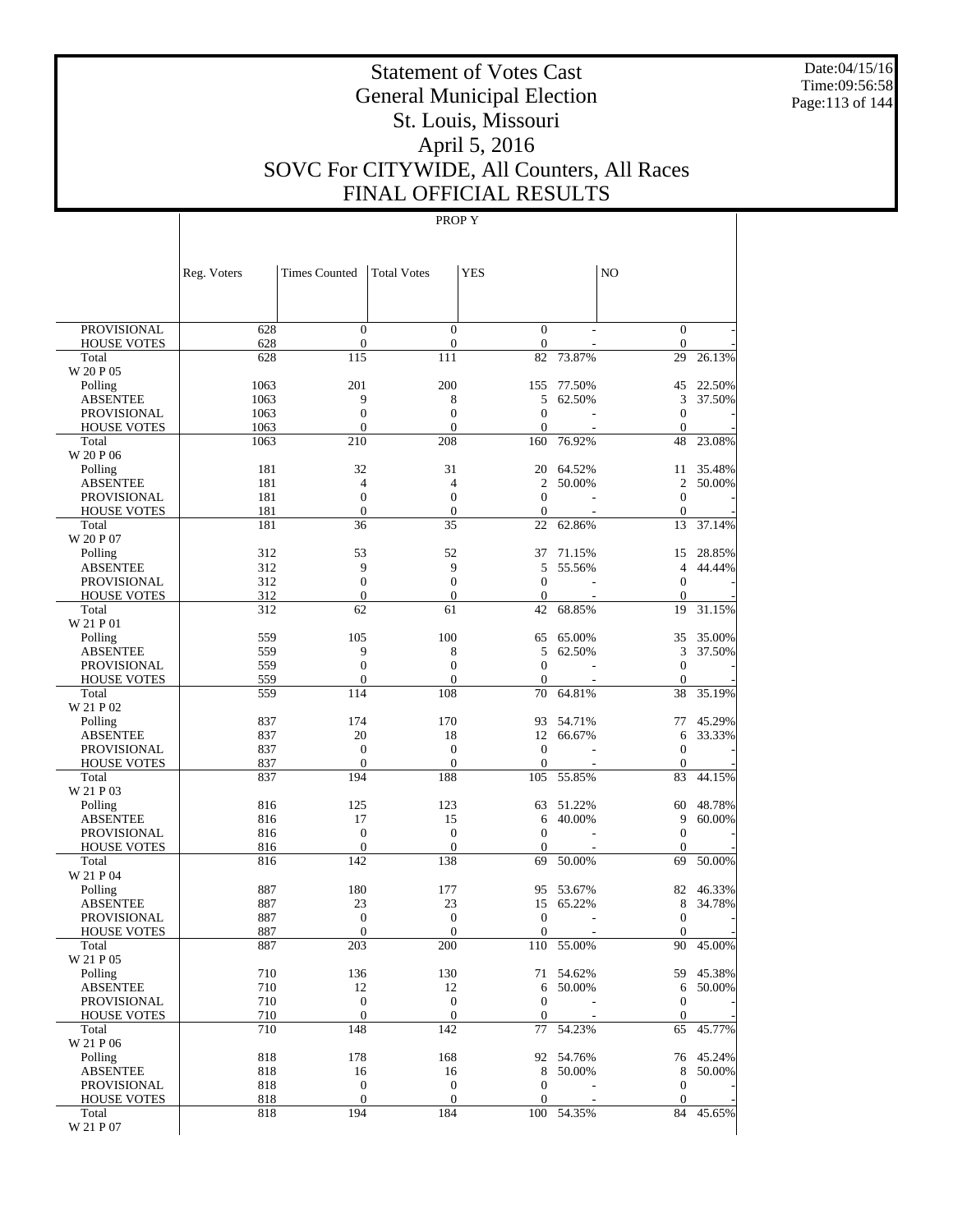# Statement of Votes Cast
# General Municipal Election
# St. Louis, Missouri
# April 5, 2016
# SOVC For CITYWIDE, All Counters, All Races
# FINAL OFFICIAL RESULTS

Date:04/15/16
Time:09:56:58

PROP Y

| | Reg. Voters | Times Counted | Total Votes | YES | | NO | |
|---|---|---|---|---|---|---|---|
| PROVISIONAL | 628 | 0 | 0 | 0 | - | 0 | - |
| HOUSE VOTES | 628 | 0 | 0 | 0 | - | 0 | - |
| Total | 628 | 115 | 111 | 82 | 73.87% | 29 | 26.13% |
| W 20 P 05 | | | | | | | |
| Polling | 1063 | 201 | 200 | 155 | 77.50% | 45 | 22.50% |
| ABSENTEE | 1063 | 9 | 8 | 5 | 62.50% | 3 | 37.50% |
| PROVISIONAL | 1063 | 0 | 0 | 0 | - | 0 | - |
| HOUSE VOTES | 1063 | 0 | 0 | 0 | - | 0 | - |
| Total | 1063 | 210 | 208 | 160 | 76.92% | 48 | 23.08% |
| W 20 P 06 | | | | | | | |
| Polling | 181 | 32 | 31 | 20 | 64.52% | 11 | 35.48% |
| ABSENTEE | 181 | 4 | 4 | 2 | 50.00% | 2 | 50.00% |
| PROVISIONAL | 181 | 0 | 0 | 0 | - | 0 | - |
| HOUSE VOTES | 181 | 0 | 0 | 0 | - | 0 | - |
| Total | 181 | 36 | 35 | 22 | 62.86% | 13 | 37.14% |
| W 20 P 07 | | | | | | | |
| Polling | 312 | 53 | 52 | 37 | 71.15% | 15 | 28.85% |
| ABSENTEE | 312 | 9 | 9 | 5 | 55.56% | 4 | 44.44% |
| PROVISIONAL | 312 | 0 | 0 | 0 | - | 0 | - |
| HOUSE VOTES | 312 | 0 | 0 | 0 | - | 0 | - |
| Total | 312 | 62 | 61 | 42 | 68.85% | 19 | 31.15% |
| W 21 P 01 | | | | | | | |
| Polling | 559 | 105 | 100 | 65 | 65.00% | 35 | 35.00% |
| ABSENTEE | 559 | 9 | 8 | 5 | 62.50% | 3 | 37.50% |
| PROVISIONAL | 559 | 0 | 0 | 0 | - | 0 | - |
| HOUSE VOTES | 559 | 0 | 0 | 0 | - | 0 | - |
| Total | 559 | 114 | 108 | 70 | 64.81% | 38 | 35.19% |
| W 21 P 02 | | | | | | | |
| Polling | 837 | 174 | 170 | 93 | 54.71% | 77 | 45.29% |
| ABSENTEE | 837 | 20 | 18 | 12 | 66.67% | 6 | 33.33% |
| PROVISIONAL | 837 | 0 | 0 | 0 | - | 0 | - |
| HOUSE VOTES | 837 | 0 | 0 | 0 | - | 0 | - |
| Total | 837 | 194 | 188 | 105 | 55.85% | 83 | 44.15% |
| W 21 P 03 | | | | | | | |
| Polling | 816 | 125 | 123 | 63 | 51.22% | 60 | 48.78% |
| ABSENTEE | 816 | 17 | 15 | 6 | 40.00% | 9 | 60.00% |
| PROVISIONAL | 816 | 0 | 0 | 0 | - | 0 | - |
| HOUSE VOTES | 816 | 0 | 0 | 0 | - | 0 | - |
| Total | 816 | 142 | 138 | 69 | 50.00% | 69 | 50.00% |
| W 21 P 04 | | | | | | | |
| Polling | 887 | 180 | 177 | 95 | 53.67% | 82 | 46.33% |
| ABSENTEE | 887 | 23 | 23 | 15 | 65.22% | 8 | 34.78% |
| PROVISIONAL | 887 | 0 | 0 | 0 | - | 0 | - |
| HOUSE VOTES | 887 | 0 | 0 | 0 | - | 0 | - |
| Total | 887 | 203 | 200 | 110 | 55.00% | 90 | 45.00% |
| W 21 P 05 | | | | | | | |
| Polling | 710 | 136 | 130 | 71 | 54.62% | 59 | 45.38% |
| ABSENTEE | 710 | 12 | 12 | 6 | 50.00% | 6 | 50.00% |
| PROVISIONAL | 710 | 0 | 0 | 0 | - | 0 | - |
| HOUSE VOTES | 710 | 0 | 0 | 0 | - | 0 | - |
| Total | 710 | 148 | 142 | 77 | 54.23% | 65 | 45.77% |
| W 21 P 06 | | | | | | | |
| Polling | 818 | 178 | 168 | 92 | 54.76% | 76 | 45.24% |
| ABSENTEE | 818 | 16 | 16 | 8 | 50.00% | 8 | 50.00% |
| PROVISIONAL | 818 | 0 | 0 | 0 | - | 0 | - |
| HOUSE VOTES | 818 | 0 | 0 | 0 | - | 0 | - |
| Total | 818 | 194 | 184 | 100 | 54.35% | 84 | 45.65% |
| W 21 P 07 | | | | | | | |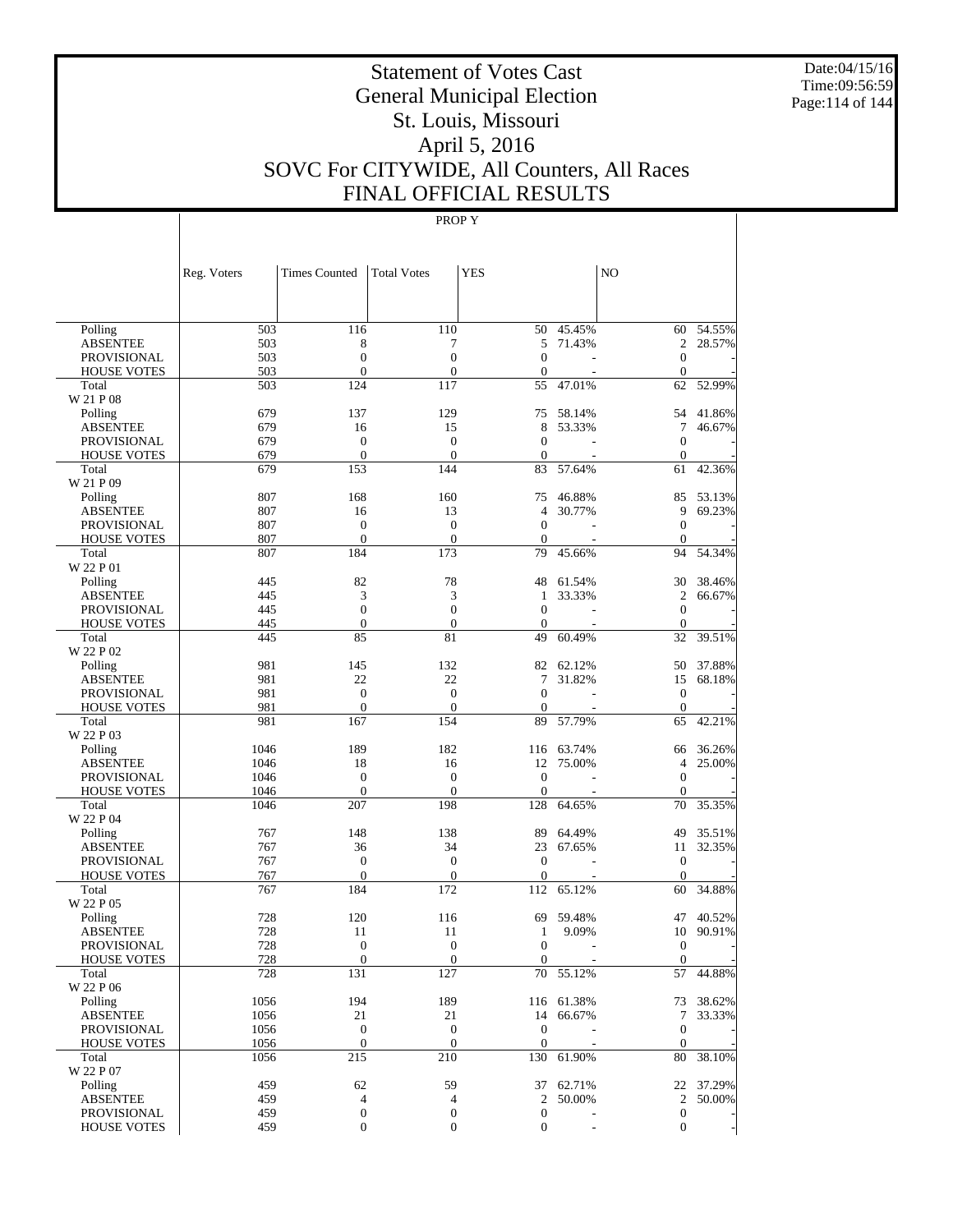# Statement of Votes Cast
# General Municipal Election
# St. Louis, Missouri
# April 5, 2016
# SOVC For CITYWIDE, All Counters, All Races
# FINAL OFFICIAL RESULTS

Date:04/15/16
Time:09:56:59

## PROP Y

| | Reg. Voters | Times Counted | Total Votes | YES | | NO | |
|---|---|---|---|---|---|---|---|
| Polling | 503 | 116 | 110 | 50 | 45.45% | 60 | 54.55% |
| ABSENTEE | 503 | 8 | 7 | 5 | 71.43% | 2 | 28.57% |
| PROVISIONAL | 503 | 0 | 0 | 0 | - | 0 | - |
| HOUSE VOTES | 503 | 0 | 0 | 0 | - | 0 | - |
| Total | 503 | 124 | 117 | 55 | 47.01% | 62 | 52.99% |
| W 21 P 08 | | | | | | | |
| Polling | 679 | 137 | 129 | 75 | 58.14% | 54 | 41.86% |
| ABSENTEE | 679 | 16 | 15 | 8 | 53.33% | 7 | 46.67% |
| PROVISIONAL | 679 | 0 | 0 | 0 | - | 0 | - |
| HOUSE VOTES | 679 | 0 | 0 | 0 | - | 0 | - |
| Total | 679 | 153 | 144 | 83 | 57.64% | 61 | 42.36% |
| W 21 P 09 | | | | | | | |
| Polling | 807 | 168 | 160 | 75 | 46.88% | 85 | 53.13% |
| ABSENTEE | 807 | 16 | 13 | 4 | 30.77% | 9 | 69.23% |
| PROVISIONAL | 807 | 0 | 0 | 0 | - | 0 | - |
| HOUSE VOTES | 807 | 0 | 0 | 0 | - | 0 | - |
| Total | 807 | 184 | 173 | 79 | 45.66% | 94 | 54.34% |
| W 22 P 01 | | | | | | | |
| Polling | 445 | 82 | 78 | 48 | 61.54% | 30 | 38.46% |
| ABSENTEE | 445 | 3 | 3 | 1 | 33.33% | 2 | 66.67% |
| PROVISIONAL | 445 | 0 | 0 | 0 | - | 0 | - |
| HOUSE VOTES | 445 | 0 | 0 | 0 | - | 0 | - |
| Total | 445 | 85 | 81 | 49 | 60.49% | 32 | 39.51% |
| W 22 P 02 | | | | | | | |
| Polling | 981 | 145 | 132 | 82 | 62.12% | 50 | 37.88% |
| ABSENTEE | 981 | 22 | 22 | 7 | 31.82% | 15 | 68.18% |
| PROVISIONAL | 981 | 0 | 0 | 0 | - | 0 | - |
| HOUSE VOTES | 981 | 0 | 0 | 0 | - | 0 | - |
| Total | 981 | 167 | 154 | 89 | 57.79% | 65 | 42.21% |
| W 22 P 03 | | | | | | | |
| Polling | 1046 | 189 | 182 | 116 | 63.74% | 66 | 36.26% |
| ABSENTEE | 1046 | 18 | 16 | 12 | 75.00% | 4 | 25.00% |
| PROVISIONAL | 1046 | 0 | 0 | 0 | - | 0 | - |
| HOUSE VOTES | 1046 | 0 | 0 | 0 | - | 0 | - |
| Total | 1046 | 207 | 198 | 128 | 64.65% | 70 | 35.35% |
| W 22 P 04 | | | | | | | |
| Polling | 767 | 148 | 138 | 89 | 64.49% | 49 | 35.51% |
| ABSENTEE | 767 | 36 | 34 | 23 | 67.65% | 11 | 32.35% |
| PROVISIONAL | 767 | 0 | 0 | 0 | - | 0 | - |
| HOUSE VOTES | 767 | 0 | 0 | 0 | - | 0 | - |
| Total | 767 | 184 | 172 | 112 | 65.12% | 60 | 34.88% |
| W 22 P 05 | | | | | | | |
| Polling | 728 | 120 | 116 | 69 | 59.48% | 47 | 40.52% |
| ABSENTEE | 728 | 11 | 11 | 1 | 9.09% | 10 | 90.91% |
| PROVISIONAL | 728 | 0 | 0 | 0 | - | 0 | - |
| HOUSE VOTES | 728 | 0 | 0 | 0 | - | 0 | - |
| Total | 728 | 131 | 127 | 70 | 55.12% | 57 | 44.88% |
| W 22 P 06 | | | | | | | |
| Polling | 1056 | 194 | 189 | 116 | 61.38% | 73 | 38.62% |
| ABSENTEE | 1056 | 21 | 21 | 14 | 66.67% | 7 | 33.33% |
| PROVISIONAL | 1056 | 0 | 0 | 0 | - | 0 | - |
| HOUSE VOTES | 1056 | 0 | 0 | 0 | - | 0 | - |
| Total | 1056 | 215 | 210 | 130 | 61.90% | 80 | 38.10% |
| W 22 P 07 | | | | | | | |
| Polling | 459 | 62 | 59 | 37 | 62.71% | 22 | 37.29% |
| ABSENTEE | 459 | 4 | 4 | 2 | 50.00% | 2 | 50.00% |
| PROVISIONAL | 459 | 0 | 0 | 0 | - | 0 | - |
| HOUSE VOTES | 459 | 0 | 0 | 0 | - | 0 | - |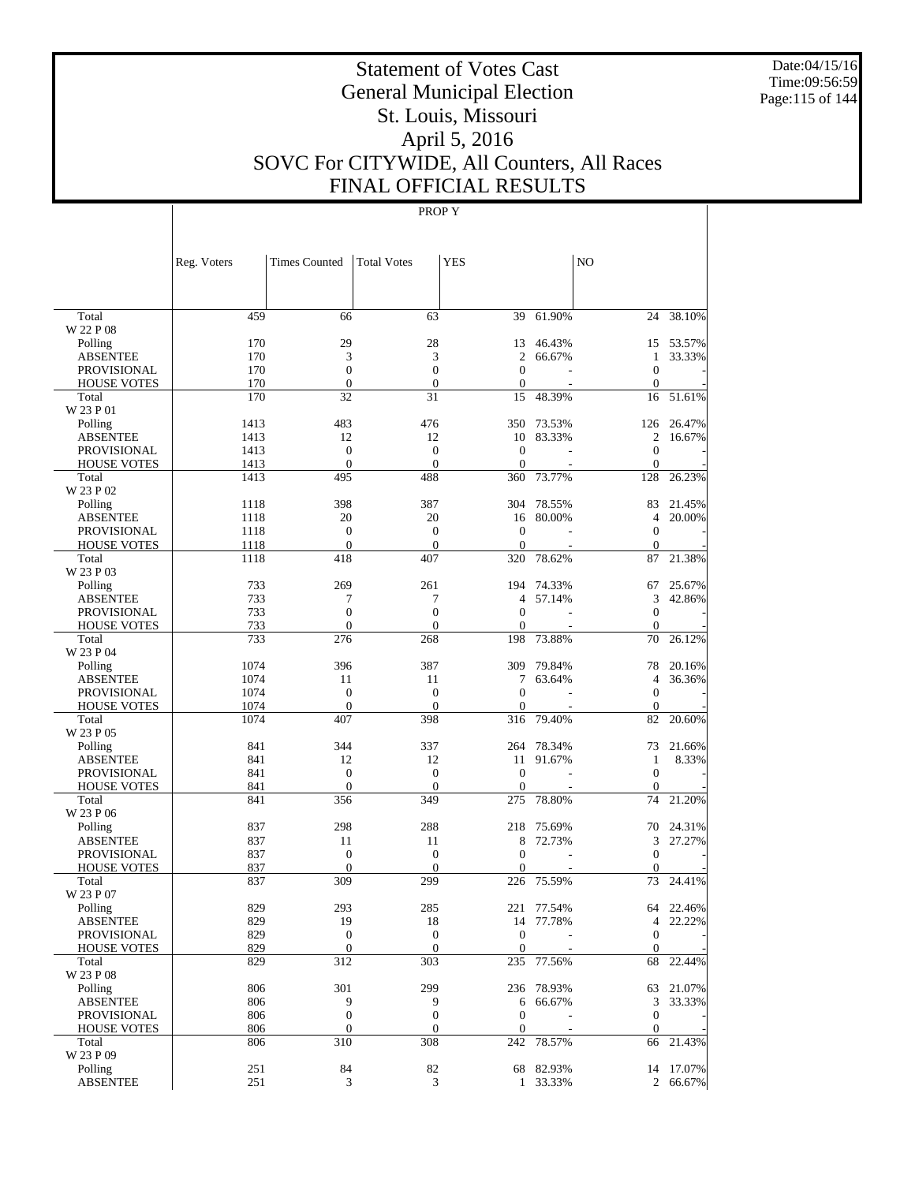# Statement of Votes Cast
# General Municipal Election
# St. Louis, Missouri
# April 5, 2016
# SOVC For CITYWIDE, All Counters, All Races
# FINAL OFFICIAL RESULTS

Date:04/15/16
Time:09:56:59

PROP Y

| | Reg. Voters | Times Counted | Total Votes | YES | | NO | |
|---|---|---|---|---|---|---|---|
| Total | 459 | 66 | 63 | 39 | 61.90% | 24 | 38.10% |
| W 22 P 08 | | | | | | | |
| Polling | 170 | 29 | 28 | 13 | 46.43% | 15 | 53.57% |
| ABSENTEE | 170 | 3 | 3 | 2 | 66.67% | 1 | 33.33% |
| PROVISIONAL | 170 | 0 | 0 | 0 | - | 0 | - |
| HOUSE VOTES | 170 | 0 | 0 | 0 | - | 0 | - |
| Total | 170 | 32 | 31 | 15 | 48.39% | 16 | 51.61% |
| W 23 P 01 | | | | | | | |
| Polling | 1413 | 483 | 476 | 350 | 73.53% | 126 | 26.47% |
| ABSENTEE | 1413 | 12 | 12 | 10 | 83.33% | 2 | 16.67% |
| PROVISIONAL | 1413 | 0 | 0 | 0 | - | 0 | - |
| HOUSE VOTES | 1413 | 0 | 0 | 0 | - | 0 | - |
| Total | 1413 | 495 | 488 | 360 | 73.77% | 128 | 26.23% |
| W 23 P 02 | | | | | | | |
| Polling | 1118 | 398 | 387 | 304 | 78.55% | 83 | 21.45% |
| ABSENTEE | 1118 | 20 | 20 | 16 | 80.00% | 4 | 20.00% |
| PROVISIONAL | 1118 | 0 | 0 | 0 | - | 0 | - |
| HOUSE VOTES | 1118 | 0 | 0 | 0 | - | 0 | - |
| Total | 1118 | 418 | 407 | 320 | 78.62% | 87 | 21.38% |
| W 23 P 03 | | | | | | | |
| Polling | 733 | 269 | 261 | 194 | 74.33% | 67 | 25.67% |
| ABSENTEE | 733 | 7 | 7 | 4 | 57.14% | 3 | 42.86% |
| PROVISIONAL | 733 | 0 | 0 | 0 | - | 0 | - |
| HOUSE VOTES | 733 | 0 | 0 | 0 | - | 0 | - |
| Total | 733 | 276 | 268 | 198 | 73.88% | 70 | 26.12% |
| W 23 P 04 | | | | | | | |
| Polling | 1074 | 396 | 387 | 309 | 79.84% | 78 | 20.16% |
| ABSENTEE | 1074 | 11 | 11 | 7 | 63.64% | 4 | 36.36% |
| PROVISIONAL | 1074 | 0 | 0 | 0 | - | 0 | - |
| HOUSE VOTES | 1074 | 0 | 0 | 0 | - | 0 | - |
| Total | 1074 | 407 | 398 | 316 | 79.40% | 82 | 20.60% |
| W 23 P 05 | | | | | | | |
| Polling | 841 | 344 | 337 | 264 | 78.34% | 73 | 21.66% |
| ABSENTEE | 841 | 12 | 12 | 11 | 91.67% | 1 | 8.33% |
| PROVISIONAL | 841 | 0 | 0 | 0 | - | 0 | - |
| HOUSE VOTES | 841 | 0 | 0 | 0 | - | 0 | - |
| Total | 841 | 356 | 349 | 275 | 78.80% | 74 | 21.20% |
| W 23 P 06 | | | | | | | |
| Polling | 837 | 298 | 288 | 218 | 75.69% | 70 | 24.31% |
| ABSENTEE | 837 | 11 | 11 | 8 | 72.73% | 3 | 27.27% |
| PROVISIONAL | 837 | 0 | 0 | 0 | - | 0 | - |
| HOUSE VOTES | 837 | 0 | 0 | 0 | - | 0 | - |
| Total | 837 | 309 | 299 | 226 | 75.59% | 73 | 24.41% |
| W 23 P 07 | | | | | | | |
| Polling | 829 | 293 | 285 | 221 | 77.54% | 64 | 22.46% |
| ABSENTEE | 829 | 19 | 18 | 14 | 77.78% | 4 | 22.22% |
| PROVISIONAL | 829 | 0 | 0 | 0 | - | 0 | - |
| HOUSE VOTES | 829 | 0 | 0 | 0 | - | 0 | - |
| Total | 829 | 312 | 303 | 235 | 77.56% | 68 | 22.44% |
| W 23 P 08 | | | | | | | |
| Polling | 806 | 301 | 299 | 236 | 78.93% | 63 | 21.07% |
| ABSENTEE | 806 | 9 | 9 | 6 | 66.67% | 3 | 33.33% |
| PROVISIONAL | 806 | 0 | 0 | 0 | - | 0 | - |
| HOUSE VOTES | 806 | 0 | 0 | 0 | - | 0 | - |
| Total | 806 | 310 | 308 | 242 | 78.57% | 66 | 21.43% |
| W 23 P 09 | | | | | | | |
| Polling | 251 | 84 | 82 | 68 | 82.93% | 14 | 17.07% |
| ABSENTEE | 251 | 3 | 3 | 1 | 33.33% | 2 | 66.67% |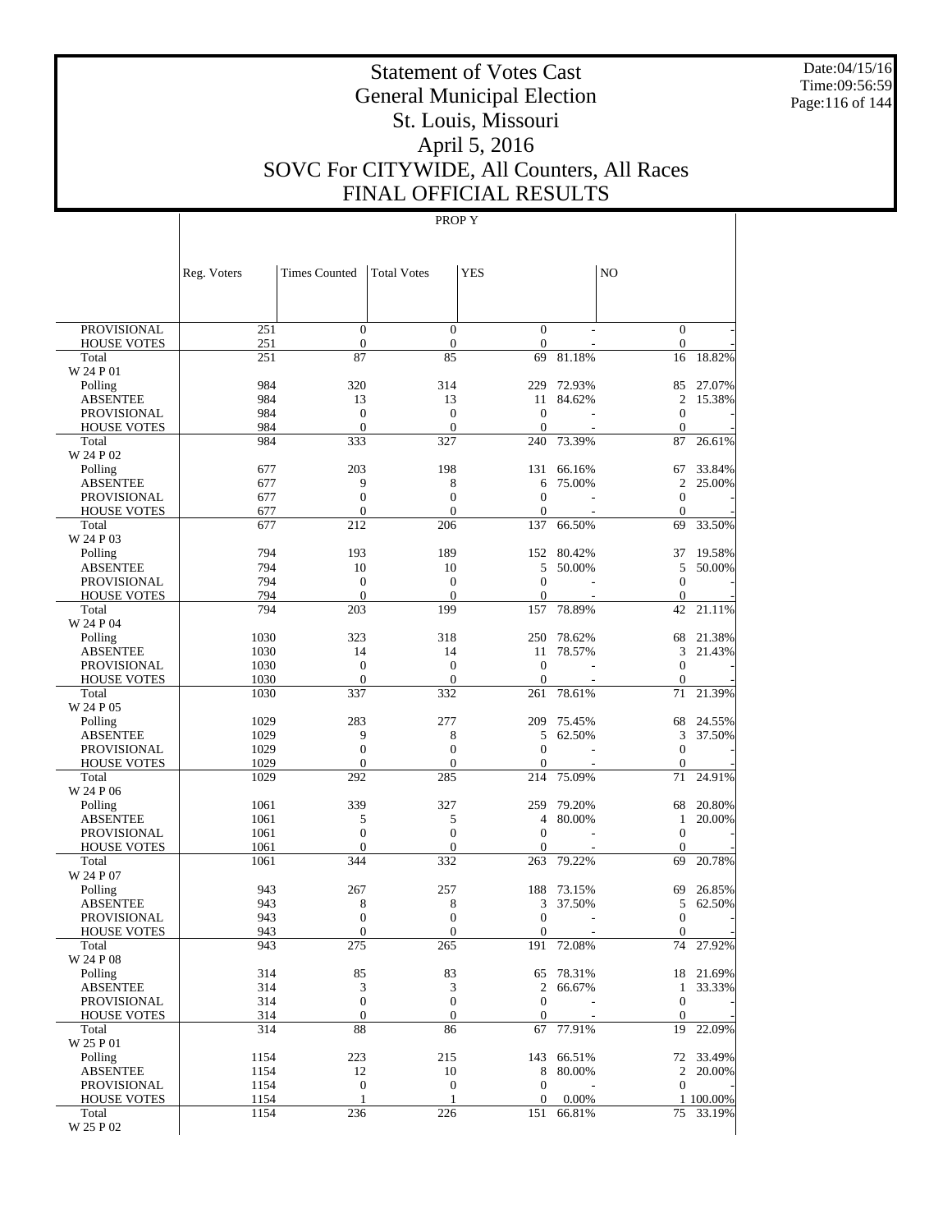# Statement of Votes Cast
## General Municipal Election
## St. Louis, Missouri
## April 5, 2016
## SOVC For CITYWIDE, All Counters, All Races
## FINAL OFFICIAL RESULTS

PROP Y

| | Reg. Voters | Times Counted | Total Votes | YES | | NO | |
|---|---|---|---|---|---|---|---|
| PROVISIONAL | 251 | 0 | 0 | 0 | - | 0 | - |
| HOUSE VOTES | 251 | 0 | 0 | 0 | - | 0 | - |
| Total | 251 | 87 | 85 | 69 | 81.18% | 16 | 18.82% |
| W 24 P 01 | | | | | | | |
| Polling | 984 | 320 | 314 | 229 | 72.93% | 85 | 27.07% |
| ABSENTEE | 984 | 13 | 13 | 11 | 84.62% | 2 | 15.38% |
| PROVISIONAL | 984 | 0 | 0 | 0 | - | 0 | - |
| HOUSE VOTES | 984 | 0 | 0 | 0 | - | 0 | - |
| Total | 984 | 333 | 327 | 240 | 73.39% | 87 | 26.61% |
| W 24 P 02 | | | | | | | |
| Polling | 677 | 203 | 198 | 131 | 66.16% | 67 | 33.84% |
| ABSENTEE | 677 | 9 | 8 | 6 | 75.00% | 2 | 25.00% |
| PROVISIONAL | 677 | 0 | 0 | 0 | - | 0 | - |
| HOUSE VOTES | 677 | 0 | 0 | 0 | - | 0 | - |
| Total | 677 | 212 | 206 | 137 | 66.50% | 69 | 33.50% |
| W 24 P 03 | | | | | | | |
| Polling | 794 | 193 | 189 | 152 | 80.42% | 37 | 19.58% |
| ABSENTEE | 794 | 10 | 10 | 5 | 50.00% | 5 | 50.00% |
| PROVISIONAL | 794 | 0 | 0 | 0 | - | 0 | - |
| HOUSE VOTES | 794 | 0 | 0 | 0 | - | 0 | - |
| Total | 794 | 203 | 199 | 157 | 78.89% | 42 | 21.11% |
| W 24 P 04 | | | | | | | |
| Polling | 1030 | 323 | 318 | 250 | 78.62% | 68 | 21.38% |
| ABSENTEE | 1030 | 14 | 14 | 11 | 78.57% | 3 | 21.43% |
| PROVISIONAL | 1030 | 0 | 0 | 0 | - | 0 | - |
| HOUSE VOTES | 1030 | 0 | 0 | 0 | - | 0 | - |
| Total | 1030 | 337 | 332 | 261 | 78.61% | 71 | 21.39% |
| W 24 P 05 | | | | | | | |
| Polling | 1029 | 283 | 277 | 209 | 75.45% | 68 | 24.55% |
| ABSENTEE | 1029 | 9 | 8 | 5 | 62.50% | 3 | 37.50% |
| PROVISIONAL | 1029 | 0 | 0 | 0 | - | 0 | - |
| HOUSE VOTES | 1029 | 0 | 0 | 0 | - | 0 | - |
| Total | 1029 | 292 | 285 | 214 | 75.09% | 71 | 24.91% |
| W 24 P 06 | | | | | | | |
| Polling | 1061 | 339 | 327 | 259 | 79.20% | 68 | 20.80% |
| ABSENTEE | 1061 | 5 | 5 | 4 | 80.00% | 1 | 20.00% |
| PROVISIONAL | 1061 | 0 | 0 | 0 | - | 0 | - |
| HOUSE VOTES | 1061 | 0 | 0 | 0 | - | 0 | - |
| Total | 1061 | 344 | 332 | 263 | 79.22% | 69 | 20.78% |
| W 24 P 07 | | | | | | | |
| Polling | 943 | 267 | 257 | 188 | 73.15% | 69 | 26.85% |
| ABSENTEE | 943 | 8 | 8 | 3 | 37.50% | 5 | 62.50% |
| PROVISIONAL | 943 | 0 | 0 | 0 | - | 0 | - |
| HOUSE VOTES | 943 | 0 | 0 | 0 | - | 0 | - |
| Total | 943 | 275 | 265 | 191 | 72.08% | 74 | 27.92% |
| W 24 P 08 | | | | | | | |
| Polling | 314 | 85 | 83 | 65 | 78.31% | 18 | 21.69% |
| ABSENTEE | 314 | 3 | 3 | 2 | 66.67% | 1 | 33.33% |
| PROVISIONAL | 314 | 0 | 0 | 0 | - | 0 | - |
| HOUSE VOTES | 314 | 0 | 0 | 0 | - | 0 | - |
| Total | 314 | 88 | 86 | 67 | 77.91% | 19 | 22.09% |
| W 25 P 01 | | | | | | | |
| Polling | 1154 | 223 | 215 | 143 | 66.51% | 72 | 33.49% |
| ABSENTEE | 1154 | 12 | 10 | 8 | 80.00% | 2 | 20.00% |
| PROVISIONAL | 1154 | 0 | 0 | 0 | - | 0 | - |
| HOUSE VOTES | 1154 | 1 | 1 | 0 | 0.00% | 1 | 100.00% |
| Total | 1154 | 236 | 226 | 151 | 66.81% | 75 | 33.19% |
| W 25 P 02 | | | | | | | |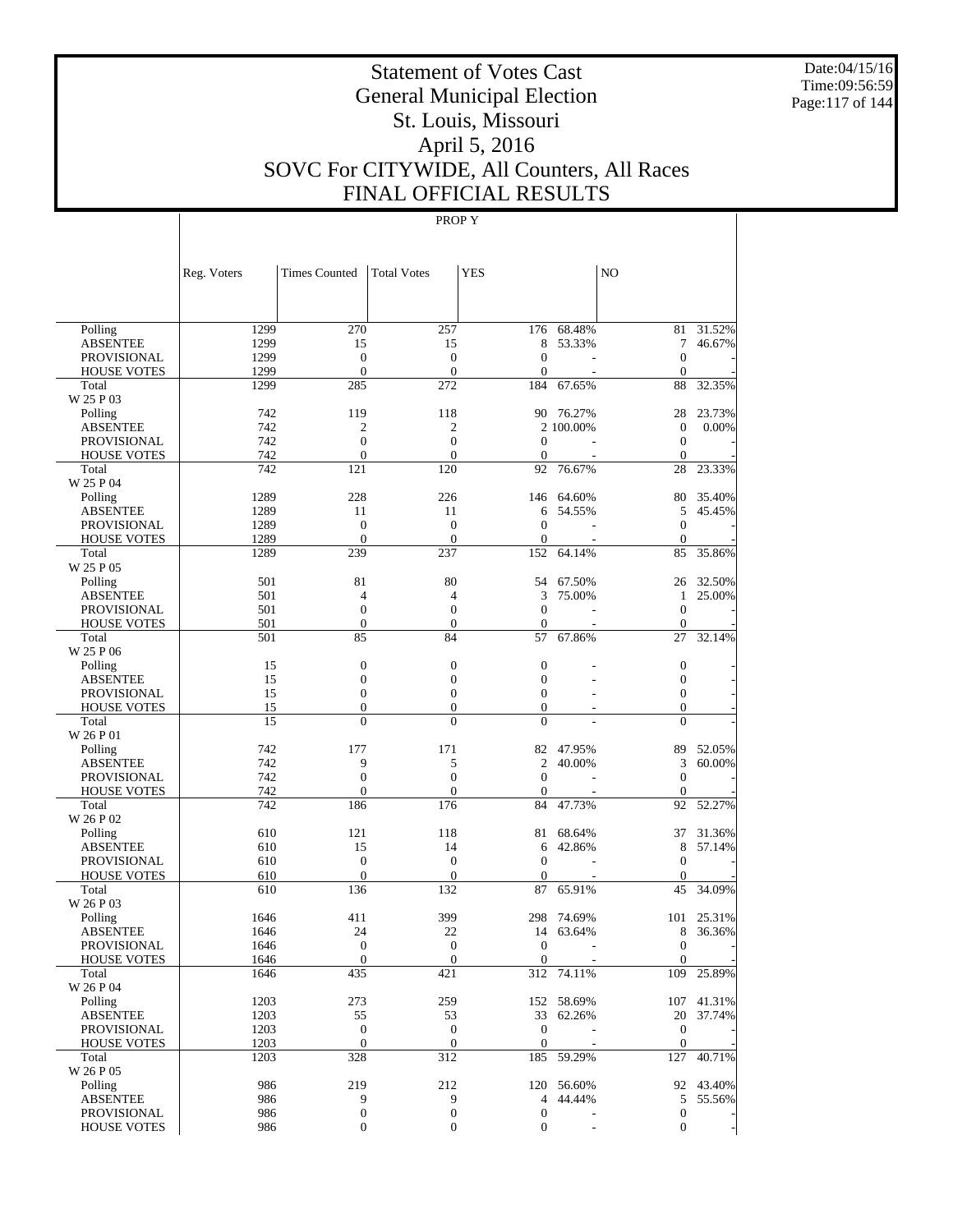# Statement of Votes Cast
# General Municipal Election
# St. Louis, Missouri
# April 5, 2016
# SOVC For CITYWIDE, All Counters, All Races
# FINAL OFFICIAL RESULTS

Date:04/15/16
Time:09:56:59

PROP Y

| | Reg. Voters | Times Counted | Total Votes | YES | | NO | |
|---|---|---|---|---|---|---|---|
| Polling | 1299 | 270 | 257 | 176 | 68.48% | 81 | 31.52% |
| ABSENTEE | 1299 | 15 | 15 | 8 | 53.33% | 7 | 46.67% |
| PROVISIONAL | 1299 | 0 | 0 | 0 | - | 0 | - |
| HOUSE VOTES | 1299 | 0 | 0 | 0 | - | 0 | - |
| Total | 1299 | 285 | 272 | 184 | 67.65% | 88 | 32.35% |
| W 25 P 03 | | | | | | | |
| Polling | 742 | 119 | 118 | 90 | 76.27% | 28 | 23.73% |
| ABSENTEE | 742 | 2 | 2 | 2 | 100.00% | 0 | 0.00% |
| PROVISIONAL | 742 | 0 | 0 | 0 | - | 0 | - |
| HOUSE VOTES | 742 | 0 | 0 | 0 | - | 0 | - |
| Total | 742 | 121 | 120 | 92 | 76.67% | 28 | 23.33% |
| W 25 P 04 | | | | | | | |
| Polling | 1289 | 228 | 226 | 146 | 64.60% | 80 | 35.40% |
| ABSENTEE | 1289 | 11 | 11 | 6 | 54.55% | 5 | 45.45% |
| PROVISIONAL | 1289 | 0 | 0 | 0 | - | 0 | - |
| HOUSE VOTES | 1289 | 0 | 0 | 0 | - | 0 | - |
| Total | 1289 | 239 | 237 | 152 | 64.14% | 85 | 35.86% |
| W 25 P 05 | | | | | | | |
| Polling | 501 | 81 | 80 | 54 | 67.50% | 26 | 32.50% |
| ABSENTEE | 501 | 4 | 4 | 3 | 75.00% | 1 | 25.00% |
| PROVISIONAL | 501 | 0 | 0 | 0 | - | 0 | - |
| HOUSE VOTES | 501 | 0 | 0 | 0 | - | 0 | - |
| Total | 501 | 85 | 84 | 57 | 67.86% | 27 | 32.14% |
| W 25 P 06 | | | | | | | |
| Polling | 15 | 0 | 0 | 0 | - | 0 | - |
| ABSENTEE | 15 | 0 | 0 | 0 | - | 0 | - |
| PROVISIONAL | 15 | 0 | 0 | 0 | - | 0 | - |
| HOUSE VOTES | 15 | 0 | 0 | 0 | - | 0 | - |
| Total | 15 | 0 | 0 | 0 | - | 0 | - |
| W 26 P 01 | | | | | | | |
| Polling | 742 | 177 | 171 | 82 | 47.95% | 89 | 52.05% |
| ABSENTEE | 742 | 9 | 5 | 2 | 40.00% | 3 | 60.00% |
| PROVISIONAL | 742 | 0 | 0 | 0 | - | 0 | - |
| HOUSE VOTES | 742 | 0 | 0 | 0 | - | 0 | - |
| Total | 742 | 186 | 176 | 84 | 47.73% | 92 | 52.27% |
| W 26 P 02 | | | | | | | |
| Polling | 610 | 121 | 118 | 81 | 68.64% | 37 | 31.36% |
| ABSENTEE | 610 | 15 | 14 | 6 | 42.86% | 8 | 57.14% |
| PROVISIONAL | 610 | 0 | 0 | 0 | - | 0 | - |
| HOUSE VOTES | 610 | 0 | 0 | 0 | - | 0 | - |
| Total | 610 | 136 | 132 | 87 | 65.91% | 45 | 34.09% |
| W 26 P 03 | | | | | | | |
| Polling | 1646 | 411 | 399 | 298 | 74.69% | 101 | 25.31% |
| ABSENTEE | 1646 | 24 | 22 | 14 | 63.64% | 8 | 36.36% |
| PROVISIONAL | 1646 | 0 | 0 | 0 | - | 0 | - |
| HOUSE VOTES | 1646 | 0 | 0 | 0 | - | 0 | - |
| Total | 1646 | 435 | 421 | 312 | 74.11% | 109 | 25.89% |
| W 26 P 04 | | | | | | | |
| Polling | 1203 | 273 | 259 | 152 | 58.69% | 107 | 41.31% |
| ABSENTEE | 1203 | 55 | 53 | 33 | 62.26% | 20 | 37.74% |
| PROVISIONAL | 1203 | 0 | 0 | 0 | - | 0 | - |
| HOUSE VOTES | 1203 | 0 | 0 | 0 | - | 0 | - |
| Total | 1203 | 328 | 312 | 185 | 59.29% | 127 | 40.71% |
| W 26 P 05 | | | | | | | |
| Polling | 986 | 219 | 212 | 120 | 56.60% | 92 | 43.40% |
| ABSENTEE | 986 | 9 | 9 | 4 | 44.44% | 5 | 55.56% |
| PROVISIONAL | 986 | 0 | 0 | 0 | - | 0 | - |
| HOUSE VOTES | 986 | 0 | 0 | 0 | - | 0 | - |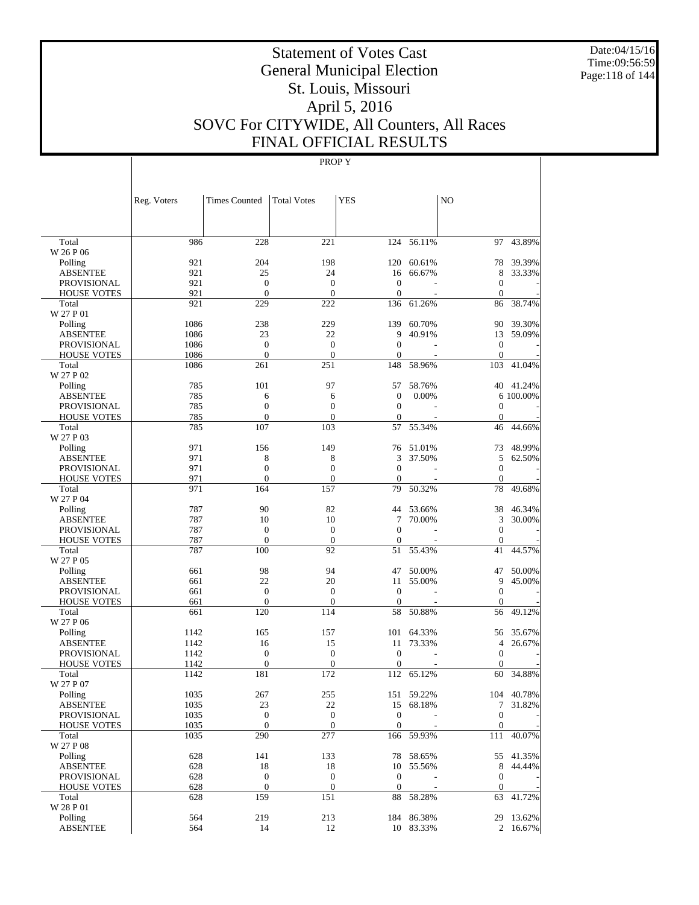# Statement of Votes Cast
# General Municipal Election
# St. Louis, Missouri
# April 5, 2016
# SOVC For CITYWIDE, All Counters, All Races
# FINAL OFFICIAL RESULTS

Date:04/15/16
Time:09:56:59

PROP Y

| | Reg. Voters | Times Counted | Total Votes | YES | | NO | |
|---|---|---|---|---|---|---|---|
| Total | 986 | 228 | 221 | 124 | 56.11% | 97 | 43.89% |
| W 26 P 06 | | | | | | | |
| Polling | 921 | 204 | 198 | 120 | 60.61% | 78 | 39.39% |
| ABSENTEE | 921 | 25 | 24 | 16 | 66.67% | 8 | 33.33% |
| PROVISIONAL | 921 | 0 | 0 | 0 | - | 0 | - |
| HOUSE VOTES | 921 | 0 | 0 | 0 | - | 0 | - |
| Total | 921 | 229 | 222 | 136 | 61.26% | 86 | 38.74% |
| W 27 P 01 | | | | | | | |
| Polling | 1086 | 238 | 229 | 139 | 60.70% | 90 | 39.30% |
| ABSENTEE | 1086 | 23 | 22 | 9 | 40.91% | 13 | 59.09% |
| PROVISIONAL | 1086 | 0 | 0 | 0 | - | 0 | - |
| HOUSE VOTES | 1086 | 0 | 0 | 0 | - | 0 | - |
| Total | 1086 | 261 | 251 | 148 | 58.96% | 103 | 41.04% |
| W 27 P 02 | | | | | | | |
| Polling | 785 | 101 | 97 | 57 | 58.76% | 40 | 41.24% |
| ABSENTEE | 785 | 6 | 6 | 0 | 0.00% | 6 | 100.00% |
| PROVISIONAL | 785 | 0 | 0 | 0 | - | 0 | - |
| HOUSE VOTES | 785 | 0 | 0 | 0 | - | 0 | - |
| Total | 785 | 107 | 103 | 57 | 55.34% | 46 | 44.66% |
| W 27 P 03 | | | | | | | |
| Polling | 971 | 156 | 149 | 76 | 51.01% | 73 | 48.99% |
| ABSENTEE | 971 | 8 | 8 | 3 | 37.50% | 5 | 62.50% |
| PROVISIONAL | 971 | 0 | 0 | 0 | - | 0 | - |
| HOUSE VOTES | 971 | 0 | 0 | 0 | - | 0 | - |
| Total | 971 | 164 | 157 | 79 | 50.32% | 78 | 49.68% |
| W 27 P 04 | | | | | | | |
| Polling | 787 | 90 | 82 | 44 | 53.66% | 38 | 46.34% |
| ABSENTEE | 787 | 10 | 10 | 7 | 70.00% | 3 | 30.00% |
| PROVISIONAL | 787 | 0 | 0 | 0 | - | 0 | - |
| HOUSE VOTES | 787 | 0 | 0 | 0 | - | 0 | - |
| Total | 787 | 100 | 92 | 51 | 55.43% | 41 | 44.57% |
| W 27 P 05 | | | | | | | |
| Polling | 661 | 98 | 94 | 47 | 50.00% | 47 | 50.00% |
| ABSENTEE | 661 | 22 | 20 | 11 | 55.00% | 9 | 45.00% |
| PROVISIONAL | 661 | 0 | 0 | 0 | - | 0 | - |
| HOUSE VOTES | 661 | 0 | 0 | 0 | - | 0 | - |
| Total | 661 | 120 | 114 | 58 | 50.88% | 56 | 49.12% |
| W 27 P 06 | | | | | | | |
| Polling | 1142 | 165 | 157 | 101 | 64.33% | 56 | 35.67% |
| ABSENTEE | 1142 | 16 | 15 | 11 | 73.33% | 4 | 26.67% |
| PROVISIONAL | 1142 | 0 | 0 | 0 | - | 0 | - |
| HOUSE VOTES | 1142 | 0 | 0 | 0 | - | 0 | - |
| Total | 1142 | 181 | 172 | 112 | 65.12% | 60 | 34.88% |
| W 27 P 07 | | | | | | | |
| Polling | 1035 | 267 | 255 | 151 | 59.22% | 104 | 40.78% |
| ABSENTEE | 1035 | 23 | 22 | 15 | 68.18% | 7 | 31.82% |
| PROVISIONAL | 1035 | 0 | 0 | 0 | - | 0 | - |
| HOUSE VOTES | 1035 | 0 | 0 | 0 | - | 0 | - |
| Total | 1035 | 290 | 277 | 166 | 59.93% | 111 | 40.07% |
| W 27 P 08 | | | | | | | |
| Polling | 628 | 141 | 133 | 78 | 58.65% | 55 | 41.35% |
| ABSENTEE | 628 | 18 | 18 | 10 | 55.56% | 8 | 44.44% |
| PROVISIONAL | 628 | 0 | 0 | 0 | - | 0 | - |
| HOUSE VOTES | 628 | 0 | 0 | 0 | - | 0 | - |
| Total | 628 | 159 | 151 | 88 | 58.28% | 63 | 41.72% |
| W 28 P 01 | | | | | | | |
| Polling | 564 | 219 | 213 | 184 | 86.38% | 29 | 13.62% |
| ABSENTEE | 564 | 14 | 12 | 10 | 83.33% | 2 | 16.67% |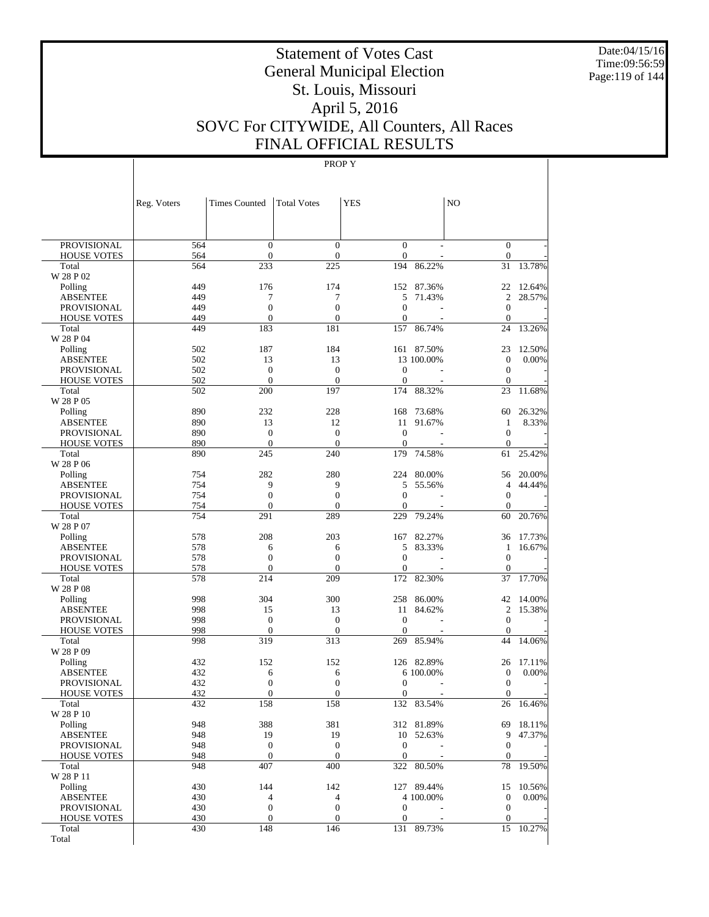# Statement of Votes Cast
## General Municipal Election
## St. Louis, Missouri
## April 5, 2016
## SOVC For CITYWIDE, All Counters, All Races
## FINAL OFFICIAL RESULTS

PROP Y

| | Reg. Voters | Times Counted | Total Votes | YES | | NO | |
|---|---|---|---|---|---|---|---|
| PROVISIONAL | 564 | 0 | 0 | 0 | - | 0 | - |
| HOUSE VOTES | 564 | 0 | 0 | 0 | - | 0 | - |
| Total | 564 | 233 | 225 | 194 | 86.22% | 31 | 13.78% |
| W 28 P 02 | | | | | | | |
| Polling | 449 | 176 | 174 | 152 | 87.36% | 22 | 12.64% |
| ABSENTEE | 449 | 7 | 7 | 5 | 71.43% | 2 | 28.57% |
| PROVISIONAL | 449 | 0 | 0 | 0 | - | 0 | - |
| HOUSE VOTES | 449 | 0 | 0 | 0 | - | 0 | - |
| Total | 449 | 183 | 181 | 157 | 86.74% | 24 | 13.26% |
| W 28 P 04 | | | | | | | |
| Polling | 502 | 187 | 184 | 161 | 87.50% | 23 | 12.50% |
| ABSENTEE | 502 | 13 | 13 | 13 | 100.00% | 0 | 0.00% |
| PROVISIONAL | 502 | 0 | 0 | 0 | - | 0 | - |
| HOUSE VOTES | 502 | 0 | 0 | 0 | - | 0 | - |
| Total | 502 | 200 | 197 | 174 | 88.32% | 23 | 11.68% |
| W 28 P 05 | | | | | | | |
| Polling | 890 | 232 | 228 | 168 | 73.68% | 60 | 26.32% |
| ABSENTEE | 890 | 13 | 12 | 11 | 91.67% | 1 | 8.33% |
| PROVISIONAL | 890 | 0 | 0 | 0 | - | 0 | - |
| HOUSE VOTES | 890 | 0 | 0 | 0 | - | 0 | - |
| Total | 890 | 245 | 240 | 179 | 74.58% | 61 | 25.42% |
| W 28 P 06 | | | | | | | |
| Polling | 754 | 282 | 280 | 224 | 80.00% | 56 | 20.00% |
| ABSENTEE | 754 | 9 | 9 | 5 | 55.56% | 4 | 44.44% |
| PROVISIONAL | 754 | 0 | 0 | 0 | - | 0 | - |
| HOUSE VOTES | 754 | 0 | 0 | 0 | - | 0 | - |
| Total | 754 | 291 | 289 | 229 | 79.24% | 60 | 20.76% |
| W 28 P 07 | | | | | | | |
| Polling | 578 | 208 | 203 | 167 | 82.27% | 36 | 17.73% |
| ABSENTEE | 578 | 6 | 6 | 5 | 83.33% | 1 | 16.67% |
| PROVISIONAL | 578 | 0 | 0 | 0 | - | 0 | - |
| HOUSE VOTES | 578 | 0 | 0 | 0 | - | 0 | - |
| Total | 578 | 214 | 209 | 172 | 82.30% | 37 | 17.70% |
| W 28 P 08 | | | | | | | |
| Polling | 998 | 304 | 300 | 258 | 86.00% | 42 | 14.00% |
| ABSENTEE | 998 | 15 | 13 | 11 | 84.62% | 2 | 15.38% |
| PROVISIONAL | 998 | 0 | 0 | 0 | - | 0 | - |
| HOUSE VOTES | 998 | 0 | 0 | 0 | - | 0 | - |
| Total | 998 | 319 | 313 | 269 | 85.94% | 44 | 14.06% |
| W 28 P 09 | | | | | | | |
| Polling | 432 | 152 | 152 | 126 | 82.89% | 26 | 17.11% |
| ABSENTEE | 432 | 6 | 6 | 6 | 100.00% | 0 | 0.00% |
| PROVISIONAL | 432 | 0 | 0 | 0 | - | 0 | - |
| HOUSE VOTES | 432 | 0 | 0 | 0 | - | 0 | - |
| Total | 432 | 158 | 158 | 132 | 83.54% | 26 | 16.46% |
| W 28 P 10 | | | | | | | |
| Polling | 948 | 388 | 381 | 312 | 81.89% | 69 | 18.11% |
| ABSENTEE | 948 | 19 | 19 | 10 | 52.63% | 9 | 47.37% |
| PROVISIONAL | 948 | 0 | 0 | 0 | - | 0 | - |
| HOUSE VOTES | 948 | 0 | 0 | 0 | - | 0 | - |
| Total | 948 | 407 | 400 | 322 | 80.50% | 78 | 19.50% |
| W 28 P 11 | | | | | | | |
| Polling | 430 | 144 | 142 | 127 | 89.44% | 15 | 10.56% |
| ABSENTEE | 430 | 4 | 4 | 4 | 100.00% | 0 | 0.00% |
| PROVISIONAL | 430 | 0 | 0 | 0 | - | 0 | - |
| HOUSE VOTES | 430 | 0 | 0 | 0 | - | 0 | - |
| Total | 430 | 148 | 146 | 131 | 89.73% | 15 | 10.27% |
| Total | | | | | | | |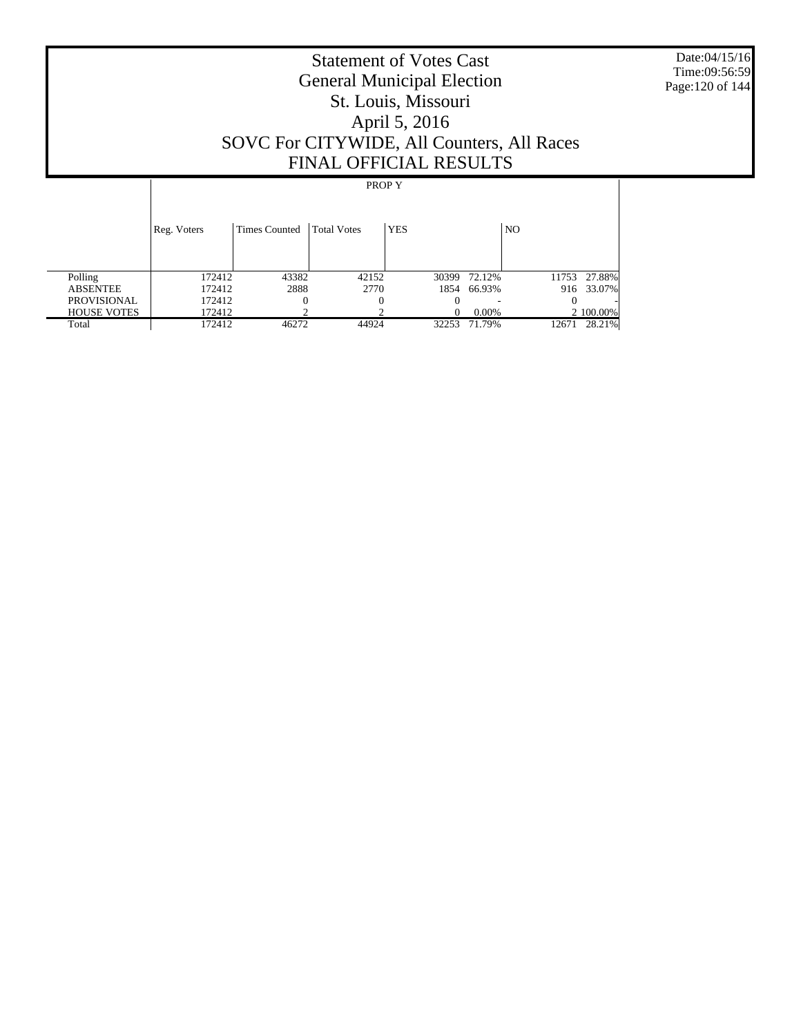# Statement of Votes Cast
# General Municipal Election
# St. Louis, Missouri
# April 5, 2016
# SOVC For CITYWIDE, All Counters, All Races
# FINAL OFFICIAL RESULTS

Date:04/15/16
Time:09:56:59

| | PROP Y | | | | | | |
|---|---|---|---|---|---|---|---|
| | Reg. Voters | Times Counted | Total Votes | YES | | NO | |
| Polling | 172412 | 43382 | 42152 | 30399 | 72.12% | 11753 | 27.88% |
| ABSENTEE | 172412 | 2888 | 2770 | 1854 | 66.93% | 916 | 33.07% |
| PROVISIONAL | 172412 | 0 | 0 | 0 | - | 0 | - |
| HOUSE VOTES | 172412 | 2 | 2 | 0 | 0.00% | 2 | 100.00% |
| Total | 172412 | 46272 | 44924 | 32253 | 71.79% | 12671 | 28.21% |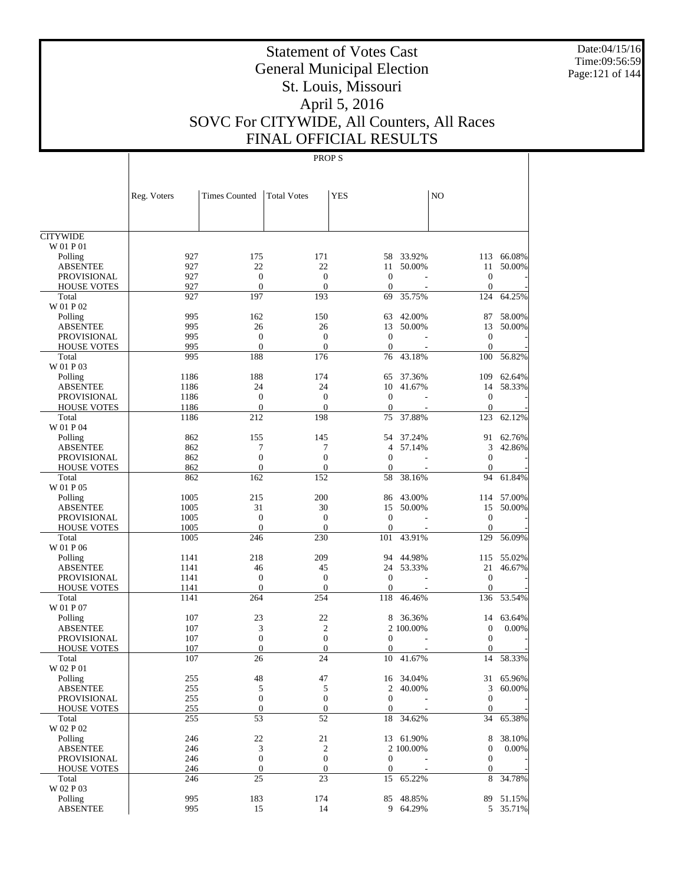# Statement of Votes Cast
## General Municipal Election
## St. Louis, Missouri
## April 5, 2016
## SOVC For CITYWIDE, All Counters, All Races
## FINAL OFFICIAL RESULTS

Date:04/15/16
Time:09:56:59

PROP S

| | Reg. Voters | Times Counted | Total Votes | YES | | NO | |
|---|---|---|---|---|---|---|---|
| CITYWIDE | | | | | | | |
| W 01 P 01 | | | | | | | |
| Polling | 927 | 175 | 171 | 58 | 33.92% | 113 | 66.08% |
| ABSENTEE | 927 | 22 | 22 | 11 | 50.00% | 11 | 50.00% |
| PROVISIONAL | 927 | 0 | 0 | 0 | - | 0 | - |
| HOUSE VOTES | 927 | 0 | 0 | 0 | - | 0 | - |
| Total | 927 | 197 | 193 | 69 | 35.75% | 124 | 64.25% |
| W 01 P 02 | | | | | | | |
| Polling | 995 | 162 | 150 | 63 | 42.00% | 87 | 58.00% |
| ABSENTEE | 995 | 26 | 26 | 13 | 50.00% | 13 | 50.00% |
| PROVISIONAL | 995 | 0 | 0 | 0 | - | 0 | - |
| HOUSE VOTES | 995 | 0 | 0 | 0 | - | 0 | - |
| Total | 995 | 188 | 176 | 76 | 43.18% | 100 | 56.82% |
| W 01 P 03 | | | | | | | |
| Polling | 1186 | 188 | 174 | 65 | 37.36% | 109 | 62.64% |
| ABSENTEE | 1186 | 24 | 24 | 10 | 41.67% | 14 | 58.33% |
| PROVISIONAL | 1186 | 0 | 0 | 0 | - | 0 | - |
| HOUSE VOTES | 1186 | 0 | 0 | 0 | - | 0 | - |
| Total | 1186 | 212 | 198 | 75 | 37.88% | 123 | 62.12% |
| W 01 P 04 | | | | | | | |
| Polling | 862 | 155 | 145 | 54 | 37.24% | 91 | 62.76% |
| ABSENTEE | 862 | 7 | 7 | 4 | 57.14% | 3 | 42.86% |
| PROVISIONAL | 862 | 0 | 0 | 0 | - | 0 | - |
| HOUSE VOTES | 862 | 0 | 0 | 0 | - | 0 | - |
| Total | 862 | 162 | 152 | 58 | 38.16% | 94 | 61.84% |
| W 01 P 05 | | | | | | | |
| Polling | 1005 | 215 | 200 | 86 | 43.00% | 114 | 57.00% |
| ABSENTEE | 1005 | 31 | 30 | 15 | 50.00% | 15 | 50.00% |
| PROVISIONAL | 1005 | 0 | 0 | 0 | - | 0 | - |
| HOUSE VOTES | 1005 | 0 | 0 | 0 | - | 0 | - |
| Total | 1005 | 246 | 230 | 101 | 43.91% | 129 | 56.09% |
| W 01 P 06 | | | | | | | |
| Polling | 1141 | 218 | 209 | 94 | 44.98% | 115 | 55.02% |
| ABSENTEE | 1141 | 46 | 45 | 24 | 53.33% | 21 | 46.67% |
| PROVISIONAL | 1141 | 0 | 0 | 0 | - | 0 | - |
| HOUSE VOTES | 1141 | 0 | 0 | 0 | - | 0 | - |
| Total | 1141 | 264 | 254 | 118 | 46.46% | 136 | 53.54% |
| W 01 P 07 | | | | | | | |
| Polling | 107 | 23 | 22 | 8 | 36.36% | 14 | 63.64% |
| ABSENTEE | 107 | 3 | 2 | 2 | 100.00% | 0 | 0.00% |
| PROVISIONAL | 107 | 0 | 0 | 0 | - | 0 | - |
| HOUSE VOTES | 107 | 0 | 0 | 0 | - | 0 | - |
| Total | 107 | 26 | 24 | 10 | 41.67% | 14 | 58.33% |
| W 02 P 01 | | | | | | | |
| Polling | 255 | 48 | 47 | 16 | 34.04% | 31 | 65.96% |
| ABSENTEE | 255 | 5 | 5 | 2 | 40.00% | 3 | 60.00% |
| PROVISIONAL | 255 | 0 | 0 | 0 | - | 0 | - |
| HOUSE VOTES | 255 | 0 | 0 | 0 | - | 0 | - |
| Total | 255 | 53 | 52 | 18 | 34.62% | 34 | 65.38% |
| W 02 P 02 | | | | | | | |
| Polling | 246 | 22 | 21 | 13 | 61.90% | 8 | 38.10% |
| ABSENTEE | 246 | 3 | 2 | 2 | 100.00% | 0 | 0.00% |
| PROVISIONAL | 246 | 0 | 0 | 0 | - | 0 | - |
| HOUSE VOTES | 246 | 0 | 0 | 0 | - | 0 | - |
| Total | 246 | 25 | 23 | 15 | 65.22% | 8 | 34.78% |
| W 02 P 03 | | | | | | | |
| Polling | 995 | 183 | 174 | 85 | 48.85% | 89 | 51.15% |
| ABSENTEE | 995 | 15 | 14 | 9 | 64.29% | 5 | 35.71% |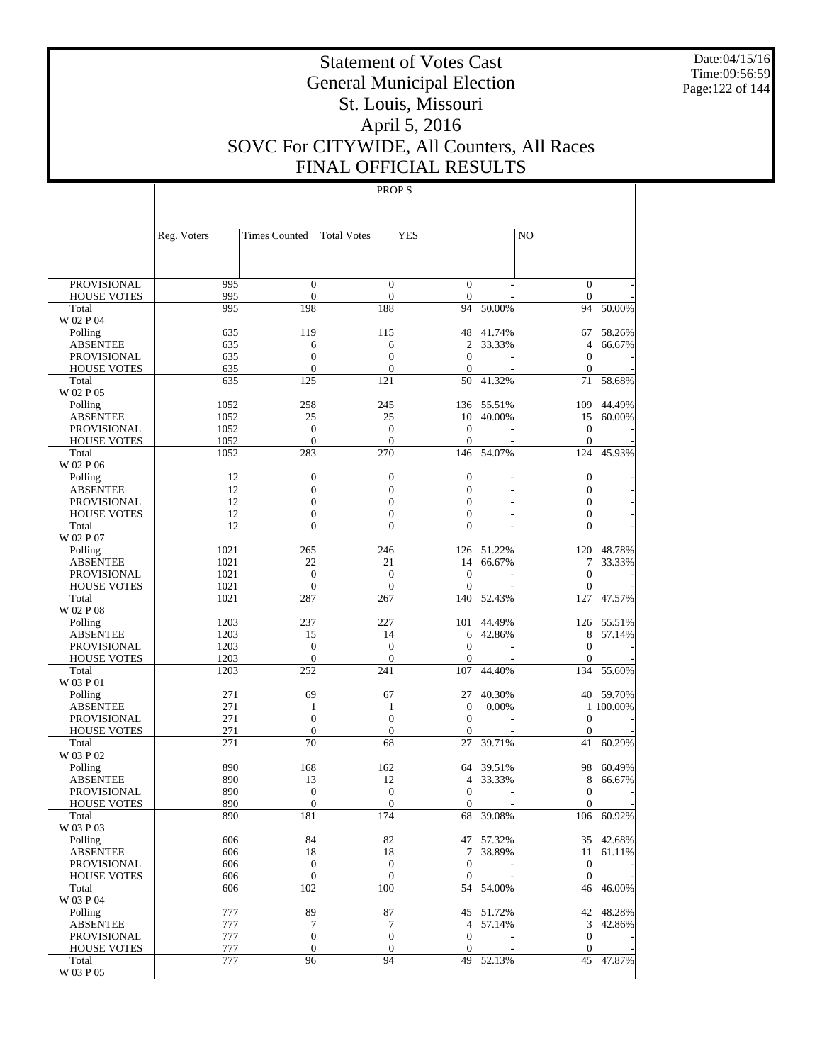# Statement of Votes Cast
# General Municipal Election
# St. Louis, Missouri
# April 5, 2016
# SOVC For CITYWIDE, All Counters, All Races
# FINAL OFFICIAL RESULTS

PROP S

| | Reg. Voters | Times Counted | Total Votes | YES | | NO | |
|---|---|---|---|---|---|---|---|
| PROVISIONAL | 995 | 0 | 0 | 0 | - | 0 | - |
| HOUSE VOTES | 995 | 0 | 0 | 0 | - | 0 | - |
| Total | 995 | 198 | 188 | 94 | 50.00% | 94 | 50.00% |
| W 02 P 04 | | | | | | | |
| Polling | 635 | 119 | 115 | 48 | 41.74% | 67 | 58.26% |
| ABSENTEE | 635 | 6 | 6 | 2 | 33.33% | 4 | 66.67% |
| PROVISIONAL | 635 | 0 | 0 | 0 | - | 0 | - |
| HOUSE VOTES | 635 | 0 | 0 | 0 | - | 0 | - |
| Total | 635 | 125 | 121 | 50 | 41.32% | 71 | 58.68% |
| W 02 P 05 | | | | | | | |
| Polling | 1052 | 258 | 245 | 136 | 55.51% | 109 | 44.49% |
| ABSENTEE | 1052 | 25 | 25 | 10 | 40.00% | 15 | 60.00% |
| PROVISIONAL | 1052 | 0 | 0 | 0 | - | 0 | - |
| HOUSE VOTES | 1052 | 0 | 0 | 0 | - | 0 | - |
| Total | 1052 | 283 | 270 | 146 | 54.07% | 124 | 45.93% |
| W 02 P 06 | | | | | | | |
| Polling | 12 | 0 | 0 | 0 | - | 0 | - |
| ABSENTEE | 12 | 0 | 0 | 0 | - | 0 | - |
| PROVISIONAL | 12 | 0 | 0 | 0 | - | 0 | - |
| HOUSE VOTES | 12 | 0 | 0 | 0 | - | 0 | - |
| Total | 12 | 0 | 0 | 0 | - | 0 | - |
| W 02 P 07 | | | | | | | |
| Polling | 1021 | 265 | 246 | 126 | 51.22% | 120 | 48.78% |
| ABSENTEE | 1021 | 22 | 21 | 14 | 66.67% | 7 | 33.33% |
| PROVISIONAL | 1021 | 0 | 0 | 0 | - | 0 | - |
| HOUSE VOTES | 1021 | 0 | 0 | 0 | - | 0 | - |
| Total | 1021 | 287 | 267 | 140 | 52.43% | 127 | 47.57% |
| W 02 P 08 | | | | | | | |
| Polling | 1203 | 237 | 227 | 101 | 44.49% | 126 | 55.51% |
| ABSENTEE | 1203 | 15 | 14 | 6 | 42.86% | 8 | 57.14% |
| PROVISIONAL | 1203 | 0 | 0 | 0 | - | 0 | - |
| HOUSE VOTES | 1203 | 0 | 0 | 0 | - | 0 | - |
| Total | 1203 | 252 | 241 | 107 | 44.40% | 134 | 55.60% |
| W 03 P 01 | | | | | | | |
| Polling | 271 | 69 | 67 | 27 | 40.30% | 40 | 59.70% |
| ABSENTEE | 271 | 1 | 1 | 0 | 0.00% | 1 | 100.00% |
| PROVISIONAL | 271 | 0 | 0 | 0 | - | 0 | - |
| HOUSE VOTES | 271 | 0 | 0 | 0 | - | 0 | - |
| Total | 271 | 70 | 68 | 27 | 39.71% | 41 | 60.29% |
| W 03 P 02 | | | | | | | |
| Polling | 890 | 168 | 162 | 64 | 39.51% | 98 | 60.49% |
| ABSENTEE | 890 | 13 | 12 | 4 | 33.33% | 8 | 66.67% |
| PROVISIONAL | 890 | 0 | 0 | 0 | - | 0 | - |
| HOUSE VOTES | 890 | 0 | 0 | 0 | - | 0 | - |
| Total | 890 | 181 | 174 | 68 | 39.08% | 106 | 60.92% |
| W 03 P 03 | | | | | | | |
| Polling | 606 | 84 | 82 | 47 | 57.32% | 35 | 42.68% |
| ABSENTEE | 606 | 18 | 18 | 7 | 38.89% | 11 | 61.11% |
| PROVISIONAL | 606 | 0 | 0 | 0 | - | 0 | - |
| HOUSE VOTES | 606 | 0 | 0 | 0 | - | 0 | - |
| Total | 606 | 102 | 100 | 54 | 54.00% | 46 | 46.00% |
| W 03 P 04 | | | | | | | |
| Polling | 777 | 89 | 87 | 45 | 51.72% | 42 | 48.28% |
| ABSENTEE | 777 | 7 | 7 | 4 | 57.14% | 3 | 42.86% |
| PROVISIONAL | 777 | 0 | 0 | 0 | - | 0 | - |
| HOUSE VOTES | 777 | 0 | 0 | 0 | - | 0 | - |
| Total | 777 | 96 | 94 | 49 | 52.13% | 45 | 47.87% |
| W 03 P 05 | | | | | | | |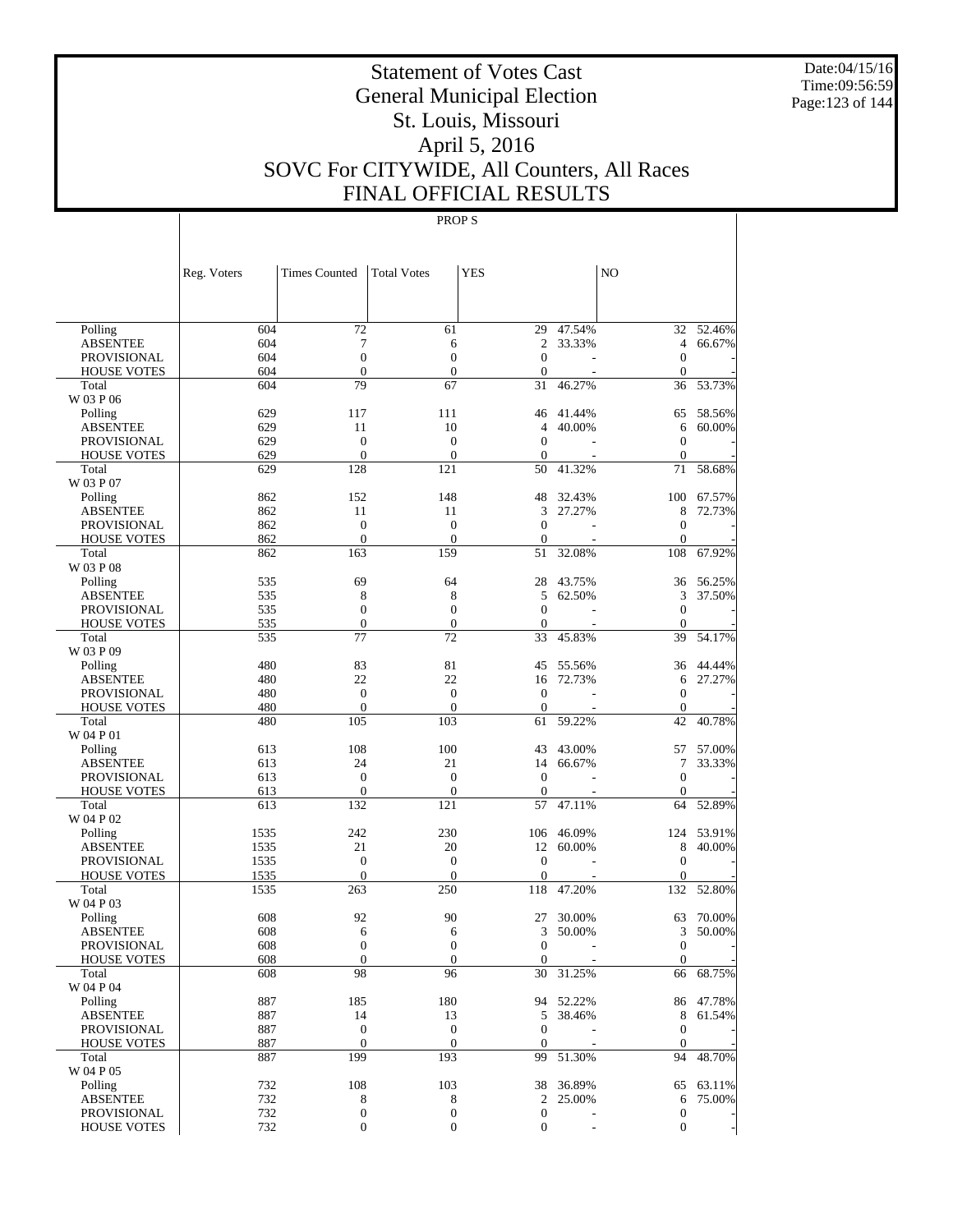# Statement of Votes Cast
# General Municipal Election
# St. Louis, Missouri
# April 5, 2016
# SOVC For CITYWIDE, All Counters, All Races
# FINAL OFFICIAL RESULTS

Date:04/15/16
Time:09:56:59

PROP S

| | Reg. Voters | Times Counted | Total Votes | YES | | NO | |
|---|---|---|---|---|---|---|---|
| Polling | 604 | 72 | 61 | 29 | 47.54% | 32 | 52.46% |
| ABSENTEE | 604 | 7 | 6 | 2 | 33.33% | 4 | 66.67% |
| PROVISIONAL | 604 | 0 | 0 | 0 | - | 0 | - |
| HOUSE VOTES | 604 | 0 | 0 | 0 | - | 0 | - |
| Total | 604 | 79 | 67 | 31 | 46.27% | 36 | 53.73% |
| W 03 P 06 | | | | | | | |
| Polling | 629 | 117 | 111 | 46 | 41.44% | 65 | 58.56% |
| ABSENTEE | 629 | 11 | 10 | 4 | 40.00% | 6 | 60.00% |
| PROVISIONAL | 629 | 0 | 0 | 0 | - | 0 | - |
| HOUSE VOTES | 629 | 0 | 0 | 0 | - | 0 | - |
| Total | 629 | 128 | 121 | 50 | 41.32% | 71 | 58.68% |
| W 03 P 07 | | | | | | | |
| Polling | 862 | 152 | 148 | 48 | 32.43% | 100 | 67.57% |
| ABSENTEE | 862 | 11 | 11 | 3 | 27.27% | 8 | 72.73% |
| PROVISIONAL | 862 | 0 | 0 | 0 | - | 0 | - |
| HOUSE VOTES | 862 | 0 | 0 | 0 | - | 0 | - |
| Total | 862 | 163 | 159 | 51 | 32.08% | 108 | 67.92% |
| W 03 P 08 | | | | | | | |
| Polling | 535 | 69 | 64 | 28 | 43.75% | 36 | 56.25% |
| ABSENTEE | 535 | 8 | 8 | 5 | 62.50% | 3 | 37.50% |
| PROVISIONAL | 535 | 0 | 0 | 0 | - | 0 | - |
| HOUSE VOTES | 535 | 0 | 0 | 0 | - | 0 | - |
| Total | 535 | 77 | 72 | 33 | 45.83% | 39 | 54.17% |
| W 03 P 09 | | | | | | | |
| Polling | 480 | 83 | 81 | 45 | 55.56% | 36 | 44.44% |
| ABSENTEE | 480 | 22 | 22 | 16 | 72.73% | 6 | 27.27% |
| PROVISIONAL | 480 | 0 | 0 | 0 | - | 0 | - |
| HOUSE VOTES | 480 | 0 | 0 | 0 | - | 0 | - |
| Total | 480 | 105 | 103 | 61 | 59.22% | 42 | 40.78% |
| W 04 P 01 | | | | | | | |
| Polling | 613 | 108 | 100 | 43 | 43.00% | 57 | 57.00% |
| ABSENTEE | 613 | 24 | 21 | 14 | 66.67% | 7 | 33.33% |
| PROVISIONAL | 613 | 0 | 0 | 0 | - | 0 | - |
| HOUSE VOTES | 613 | 0 | 0 | 0 | - | 0 | - |
| Total | 613 | 132 | 121 | 57 | 47.11% | 64 | 52.89% |
| W 04 P 02 | | | | | | | |
| Polling | 1535 | 242 | 230 | 106 | 46.09% | 124 | 53.91% |
| ABSENTEE | 1535 | 21 | 20 | 12 | 60.00% | 8 | 40.00% |
| PROVISIONAL | 1535 | 0 | 0 | 0 | - | 0 | - |
| HOUSE VOTES | 1535 | 0 | 0 | 0 | - | 0 | - |
| Total | 1535 | 263 | 250 | 118 | 47.20% | 132 | 52.80% |
| W 04 P 03 | | | | | | | |
| Polling | 608 | 92 | 90 | 27 | 30.00% | 63 | 70.00% |
| ABSENTEE | 608 | 6 | 6 | 3 | 50.00% | 3 | 50.00% |
| PROVISIONAL | 608 | 0 | 0 | 0 | - | 0 | - |
| HOUSE VOTES | 608 | 0 | 0 | 0 | - | 0 | - |
| Total | 608 | 98 | 96 | 30 | 31.25% | 66 | 68.75% |
| W 04 P 04 | | | | | | | |
| Polling | 887 | 185 | 180 | 94 | 52.22% | 86 | 47.78% |
| ABSENTEE | 887 | 14 | 13 | 5 | 38.46% | 8 | 61.54% |
| PROVISIONAL | 887 | 0 | 0 | 0 | - | 0 | - |
| HOUSE VOTES | 887 | 0 | 0 | 0 | - | 0 | - |
| Total | 887 | 199 | 193 | 99 | 51.30% | 94 | 48.70% |
| W 04 P 05 | | | | | | | |
| Polling | 732 | 108 | 103 | 38 | 36.89% | 65 | 63.11% |
| ABSENTEE | 732 | 8 | 8 | 2 | 25.00% | 6 | 75.00% |
| PROVISIONAL | 732 | 0 | 0 | 0 | - | 0 | - |
| HOUSE VOTES | 732 | 0 | 0 | 0 | - | 0 | - |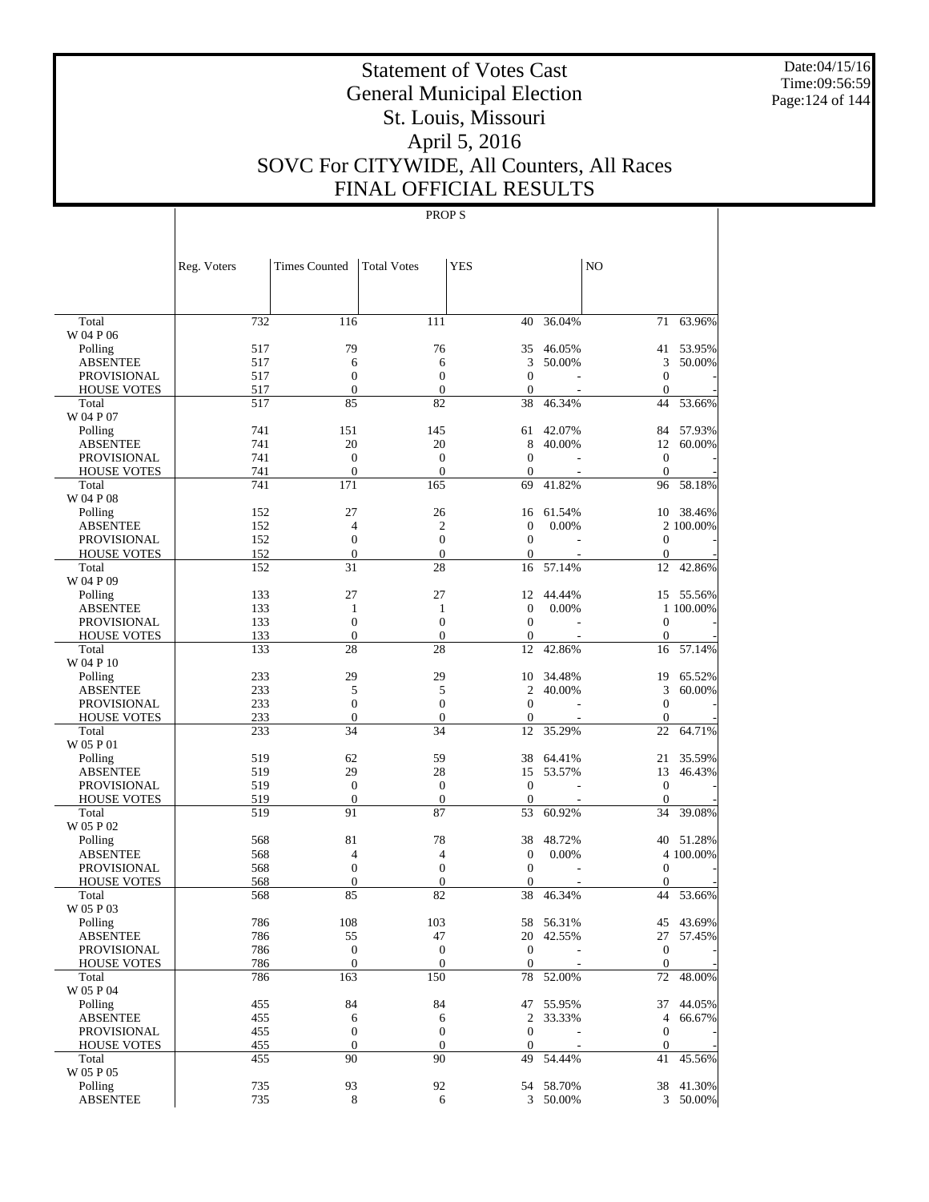# Statement of Votes Cast
# General Municipal Election
# St. Louis, Missouri
# April 5, 2016
# SOVC For CITYWIDE, All Counters, All Races
# FINAL OFFICIAL RESULTS

Date:04/15/16
Time:09:56:59

PROP S

| | Reg. Voters | Times Counted | Total Votes | YES | | NO | |
|---|---|---|---|---|---|---|---|
| Total | 732 | 116 | 111 | 40 | 36.04% | 71 | 63.96% |
| W 04 P 06 | | | | | | | |
| Polling | 517 | 79 | 76 | 35 | 46.05% | 41 | 53.95% |
| ABSENTEE | 517 | 6 | 6 | 3 | 50.00% | 3 | 50.00% |
| PROVISIONAL | 517 | 0 | 0 | 0 | - | 0 | - |
| HOUSE VOTES | 517 | 0 | 0 | 0 | - | 0 | - |
| Total | 517 | 85 | 82 | 38 | 46.34% | 44 | 53.66% |
| W 04 P 07 | | | | | | | |
| Polling | 741 | 151 | 145 | 61 | 42.07% | 84 | 57.93% |
| ABSENTEE | 741 | 20 | 20 | 8 | 40.00% | 12 | 60.00% |
| PROVISIONAL | 741 | 0 | 0 | 0 | - | 0 | - |
| HOUSE VOTES | 741 | 0 | 0 | 0 | - | 0 | - |
| Total | 741 | 171 | 165 | 69 | 41.82% | 96 | 58.18% |
| W 04 P 08 | | | | | | | |
| Polling | 152 | 27 | 26 | 16 | 61.54% | 10 | 38.46% |
| ABSENTEE | 152 | 4 | 2 | 0 | 0.00% | 2 | 100.00% |
| PROVISIONAL | 152 | 0 | 0 | 0 | - | 0 | - |
| HOUSE VOTES | 152 | 0 | 0 | 0 | - | 0 | - |
| Total | 152 | 31 | 28 | 16 | 57.14% | 12 | 42.86% |
| W 04 P 09 | | | | | | | |
| Polling | 133 | 27 | 27 | 12 | 44.44% | 15 | 55.56% |
| ABSENTEE | 133 | 1 | 1 | 0 | 0.00% | 1 | 100.00% |
| PROVISIONAL | 133 | 0 | 0 | 0 | - | 0 | - |
| HOUSE VOTES | 133 | 0 | 0 | 0 | - | 0 | - |
| Total | 133 | 28 | 28 | 12 | 42.86% | 16 | 57.14% |
| W 04 P 10 | | | | | | | |
| Polling | 233 | 29 | 29 | 10 | 34.48% | 19 | 65.52% |
| ABSENTEE | 233 | 5 | 5 | 2 | 40.00% | 3 | 60.00% |
| PROVISIONAL | 233 | 0 | 0 | 0 | - | 0 | - |
| HOUSE VOTES | 233 | 0 | 0 | 0 | - | 0 | - |
| Total | 233 | 34 | 34 | 12 | 35.29% | 22 | 64.71% |
| W 05 P 01 | | | | | | | |
| Polling | 519 | 62 | 59 | 38 | 64.41% | 21 | 35.59% |
| ABSENTEE | 519 | 29 | 28 | 15 | 53.57% | 13 | 46.43% |
| PROVISIONAL | 519 | 0 | 0 | 0 | - | 0 | - |
| HOUSE VOTES | 519 | 0 | 0 | 0 | - | 0 | - |
| Total | 519 | 91 | 87 | 53 | 60.92% | 34 | 39.08% |
| W 05 P 02 | | | | | | | |
| Polling | 568 | 81 | 78 | 38 | 48.72% | 40 | 51.28% |
| ABSENTEE | 568 | 4 | 4 | 0 | 0.00% | 4 | 100.00% |
| PROVISIONAL | 568 | 0 | 0 | 0 | - | 0 | - |
| HOUSE VOTES | 568 | 0 | 0 | 0 | - | 0 | - |
| Total | 568 | 85 | 82 | 38 | 46.34% | 44 | 53.66% |
| W 05 P 03 | | | | | | | |
| Polling | 786 | 108 | 103 | 58 | 56.31% | 45 | 43.69% |
| ABSENTEE | 786 | 55 | 47 | 20 | 42.55% | 27 | 57.45% |
| PROVISIONAL | 786 | 0 | 0 | 0 | - | 0 | - |
| HOUSE VOTES | 786 | 0 | 0 | 0 | - | 0 | - |
| Total | 786 | 163 | 150 | 78 | 52.00% | 72 | 48.00% |
| W 05 P 04 | | | | | | | |
| Polling | 455 | 84 | 84 | 47 | 55.95% | 37 | 44.05% |
| ABSENTEE | 455 | 6 | 6 | 2 | 33.33% | 4 | 66.67% |
| PROVISIONAL | 455 | 0 | 0 | 0 | - | 0 | - |
| HOUSE VOTES | 455 | 0 | 0 | 0 | - | 0 | - |
| Total | 455 | 90 | 90 | 49 | 54.44% | 41 | 45.56% |
| W 05 P 05 | | | | | | | |
| Polling | 735 | 93 | 92 | 54 | 58.70% | 38 | 41.30% |
| ABSENTEE | 735 | 8 | 6 | 3 | 50.00% | 3 | 50.00% |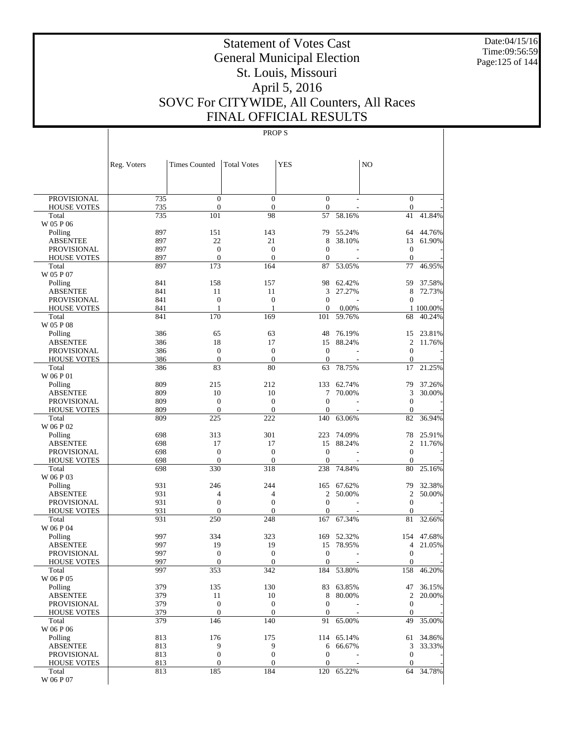# Statement of Votes Cast
# General Municipal Election
# St. Louis, Missouri
# April 5, 2016
# SOVC For CITYWIDE, All Counters, All Races
# FINAL OFFICIAL RESULTS

Date:04/15/16
Time:09:56:59

PROP S

| | Reg. Voters | Times Counted | Total Votes | YES | | NO | |
|---|---|---|---|---|---|---|---|
| PROVISIONAL | 735 | 0 | 0 | 0 | - | 0 | - |
| HOUSE VOTES | 735 | 0 | 0 | 0 | - | 0 | - |
| Total | 735 | 101 | 98 | 57 | 58.16% | 41 | 41.84% |
| W 05 P 06 | | | | | | | |
| Polling | 897 | 151 | 143 | 79 | 55.24% | 64 | 44.76% |
| ABSENTEE | 897 | 22 | 21 | 8 | 38.10% | 13 | 61.90% |
| PROVISIONAL | 897 | 0 | 0 | 0 | - | 0 | - |
| HOUSE VOTES | 897 | 0 | 0 | 0 | - | 0 | - |
| Total | 897 | 173 | 164 | 87 | 53.05% | 77 | 46.95% |
| W 05 P 07 | | | | | | | |
| Polling | 841 | 158 | 157 | 98 | 62.42% | 59 | 37.58% |
| ABSENTEE | 841 | 11 | 11 | 3 | 27.27% | 8 | 72.73% |
| PROVISIONAL | 841 | 0 | 0 | 0 | - | 0 | - |
| HOUSE VOTES | 841 | 1 | 1 | 0 | 0.00% | 1 | 100.00% |
| Total | 841 | 170 | 169 | 101 | 59.76% | 68 | 40.24% |
| W 05 P 08 | | | | | | | |
| Polling | 386 | 65 | 63 | 48 | 76.19% | 15 | 23.81% |
| ABSENTEE | 386 | 18 | 17 | 15 | 88.24% | 2 | 11.76% |
| PROVISIONAL | 386 | 0 | 0 | 0 | - | 0 | - |
| HOUSE VOTES | 386 | 0 | 0 | 0 | - | 0 | - |
| Total | 386 | 83 | 80 | 63 | 78.75% | 17 | 21.25% |
| W 06 P 01 | | | | | | | |
| Polling | 809 | 215 | 212 | 133 | 62.74% | 79 | 37.26% |
| ABSENTEE | 809 | 10 | 10 | 7 | 70.00% | 3 | 30.00% |
| PROVISIONAL | 809 | 0 | 0 | 0 | - | 0 | - |
| HOUSE VOTES | 809 | 0 | 0 | 0 | - | 0 | - |
| Total | 809 | 225 | 222 | 140 | 63.06% | 82 | 36.94% |
| W 06 P 02 | | | | | | | |
| Polling | 698 | 313 | 301 | 223 | 74.09% | 78 | 25.91% |
| ABSENTEE | 698 | 17 | 17 | 15 | 88.24% | 2 | 11.76% |
| PROVISIONAL | 698 | 0 | 0 | 0 | - | 0 | - |
| HOUSE VOTES | 698 | 0 | 0 | 0 | - | 0 | - |
| Total | 698 | 330 | 318 | 238 | 74.84% | 80 | 25.16% |
| W 06 P 03 | | | | | | | |
| Polling | 931 | 246 | 244 | 165 | 67.62% | 79 | 32.38% |
| ABSENTEE | 931 | 4 | 4 | 2 | 50.00% | 2 | 50.00% |
| PROVISIONAL | 931 | 0 | 0 | 0 | - | 0 | - |
| HOUSE VOTES | 931 | 0 | 0 | 0 | - | 0 | - |
| Total | 931 | 250 | 248 | 167 | 67.34% | 81 | 32.66% |
| W 06 P 04 | | | | | | | |
| Polling | 997 | 334 | 323 | 169 | 52.32% | 154 | 47.68% |
| ABSENTEE | 997 | 19 | 19 | 15 | 78.95% | 4 | 21.05% |
| PROVISIONAL | 997 | 0 | 0 | 0 | - | 0 | - |
| HOUSE VOTES | 997 | 0 | 0 | 0 | - | 0 | - |
| Total | 997 | 353 | 342 | 184 | 53.80% | 158 | 46.20% |
| W 06 P 05 | | | | | | | |
| Polling | 379 | 135 | 130 | 83 | 63.85% | 47 | 36.15% |
| ABSENTEE | 379 | 11 | 10 | 8 | 80.00% | 2 | 20.00% |
| PROVISIONAL | 379 | 0 | 0 | 0 | - | 0 | - |
| HOUSE VOTES | 379 | 0 | 0 | 0 | - | 0 | - |
| Total | 379 | 146 | 140 | 91 | 65.00% | 49 | 35.00% |
| W 06 P 06 | | | | | | | |
| Polling | 813 | 176 | 175 | 114 | 65.14% | 61 | 34.86% |
| ABSENTEE | 813 | 9 | 9 | 6 | 66.67% | 3 | 33.33% |
| PROVISIONAL | 813 | 0 | 0 | 0 | - | 0 | - |
| HOUSE VOTES | 813 | 0 | 0 | 0 | - | 0 | - |
| Total | 813 | 185 | 184 | 120 | 65.22% | 64 | 34.78% |
| W 06 P 07 | | | | | | | |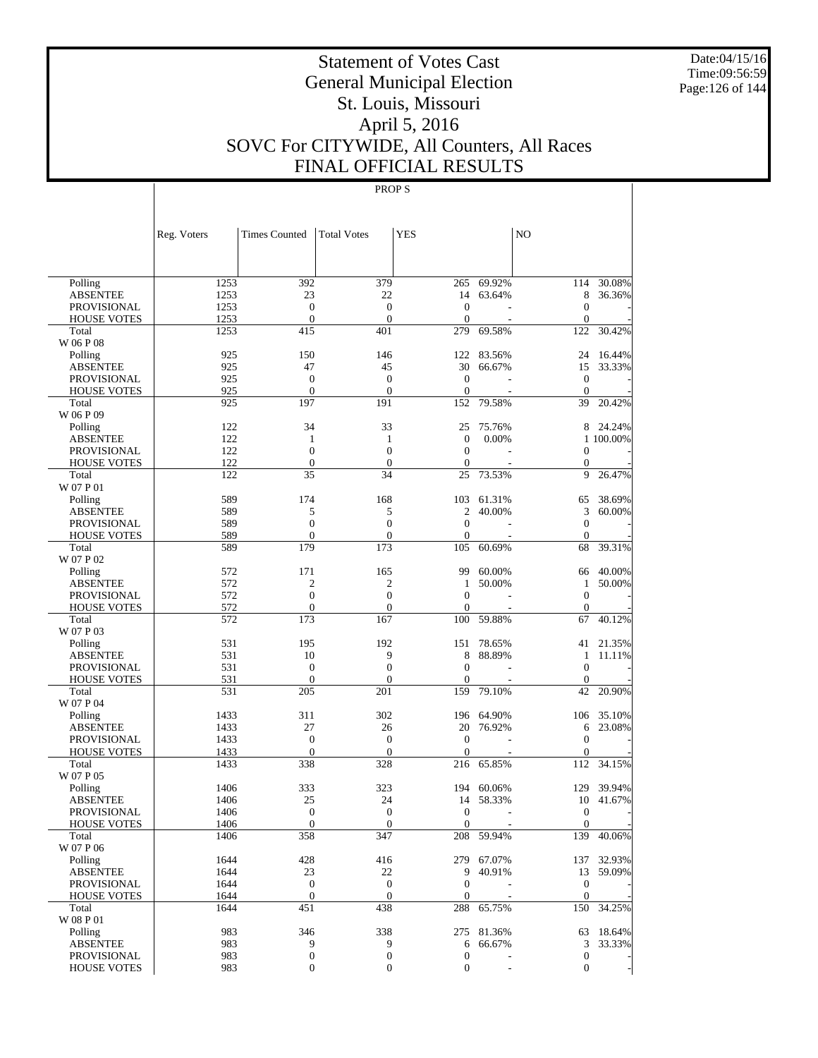# Statement of Votes Cast
# General Municipal Election
# St. Louis, Missouri
# April 5, 2016
# SOVC For CITYWIDE, All Counters, All Races
# FINAL OFFICIAL RESULTS

Date:04/15/16
Time:09:56:59

PROP S

| | Reg. Voters | Times Counted | Total Votes | YES | | NO | |
|---|---|---|---|---|---|---|---|
| Polling | 1253 | 392 | 379 | 265 | 69.92% | 114 | 30.08% |
| ABSENTEE | 1253 | 23 | 22 | 14 | 63.64% | 8 | 36.36% |
| PROVISIONAL | 1253 | 0 | 0 | 0 | - | 0 | - |
| HOUSE VOTES | 1253 | 0 | 0 | 0 | - | 0 | - |
| Total | 1253 | 415 | 401 | 279 | 69.58% | 122 | 30.42% |
| W 06 P 08 | | | | | | | |
| Polling | 925 | 150 | 146 | 122 | 83.56% | 24 | 16.44% |
| ABSENTEE | 925 | 47 | 45 | 30 | 66.67% | 15 | 33.33% |
| PROVISIONAL | 925 | 0 | 0 | 0 | - | 0 | - |
| HOUSE VOTES | 925 | 0 | 0 | 0 | - | 0 | - |
| Total | 925 | 197 | 191 | 152 | 79.58% | 39 | 20.42% |
| W 06 P 09 | | | | | | | |
| Polling | 122 | 34 | 33 | 25 | 75.76% | 8 | 24.24% |
| ABSENTEE | 122 | 1 | 1 | 0 | 0.00% | 1 | 100.00% |
| PROVISIONAL | 122 | 0 | 0 | 0 | - | 0 | - |
| HOUSE VOTES | 122 | 0 | 0 | 0 | - | 0 | - |
| Total | 122 | 35 | 34 | 25 | 73.53% | 9 | 26.47% |
| W 07 P 01 | | | | | | | |
| Polling | 589 | 174 | 168 | 103 | 61.31% | 65 | 38.69% |
| ABSENTEE | 589 | 5 | 5 | 2 | 40.00% | 3 | 60.00% |
| PROVISIONAL | 589 | 0 | 0 | 0 | - | 0 | - |
| HOUSE VOTES | 589 | 0 | 0 | 0 | - | 0 | - |
| Total | 589 | 179 | 173 | 105 | 60.69% | 68 | 39.31% |
| W 07 P 02 | | | | | | | |
| Polling | 572 | 171 | 165 | 99 | 60.00% | 66 | 40.00% |
| ABSENTEE | 572 | 2 | 2 | 1 | 50.00% | 1 | 50.00% |
| PROVISIONAL | 572 | 0 | 0 | 0 | - | 0 | - |
| HOUSE VOTES | 572 | 0 | 0 | 0 | - | 0 | - |
| Total | 572 | 173 | 167 | 100 | 59.88% | 67 | 40.12% |
| W 07 P 03 | | | | | | | |
| Polling | 531 | 195 | 192 | 151 | 78.65% | 41 | 21.35% |
| ABSENTEE | 531 | 10 | 9 | 8 | 88.89% | 1 | 11.11% |
| PROVISIONAL | 531 | 0 | 0 | 0 | - | 0 | - |
| HOUSE VOTES | 531 | 0 | 0 | 0 | - | 0 | - |
| Total | 531 | 205 | 201 | 159 | 79.10% | 42 | 20.90% |
| W 07 P 04 | | | | | | | |
| Polling | 1433 | 311 | 302 | 196 | 64.90% | 106 | 35.10% |
| ABSENTEE | 1433 | 27 | 26 | 20 | 76.92% | 6 | 23.08% |
| PROVISIONAL | 1433 | 0 | 0 | 0 | - | 0 | - |
| HOUSE VOTES | 1433 | 0 | 0 | 0 | - | 0 | - |
| Total | 1433 | 338 | 328 | 216 | 65.85% | 112 | 34.15% |
| W 07 P 05 | | | | | | | |
| Polling | 1406 | 333 | 323 | 194 | 60.06% | 129 | 39.94% |
| ABSENTEE | 1406 | 25 | 24 | 14 | 58.33% | 10 | 41.67% |
| PROVISIONAL | 1406 | 0 | 0 | 0 | - | 0 | - |
| HOUSE VOTES | 1406 | 0 | 0 | 0 | - | 0 | - |
| Total | 1406 | 358 | 347 | 208 | 59.94% | 139 | 40.06% |
| W 07 P 06 | | | | | | | |
| Polling | 1644 | 428 | 416 | 279 | 67.07% | 137 | 32.93% |
| ABSENTEE | 1644 | 23 | 22 | 9 | 40.91% | 13 | 59.09% |
| PROVISIONAL | 1644 | 0 | 0 | 0 | - | 0 | - |
| HOUSE VOTES | 1644 | 0 | 0 | 0 | - | 0 | - |
| Total | 1644 | 451 | 438 | 288 | 65.75% | 150 | 34.25% |
| W 08 P 01 | | | | | | | |
| Polling | 983 | 346 | 338 | 275 | 81.36% | 63 | 18.64% |
| ABSENTEE | 983 | 9 | 9 | 6 | 66.67% | 3 | 33.33% |
| PROVISIONAL | 983 | 0 | 0 | 0 | - | 0 | - |
| HOUSE VOTES | 983 | 0 | 0 | 0 | - | 0 | - |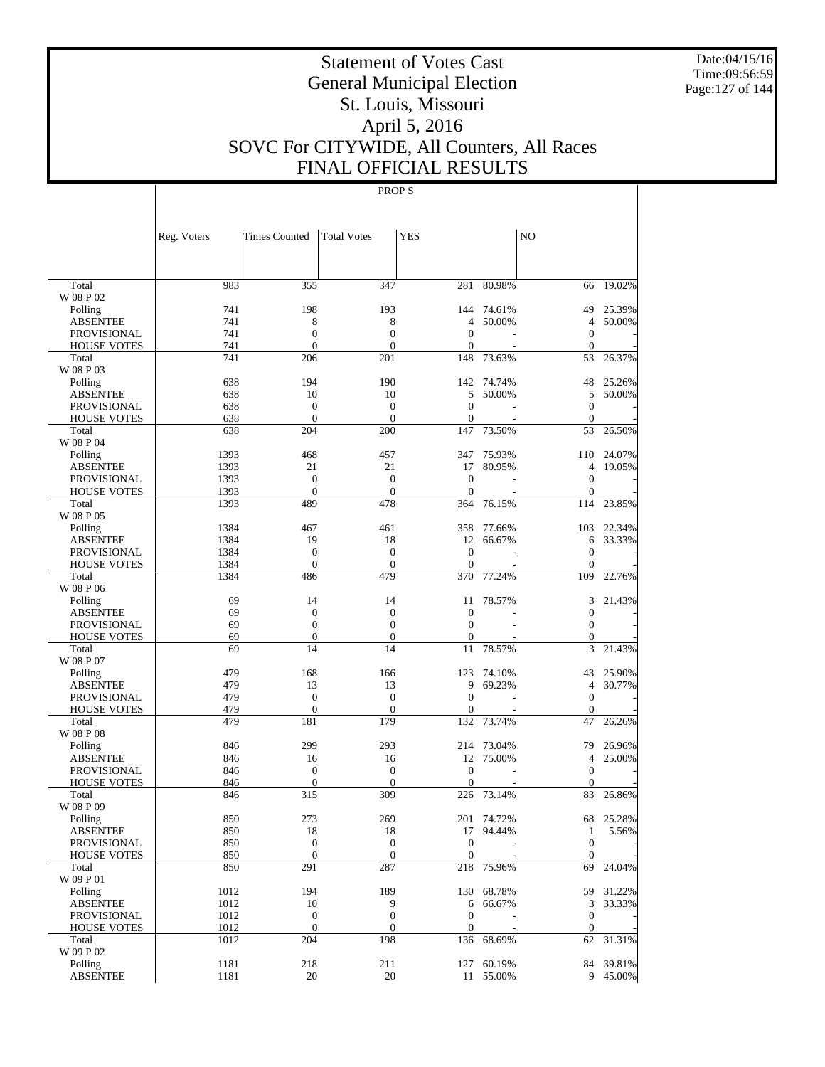# Statement of Votes Cast
# General Municipal Election
# St. Louis, Missouri
# April 5, 2016
# SOVC For CITYWIDE, All Counters, All Races
# FINAL OFFICIAL RESULTS

Date:04/15/16
Time:09:56:59

PROP S

| | Reg. Voters | Times Counted | Total Votes | YES | | NO | |
|---|---|---|---|---|---|---|---|
| Total | 983 | 355 | 347 | 281 | 80.98% | 66 | 19.02% |
| W 08 P 02 | | | | | | | |
| Polling | 741 | 198 | 193 | 144 | 74.61% | 49 | 25.39% |
| ABSENTEE | 741 | 8 | 8 | 4 | 50.00% | 4 | 50.00% |
| PROVISIONAL | 741 | 0 | 0 | 0 | - | 0 | - |
| HOUSE VOTES | 741 | 0 | 0 | 0 | - | 0 | - |
| Total | 741 | 206 | 201 | 148 | 73.63% | 53 | 26.37% |
| W 08 P 03 | | | | | | | |
| Polling | 638 | 194 | 190 | 142 | 74.74% | 48 | 25.26% |
| ABSENTEE | 638 | 10 | 10 | 5 | 50.00% | 5 | 50.00% |
| PROVISIONAL | 638 | 0 | 0 | 0 | - | 0 | - |
| HOUSE VOTES | 638 | 0 | 0 | 0 | - | 0 | - |
| Total | 638 | 204 | 200 | 147 | 73.50% | 53 | 26.50% |
| W 08 P 04 | | | | | | | |
| Polling | 1393 | 468 | 457 | 347 | 75.93% | 110 | 24.07% |
| ABSENTEE | 1393 | 21 | 21 | 17 | 80.95% | 4 | 19.05% |
| PROVISIONAL | 1393 | 0 | 0 | 0 | - | 0 | - |
| HOUSE VOTES | 1393 | 0 | 0 | 0 | - | 0 | - |
| Total | 1393 | 489 | 478 | 364 | 76.15% | 114 | 23.85% |
| W 08 P 05 | | | | | | | |
| Polling | 1384 | 467 | 461 | 358 | 77.66% | 103 | 22.34% |
| ABSENTEE | 1384 | 19 | 18 | 12 | 66.67% | 6 | 33.33% |
| PROVISIONAL | 1384 | 0 | 0 | 0 | - | 0 | - |
| HOUSE VOTES | 1384 | 0 | 0 | 0 | - | 0 | - |
| Total | 1384 | 486 | 479 | 370 | 77.24% | 109 | 22.76% |
| W 08 P 06 | | | | | | | |
| Polling | 69 | 14 | 14 | 11 | 78.57% | 3 | 21.43% |
| ABSENTEE | 69 | 0 | 0 | 0 | - | 0 | - |
| PROVISIONAL | 69 | 0 | 0 | 0 | - | 0 | - |
| HOUSE VOTES | 69 | 0 | 0 | 0 | - | 0 | - |
| Total | 69 | 14 | 14 | 11 | 78.57% | 3 | 21.43% |
| W 08 P 07 | | | | | | | |
| Polling | 479 | 168 | 166 | 123 | 74.10% | 43 | 25.90% |
| ABSENTEE | 479 | 13 | 13 | 9 | 69.23% | 4 | 30.77% |
| PROVISIONAL | 479 | 0 | 0 | 0 | - | 0 | - |
| HOUSE VOTES | 479 | 0 | 0 | 0 | - | 0 | - |
| Total | 479 | 181 | 179 | 132 | 73.74% | 47 | 26.26% |
| W 08 P 08 | | | | | | | |
| Polling | 846 | 299 | 293 | 214 | 73.04% | 79 | 26.96% |
| ABSENTEE | 846 | 16 | 16 | 12 | 75.00% | 4 | 25.00% |
| PROVISIONAL | 846 | 0 | 0 | 0 | - | 0 | - |
| HOUSE VOTES | 846 | 0 | 0 | 0 | - | 0 | - |
| Total | 846 | 315 | 309 | 226 | 73.14% | 83 | 26.86% |
| W 08 P 09 | | | | | | | |
| Polling | 850 | 273 | 269 | 201 | 74.72% | 68 | 25.28% |
| ABSENTEE | 850 | 18 | 18 | 17 | 94.44% | 1 | 5.56% |
| PROVISIONAL | 850 | 0 | 0 | 0 | - | 0 | - |
| HOUSE VOTES | 850 | 0 | 0 | 0 | - | 0 | - |
| Total | 850 | 291 | 287 | 218 | 75.96% | 69 | 24.04% |
| W 09 P 01 | | | | | | | |
| Polling | 1012 | 194 | 189 | 130 | 68.78% | 59 | 31.22% |
| ABSENTEE | 1012 | 10 | 9 | 6 | 66.67% | 3 | 33.33% |
| PROVISIONAL | 1012 | 0 | 0 | 0 | - | 0 | - |
| HOUSE VOTES | 1012 | 0 | 0 | 0 | - | 0 | - |
| Total | 1012 | 204 | 198 | 136 | 68.69% | 62 | 31.31% |
| W 09 P 02 | | | | | | | |
| Polling | 1181 | 218 | 211 | 127 | 60.19% | 84 | 39.81% |
| ABSENTEE | 1181 | 20 | 20 | 11 | 55.00% | 9 | 45.00% |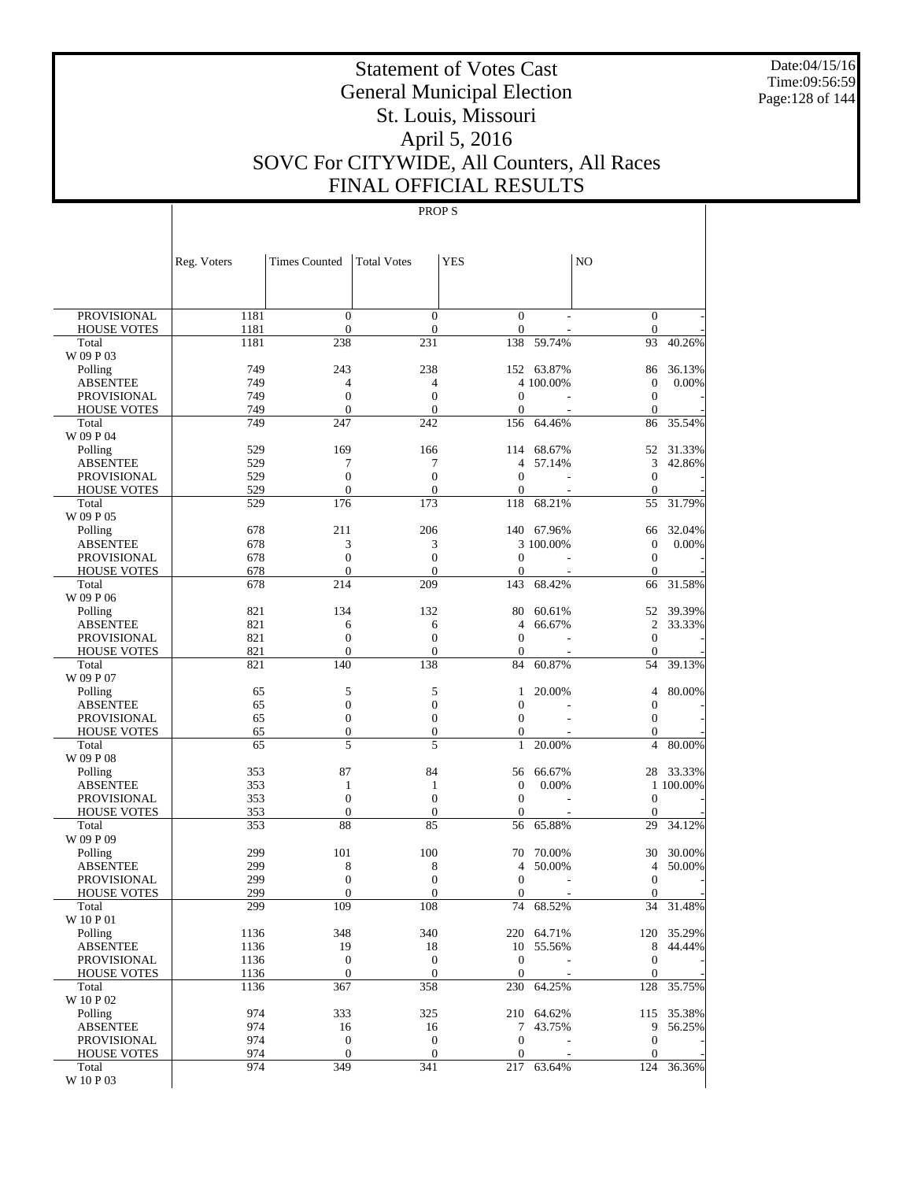# Statement of Votes Cast
# General Municipal Election
# St. Louis, Missouri
# April 5, 2016
# SOVC For CITYWIDE, All Counters, All Races
# FINAL OFFICIAL RESULTS

Date:04/15/16
Time:09:56:59

PROP S

| | Reg. Voters | Times Counted | Total Votes | YES | | NO | |
|---|---|---|---|---|---|---|---|
| PROVISIONAL | 1181 | 0 | 0 | 0 | - | 0 | - |
| HOUSE VOTES | 1181 | 0 | 0 | 0 | - | 0 | - |
| Total | 1181 | 238 | 231 | 138 | 59.74% | 93 | 40.26% |
| W 09 P 03 | | | | | | | |
| Polling | 749 | 243 | 238 | 152 | 63.87% | 86 | 36.13% |
| ABSENTEE | 749 | 4 | 4 | 4 | 100.00% | 0 | 0.00% |
| PROVISIONAL | 749 | 0 | 0 | 0 | - | 0 | - |
| HOUSE VOTES | 749 | 0 | 0 | 0 | - | 0 | - |
| Total | 749 | 247 | 242 | 156 | 64.46% | 86 | 35.54% |
| W 09 P 04 | | | | | | | |
| Polling | 529 | 169 | 166 | 114 | 68.67% | 52 | 31.33% |
| ABSENTEE | 529 | 7 | 7 | 4 | 57.14% | 3 | 42.86% |
| PROVISIONAL | 529 | 0 | 0 | 0 | - | 0 | - |
| HOUSE VOTES | 529 | 0 | 0 | 0 | - | 0 | - |
| Total | 529 | 176 | 173 | 118 | 68.21% | 55 | 31.79% |
| W 09 P 05 | | | | | | | |
| Polling | 678 | 211 | 206 | 140 | 67.96% | 66 | 32.04% |
| ABSENTEE | 678 | 3 | 3 | 3 | 100.00% | 0 | 0.00% |
| PROVISIONAL | 678 | 0 | 0 | 0 | - | 0 | - |
| HOUSE VOTES | 678 | 0 | 0 | 0 | - | 0 | - |
| Total | 678 | 214 | 209 | 143 | 68.42% | 66 | 31.58% |
| W 09 P 06 | | | | | | | |
| Polling | 821 | 134 | 132 | 80 | 60.61% | 52 | 39.39% |
| ABSENTEE | 821 | 6 | 6 | 4 | 66.67% | 2 | 33.33% |
| PROVISIONAL | 821 | 0 | 0 | 0 | - | 0 | - |
| HOUSE VOTES | 821 | 0 | 0 | 0 | - | 0 | - |
| Total | 821 | 140 | 138 | 84 | 60.87% | 54 | 39.13% |
| W 09 P 07 | | | | | | | |
| Polling | 65 | 5 | 5 | 1 | 20.00% | 4 | 80.00% |
| ABSENTEE | 65 | 0 | 0 | 0 | - | 0 | - |
| PROVISIONAL | 65 | 0 | 0 | 0 | - | 0 | - |
| HOUSE VOTES | 65 | 0 | 0 | 0 | - | 0 | - |
| Total | 65 | 5 | 5 | 1 | 20.00% | 4 | 80.00% |
| W 09 P 08 | | | | | | | |
| Polling | 353 | 87 | 84 | 56 | 66.67% | 28 | 33.33% |
| ABSENTEE | 353 | 1 | 1 | 0 | 0.00% | 1 | 100.00% |
| PROVISIONAL | 353 | 0 | 0 | 0 | - | 0 | - |
| HOUSE VOTES | 353 | 0 | 0 | 0 | - | 0 | - |
| Total | 353 | 88 | 85 | 56 | 65.88% | 29 | 34.12% |
| W 09 P 09 | | | | | | | |
| Polling | 299 | 101 | 100 | 70 | 70.00% | 30 | 30.00% |
| ABSENTEE | 299 | 8 | 8 | 4 | 50.00% | 4 | 50.00% |
| PROVISIONAL | 299 | 0 | 0 | 0 | - | 0 | - |
| HOUSE VOTES | 299 | 0 | 0 | 0 | - | 0 | - |
| Total | 299 | 109 | 108 | 74 | 68.52% | 34 | 31.48% |
| W 10 P 01 | | | | | | | |
| Polling | 1136 | 348 | 340 | 220 | 64.71% | 120 | 35.29% |
| ABSENTEE | 1136 | 19 | 18 | 10 | 55.56% | 8 | 44.44% |
| PROVISIONAL | 1136 | 0 | 0 | 0 | - | 0 | - |
| HOUSE VOTES | 1136 | 0 | 0 | 0 | - | 0 | - |
| Total | 1136 | 367 | 358 | 230 | 64.25% | 128 | 35.75% |
| W 10 P 02 | | | | | | | |
| Polling | 974 | 333 | 325 | 210 | 64.62% | 115 | 35.38% |
| ABSENTEE | 974 | 16 | 16 | 7 | 43.75% | 9 | 56.25% |
| PROVISIONAL | 974 | 0 | 0 | 0 | - | 0 | - |
| HOUSE VOTES | 974 | 0 | 0 | 0 | - | 0 | - |
| Total | 974 | 349 | 341 | 217 | 63.64% | 124 | 36.36% |
| W 10 P 03 | | | | | | | |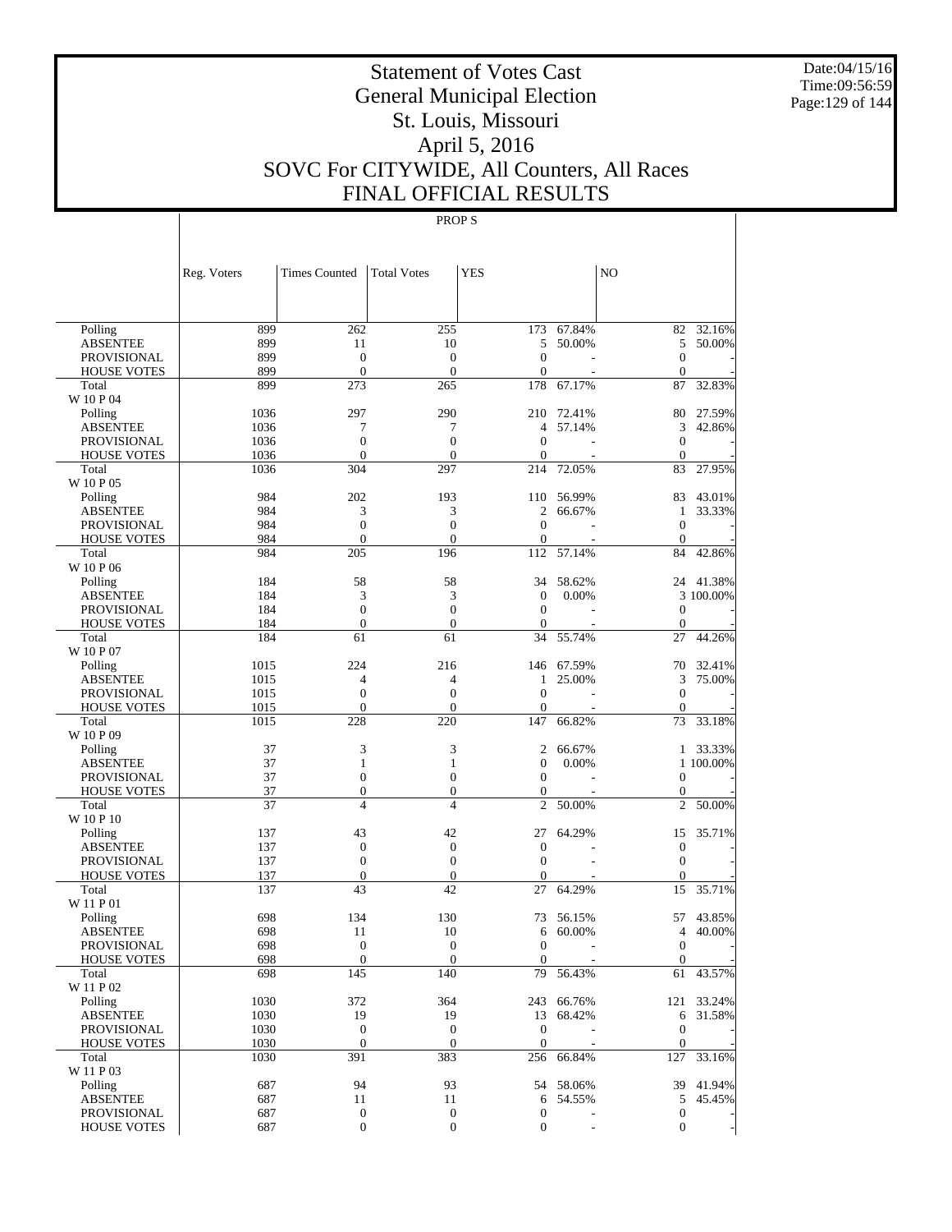# Statement of Votes Cast
# General Municipal Election
# St. Louis, Missouri
# April 5, 2016
# SOVC For CITYWIDE, All Counters, All Races
# FINAL OFFICIAL RESULTS

Date:04/15/16
Time:09:56:59

PROP S

| | Reg. Voters | Times Counted | Total Votes | YES | | NO | |
|---|---|---|---|---|---|---|---|
| Polling | 899 | 262 | 255 | 173 | 67.84% | 82 | 32.16% |
| ABSENTEE | 899 | 11 | 10 | 5 | 50.00% | 5 | 50.00% |
| PROVISIONAL | 899 | 0 | 0 | 0 | - | 0 | - |
| HOUSE VOTES | 899 | 0 | 0 | 0 | - | 0 | - |
| Total | 899 | 273 | 265 | 178 | 67.17% | 87 | 32.83% |
| W 10 P 04 | | | | | | | |
| Polling | 1036 | 297 | 290 | 210 | 72.41% | 80 | 27.59% |
| ABSENTEE | 1036 | 7 | 7 | 4 | 57.14% | 3 | 42.86% |
| PROVISIONAL | 1036 | 0 | 0 | 0 | - | 0 | - |
| HOUSE VOTES | 1036 | 0 | 0 | 0 | - | 0 | - |
| Total | 1036 | 304 | 297 | 214 | 72.05% | 83 | 27.95% |
| W 10 P 05 | | | | | | | |
| Polling | 984 | 202 | 193 | 110 | 56.99% | 83 | 43.01% |
| ABSENTEE | 984 | 3 | 3 | 2 | 66.67% | 1 | 33.33% |
| PROVISIONAL | 984 | 0 | 0 | 0 | - | 0 | - |
| HOUSE VOTES | 984 | 0 | 0 | 0 | - | 0 | - |
| Total | 984 | 205 | 196 | 112 | 57.14% | 84 | 42.86% |
| W 10 P 06 | | | | | | | |
| Polling | 184 | 58 | 58 | 34 | 58.62% | 24 | 41.38% |
| ABSENTEE | 184 | 3 | 3 | 0 | 0.00% | 3 | 100.00% |
| PROVISIONAL | 184 | 0 | 0 | 0 | - | 0 | - |
| HOUSE VOTES | 184 | 0 | 0 | 0 | - | 0 | - |
| Total | 184 | 61 | 61 | 34 | 55.74% | 27 | 44.26% |
| W 10 P 07 | | | | | | | |
| Polling | 1015 | 224 | 216 | 146 | 67.59% | 70 | 32.41% |
| ABSENTEE | 1015 | 4 | 4 | 1 | 25.00% | 3 | 75.00% |
| PROVISIONAL | 1015 | 0 | 0 | 0 | - | 0 | - |
| HOUSE VOTES | 1015 | 0 | 0 | 0 | - | 0 | - |
| Total | 1015 | 228 | 220 | 147 | 66.82% | 73 | 33.18% |
| W 10 P 09 | | | | | | | |
| Polling | 37 | 3 | 3 | 2 | 66.67% | 1 | 33.33% |
| ABSENTEE | 37 | 1 | 1 | 0 | 0.00% | 1 | 100.00% |
| PROVISIONAL | 37 | 0 | 0 | 0 | - | 0 | - |
| HOUSE VOTES | 37 | 0 | 0 | 0 | - | 0 | - |
| Total | 37 | 4 | 4 | 2 | 50.00% | 2 | 50.00% |
| W 10 P 10 | | | | | | | |
| Polling | 137 | 43 | 42 | 27 | 64.29% | 15 | 35.71% |
| ABSENTEE | 137 | 0 | 0 | 0 | - | 0 | - |
| PROVISIONAL | 137 | 0 | 0 | 0 | - | 0 | - |
| HOUSE VOTES | 137 | 0 | 0 | 0 | - | 0 | - |
| Total | 137 | 43 | 42 | 27 | 64.29% | 15 | 35.71% |
| W 11 P 01 | | | | | | | |
| Polling | 698 | 134 | 130 | 73 | 56.15% | 57 | 43.85% |
| ABSENTEE | 698 | 11 | 10 | 6 | 60.00% | 4 | 40.00% |
| PROVISIONAL | 698 | 0 | 0 | 0 | - | 0 | - |
| HOUSE VOTES | 698 | 0 | 0 | 0 | - | 0 | - |
| Total | 698 | 145 | 140 | 79 | 56.43% | 61 | 43.57% |
| W 11 P 02 | | | | | | | |
| Polling | 1030 | 372 | 364 | 243 | 66.76% | 121 | 33.24% |
| ABSENTEE | 1030 | 19 | 19 | 13 | 68.42% | 6 | 31.58% |
| PROVISIONAL | 1030 | 0 | 0 | 0 | - | 0 | - |
| HOUSE VOTES | 1030 | 0 | 0 | 0 | - | 0 | - |
| Total | 1030 | 391 | 383 | 256 | 66.84% | 127 | 33.16% |
| W 11 P 03 | | | | | | | |
| Polling | 687 | 94 | 93 | 54 | 58.06% | 39 | 41.94% |
| ABSENTEE | 687 | 11 | 11 | 6 | 54.55% | 5 | 45.45% |
| PROVISIONAL | 687 | 0 | 0 | 0 | - | 0 | - |
| HOUSE VOTES | 687 | 0 | 0 | 0 | - | 0 | - |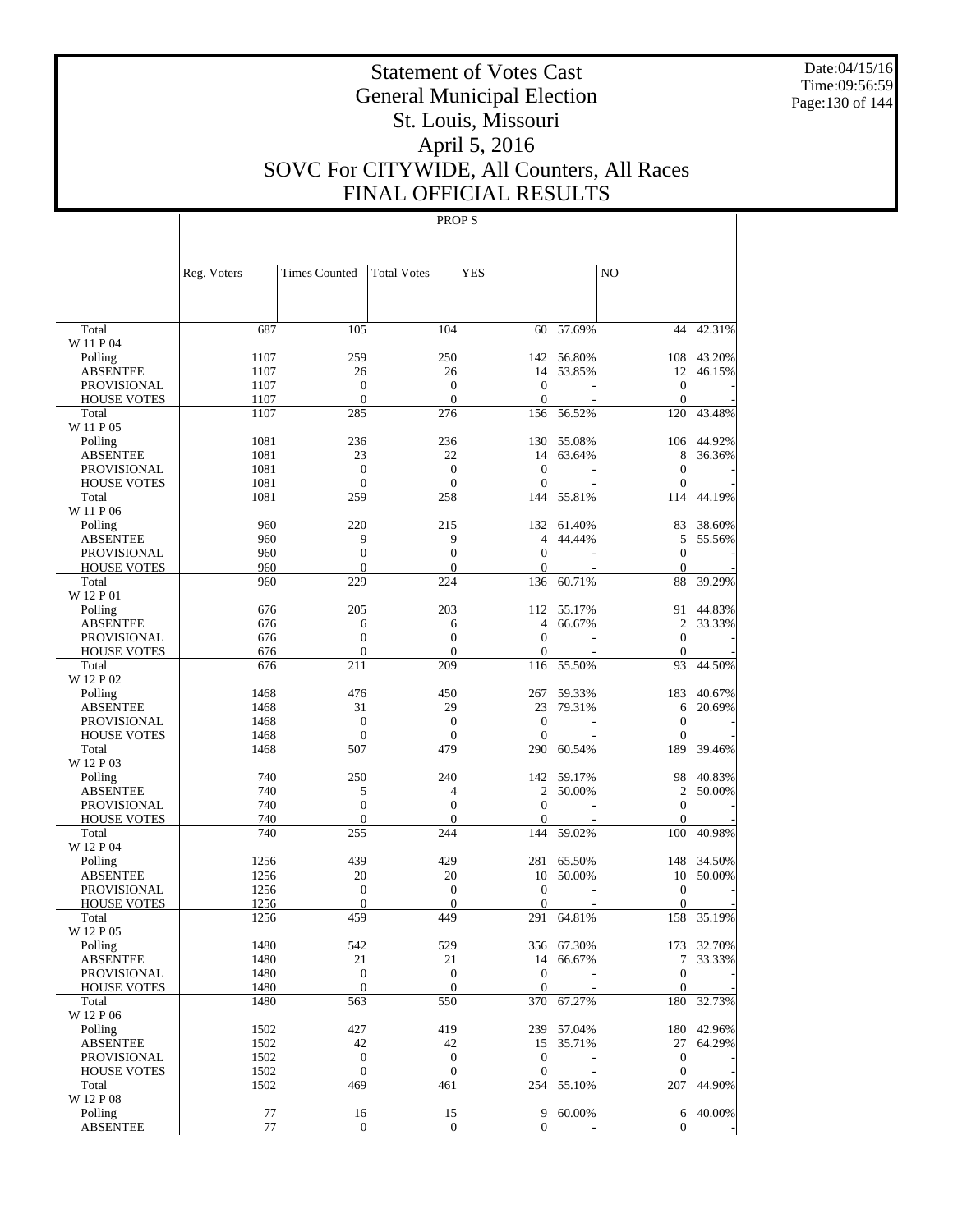# Statement of Votes Cast
# General Municipal Election
# St. Louis, Missouri
# April 5, 2016
# SOVC For CITYWIDE, All Counters, All Races
# FINAL OFFICIAL RESULTS

PROP S

| | Reg. Voters | Times Counted | Total Votes | YES | | NO | |
|---|---|---|---|---|---|---|---|
| Total | 687 | 105 | 104 | 60 | 57.69% | 44 | 42.31% |
| W 11 P 04 | | | | | | | |
| Polling | 1107 | 259 | 250 | 142 | 56.80% | 108 | 43.20% |
| ABSENTEE | 1107 | 26 | 26 | 14 | 53.85% | 12 | 46.15% |
| PROVISIONAL | 1107 | 0 | 0 | 0 | - | 0 | - |
| HOUSE VOTES | 1107 | 0 | 0 | 0 | - | 0 | - |
| Total | 1107 | 285 | 276 | 156 | 56.52% | 120 | 43.48% |
| W 11 P 05 | | | | | | | |
| Polling | 1081 | 236 | 236 | 130 | 55.08% | 106 | 44.92% |
| ABSENTEE | 1081 | 23 | 22 | 14 | 63.64% | 8 | 36.36% |
| PROVISIONAL | 1081 | 0 | 0 | 0 | - | 0 | - |
| HOUSE VOTES | 1081 | 0 | 0 | 0 | - | 0 | - |
| Total | 1081 | 259 | 258 | 144 | 55.81% | 114 | 44.19% |
| W 11 P 06 | | | | | | | |
| Polling | 960 | 220 | 215 | 132 | 61.40% | 83 | 38.60% |
| ABSENTEE | 960 | 9 | 9 | 4 | 44.44% | 5 | 55.56% |
| PROVISIONAL | 960 | 0 | 0 | 0 | - | 0 | - |
| HOUSE VOTES | 960 | 0 | 0 | 0 | - | 0 | - |
| Total | 960 | 229 | 224 | 136 | 60.71% | 88 | 39.29% |
| W 12 P 01 | | | | | | | |
| Polling | 676 | 205 | 203 | 112 | 55.17% | 91 | 44.83% |
| ABSENTEE | 676 | 6 | 6 | 4 | 66.67% | 2 | 33.33% |
| PROVISIONAL | 676 | 0 | 0 | 0 | - | 0 | - |
| HOUSE VOTES | 676 | 0 | 0 | 0 | - | 0 | - |
| Total | 676 | 211 | 209 | 116 | 55.50% | 93 | 44.50% |
| W 12 P 02 | | | | | | | |
| Polling | 1468 | 476 | 450 | 267 | 59.33% | 183 | 40.67% |
| ABSENTEE | 1468 | 31 | 29 | 23 | 79.31% | 6 | 20.69% |
| PROVISIONAL | 1468 | 0 | 0 | 0 | - | 0 | - |
| HOUSE VOTES | 1468 | 0 | 0 | 0 | - | 0 | - |
| Total | 1468 | 507 | 479 | 290 | 60.54% | 189 | 39.46% |
| W 12 P 03 | | | | | | | |
| Polling | 740 | 250 | 240 | 142 | 59.17% | 98 | 40.83% |
| ABSENTEE | 740 | 5 | 4 | 2 | 50.00% | 2 | 50.00% |
| PROVISIONAL | 740 | 0 | 0 | 0 | - | 0 | - |
| HOUSE VOTES | 740 | 0 | 0 | 0 | - | 0 | - |
| Total | 740 | 255 | 244 | 144 | 59.02% | 100 | 40.98% |
| W 12 P 04 | | | | | | | |
| Polling | 1256 | 439 | 429 | 281 | 65.50% | 148 | 34.50% |
| ABSENTEE | 1256 | 20 | 20 | 10 | 50.00% | 10 | 50.00% |
| PROVISIONAL | 1256 | 0 | 0 | 0 | - | 0 | - |
| HOUSE VOTES | 1256 | 0 | 0 | 0 | - | 0 | - |
| Total | 1256 | 459 | 449 | 291 | 64.81% | 158 | 35.19% |
| W 12 P 05 | | | | | | | |
| Polling | 1480 | 542 | 529 | 356 | 67.30% | 173 | 32.70% |
| ABSENTEE | 1480 | 21 | 21 | 14 | 66.67% | 7 | 33.33% |
| PROVISIONAL | 1480 | 0 | 0 | 0 | - | 0 | - |
| HOUSE VOTES | 1480 | 0 | 0 | 0 | - | 0 | - |
| Total | 1480 | 563 | 550 | 370 | 67.27% | 180 | 32.73% |
| W 12 P 06 | | | | | | | |
| Polling | 1502 | 427 | 419 | 239 | 57.04% | 180 | 42.96% |
| ABSENTEE | 1502 | 42 | 42 | 15 | 35.71% | 27 | 64.29% |
| PROVISIONAL | 1502 | 0 | 0 | 0 | - | 0 | - |
| HOUSE VOTES | 1502 | 0 | 0 | 0 | - | 0 | - |
| Total | 1502 | 469 | 461 | 254 | 55.10% | 207 | 44.90% |
| W 12 P 08 | | | | | | | |
| Polling | 77 | 16 | 15 | 9 | 60.00% | 6 | 40.00% |
| ABSENTEE | 77 | 0 | 0 | 0 | - | 0 | - |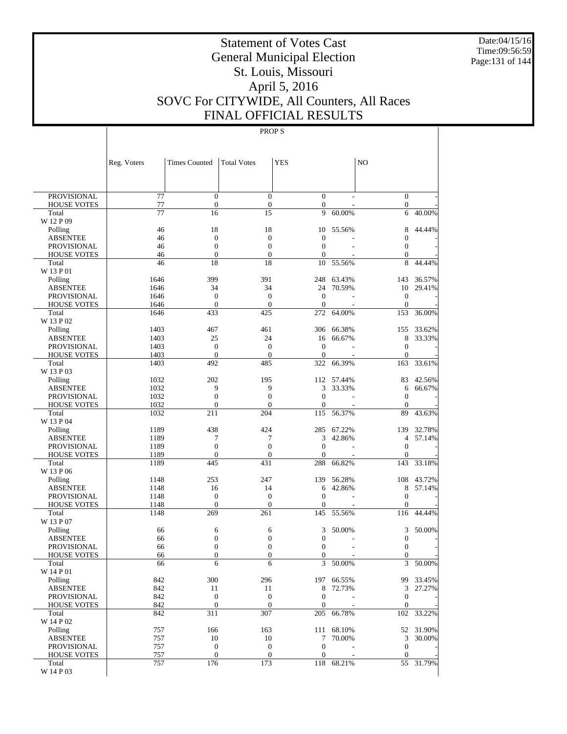# Statement of Votes Cast
# General Municipal Election
# St. Louis, Missouri
# April 5, 2016
# SOVC For CITYWIDE, All Counters, All Races
# FINAL OFFICIAL RESULTS

PROP S

| | Reg. Voters | Times Counted | Total Votes | YES | | NO | |
|---|---|---|---|---|---|---|---|
| PROVISIONAL | 77 | 0 | 0 | 0 | - | 0 | - |
| HOUSE VOTES | 77 | 0 | 0 | 0 | - | 0 | - |
| Total | 77 | 16 | 15 | 9 | 60.00% | 6 | 40.00% |
| W 12 P 09 | | | | | | | |
| Polling | 46 | 18 | 18 | 10 | 55.56% | 8 | 44.44% |
| ABSENTEE | 46 | 0 | 0 | 0 | - | 0 | - |
| PROVISIONAL | 46 | 0 | 0 | 0 | - | 0 | - |
| HOUSE VOTES | 46 | 0 | 0 | 0 | - | 0 | - |
| Total | 46 | 18 | 18 | 10 | 55.56% | 8 | 44.44% |
| W 13 P 01 | | | | | | | |
| Polling | 1646 | 399 | 391 | 248 | 63.43% | 143 | 36.57% |
| ABSENTEE | 1646 | 34 | 34 | 24 | 70.59% | 10 | 29.41% |
| PROVISIONAL | 1646 | 0 | 0 | 0 | - | 0 | - |
| HOUSE VOTES | 1646 | 0 | 0 | 0 | - | 0 | - |
| Total | 1646 | 433 | 425 | 272 | 64.00% | 153 | 36.00% |
| W 13 P 02 | | | | | | | |
| Polling | 1403 | 467 | 461 | 306 | 66.38% | 155 | 33.62% |
| ABSENTEE | 1403 | 25 | 24 | 16 | 66.67% | 8 | 33.33% |
| PROVISIONAL | 1403 | 0 | 0 | 0 | - | 0 | - |
| HOUSE VOTES | 1403 | 0 | 0 | 0 | - | 0 | - |
| Total | 1403 | 492 | 485 | 322 | 66.39% | 163 | 33.61% |
| W 13 P 03 | | | | | | | |
| Polling | 1032 | 202 | 195 | 112 | 57.44% | 83 | 42.56% |
| ABSENTEE | 1032 | 9 | 9 | 3 | 33.33% | 6 | 66.67% |
| PROVISIONAL | 1032 | 0 | 0 | 0 | - | 0 | - |
| HOUSE VOTES | 1032 | 0 | 0 | 0 | - | 0 | - |
| Total | 1032 | 211 | 204 | 115 | 56.37% | 89 | 43.63% |
| W 13 P 04 | | | | | | | |
| Polling | 1189 | 438 | 424 | 285 | 67.22% | 139 | 32.78% |
| ABSENTEE | 1189 | 7 | 7 | 3 | 42.86% | 4 | 57.14% |
| PROVISIONAL | 1189 | 0 | 0 | 0 | - | 0 | - |
| HOUSE VOTES | 1189 | 0 | 0 | 0 | - | 0 | - |
| Total | 1189 | 445 | 431 | 288 | 66.82% | 143 | 33.18% |
| W 13 P 06 | | | | | | | |
| Polling | 1148 | 253 | 247 | 139 | 56.28% | 108 | 43.72% |
| ABSENTEE | 1148 | 16 | 14 | 6 | 42.86% | 8 | 57.14% |
| PROVISIONAL | 1148 | 0 | 0 | 0 | - | 0 | - |
| HOUSE VOTES | 1148 | 0 | 0 | 0 | - | 0 | - |
| Total | 1148 | 269 | 261 | 145 | 55.56% | 116 | 44.44% |
| W 13 P 07 | | | | | | | |
| Polling | 66 | 6 | 6 | 3 | 50.00% | 3 | 50.00% |
| ABSENTEE | 66 | 0 | 0 | 0 | - | 0 | - |
| PROVISIONAL | 66 | 0 | 0 | 0 | - | 0 | - |
| HOUSE VOTES | 66 | 0 | 0 | 0 | - | 0 | - |
| Total | 66 | 6 | 6 | 3 | 50.00% | 3 | 50.00% |
| W 14 P 01 | | | | | | | |
| Polling | 842 | 300 | 296 | 197 | 66.55% | 99 | 33.45% |
| ABSENTEE | 842 | 11 | 11 | 8 | 72.73% | 3 | 27.27% |
| PROVISIONAL | 842 | 0 | 0 | 0 | - | 0 | - |
| HOUSE VOTES | 842 | 0 | 0 | 0 | - | 0 | - |
| Total | 842 | 311 | 307 | 205 | 66.78% | 102 | 33.22% |
| W 14 P 02 | | | | | | | |
| Polling | 757 | 166 | 163 | 111 | 68.10% | 52 | 31.90% |
| ABSENTEE | 757 | 10 | 10 | 7 | 70.00% | 3 | 30.00% |
| PROVISIONAL | 757 | 0 | 0 | 0 | - | 0 | - |
| HOUSE VOTES | 757 | 0 | 0 | 0 | - | 0 | - |
| Total | 757 | 176 | 173 | 118 | 68.21% | 55 | 31.79% |
| W 14 P 03 | | | | | | | |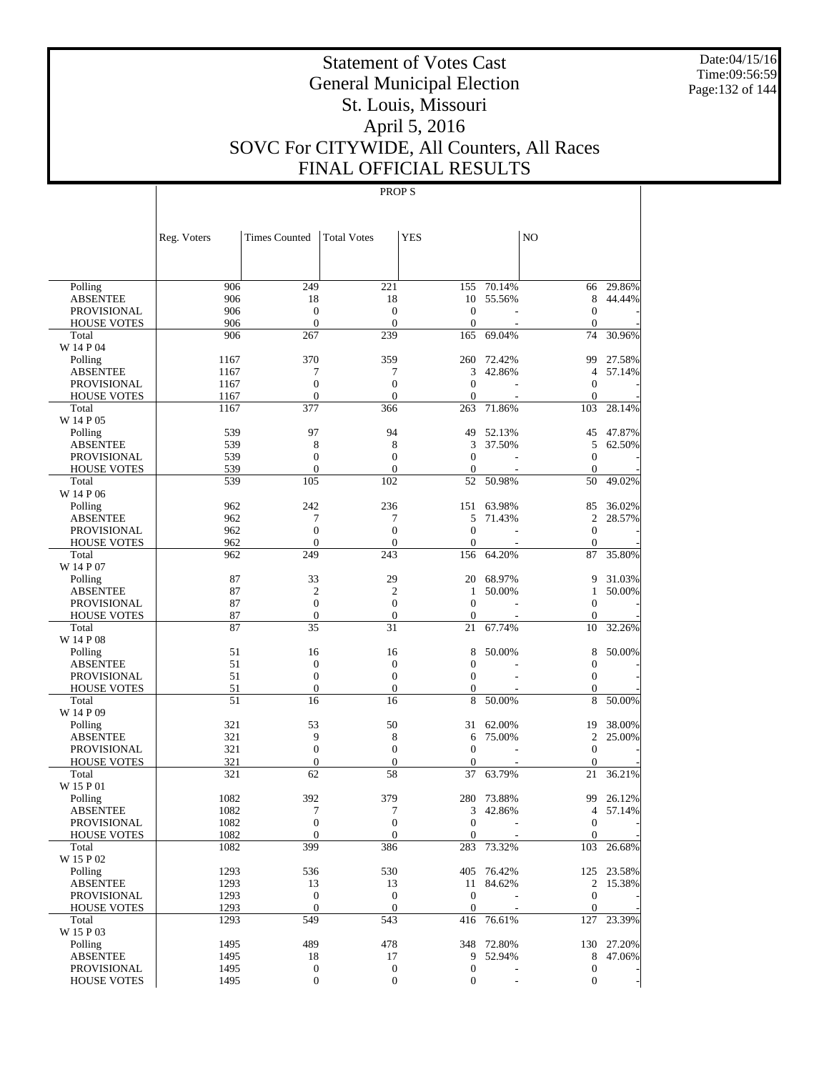# Statement of Votes Cast
# General Municipal Election
# St. Louis, Missouri
# April 5, 2016
# SOVC For CITYWIDE, All Counters, All Races
# FINAL OFFICIAL RESULTS

Date:04/15/16
Time:09:56:59

PROP S

| | Reg. Voters | Times Counted | Total Votes | YES | | NO | |
|---|---|---|---|---|---|---|---|
| Polling | 906 | 249 | 221 | 155 | 70.14% | 66 | 29.86% |
| ABSENTEE | 906 | 18 | 18 | 10 | 55.56% | 8 | 44.44% |
| PROVISIONAL | 906 | 0 | 0 | 0 | - | 0 | - |
| HOUSE VOTES | 906 | 0 | 0 | 0 | - | 0 | - |
| Total | 906 | 267 | 239 | 165 | 69.04% | 74 | 30.96% |
| W 14 P 04 | | | | | | | |
| Polling | 1167 | 370 | 359 | 260 | 72.42% | 99 | 27.58% |
| ABSENTEE | 1167 | 7 | 7 | 3 | 42.86% | 4 | 57.14% |
| PROVISIONAL | 1167 | 0 | 0 | 0 | - | 0 | - |
| HOUSE VOTES | 1167 | 0 | 0 | 0 | - | 0 | - |
| Total | 1167 | 377 | 366 | 263 | 71.86% | 103 | 28.14% |
| W 14 P 05 | | | | | | | |
| Polling | 539 | 97 | 94 | 49 | 52.13% | 45 | 47.87% |
| ABSENTEE | 539 | 8 | 8 | 3 | 37.50% | 5 | 62.50% |
| PROVISIONAL | 539 | 0 | 0 | 0 | - | 0 | - |
| HOUSE VOTES | 539 | 0 | 0 | 0 | - | 0 | - |
| Total | 539 | 105 | 102 | 52 | 50.98% | 50 | 49.02% |
| W 14 P 06 | | | | | | | |
| Polling | 962 | 242 | 236 | 151 | 63.98% | 85 | 36.02% |
| ABSENTEE | 962 | 7 | 7 | 5 | 71.43% | 2 | 28.57% |
| PROVISIONAL | 962 | 0 | 0 | 0 | - | 0 | - |
| HOUSE VOTES | 962 | 0 | 0 | 0 | - | 0 | - |
| Total | 962 | 249 | 243 | 156 | 64.20% | 87 | 35.80% |
| W 14 P 07 | | | | | | | |
| Polling | 87 | 33 | 29 | 20 | 68.97% | 9 | 31.03% |
| ABSENTEE | 87 | 2 | 2 | 1 | 50.00% | 1 | 50.00% |
| PROVISIONAL | 87 | 0 | 0 | 0 | - | 0 | - |
| HOUSE VOTES | 87 | 0 | 0 | 0 | - | 0 | - |
| Total | 87 | 35 | 31 | 21 | 67.74% | 10 | 32.26% |
| W 14 P 08 | | | | | | | |
| Polling | 51 | 16 | 16 | 8 | 50.00% | 8 | 50.00% |
| ABSENTEE | 51 | 0 | 0 | 0 | - | 0 | - |
| PROVISIONAL | 51 | 0 | 0 | 0 | - | 0 | - |
| HOUSE VOTES | 51 | 0 | 0 | 0 | - | 0 | - |
| Total | 51 | 16 | 16 | 8 | 50.00% | 8 | 50.00% |
| W 14 P 09 | | | | | | | |
| Polling | 321 | 53 | 50 | 31 | 62.00% | 19 | 38.00% |
| ABSENTEE | 321 | 9 | 8 | 6 | 75.00% | 2 | 25.00% |
| PROVISIONAL | 321 | 0 | 0 | 0 | - | 0 | - |
| HOUSE VOTES | 321 | 0 | 0 | 0 | - | 0 | - |
| Total | 321 | 62 | 58 | 37 | 63.79% | 21 | 36.21% |
| W 15 P 01 | | | | | | | |
| Polling | 1082 | 392 | 379 | 280 | 73.88% | 99 | 26.12% |
| ABSENTEE | 1082 | 7 | 7 | 3 | 42.86% | 4 | 57.14% |
| PROVISIONAL | 1082 | 0 | 0 | 0 | - | 0 | - |
| HOUSE VOTES | 1082 | 0 | 0 | 0 | - | 0 | - |
| Total | 1082 | 399 | 386 | 283 | 73.32% | 103 | 26.68% |
| W 15 P 02 | | | | | | | |
| Polling | 1293 | 536 | 530 | 405 | 76.42% | 125 | 23.58% |
| ABSENTEE | 1293 | 13 | 13 | 11 | 84.62% | 2 | 15.38% |
| PROVISIONAL | 1293 | 0 | 0 | 0 | - | 0 | - |
| HOUSE VOTES | 1293 | 0 | 0 | 0 | - | 0 | - |
| Total | 1293 | 549 | 543 | 416 | 76.61% | 127 | 23.39% |
| W 15 P 03 | | | | | | | |
| Polling | 1495 | 489 | 478 | 348 | 72.80% | 130 | 27.20% |
| ABSENTEE | 1495 | 18 | 17 | 9 | 52.94% | 8 | 47.06% |
| PROVISIONAL | 1495 | 0 | 0 | 0 | - | 0 | - |
| HOUSE VOTES | 1495 | 0 | 0 | 0 | - | 0 | - |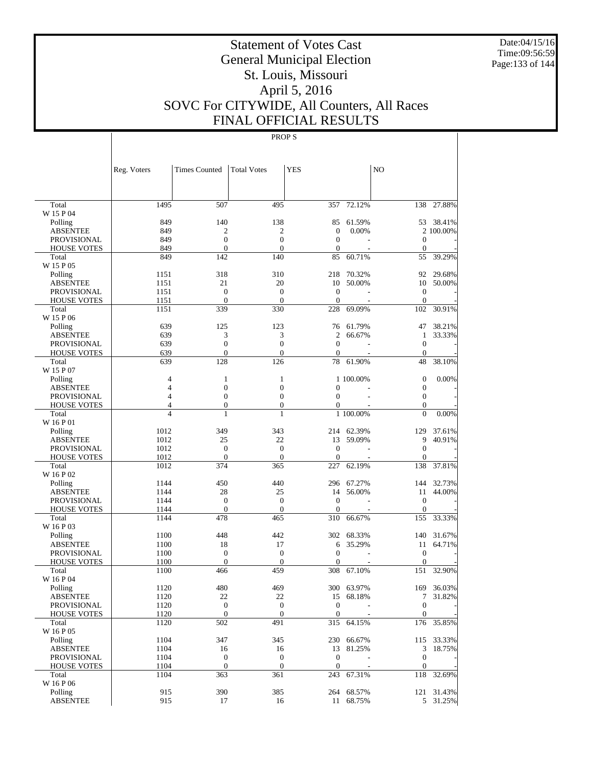# Statement of Votes Cast
# General Municipal Election
# St. Louis, Missouri
# April 5, 2016
# SOVC For CITYWIDE, All Counters, All Races
# FINAL OFFICIAL RESULTS

Date:04/15/16
Time:09:56:59

PROP S

| | Reg. Voters | Times Counted | Total Votes | YES | | NO | |
|---|---|---|---|---|---|---|---|
| Total | 1495 | 507 | 495 | 357 | 72.12% | 138 | 27.88% |
| W 15 P 04 | | | | | | | |
| Polling | 849 | 140 | 138 | 85 | 61.59% | 53 | 38.41% |
| ABSENTEE | 849 | 2 | 2 | 0 | 0.00% | 2 | 100.00% |
| PROVISIONAL | 849 | 0 | 0 | 0 | - | 0 | - |
| HOUSE VOTES | 849 | 0 | 0 | 0 | - | 0 | - |
| Total | 849 | 142 | 140 | 85 | 60.71% | 55 | 39.29% |
| W 15 P 05 | | | | | | | |
| Polling | 1151 | 318 | 310 | 218 | 70.32% | 92 | 29.68% |
| ABSENTEE | 1151 | 21 | 20 | 10 | 50.00% | 10 | 50.00% |
| PROVISIONAL | 1151 | 0 | 0 | 0 | - | 0 | - |
| HOUSE VOTES | 1151 | 0 | 0 | 0 | - | 0 | - |
| Total | 1151 | 339 | 330 | 228 | 69.09% | 102 | 30.91% |
| W 15 P 06 | | | | | | | |
| Polling | 639 | 125 | 123 | 76 | 61.79% | 47 | 38.21% |
| ABSENTEE | 639 | 3 | 3 | 2 | 66.67% | 1 | 33.33% |
| PROVISIONAL | 639 | 0 | 0 | 0 | - | 0 | - |
| HOUSE VOTES | 639 | 0 | 0 | 0 | - | 0 | - |
| Total | 639 | 128 | 126 | 78 | 61.90% | 48 | 38.10% |
| W 15 P 07 | | | | | | | |
| Polling | 4 | 1 | 1 | 1 | 100.00% | 0 | 0.00% |
| ABSENTEE | 4 | 0 | 0 | 0 | - | 0 | - |
| PROVISIONAL | 4 | 0 | 0 | 0 | - | 0 | - |
| HOUSE VOTES | 4 | 0 | 0 | 0 | - | 0 | - |
| Total | 4 | 1 | 1 | 1 | 100.00% | 0 | 0.00% |
| W 16 P 01 | | | | | | | |
| Polling | 1012 | 349 | 343 | 214 | 62.39% | 129 | 37.61% |
| ABSENTEE | 1012 | 25 | 22 | 13 | 59.09% | 9 | 40.91% |
| PROVISIONAL | 1012 | 0 | 0 | 0 | - | 0 | - |
| HOUSE VOTES | 1012 | 0 | 0 | 0 | - | 0 | - |
| Total | 1012 | 374 | 365 | 227 | 62.19% | 138 | 37.81% |
| W 16 P 02 | | | | | | | |
| Polling | 1144 | 450 | 440 | 296 | 67.27% | 144 | 32.73% |
| ABSENTEE | 1144 | 28 | 25 | 14 | 56.00% | 11 | 44.00% |
| PROVISIONAL | 1144 | 0 | 0 | 0 | - | 0 | - |
| HOUSE VOTES | 1144 | 0 | 0 | 0 | - | 0 | - |
| Total | 1144 | 478 | 465 | 310 | 66.67% | 155 | 33.33% |
| W 16 P 03 | | | | | | | |
| Polling | 1100 | 448 | 442 | 302 | 68.33% | 140 | 31.67% |
| ABSENTEE | 1100 | 18 | 17 | 6 | 35.29% | 11 | 64.71% |
| PROVISIONAL | 1100 | 0 | 0 | 0 | - | 0 | - |
| HOUSE VOTES | 1100 | 0 | 0 | 0 | - | 0 | - |
| Total | 1100 | 466 | 459 | 308 | 67.10% | 151 | 32.90% |
| W 16 P 04 | | | | | | | |
| Polling | 1120 | 480 | 469 | 300 | 63.97% | 169 | 36.03% |
| ABSENTEE | 1120 | 22 | 22 | 15 | 68.18% | 7 | 31.82% |
| PROVISIONAL | 1120 | 0 | 0 | 0 | - | 0 | - |
| HOUSE VOTES | 1120 | 0 | 0 | 0 | - | 0 | - |
| Total | 1120 | 502 | 491 | 315 | 64.15% | 176 | 35.85% |
| W 16 P 05 | | | | | | | |
| Polling | 1104 | 347 | 345 | 230 | 66.67% | 115 | 33.33% |
| ABSENTEE | 1104 | 16 | 16 | 13 | 81.25% | 3 | 18.75% |
| PROVISIONAL | 1104 | 0 | 0 | 0 | - | 0 | - |
| HOUSE VOTES | 1104 | 0 | 0 | 0 | - | 0 | - |
| Total | 1104 | 363 | 361 | 243 | 67.31% | 118 | 32.69% |
| W 16 P 06 | | | | | | | |
| Polling | 915 | 390 | 385 | 264 | 68.57% | 121 | 31.43% |
| ABSENTEE | 915 | 17 | 16 | 11 | 68.75% | 5 | 31.25% |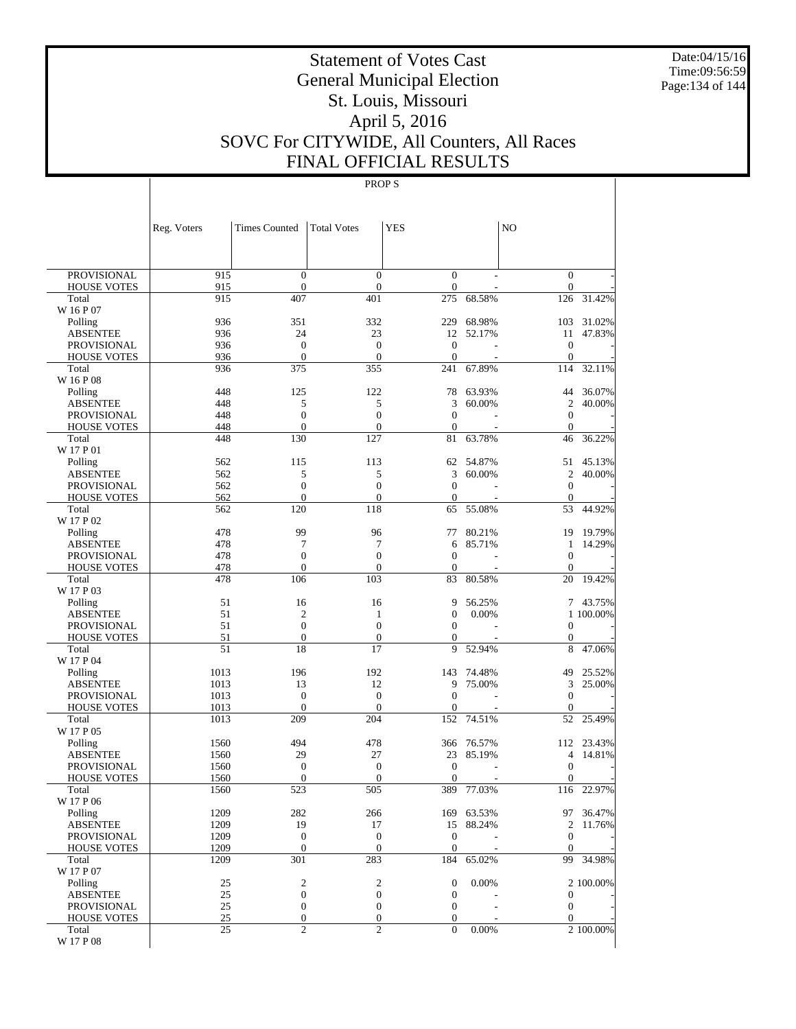# Statement of Votes Cast
# General Municipal Election
# St. Louis, Missouri
# April 5, 2016
# SOVC For CITYWIDE, All Counters, All Races
# FINAL OFFICIAL RESULTS

Date:04/15/16
Time:09:56:59

PROP S

| | Reg. Voters | Times Counted | Total Votes | YES | | NO | |
|---|---|---|---|---|---|---|---|
| PROVISIONAL | 915 | 0 | 0 | 0 | - | 0 | - |
| HOUSE VOTES | 915 | 0 | 0 | 0 | - | 0 | - |
| Total | 915 | 407 | 401 | 275 | 68.58% | 126 | 31.42% |
| W 16 P 07 | | | | | | | |
| Polling | 936 | 351 | 332 | 229 | 68.98% | 103 | 31.02% |
| ABSENTEE | 936 | 24 | 23 | 12 | 52.17% | 11 | 47.83% |
| PROVISIONAL | 936 | 0 | 0 | 0 | - | 0 | - |
| HOUSE VOTES | 936 | 0 | 0 | 0 | - | 0 | - |
| Total | 936 | 375 | 355 | 241 | 67.89% | 114 | 32.11% |
| W 16 P 08 | | | | | | | |
| Polling | 448 | 125 | 122 | 78 | 63.93% | 44 | 36.07% |
| ABSENTEE | 448 | 5 | 5 | 3 | 60.00% | 2 | 40.00% |
| PROVISIONAL | 448 | 0 | 0 | 0 | - | 0 | - |
| HOUSE VOTES | 448 | 0 | 0 | 0 | - | 0 | - |
| Total | 448 | 130 | 127 | 81 | 63.78% | 46 | 36.22% |
| W 17 P 01 | | | | | | | |
| Polling | 562 | 115 | 113 | 62 | 54.87% | 51 | 45.13% |
| ABSENTEE | 562 | 5 | 5 | 3 | 60.00% | 2 | 40.00% |
| PROVISIONAL | 562 | 0 | 0 | 0 | - | 0 | - |
| HOUSE VOTES | 562 | 0 | 0 | 0 | - | 0 | - |
| Total | 562 | 120 | 118 | 65 | 55.08% | 53 | 44.92% |
| W 17 P 02 | | | | | | | |
| Polling | 478 | 99 | 96 | 77 | 80.21% | 19 | 19.79% |
| ABSENTEE | 478 | 7 | 7 | 6 | 85.71% | 1 | 14.29% |
| PROVISIONAL | 478 | 0 | 0 | 0 | - | 0 | - |
| HOUSE VOTES | 478 | 0 | 0 | 0 | - | 0 | - |
| Total | 478 | 106 | 103 | 83 | 80.58% | 20 | 19.42% |
| W 17 P 03 | | | | | | | |
| Polling | 51 | 16 | 16 | 9 | 56.25% | 7 | 43.75% |
| ABSENTEE | 51 | 2 | 1 | 0 | 0.00% | 1 | 100.00% |
| PROVISIONAL | 51 | 0 | 0 | 0 | - | 0 | - |
| HOUSE VOTES | 51 | 0 | 0 | 0 | - | 0 | - |
| Total | 51 | 18 | 17 | 9 | 52.94% | 8 | 47.06% |
| W 17 P 04 | | | | | | | |
| Polling | 1013 | 196 | 192 | 143 | 74.48% | 49 | 25.52% |
| ABSENTEE | 1013 | 13 | 12 | 9 | 75.00% | 3 | 25.00% |
| PROVISIONAL | 1013 | 0 | 0 | 0 | - | 0 | - |
| HOUSE VOTES | 1013 | 0 | 0 | 0 | - | 0 | - |
| Total | 1013 | 209 | 204 | 152 | 74.51% | 52 | 25.49% |
| W 17 P 05 | | | | | | | |
| Polling | 1560 | 494 | 478 | 366 | 76.57% | 112 | 23.43% |
| ABSENTEE | 1560 | 29 | 27 | 23 | 85.19% | 4 | 14.81% |
| PROVISIONAL | 1560 | 0 | 0 | 0 | - | 0 | - |
| HOUSE VOTES | 1560 | 0 | 0 | 0 | - | 0 | - |
| Total | 1560 | 523 | 505 | 389 | 77.03% | 116 | 22.97% |
| W 17 P 06 | | | | | | | |
| Polling | 1209 | 282 | 266 | 169 | 63.53% | 97 | 36.47% |
| ABSENTEE | 1209 | 19 | 17 | 15 | 88.24% | 2 | 11.76% |
| PROVISIONAL | 1209 | 0 | 0 | 0 | - | 0 | - |
| HOUSE VOTES | 1209 | 0 | 0 | 0 | - | 0 | - |
| Total | 1209 | 301 | 283 | 184 | 65.02% | 99 | 34.98% |
| W 17 P 07 | | | | | | | |
| Polling | 25 | 2 | 2 | 0 | 0.00% | 2 | 100.00% |
| ABSENTEE | 25 | 0 | 0 | 0 | - | 0 | - |
| PROVISIONAL | 25 | 0 | 0 | 0 | - | 0 | - |
| HOUSE VOTES | 25 | 0 | 0 | 0 | - | 0 | - |
| Total | 25 | 2 | 2 | 0 | 0.00% | 2 | 100.00% |
| W 17 P 08 | | | | | | | |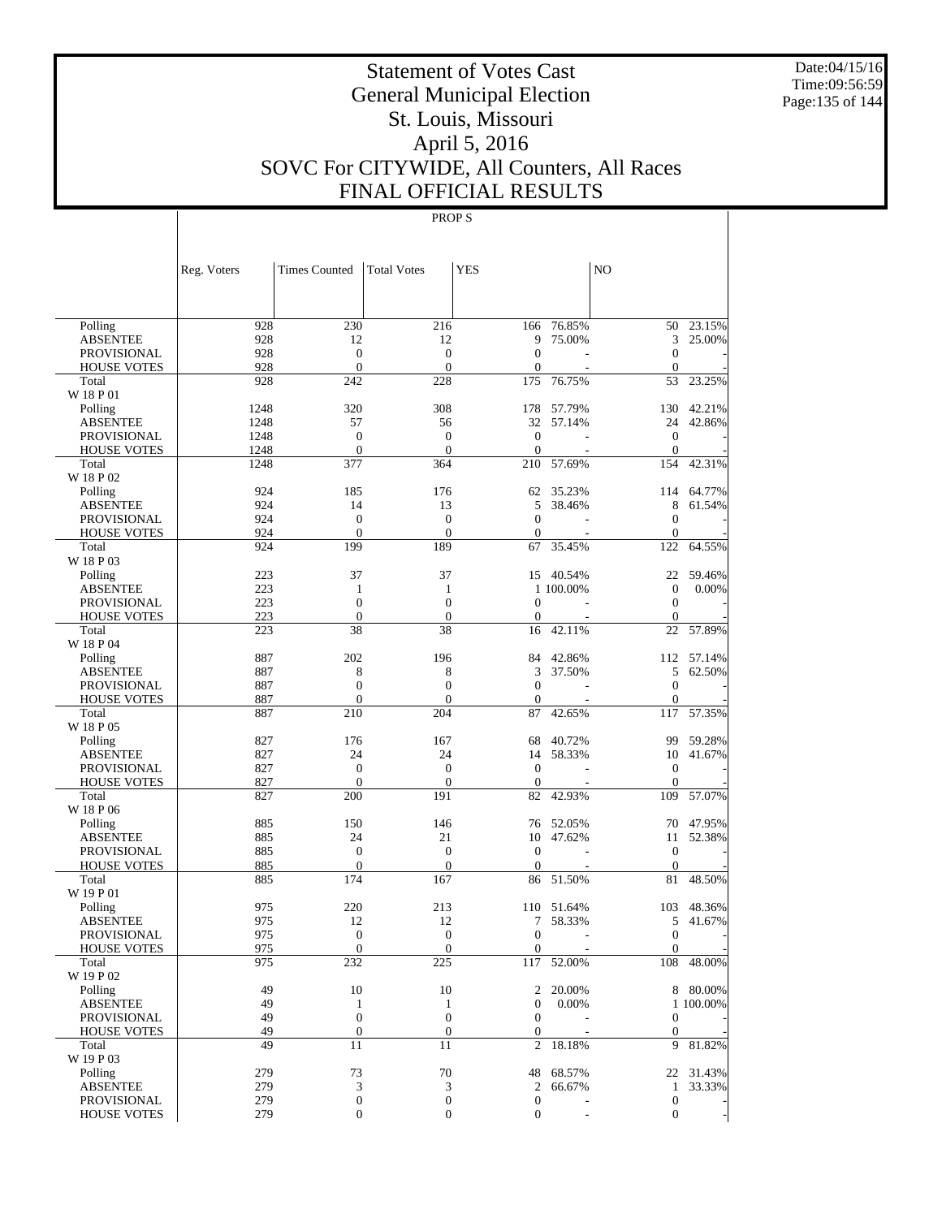# Statement of Votes Cast
# General Municipal Election
# St. Louis, Missouri
# April 5, 2016
# SOVC For CITYWIDE, All Counters, All Races
# FINAL OFFICIAL RESULTS

Date:04/15/16
Time:09:56:59

PROP S

| | Reg. Voters | Times Counted | Total Votes | YES | | NO | |
|---|---|---|---|---|---|---|---|
| Polling | 928 | 230 | 216 | 166 | 76.85% | 50 | 23.15% |
| ABSENTEE | 928 | 12 | 12 | 9 | 75.00% | 3 | 25.00% |
| PROVISIONAL | 928 | 0 | 0 | 0 | - | 0 | - |
| HOUSE VOTES | 928 | 0 | 0 | 0 | - | 0 | - |
| Total | 928 | 242 | 228 | 175 | 76.75% | 53 | 23.25% |
| W 18 P 01 | | | | | | | |
| Polling | 1248 | 320 | 308 | 178 | 57.79% | 130 | 42.21% |
| ABSENTEE | 1248 | 57 | 56 | 32 | 57.14% | 24 | 42.86% |
| PROVISIONAL | 1248 | 0 | 0 | 0 | - | 0 | - |
| HOUSE VOTES | 1248 | 0 | 0 | 0 | - | 0 | - |
| Total | 1248 | 377 | 364 | 210 | 57.69% | 154 | 42.31% |
| W 18 P 02 | | | | | | | |
| Polling | 924 | 185 | 176 | 62 | 35.23% | 114 | 64.77% |
| ABSENTEE | 924 | 14 | 13 | 5 | 38.46% | 8 | 61.54% |
| PROVISIONAL | 924 | 0 | 0 | 0 | - | 0 | - |
| HOUSE VOTES | 924 | 0 | 0 | 0 | - | 0 | - |
| Total | 924 | 199 | 189 | 67 | 35.45% | 122 | 64.55% |
| W 18 P 03 | | | | | | | |
| Polling | 223 | 37 | 37 | 15 | 40.54% | 22 | 59.46% |
| ABSENTEE | 223 | 1 | 1 | 1 | 100.00% | 0 | 0.00% |
| PROVISIONAL | 223 | 0 | 0 | 0 | - | 0 | - |
| HOUSE VOTES | 223 | 0 | 0 | 0 | - | 0 | - |
| Total | 223 | 38 | 38 | 16 | 42.11% | 22 | 57.89% |
| W 18 P 04 | | | | | | | |
| Polling | 887 | 202 | 196 | 84 | 42.86% | 112 | 57.14% |
| ABSENTEE | 887 | 8 | 8 | 3 | 37.50% | 5 | 62.50% |
| PROVISIONAL | 887 | 0 | 0 | 0 | - | 0 | - |
| HOUSE VOTES | 887 | 0 | 0 | 0 | - | 0 | - |
| Total | 887 | 210 | 204 | 87 | 42.65% | 117 | 57.35% |
| W 18 P 05 | | | | | | | |
| Polling | 827 | 176 | 167 | 68 | 40.72% | 99 | 59.28% |
| ABSENTEE | 827 | 24 | 24 | 14 | 58.33% | 10 | 41.67% |
| PROVISIONAL | 827 | 0 | 0 | 0 | - | 0 | - |
| HOUSE VOTES | 827 | 0 | 0 | 0 | - | 0 | - |
| Total | 827 | 200 | 191 | 82 | 42.93% | 109 | 57.07% |
| W 18 P 06 | | | | | | | |
| Polling | 885 | 150 | 146 | 76 | 52.05% | 70 | 47.95% |
| ABSENTEE | 885 | 24 | 21 | 10 | 47.62% | 11 | 52.38% |
| PROVISIONAL | 885 | 0 | 0 | 0 | - | 0 | - |
| HOUSE VOTES | 885 | 0 | 0 | 0 | - | 0 | - |
| Total | 885 | 174 | 167 | 86 | 51.50% | 81 | 48.50% |
| W 19 P 01 | | | | | | | |
| Polling | 975 | 220 | 213 | 110 | 51.64% | 103 | 48.36% |
| ABSENTEE | 975 | 12 | 12 | 7 | 58.33% | 5 | 41.67% |
| PROVISIONAL | 975 | 0 | 0 | 0 | - | 0 | - |
| HOUSE VOTES | 975 | 0 | 0 | 0 | - | 0 | - |
| Total | 975 | 232 | 225 | 117 | 52.00% | 108 | 48.00% |
| W 19 P 02 | | | | | | | |
| Polling | 49 | 10 | 10 | 2 | 20.00% | 8 | 80.00% |
| ABSENTEE | 49 | 1 | 1 | 0 | 0.00% | 1 | 100.00% |
| PROVISIONAL | 49 | 0 | 0 | 0 | - | 0 | - |
| HOUSE VOTES | 49 | 0 | 0 | 0 | - | 0 | - |
| Total | 49 | 11 | 11 | 2 | 18.18% | 9 | 81.82% |
| W 19 P 03 | | | | | | | |
| Polling | 279 | 73 | 70 | 48 | 68.57% | 22 | 31.43% |
| ABSENTEE | 279 | 3 | 3 | 2 | 66.67% | 1 | 33.33% |
| PROVISIONAL | 279 | 0 | 0 | 0 | - | 0 | - |
| HOUSE VOTES | 279 | 0 | 0 | 0 | - | 0 | - |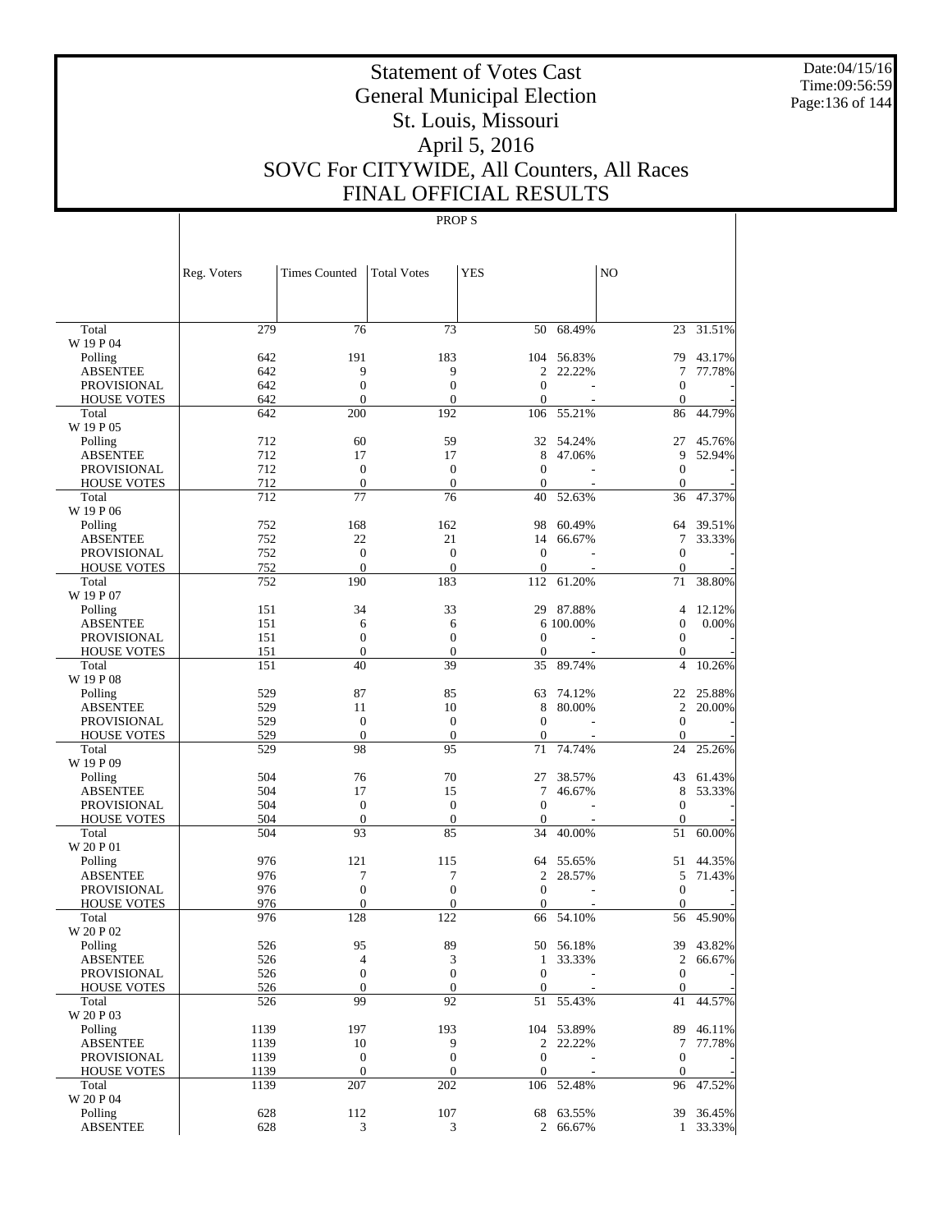# Statement of Votes Cast
## General Municipal Election
## St. Louis, Missouri
## April 5, 2016
## SOVC For CITYWIDE, All Counters, All Races
## FINAL OFFICIAL RESULTS

Date:04/15/16
Time:09:56:59

PROP S

| | Reg. Voters | Times Counted | Total Votes | YES | | NO | |
|---|---|---|---|---|---|---|---|
| Total | 279 | 76 | 73 | 50 | 68.49% | 23 | 31.51% |
| W 19 P 04 | | | | | | | |
| Polling | 642 | 191 | 183 | 104 | 56.83% | 79 | 43.17% |
| ABSENTEE | 642 | 9 | 9 | 2 | 22.22% | 7 | 77.78% |
| PROVISIONAL | 642 | 0 | 0 | 0 | - | 0 | - |
| HOUSE VOTES | 642 | 0 | 0 | 0 | - | 0 | - |
| Total | 642 | 200 | 192 | 106 | 55.21% | 86 | 44.79% |
| W 19 P 05 | | | | | | | |
| Polling | 712 | 60 | 59 | 32 | 54.24% | 27 | 45.76% |
| ABSENTEE | 712 | 17 | 17 | 8 | 47.06% | 9 | 52.94% |
| PROVISIONAL | 712 | 0 | 0 | 0 | - | 0 | - |
| HOUSE VOTES | 712 | 0 | 0 | 0 | - | 0 | - |
| Total | 712 | 77 | 76 | 40 | 52.63% | 36 | 47.37% |
| W 19 P 06 | | | | | | | |
| Polling | 752 | 168 | 162 | 98 | 60.49% | 64 | 39.51% |
| ABSENTEE | 752 | 22 | 21 | 14 | 66.67% | 7 | 33.33% |
| PROVISIONAL | 752 | 0 | 0 | 0 | - | 0 | - |
| HOUSE VOTES | 752 | 0 | 0 | 0 | - | 0 | - |
| Total | 752 | 190 | 183 | 112 | 61.20% | 71 | 38.80% |
| W 19 P 07 | | | | | | | |
| Polling | 151 | 34 | 33 | 29 | 87.88% | 4 | 12.12% |
| ABSENTEE | 151 | 6 | 6 | 6 | 100.00% | 0 | 0.00% |
| PROVISIONAL | 151 | 0 | 0 | 0 | - | 0 | - |
| HOUSE VOTES | 151 | 0 | 0 | 0 | - | 0 | - |
| Total | 151 | 40 | 39 | 35 | 89.74% | 4 | 10.26% |
| W 19 P 08 | | | | | | | |
| Polling | 529 | 87 | 85 | 63 | 74.12% | 22 | 25.88% |
| ABSENTEE | 529 | 11 | 10 | 8 | 80.00% | 2 | 20.00% |
| PROVISIONAL | 529 | 0 | 0 | 0 | - | 0 | - |
| HOUSE VOTES | 529 | 0 | 0 | 0 | - | 0 | - |
| Total | 529 | 98 | 95 | 71 | 74.74% | 24 | 25.26% |
| W 19 P 09 | | | | | | | |
| Polling | 504 | 76 | 70 | 27 | 38.57% | 43 | 61.43% |
| ABSENTEE | 504 | 17 | 15 | 7 | 46.67% | 8 | 53.33% |
| PROVISIONAL | 504 | 0 | 0 | 0 | - | 0 | - |
| HOUSE VOTES | 504 | 0 | 0 | 0 | - | 0 | - |
| Total | 504 | 93 | 85 | 34 | 40.00% | 51 | 60.00% |
| W 20 P 01 | | | | | | | |
| Polling | 976 | 121 | 115 | 64 | 55.65% | 51 | 44.35% |
| ABSENTEE | 976 | 7 | 7 | 2 | 28.57% | 5 | 71.43% |
| PROVISIONAL | 976 | 0 | 0 | 0 | - | 0 | - |
| HOUSE VOTES | 976 | 0 | 0 | 0 | - | 0 | - |
| Total | 976 | 128 | 122 | 66 | 54.10% | 56 | 45.90% |
| W 20 P 02 | | | | | | | |
| Polling | 526 | 95 | 89 | 50 | 56.18% | 39 | 43.82% |
| ABSENTEE | 526 | 4 | 3 | 1 | 33.33% | 2 | 66.67% |
| PROVISIONAL | 526 | 0 | 0 | 0 | - | 0 | - |
| HOUSE VOTES | 526 | 0 | 0 | 0 | - | 0 | - |
| Total | 526 | 99 | 92 | 51 | 55.43% | 41 | 44.57% |
| W 20 P 03 | | | | | | | |
| Polling | 1139 | 197 | 193 | 104 | 53.89% | 89 | 46.11% |
| ABSENTEE | 1139 | 10 | 9 | 2 | 22.22% | 7 | 77.78% |
| PROVISIONAL | 1139 | 0 | 0 | 0 | - | 0 | - |
| HOUSE VOTES | 1139 | 0 | 0 | 0 | - | 0 | - |
| Total | 1139 | 207 | 202 | 106 | 52.48% | 96 | 47.52% |
| W 20 P 04 | | | | | | | |
| Polling | 628 | 112 | 107 | 68 | 63.55% | 39 | 36.45% |
| ABSENTEE | 628 | 3 | 3 | 2 | 66.67% | 1 | 33.33% |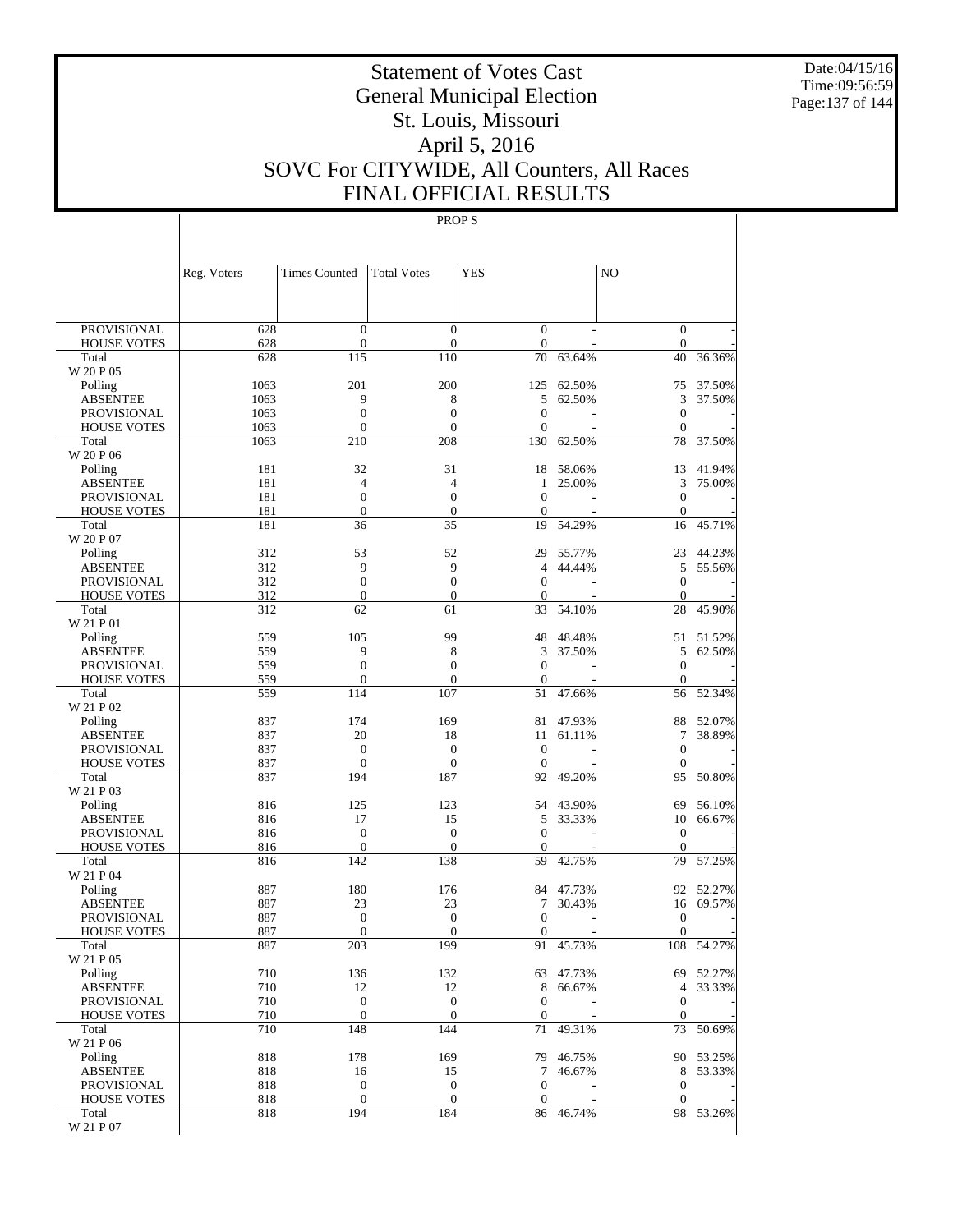# Statement of Votes Cast
# General Municipal Election
# St. Louis, Missouri
# April 5, 2016
# SOVC For CITYWIDE, All Counters, All Races
# FINAL OFFICIAL RESULTS

PROP S

| | Reg. Voters | Times Counted | Total Votes | YES | | NO | |
|---|---|---|---|---|---|---|---|
| PROVISIONAL | 628 | 0 | 0 | 0 | - | 0 | - |
| HOUSE VOTES | 628 | 0 | 0 | 0 | - | 0 | - |
| Total | 628 | 115 | 110 | 70 | 63.64% | 40 | 36.36% |
| W 20 P 05 | | | | | | | |
| Polling | 1063 | 201 | 200 | 125 | 62.50% | 75 | 37.50% |
| ABSENTEE | 1063 | 9 | 8 | 5 | 62.50% | 3 | 37.50% |
| PROVISIONAL | 1063 | 0 | 0 | 0 | - | 0 | - |
| HOUSE VOTES | 1063 | 0 | 0 | 0 | - | 0 | - |
| Total | 1063 | 210 | 208 | 130 | 62.50% | 78 | 37.50% |
| W 20 P 06 | | | | | | | |
| Polling | 181 | 32 | 31 | 18 | 58.06% | 13 | 41.94% |
| ABSENTEE | 181 | 4 | 4 | 1 | 25.00% | 3 | 75.00% |
| PROVISIONAL | 181 | 0 | 0 | 0 | - | 0 | - |
| HOUSE VOTES | 181 | 0 | 0 | 0 | - | 0 | - |
| Total | 181 | 36 | 35 | 19 | 54.29% | 16 | 45.71% |
| W 20 P 07 | | | | | | | |
| Polling | 312 | 53 | 52 | 29 | 55.77% | 23 | 44.23% |
| ABSENTEE | 312 | 9 | 9 | 4 | 44.44% | 5 | 55.56% |
| PROVISIONAL | 312 | 0 | 0 | 0 | - | 0 | - |
| HOUSE VOTES | 312 | 0 | 0 | 0 | - | 0 | - |
| Total | 312 | 62 | 61 | 33 | 54.10% | 28 | 45.90% |
| W 21 P 01 | | | | | | | |
| Polling | 559 | 105 | 99 | 48 | 48.48% | 51 | 51.52% |
| ABSENTEE | 559 | 9 | 8 | 3 | 37.50% | 5 | 62.50% |
| PROVISIONAL | 559 | 0 | 0 | 0 | - | 0 | - |
| HOUSE VOTES | 559 | 0 | 0 | 0 | - | 0 | - |
| Total | 559 | 114 | 107 | 51 | 47.66% | 56 | 52.34% |
| W 21 P 02 | | | | | | | |
| Polling | 837 | 174 | 169 | 81 | 47.93% | 88 | 52.07% |
| ABSENTEE | 837 | 20 | 18 | 11 | 61.11% | 7 | 38.89% |
| PROVISIONAL | 837 | 0 | 0 | 0 | - | 0 | - |
| HOUSE VOTES | 837 | 0 | 0 | 0 | - | 0 | - |
| Total | 837 | 194 | 187 | 92 | 49.20% | 95 | 50.80% |
| W 21 P 03 | | | | | | | |
| Polling | 816 | 125 | 123 | 54 | 43.90% | 69 | 56.10% |
| ABSENTEE | 816 | 17 | 15 | 5 | 33.33% | 10 | 66.67% |
| PROVISIONAL | 816 | 0 | 0 | 0 | - | 0 | - |
| HOUSE VOTES | 816 | 0 | 0 | 0 | - | 0 | - |
| Total | 816 | 142 | 138 | 59 | 42.75% | 79 | 57.25% |
| W 21 P 04 | | | | | | | |
| Polling | 887 | 180 | 176 | 84 | 47.73% | 92 | 52.27% |
| ABSENTEE | 887 | 23 | 23 | 7 | 30.43% | 16 | 69.57% |
| PROVISIONAL | 887 | 0 | 0 | 0 | - | 0 | - |
| HOUSE VOTES | 887 | 0 | 0 | 0 | - | 0 | - |
| Total | 887 | 203 | 199 | 91 | 45.73% | 108 | 54.27% |
| W 21 P 05 | | | | | | | |
| Polling | 710 | 136 | 132 | 63 | 47.73% | 69 | 52.27% |
| ABSENTEE | 710 | 12 | 12 | 8 | 66.67% | 4 | 33.33% |
| PROVISIONAL | 710 | 0 | 0 | 0 | - | 0 | - |
| HOUSE VOTES | 710 | 0 | 0 | 0 | - | 0 | - |
| Total | 710 | 148 | 144 | 71 | 49.31% | 73 | 50.69% |
| W 21 P 06 | | | | | | | |
| Polling | 818 | 178 | 169 | 79 | 46.75% | 90 | 53.25% |
| ABSENTEE | 818 | 16 | 15 | 7 | 46.67% | 8 | 53.33% |
| PROVISIONAL | 818 | 0 | 0 | 0 | - | 0 | - |
| HOUSE VOTES | 818 | 0 | 0 | 0 | - | 0 | - |
| Total | 818 | 194 | 184 | 86 | 46.74% | 98 | 53.26% |
| W 21 P 07 | | | | | | | |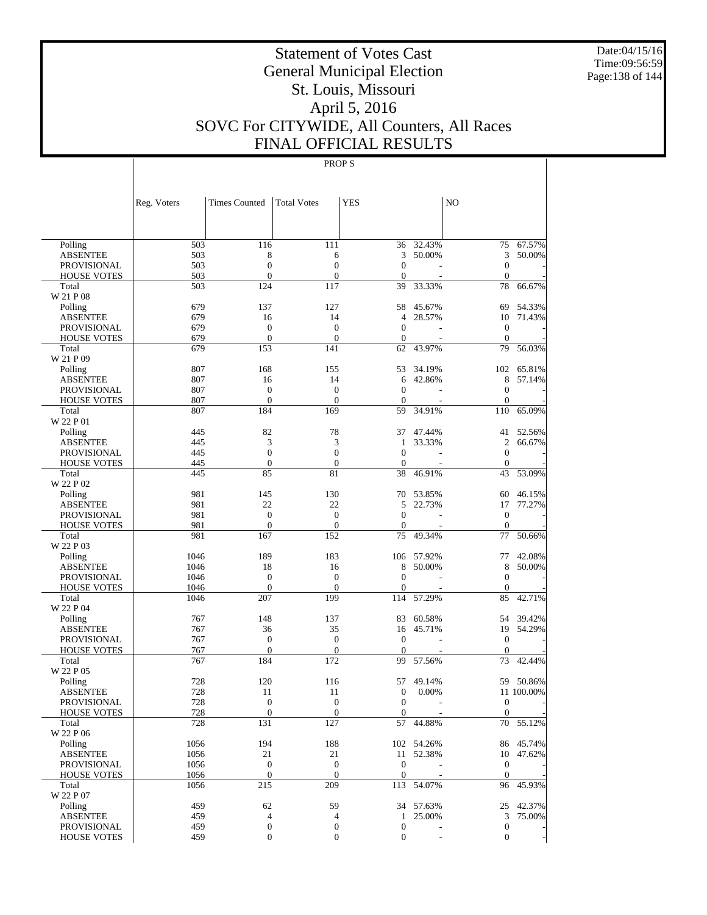# Statement of Votes Cast
# General Municipal Election
# St. Louis, Missouri
# April 5, 2016
# SOVC For CITYWIDE, All Counters, All Races
# FINAL OFFICIAL RESULTS

Date:04/15/16
Time:09:56:59

PROP S

| | Reg. Voters | Times Counted | Total Votes | YES | | NO | |
|---|---|---|---|---|---|---|---|
| Polling | 503 | 116 | 111 | 36 | 32.43% | 75 | 67.57% |
| ABSENTEE | 503 | 8 | 6 | 3 | 50.00% | 3 | 50.00% |
| PROVISIONAL | 503 | 0 | 0 | 0 | - | 0 | - |
| HOUSE VOTES | 503 | 0 | 0 | 0 | - | 0 | - |
| Total | 503 | 124 | 117 | 39 | 33.33% | 78 | 66.67% |
| W 21 P 08 | | | | | | | |
| Polling | 679 | 137 | 127 | 58 | 45.67% | 69 | 54.33% |
| ABSENTEE | 679 | 16 | 14 | 4 | 28.57% | 10 | 71.43% |
| PROVISIONAL | 679 | 0 | 0 | 0 | - | 0 | - |
| HOUSE VOTES | 679 | 0 | 0 | 0 | - | 0 | - |
| Total | 679 | 153 | 141 | 62 | 43.97% | 79 | 56.03% |
| W 21 P 09 | | | | | | | |
| Polling | 807 | 168 | 155 | 53 | 34.19% | 102 | 65.81% |
| ABSENTEE | 807 | 16 | 14 | 6 | 42.86% | 8 | 57.14% |
| PROVISIONAL | 807 | 0 | 0 | 0 | - | 0 | - |
| HOUSE VOTES | 807 | 0 | 0 | 0 | - | 0 | - |
| Total | 807 | 184 | 169 | 59 | 34.91% | 110 | 65.09% |
| W 22 P 01 | | | | | | | |
| Polling | 445 | 82 | 78 | 37 | 47.44% | 41 | 52.56% |
| ABSENTEE | 445 | 3 | 3 | 1 | 33.33% | 2 | 66.67% |
| PROVISIONAL | 445 | 0 | 0 | 0 | - | 0 | - |
| HOUSE VOTES | 445 | 0 | 0 | 0 | - | 0 | - |
| Total | 445 | 85 | 81 | 38 | 46.91% | 43 | 53.09% |
| W 22 P 02 | | | | | | | |
| Polling | 981 | 145 | 130 | 70 | 53.85% | 60 | 46.15% |
| ABSENTEE | 981 | 22 | 22 | 5 | 22.73% | 17 | 77.27% |
| PROVISIONAL | 981 | 0 | 0 | 0 | - | 0 | - |
| HOUSE VOTES | 981 | 0 | 0 | 0 | - | 0 | - |
| Total | 981 | 167 | 152 | 75 | 49.34% | 77 | 50.66% |
| W 22 P 03 | | | | | | | |
| Polling | 1046 | 189 | 183 | 106 | 57.92% | 77 | 42.08% |
| ABSENTEE | 1046 | 18 | 16 | 8 | 50.00% | 8 | 50.00% |
| PROVISIONAL | 1046 | 0 | 0 | 0 | - | 0 | - |
| HOUSE VOTES | 1046 | 0 | 0 | 0 | - | 0 | - |
| Total | 1046 | 207 | 199 | 114 | 57.29% | 85 | 42.71% |
| W 22 P 04 | | | | | | | |
| Polling | 767 | 148 | 137 | 83 | 60.58% | 54 | 39.42% |
| ABSENTEE | 767 | 36 | 35 | 16 | 45.71% | 19 | 54.29% |
| PROVISIONAL | 767 | 0 | 0 | 0 | - | 0 | - |
| HOUSE VOTES | 767 | 0 | 0 | 0 | - | 0 | - |
| Total | 767 | 184 | 172 | 99 | 57.56% | 73 | 42.44% |
| W 22 P 05 | | | | | | | |
| Polling | 728 | 120 | 116 | 57 | 49.14% | 59 | 50.86% |
| ABSENTEE | 728 | 11 | 11 | 0 | 0.00% | 11 | 100.00% |
| PROVISIONAL | 728 | 0 | 0 | 0 | - | 0 | - |
| HOUSE VOTES | 728 | 0 | 0 | 0 | - | 0 | - |
| Total | 728 | 131 | 127 | 57 | 44.88% | 70 | 55.12% |
| W 22 P 06 | | | | | | | |
| Polling | 1056 | 194 | 188 | 102 | 54.26% | 86 | 45.74% |
| ABSENTEE | 1056 | 21 | 21 | 11 | 52.38% | 10 | 47.62% |
| PROVISIONAL | 1056 | 0 | 0 | 0 | - | 0 | - |
| HOUSE VOTES | 1056 | 0 | 0 | 0 | - | 0 | - |
| Total | 1056 | 215 | 209 | 113 | 54.07% | 96 | 45.93% |
| W 22 P 07 | | | | | | | |
| Polling | 459 | 62 | 59 | 34 | 57.63% | 25 | 42.37% |
| ABSENTEE | 459 | 4 | 4 | 1 | 25.00% | 3 | 75.00% |
| PROVISIONAL | 459 | 0 | 0 | 0 | - | 0 | - |
| HOUSE VOTES | 459 | 0 | 0 | 0 | - | 0 | - |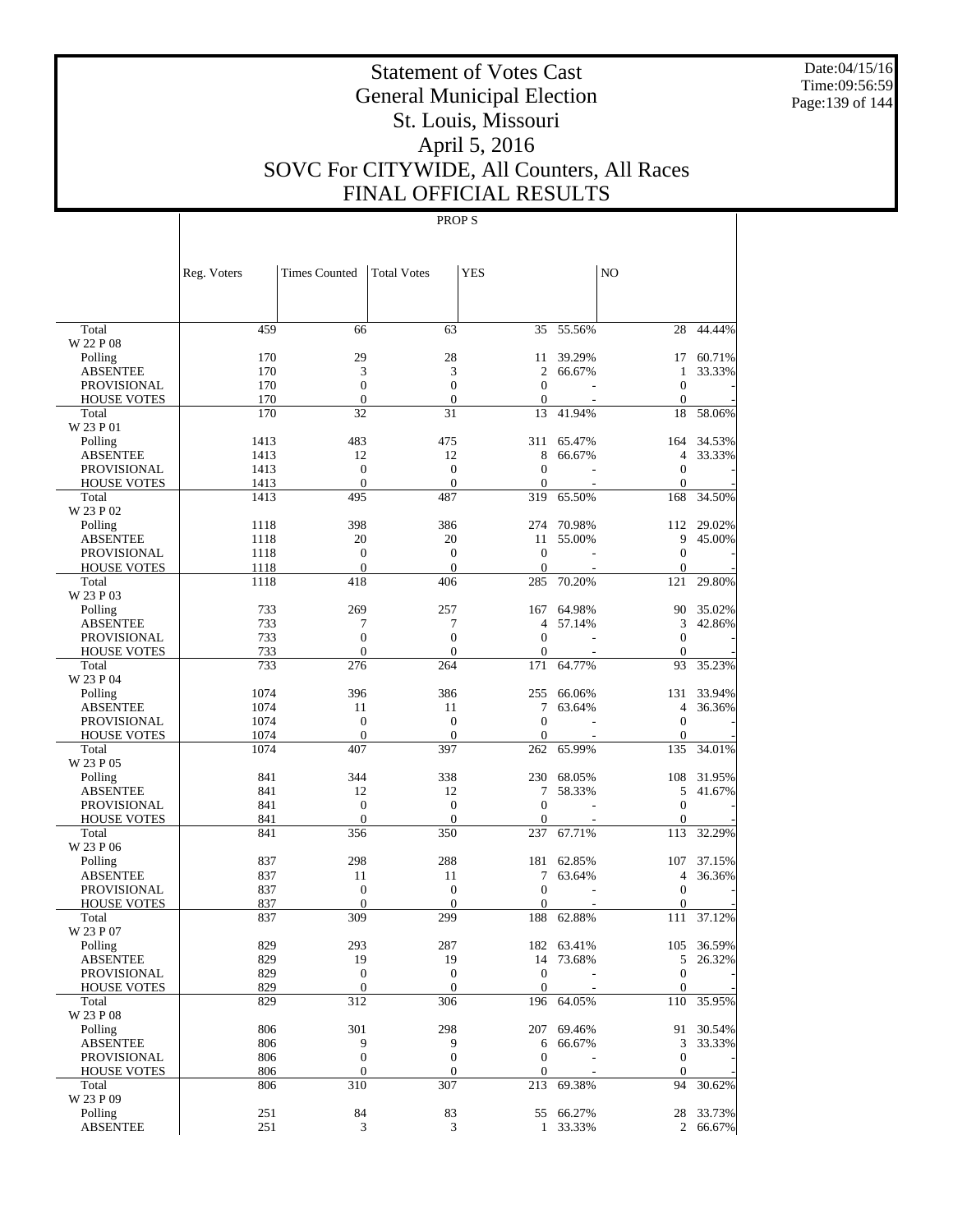# Statement of Votes Cast
## General Municipal Election
## St. Louis, Missouri
## April 5, 2016
## SOVC For CITYWIDE, All Counters, All Races
## FINAL OFFICIAL RESULTS

PROP S

| | Reg. Voters | Times Counted | Total Votes | YES | | NO | |
|---|---|---|---|---|---|---|---|
| Total | 459 | 66 | 63 | 35 | 55.56% | 28 | 44.44% |
| W 22 P 08 | | | | | | | |
| Polling | 170 | 29 | 28 | 11 | 39.29% | 17 | 60.71% |
| ABSENTEE | 170 | 3 | 3 | 2 | 66.67% | 1 | 33.33% |
| PROVISIONAL | 170 | 0 | 0 | 0 | - | 0 | - |
| HOUSE VOTES | 170 | 0 | 0 | 0 | - | 0 | - |
| Total | 170 | 32 | 31 | 13 | 41.94% | 18 | 58.06% |
| W 23 P 01 | | | | | | | |
| Polling | 1413 | 483 | 475 | 311 | 65.47% | 164 | 34.53% |
| ABSENTEE | 1413 | 12 | 12 | 8 | 66.67% | 4 | 33.33% |
| PROVISIONAL | 1413 | 0 | 0 | 0 | - | 0 | - |
| HOUSE VOTES | 1413 | 0 | 0 | 0 | - | 0 | - |
| Total | 1413 | 495 | 487 | 319 | 65.50% | 168 | 34.50% |
| W 23 P 02 | | | | | | | |
| Polling | 1118 | 398 | 386 | 274 | 70.98% | 112 | 29.02% |
| ABSENTEE | 1118 | 20 | 20 | 11 | 55.00% | 9 | 45.00% |
| PROVISIONAL | 1118 | 0 | 0 | 0 | - | 0 | - |
| HOUSE VOTES | 1118 | 0 | 0 | 0 | - | 0 | - |
| Total | 1118 | 418 | 406 | 285 | 70.20% | 121 | 29.80% |
| W 23 P 03 | | | | | | | |
| Polling | 733 | 269 | 257 | 167 | 64.98% | 90 | 35.02% |
| ABSENTEE | 733 | 7 | 7 | 4 | 57.14% | 3 | 42.86% |
| PROVISIONAL | 733 | 0 | 0 | 0 | - | 0 | - |
| HOUSE VOTES | 733 | 0 | 0 | 0 | - | 0 | - |
| Total | 733 | 276 | 264 | 171 | 64.77% | 93 | 35.23% |
| W 23 P 04 | | | | | | | |
| Polling | 1074 | 396 | 386 | 255 | 66.06% | 131 | 33.94% |
| ABSENTEE | 1074 | 11 | 11 | 7 | 63.64% | 4 | 36.36% |
| PROVISIONAL | 1074 | 0 | 0 | 0 | - | 0 | - |
| HOUSE VOTES | 1074 | 0 | 0 | 0 | - | 0 | - |
| Total | 1074 | 407 | 397 | 262 | 65.99% | 135 | 34.01% |
| W 23 P 05 | | | | | | | |
| Polling | 841 | 344 | 338 | 230 | 68.05% | 108 | 31.95% |
| ABSENTEE | 841 | 12 | 12 | 7 | 58.33% | 5 | 41.67% |
| PROVISIONAL | 841 | 0 | 0 | 0 | - | 0 | - |
| HOUSE VOTES | 841 | 0 | 0 | 0 | - | 0 | - |
| Total | 841 | 356 | 350 | 237 | 67.71% | 113 | 32.29% |
| W 23 P 06 | | | | | | | |
| Polling | 837 | 298 | 288 | 181 | 62.85% | 107 | 37.15% |
| ABSENTEE | 837 | 11 | 11 | 7 | 63.64% | 4 | 36.36% |
| PROVISIONAL | 837 | 0 | 0 | 0 | - | 0 | - |
| HOUSE VOTES | 837 | 0 | 0 | 0 | - | 0 | - |
| Total | 837 | 309 | 299 | 188 | 62.88% | 111 | 37.12% |
| W 23 P 07 | | | | | | | |
| Polling | 829 | 293 | 287 | 182 | 63.41% | 105 | 36.59% |
| ABSENTEE | 829 | 19 | 19 | 14 | 73.68% | 5 | 26.32% |
| PROVISIONAL | 829 | 0 | 0 | 0 | - | 0 | - |
| HOUSE VOTES | 829 | 0 | 0 | 0 | - | 0 | - |
| Total | 829 | 312 | 306 | 196 | 64.05% | 110 | 35.95% |
| W 23 P 08 | | | | | | | |
| Polling | 806 | 301 | 298 | 207 | 69.46% | 91 | 30.54% |
| ABSENTEE | 806 | 9 | 9 | 6 | 66.67% | 3 | 33.33% |
| PROVISIONAL | 806 | 0 | 0 | 0 | - | 0 | - |
| HOUSE VOTES | 806 | 0 | 0 | 0 | - | 0 | - |
| Total | 806 | 310 | 307 | 213 | 69.38% | 94 | 30.62% |
| W 23 P 09 | | | | | | | |
| Polling | 251 | 84 | 83 | 55 | 66.27% | 28 | 33.73% |
| ABSENTEE | 251 | 3 | 3 | 1 | 33.33% | 2 | 66.67% |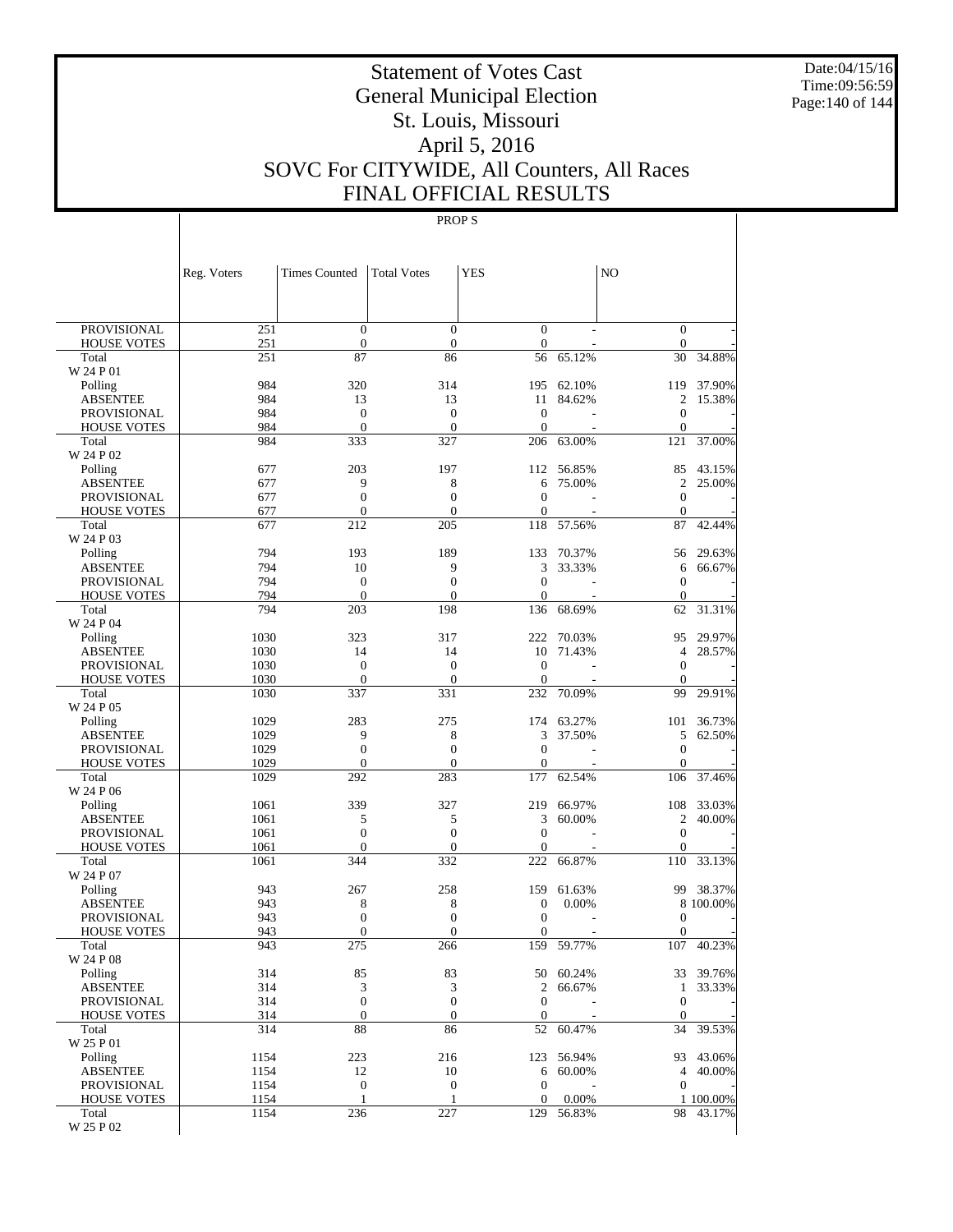# Statement of Votes Cast
# General Municipal Election
# St. Louis, Missouri
# April 5, 2016
# SOVC For CITYWIDE, All Counters, All Races
# FINAL OFFICIAL RESULTS

Date:04/15/16
Time:09:56:59

PROP S

| | Reg. Voters | Times Counted | Total Votes | YES | | NO | |
|---|---|---|---|---|---|---|---|
| PROVISIONAL | 251 | 0 | 0 | 0 | - | 0 | - |
| HOUSE VOTES | 251 | 0 | 0 | 0 | - | 0 | - |
| Total | 251 | 87 | 86 | 56 | 65.12% | 30 | 34.88% |
| W 24 P 01 | | | | | | | |
| Polling | 984 | 320 | 314 | 195 | 62.10% | 119 | 37.90% |
| ABSENTEE | 984 | 13 | 13 | 11 | 84.62% | 2 | 15.38% |
| PROVISIONAL | 984 | 0 | 0 | 0 | - | 0 | - |
| HOUSE VOTES | 984 | 0 | 0 | 0 | - | 0 | - |
| Total | 984 | 333 | 327 | 206 | 63.00% | 121 | 37.00% |
| W 24 P 02 | | | | | | | |
| Polling | 677 | 203 | 197 | 112 | 56.85% | 85 | 43.15% |
| ABSENTEE | 677 | 9 | 8 | 6 | 75.00% | 2 | 25.00% |
| PROVISIONAL | 677 | 0 | 0 | 0 | - | 0 | - |
| HOUSE VOTES | 677 | 0 | 0 | 0 | - | 0 | - |
| Total | 677 | 212 | 205 | 118 | 57.56% | 87 | 42.44% |
| W 24 P 03 | | | | | | | |
| Polling | 794 | 193 | 189 | 133 | 70.37% | 56 | 29.63% |
| ABSENTEE | 794 | 10 | 9 | 3 | 33.33% | 6 | 66.67% |
| PROVISIONAL | 794 | 0 | 0 | 0 | - | 0 | - |
| HOUSE VOTES | 794 | 0 | 0 | 0 | - | 0 | - |
| Total | 794 | 203 | 198 | 136 | 68.69% | 62 | 31.31% |
| W 24 P 04 | | | | | | | |
| Polling | 1030 | 323 | 317 | 222 | 70.03% | 95 | 29.97% |
| ABSENTEE | 1030 | 14 | 14 | 10 | 71.43% | 4 | 28.57% |
| PROVISIONAL | 1030 | 0 | 0 | 0 | - | 0 | - |
| HOUSE VOTES | 1030 | 0 | 0 | 0 | - | 0 | - |
| Total | 1030 | 337 | 331 | 232 | 70.09% | 99 | 29.91% |
| W 24 P 05 | | | | | | | |
| Polling | 1029 | 283 | 275 | 174 | 63.27% | 101 | 36.73% |
| ABSENTEE | 1029 | 9 | 8 | 3 | 37.50% | 5 | 62.50% |
| PROVISIONAL | 1029 | 0 | 0 | 0 | - | 0 | - |
| HOUSE VOTES | 1029 | 0 | 0 | 0 | - | 0 | - |
| Total | 1029 | 292 | 283 | 177 | 62.54% | 106 | 37.46% |
| W 24 P 06 | | | | | | | |
| Polling | 1061 | 339 | 327 | 219 | 66.97% | 108 | 33.03% |
| ABSENTEE | 1061 | 5 | 5 | 3 | 60.00% | 2 | 40.00% |
| PROVISIONAL | 1061 | 0 | 0 | 0 | - | 0 | - |
| HOUSE VOTES | 1061 | 0 | 0 | 0 | - | 0 | - |
| Total | 1061 | 344 | 332 | 222 | 66.87% | 110 | 33.13% |
| W 24 P 07 | | | | | | | |
| Polling | 943 | 267 | 258 | 159 | 61.63% | 99 | 38.37% |
| ABSENTEE | 943 | 8 | 8 | 0 | 0.00% | 8 | 100.00% |
| PROVISIONAL | 943 | 0 | 0 | 0 | - | 0 | - |
| HOUSE VOTES | 943 | 0 | 0 | 0 | - | 0 | - |
| Total | 943 | 275 | 266 | 159 | 59.77% | 107 | 40.23% |
| W 24 P 08 | | | | | | | |
| Polling | 314 | 85 | 83 | 50 | 60.24% | 33 | 39.76% |
| ABSENTEE | 314 | 3 | 3 | 2 | 66.67% | 1 | 33.33% |
| PROVISIONAL | 314 | 0 | 0 | 0 | - | 0 | - |
| HOUSE VOTES | 314 | 0 | 0 | 0 | - | 0 | - |
| Total | 314 | 88 | 86 | 52 | 60.47% | 34 | 39.53% |
| W 25 P 01 | | | | | | | |
| Polling | 1154 | 223 | 216 | 123 | 56.94% | 93 | 43.06% |
| ABSENTEE | 1154 | 12 | 10 | 6 | 60.00% | 4 | 40.00% |
| PROVISIONAL | 1154 | 0 | 0 | 0 | - | 0 | - |
| HOUSE VOTES | 1154 | 1 | 1 | 0 | 0.00% | 1 | 100.00% |
| Total | 1154 | 236 | 227 | 129 | 56.83% | 98 | 43.17% |
| W 25 P 02 | | | | | | | |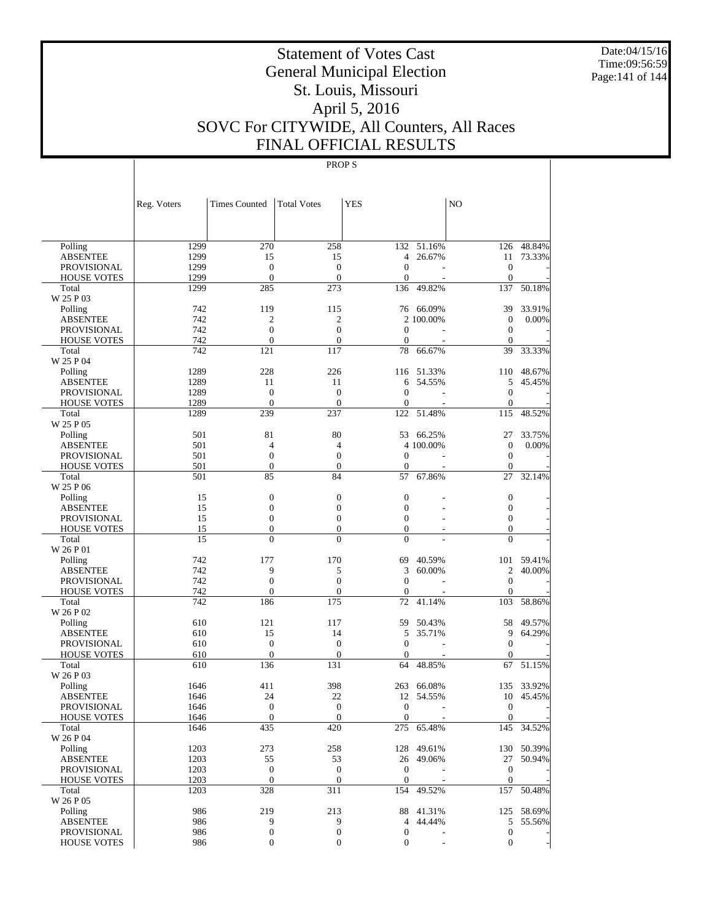# Statement of Votes Cast
## General Municipal Election
## St. Louis, Missouri
## April 5, 2016
## SOVC For CITYWIDE, All Counters, All Races
## FINAL OFFICIAL RESULTS

PROP S

| | Reg. Voters | Times Counted | Total Votes | YES | | NO | |
|---|---|---|---|---|---|---|---|
| Polling | 1299 | 270 | 258 | 132 | 51.16% | 126 | 48.84% |
| ABSENTEE | 1299 | 15 | 15 | 4 | 26.67% | 11 | 73.33% |
| PROVISIONAL | 1299 | 0 | 0 | 0 | - | 0 | - |
| HOUSE VOTES | 1299 | 0 | 0 | 0 | - | 0 | - |
| Total | 1299 | 285 | 273 | 136 | 49.82% | 137 | 50.18% |
| W 25 P 03 | | | | | | | |
| Polling | 742 | 119 | 115 | 76 | 66.09% | 39 | 33.91% |
| ABSENTEE | 742 | 2 | 2 | 2 | 100.00% | 0 | 0.00% |
| PROVISIONAL | 742 | 0 | 0 | 0 | - | 0 | - |
| HOUSE VOTES | 742 | 0 | 0 | 0 | - | 0 | - |
| Total | 742 | 121 | 117 | 78 | 66.67% | 39 | 33.33% |
| W 25 P 04 | | | | | | | |
| Polling | 1289 | 228 | 226 | 116 | 51.33% | 110 | 48.67% |
| ABSENTEE | 1289 | 11 | 11 | 6 | 54.55% | 5 | 45.45% |
| PROVISIONAL | 1289 | 0 | 0 | 0 | - | 0 | - |
| HOUSE VOTES | 1289 | 0 | 0 | 0 | - | 0 | - |
| Total | 1289 | 239 | 237 | 122 | 51.48% | 115 | 48.52% |
| W 25 P 05 | | | | | | | |
| Polling | 501 | 81 | 80 | 53 | 66.25% | 27 | 33.75% |
| ABSENTEE | 501 | 4 | 4 | 4 | 100.00% | 0 | 0.00% |
| PROVISIONAL | 501 | 0 | 0 | 0 | - | 0 | - |
| HOUSE VOTES | 501 | 0 | 0 | 0 | - | 0 | - |
| Total | 501 | 85 | 84 | 57 | 67.86% | 27 | 32.14% |
| W 25 P 06 | | | | | | | |
| Polling | 15 | 0 | 0 | 0 | - | 0 | - |
| ABSENTEE | 15 | 0 | 0 | 0 | - | 0 | - |
| PROVISIONAL | 15 | 0 | 0 | 0 | - | 0 | - |
| HOUSE VOTES | 15 | 0 | 0 | 0 | - | 0 | - |
| Total | 15 | 0 | 0 | 0 | - | 0 | - |
| W 26 P 01 | | | | | | | |
| Polling | 742 | 177 | 170 | 69 | 40.59% | 101 | 59.41% |
| ABSENTEE | 742 | 9 | 5 | 3 | 60.00% | 2 | 40.00% |
| PROVISIONAL | 742 | 0 | 0 | 0 | - | 0 | - |
| HOUSE VOTES | 742 | 0 | 0 | 0 | - | 0 | - |
| Total | 742 | 186 | 175 | 72 | 41.14% | 103 | 58.86% |
| W 26 P 02 | | | | | | | |
| Polling | 610 | 121 | 117 | 59 | 50.43% | 58 | 49.57% |
| ABSENTEE | 610 | 15 | 14 | 5 | 35.71% | 9 | 64.29% |
| PROVISIONAL | 610 | 0 | 0 | 0 | - | 0 | - |
| HOUSE VOTES | 610 | 0 | 0 | 0 | - | 0 | - |
| Total | 610 | 136 | 131 | 64 | 48.85% | 67 | 51.15% |
| W 26 P 03 | | | | | | | |
| Polling | 1646 | 411 | 398 | 263 | 66.08% | 135 | 33.92% |
| ABSENTEE | 1646 | 24 | 22 | 12 | 54.55% | 10 | 45.45% |
| PROVISIONAL | 1646 | 0 | 0 | 0 | - | 0 | - |
| HOUSE VOTES | 1646 | 0 | 0 | 0 | - | 0 | - |
| Total | 1646 | 435 | 420 | 275 | 65.48% | 145 | 34.52% |
| W 26 P 04 | | | | | | | |
| Polling | 1203 | 273 | 258 | 128 | 49.61% | 130 | 50.39% |
| ABSENTEE | 1203 | 55 | 53 | 26 | 49.06% | 27 | 50.94% |
| PROVISIONAL | 1203 | 0 | 0 | 0 | - | 0 | - |
| HOUSE VOTES | 1203 | 0 | 0 | 0 | - | 0 | - |
| Total | 1203 | 328 | 311 | 154 | 49.52% | 157 | 50.48% |
| W 26 P 05 | | | | | | | |
| Polling | 986 | 219 | 213 | 88 | 41.31% | 125 | 58.69% |
| ABSENTEE | 986 | 9 | 9 | 4 | 44.44% | 5 | 55.56% |
| PROVISIONAL | 986 | 0 | 0 | 0 | - | 0 | - |
| HOUSE VOTES | 986 | 0 | 0 | 0 | - | 0 | - |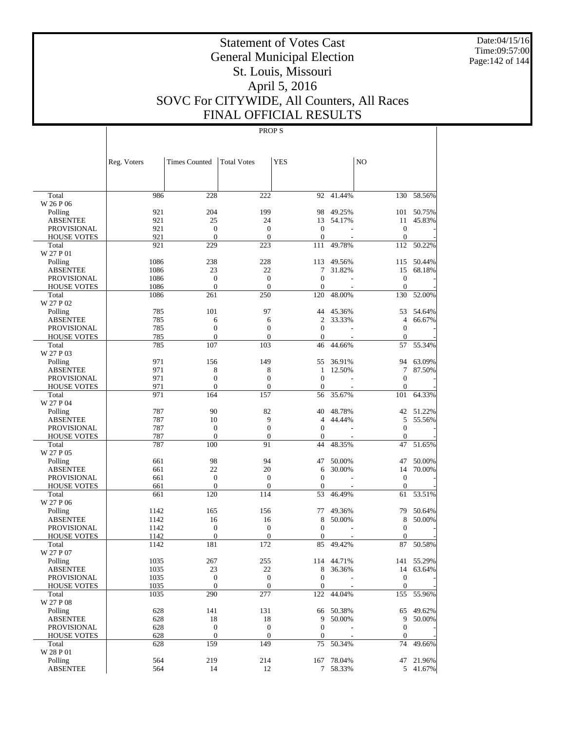# Statement of Votes Cast
# General Municipal Election
# St. Louis, Missouri
# April 5, 2016
# SOVC For CITYWIDE, All Counters, All Races
# FINAL OFFICIAL RESULTS

Date:04/15/16
Time:09:57:00

PROP S

| | Reg. Voters | Times Counted | Total Votes | YES | | NO | |
|---|---|---|---|---|---|---|---|
| Total | 986 | 228 | 222 | 92 | 41.44% | 130 | 58.56% |
| W 26 P 06 | | | | | | | |
| Polling | 921 | 204 | 199 | 98 | 49.25% | 101 | 50.75% |
| ABSENTEE | 921 | 25 | 24 | 13 | 54.17% | 11 | 45.83% |
| PROVISIONAL | 921 | 0 | 0 | 0 | - | 0 | - |
| HOUSE VOTES | 921 | 0 | 0 | 0 | - | 0 | - |
| Total | 921 | 229 | 223 | 111 | 49.78% | 112 | 50.22% |
| W 27 P 01 | | | | | | | |
| Polling | 1086 | 238 | 228 | 113 | 49.56% | 115 | 50.44% |
| ABSENTEE | 1086 | 23 | 22 | 7 | 31.82% | 15 | 68.18% |
| PROVISIONAL | 1086 | 0 | 0 | 0 | - | 0 | - |
| HOUSE VOTES | 1086 | 0 | 0 | 0 | - | 0 | - |
| Total | 1086 | 261 | 250 | 120 | 48.00% | 130 | 52.00% |
| W 27 P 02 | | | | | | | |
| Polling | 785 | 101 | 97 | 44 | 45.36% | 53 | 54.64% |
| ABSENTEE | 785 | 6 | 6 | 2 | 33.33% | 4 | 66.67% |
| PROVISIONAL | 785 | 0 | 0 | 0 | - | 0 | - |
| HOUSE VOTES | 785 | 0 | 0 | 0 | - | 0 | - |
| Total | 785 | 107 | 103 | 46 | 44.66% | 57 | 55.34% |
| W 27 P 03 | | | | | | | |
| Polling | 971 | 156 | 149 | 55 | 36.91% | 94 | 63.09% |
| ABSENTEE | 971 | 8 | 8 | 1 | 12.50% | 7 | 87.50% |
| PROVISIONAL | 971 | 0 | 0 | 0 | - | 0 | - |
| HOUSE VOTES | 971 | 0 | 0 | 0 | - | 0 | - |
| Total | 971 | 164 | 157 | 56 | 35.67% | 101 | 64.33% |
| W 27 P 04 | | | | | | | |
| Polling | 787 | 90 | 82 | 40 | 48.78% | 42 | 51.22% |
| ABSENTEE | 787 | 10 | 9 | 4 | 44.44% | 5 | 55.56% |
| PROVISIONAL | 787 | 0 | 0 | 0 | - | 0 | - |
| HOUSE VOTES | 787 | 0 | 0 | 0 | - | 0 | - |
| Total | 787 | 100 | 91 | 44 | 48.35% | 47 | 51.65% |
| W 27 P 05 | | | | | | | |
| Polling | 661 | 98 | 94 | 47 | 50.00% | 47 | 50.00% |
| ABSENTEE | 661 | 22 | 20 | 6 | 30.00% | 14 | 70.00% |
| PROVISIONAL | 661 | 0 | 0 | 0 | - | 0 | - |
| HOUSE VOTES | 661 | 0 | 0 | 0 | - | 0 | - |
| Total | 661 | 120 | 114 | 53 | 46.49% | 61 | 53.51% |
| W 27 P 06 | | | | | | | |
| Polling | 1142 | 165 | 156 | 77 | 49.36% | 79 | 50.64% |
| ABSENTEE | 1142 | 16 | 16 | 8 | 50.00% | 8 | 50.00% |
| PROVISIONAL | 1142 | 0 | 0 | 0 | - | 0 | - |
| HOUSE VOTES | 1142 | 0 | 0 | 0 | - | 0 | - |
| Total | 1142 | 181 | 172 | 85 | 49.42% | 87 | 50.58% |
| W 27 P 07 | | | | | | | |
| Polling | 1035 | 267 | 255 | 114 | 44.71% | 141 | 55.29% |
| ABSENTEE | 1035 | 23 | 22 | 8 | 36.36% | 14 | 63.64% |
| PROVISIONAL | 1035 | 0 | 0 | 0 | - | 0 | - |
| HOUSE VOTES | 1035 | 0 | 0 | 0 | - | 0 | - |
| Total | 1035 | 290 | 277 | 122 | 44.04% | 155 | 55.96% |
| W 27 P 08 | | | | | | | |
| Polling | 628 | 141 | 131 | 66 | 50.38% | 65 | 49.62% |
| ABSENTEE | 628 | 18 | 18 | 9 | 50.00% | 9 | 50.00% |
| PROVISIONAL | 628 | 0 | 0 | 0 | - | 0 | - |
| HOUSE VOTES | 628 | 0 | 0 | 0 | - | 0 | - |
| Total | 628 | 159 | 149 | 75 | 50.34% | 74 | 49.66% |
| W 28 P 01 | | | | | | | |
| Polling | 564 | 219 | 214 | 167 | 78.04% | 47 | 21.96% |
| ABSENTEE | 564 | 14 | 12 | 7 | 58.33% | 5 | 41.67% |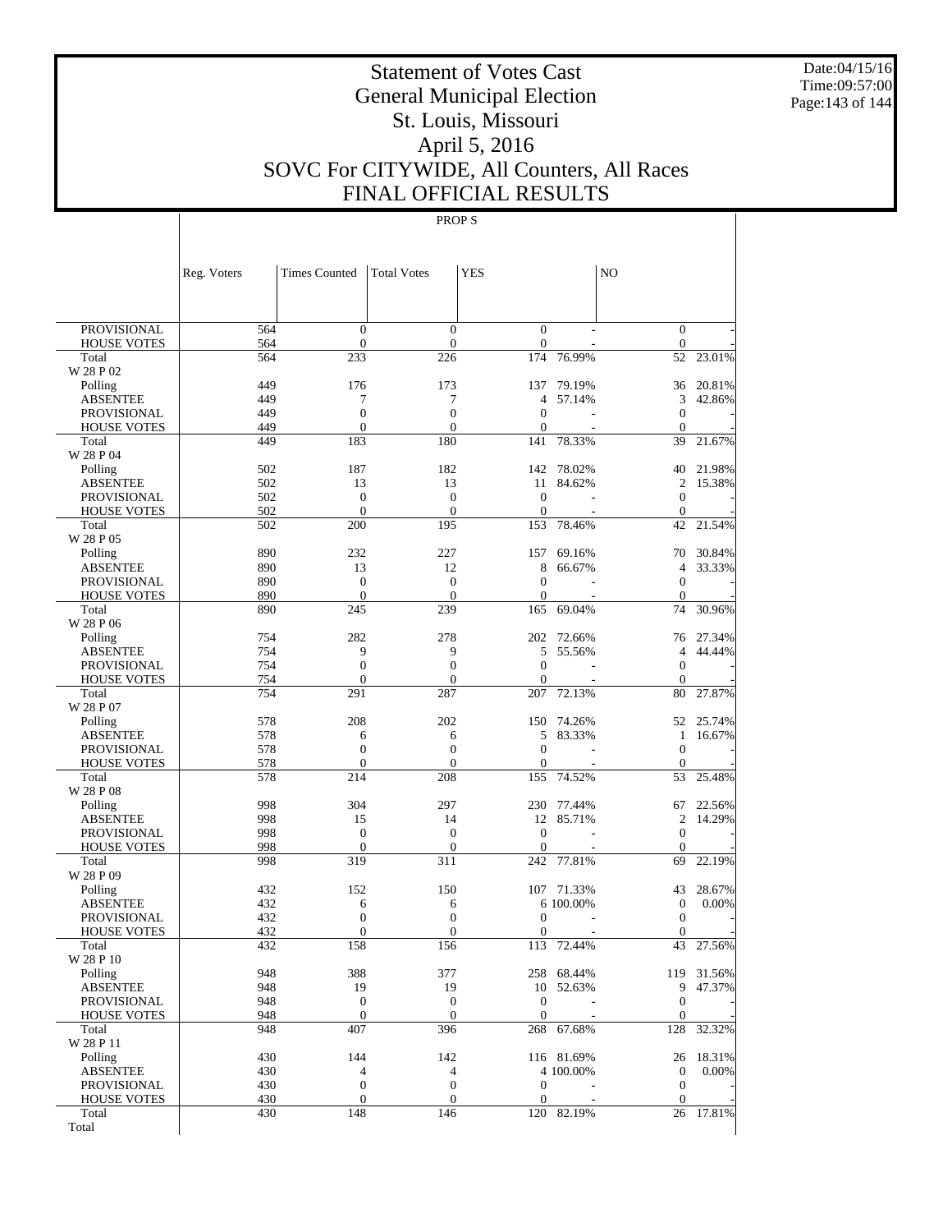# Statement of Votes Cast
# General Municipal Election
# St. Louis, Missouri
# April 5, 2016
# SOVC For CITYWIDE, All Counters, All Races
# FINAL OFFICIAL RESULTS

Date:04/15/16
Time:09:57:00

PROP S

| | Reg. Voters | Times Counted | Total Votes | YES | | NO | |
|---|---|---|---|---|---|---|---|
| PROVISIONAL | 564 | 0 | 0 | 0 | - | 0 | - |
| HOUSE VOTES | 564 | 0 | 0 | 0 | - | 0 | - |
| Total | 564 | 233 | 226 | 174 | 76.99% | 52 | 23.01% |
| W 28 P 02 | | | | | | | |
| Polling | 449 | 176 | 173 | 137 | 79.19% | 36 | 20.81% |
| ABSENTEE | 449 | 7 | 7 | 4 | 57.14% | 3 | 42.86% |
| PROVISIONAL | 449 | 0 | 0 | 0 | - | 0 | - |
| HOUSE VOTES | 449 | 0 | 0 | 0 | - | 0 | - |
| Total | 449 | 183 | 180 | 141 | 78.33% | 39 | 21.67% |
| W 28 P 04 | | | | | | | |
| Polling | 502 | 187 | 182 | 142 | 78.02% | 40 | 21.98% |
| ABSENTEE | 502 | 13 | 13 | 11 | 84.62% | 2 | 15.38% |
| PROVISIONAL | 502 | 0 | 0 | 0 | - | 0 | - |
| HOUSE VOTES | 502 | 0 | 0 | 0 | - | 0 | - |
| Total | 502 | 200 | 195 | 153 | 78.46% | 42 | 21.54% |
| W 28 P 05 | | | | | | | |
| Polling | 890 | 232 | 227 | 157 | 69.16% | 70 | 30.84% |
| ABSENTEE | 890 | 13 | 12 | 8 | 66.67% | 4 | 33.33% |
| PROVISIONAL | 890 | 0 | 0 | 0 | - | 0 | - |
| HOUSE VOTES | 890 | 0 | 0 | 0 | - | 0 | - |
| Total | 890 | 245 | 239 | 165 | 69.04% | 74 | 30.96% |
| W 28 P 06 | | | | | | | |
| Polling | 754 | 282 | 278 | 202 | 72.66% | 76 | 27.34% |
| ABSENTEE | 754 | 9 | 9 | 5 | 55.56% | 4 | 44.44% |
| PROVISIONAL | 754 | 0 | 0 | 0 | - | 0 | - |
| HOUSE VOTES | 754 | 0 | 0 | 0 | - | 0 | - |
| Total | 754 | 291 | 287 | 207 | 72.13% | 80 | 27.87% |
| W 28 P 07 | | | | | | | |
| Polling | 578 | 208 | 202 | 150 | 74.26% | 52 | 25.74% |
| ABSENTEE | 578 | 6 | 6 | 5 | 83.33% | 1 | 16.67% |
| PROVISIONAL | 578 | 0 | 0 | 0 | - | 0 | - |
| HOUSE VOTES | 578 | 0 | 0 | 0 | - | 0 | - |
| Total | 578 | 214 | 208 | 155 | 74.52% | 53 | 25.48% |
| W 28 P 08 | | | | | | | |
| Polling | 998 | 304 | 297 | 230 | 77.44% | 67 | 22.56% |
| ABSENTEE | 998 | 15 | 14 | 12 | 85.71% | 2 | 14.29% |
| PROVISIONAL | 998 | 0 | 0 | 0 | - | 0 | - |
| HOUSE VOTES | 998 | 0 | 0 | 0 | - | 0 | - |
| Total | 998 | 319 | 311 | 242 | 77.81% | 69 | 22.19% |
| W 28 P 09 | | | | | | | |
| Polling | 432 | 152 | 150 | 107 | 71.33% | 43 | 28.67% |
| ABSENTEE | 432 | 6 | 6 | 6 | 100.00% | 0 | 0.00% |
| PROVISIONAL | 432 | 0 | 0 | 0 | - | 0 | - |
| HOUSE VOTES | 432 | 0 | 0 | 0 | - | 0 | - |
| Total | 432 | 158 | 156 | 113 | 72.44% | 43 | 27.56% |
| W 28 P 10 | | | | | | | |
| Polling | 948 | 388 | 377 | 258 | 68.44% | 119 | 31.56% |
| ABSENTEE | 948 | 19 | 19 | 10 | 52.63% | 9 | 47.37% |
| PROVISIONAL | 948 | 0 | 0 | 0 | - | 0 | - |
| HOUSE VOTES | 948 | 0 | 0 | 0 | - | 0 | - |
| Total | 948 | 407 | 396 | 268 | 67.68% | 128 | 32.32% |
| W 28 P 11 | | | | | | | |
| Polling | 430 | 144 | 142 | 116 | 81.69% | 26 | 18.31% |
| ABSENTEE | 430 | 4 | 4 | 4 | 100.00% | 0 | 0.00% |
| PROVISIONAL | 430 | 0 | 0 | 0 | - | 0 | - |
| HOUSE VOTES | 430 | 0 | 0 | 0 | - | 0 | - |
| Total | 430 | 148 | 146 | 120 | 82.19% | 26 | 17.81% |
| Total | | | | | | | |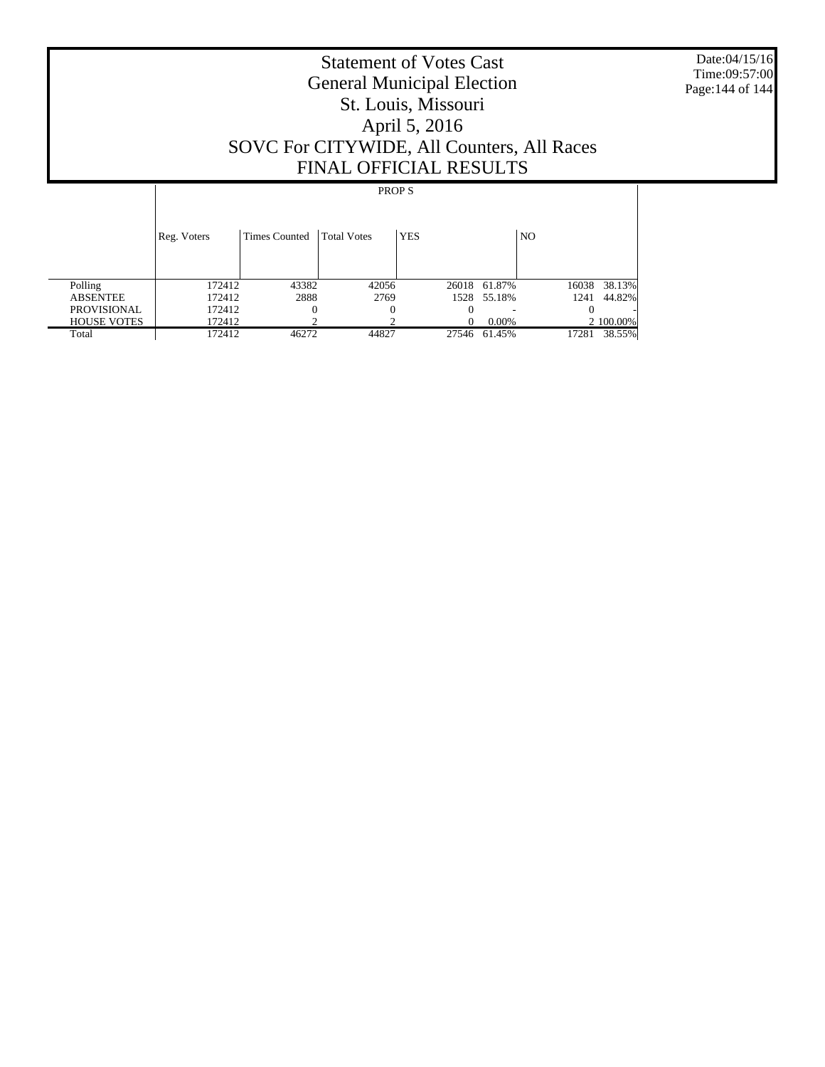# Statement of Votes Cast
## General Municipal Election
## St. Louis, Missouri
## April 5, 2016
## SOVC For CITYWIDE, All Counters, All Races
## FINAL OFFICIAL RESULTS

Date:04/15/16
Time:09:57:00

| | PROP S | | | | | | |
|---|---|---|---|---|---|---|---|
| | Reg. Voters | Times Counted | Total Votes | YES | | NO | |
| Polling | 172412 | 43382 | 42056 | 26018 | 61.87% | 16038 | 38.13% |
| ABSENTEE | 172412 | 2888 | 2769 | 1528 | 55.18% | 1241 | 44.82% |
| PROVISIONAL | 172412 | 0 | 0 | 0 | - | 0 | - |
| HOUSE VOTES | 172412 | 2 | 2 | 0 | 0.00% | 2 | 100.00% |
| Total | 172412 | 46272 | 44827 | 27546 | 61.45% | 17281 | 38.55% |